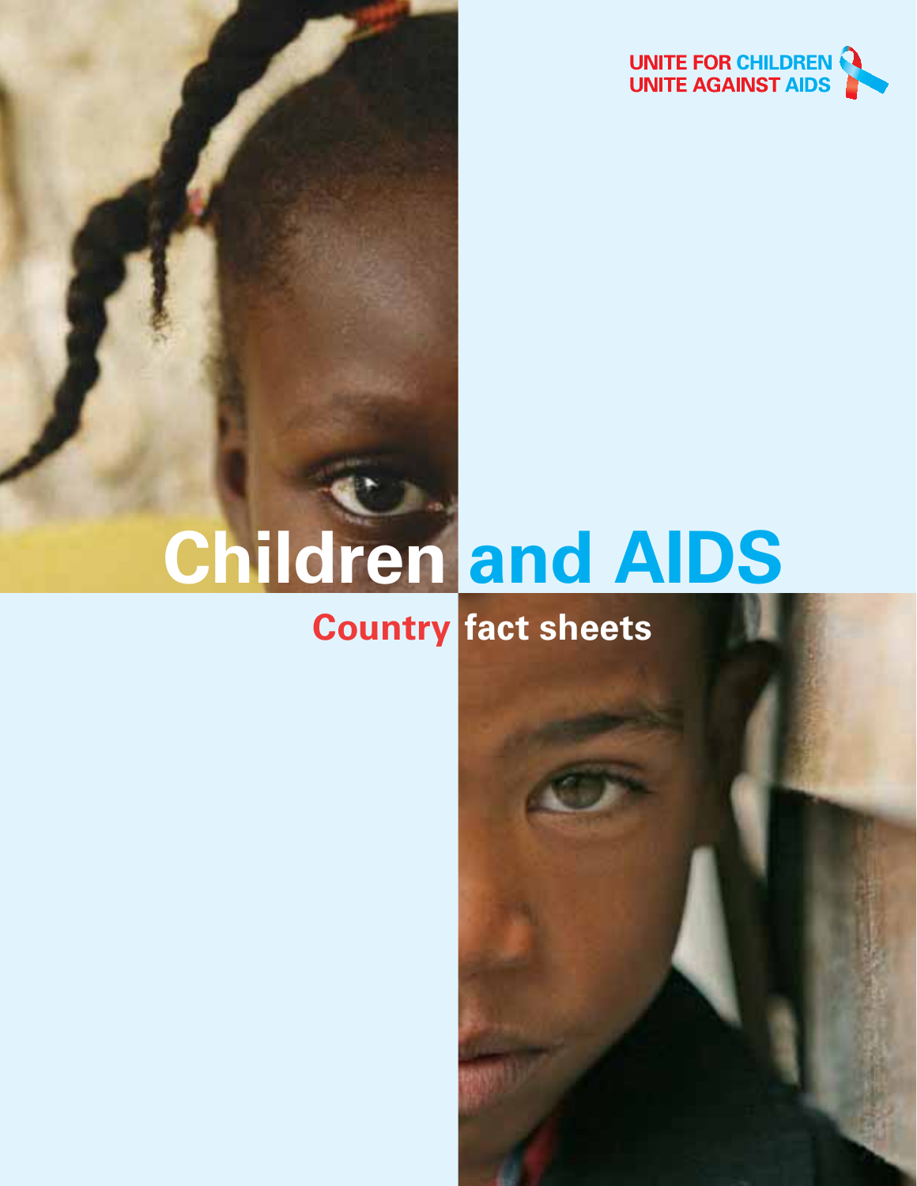UNITE FOR CHILDREN
UNITE AGAINST AIDS

# Children and AIDS

## Country fact sheets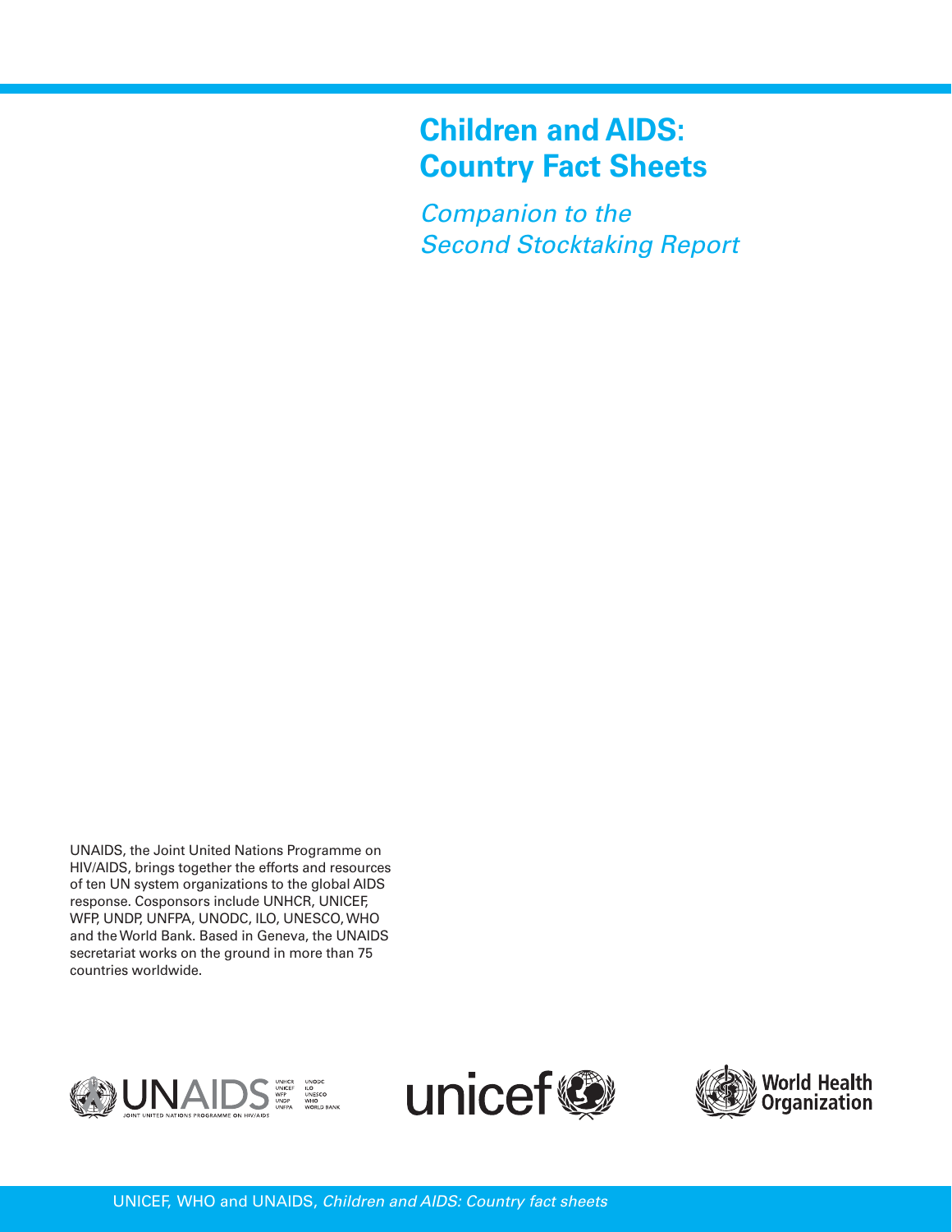# Children and AIDS: Country Fact Sheets

*Companion to the Second Stocktaking Report*

UNAIDS, the Joint United Nations Programme on HIV/AIDS, brings together the efforts and resources of ten UN system organizations to the global AIDS response. Cosponsors include UNHCR, UNICEF, WFP, UNDP, UNFPA, UNODC, ILO, UNESCO, WHO and the World Bank. Based in Geneva, the UNAIDS secretariat works on the ground in more than 75 countries worldwide.

UNICEF, WHO and UNAIDS, *Children and AIDS: Country fact sheets*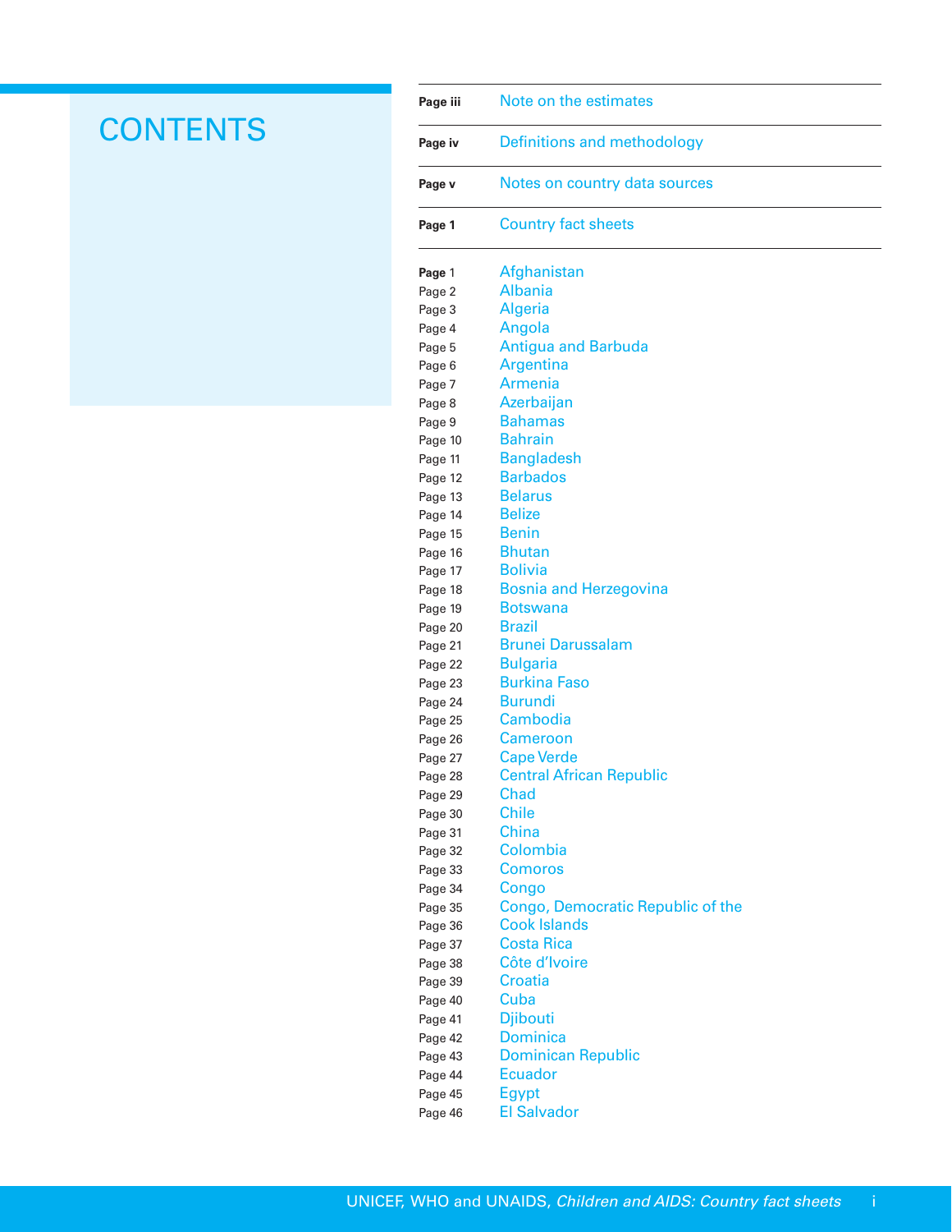# CONTENTS

| | |
|---|---|
| **Page iii** | Note on the estimates |
| **Page iv** | Definitions and methodology |
| **Page v** | Notes on country data sources |
| **Page 1** | Country fact sheets |

| | |
|---|---|
| **Page** 1 | Afghanistan |
| Page 2 | Albania |
| Page 3 | Algeria |
| Page 4 | Angola |
| Page 5 | Antigua and Barbuda |
| Page 6 | Argentina |
| Page 7 | Armenia |
| Page 8 | Azerbaijan |
| Page 9 | Bahamas |
| Page 10 | Bahrain |
| Page 11 | Bangladesh |
| Page 12 | Barbados |
| Page 13 | Belarus |
| Page 14 | Belize |
| Page 15 | Benin |
| Page 16 | Bhutan |
| Page 17 | Bolivia |
| Page 18 | Bosnia and Herzegovina |
| Page 19 | Botswana |
| Page 20 | Brazil |
| Page 21 | Brunei Darussalam |
| Page 22 | Bulgaria |
| Page 23 | Burkina Faso |
| Page 24 | Burundi |
| Page 25 | Cambodia |
| Page 26 | Cameroon |
| Page 27 | Cape Verde |
| Page 28 | Central African Republic |
| Page 29 | Chad |
| Page 30 | Chile |
| Page 31 | China |
| Page 32 | Colombia |
| Page 33 | Comoros |
| Page 34 | Congo |
| Page 35 | Congo, Democratic Republic of the |
| Page 36 | Cook Islands |
| Page 37 | Costa Rica |
| Page 38 | Côte d'Ivoire |
| Page 39 | Croatia |
| Page 40 | Cuba |
| Page 41 | Djibouti |
| Page 42 | Dominica |
| Page 43 | Dominican Republic |
| Page 44 | Ecuador |
| Page 45 | Egypt |
| Page 46 | El Salvador |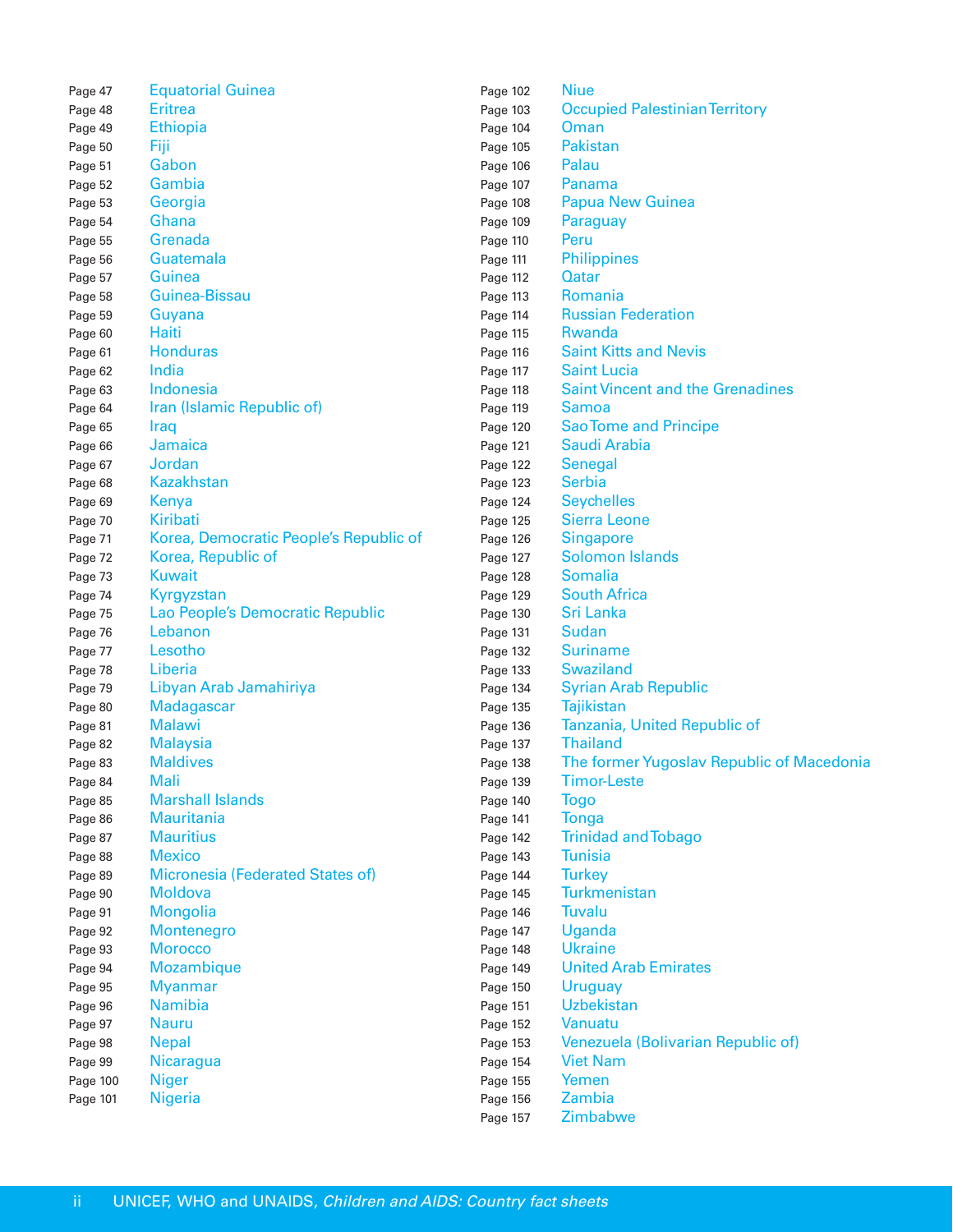Page 47 Equatorial Guinea
Page 48 Eritrea
Page 49 Ethiopia
Page 50 Fiji
Page 51 Gabon
Page 52 Gambia
Page 53 Georgia
Page 54 Ghana
Page 55 Grenada
Page 56 Guatemala
Page 57 Guinea
Page 58 Guinea-Bissau
Page 59 Guyana
Page 60 Haiti
Page 61 Honduras
Page 62 India
Page 63 Indonesia
Page 64 Iran (Islamic Republic of)
Page 65 Iraq
Page 66 Jamaica
Page 67 Jordan
Page 68 Kazakhstan
Page 69 Kenya
Page 70 Kiribati
Page 71 Korea, Democratic People's Republic of
Page 72 Korea, Republic of
Page 73 Kuwait
Page 74 Kyrgyzstan
Page 75 Lao People's Democratic Republic
Page 76 Lebanon
Page 77 Lesotho
Page 78 Liberia
Page 79 Libyan Arab Jamahiriya
Page 80 Madagascar
Page 81 Malawi
Page 82 Malaysia
Page 83 Maldives
Page 84 Mali
Page 85 Marshall Islands
Page 86 Mauritania
Page 87 Mauritius
Page 88 Mexico
Page 89 Micronesia (Federated States of)
Page 90 Moldova
Page 91 Mongolia
Page 92 Montenegro
Page 93 Morocco
Page 94 Mozambique
Page 95 Myanmar
Page 96 Namibia
Page 97 Nauru
Page 98 Nepal
Page 99 Nicaragua
Page 100 Niger
Page 101 Nigeria
Page 102 Niue
Page 103 Occupied Palestinian Territory
Page 104 Oman
Page 105 Pakistan
Page 106 Palau
Page 107 Panama
Page 108 Papua New Guinea
Page 109 Paraguay
Page 110 Peru
Page 111 Philippines
Page 112 Qatar
Page 113 Romania
Page 114 Russian Federation
Page 115 Rwanda
Page 116 Saint Kitts and Nevis
Page 117 Saint Lucia
Page 118 Saint Vincent and the Grenadines
Page 119 Samoa
Page 120 Sao Tome and Principe
Page 121 Saudi Arabia
Page 122 Senegal
Page 123 Serbia
Page 124 Seychelles
Page 125 Sierra Leone
Page 126 Singapore
Page 127 Solomon Islands
Page 128 Somalia
Page 129 South Africa
Page 130 Sri Lanka
Page 131 Sudan
Page 132 Suriname
Page 133 Swaziland
Page 134 Syrian Arab Republic
Page 135 Tajikistan
Page 136 Tanzania, United Republic of
Page 137 Thailand
Page 138 The former Yugoslav Republic of Macedonia
Page 139 Timor-Leste
Page 140 Togo
Page 141 Tonga
Page 142 Trinidad and Tobago
Page 143 Tunisia
Page 144 Turkey
Page 145 Turkmenistan
Page 146 Tuvalu
Page 147 Uganda
Page 148 Ukraine
Page 149 United Arab Emirates
Page 150 Uruguay
Page 151 Uzbekistan
Page 152 Vanuatu
Page 153 Venezuela (Bolivarian Republic of)
Page 154 Viet Nam
Page 155 Yemen
Page 156 Zambia
Page 157 Zimbabwe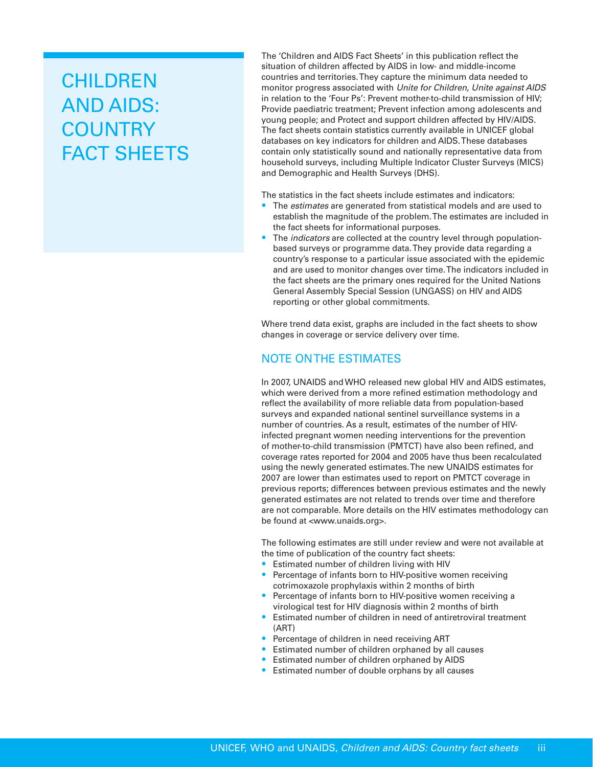# CHILDREN AND AIDS: COUNTRY FACT SHEETS

The 'Children and AIDS Fact Sheets' in this publication reflect the situation of children affected by AIDS in low- and middle-income countries and territories. They capture the minimum data needed to monitor progress associated with *Unite for Children, Unite against AIDS* in relation to the 'Four Ps': Prevent mother-to-child transmission of HIV; Provide paediatric treatment; Prevent infection among adolescents and young people; and Protect and support children affected by HIV/AIDS. The fact sheets contain statistics currently available in UNICEF global databases on key indicators for children and AIDS. These databases contain only statistically sound and nationally representative data from household surveys, including Multiple Indicator Cluster Surveys (MICS) and Demographic and Health Surveys (DHS).

The statistics in the fact sheets include estimates and indicators:

- The *estimates* are generated from statistical models and are used to establish the magnitude of the problem. The estimates are included in the fact sheets for informational purposes.
- The *indicators* are collected at the country level through population-based surveys or programme data. They provide data regarding a country's response to a particular issue associated with the epidemic and are used to monitor changes over time. The indicators included in the fact sheets are the primary ones required for the United Nations General Assembly Special Session (UNGASS) on HIV and AIDS reporting or other global commitments.

Where trend data exist, graphs are included in the fact sheets to show changes in coverage or service delivery over time.

## NOTE ON THE ESTIMATES

In 2007, UNAIDS and WHO released new global HIV and AIDS estimates, which were derived from a more refined estimation methodology and reflect the availability of more reliable data from population-based surveys and expanded national sentinel surveillance systems in a number of countries. As a result, estimates of the number of HIV-infected pregnant women needing interventions for the prevention of mother-to-child transmission (PMTCT) have also been refined, and coverage rates reported for 2004 and 2005 have thus been recalculated using the newly generated estimates. The new UNAIDS estimates for 2007 are lower than estimates used to report on PMTCT coverage in previous reports; differences between previous estimates and the newly generated estimates are not related to trends over time and therefore are not comparable. More details on the HIV estimates methodology can be found at <www.unaids.org>.

The following estimates are still under review and were not available at the time of publication of the country fact sheets:

- Estimated number of children living with HIV
- Percentage of infants born to HIV-positive women receiving cotrimoxazole prophylaxis within 2 months of birth
- Percentage of infants born to HIV-positive women receiving a virological test for HIV diagnosis within 2 months of birth
- Estimated number of children in need of antiretroviral treatment (ART)
- Percentage of children in need receiving ART
- Estimated number of children orphaned by all causes
- Estimated number of children orphaned by AIDS
- Estimated number of double orphans by all causes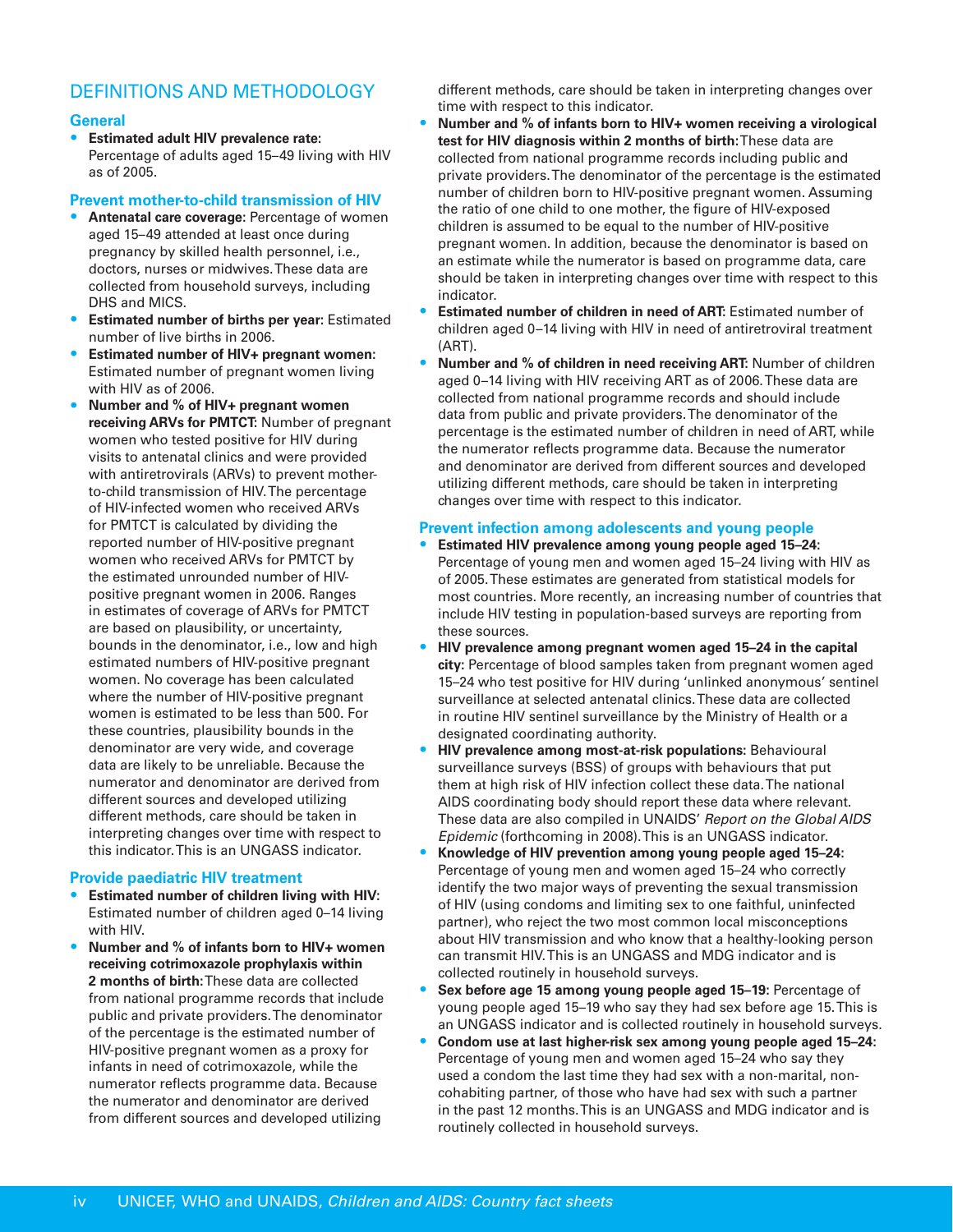## DEFINITIONS AND METHODOLOGY

### General

- **Estimated adult HIV prevalence rate:** Percentage of adults aged 15–49 living with HIV as of 2005.

### Prevent mother-to-child transmission of HIV

- **Antenatal care coverage:** Percentage of women aged 15–49 attended at least once during pregnancy by skilled health personnel, i.e., doctors, nurses or midwives. These data are collected from household surveys, including DHS and MICS.
- **Estimated number of births per year:** Estimated number of live births in 2006.
- **Estimated number of HIV+ pregnant women:** Estimated number of pregnant women living with HIV as of 2006.
- **Number and % of HIV+ pregnant women receiving ARVs for PMTCT:** Number of pregnant women who tested positive for HIV during visits to antenatal clinics and were provided with antiretrovirals (ARVs) to prevent mother-to-child transmission of HIV. The percentage of HIV-infected women who received ARVs for PMTCT is calculated by dividing the reported number of HIV-positive pregnant women who received ARVs for PMTCT by the estimated unrounded number of HIV-positive pregnant women in 2006. Ranges in estimates of coverage of ARVs for PMTCT are based on plausibility, or uncertainty, bounds in the denominator, i.e., low and high estimated numbers of HIV-positive pregnant women. No coverage has been calculated where the number of HIV-positive pregnant women is estimated to be less than 500. For these countries, plausibility bounds in the denominator are very wide, and coverage data are likely to be unreliable. Because the numerator and denominator are derived from different sources and developed utilizing different methods, care should be taken in interpreting changes over time with respect to this indicator. This is an UNGASS indicator.

### Provide paediatric HIV treatment

- **Estimated number of children living with HIV:** Estimated number of children aged 0–14 living with HIV.
- **Number and % of infants born to HIV+ women receiving cotrimoxazole prophylaxis within 2 months of birth:** These data are collected from national programme records that include public and private providers. The denominator of the percentage is the estimated number of HIV-positive pregnant women as a proxy for infants in need of cotrimoxazole, while the numerator reflects programme data. Because the numerator and denominator are derived from different sources and developed utilizing different methods, care should be taken in interpreting changes over time with respect to this indicator.
- **Number and % of infants born to HIV+ women receiving a virological test for HIV diagnosis within 2 months of birth:** These data are collected from national programme records including public and private providers. The denominator of the percentage is the estimated number of children born to HIV-positive pregnant women. Assuming the ratio of one child to one mother, the figure of HIV-exposed children is assumed to be equal to the number of HIV-positive pregnant women. In addition, because the denominator is based on an estimate while the numerator is based on programme data, care should be taken in interpreting changes over time with respect to this indicator.
- **Estimated number of children in need of ART:** Estimated number of children aged 0–14 living with HIV in need of antiretroviral treatment (ART).
- **Number and % of children in need receiving ART:** Number of children aged 0–14 living with HIV receiving ART as of 2006. These data are collected from national programme records and should include data from public and private providers. The denominator of the percentage is the estimated number of children in need of ART, while the numerator reflects programme data. Because the numerator and denominator are derived from different sources and developed utilizing different methods, care should be taken in interpreting changes over time with respect to this indicator.

### Prevent infection among adolescents and young people

- **Estimated HIV prevalence among young people aged 15–24:** Percentage of young men and women aged 15–24 living with HIV as of 2005. These estimates are generated from statistical models for most countries. More recently, an increasing number of countries that include HIV testing in population-based surveys are reporting from these sources.
- **HIV prevalence among pregnant women aged 15–24 in the capital city:** Percentage of blood samples taken from pregnant women aged 15–24 who test positive for HIV during 'unlinked anonymous' sentinel surveillance at selected antenatal clinics. These data are collected in routine HIV sentinel surveillance by the Ministry of Health or a designated coordinating authority.
- **HIV prevalence among most-at-risk populations:** Behavioural surveillance surveys (BSS) of groups with behaviours that put them at high risk of HIV infection collect these data. The national AIDS coordinating body should report these data where relevant. These data are also compiled in UNAIDS' *Report on the Global AIDS Epidemic* (forthcoming in 2008). This is an UNGASS indicator.
- **Knowledge of HIV prevention among young people aged 15–24:** Percentage of young men and women aged 15–24 who correctly identify the two major ways of preventing the sexual transmission of HIV (using condoms and limiting sex to one faithful, uninfected partner), who reject the two most common local misconceptions about HIV transmission and who know that a healthy-looking person can transmit HIV. This is an UNGASS and MDG indicator and is collected routinely in household surveys.
- **Sex before age 15 among young people aged 15–19:** Percentage of young people aged 15–19 who say they had sex before age 15. This is an UNGASS indicator and is collected routinely in household surveys.
- **Condom use at last higher-risk sex among young people aged 15–24:** Percentage of young men and women aged 15–24 who say they used a condom the last time they had sex with a non-marital, non-cohabiting partner, of those who have had sex with such a partner in the past 12 months. This is an UNGASS and MDG indicator and is routinely collected in household surveys.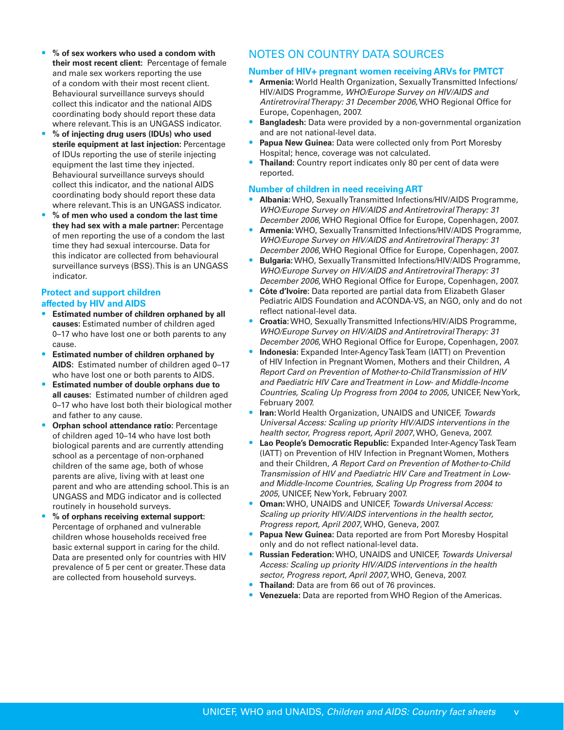- **% of sex workers who used a condom with their most recent client:** Percentage of female and male sex workers reporting the use of a condom with their most recent client. Behavioural surveillance surveys should collect this indicator and the national AIDS coordinating body should report these data where relevant. This is an UNGASS indicator.
- **% of injecting drug users (IDUs) who used sterile equipment at last injection:** Percentage of IDUs reporting the use of sterile injecting equipment the last time they injected. Behavioural surveillance surveys should collect this indicator, and the national AIDS coordinating body should report these data where relevant. This is an UNGASS indicator.
- **% of men who used a condom the last time they had sex with a male partner:** Percentage of men reporting the use of a condom the last time they had sexual intercourse. Data for this indicator are collected from behavioural surveillance surveys (BSS). This is an UNGASS indicator.

### Protect and support children affected by HIV and AIDS

- **Estimated number of children orphaned by all causes:** Estimated number of children aged 0–17 who have lost one or both parents to any cause.
- **Estimated number of children orphaned by AIDS:** Estimated number of children aged 0–17 who have lost one or both parents to AIDS.
- **Estimated number of double orphans due to all causes:** Estimated number of children aged 0–17 who have lost both their biological mother and father to any cause.
- **Orphan school attendance ratio:** Percentage of children aged 10–14 who have lost both biological parents and are currently attending school as a percentage of non-orphaned children of the same age, both of whose parents are alive, living with at least one parent and who are attending school. This is an UNGASS and MDG indicator and is collected routinely in household surveys.
- **% of orphans receiving external support:** Percentage of orphaned and vulnerable children whose households received free basic external support in caring for the child. Data are presented only for countries with HIV prevalence of 5 per cent or greater. These data are collected from household surveys.

## NOTES ON COUNTRY DATA SOURCES

### Number of HIV+ pregnant women receiving ARVs for PMTCT

- **Armenia:** World Health Organization, Sexually Transmitted Infections/ HIV/AIDS Programme, *WHO/Europe Survey on HIV/AIDS and Antiretroviral Therapy: 31 December 2006*, WHO Regional Office for Europe, Copenhagen, 2007.
- **Bangladesh:** Data were provided by a non-governmental organization and are not national-level data.
- **Papua New Guinea:** Data were collected only from Port Moresby Hospital; hence, coverage was not calculated.
- **Thailand:** Country report indicates only 80 per cent of data were reported.

### Number of children in need receiving ART

- **Albania:** WHO, Sexually Transmitted Infections/HIV/AIDS Programme, *WHO/Europe Survey on HIV/AIDS and Antiretroviral Therapy: 31 December 2006*, WHO Regional Office for Europe, Copenhagen, 2007.
- **Armenia:** WHO, Sexually Transmitted Infections/HIV/AIDS Programme, *WHO/Europe Survey on HIV/AIDS and Antiretroviral Therapy: 31 December 2006*, WHO Regional Office for Europe, Copenhagen, 2007.
- **Bulgaria:** WHO, Sexually Transmitted Infections/HIV/AIDS Programme, *WHO/Europe Survey on HIV/AIDS and Antiretroviral Therapy: 31 December 2006*, WHO Regional Office for Europe, Copenhagen, 2007.
- **Côte d'Ivoire:** Data reported are partial data from Elizabeth Glaser Pediatric AIDS Foundation and ACONDA-VS, an NGO, only and do not reflect national-level data.
- **Croatia:** WHO, Sexually Transmitted Infections/HIV/AIDS Programme, *WHO/Europe Survey on HIV/AIDS and Antiretroviral Therapy: 31 December 2006*, WHO Regional Office for Europe, Copenhagen, 2007.
- **Indonesia:** Expanded Inter-Agency Task Team (IATT) on Prevention of HIV Infection in Pregnant Women, Mothers and their Children, *A Report Card on Prevention of Mother-to-Child Transmission of HIV and Paediatric HIV Care and Treatment in Low- and Middle-Income Countries, Scaling Up Progress from 2004 to 2005*, UNICEF, New York, February 2007.
- **Iran:** World Health Organization, UNAIDS and UNICEF, *Towards Universal Access: Scaling up priority HIV/AIDS interventions in the health sector, Progress report, April 2007*, WHO, Geneva, 2007.
- **Lao People's Democratic Republic:** Expanded Inter-Agency Task Team (IATT) on Prevention of HIV Infection in Pregnant Women, Mothers and their Children, *A Report Card on Prevention of Mother-to-Child Transmission of HIV and Paediatric HIV Care and Treatment in Low- and Middle-Income Countries, Scaling Up Progress from 2004 to 2005*, UNICEF, New York, February 2007.
- **Oman:** WHO, UNAIDS and UNICEF, *Towards Universal Access: Scaling up priority HIV/AIDS interventions in the health sector, Progress report, April 2007*, WHO, Geneva, 2007.
- **Papua New Guinea:** Data reported are from Port Moresby Hospital only and do not reflect national-level data.
- **Russian Federation:** WHO, UNAIDS and UNICEF, *Towards Universal Access: Scaling up priority HIV/AIDS interventions in the health sector, Progress report, April 2007*, WHO, Geneva, 2007.
- **Thailand:** Data are from 66 out of 76 provinces.
- **Venezuela:** Data are reported from WHO Region of the Americas.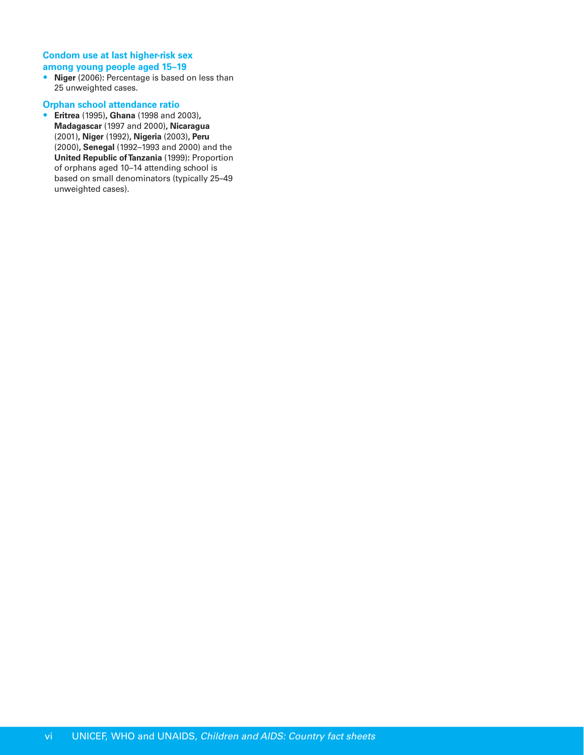### Condom use at last higher-risk sex among young people aged 15–19

- **Niger** (2006): Percentage is based on less than 25 unweighted cases.

### Orphan school attendance ratio

- **Eritrea** (1995), **Ghana** (1998 and 2003), **Madagascar** (1997 and 2000), **Nicaragua** (2001), **Niger** (1992), **Nigeria** (2003), **Peru** (2000), **Senegal** (1992–1993 and 2000) and the **United Republic of Tanzania** (1999): Proportion of orphans aged 10–14 attending school is based on small denominators (typically 25–49 unweighted cases).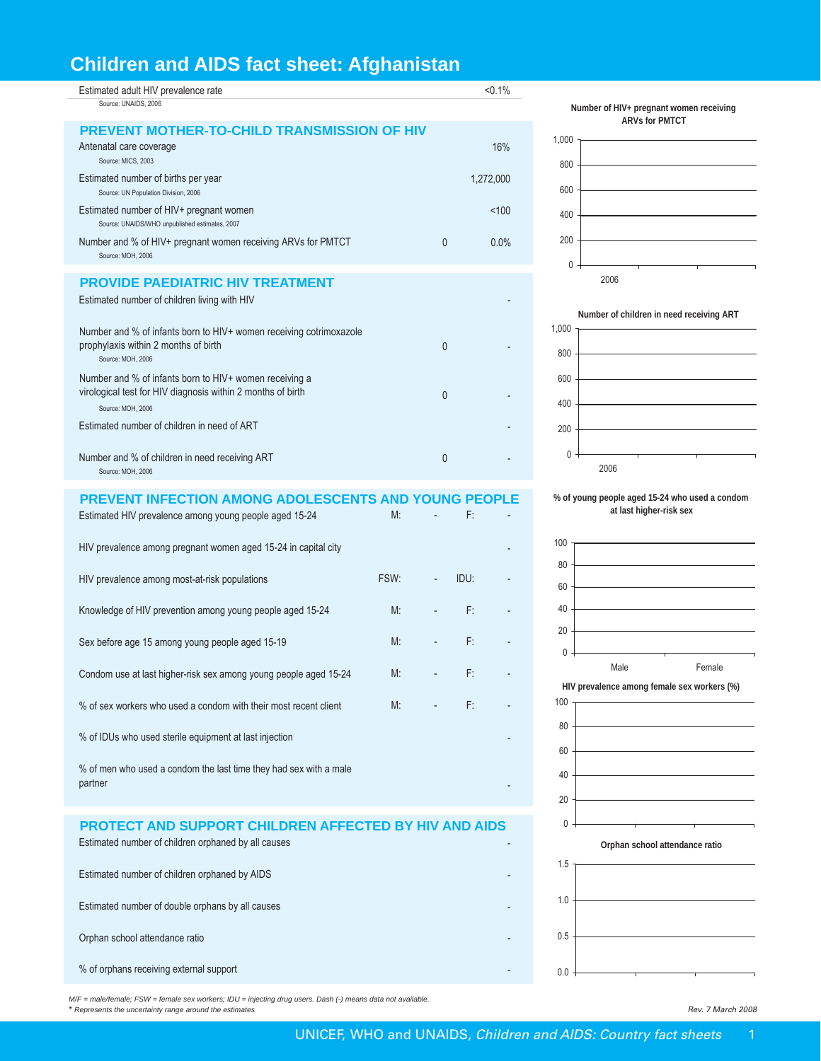# Children and AIDS fact sheet: Afghanistan

| Indicator | | |
|---|---|---|
| Estimated adult HIV prevalence rate<br>Source: UNAIDS, 2006 | | <0.1% |

## PREVENT MOTHER-TO-CHILD TRANSMISSION OF HIV

| Indicator | Number | Value |
|---|---|---|
| Antenatal care coverage<br>Source: MICS, 2003 | | 16% |
| Estimated number of births per year<br>Source: UN Population Division, 2006 | | 1,272,000 |
| Estimated number of HIV+ pregnant women<br>Source: UNAIDS/WHO unpublished estimates, 2007 | | <100 |
| Number and % of HIV+ pregnant women receiving ARVs for PMTCT<br>Source: MOH, 2006 | 0 | 0.0% |

## PROVIDE PAEDIATRIC HIV TREATMENT

| Indicator | Number | % |
|---|---|---|
| Estimated number of children living with HIV | | - |
| Number and % of infants born to HIV+ women receiving cotrimoxazole prophylaxis within 2 months of birth<br>Source: MOH, 2006 | 0 | - |
| Number and % of infants born to HIV+ women receiving a virological test for HIV diagnosis within 2 months of birth<br>Source: MOH, 2006 | 0 | - |
| Estimated number of children in need of ART | | - |
| Number and % of children in need receiving ART<br>Source: MOH, 2006 | 0 | - |

## PREVENT INFECTION AMONG ADOLESCENTS AND YOUNG PEOPLE

| Indicator | | | | |
|---|---|---|---|---|
| Estimated HIV prevalence among young people aged 15-24 | M: | - | F: | - |
| HIV prevalence among pregnant women aged 15-24 in capital city | | | | - |
| HIV prevalence among most-at-risk populations | FSW: | - | IDU: | - |
| Knowledge of HIV prevention among young people aged 15-24 | M: | - | F: | - |
| Sex before age 15 among young people aged 15-19 | M: | - | F: | - |
| Condom use at last higher-risk sex among young people aged 15-24 | M: | - | F: | - |
| % of sex workers who used a condom with their most recent client | M: | - | F: | - |
| % of IDUs who used sterile equipment at last injection | | | | - |
| % of men who used a condom the last time they had sex with a male partner | | | | - |

## PROTECT AND SUPPORT CHILDREN AFFECTED BY HIV AND AIDS

| Indicator | |
|---|---|
| Estimated number of children orphaned by all causes | - |
| Estimated number of children orphaned by AIDS | - |
| Estimated number of double orphans by all causes | - |
| Orphan school attendance ratio | - |
| % of orphans receiving external support | - |

**Number of HIV+ pregnant women receiving ARVs for PMTCT**

**Number of children in need receiving ART**

**% of young people aged 15-24 who used a condom at last higher-risk sex**

**HIV prevalence among female sex workers (%)**

**Orphan school attendance ratio**

*M/F = male/female; FSW = female sex workers; IDU = injecting drug users. Dash (-) means data not available.*
*\* Represents the uncertainty range around the estimates*

*Rev. 7 March 2008*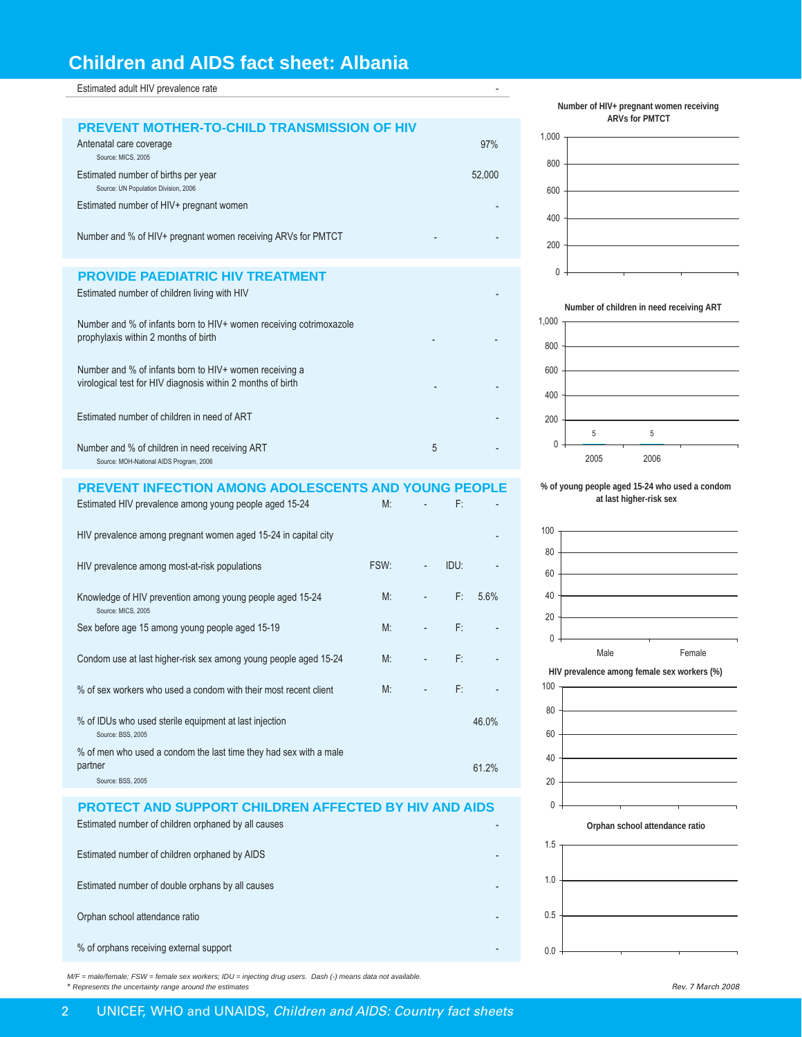# Children and AIDS fact sheet: Albania

| Estimated adult HIV prevalence rate | | - |
|---|---|---|

## PREVENT MOTHER-TO-CHILD TRANSMISSION OF HIV

| Indicator | | Value |
|---|---|---|
| Antenatal care coverage<br>Source: MICS, 2005 | | 97% |
| Estimated number of births per year<br>Source: UN Population Division, 2006 | | 52,000 |
| Estimated number of HIV+ pregnant women | | - |
| Number and % of HIV+ pregnant women receiving ARVs for PMTCT | - | - |

## PROVIDE PAEDIATRIC HIV TREATMENT

| Indicator | Number | % |
|---|---|---|
| Estimated number of children living with HIV | | - |
| Number and % of infants born to HIV+ women receiving cotrimoxazole prophylaxis within 2 months of birth | - | - |
| Number and % of infants born to HIV+ women receiving a virological test for HIV diagnosis within 2 months of birth | - | - |
| Estimated number of children in need of ART | | - |
| Number and % of children in need receiving ART<br>Source: MOH-National AIDS Program, 2006 | 5 | - |

## PREVENT INFECTION AMONG ADOLESCENTS AND YOUNG PEOPLE

| Indicator | | | | |
|---|---|---|---|---|
| Estimated HIV prevalence among young people aged 15-24 | M: | - | F: | - |
| HIV prevalence among pregnant women aged 15-24 in capital city | | | | - |
| HIV prevalence among most-at-risk populations | FSW: | - | IDU: | - |
| Knowledge of HIV prevention among young people aged 15-24<br>Source: MICS, 2005 | M: | - | F: | 5.6% |
| Sex before age 15 among young people aged 15-19 | M: | - | F: | - |
| Condom use at last higher-risk sex among young people aged 15-24 | M: | - | F: | - |
| % of sex workers who used a condom with their most recent client | M: | - | F: | - |
| % of IDUs who used sterile equipment at last injection<br>Source: BSS, 2005 | | | | 46.0% |
| % of men who used a condom the last time they had sex with a male partner<br>Source: BSS, 2005 | | | | 61.2% |

## PROTECT AND SUPPORT CHILDREN AFFECTED BY HIV AND AIDS

| Indicator | Value |
|---|---|
| Estimated number of children orphaned by all causes | - |
| Estimated number of children orphaned by AIDS | - |
| Estimated number of double orphans by all causes | - |
| Orphan school attendance ratio | - |
| % of orphans receiving external support | - |

**Number of HIV+ pregnant women receiving ARVs for PMTCT**

**Number of children in need receiving ART**

| Year | 2005 | 2006 |
|---|---|---|
| Number | 5 | 5 |

**% of young people aged 15-24 who used a condom at last higher-risk sex**

**HIV prevalence among female sex workers (%)**

**Orphan school attendance ratio**

*M/F = male/female; FSW = female sex workers; IDU = injecting drug users. Dash (-) means data not available.*
*\* Represents the uncertainty range around the estimates*

*Rev. 7 March 2008*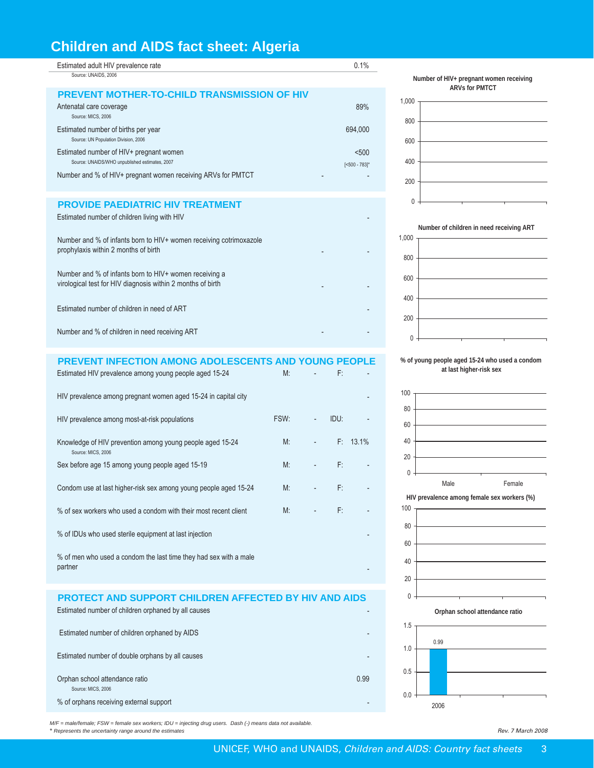# Children and AIDS fact sheet: Algeria

| | |
|---|---|
| Estimated adult HIV prevalence rate | 0.1% |

Source: UNAIDS, 2006

## PREVENT MOTHER-TO-CHILD TRANSMISSION OF HIV

| Indicator | Number | % |
|---|---|---|
| Antenatal care coverage (Source: MICS, 2006) | | 89% |
| Estimated number of births per year (Source: UN Population Division, 2006) | | 694,000 |
| Estimated number of HIV+ pregnant women (Source: UNAIDS/WHO unpublished estimates, 2007) | | <500 [<500 - 783]* |
| Number and % of HIV+ pregnant women receiving ARVs for PMTCT | - | - |

## PROVIDE PAEDIATRIC HIV TREATMENT

| Indicator | Number | % |
|---|---|---|
| Estimated number of children living with HIV | | - |
| Number and % of infants born to HIV+ women receiving cotrimoxazole prophylaxis within 2 months of birth | - | - |
| Number and % of infants born to HIV+ women receiving a virological test for HIV diagnosis within 2 months of birth | - | - |
| Estimated number of children in need of ART | | - |
| Number and % of children in need receiving ART | - | - |

## PREVENT INFECTION AMONG ADOLESCENTS AND YOUNG PEOPLE

| Indicator | | | | |
|---|---|---|---|---|
| Estimated HIV prevalence among young people aged 15-24 | M: | - | F: | - |
| HIV prevalence among pregnant women aged 15-24 in capital city | | | | - |
| HIV prevalence among most-at-risk populations | FSW: | - | IDU: | - |
| Knowledge of HIV prevention among young people aged 15-24 (Source: MICS, 2006) | M: | - | F: | 13.1% |
| Sex before age 15 among young people aged 15-19 | M: | - | F: | - |
| Condom use at last higher-risk sex among young people aged 15-24 | M: | - | F: | - |
| % of sex workers who used a condom with their most recent client | M: | - | F: | - |
| % of IDUs who used sterile equipment at last injection | | | | - |
| % of men who used a condom the last time they had sex with a male partner | | | | - |

## PROTECT AND SUPPORT CHILDREN AFFECTED BY HIV AND AIDS

| Indicator | |
|---|---|
| Estimated number of children orphaned by all causes | - |
| Estimated number of children orphaned by AIDS | - |
| Estimated number of double orphans by all causes | - |
| Orphan school attendance ratio (Source: MICS, 2006) | 0.99 |
| % of orphans receiving external support | - |

**Number of HIV+ pregnant women receiving ARVs for PMTCT**

**Number of children in need receiving ART**

**% of young people aged 15-24 who used a condom at last higher-risk sex** (Male, Female)

**HIV prevalence among female sex workers (%)**

**Orphan school attendance ratio**

| Year | Ratio |
|---|---|
| 2006 | 0.99 |

*M/F = male/female; FSW = female sex workers; IDU = injecting drug users. Dash (-) means data not available.*
*\* Represents the uncertainty range around the estimates*

*Rev. 7 March 2008*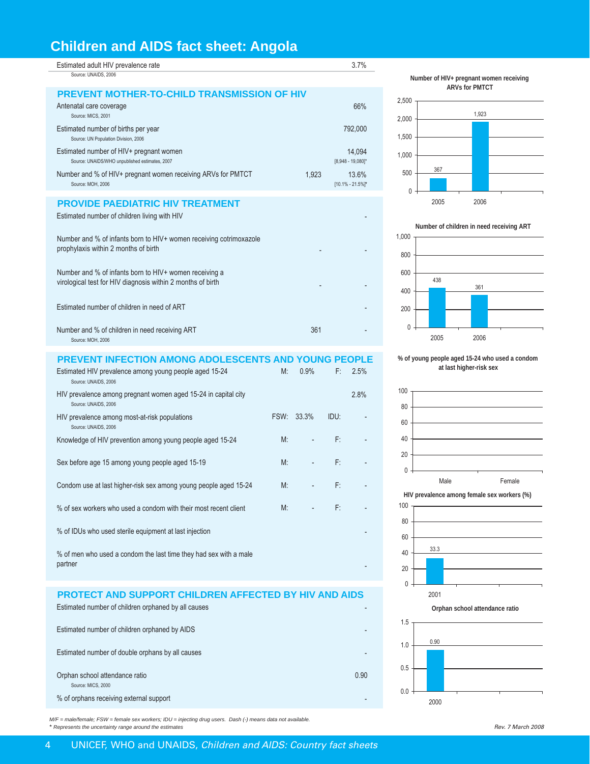# Children and AIDS fact sheet: Angola

| Estimated adult HIV prevalence rate | | 3.7% |
|---|---|---|
| Source: UNAIDS, 2006 | | |

## PREVENT MOTHER-TO-CHILD TRANSMISSION OF HIV

| Indicator | Number | % / Value |
|---|---|---|
| Antenatal care coverage (Source: MICS, 2001) | | 66% |
| Estimated number of births per year (Source: UN Population Division, 2006) | | 792,000 |
| Estimated number of HIV+ pregnant women (Source: UNAIDS/WHO unpublished estimates, 2007) | | 14,094 [8,948 - 19,080]* |
| Number and % of HIV+ pregnant women receiving ARVs for PMTCT (Source: MOH, 2006) | 1,923 | 13.6% [10.1% - 21.5%]* |

## PROVIDE PAEDIATRIC HIV TREATMENT

| Indicator | Number | % |
|---|---|---|
| Estimated number of children living with HIV | | - |
| Number and % of infants born to HIV+ women receiving cotrimoxazole prophylaxis within 2 months of birth | - | - |
| Number and % of infants born to HIV+ women receiving a virological test for HIV diagnosis within 2 months of birth | - | - |
| Estimated number of children in need of ART | | - |
| Number and % of children in need receiving ART (Source: MOH, 2006) | 361 | - |

## PREVENT INFECTION AMONG ADOLESCENTS AND YOUNG PEOPLE

| Indicator | | | | |
|---|---|---|---|---|
| Estimated HIV prevalence among young people aged 15-24 (Source: UNAIDS, 2006) | M: | 0.9% | F: | 2.5% |
| HIV prevalence among pregnant women aged 15-24 in capital city (Source: UNAIDS, 2006) | | | | 2.8% |
| HIV prevalence among most-at-risk populations (Source: UNAIDS, 2006) | FSW: | 33.3% | IDU: | - |
| Knowledge of HIV prevention among young people aged 15-24 | M: | - | F: | - |
| Sex before age 15 among young people aged 15-19 | M: | - | F: | - |
| Condom use at last higher-risk sex among young people aged 15-24 | M: | - | F: | - |
| % of sex workers who used a condom with their most recent client | M: | - | F: | - |
| % of IDUs who used sterile equipment at last injection | | | | - |
| % of men who used a condom the last time they had sex with a male partner | | | | - |

## PROTECT AND SUPPORT CHILDREN AFFECTED BY HIV AND AIDS

| Indicator | Value |
|---|---|
| Estimated number of children orphaned by all causes | - |
| Estimated number of children orphaned by AIDS | - |
| Estimated number of double orphans by all causes | - |
| Orphan school attendance ratio (Source: MICS, 2000) | 0.90 |
| % of orphans receiving external support | - |

**Number of HIV+ pregnant women receiving ARVs for PMTCT**

| Year | Number |
|---|---|
| 2005 | 367 |
| 2006 | 1,923 |

**Number of children in need receiving ART**

| Year | Number |
|---|---|
| 2005 | 438 |
| 2006 | 361 |

**% of young people aged 15-24 who used a condom at last higher-risk sex**

| Male | Female |
|---|---|
| - | - |

**HIV prevalence among female sex workers (%)**

| Year | % |
|---|---|
| 2001 | 33.3 |

**Orphan school attendance ratio**

| Year | Ratio |
|---|---|
| 2000 | 0.90 |

*M/F = male/female; FSW = female sex workers; IDU = injecting drug users. Dash (-) means data not available.*
*\* Represents the uncertainty range around the estimates*

*Rev. 7 March 2008*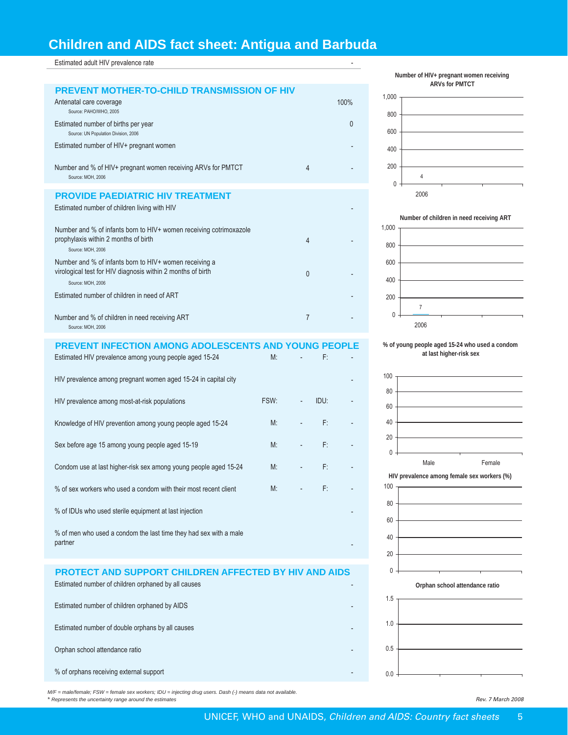# Children and AIDS fact sheet: Antigua and Barbuda

| Estimated adult HIV prevalence rate | | - |
|---|---|---|

## PREVENT MOTHER-TO-CHILD TRANSMISSION OF HIV

| Indicator | Number | % |
|---|---|---|
| Antenatal care coverage (Source: PAHO/WHO, 2005) | | 100% |
| Estimated number of births per year (Source: UN Population Division, 2006) | | 0 |
| Estimated number of HIV+ pregnant women | | - |
| Number and % of HIV+ pregnant women receiving ARVs for PMTCT (Source: MOH, 2006) | 4 | - |

## PROVIDE PAEDIATRIC HIV TREATMENT

| Indicator | Number | % |
|---|---|---|
| Estimated number of children living with HIV | | - |
| Number and % of infants born to HIV+ women receiving cotrimoxazole prophylaxis within 2 months of birth (Source: MOH, 2006) | 4 | - |
| Number and % of infants born to HIV+ women receiving a virological test for HIV diagnosis within 2 months of birth (Source: MOH, 2006) | 0 | - |
| Estimated number of children in need of ART | | - |
| Number and % of children in need receiving ART (Source: MOH, 2006) | 7 | - |

## PREVENT INFECTION AMONG ADOLESCENTS AND YOUNG PEOPLE

| Indicator | | | | |
|---|---|---|---|---|
| Estimated HIV prevalence among young people aged 15-24 | M: | - | F: | - |
| HIV prevalence among pregnant women aged 15-24 in capital city | | | | - |
| HIV prevalence among most-at-risk populations | FSW: | - | IDU: | - |
| Knowledge of HIV prevention among young people aged 15-24 | M: | - | F: | - |
| Sex before age 15 among young people aged 15-19 | M: | - | F: | - |
| Condom use at last higher-risk sex among young people aged 15-24 | M: | - | F: | - |
| % of sex workers who used a condom with their most recent client | M: | - | F: | - |
| % of IDUs who used sterile equipment at last injection | | | | - |
| % of men who used a condom the last time they had sex with a male partner | | | | - |

## PROTECT AND SUPPORT CHILDREN AFFECTED BY HIV AND AIDS

| Indicator | |
|---|---|
| Estimated number of children orphaned by all causes | - |
| Estimated number of children orphaned by AIDS | - |
| Estimated number of double orphans by all causes | - |
| Orphan school attendance ratio | - |
| % of orphans receiving external support | - |

**Number of HIV+ pregnant women receiving ARVs for PMTCT**

2006: 4

**Number of children in need receiving ART**

2006: 7

**% of young people aged 15-24 who used a condom at last higher-risk sex**

Male, Female

**HIV prevalence among female sex workers (%)**

**Orphan school attendance ratio**

*M/F = male/female; FSW = female sex workers; IDU = injecting drug users. Dash (-) means data not available.*
*\* Represents the uncertainty range around the estimates*

*Rev. 7 March 2008*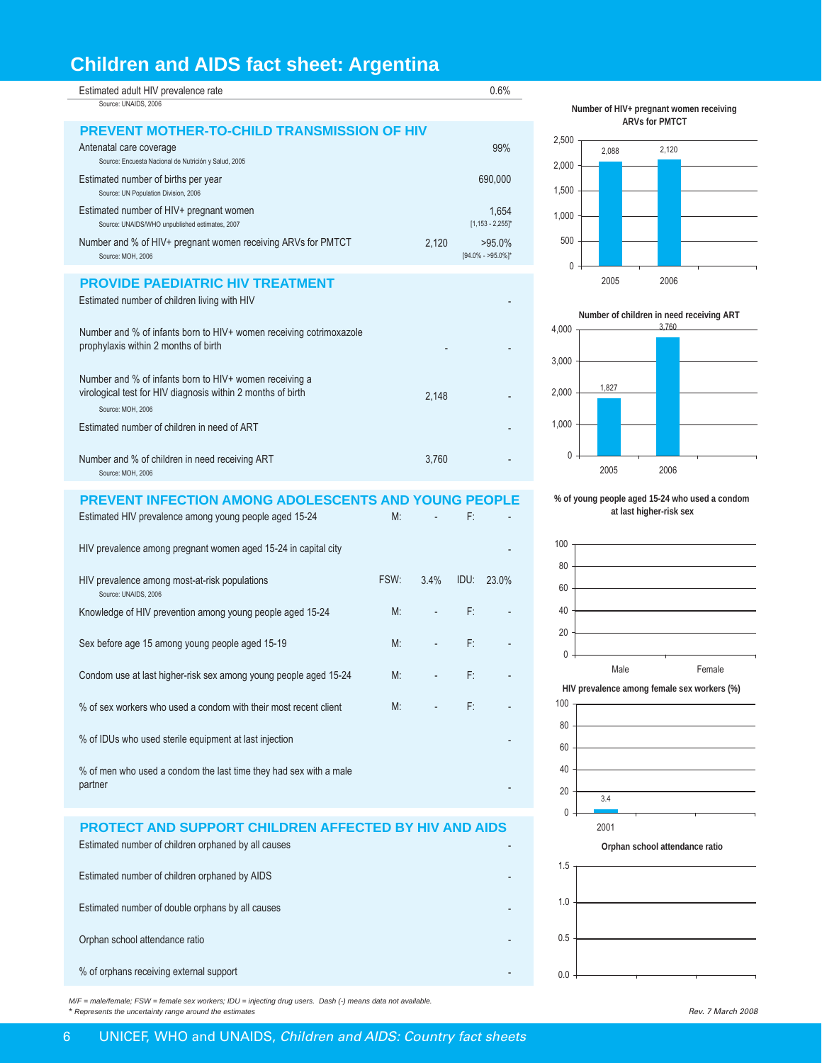# Children and AIDS fact sheet: Argentina

| Indicator | | Value |
|---|---|---|
| Estimated adult HIV prevalence rate<br>Source: UNAIDS, 2006 | | 0.6% |

## PREVENT MOTHER-TO-CHILD TRANSMISSION OF HIV

| Indicator | Number | Value |
|---|---|---|
| Antenatal care coverage<br>Source: Encuesta Nacional de Nutrición y Salud, 2005 | | 99% |
| Estimated number of births per year<br>Source: UN Population Division, 2006 | | 690,000 |
| Estimated number of HIV+ pregnant women<br>Source: UNAIDS/WHO unpublished estimates, 2007 | | 1,654<br>[1,153 - 2,255]* |
| Number and % of HIV+ pregnant women receiving ARVs for PMTCT<br>Source: MOH, 2006 | 2,120 | >95.0%<br>[94.0% - >95.0%]* |

## PROVIDE PAEDIATRIC HIV TREATMENT

| Indicator | Number | % |
|---|---|---|
| Estimated number of children living with HIV | | - |
| Number and % of infants born to HIV+ women receiving cotrimoxazole prophylaxis within 2 months of birth | - | - |
| Number and % of infants born to HIV+ women receiving a virological test for HIV diagnosis within 2 months of birth<br>Source: MOH, 2006 | 2,148 | - |
| Estimated number of children in need of ART | | - |
| Number and % of children in need receiving ART<br>Source: MOH, 2006 | 3,760 | - |

## PREVENT INFECTION AMONG ADOLESCENTS AND YOUNG PEOPLE

| Indicator | | | | |
|---|---|---|---|---|
| Estimated HIV prevalence among young people aged 15-24 | M: | - | F: | - |
| HIV prevalence among pregnant women aged 15-24 in capital city | | | | - |
| HIV prevalence among most-at-risk populations<br>Source: UNAIDS, 2006 | FSW: | 3.4% | IDU: | 23.0% |
| Knowledge of HIV prevention among young people aged 15-24 | M: | - | F: | - |
| Sex before age 15 among young people aged 15-19 | M: | - | F: | - |
| Condom use at last higher-risk sex among young people aged 15-24 | M: | - | F: | - |
| % of sex workers who used a condom with their most recent client | M: | - | F: | - |
| % of IDUs who used sterile equipment at last injection | | | | - |
| % of men who used a condom the last time they had sex with a male partner | | | | - |

## PROTECT AND SUPPORT CHILDREN AFFECTED BY HIV AND AIDS

| Indicator | Value |
|---|---|
| Estimated number of children orphaned by all causes | - |
| Estimated number of children orphaned by AIDS | - |
| Estimated number of double orphans by all causes | - |
| Orphan school attendance ratio | - |
| % of orphans receiving external support | - |

**Number of HIV+ pregnant women receiving ARVs for PMTCT**

| Year | Number |
|---|---|
| 2005 | 2,088 |
| 2006 | 2,120 |

**Number of children in need receiving ART**

| Year | Number |
|---|---|
| 2005 | 1,827 |
| 2006 | 3,760 |

**% of young people aged 15-24 who used a condom at last higher-risk sex**

| Male | Female |
|---|---|
| | |

**HIV prevalence among female sex workers (%)**

| Year | % |
|---|---|
| 2001 | 3.4 |

**Orphan school attendance ratio**

*M/F = male/female; FSW = female sex workers; IDU = injecting drug users. Dash (-) means data not available.*
*\* Represents the uncertainty range around the estimates*

*Rev. 7 March 2008*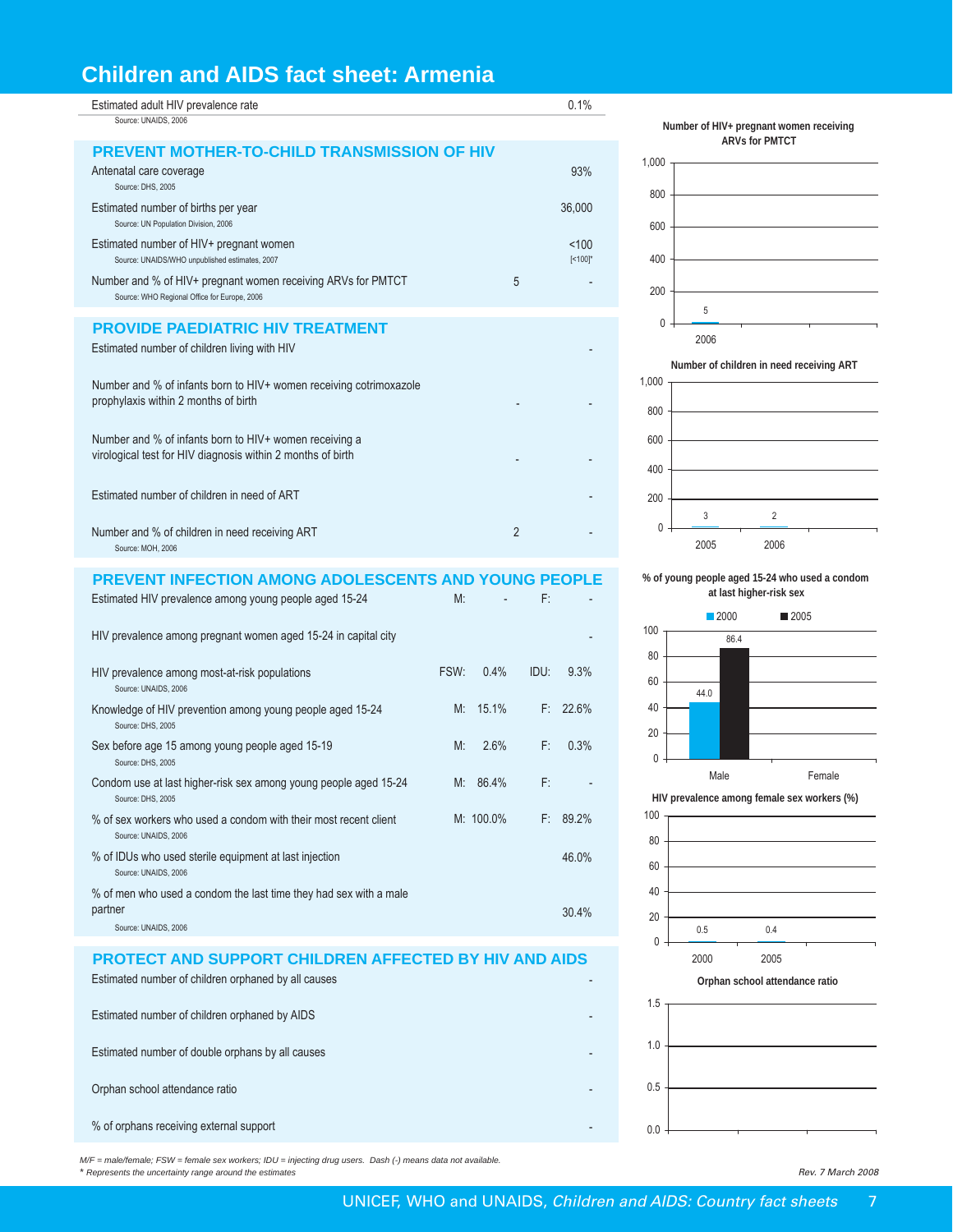# Children and AIDS fact sheet: Armenia

| Indicator | | Value |
|---|---|---|
| Estimated adult HIV prevalence rate (Source: UNAIDS, 2006) | | 0.1% |

## PREVENT MOTHER-TO-CHILD TRANSMISSION OF HIV

| Indicator | Number | % |
|---|---|---|
| Antenatal care coverage (Source: DHS, 2005) | | 93% |
| Estimated number of births per year (Source: UN Population Division, 2006) | | 36,000 |
| Estimated number of HIV+ pregnant women (Source: UNAIDS/WHO unpublished estimates, 2007) | | <100 [<100]* |
| Number and % of HIV+ pregnant women receiving ARVs for PMTCT (Source: WHO Regional Office for Europe, 2006) | 5 | - |

## PROVIDE PAEDIATRIC HIV TREATMENT

| Indicator | Number | % |
|---|---|---|
| Estimated number of children living with HIV | | - |
| Number and % of infants born to HIV+ women receiving cotrimoxazole prophylaxis within 2 months of birth | - | - |
| Number and % of infants born to HIV+ women receiving a virological test for HIV diagnosis within 2 months of birth | - | - |
| Estimated number of children in need of ART | | - |
| Number and % of children in need receiving ART (Source: MOH, 2006) | 2 | - |

## PREVENT INFECTION AMONG ADOLESCENTS AND YOUNG PEOPLE

| Indicator | | | | |
|---|---|---|---|---|
| Estimated HIV prevalence among young people aged 15-24 | M: | - | F: | - |
| HIV prevalence among pregnant women aged 15-24 in capital city | | | | - |
| HIV prevalence among most-at-risk populations (Source: UNAIDS, 2006) | FSW: | 0.4% | IDU: | 9.3% |
| Knowledge of HIV prevention among young people aged 15-24 (Source: DHS, 2005) | M: | 15.1% | F: | 22.6% |
| Sex before age 15 among young people aged 15-19 (Source: DHS, 2005) | M: | 2.6% | F: | 0.3% |
| Condom use at last higher-risk sex among young people aged 15-24 (Source: DHS, 2005) | M: | 86.4% | F: | - |
| % of sex workers who used a condom with their most recent client (Source: UNAIDS, 2006) | M: | 100.0% | F: | 89.2% |
| % of IDUs who used sterile equipment at last injection (Source: UNAIDS, 2006) | | | | 46.0% |
| % of men who used a condom the last time they had sex with a male partner (Source: UNAIDS, 2006) | | | | 30.4% |

## PROTECT AND SUPPORT CHILDREN AFFECTED BY HIV AND AIDS

| Indicator | Value |
|---|---|
| Estimated number of children orphaned by all causes | - |
| Estimated number of children orphaned by AIDS | - |
| Estimated number of double orphans by all causes | - |
| Orphan school attendance ratio | - |
| % of orphans receiving external support | - |

**Number of HIV+ pregnant women receiving ARVs for PMTCT**

| Year | Value |
|---|---|
| 2006 | 5 |

**Number of children in need receiving ART**

| Year | Value |
|---|---|
| 2005 | 3 |
| 2006 | 2 |

**% of young people aged 15-24 who used a condom at last higher-risk sex**

| | 2000 | 2005 |
|---|---|---|
| Male | 44.0 | 86.4 |
| Female | | |

**HIV prevalence among female sex workers (%)**

| Year | Value |
|---|---|
| 2000 | 0.5 |
| 2005 | 0.4 |

**Orphan school attendance ratio**

*M/F = male/female; FSW = female sex workers; IDU = injecting drug users. Dash (-) means data not available.*
*\* Represents the uncertainty range around the estimates*

*Rev. 7 March 2008*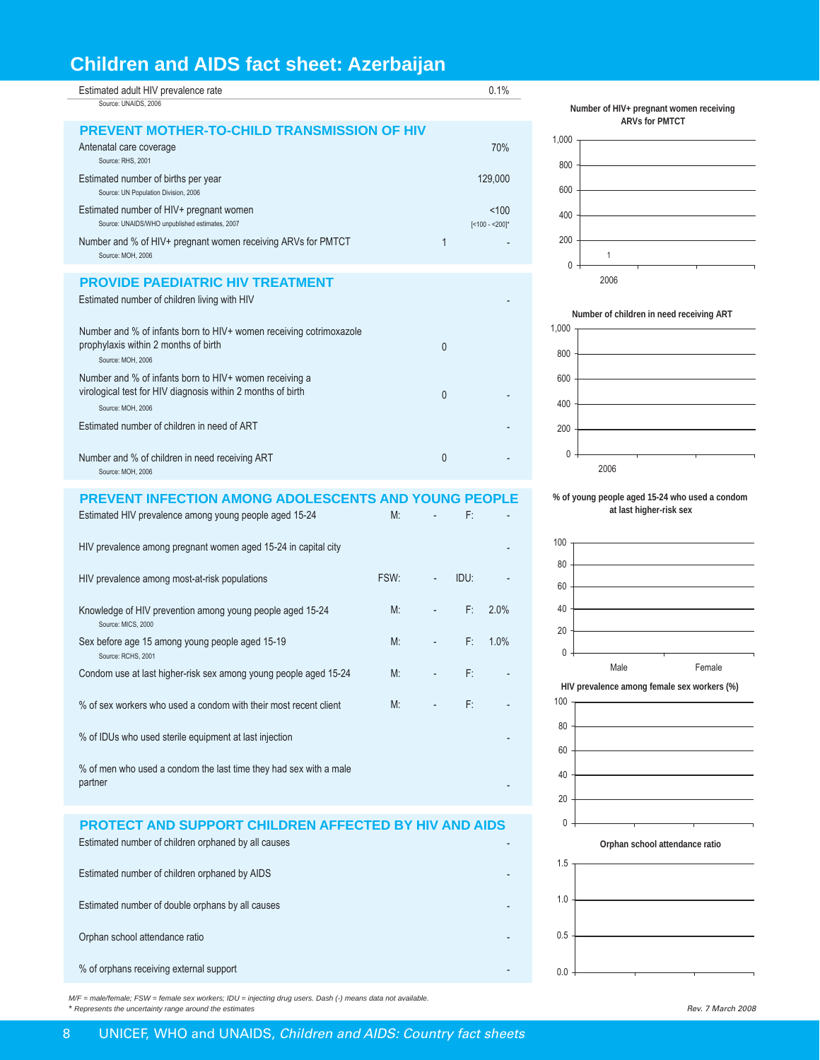# Children and AIDS fact sheet: Azerbaijan

| | | |
|---|---|---|
| Estimated adult HIV prevalence rate<br>Source: UNAIDS, 2006 | | 0.1% |

## PREVENT MOTHER-TO-CHILD TRANSMISSION OF HIV

| | | |
|---|---|---|
| Antenatal care coverage<br>Source: RHS, 2001 | | 70% |
| Estimated number of births per year<br>Source: UN Population Division, 2006 | | 129,000 |
| Estimated number of HIV+ pregnant women<br>Source: UNAIDS/WHO unpublished estimates, 2007 | | <100<br>[<100 - <200]* |
| Number and % of HIV+ pregnant women receiving ARVs for PMTCT<br>Source: MOH, 2006 | 1 | - |

## PROVIDE PAEDIATRIC HIV TREATMENT

| | | |
|---|---|---|
| Estimated number of children living with HIV | | - |
| Number and % of infants born to HIV+ women receiving cotrimoxazole prophylaxis within 2 months of birth<br>Source: MOH, 2006 | 0 | |
| Number and % of infants born to HIV+ women receiving a virological test for HIV diagnosis within 2 months of birth<br>Source: MOH, 2006 | 0 | - |
| Estimated number of children in need of ART | | - |
| Number and % of children in need receiving ART<br>Source: MOH, 2006 | 0 | - |

## PREVENT INFECTION AMONG ADOLESCENTS AND YOUNG PEOPLE

| | | | | |
|---|---|---|---|---|
| Estimated HIV prevalence among young people aged 15-24 | M: | - | F: | - |
| HIV prevalence among pregnant women aged 15-24 in capital city | | | | - |
| HIV prevalence among most-at-risk populations | FSW: | - | IDU: | - |
| Knowledge of HIV prevention among young people aged 15-24<br>Source: MICS, 2000 | M: | - | F: | 2.0% |
| Sex before age 15 among young people aged 15-19<br>Source: RCHS, 2001 | M: | - | F: | 1.0% |
| Condom use at last higher-risk sex among young people aged 15-24 | M: | - | F: | - |
| % of sex workers who used a condom with their most recent client | M: | - | F: | - |
| % of IDUs who used sterile equipment at last injection | | | | - |
| % of men who used a condom the last time they had sex with a male partner | | | | - |

## PROTECT AND SUPPORT CHILDREN AFFECTED BY HIV AND AIDS

| | |
|---|---|
| Estimated number of children orphaned by all causes | - |
| Estimated number of children orphaned by AIDS | - |
| Estimated number of double orphans by all causes | - |
| Orphan school attendance ratio | - |
| % of orphans receiving external support | - |

**Number of HIV+ pregnant women receiving ARVs for PMTCT**

| Year | Value |
|---|---|
| 2006 | 1 |

**Number of children in need receiving ART**

| Year | Value |
|---|---|
| 2006 | |

**% of young people aged 15-24 who used a condom at last higher-risk sex**

| Male | Female |
|---|---|
| | |

**HIV prevalence among female sex workers (%)**

**Orphan school attendance ratio**

*M/F = male/female; FSW = female sex workers; IDU = injecting drug users. Dash (-) means data not available.*
*\* Represents the uncertainty range around the estimates*

*Rev. 7 March 2008*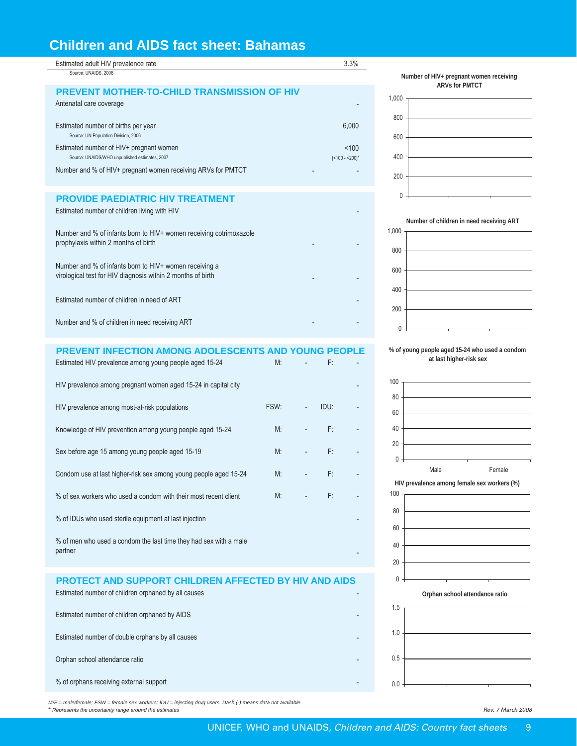# Children and AIDS fact sheet: Bahamas

| Estimated adult HIV prevalence rate | 3.3% |
|---|---|

Source: UNAIDS, 2006

## PREVENT MOTHER-TO-CHILD TRANSMISSION OF HIV

| Indicator | | Value |
|---|---|---|
| Antenatal care coverage | | - |
| Estimated number of births per year<br>Source: UN Population Division, 2006 | | 6,000 |
| Estimated number of HIV+ pregnant women<br>Source: UNAIDS/WHO unpublished estimates, 2007 | | <100<br>[<100 - <200]* |
| Number and % of HIV+ pregnant women receiving ARVs for PMTCT | - | - |

## PROVIDE PAEDIATRIC HIV TREATMENT

| Indicator | | Value |
|---|---|---|
| Estimated number of children living with HIV | | - |
| Number and % of infants born to HIV+ women receiving cotrimoxazole prophylaxis within 2 months of birth | - | - |
| Number and % of infants born to HIV+ women receiving a virological test for HIV diagnosis within 2 months of birth | - | - |
| Estimated number of children in need of ART | | - |
| Number and % of children in need receiving ART | - | - |

## PREVENT INFECTION AMONG ADOLESCENTS AND YOUNG PEOPLE

| Indicator | | | | |
|---|---|---|---|---|
| Estimated HIV prevalence among young people aged 15-24 | M: | - | F: | - |
| HIV prevalence among pregnant women aged 15-24 in capital city | | | | - |
| HIV prevalence among most-at-risk populations | FSW: | - | IDU: | - |
| Knowledge of HIV prevention among young people aged 15-24 | M: | - | F: | - |
| Sex before age 15 among young people aged 15-19 | M: | - | F: | - |
| Condom use at last higher-risk sex among young people aged 15-24 | M: | - | F: | - |
| % of sex workers who used a condom with their most recent client | M: | - | F: | - |
| % of IDUs who used sterile equipment at last injection | | | | - |
| % of men who used a condom the last time they had sex with a male partner | | | | - |

## PROTECT AND SUPPORT CHILDREN AFFECTED BY HIV AND AIDS

| Indicator | Value |
|---|---|
| Estimated number of children orphaned by all causes | - |
| Estimated number of children orphaned by AIDS | - |
| Estimated number of double orphans by all causes | - |
| Orphan school attendance ratio | - |
| % of orphans receiving external support | - |

Number of HIV+ pregnant women receiving ARVs for PMTCT

Number of children in need receiving ART

% of young people aged 15-24 who used a condom at last higher-risk sex

HIV prevalence among female sex workers (%)

Orphan school attendance ratio

*M/F = male/female; FSW = female sex workers; IDU = injecting drug users. Dash (-) means data not available.*
*\* Represents the uncertainty range around the estimates*

*Rev. 7 March 2008*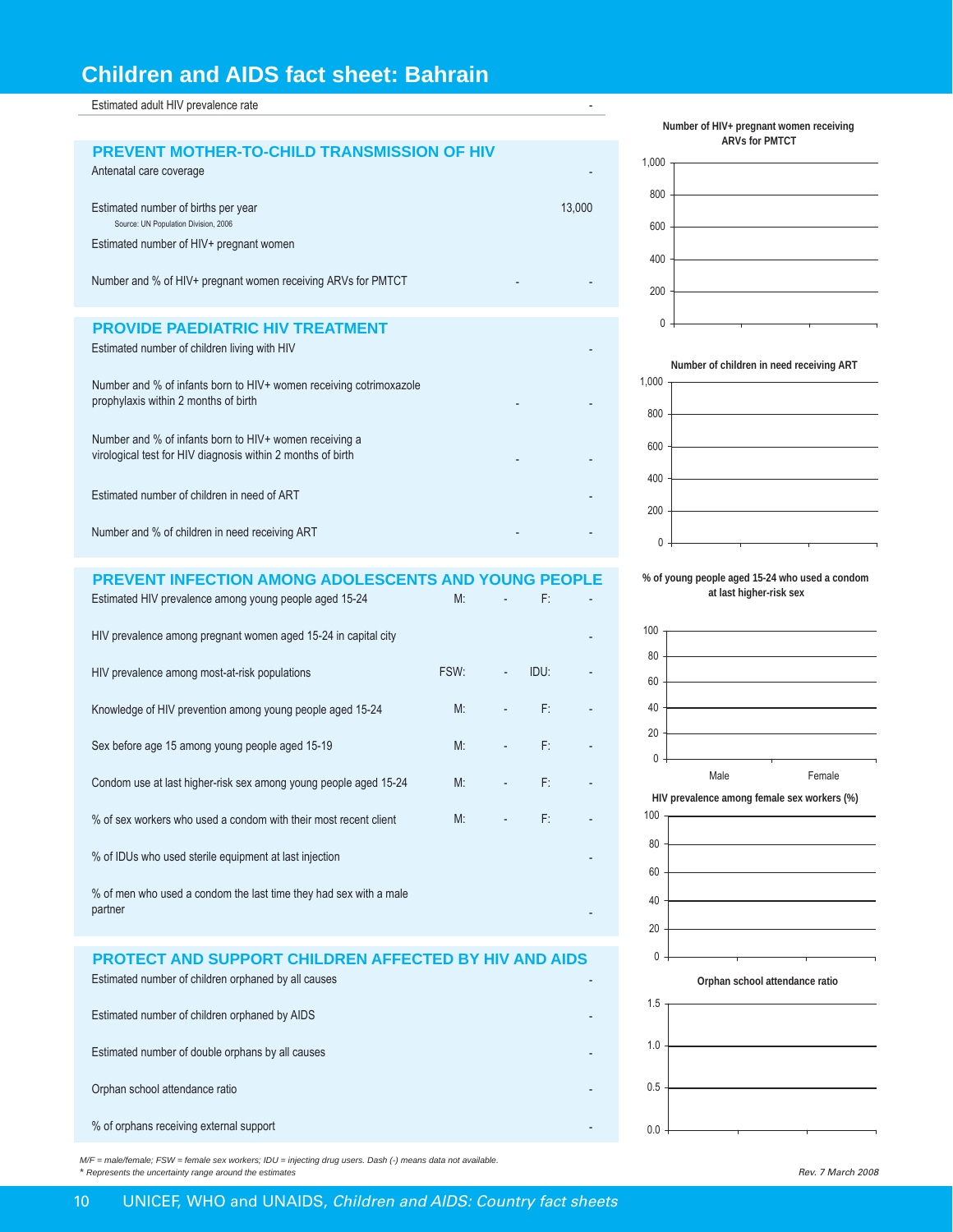# Children and AIDS fact sheet: Bahrain

| | | | | |
|---|---|---|---|---|
| Estimated adult HIV prevalence rate | | | | - |

## PREVENT MOTHER-TO-CHILD TRANSMISSION OF HIV

| | | | | |
|---|---|---|---|---|
| Antenatal care coverage | | | | - |
| Estimated number of births per year<br>Source: UN Population Division, 2006 | | | | 13,000 |
| Estimated number of HIV+ pregnant women | | | | |
| Number and % of HIV+ pregnant women receiving ARVs for PMTCT | | | - | - |

## PROVIDE PAEDIATRIC HIV TREATMENT

| | | | | |
|---|---|---|---|---|
| Estimated number of children living with HIV | | | | - |
| Number and % of infants born to HIV+ women receiving cotrimoxazole prophylaxis within 2 months of birth | | | - | - |
| Number and % of infants born to HIV+ women receiving a virological test for HIV diagnosis within 2 months of birth | | | - | - |
| Estimated number of children in need of ART | | | | - |
| Number and % of children in need receiving ART | | | - | - |

## PREVENT INFECTION AMONG ADOLESCENTS AND YOUNG PEOPLE

| | | | | |
|---|---|---|---|---|
| Estimated HIV prevalence among young people aged 15-24 | M: | - | F: | - |
| HIV prevalence among pregnant women aged 15-24 in capital city | | | | - |
| HIV prevalence among most-at-risk populations | FSW: | - | IDU: | - |
| Knowledge of HIV prevention among young people aged 15-24 | M: | - | F: | - |
| Sex before age 15 among young people aged 15-19 | M: | - | F: | - |
| Condom use at last higher-risk sex among young people aged 15-24 | M: | - | F: | - |
| % of sex workers who used a condom with their most recent client | M: | - | F: | - |
| % of IDUs who used sterile equipment at last injection | | | | - |
| % of men who used a condom the last time they had sex with a male partner | | | | - |

## PROTECT AND SUPPORT CHILDREN AFFECTED BY HIV AND AIDS

| | |
|---|---|
| Estimated number of children orphaned by all causes | - |
| Estimated number of children orphaned by AIDS | - |
| Estimated number of double orphans by all causes | - |
| Orphan school attendance ratio | - |
| % of orphans receiving external support | - |

**Number of HIV+ pregnant women receiving ARVs for PMTCT**

**Number of children in need receiving ART**

**% of young people aged 15-24 who used a condom at last higher-risk sex**

Male | Female

**HIV prevalence among female sex workers (%)**

**Orphan school attendance ratio**

*M/F = male/female; FSW = female sex workers; IDU = injecting drug users. Dash (-) means data not available.*
*\* Represents the uncertainty range around the estimates*

*Rev. 7 March 2008*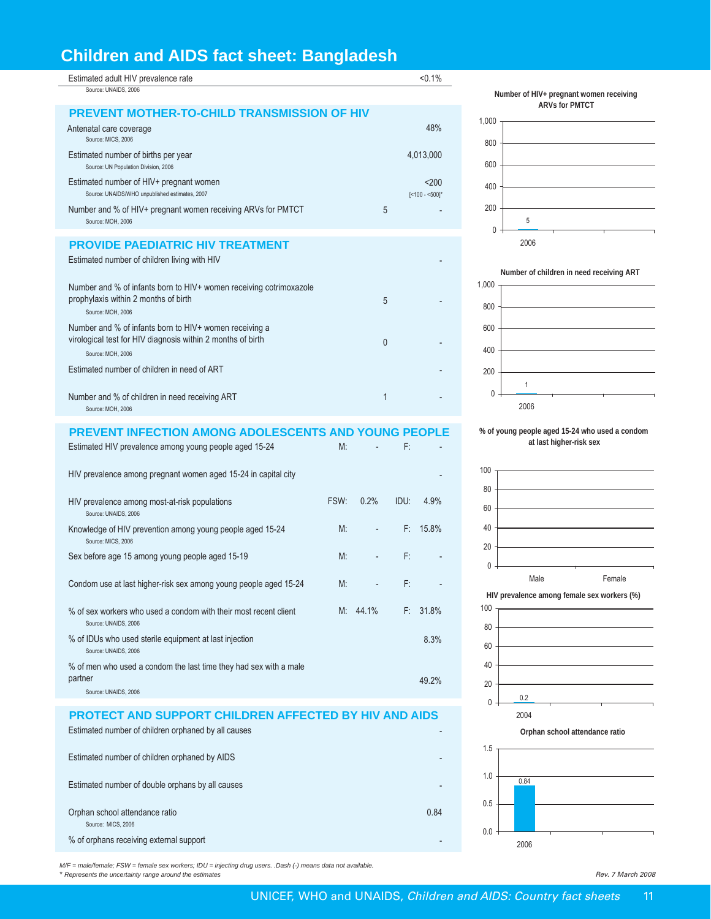# Children and AIDS fact sheet: Bangladesh

| | |
|---|---|
| Estimated adult HIV prevalence rate | <0.1% |

Source: UNAIDS, 2006

## PREVENT MOTHER-TO-CHILD TRANSMISSION OF HIV

| Indicator | Number | % |
|---|---|---|
| Antenatal care coverage<br>Source: MICS, 2006 | | 48% |
| Estimated number of births per year<br>Source: UN Population Division, 2006 | | 4,013,000 |
| Estimated number of HIV+ pregnant women<br>Source: UNAIDS/WHO unpublished estimates, 2007 | | <200<br>[<100 - <500]* |
| Number and % of HIV+ pregnant women receiving ARVs for PMTCT<br>Source: MOH, 2006 | 5 | - |

## PROVIDE PAEDIATRIC HIV TREATMENT

| Indicator | Number | % |
|---|---|---|
| Estimated number of children living with HIV | | - |
| Number and % of infants born to HIV+ women receiving cotrimoxazole prophylaxis within 2 months of birth<br>Source: MOH, 2006 | 5 | - |
| Number and % of infants born to HIV+ women receiving a virological test for HIV diagnosis within 2 months of birth<br>Source: MOH, 2006 | 0 | - |
| Estimated number of children in need of ART | | - |
| Number and % of children in need receiving ART<br>Source: MOH, 2006 | 1 | - |

## PREVENT INFECTION AMONG ADOLESCENTS AND YOUNG PEOPLE

| Indicator | | | | |
|---|---|---|---|---|
| Estimated HIV prevalence among young people aged 15-24 | M: | - | F: | - |
| HIV prevalence among pregnant women aged 15-24 in capital city | | | | - |
| HIV prevalence among most-at-risk populations<br>Source: UNAIDS, 2006 | FSW: | 0.2% | IDU: | 4.9% |
| Knowledge of HIV prevention among young people aged 15-24<br>Source: MICS, 2006 | M: | - | F: | 15.8% |
| Sex before age 15 among young people aged 15-19 | M: | - | F: | - |
| Condom use at last higher-risk sex among young people aged 15-24 | M: | - | F: | - |
| % of sex workers who used a condom with their most recent client<br>Source: UNAIDS, 2006 | M: | 44.1% | F: | 31.8% |
| % of IDUs who used sterile equipment at last injection<br>Source: UNAIDS, 2006 | | | | 8.3% |
| % of men who used a condom the last time they had sex with a male partner<br>Source: UNAIDS, 2006 | | | | 49.2% |

## PROTECT AND SUPPORT CHILDREN AFFECTED BY HIV AND AIDS

| Indicator | |
|---|---|
| Estimated number of children orphaned by all causes | - |
| Estimated number of children orphaned by AIDS | - |
| Estimated number of double orphans by all causes | - |
| Orphan school attendance ratio<br>Source: MICS, 2006 | 0.84 |
| % of orphans receiving external support | - |

**Number of HIV+ pregnant women receiving ARVs for PMTCT**

| Year | Number |
|---|---|
| 2006 | 5 |

**Number of children in need receiving ART**

| Year | Number |
|---|---|
| 2006 | 1 |

**% of young people aged 15-24 who used a condom at last higher-risk sex**

| Male | Female |
|---|---|
| - | - |

**HIV prevalence among female sex workers (%)**

| Year | % |
|---|---|
| 2004 | 0.2 |

**Orphan school attendance ratio**

| Year | Ratio |
|---|---|
| 2006 | 0.84 |

*M/F = male/female; FSW = female sex workers; IDU = injecting drug users. .Dash (-) means data not available.*
*\* Represents the uncertainty range around the estimates*

*Rev. 7 March 2008*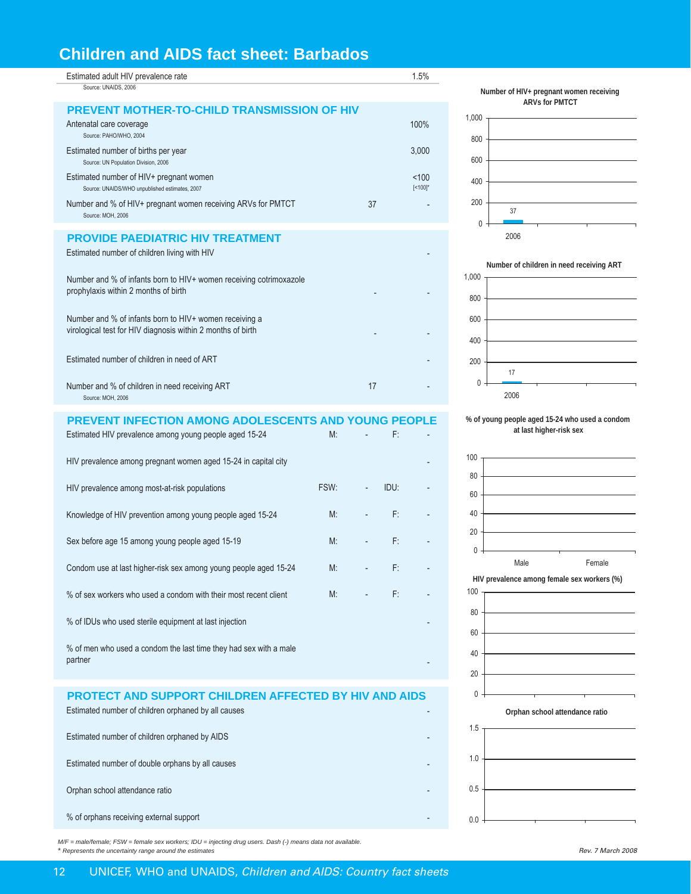# Children and AIDS fact sheet: Barbados

| | | |
|---|---|---|
| Estimated adult HIV prevalence rate<br>Source: UNAIDS, 2006 | | 1.5% |

## PREVENT MOTHER-TO-CHILD TRANSMISSION OF HIV

| | | |
|---|---|---|
| Antenatal care coverage<br>Source: PAHO/WHO, 2004 | | 100% |
| Estimated number of births per year<br>Source: UN Population Division, 2006 | | 3,000 |
| Estimated number of HIV+ pregnant women<br>Source: UNAIDS/WHO unpublished estimates, 2007 | | <100<br>[<100]* |
| Number and % of HIV+ pregnant women receiving ARVs for PMTCT<br>Source: MOH, 2006 | 37 | - |

## PROVIDE PAEDIATRIC HIV TREATMENT

| | | |
|---|---|---|
| Estimated number of children living with HIV | | - |
| Number and % of infants born to HIV+ women receiving cotrimoxazole prophylaxis within 2 months of birth | - | - |
| Number and % of infants born to HIV+ women receiving a virological test for HIV diagnosis within 2 months of birth | - | - |
| Estimated number of children in need of ART | | - |
| Number and % of children in need receiving ART<br>Source: MOH, 2006 | 17 | - |

## PREVENT INFECTION AMONG ADOLESCENTS AND YOUNG PEOPLE

| | | | | | |
|---|---|---|---|---|---|
| Estimated HIV prevalence among young people aged 15-24 | M: | - | F: | | - |
| HIV prevalence among pregnant women aged 15-24 in capital city | | | | | - |
| HIV prevalence among most-at-risk populations | FSW: | - | IDU: | | - |
| Knowledge of HIV prevention among young people aged 15-24 | M: | - | F: | | - |
| Sex before age 15 among young people aged 15-19 | M: | - | F: | | - |
| Condom use at last higher-risk sex among young people aged 15-24 | M: | - | F: | | - |
| % of sex workers who used a condom with their most recent client | M: | - | F: | | - |
| % of IDUs who used sterile equipment at last injection | | | | | - |
| % of men who used a condom the last time they had sex with a male partner | | | | | - |

## PROTECT AND SUPPORT CHILDREN AFFECTED BY HIV AND AIDS

| | |
|---|---|
| Estimated number of children orphaned by all causes | - |
| Estimated number of children orphaned by AIDS | - |
| Estimated number of double orphans by all causes | - |
| Orphan school attendance ratio | - |
| % of orphans receiving external support | - |

**Number of HIV+ pregnant women receiving ARVs for PMTCT**

| Year | Number |
|---|---|
| 2006 | 37 |

**Number of children in need receiving ART**

| Year | Number |
|---|---|
| 2006 | 17 |

**% of young people aged 15-24 who used a condom at last higher-risk sex**

(Male, Female — no data)

**HIV prevalence among female sex workers (%)**

**Orphan school attendance ratio**

*M/F = male/female; FSW = female sex workers; IDU = injecting drug users. Dash (-) means data not available.*
*\* Represents the uncertainty range around the estimates*

*Rev. 7 March 2008*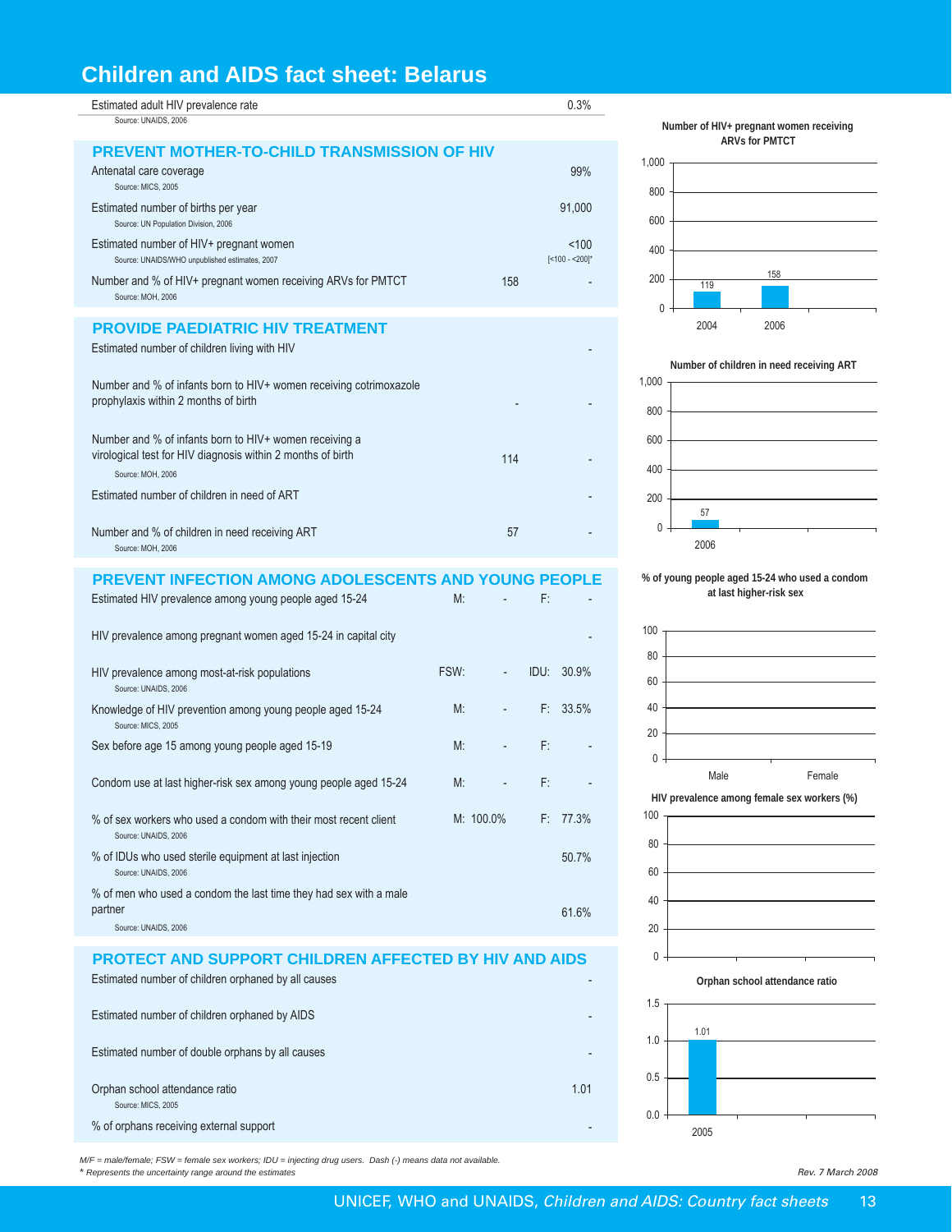# Children and AIDS fact sheet: Belarus

| | | |
|---|---|---|
| Estimated adult HIV prevalence rate<br>Source: UNAIDS, 2006 | | 0.3% |

## PREVENT MOTHER-TO-CHILD TRANSMISSION OF HIV

| | | |
|---|---|---|
| Antenatal care coverage<br>Source: MICS, 2005 | | 99% |
| Estimated number of births per year<br>Source: UN Population Division, 2006 | | 91,000 |
| Estimated number of HIV+ pregnant women<br>Source: UNAIDS/WHO unpublished estimates, 2007 | | <100<br>[<100 - <200]* |
| Number and % of HIV+ pregnant women receiving ARVs for PMTCT<br>Source: MOH, 2006 | 158 | - |

**Number of HIV+ pregnant women receiving ARVs for PMTCT**

| Year | Number |
|---|---|
| 2004 | 119 |
| 2006 | 158 |

## PROVIDE PAEDIATRIC HIV TREATMENT

| | | |
|---|---|---|
| Estimated number of children living with HIV | | - |
| Number and % of infants born to HIV+ women receiving cotrimoxazole prophylaxis within 2 months of birth | - | - |
| Number and % of infants born to HIV+ women receiving a virological test for HIV diagnosis within 2 months of birth<br>Source: MOH, 2006 | 114 | - |
| Estimated number of children in need of ART | | - |
| Number and % of children in need receiving ART<br>Source: MOH, 2006 | 57 | - |

**Number of children in need receiving ART**

| Year | Number |
|---|---|
| 2006 | 57 |

## PREVENT INFECTION AMONG ADOLESCENTS AND YOUNG PEOPLE

| | | | | |
|---|---|---|---|---|
| Estimated HIV prevalence among young people aged 15-24 | M: | - | F: | - |
| HIV prevalence among pregnant women aged 15-24 in capital city | | | | - |
| HIV prevalence among most-at-risk populations<br>Source: UNAIDS, 2006 | FSW: | - | IDU: | 30.9% |
| Knowledge of HIV prevention among young people aged 15-24<br>Source: MICS, 2005 | M: | - | F: | 33.5% |
| Sex before age 15 among young people aged 15-19 | M: | - | F: | - |
| Condom use at last higher-risk sex among young people aged 15-24 | M: | - | F: | - |
| % of sex workers who used a condom with their most recent client<br>Source: UNAIDS, 2006 | M: | 100.0% | F: | 77.3% |
| % of IDUs who used sterile equipment at last injection<br>Source: UNAIDS, 2006 | | | | 50.7% |
| % of men who used a condom the last time they had sex with a male partner<br>Source: UNAIDS, 2006 | | | | 61.6% |

**% of young people aged 15-24 who used a condom at last higher-risk sex**

(Male, Female: no data)

**HIV prevalence among female sex workers (%)**

(No data)

## PROTECT AND SUPPORT CHILDREN AFFECTED BY HIV AND AIDS

| | |
|---|---|
| Estimated number of children orphaned by all causes | - |
| Estimated number of children orphaned by AIDS | - |
| Estimated number of double orphans by all causes | - |
| Orphan school attendance ratio<br>Source: MICS, 2005 | 1.01 |
| % of orphans receiving external support | - |

**Orphan school attendance ratio**

| Year | Ratio |
|---|---|
| 2005 | 1.01 |

*M/F = male/female; FSW = female sex workers; IDU = injecting drug users. Dash (-) means data not available.*
*\* Represents the uncertainty range around the estimates*

*Rev. 7 March 2008*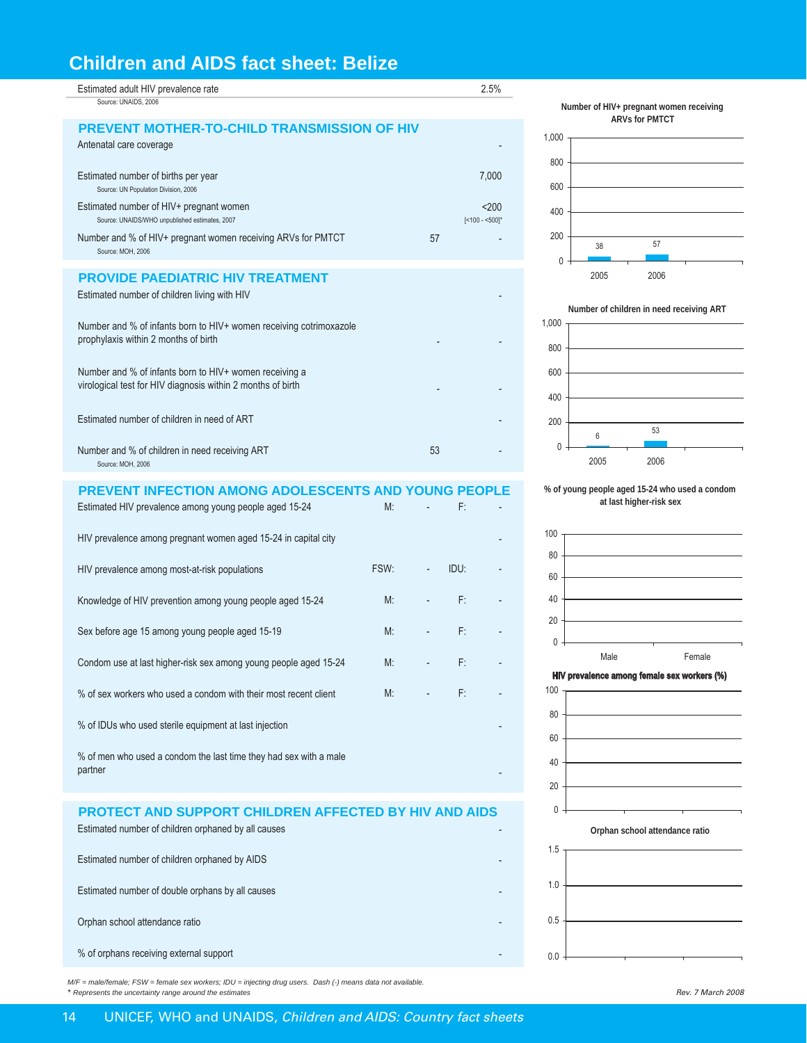# Children and AIDS fact sheet: Belize

| Estimated adult HIV prevalence rate | 2.5% |
|---|---|

Source: UNAIDS, 2006

## PREVENT MOTHER-TO-CHILD TRANSMISSION OF HIV

| Indicator | Number | % / Value |
|---|---|---|
| Antenatal care coverage | | - |
| Estimated number of births per year (Source: UN Population Division, 2006) | | 7,000 |
| Estimated number of HIV+ pregnant women (Source: UNAIDS/WHO unpublished estimates, 2007) | | <200 [<100 - <500]* |
| Number and % of HIV+ pregnant women receiving ARVs for PMTCT (Source: MOH, 2006) | 57 | - |

## PROVIDE PAEDIATRIC HIV TREATMENT

| Indicator | Number | % |
|---|---|---|
| Estimated number of children living with HIV | | - |
| Number and % of infants born to HIV+ women receiving cotrimoxazole prophylaxis within 2 months of birth | - | - |
| Number and % of infants born to HIV+ women receiving a virological test for HIV diagnosis within 2 months of birth | - | - |
| Estimated number of children in need of ART | | - |
| Number and % of children in need receiving ART (Source: MOH, 2006) | 53 | - |

## PREVENT INFECTION AMONG ADOLESCENTS AND YOUNG PEOPLE

| Indicator | | | | |
|---|---|---|---|---|
| Estimated HIV prevalence among young people aged 15-24 | M: | - | F: | - |
| HIV prevalence among pregnant women aged 15-24 in capital city | | | | - |
| HIV prevalence among most-at-risk populations | FSW: | - | IDU: | - |
| Knowledge of HIV prevention among young people aged 15-24 | M: | - | F: | - |
| Sex before age 15 among young people aged 15-19 | M: | - | F: | - |
| Condom use at last higher-risk sex among young people aged 15-24 | M: | - | F: | - |
| % of sex workers who used a condom with their most recent client | M: | - | F: | - |
| % of IDUs who used sterile equipment at last injection | | | | - |
| % of men who used a condom the last time they had sex with a male partner | | | | - |

## PROTECT AND SUPPORT CHILDREN AFFECTED BY HIV AND AIDS

| Indicator | Value |
|---|---|
| Estimated number of children orphaned by all causes | - |
| Estimated number of children orphaned by AIDS | - |
| Estimated number of double orphans by all causes | - |
| Orphan school attendance ratio | - |
| % of orphans receiving external support | - |

**Number of HIV+ pregnant women receiving ARVs for PMTCT**

| Year | Number |
|---|---|
| 2005 | 38 |
| 2006 | 57 |

**Number of children in need receiving ART**

| Year | Number |
|---|---|
| 2005 | 6 |
| 2006 | 53 |

**% of young people aged 15-24 who used a condom at last higher-risk sex**

Male, Female

**HIV prevalence among female sex workers (%)**

**Orphan school attendance ratio**

*M/F = male/female; FSW = female sex workers; IDU = injecting drug users. Dash (-) means data not available.*
*\* Represents the uncertainty range around the estimates*

*Rev. 7 March 2008*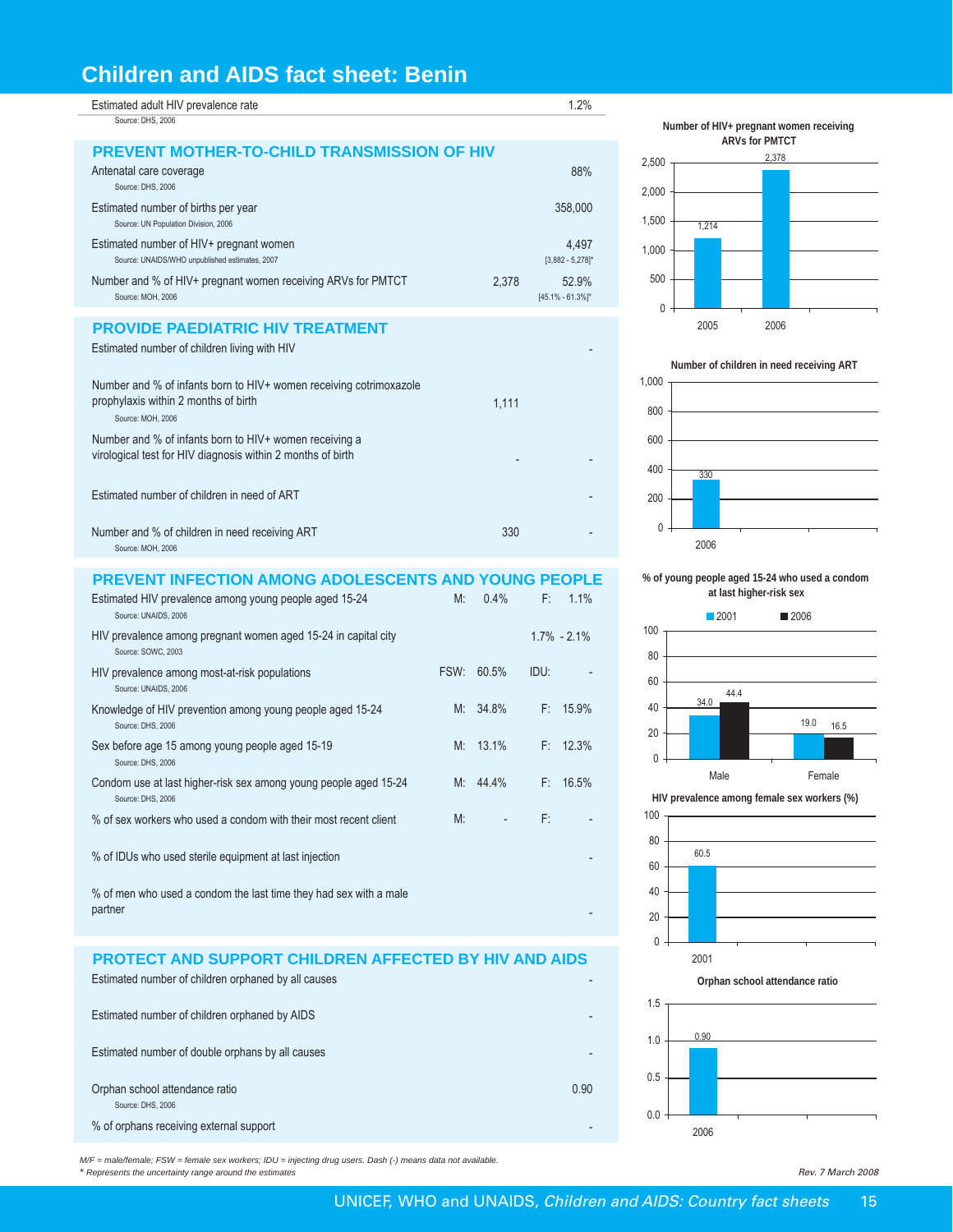# Children and AIDS fact sheet: Benin

| Estimated adult HIV prevalence rate | | 1.2% |
|---|---|---|
| Source: DHS, 2006 | | |

## PREVENT MOTHER-TO-CHILD TRANSMISSION OF HIV

| Indicator | Number | % / Value |
|---|---|---|
| Antenatal care coverage<br>Source: DHS, 2006 | | 88% |
| Estimated number of births per year<br>Source: UN Population Division, 2006 | | 358,000 |
| Estimated number of HIV+ pregnant women<br>Source: UNAIDS/WHO unpublished estimates, 2007 | | 4,497<br>[3,882 - 5,278]* |
| Number and % of HIV+ pregnant women receiving ARVs for PMTCT<br>Source: MOH, 2006 | 2,378 | 52.9%<br>[45.1% - 61.3%]* |

## PROVIDE PAEDIATRIC HIV TREATMENT

| Indicator | Number | % |
|---|---|---|
| Estimated number of children living with HIV | | - |
| Number and % of infants born to HIV+ women receiving cotrimoxazole prophylaxis within 2 months of birth<br>Source: MOH, 2006 | 1,111 | |
| Number and % of infants born to HIV+ women receiving a virological test for HIV diagnosis within 2 months of birth | - | - |
| Estimated number of children in need of ART | | - |
| Number and % of children in need receiving ART<br>Source: MOH, 2006 | 330 | - |

## PREVENT INFECTION AMONG ADOLESCENTS AND YOUNG PEOPLE

| Indicator | | | | |
|---|---|---|---|---|
| Estimated HIV prevalence among young people aged 15-24<br>Source: UNAIDS, 2006 | M: | 0.4% | F: | 1.1% |
| HIV prevalence among pregnant women aged 15-24 in capital city<br>Source: SOWC, 2003 | | | | 1.7% - 2.1% |
| HIV prevalence among most-at-risk populations<br>Source: UNAIDS, 2006 | FSW: | 60.5% | IDU: | - |
| Knowledge of HIV prevention among young people aged 15-24<br>Source: DHS, 2006 | M: | 34.8% | F: | 15.9% |
| Sex before age 15 among young people aged 15-19<br>Source: DHS, 2006 | M: | 13.1% | F: | 12.3% |
| Condom use at last higher-risk sex among young people aged 15-24<br>Source: DHS, 2006 | M: | 44.4% | F: | 16.5% |
| % of sex workers who used a condom with their most recent client | M: | - | F: | - |
| % of IDUs who used sterile equipment at last injection | | | | - |
| % of men who used a condom the last time they had sex with a male partner | | | | - |

## PROTECT AND SUPPORT CHILDREN AFFECTED BY HIV AND AIDS

| Indicator | Value |
|---|---|
| Estimated number of children orphaned by all causes | - |
| Estimated number of children orphaned by AIDS | - |
| Estimated number of double orphans by all causes | - |
| Orphan school attendance ratio<br>Source: DHS, 2006 | 0.90 |
| % of orphans receiving external support | - |

**Number of HIV+ pregnant women receiving ARVs for PMTCT**

| Year | Number |
|---|---|
| 2005 | 1,214 |
| 2006 | 2,378 |

**Number of children in need receiving ART**

| Year | Number |
|---|---|
| 2006 | 330 |

**% of young people aged 15-24 who used a condom at last higher-risk sex**

| | 2001 | 2006 |
|---|---|---|
| Male | 34.0 | 44.4 |
| Female | 19.0 | 16.5 |

**HIV prevalence among female sex workers (%)**

| Year | % |
|---|---|
| 2001 | 60.5 |

**Orphan school attendance ratio**

| Year | Ratio |
|---|---|
| 2006 | 0.90 |

*M/F = male/female; FSW = female sex workers; IDU = injecting drug users. Dash (-) means data not available.*
*\* Represents the uncertainty range around the estimates*

*Rev. 7 March 2008*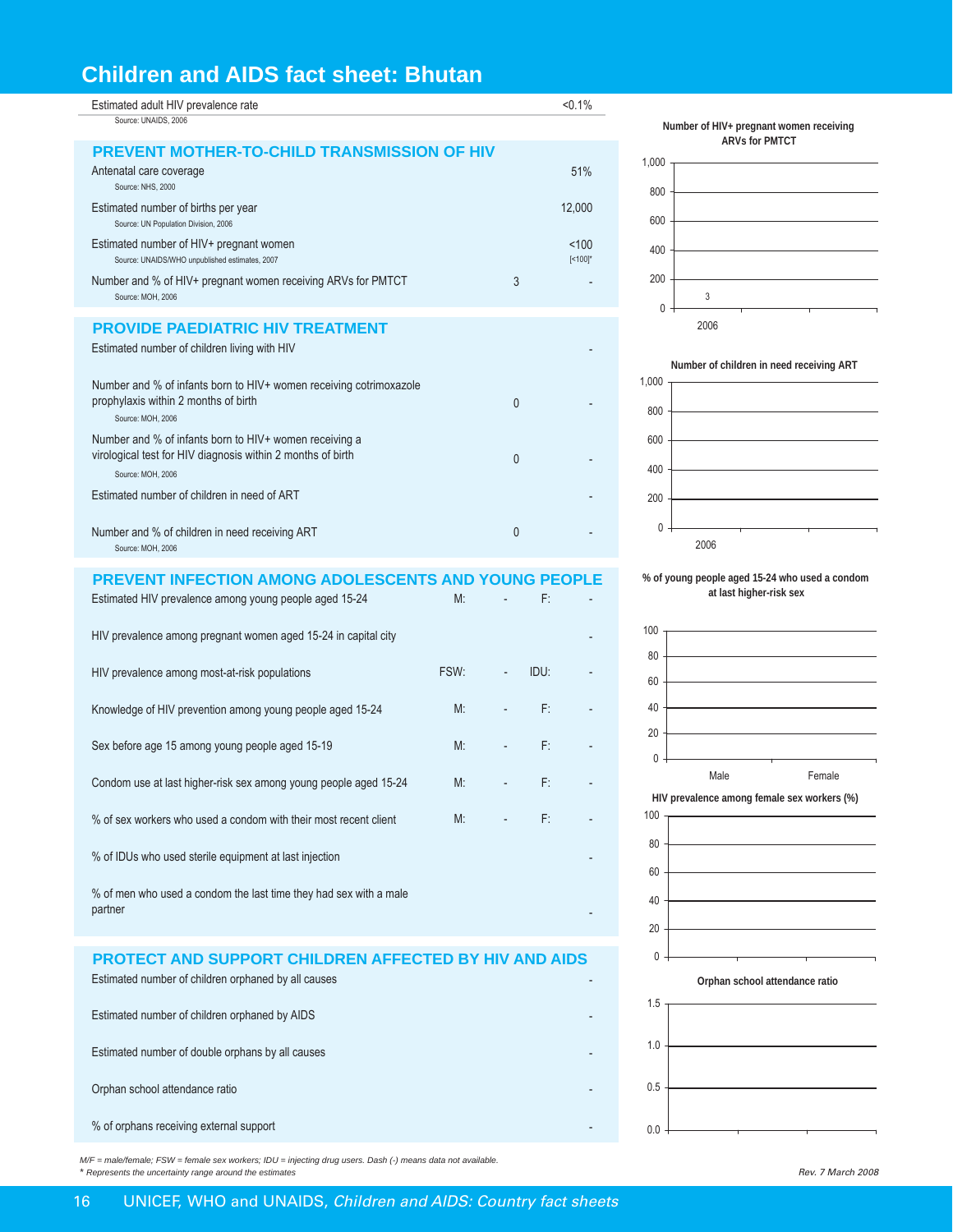# Children and AIDS fact sheet: Bhutan

| | | |
|---|---|---|
| Estimated adult HIV prevalence rate<br>Source: UNAIDS, 2006 | | <0.1% |

## PREVENT MOTHER-TO-CHILD TRANSMISSION OF HIV

| | | |
|---|---|---|
| Antenatal care coverage<br>Source: NHS, 2000 | | 51% |
| Estimated number of births per year<br>Source: UN Population Division, 2006 | | 12,000 |
| Estimated number of HIV+ pregnant women<br>Source: UNAIDS/WHO unpublished estimates, 2007 | | <100<br>[<100]* |
| Number and % of HIV+ pregnant women receiving ARVs for PMTCT<br>Source: MOH, 2006 | 3 | - |

## PROVIDE PAEDIATRIC HIV TREATMENT

| | | |
|---|---|---|
| Estimated number of children living with HIV | | - |
| Number and % of infants born to HIV+ women receiving cotrimoxazole prophylaxis within 2 months of birth<br>Source: MOH, 2006 | 0 | - |
| Number and % of infants born to HIV+ women receiving a virological test for HIV diagnosis within 2 months of birth<br>Source: MOH, 2006 | 0 | - |
| Estimated number of children in need of ART | | - |
| Number and % of children in need receiving ART<br>Source: MOH, 2006 | 0 | - |

## PREVENT INFECTION AMONG ADOLESCENTS AND YOUNG PEOPLE

| | | | | |
|---|---|---|---|---|
| Estimated HIV prevalence among young people aged 15-24 | M: | - | F: | - |
| HIV prevalence among pregnant women aged 15-24 in capital city | | | | - |
| HIV prevalence among most-at-risk populations | FSW: | - | IDU: | - |
| Knowledge of HIV prevention among young people aged 15-24 | M: | - | F: | - |
| Sex before age 15 among young people aged 15-19 | M: | - | F: | - |
| Condom use at last higher-risk sex among young people aged 15-24 | M: | - | F: | - |
| % of sex workers who used a condom with their most recent client | M: | - | F: | - |
| % of IDUs who used sterile equipment at last injection | | | | - |
| % of men who used a condom the last time they had sex with a male partner | | | | - |

## PROTECT AND SUPPORT CHILDREN AFFECTED BY HIV AND AIDS

| | |
|---|---|
| Estimated number of children orphaned by all causes | - |
| Estimated number of children orphaned by AIDS | - |
| Estimated number of double orphans by all causes | - |
| Orphan school attendance ratio | - |
| % of orphans receiving external support | - |

**Number of HIV+ pregnant women receiving ARVs for PMTCT**

| Year | Number |
|---|---|
| 2006 | 3 |

**Number of children in need receiving ART**

| Year | Number |
|---|---|
| 2006 | |

**% of young people aged 15-24 who used a condom at last higher-risk sex**

| Male | Female |
|---|---|
| | |

**HIV prevalence among female sex workers (%)**

**Orphan school attendance ratio**

*M/F = male/female; FSW = female sex workers; IDU = injecting drug users. Dash (-) means data not available.*
*\* Represents the uncertainty range around the estimates*

*Rev. 7 March 2008*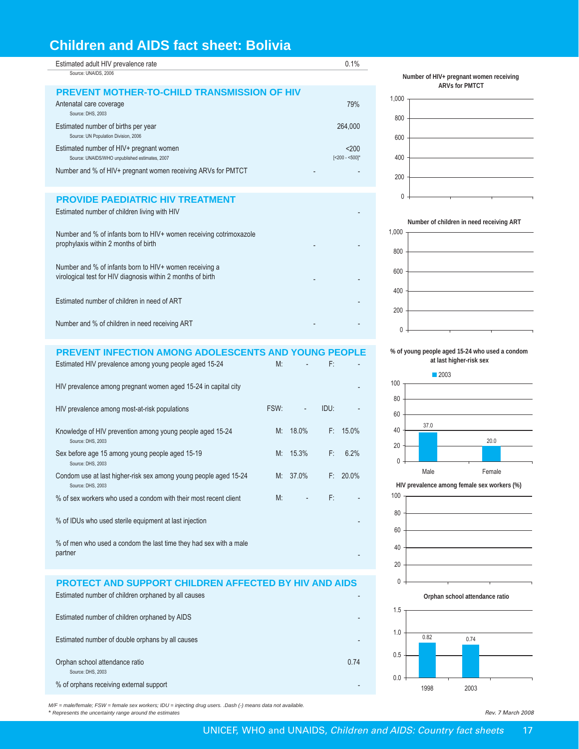# Children and AIDS fact sheet: Bolivia

| Estimated adult HIV prevalence rate | 0.1% |
|---|---|
| Source: UNAIDS, 2006 | |

## PREVENT MOTHER-TO-CHILD TRANSMISSION OF HIV

| Indicator | | Value |
|---|---|---|
| Antenatal care coverage<br>Source: DHS, 2003 | | 79% |
| Estimated number of births per year<br>Source: UN Population Division, 2006 | | 264,000 |
| Estimated number of HIV+ pregnant women<br>Source: UNAIDS/WHO unpublished estimates, 2007 | | <200<br>[<200 - <500]* |
| Number and % of HIV+ pregnant women receiving ARVs for PMTCT | - | - |

**Number of HIV+ pregnant women receiving ARVs for PMTCT**

## PROVIDE PAEDIATRIC HIV TREATMENT

| Indicator | | Value |
|---|---|---|
| Estimated number of children living with HIV | | - |
| Number and % of infants born to HIV+ women receiving cotrimoxazole prophylaxis within 2 months of birth | - | - |
| Number and % of infants born to HIV+ women receiving a virological test for HIV diagnosis within 2 months of birth | - | - |
| Estimated number of children in need of ART | | - |
| Number and % of children in need receiving ART | - | - |

**Number of children in need receiving ART**

## PREVENT INFECTION AMONG ADOLESCENTS AND YOUNG PEOPLE

| Indicator | | | | |
|---|---|---|---|---|
| Estimated HIV prevalence among young people aged 15-24 | M: | - | F: | - |
| HIV prevalence among pregnant women aged 15-24 in capital city | | | | - |
| HIV prevalence among most-at-risk populations | FSW: | - | IDU: | - |
| Knowledge of HIV prevention among young people aged 15-24<br>Source: DHS, 2003 | M: | 18.0% | F: | 15.0% |
| Sex before age 15 among young people aged 15-19<br>Source: DHS, 2003 | M: | 15.3% | F: | 6.2% |
| Condom use at last higher-risk sex among young people aged 15-24<br>Source: DHS, 2003 | M: | 37.0% | F: | 20.0% |
| % of sex workers who used a condom with their most recent client | M: | - | F: | - |
| % of IDUs who used sterile equipment at last injection | | | | - |
| % of men who used a condom the last time they had sex with a male partner | | | | - |

**% of young people aged 15-24 who used a condom at last higher-risk sex**

| | 2003 |
|---|---|
| Male | 37.0 |
| Female | 20.0 |

**HIV prevalence among female sex workers (%)**

## PROTECT AND SUPPORT CHILDREN AFFECTED BY HIV AND AIDS

| Indicator | Value |
|---|---|
| Estimated number of children orphaned by all causes | - |
| Estimated number of children orphaned by AIDS | - |
| Estimated number of double orphans by all causes | - |
| Orphan school attendance ratio<br>Source: DHS, 2003 | 0.74 |
| % of orphans receiving external support | - |

**Orphan school attendance ratio**

| Year | Ratio |
|---|---|
| 1998 | 0.82 |
| 2003 | 0.74 |

*M/F = male/female; FSW = female sex workers; IDU = injecting drug users. .Dash (-) means data not available.*
*\* Represents the uncertainty range around the estimates*

*Rev. 7 March 2008*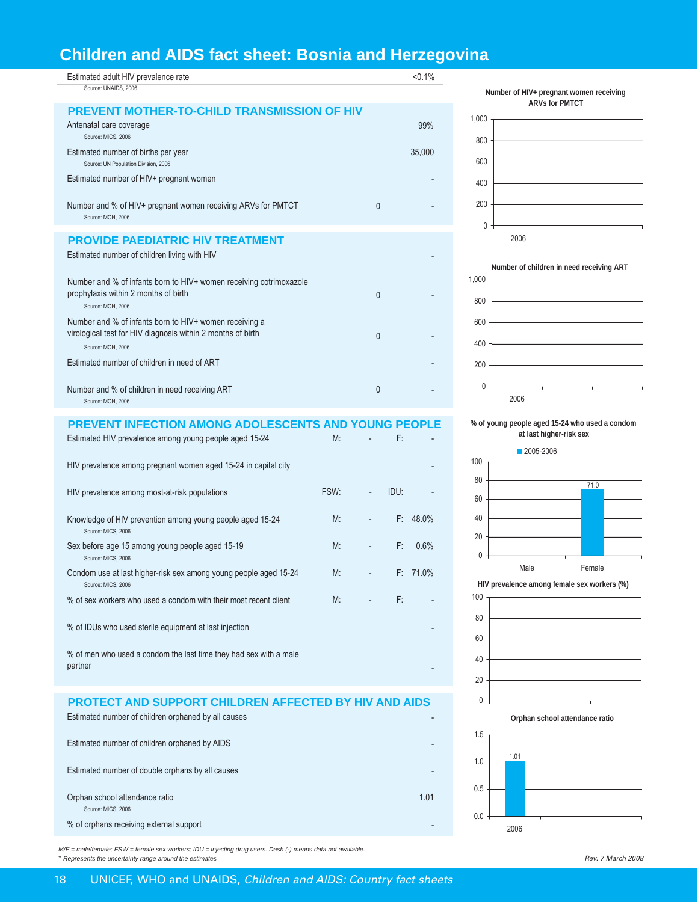# Children and AIDS fact sheet: Bosnia and Herzegovina

| Estimated adult HIV prevalence rate | <0.1% |
|---|---|

Source: UNAIDS, 2006

## PREVENT MOTHER-TO-CHILD TRANSMISSION OF HIV

| Indicator | Number | % / Value |
|---|---|---|
| Antenatal care coverage (Source: MICS, 2006) | | 99% |
| Estimated number of births per year (Source: UN Population Division, 2006) | | 35,000 |
| Estimated number of HIV+ pregnant women | | - |
| Number and % of HIV+ pregnant women receiving ARVs for PMTCT (Source: MOH, 2006) | 0 | - |

## PROVIDE PAEDIATRIC HIV TREATMENT

| Indicator | Number | % / Value |
|---|---|---|
| Estimated number of children living with HIV | | - |
| Number and % of infants born to HIV+ women receiving cotrimoxazole prophylaxis within 2 months of birth (Source: MOH, 2006) | 0 | - |
| Number and % of infants born to HIV+ women receiving a virological test for HIV diagnosis within 2 months of birth (Source: MOH, 2006) | 0 | - |
| Estimated number of children in need of ART | | - |
| Number and % of children in need receiving ART (Source: MOH, 2006) | 0 | - |

## PREVENT INFECTION AMONG ADOLESCENTS AND YOUNG PEOPLE

| Indicator | | | | |
|---|---|---|---|---|
| Estimated HIV prevalence among young people aged 15-24 | M: | - | F: | - |
| HIV prevalence among pregnant women aged 15-24 in capital city | | | | - |
| HIV prevalence among most-at-risk populations | FSW: | - | IDU: | - |
| Knowledge of HIV prevention among young people aged 15-24 (Source: MICS, 2006) | M: | - | F: | 48.0% |
| Sex before age 15 among young people aged 15-19 (Source: MICS, 2006) | M: | - | F: | 0.6% |
| Condom use at last higher-risk sex among young people aged 15-24 (Source: MICS, 2006) | M: | - | F: | 71.0% |
| % of sex workers who used a condom with their most recent client | M: | - | F: | - |
| % of IDUs who used sterile equipment at last injection | | | | - |
| % of men who used a condom the last time they had sex with a male partner | | | | - |

## PROTECT AND SUPPORT CHILDREN AFFECTED BY HIV AND AIDS

| Indicator | Value |
|---|---|
| Estimated number of children orphaned by all causes | - |
| Estimated number of children orphaned by AIDS | - |
| Estimated number of double orphans by all causes | - |
| Orphan school attendance ratio (Source: MICS, 2006) | 1.01 |
| % of orphans receiving external support | - |

**Number of HIV+ pregnant women receiving ARVs for PMTCT**

2006: no data

**Number of children in need receiving ART**

2006: no data

**% of young people aged 15-24 who used a condom at last higher-risk sex**

| | 2005-2006 |
|---|---|
| Male | - |
| Female | 71.0 |

**HIV prevalence among female sex workers (%)**

No data

**Orphan school attendance ratio**

| 2006 |
|---|
| 1.01 |

*M/F = male/female; FSW = female sex workers; IDU = injecting drug users. Dash (-) means data not available.*
** Represents the uncertainty range around the estimates*

*Rev. 7 March 2008*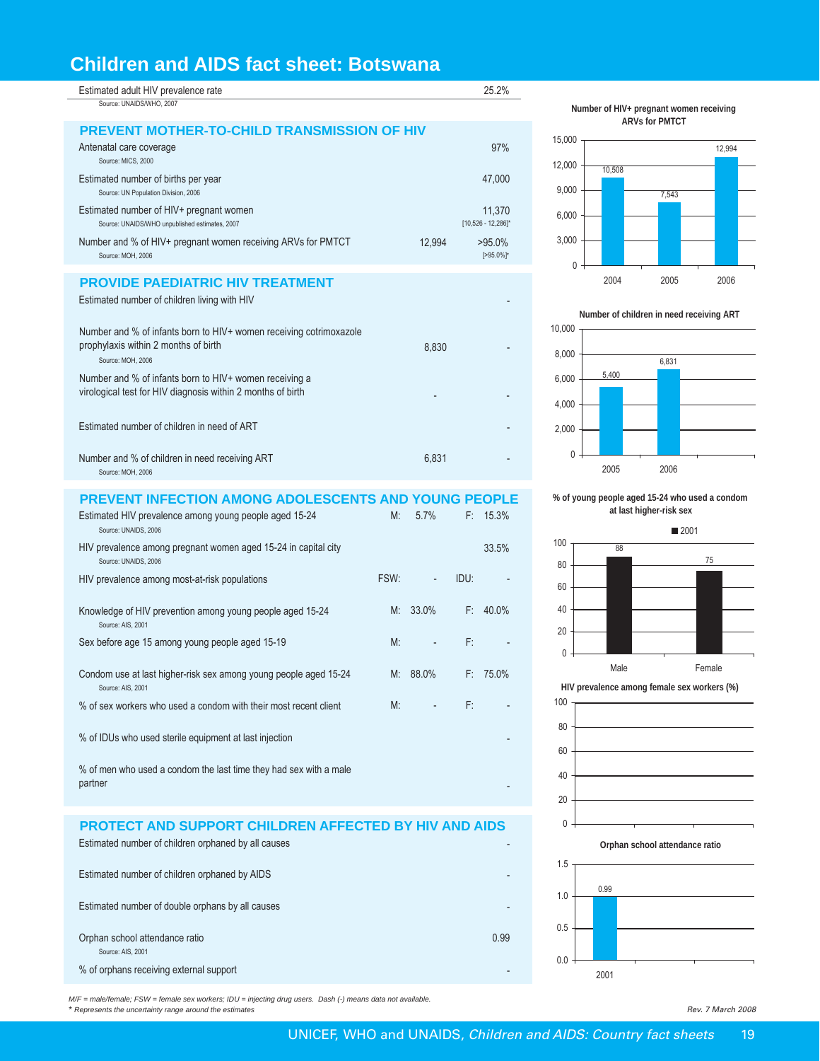# Children and AIDS fact sheet: Botswana

| | | |
|---|---|---|
| Estimated adult HIV prevalence rate<br>Source: UNAIDS/WHO, 2007 | | 25.2% |

## PREVENT MOTHER-TO-CHILD TRANSMISSION OF HIV

| | | |
|---|---|---|
| Antenatal care coverage<br>Source: MICS, 2000 | | 97% |
| Estimated number of births per year<br>Source: UN Population Division, 2006 | | 47,000 |
| Estimated number of HIV+ pregnant women<br>Source: UNAIDS/WHO unpublished estimates, 2007 | | 11,370<br>[10,526 - 12,286]* |
| Number and % of HIV+ pregnant women receiving ARVs for PMTCT<br>Source: MOH, 2006 | 12,994 | >95.0%<br>[>95.0%]* |

## PROVIDE PAEDIATRIC HIV TREATMENT

| | | |
|---|---|---|
| Estimated number of children living with HIV | | - |
| Number and % of infants born to HIV+ women receiving cotrimoxazole prophylaxis within 2 months of birth<br>Source: MOH, 2006 | 8,830 | - |
| Number and % of infants born to HIV+ women receiving a virological test for HIV diagnosis within 2 months of birth | - | - |
| Estimated number of children in need of ART | | - |
| Number and % of children in need receiving ART<br>Source: MOH, 2006 | 6,831 | - |

## PREVENT INFECTION AMONG ADOLESCENTS AND YOUNG PEOPLE

| | | | | |
|---|---|---|---|---|
| Estimated HIV prevalence among young people aged 15-24<br>Source: UNAIDS, 2006 | M: | 5.7% | F: | 15.3% |
| HIV prevalence among pregnant women aged 15-24 in capital city<br>Source: UNAIDS, 2006 | | | | 33.5% |
| HIV prevalence among most-at-risk populations | FSW: | - | IDU: | - |
| Knowledge of HIV prevention among young people aged 15-24<br>Source: AIS, 2001 | M: | 33.0% | F: | 40.0% |
| Sex before age 15 among young people aged 15-19 | M: | - | F: | - |
| Condom use at last higher-risk sex among young people aged 15-24<br>Source: AIS, 2001 | M: | 88.0% | F: | 75.0% |
| % of sex workers who used a condom with their most recent client | M: | - | F: | - |
| % of IDUs who used sterile equipment at last injection | | | | - |
| % of men who used a condom the last time they had sex with a male partner | | | | - |

## PROTECT AND SUPPORT CHILDREN AFFECTED BY HIV AND AIDS

| | |
|---|---|
| Estimated number of children orphaned by all causes | - |
| Estimated number of children orphaned by AIDS | - |
| Estimated number of double orphans by all causes | - |
| Orphan school attendance ratio<br>Source: AIS, 2001 | 0.99 |
| % of orphans receiving external support | - |

**Number of HIV+ pregnant women receiving ARVs for PMTCT**

| Year | Number |
|---|---|
| 2004 | 10,508 |
| 2005 | 7,543 |
| 2006 | 12,994 |

**Number of children in need receiving ART**

| Year | Number |
|---|---|
| 2005 | 5,400 |
| 2006 | 6,831 |

**% of young people aged 15-24 who used a condom at last higher-risk sex**

| | 2001 |
|---|---|
| Male | 88 |
| Female | 75 |

**HIV prevalence among female sex workers (%)**

**Orphan school attendance ratio**

| Year | Ratio |
|---|---|
| 2001 | 0.99 |

*M/F = male/female; FSW = female sex workers; IDU = injecting drug users. Dash (-) means data not available.*
*\* Represents the uncertainty range around the estimates*

*Rev. 7 March 2008*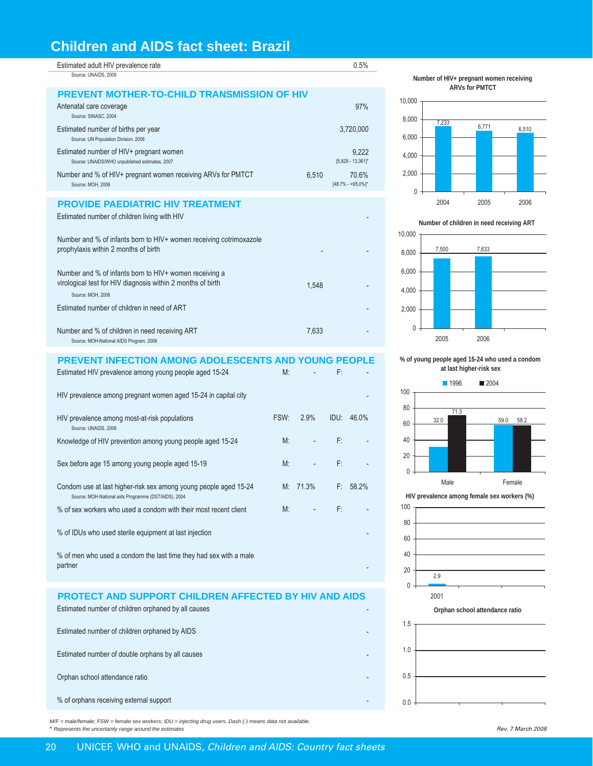# Children and AIDS fact sheet: Brazil

| | | |
|---|---|---|
| Estimated adult HIV prevalence rate<br>Source: UNAIDS, 2006 | | 0.5% |

## PREVENT MOTHER-TO-CHILD TRANSMISSION OF HIV

| | | |
|---|---|---|
| Antenatal care coverage<br>Source: SINASC, 2004 | | 97% |
| Estimated number of births per year<br>Source: UN Population Division, 2006 | | 3,720,000 |
| Estimated number of HIV+ pregnant women<br>Source: UNAIDS/WHO unpublished estimates, 2007 | | 9,222<br>[5,829 - 13,361]* |
| Number and % of HIV+ pregnant women receiving ARVs for PMTCT<br>Source: MOH, 2006 | 6,510 | 70.6%<br>[48.7% - >95.0%]* |

## PROVIDE PAEDIATRIC HIV TREATMENT

| | | |
|---|---|---|
| Estimated number of children living with HIV | | - |
| Number and % of infants born to HIV+ women receiving cotrimoxazole prophylaxis within 2 months of birth | - | - |
| Number and % of infants born to HIV+ women receiving a virological test for HIV diagnosis within 2 months of birth<br>Source: MOH, 2006 | 1,548 | - |
| Estimated number of children in need of ART | | - |
| Number and % of children in need receiving ART<br>Source: MOH-National AIDS Program, 2006 | 7,633 | - |

## PREVENT INFECTION AMONG ADOLESCENTS AND YOUNG PEOPLE

| | | | | |
|---|---|---|---|---|
| Estimated HIV prevalence among young people aged 15-24 | M: | - | F: | - |
| HIV prevalence among pregnant women aged 15-24 in capital city | | | | - |
| HIV prevalence among most-at-risk populations<br>Source: UNAIDS, 2006 | FSW: | 2.9% | IDU: | 46.0% |
| Knowledge of HIV prevention among young people aged 15-24 | M: | - | F: | - |
| Sex before age 15 among young people aged 15-19 | M: | - | F: | - |
| Condom use at last higher-risk sex among young people aged 15-24<br>Source: MOH-National aids Programme (DST/AIDS), 2004 | M: | 71.3% | F: | 58.2% |
| % of sex workers who used a condom with their most recent client | M: | - | F: | - |
| % of IDUs who used sterile equipment at last injection | | | | - |
| % of men who used a condom the last time they had sex with a male partner | | | | - |

## PROTECT AND SUPPORT CHILDREN AFFECTED BY HIV AND AIDS

| | |
|---|---|
| Estimated number of children orphaned by all causes | - |
| Estimated number of children orphaned by AIDS | - |
| Estimated number of double orphans by all causes | - |
| Orphan school attendance ratio | - |
| % of orphans receiving external support | - |

**Number of HIV+ pregnant women receiving ARVs for PMTCT**

| Year | Number |
|---|---|
| 2004 | 7,233 |
| 2005 | 6,771 |
| 2006 | 6,510 |

**Number of children in need receiving ART**

| Year | Number |
|---|---|
| 2005 | 7,500 |
| 2006 | 7,633 |

**% of young people aged 15-24 who used a condom at last higher-risk sex**

| | 1996 | 2004 |
|---|---|---|
| Male | 32.0 | 71.3 |
| Female | 59.0 | 58.2 |

**HIV prevalence among female sex workers (%)**

| Year | % |
|---|---|
| 2001 | 2.9 |

**Orphan school attendance ratio**

*M/F = male/female; FSW = female sex workers; IDU = injecting drug users. Dash (-) means data not available.*
*\* Represents the uncertainty range around the estimates*

*Rev. 7 March 2008*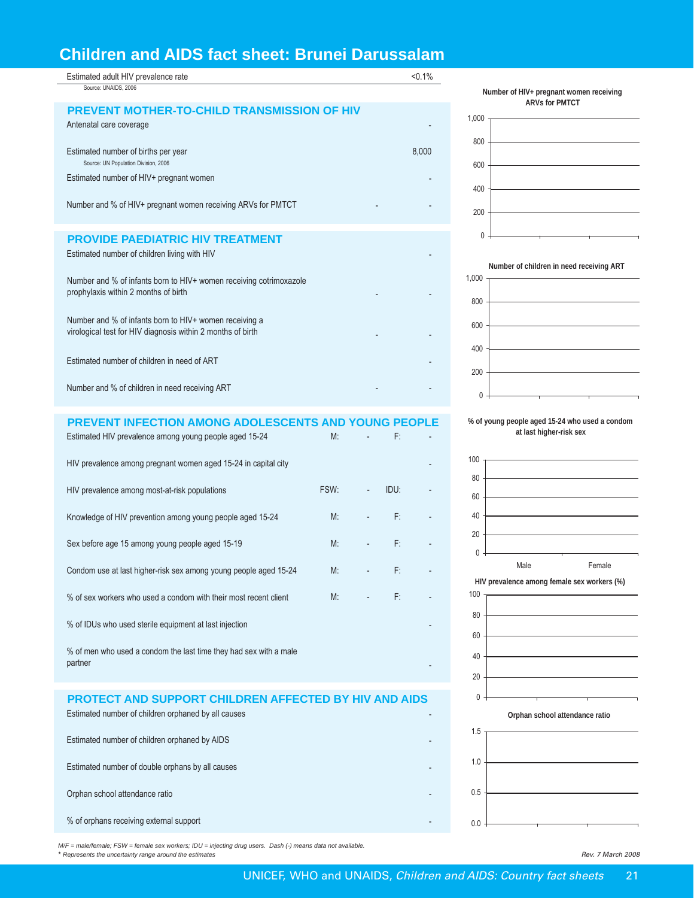# Children and AIDS fact sheet: Brunei Darussalam

| | |
|---|---|
| Estimated adult HIV prevalence rate | <0.1% |

Source: UNAIDS, 2006

## PREVENT MOTHER-TO-CHILD TRANSMISSION OF HIV

| | | |
|---|---|---|
| Antenatal care coverage | | - |
| Estimated number of births per year (Source: UN Population Division, 2006) | | 8,000 |
| Estimated number of HIV+ pregnant women | | - |
| Number and % of HIV+ pregnant women receiving ARVs for PMTCT | - | - |

## PROVIDE PAEDIATRIC HIV TREATMENT

| | | |
|---|---|---|
| Estimated number of children living with HIV | | - |
| Number and % of infants born to HIV+ women receiving cotrimoxazole prophylaxis within 2 months of birth | - | - |
| Number and % of infants born to HIV+ women receiving a virological test for HIV diagnosis within 2 months of birth | - | - |
| Estimated number of children in need of ART | | - |
| Number and % of children in need receiving ART | - | - |

## PREVENT INFECTION AMONG ADOLESCENTS AND YOUNG PEOPLE

| | | | | |
|---|---|---|---|---|
| Estimated HIV prevalence among young people aged 15-24 | M: | - | F: | - |
| HIV prevalence among pregnant women aged 15-24 in capital city | | | | - |
| HIV prevalence among most-at-risk populations | FSW: | - | IDU: | - |
| Knowledge of HIV prevention among young people aged 15-24 | M: | - | F: | - |
| Sex before age 15 among young people aged 15-19 | M: | - | F: | - |
| Condom use at last higher-risk sex among young people aged 15-24 | M: | - | F: | - |
| % of sex workers who used a condom with their most recent client | M: | - | F: | - |
| % of IDUs who used sterile equipment at last injection | | | | - |
| % of men who used a condom the last time they had sex with a male partner | | | | - |

## PROTECT AND SUPPORT CHILDREN AFFECTED BY HIV AND AIDS

| | |
|---|---|
| Estimated number of children orphaned by all causes | - |
| Estimated number of children orphaned by AIDS | - |
| Estimated number of double orphans by all causes | - |
| Orphan school attendance ratio | - |
| % of orphans receiving external support | - |

Number of HIV+ pregnant women receiving ARVs for PMTCT

Number of children in need receiving ART

% of young people aged 15-24 who used a condom at last higher-risk sex

HIV prevalence among female sex workers (%)

Orphan school attendance ratio

*M/F = male/female; FSW = female sex workers; IDU = injecting drug users. Dash (-) means data not available.*
*\* Represents the uncertainty range around the estimates*

*Rev. 7 March 2008*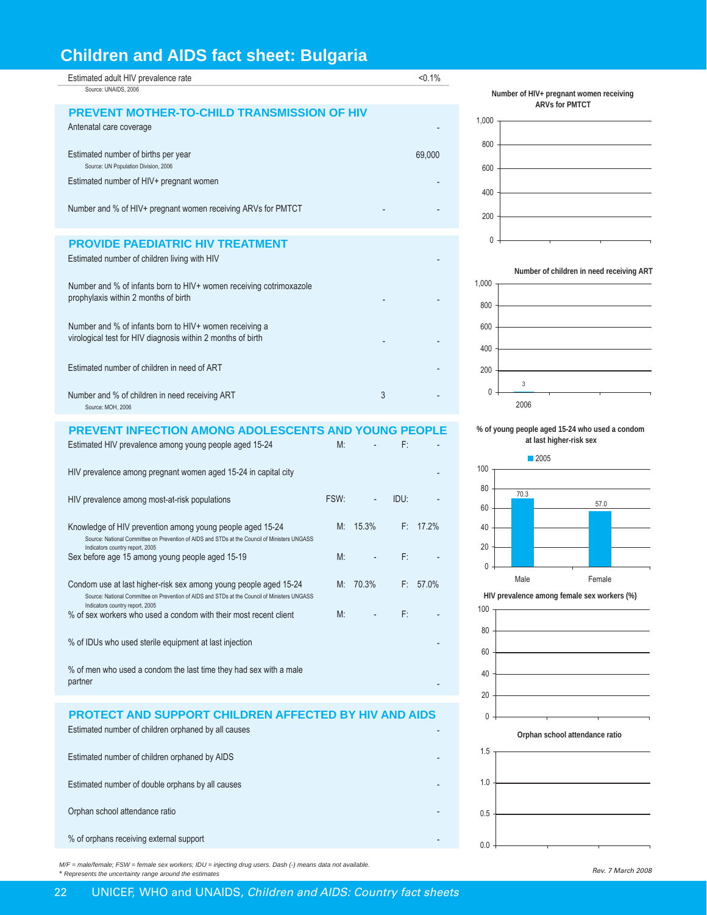# Children and AIDS fact sheet: Bulgaria

| | | |
|---|---|---|
| Estimated adult HIV prevalence rate | | <0.1% |

Source: UNAIDS, 2006

## PREVENT MOTHER-TO-CHILD TRANSMISSION OF HIV

| | | |
|---|---|---|
| Antenatal care coverage | | - |
| Estimated number of births per year<br>Source: UN Population Division, 2006 | | 69,000 |
| Estimated number of HIV+ pregnant women | | - |
| Number and % of HIV+ pregnant women receiving ARVs for PMTCT | - | - |

## PROVIDE PAEDIATRIC HIV TREATMENT

| | | |
|---|---|---|
| Estimated number of children living with HIV | | - |
| Number and % of infants born to HIV+ women receiving cotrimoxazole prophylaxis within 2 months of birth | - | - |
| Number and % of infants born to HIV+ women receiving a virological test for HIV diagnosis within 2 months of birth | - | - |
| Estimated number of children in need of ART | | - |
| Number and % of children in need receiving ART<br>Source: MOH, 2006 | 3 | - |

## PREVENT INFECTION AMONG ADOLESCENTS AND YOUNG PEOPLE

| | | | | |
|---|---|---|---|---|
| Estimated HIV prevalence among young people aged 15-24 | M: | - | F: | - |
| HIV prevalence among pregnant women aged 15-24 in capital city | | | | - |
| HIV prevalence among most-at-risk populations | FSW: | - | IDU: | - |
| Knowledge of HIV prevention among young people aged 15-24<br>Source: National Committee on Prevention of AIDS and STDs at the Council of Ministers UNGASS Indicators country report, 2005 | M: | 15.3% | F: | 17.2% |
| Sex before age 15 among young people aged 15-19 | M: | - | F: | - |
| Condom use at last higher-risk sex among young people aged 15-24<br>Source: National Committee on Prevention of AIDS and STDs at the Council of Ministers UNGASS Indicators country report, 2005 | M: | 70.3% | F: | 57.0% |
| % of sex workers who used a condom with their most recent client | M: | - | F: | - |
| % of IDUs who used sterile equipment at last injection | | | | - |
| % of men who used a condom the last time they had sex with a male partner | | | | - |

## PROTECT AND SUPPORT CHILDREN AFFECTED BY HIV AND AIDS

| | |
|---|---|
| Estimated number of children orphaned by all causes | - |
| Estimated number of children orphaned by AIDS | - |
| Estimated number of double orphans by all causes | - |
| Orphan school attendance ratio | - |
| % of orphans receiving external support | - |

**Number of HIV+ pregnant women receiving ARVs for PMTCT**

**Number of children in need receiving ART**

| Year | Value |
|---|---|
| 2006 | 3 |

**% of young people aged 15-24 who used a condom at last higher-risk sex**

| | 2005 |
|---|---|
| Male | 70.3 |
| Female | 57.0 |

**HIV prevalence among female sex workers (%)**

**Orphan school attendance ratio**

*M/F = male/female; FSW = female sex workers; IDU = injecting drug users. Dash (-) means data not available.*
*\* Represents the uncertainty range around the estimates*

*Rev. 7 March 2008*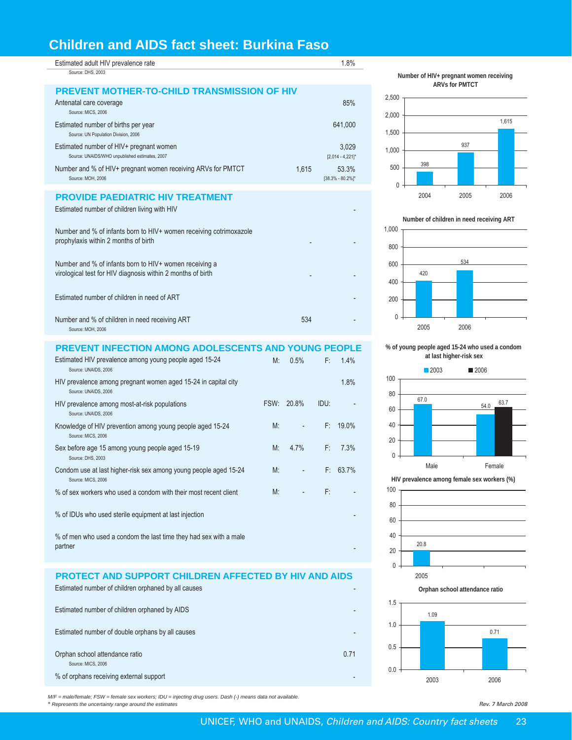# Children and AIDS fact sheet: Burkina Faso

| | | | | |
|---|---|---|---|---|
| Estimated adult HIV prevalence rate<br>Source: DHS, 2003 | | | | 1.8% |

## PREVENT MOTHER-TO-CHILD TRANSMISSION OF HIV

| | | |
|---|---|---|
| Antenatal care coverage<br>Source: MICS, 2006 | | 85% |
| Estimated number of births per year<br>Source: UN Population Division, 2006 | | 641,000 |
| Estimated number of HIV+ pregnant women<br>Source: UNAIDS/WHO unpublished estimates, 2007 | | 3,029<br>[2,014 - 4,221]* |
| Number and % of HIV+ pregnant women receiving ARVs for PMTCT<br>Source: MOH, 2006 | 1,615 | 53.3%<br>[38.3% - 80.2%]* |

## PROVIDE PAEDIATRIC HIV TREATMENT

| | | |
|---|---|---|
| Estimated number of children living with HIV | | - |
| Number and % of infants born to HIV+ women receiving cotrimoxazole prophylaxis within 2 months of birth | - | - |
| Number and % of infants born to HIV+ women receiving a virological test for HIV diagnosis within 2 months of birth | - | - |
| Estimated number of children in need of ART | | - |
| Number and % of children in need receiving ART<br>Source: MOH, 2006 | 534 | - |

## PREVENT INFECTION AMONG ADOLESCENTS AND YOUNG PEOPLE

| | | | | |
|---|---|---|---|---|
| Estimated HIV prevalence among young people aged 15-24<br>Source: UNAIDS, 2006 | M: | 0.5% | F: | 1.4% |
| HIV prevalence among pregnant women aged 15-24 in capital city<br>Source: UNAIDS, 2006 | | | | 1.8% |
| HIV prevalence among most-at-risk populations<br>Source: UNAIDS, 2006 | FSW: | 20.8% | IDU: | - |
| Knowledge of HIV prevention among young people aged 15-24<br>Source: MICS, 2006 | M: | - | F: | 19.0% |
| Sex before age 15 among young people aged 15-19<br>Source: DHS, 2003 | M: | 4.7% | F: | 7.3% |
| Condom use at last higher-risk sex among young people aged 15-24<br>Source: MICS, 2006 | M: | - | F: | 63.7% |
| % of sex workers who used a condom with their most recent client | M: | - | F: | - |
| % of IDUs who used sterile equipment at last injection | | | | - |
| % of men who used a condom the last time they had sex with a male partner | | | | - |

## PROTECT AND SUPPORT CHILDREN AFFECTED BY HIV AND AIDS

| | |
|---|---|
| Estimated number of children orphaned by all causes | - |
| Estimated number of children orphaned by AIDS | - |
| Estimated number of double orphans by all causes | - |
| Orphan school attendance ratio<br>Source: MICS, 2006 | 0.71 |
| % of orphans receiving external support | - |

**Number of HIV+ pregnant women receiving ARVs for PMTCT**

| Year | Number |
|---|---|
| 2004 | 398 |
| 2005 | 937 |
| 2006 | 1,615 |

**Number of children in need receiving ART**

| Year | Number |
|---|---|
| 2005 | 420 |
| 2006 | 534 |

**% of young people aged 15-24 who used a condom at last higher-risk sex**

| | 2003 | 2006 |
|---|---|---|
| Male | 67.0 | |
| Female | 54.0 | 63.7 |

**HIV prevalence among female sex workers (%)**

| Year | % |
|---|---|
| 2005 | 20.8 |

**Orphan school attendance ratio**

| Year | Ratio |
|---|---|
| 2003 | 1.09 |
| 2006 | 0.71 |

*M/F = male/female; FSW = female sex workers; IDU = injecting drug users. Dash (-) means data not available.*
*\* Represents the uncertainty range around the estimates*

Rev. 7 March 2008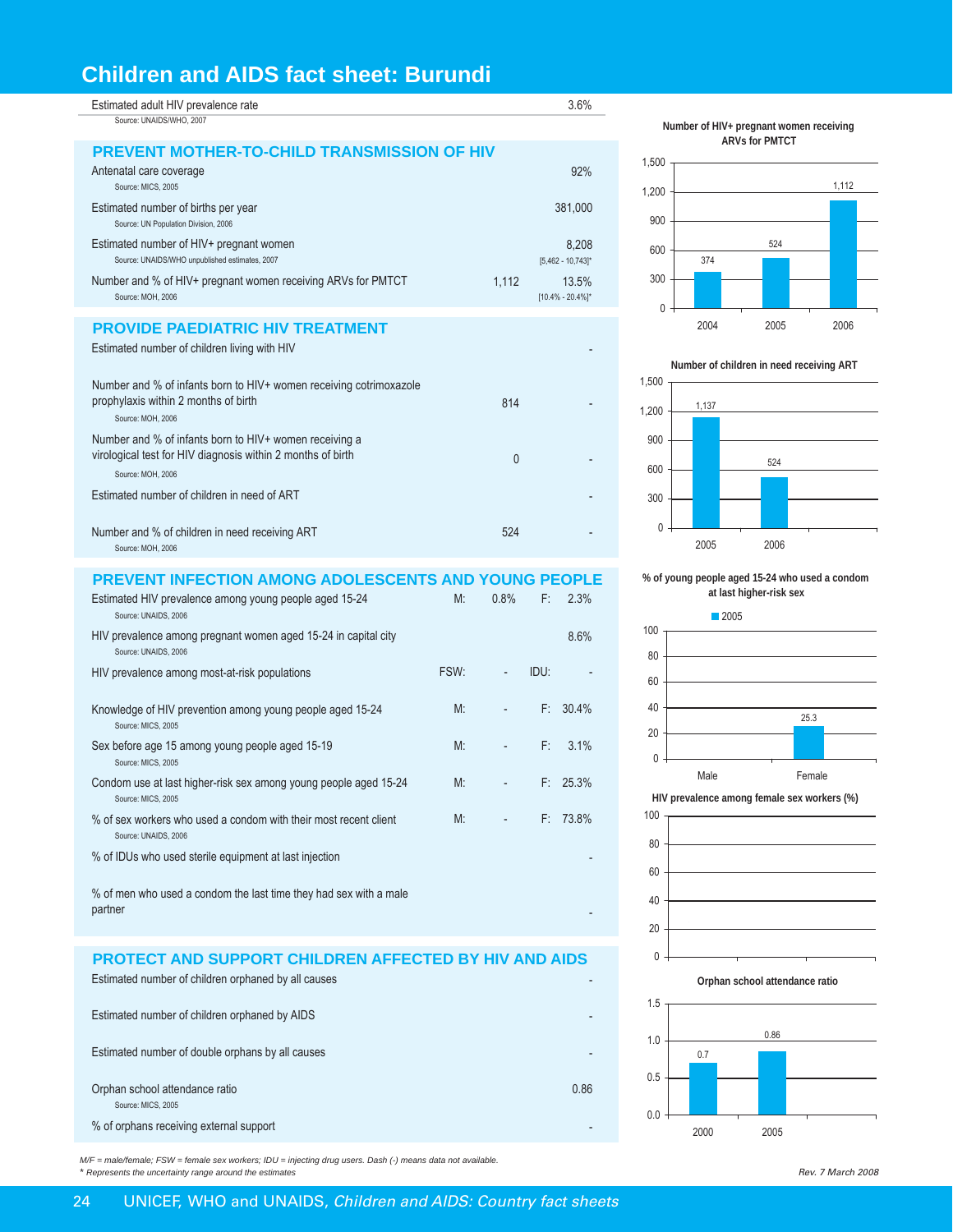# Children and AIDS fact sheet: Burundi

| Estimated adult HIV prevalence rate | | 3.6% |
|---|---|---|

Source: UNAIDS/WHO, 2007

## PREVENT MOTHER-TO-CHILD TRANSMISSION OF HIV

| Indicator | Number | % |
|---|---|---|
| Antenatal care coverage (Source: MICS, 2005) | | 92% |
| Estimated number of births per year (Source: UN Population Division, 2006) | | 381,000 |
| Estimated number of HIV+ pregnant women (Source: UNAIDS/WHO unpublished estimates, 2007) | | 8,208 [5,462 - 10,743]* |
| Number and % of HIV+ pregnant women receiving ARVs for PMTCT (Source: MOH, 2006) | 1,112 | 13.5% [10.4% - 20.4%]* |

## PROVIDE PAEDIATRIC HIV TREATMENT

| Indicator | Number | % |
|---|---|---|
| Estimated number of children living with HIV | | - |
| Number and % of infants born to HIV+ women receiving cotrimoxazole prophylaxis within 2 months of birth (Source: MOH, 2006) | 814 | - |
| Number and % of infants born to HIV+ women receiving a virological test for HIV diagnosis within 2 months of birth (Source: MOH, 2006) | 0 | - |
| Estimated number of children in need of ART | | - |
| Number and % of children in need receiving ART (Source: MOH, 2006) | 524 | - |

## PREVENT INFECTION AMONG ADOLESCENTS AND YOUNG PEOPLE

| Indicator | | | | |
|---|---|---|---|---|
| Estimated HIV prevalence among young people aged 15-24 (Source: UNAIDS, 2006) | M: | 0.8% | F: | 2.3% |
| HIV prevalence among pregnant women aged 15-24 in capital city (Source: UNAIDS, 2006) | | | | 8.6% |
| HIV prevalence among most-at-risk populations | FSW: | - | IDU: | - |
| Knowledge of HIV prevention among young people aged 15-24 (Source: MICS, 2005) | M: | - | F: | 30.4% |
| Sex before age 15 among young people aged 15-19 (Source: MICS, 2005) | M: | - | F: | 3.1% |
| Condom use at last higher-risk sex among young people aged 15-24 (Source: MICS, 2005) | M: | - | F: | 25.3% |
| % of sex workers who used a condom with their most recent client (Source: UNAIDS, 2006) | M: | - | F: | 73.8% |
| % of IDUs who used sterile equipment at last injection | | | | - |
| % of men who used a condom the last time they had sex with a male partner | | | | - |

## PROTECT AND SUPPORT CHILDREN AFFECTED BY HIV AND AIDS

| Indicator | Value |
|---|---|
| Estimated number of children orphaned by all causes | - |
| Estimated number of children orphaned by AIDS | - |
| Estimated number of double orphans by all causes | - |
| Orphan school attendance ratio (Source: MICS, 2005) | 0.86 |
| % of orphans receiving external support | - |

**Number of HIV+ pregnant women receiving ARVs for PMTCT**

| Year | Number |
|---|---|
| 2004 | 374 |
| 2005 | 524 |
| 2006 | 1,112 |

**Number of children in need receiving ART**

| Year | Number |
|---|---|
| 2005 | 1,137 |
| 2006 | 524 |

**% of young people aged 15-24 who used a condom at last higher-risk sex**

| | 2005 |
|---|---|
| Male | |
| Female | 25.3 |

**HIV prevalence among female sex workers (%)**

**Orphan school attendance ratio**

| Year | Ratio |
|---|---|
| 2000 | 0.7 |
| 2005 | 0.86 |

*M/F = male/female; FSW = female sex workers; IDU = injecting drug users. Dash (-) means data not available.*
*\* Represents the uncertainty range around the estimates*

*Rev. 7 March 2008*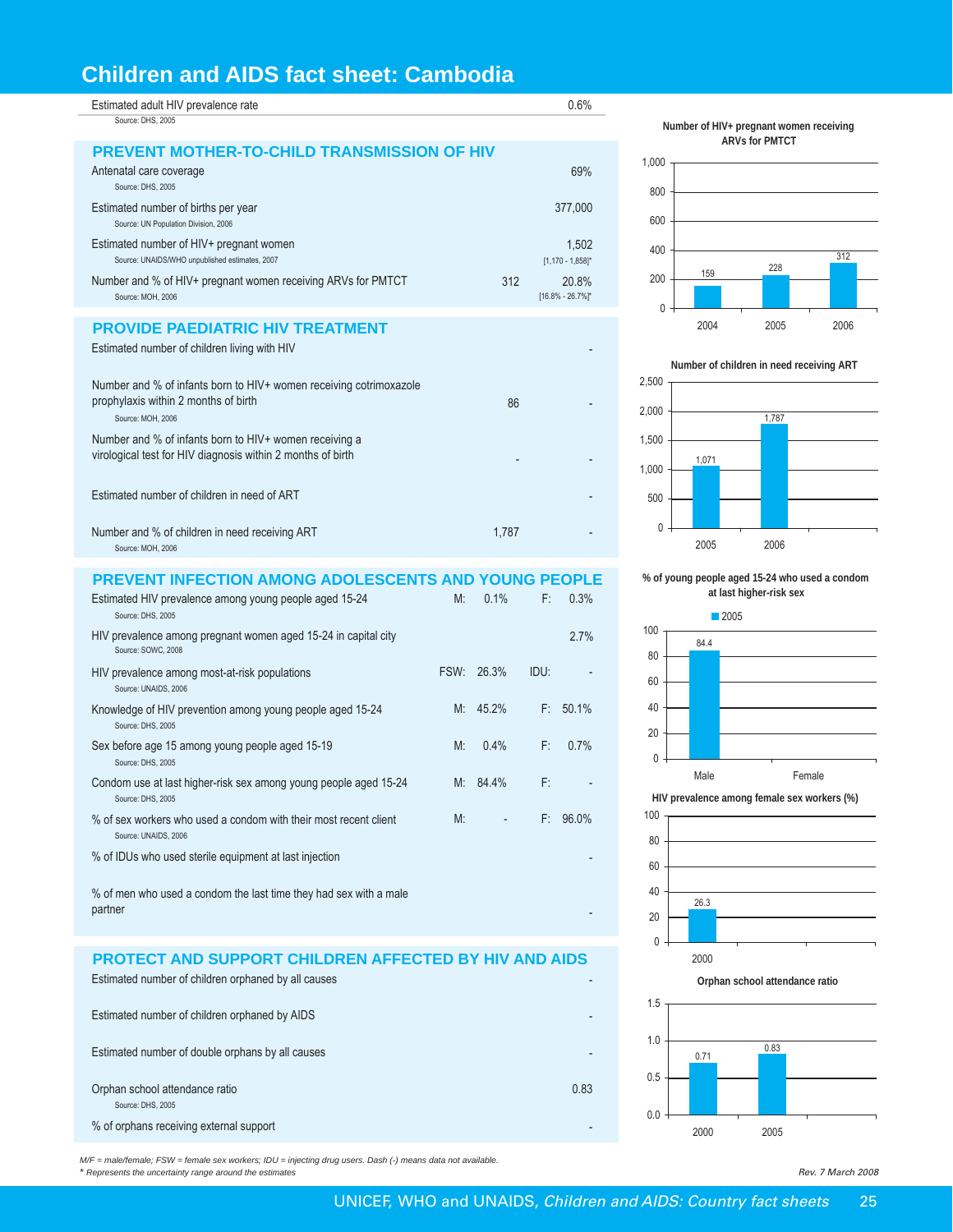# Children and AIDS fact sheet: Cambodia

| Indicator | | Value |
|---|---|---|
| Estimated adult HIV prevalence rate<br>Source: DHS, 2005 | | 0.6% |

## PREVENT MOTHER-TO-CHILD TRANSMISSION OF HIV

| Indicator | Number | Value |
|---|---|---|
| Antenatal care coverage<br>Source: DHS, 2005 | | 69% |
| Estimated number of births per year<br>Source: UN Population Division, 2006 | | 377,000 |
| Estimated number of HIV+ pregnant women<br>Source: UNAIDS/WHO unpublished estimates, 2007 | | 1,502<br>[1,170 - 1,858]* |
| Number and % of HIV+ pregnant women receiving ARVs for PMTCT<br>Source: MOH, 2006 | 312 | 20.8%<br>[16.8% - 26.7%]* |

## PROVIDE PAEDIATRIC HIV TREATMENT

| Indicator | Number | % |
|---|---|---|
| Estimated number of children living with HIV | | - |
| Number and % of infants born to HIV+ women receiving cotrimoxazole prophylaxis within 2 months of birth<br>Source: MOH, 2006 | 86 | - |
| Number and % of infants born to HIV+ women receiving a virological test for HIV diagnosis within 2 months of birth | - | - |
| Estimated number of children in need of ART | | - |
| Number and % of children in need receiving ART<br>Source: MOH, 2006 | 1,787 | - |

## PREVENT INFECTION AMONG ADOLESCENTS AND YOUNG PEOPLE

| Indicator | | | | |
|---|---|---|---|---|
| Estimated HIV prevalence among young people aged 15-24<br>Source: DHS, 2005 | M: | 0.1% | F: | 0.3% |
| HIV prevalence among pregnant women aged 15-24 in capital city<br>Source: SOWC, 2008 | | | | 2.7% |
| HIV prevalence among most-at-risk populations<br>Source: UNAIDS, 2006 | FSW: | 26.3% | IDU: | - |
| Knowledge of HIV prevention among young people aged 15-24<br>Source: DHS, 2005 | M: | 45.2% | F: | 50.1% |
| Sex before age 15 among young people aged 15-19<br>Source: DHS, 2005 | M: | 0.4% | F: | 0.7% |
| Condom use at last higher-risk sex among young people aged 15-24<br>Source: DHS, 2005 | M: | 84.4% | F: | - |
| % of sex workers who used a condom with their most recent client<br>Source: UNAIDS, 2006 | M: | - | F: | 96.0% |
| % of IDUs who used sterile equipment at last injection | | | | - |
| % of men who used a condom the last time they had sex with a male partner | | | | - |

## PROTECT AND SUPPORT CHILDREN AFFECTED BY HIV AND AIDS

| Indicator | Value |
|---|---|
| Estimated number of children orphaned by all causes | - |
| Estimated number of children orphaned by AIDS | - |
| Estimated number of double orphans by all causes | - |
| Orphan school attendance ratio<br>Source: DHS, 2005 | 0.83 |
| % of orphans receiving external support | - |

**Number of HIV+ pregnant women receiving ARVs for PMTCT**

| 2004 | 2005 | 2006 |
|---|---|---|
| 159 | 228 | 312 |

**Number of children in need receiving ART**

| 2005 | 2006 |
|---|---|
| 1,071 | 1,787 |

**% of young people aged 15-24 who used a condom at last higher-risk sex**

| | Male | Female |
|---|---|---|
| 2005 | 84.4 | |

**HIV prevalence among female sex workers (%)**

| 2000 |
|---|
| 26.3 |

**Orphan school attendance ratio**

| 2000 | 2005 |
|---|---|
| 0.71 | 0.83 |

*M/F = male/female; FSW = female sex workers; IDU = injecting drug users. Dash (-) means data not available.*
*\* Represents the uncertainty range around the estimates*

*Rev. 7 March 2008*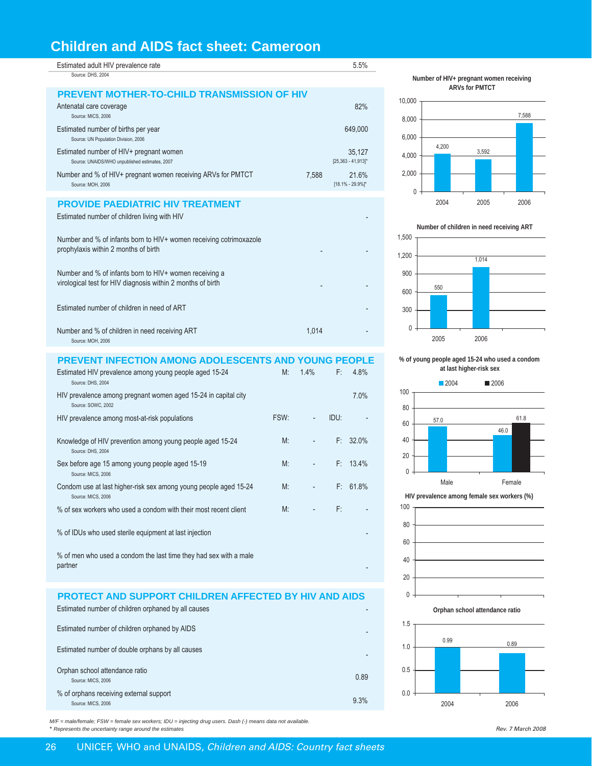# Children and AIDS fact sheet: Cameroon

| Indicator | | | | Value |
|---|---|---|---|---|
| Estimated adult HIV prevalence rate<br>Source: DHS, 2004 | | | | 5.5% |

## PREVENT MOTHER-TO-CHILD TRANSMISSION OF HIV

| Indicator | Number | % |
|---|---|---|
| Antenatal care coverage<br>Source: MICS, 2006 | | 82% |
| Estimated number of births per year<br>Source: UN Population Division, 2006 | | 649,000 |
| Estimated number of HIV+ pregnant women<br>Source: UNAIDS/WHO unpublished estimates, 2007 | | 35,127<br>[25,363 - 41,913]* |
| Number and % of HIV+ pregnant women receiving ARVs for PMTCT<br>Source: MOH, 2006 | 7,588 | 21.6%<br>[18.1% - 29.9%]* |

## PROVIDE PAEDIATRIC HIV TREATMENT

| Indicator | Number | % |
|---|---|---|
| Estimated number of children living with HIV | | - |
| Number and % of infants born to HIV+ women receiving cotrimoxazole prophylaxis within 2 months of birth | - | - |
| Number and % of infants born to HIV+ women receiving a virological test for HIV diagnosis within 2 months of birth | - | - |
| Estimated number of children in need of ART | | - |
| Number and % of children in need receiving ART<br>Source: MOH, 2006 | 1,014 | - |

## PREVENT INFECTION AMONG ADOLESCENTS AND YOUNG PEOPLE

| Indicator | | | | |
|---|---|---|---|---|
| Estimated HIV prevalence among young people aged 15-24<br>Source: DHS, 2004 | M: | 1.4% | F: | 4.8% |
| HIV prevalence among pregnant women aged 15-24 in capital city<br>Source: SOWC, 2002 | | | | 7.0% |
| HIV prevalence among most-at-risk populations | FSW: | - | IDU: | - |
| Knowledge of HIV prevention among young people aged 15-24<br>Source: DHS, 2004 | M: | - | F: | 32.0% |
| Sex before age 15 among young people aged 15-19<br>Source: MICS, 2006 | M: | - | F: | 13.4% |
| Condom use at last higher-risk sex among young people aged 15-24<br>Source: MICS, 2006 | M: | - | F: | 61.8% |
| % of sex workers who used a condom with their most recent client | M: | - | F: | - |
| % of IDUs who used sterile equipment at last injection | | | | - |
| % of men who used a condom the last time they had sex with a male partner | | | | - |

## PROTECT AND SUPPORT CHILDREN AFFECTED BY HIV AND AIDS

| Indicator | Value |
|---|---|
| Estimated number of children orphaned by all causes | - |
| Estimated number of children orphaned by AIDS | - |
| Estimated number of double orphans by all causes | - |
| Orphan school attendance ratio<br>Source: MICS, 2006 | 0.89 |
| % of orphans receiving external support<br>Source: MICS, 2006 | 9.3% |

### Number of HIV+ pregnant women receiving ARVs for PMTCT

| Year | Number |
|---|---|
| 2004 | 4,200 |
| 2005 | 3,592 |
| 2006 | 7,588 |

### Number of children in need receiving ART

| Year | Number |
|---|---|
| 2005 | 550 |
| 2006 | 1,014 |

### % of young people aged 15-24 who used a condom at last higher-risk sex

| | 2004 | 2006 |
|---|---|---|
| Male | 57.0 | |
| Female | 46.0 | 61.8 |

### HIV prevalence among female sex workers (%)

### Orphan school attendance ratio

| Year | Ratio |
|---|---|
| 2004 | 0.99 |
| 2006 | 0.89 |

*M/F = male/female; FSW = female sex workers; IDU = injecting drug users. Dash (-) means data not available.*
** Represents the uncertainty range around the estimates*

*Rev. 7 March 2008*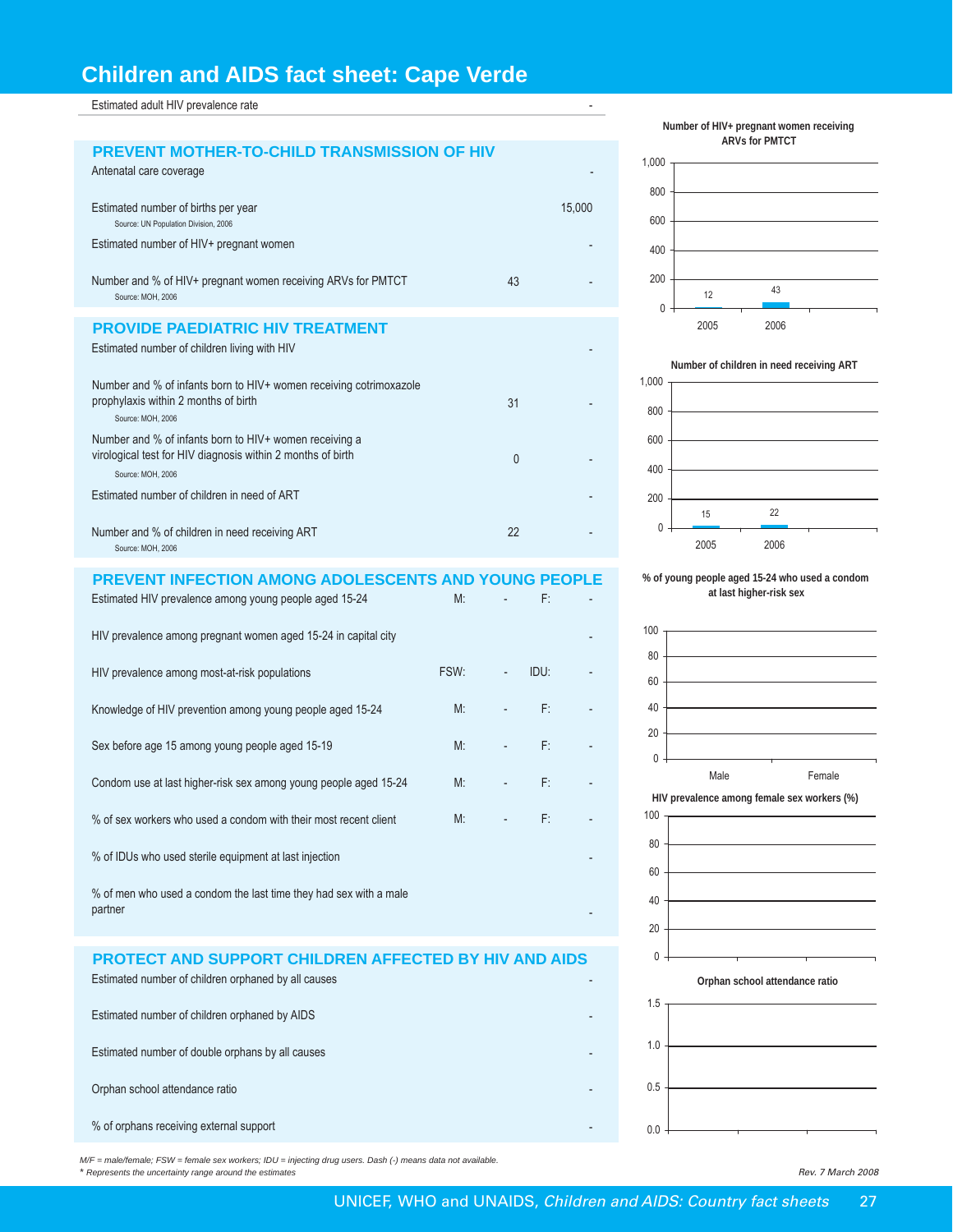# Children and AIDS fact sheet: Cape Verde

| | | |
|---|---|---|
| Estimated adult HIV prevalence rate | | - |

## PREVENT MOTHER-TO-CHILD TRANSMISSION OF HIV

| | | |
|---|---|---|
| Antenatal care coverage | | - |
| Estimated number of births per year<br>Source: UN Population Division, 2006 | | 15,000 |
| Estimated number of HIV+ pregnant women | | - |
| Number and % of HIV+ pregnant women receiving ARVs for PMTCT<br>Source: MOH, 2006 | 43 | - |

## PROVIDE PAEDIATRIC HIV TREATMENT

| | | |
|---|---|---|
| Estimated number of children living with HIV | | - |
| Number and % of infants born to HIV+ women receiving cotrimoxazole prophylaxis within 2 months of birth<br>Source: MOH, 2006 | 31 | - |
| Number and % of infants born to HIV+ women receiving a virological test for HIV diagnosis within 2 months of birth<br>Source: MOH, 2006 | 0 | - |
| Estimated number of children in need of ART | | - |
| Number and % of children in need receiving ART<br>Source: MOH, 2006 | 22 | - |

## PREVENT INFECTION AMONG ADOLESCENTS AND YOUNG PEOPLE

| | | | | |
|---|---|---|---|---|
| Estimated HIV prevalence among young people aged 15-24 | M: | - | F: | - |
| HIV prevalence among pregnant women aged 15-24 in capital city | | | | - |
| HIV prevalence among most-at-risk populations | FSW: | - | IDU: | - |
| Knowledge of HIV prevention among young people aged 15-24 | M: | - | F: | - |
| Sex before age 15 among young people aged 15-19 | M: | - | F: | - |
| Condom use at last higher-risk sex among young people aged 15-24 | M: | - | F: | - |
| % of sex workers who used a condom with their most recent client | M: | - | F: | - |
| % of IDUs who used sterile equipment at last injection | | | | - |
| % of men who used a condom the last time they had sex with a male partner | | | | - |

## PROTECT AND SUPPORT CHILDREN AFFECTED BY HIV AND AIDS

| | |
|---|---|
| Estimated number of children orphaned by all causes | - |
| Estimated number of children orphaned by AIDS | - |
| Estimated number of double orphans by all causes | - |
| Orphan school attendance ratio | - |
| % of orphans receiving external support | - |

**Number of HIV+ pregnant women receiving ARVs for PMTCT**

| 2005 | 2006 |
|---|---|
| 12 | 43 |

**Number of children in need receiving ART**

| 2005 | 2006 |
|---|---|
| 15 | 22 |

**% of young people aged 15-24 who used a condom at last higher-risk sex**

Male, Female

**HIV prevalence among female sex workers (%)**

**Orphan school attendance ratio**

*M/F = male/female; FSW = female sex workers; IDU = injecting drug users. Dash (-) means data not available.*
*\* Represents the uncertainty range around the estimates*

*Rev. 7 March 2008*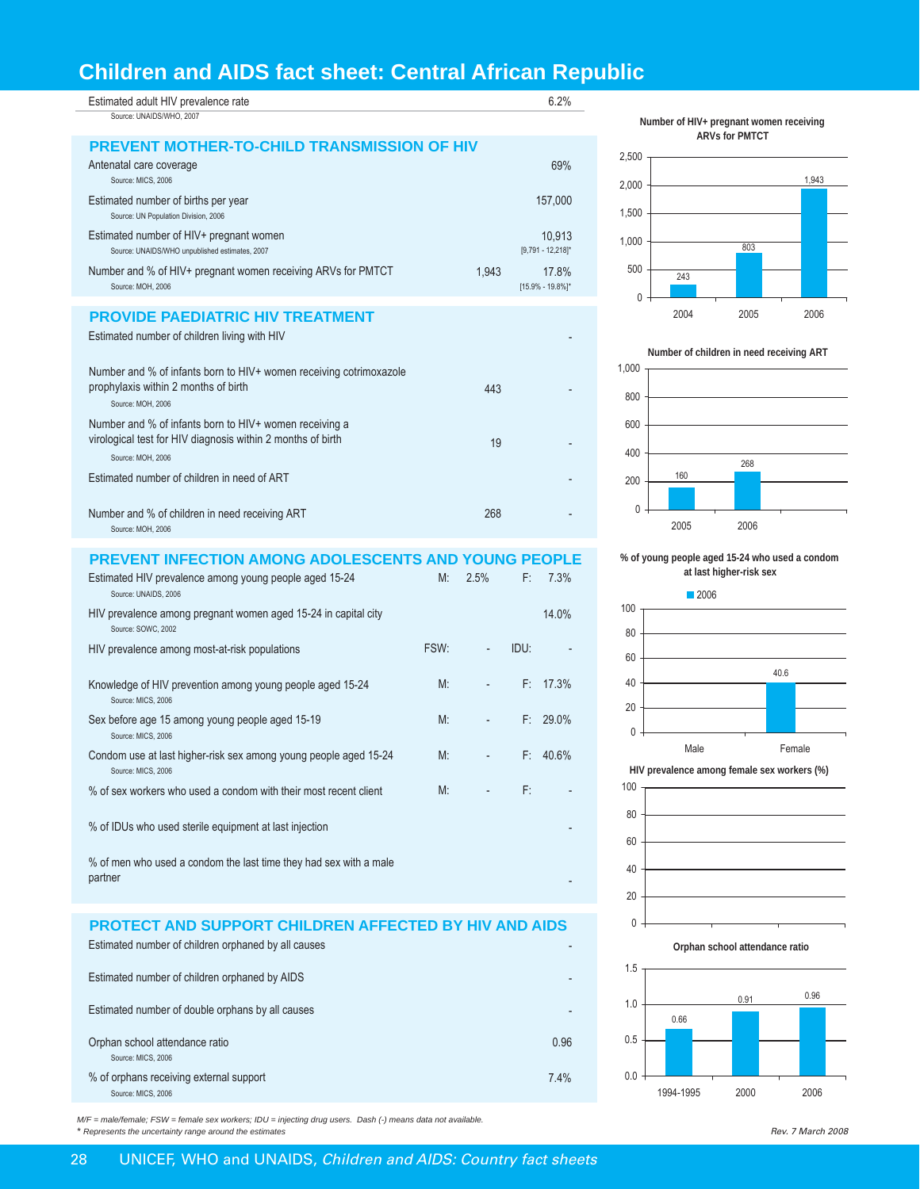# Children and AIDS fact sheet: Central African Republic

| Estimated adult HIV prevalence rate | | 6.2% |
|---|---|---|
| Source: UNAIDS/WHO, 2007 | | |

## PREVENT MOTHER-TO-CHILD TRANSMISSION OF HIV

| Indicator | Number | % |
|---|---|---|
| Antenatal care coverage<br>Source: MICS, 2006 | | 69% |
| Estimated number of births per year<br>Source: UN Population Division, 2006 | | 157,000 |
| Estimated number of HIV+ pregnant women<br>Source: UNAIDS/WHO unpublished estimates, 2007 | | 10,913<br>[9,791 - 12,218]* |
| Number and % of HIV+ pregnant women receiving ARVs for PMTCT<br>Source: MOH, 2006 | 1,943 | 17.8%<br>[15.9% - 19.8%]* |

## PROVIDE PAEDIATRIC HIV TREATMENT

| Indicator | Number | % |
|---|---|---|
| Estimated number of children living with HIV | | - |
| Number and % of infants born to HIV+ women receiving cotrimoxazole prophylaxis within 2 months of birth<br>Source: MOH, 2006 | 443 | - |
| Number and % of infants born to HIV+ women receiving a virological test for HIV diagnosis within 2 months of birth<br>Source: MOH, 2006 | 19 | - |
| Estimated number of children in need of ART | | - |
| Number and % of children in need receiving ART<br>Source: MOH, 2006 | 268 | - |

## PREVENT INFECTION AMONG ADOLESCENTS AND YOUNG PEOPLE

| Indicator | | | | |
|---|---|---|---|---|
| Estimated HIV prevalence among young people aged 15-24<br>Source: UNAIDS, 2006 | M: | 2.5% | F: | 7.3% |
| HIV prevalence among pregnant women aged 15-24 in capital city<br>Source: SOWC, 2002 | | | | 14.0% |
| HIV prevalence among most-at-risk populations | FSW: | - | IDU: | - |
| Knowledge of HIV prevention among young people aged 15-24<br>Source: MICS, 2006 | M: | - | F: | 17.3% |
| Sex before age 15 among young people aged 15-19<br>Source: MICS, 2006 | M: | - | F: | 29.0% |
| Condom use at last higher-risk sex among young people aged 15-24<br>Source: MICS, 2006 | M: | - | F: | 40.6% |
| % of sex workers who used a condom with their most recent client | M: | - | F: | - |
| % of IDUs who used sterile equipment at last injection | | | | - |
| % of men who used a condom the last time they had sex with a male partner | | | | - |

## PROTECT AND SUPPORT CHILDREN AFFECTED BY HIV AND AIDS

| Indicator | Value |
|---|---|
| Estimated number of children orphaned by all causes | - |
| Estimated number of children orphaned by AIDS | - |
| Estimated number of double orphans by all causes | - |
| Orphan school attendance ratio<br>Source: MICS, 2006 | 0.96 |
| % of orphans receiving external support<br>Source: MICS, 2006 | 7.4% |

**Number of HIV+ pregnant women receiving ARVs for PMTCT**

| Year | Number |
|---|---|
| 2004 | 243 |
| 2005 | 803 |
| 2006 | 1,943 |

**Number of children in need receiving ART**

| Year | Number |
|---|---|
| 2005 | 160 |
| 2006 | 268 |

**% of young people aged 15-24 who used a condom at last higher-risk sex**

| | 2006 |
|---|---|
| Male | - |
| Female | 40.6 |

**HIV prevalence among female sex workers (%)**

No data.

**Orphan school attendance ratio**

| Year | Ratio |
|---|---|
| 1994-1995 | 0.66 |
| 2000 | 0.91 |
| 2006 | 0.96 |

*M/F = male/female; FSW = female sex workers; IDU = injecting drug users. Dash (-) means data not available.*
* *Represents the uncertainty range around the estimates*

*Rev. 7 March 2008*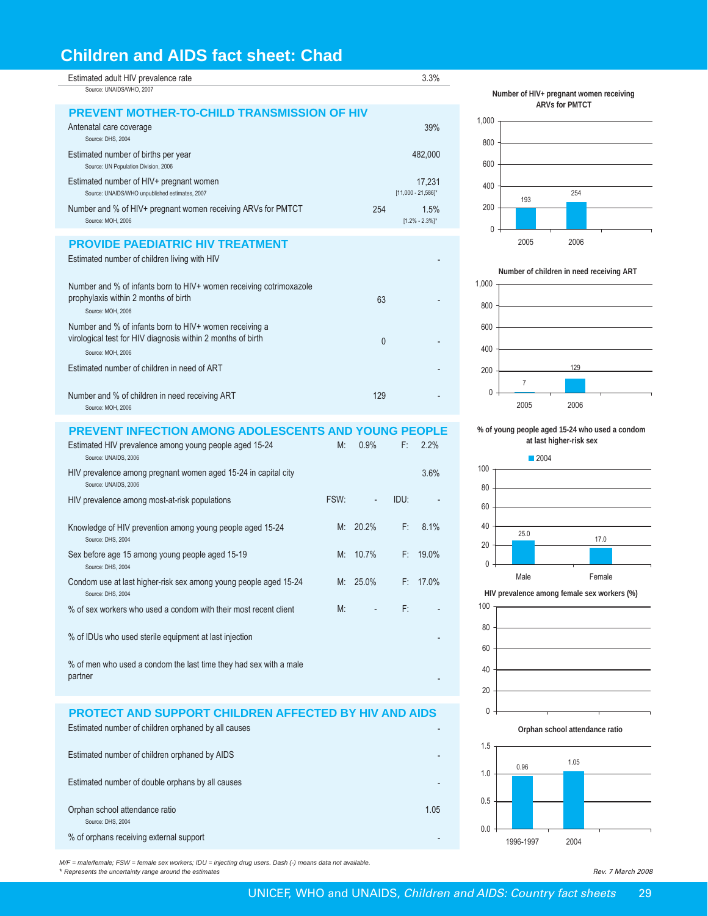# Children and AIDS fact sheet: Chad

| | | |
|---|---|---|
| Estimated adult HIV prevalence rate<br>Source: UNAIDS/WHO, 2007 | | 3.3% |

## PREVENT MOTHER-TO-CHILD TRANSMISSION OF HIV

| | | |
|---|---|---|
| Antenatal care coverage<br>Source: DHS, 2004 | | 39% |
| Estimated number of births per year<br>Source: UN Population Division, 2006 | | 482,000 |
| Estimated number of HIV+ pregnant women<br>Source: UNAIDS/WHO unpublished estimates, 2007 | | 17,231<br>[11,000 - 21,586]* |
| Number and % of HIV+ pregnant women receiving ARVs for PMTCT<br>Source: MOH, 2006 | 254 | 1.5%<br>[1.2% - 2.3%]* |

## PROVIDE PAEDIATRIC HIV TREATMENT

| | | |
|---|---|---|
| Estimated number of children living with HIV | | - |
| Number and % of infants born to HIV+ women receiving cotrimoxazole prophylaxis within 2 months of birth<br>Source: MOH, 2006 | 63 | - |
| Number and % of infants born to HIV+ women receiving a virological test for HIV diagnosis within 2 months of birth<br>Source: MOH, 2006 | 0 | - |
| Estimated number of children in need of ART | | - |
| Number and % of children in need receiving ART<br>Source: MOH, 2006 | 129 | - |

## PREVENT INFECTION AMONG ADOLESCENTS AND YOUNG PEOPLE

| | | | | |
|---|---|---|---|---|
| Estimated HIV prevalence among young people aged 15-24<br>Source: UNAIDS, 2006 | M: | 0.9% | F: | 2.2% |
| HIV prevalence among pregnant women aged 15-24 in capital city<br>Source: UNAIDS, 2006 | | | | 3.6% |
| HIV prevalence among most-at-risk populations | FSW: | - | IDU: | - |
| Knowledge of HIV prevention among young people aged 15-24<br>Source: DHS, 2004 | M: | 20.2% | F: | 8.1% |
| Sex before age 15 among young people aged 15-19<br>Source: DHS, 2004 | M: | 10.7% | F: | 19.0% |
| Condom use at last higher-risk sex among young people aged 15-24<br>Source: DHS, 2004 | M: | 25.0% | F: | 17.0% |
| % of sex workers who used a condom with their most recent client | M: | - | F: | - |
| % of IDUs who used sterile equipment at last injection | | | | - |
| % of men who used a condom the last time they had sex with a male partner | | | | - |

## PROTECT AND SUPPORT CHILDREN AFFECTED BY HIV AND AIDS

| | |
|---|---|
| Estimated number of children orphaned by all causes | - |
| Estimated number of children orphaned by AIDS | - |
| Estimated number of double orphans by all causes | - |
| Orphan school attendance ratio<br>Source: DHS, 2004 | 1.05 |
| % of orphans receiving external support | - |

**Number of HIV+ pregnant women receiving ARVs for PMTCT**

| Year | Number |
|---|---|
| 2005 | 193 |
| 2006 | 254 |

**Number of children in need receiving ART**

| Year | Number |
|---|---|
| 2005 | 7 |
| 2006 | 129 |

**% of young people aged 15-24 who used a condom at last higher-risk sex**

| | 2004 |
|---|---|
| Male | 25.0 |
| Female | 17.0 |

**HIV prevalence among female sex workers (%)**

**Orphan school attendance ratio**

| Year | Ratio |
|---|---|
| 1996-1997 | 0.96 |
| 2004 | 1.05 |

*M/F = male/female; FSW = female sex workers; IDU = injecting drug users. Dash (-) means data not available.*
*\* Represents the uncertainty range around the estimates*

*Rev. 7 March 2008*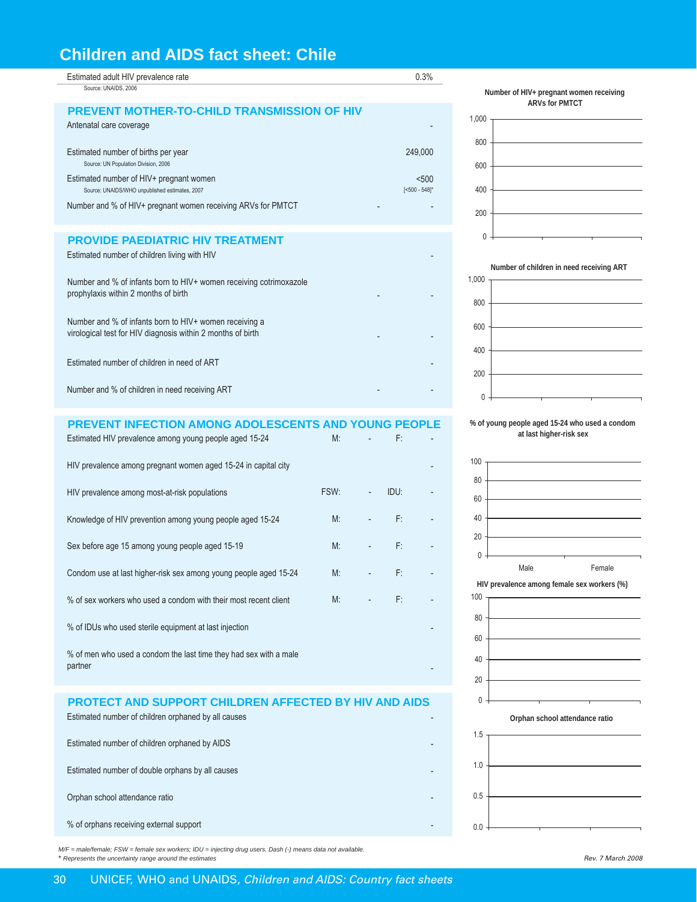# Children and AIDS fact sheet: Chile

| Estimated adult HIV prevalence rate | 0.3% |
|---|---|

Source: UNAIDS, 2006

## PREVENT MOTHER-TO-CHILD TRANSMISSION OF HIV

| Indicator | | Value |
|---|---|---|
| Antenatal care coverage | | - |
| Estimated number of births per year<br>Source: UN Population Division, 2006 | | 249,000 |
| Estimated number of HIV+ pregnant women<br>Source: UNAIDS/WHO unpublished estimates, 2007 | | <500<br>[<500 - 548]* |
| Number and % of HIV+ pregnant women receiving ARVs for PMTCT | - | - |

## PROVIDE PAEDIATRIC HIV TREATMENT

| Indicator | | Value |
|---|---|---|
| Estimated number of children living with HIV | | - |
| Number and % of infants born to HIV+ women receiving cotrimoxazole prophylaxis within 2 months of birth | - | - |
| Number and % of infants born to HIV+ women receiving a virological test for HIV diagnosis within 2 months of birth | - | - |
| Estimated number of children in need of ART | | - |
| Number and % of children in need receiving ART | - | - |

## PREVENT INFECTION AMONG ADOLESCENTS AND YOUNG PEOPLE

| Indicator | | | | |
|---|---|---|---|---|
| Estimated HIV prevalence among young people aged 15-24 | M: | - | F: | - |
| HIV prevalence among pregnant women aged 15-24 in capital city | | | | - |
| HIV prevalence among most-at-risk populations | FSW: | - | IDU: | - |
| Knowledge of HIV prevention among young people aged 15-24 | M: | - | F: | - |
| Sex before age 15 among young people aged 15-19 | M: | - | F: | - |
| Condom use at last higher-risk sex among young people aged 15-24 | M: | - | F: | - |
| % of sex workers who used a condom with their most recent client | M: | - | F: | - |
| % of IDUs who used sterile equipment at last injection | | | | - |
| % of men who used a condom the last time they had sex with a male partner | | | | - |

## PROTECT AND SUPPORT CHILDREN AFFECTED BY HIV AND AIDS

| Indicator | Value |
|---|---|
| Estimated number of children orphaned by all causes | - |
| Estimated number of children orphaned by AIDS | - |
| Estimated number of double orphans by all causes | - |
| Orphan school attendance ratio | - |
| % of orphans receiving external support | - |

Number of HIV+ pregnant women receiving ARVs for PMTCT

Number of children in need receiving ART

% of young people aged 15-24 who used a condom at last higher-risk sex

HIV prevalence among female sex workers (%)

Orphan school attendance ratio

*M/F = male/female; FSW = female sex workers; IDU = injecting drug users. Dash (-) means data not available.*
*\* Represents the uncertainty range around the estimates*

*Rev. 7 March 2008*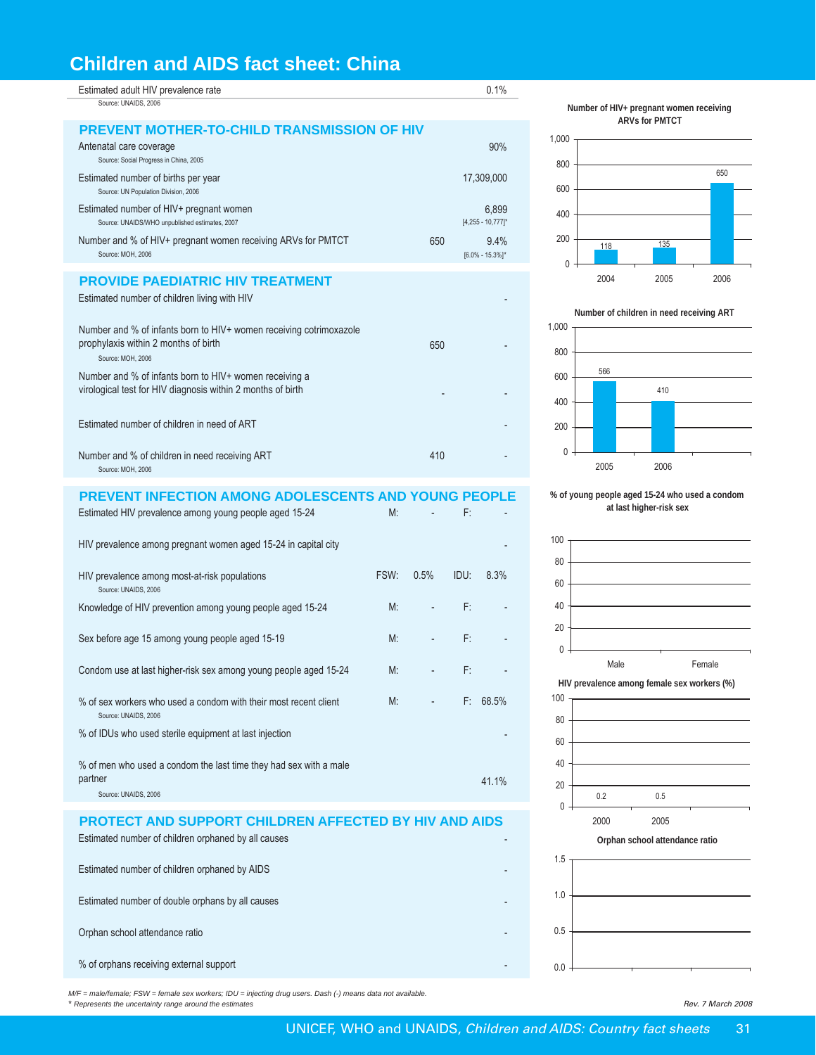# Children and AIDS fact sheet: China

| Estimated adult HIV prevalence rate | | 0.1% |
|---|---|---|
| Source: UNAIDS, 2006 | | |

## PREVENT MOTHER-TO-CHILD TRANSMISSION OF HIV

| Indicator | Number | % |
|---|---|---|
| Antenatal care coverage (Source: Social Progress in China, 2005) | | 90% |
| Estimated number of births per year (Source: UN Population Division, 2006) | | 17,309,000 |
| Estimated number of HIV+ pregnant women (Source: UNAIDS/WHO unpublished estimates, 2007) | | 6,899 [4,255 - 10,777]* |
| Number and % of HIV+ pregnant women receiving ARVs for PMTCT (Source: MOH, 2006) | 650 | 9.4% [6.0% - 15.3%]* |

## PROVIDE PAEDIATRIC HIV TREATMENT

| Indicator | Number | % |
|---|---|---|
| Estimated number of children living with HIV | | - |
| Number and % of infants born to HIV+ women receiving cotrimoxazole prophylaxis within 2 months of birth (Source: MOH, 2006) | 650 | - |
| Number and % of infants born to HIV+ women receiving a virological test for HIV diagnosis within 2 months of birth | - | - |
| Estimated number of children in need of ART | | - |
| Number and % of children in need receiving ART (Source: MOH, 2006) | 410 | - |

## PREVENT INFECTION AMONG ADOLESCENTS AND YOUNG PEOPLE

| Indicator | | | | |
|---|---|---|---|---|
| Estimated HIV prevalence among young people aged 15-24 | M: | - | F: | - |
| HIV prevalence among pregnant women aged 15-24 in capital city | | | | - |
| HIV prevalence among most-at-risk populations (Source: UNAIDS, 2006) | FSW: | 0.5% | IDU: | 8.3% |
| Knowledge of HIV prevention among young people aged 15-24 | M: | - | F: | - |
| Sex before age 15 among young people aged 15-19 | M: | - | F: | - |
| Condom use at last higher-risk sex among young people aged 15-24 | M: | - | F: | - |
| % of sex workers who used a condom with their most recent client (Source: UNAIDS, 2006) | M: | - | F: | 68.5% |
| % of IDUs who used sterile equipment at last injection | | | | - |
| % of men who used a condom the last time they had sex with a male partner (Source: UNAIDS, 2006) | | | | 41.1% |

## PROTECT AND SUPPORT CHILDREN AFFECTED BY HIV AND AIDS

| Indicator | |
|---|---|
| Estimated number of children orphaned by all causes | - |
| Estimated number of children orphaned by AIDS | - |
| Estimated number of double orphans by all causes | - |
| Orphan school attendance ratio | - |
| % of orphans receiving external support | - |

**Number of HIV+ pregnant women receiving ARVs for PMTCT**

| 2004 | 2005 | 2006 |
|---|---|---|
| 118 | 135 | 650 |

**Number of children in need receiving ART**

| 2005 | 2006 |
|---|---|
| 566 | 410 |

**% of young people aged 15-24 who used a condom at last higher-risk sex**

| Male | Female |
|---|---|
| | |

**HIV prevalence among female sex workers (%)**

| 2000 | 2005 |
|---|---|
| 0.2 | 0.5 |

**Orphan school attendance ratio**

M/F = male/female; FSW = female sex workers; IDU = injecting drug users. Dash (-) means data not available.
* Represents the uncertainty range around the estimates

Rev. 7 March 2008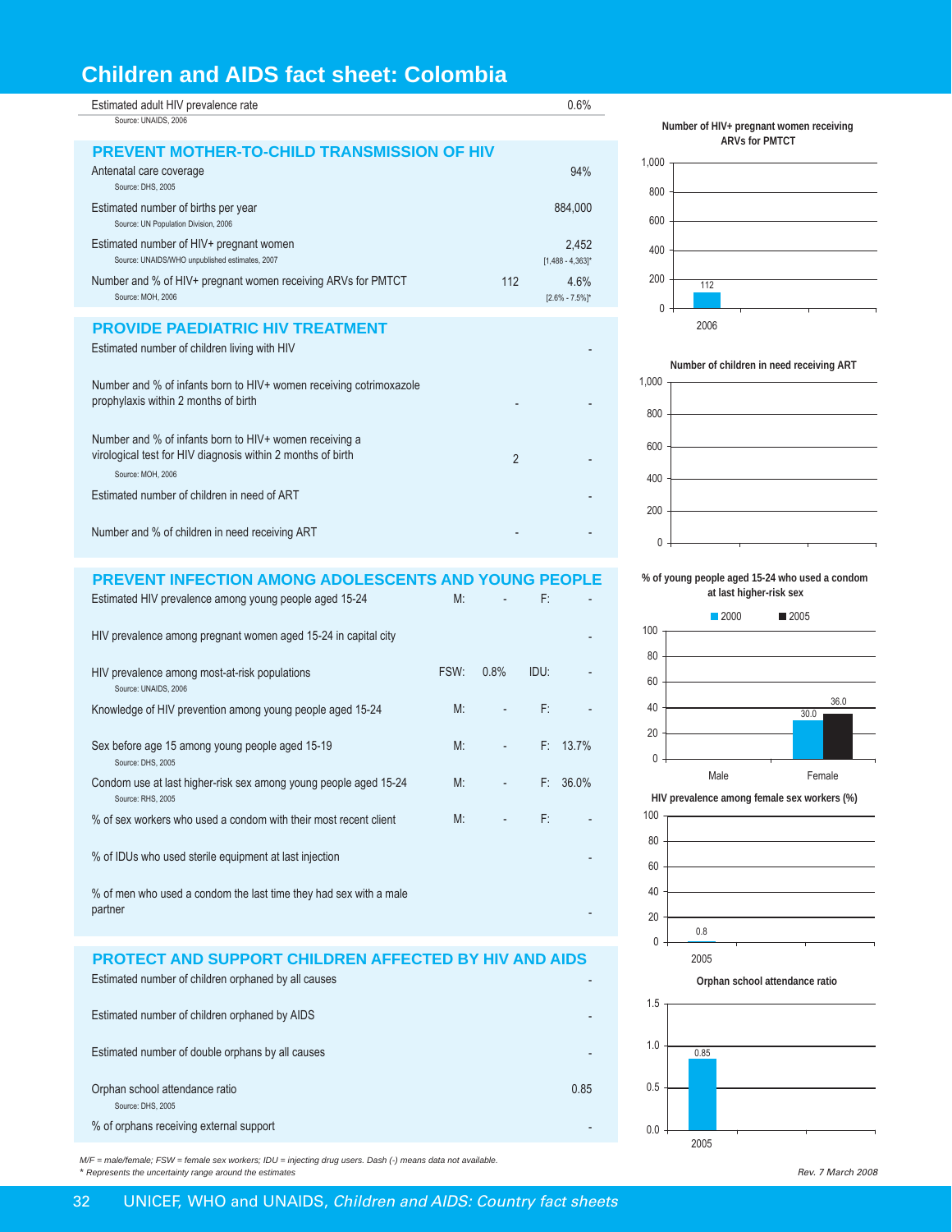# Children and AIDS fact sheet: Colombia

| Indicator | | Value |
|---|---|---|
| Estimated adult HIV prevalence rate<br>Source: UNAIDS, 2006 | | 0.6% |

## PREVENT MOTHER-TO-CHILD TRANSMISSION OF HIV

| Indicator | Number | Value |
|---|---|---|
| Antenatal care coverage<br>Source: DHS, 2005 | | 94% |
| Estimated number of births per year<br>Source: UN Population Division, 2006 | | 884,000 |
| Estimated number of HIV+ pregnant women<br>Source: UNAIDS/WHO unpublished estimates, 2007 | | 2,452<br>[1,488 - 4,363]* |
| Number and % of HIV+ pregnant women receiving ARVs for PMTCT<br>Source: MOH, 2006 | 112 | 4.6%<br>[2.6% - 7.5%]* |

## PROVIDE PAEDIATRIC HIV TREATMENT

| Indicator | Number | % |
|---|---|---|
| Estimated number of children living with HIV | | - |
| Number and % of infants born to HIV+ women receiving cotrimoxazole prophylaxis within 2 months of birth | - | - |
| Number and % of infants born to HIV+ women receiving a virological test for HIV diagnosis within 2 months of birth<br>Source: MOH, 2006 | 2 | - |
| Estimated number of children in need of ART | | - |
| Number and % of children in need receiving ART | - | - |

## PREVENT INFECTION AMONG ADOLESCENTS AND YOUNG PEOPLE

| Indicator | | | | |
|---|---|---|---|---|
| Estimated HIV prevalence among young people aged 15-24 | M: | - | F: | - |
| HIV prevalence among pregnant women aged 15-24 in capital city | | | | - |
| HIV prevalence among most-at-risk populations<br>Source: UNAIDS, 2006 | FSW: | 0.8% | IDU: | - |
| Knowledge of HIV prevention among young people aged 15-24 | M: | - | F: | - |
| Sex before age 15 among young people aged 15-19<br>Source: DHS, 2005 | M: | - | F: | 13.7% |
| Condom use at last higher-risk sex among young people aged 15-24<br>Source: RHS, 2005 | M: | - | F: | 36.0% |
| % of sex workers who used a condom with their most recent client | M: | - | F: | - |
| % of IDUs who used sterile equipment at last injection | | | | - |
| % of men who used a condom the last time they had sex with a male partner | | | | - |

## PROTECT AND SUPPORT CHILDREN AFFECTED BY HIV AND AIDS

| Indicator | Value |
|---|---|
| Estimated number of children orphaned by all causes | - |
| Estimated number of children orphaned by AIDS | - |
| Estimated number of double orphans by all causes | - |
| Orphan school attendance ratio<br>Source: DHS, 2005 | 0.85 |
| % of orphans receiving external support | - |

**Number of HIV+ pregnant women receiving ARVs for PMTCT**

| Year | Number |
|---|---|
| 2006 | 112 |

**Number of children in need receiving ART**

(no data)

**% of young people aged 15-24 who used a condom at last higher-risk sex**

| | 2000 | 2005 |
|---|---|---|
| Male | | |
| Female | 30.0 | 36.0 |

**HIV prevalence among female sex workers (%)**

| Year | % |
|---|---|
| 2005 | 0.8 |

**Orphan school attendance ratio**

| Year | Ratio |
|---|---|
| 2005 | 0.85 |

*M/F = male/female; FSW = female sex workers; IDU = injecting drug users. Dash (-) means data not available.*
*\* Represents the uncertainty range around the estimates*

*Rev. 7 March 2008*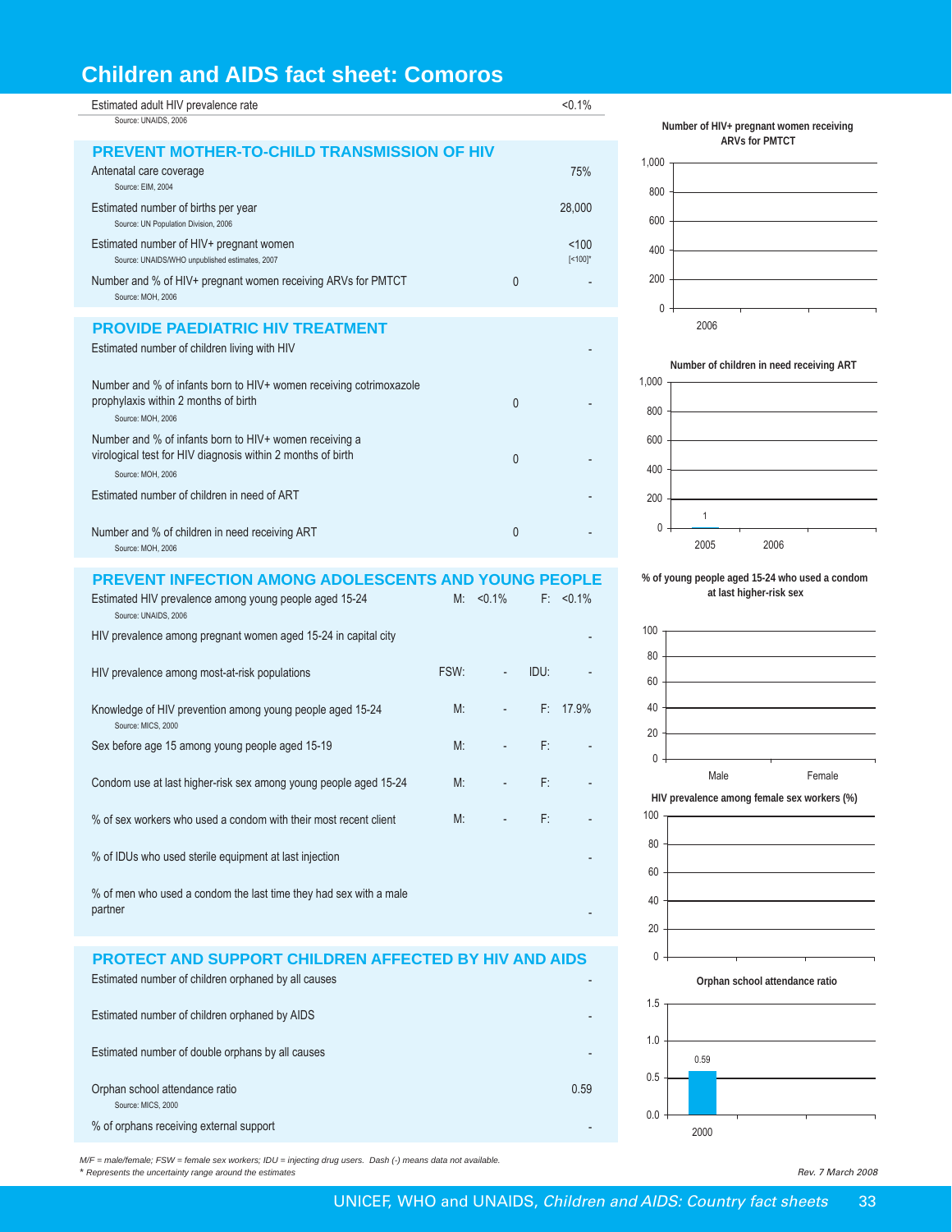# Children and AIDS fact sheet: Comoros

| | | |
|---|---|---|
| Estimated adult HIV prevalence rate<br>Source: UNAIDS, 2006 | | <0.1% |

## PREVENT MOTHER-TO-CHILD TRANSMISSION OF HIV

| | | |
|---|---|---|
| Antenatal care coverage<br>Source: EIM, 2004 | | 75% |
| Estimated number of births per year<br>Source: UN Population Division, 2006 | | 28,000 |
| Estimated number of HIV+ pregnant women<br>Source: UNAIDS/WHO unpublished estimates, 2007 | | <100<br>[<100]* |
| Number and % of HIV+ pregnant women receiving ARVs for PMTCT<br>Source: MOH, 2006 | 0 | - |

## PROVIDE PAEDIATRIC HIV TREATMENT

| | | |
|---|---|---|
| Estimated number of children living with HIV | | - |
| Number and % of infants born to HIV+ women receiving cotrimoxazole prophylaxis within 2 months of birth<br>Source: MOH, 2006 | 0 | - |
| Number and % of infants born to HIV+ women receiving a virological test for HIV diagnosis within 2 months of birth<br>Source: MOH, 2006 | 0 | - |
| Estimated number of children in need of ART | | - |
| Number and % of children in need receiving ART<br>Source: MOH, 2006 | 0 | - |

## PREVENT INFECTION AMONG ADOLESCENTS AND YOUNG PEOPLE

| | | | | |
|---|---|---|---|---|
| Estimated HIV prevalence among young people aged 15-24<br>Source: UNAIDS, 2006 | M: | <0.1% | F: | <0.1% |
| HIV prevalence among pregnant women aged 15-24 in capital city | | | | - |
| HIV prevalence among most-at-risk populations | FSW: | - | IDU: | - |
| Knowledge of HIV prevention among young people aged 15-24<br>Source: MICS, 2000 | M: | - | F: | 17.9% |
| Sex before age 15 among young people aged 15-19 | M: | - | F: | - |
| Condom use at last higher-risk sex among young people aged 15-24 | M: | - | F: | - |
| % of sex workers who used a condom with their most recent client | M: | - | F: | - |
| % of IDUs who used sterile equipment at last injection | | | | - |
| % of men who used a condom the last time they had sex with a male partner | | | | - |

## PROTECT AND SUPPORT CHILDREN AFFECTED BY HIV AND AIDS

| | |
|---|---|
| Estimated number of children orphaned by all causes | - |
| Estimated number of children orphaned by AIDS | - |
| Estimated number of double orphans by all causes | - |
| Orphan school attendance ratio<br>Source: MICS, 2000 | 0.59 |
| % of orphans receiving external support | - |

**Number of HIV+ pregnant women receiving ARVs for PMTCT**

| Year | Value |
|---|---|
| 2006 | |

**Number of children in need receiving ART**

| Year | Value |
|---|---|
| 2005 | 1 |
| 2006 | |

**% of young people aged 15-24 who used a condom at last higher-risk sex**

| Male | Female |
|---|---|
| | |

**HIV prevalence among female sex workers (%)**

**Orphan school attendance ratio**

| Year | Value |
|---|---|
| 2000 | 0.59 |

*M/F = male/female; FSW = female sex workers; IDU = injecting drug users. Dash (-) means data not available.*
*\* Represents the uncertainty range around the estimates*

*Rev. 7 March 2008*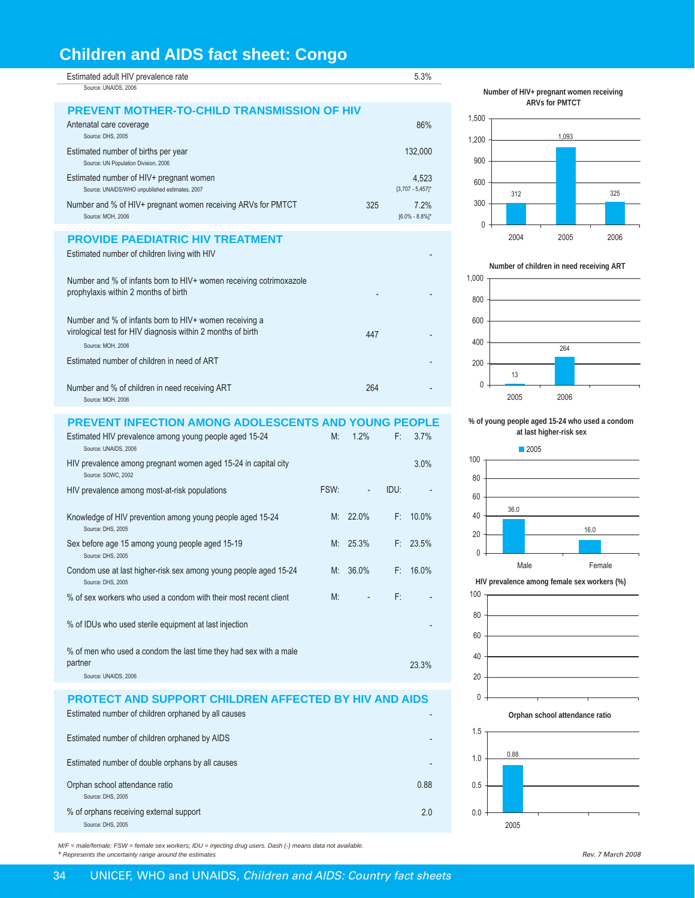# Children and AIDS fact sheet: Congo

| | | |
|---|---|---|
| Estimated adult HIV prevalence rate<br>Source: UNAIDS, 2006 | | 5.3% |

## PREVENT MOTHER-TO-CHILD TRANSMISSION OF HIV

| | | |
|---|---|---|
| Antenatal care coverage<br>Source: DHS, 2005 | | 86% |
| Estimated number of births per year<br>Source: UN Population Division, 2006 | | 132,000 |
| Estimated number of HIV+ pregnant women<br>Source: UNAIDS/WHO unpublished estimates, 2007 | | 4,523<br>[3,707 - 5,457]* |
| Number and % of HIV+ pregnant women receiving ARVs for PMTCT<br>Source: MOH, 2006 | 325 | 7.2%<br>[6.0% - 8.8%]* |

## PROVIDE PAEDIATRIC HIV TREATMENT

| | | |
|---|---|---|
| Estimated number of children living with HIV | | - |
| Number and % of infants born to HIV+ women receiving cotrimoxazole prophylaxis within 2 months of birth | - | - |
| Number and % of infants born to HIV+ women receiving a virological test for HIV diagnosis within 2 months of birth<br>Source: MOH, 2006 | 447 | - |
| Estimated number of children in need of ART | | - |
| Number and % of children in need receiving ART<br>Source: MOH, 2006 | 264 | - |

## PREVENT INFECTION AMONG ADOLESCENTS AND YOUNG PEOPLE

| | | | | |
|---|---|---|---|---|
| Estimated HIV prevalence among young people aged 15-24<br>Source: UNAIDS, 2006 | M: | 1.2% | F: | 3.7% |
| HIV prevalence among pregnant women aged 15-24 in capital city<br>Source: SOWC, 2002 | | | | 3.0% |
| HIV prevalence among most-at-risk populations | FSW: | - | IDU: | - |
| Knowledge of HIV prevention among young people aged 15-24<br>Source: DHS, 2005 | M: | 22.0% | F: | 10.0% |
| Sex before age 15 among young people aged 15-19<br>Source: DHS, 2005 | M: | 25.3% | F: | 23.5% |
| Condom use at last higher-risk sex among young people aged 15-24<br>Source: DHS, 2005 | M: | 36.0% | F: | 16.0% |
| % of sex workers who used a condom with their most recent client | M: | - | F: | - |
| % of IDUs who used sterile equipment at last injection | | | | - |
| % of men who used a condom the last time they had sex with a male partner<br>Source: UNAIDS, 2006 | | | | 23.3% |

## PROTECT AND SUPPORT CHILDREN AFFECTED BY HIV AND AIDS

| | |
|---|---|
| Estimated number of children orphaned by all causes | - |
| Estimated number of children orphaned by AIDS | - |
| Estimated number of double orphans by all causes | - |
| Orphan school attendance ratio<br>Source: DHS, 2005 | 0.88 |
| % of orphans receiving external support<br>Source: DHS, 2005 | 2.0 |

*M/F = male/female; FSW = female sex workers; IDU = injecting drug users. Dash (-) means data not available.*
*\* Represents the uncertainty range around the estimates*

**Number of HIV+ pregnant women receiving ARVs for PMTCT**

| Year | Number |
|---|---|
| 2004 | 312 |
| 2005 | 1,093 |
| 2006 | 325 |

**Number of children in need receiving ART**

| Year | Number |
|---|---|
| 2005 | 13 |
| 2006 | 264 |

**% of young people aged 15-24 who used a condom at last higher-risk sex**

| | 2005 |
|---|---|
| Male | 36.0 |
| Female | 16.0 |

**HIV prevalence among female sex workers (%)**

**Orphan school attendance ratio**

| Year | Ratio |
|---|---|
| 2005 | 0.88 |

Rev. 7 March 2008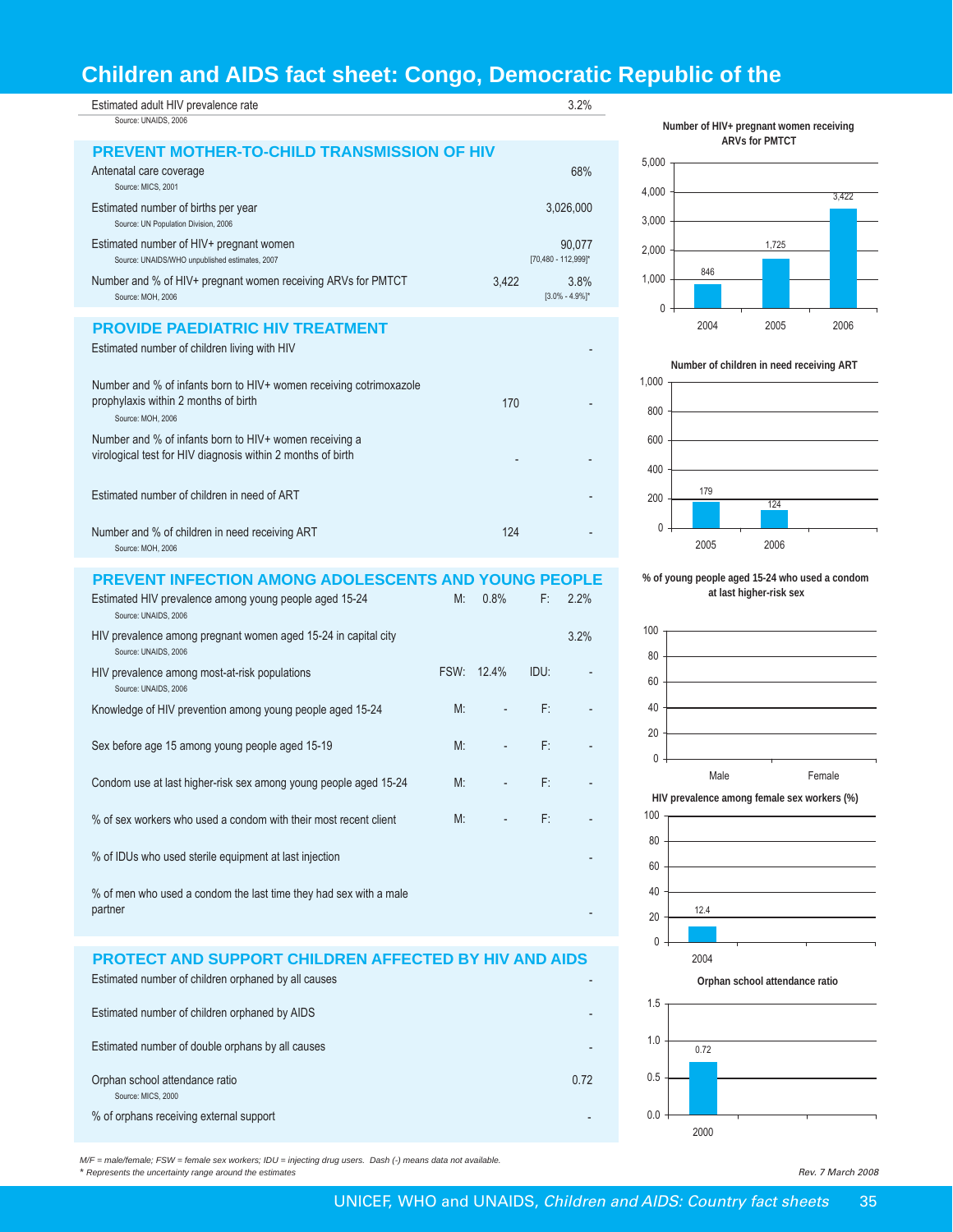# Children and AIDS fact sheet: Congo, Democratic Republic of the

| Indicator | | Value |
|---|---|---|
| Estimated adult HIV prevalence rate (Source: UNAIDS, 2006) | | 3.2% |

## PREVENT MOTHER-TO-CHILD TRANSMISSION OF HIV

| Indicator | Number | Value |
|---|---|---|
| Antenatal care coverage (Source: MICS, 2001) | | 68% |
| Estimated number of births per year (Source: UN Population Division, 2006) | | 3,026,000 |
| Estimated number of HIV+ pregnant women (Source: UNAIDS/WHO unpublished estimates, 2007) | | 90,077 [70,480 - 112,999]* |
| Number and % of HIV+ pregnant women receiving ARVs for PMTCT (Source: MOH, 2006) | 3,422 | 3.8% [3.0% - 4.9%]* |

**Number of HIV+ pregnant women receiving ARVs for PMTCT**

| Year | Number |
|---|---|
| 2004 | 846 |
| 2005 | 1,725 |
| 2006 | 3,422 |

## PROVIDE PAEDIATRIC HIV TREATMENT

| Indicator | Number | % |
|---|---|---|
| Estimated number of children living with HIV | | - |
| Number and % of infants born to HIV+ women receiving cotrimoxazole prophylaxis within 2 months of birth (Source: MOH, 2006) | 170 | - |
| Number and % of infants born to HIV+ women receiving a virological test for HIV diagnosis within 2 months of birth | - | - |
| Estimated number of children in need of ART | | - |
| Number and % of children in need receiving ART (Source: MOH, 2006) | 124 | - |

**Number of children in need receiving ART**

| Year | Number |
|---|---|
| 2005 | 179 |
| 2006 | 124 |

## PREVENT INFECTION AMONG ADOLESCENTS AND YOUNG PEOPLE

| Indicator | | | | |
|---|---|---|---|---|
| Estimated HIV prevalence among young people aged 15-24 (Source: UNAIDS, 2006) | M: | 0.8% | F: | 2.2% |
| HIV prevalence among pregnant women aged 15-24 in capital city (Source: UNAIDS, 2006) | | | | 3.2% |
| HIV prevalence among most-at-risk populations (Source: UNAIDS, 2006) | FSW: | 12.4% | IDU: | - |
| Knowledge of HIV prevention among young people aged 15-24 | M: | - | F: | - |
| Sex before age 15 among young people aged 15-19 | M: | - | F: | - |
| Condom use at last higher-risk sex among young people aged 15-24 | M: | - | F: | - |
| % of sex workers who used a condom with their most recent client | M: | - | F: | - |
| % of IDUs who used sterile equipment at last injection | | | | - |
| % of men who used a condom the last time they had sex with a male partner | | | | - |

**% of young people aged 15-24 who used a condom at last higher-risk sex**

| Male | Female |
|---|---|
| - | - |

**HIV prevalence among female sex workers (%)**

| Year | % |
|---|---|
| 2004 | 12.4 |

## PROTECT AND SUPPORT CHILDREN AFFECTED BY HIV AND AIDS

| Indicator | Value |
|---|---|
| Estimated number of children orphaned by all causes | - |
| Estimated number of children orphaned by AIDS | - |
| Estimated number of double orphans by all causes | - |
| Orphan school attendance ratio (Source: MICS, 2000) | 0.72 |
| % of orphans receiving external support | - |

**Orphan school attendance ratio**

| Year | Ratio |
|---|---|
| 2000 | 0.72 |

*M/F = male/female; FSW = female sex workers; IDU = injecting drug users. Dash (-) means data not available.*
*\* Represents the uncertainty range around the estimates*

*Rev. 7 March 2008*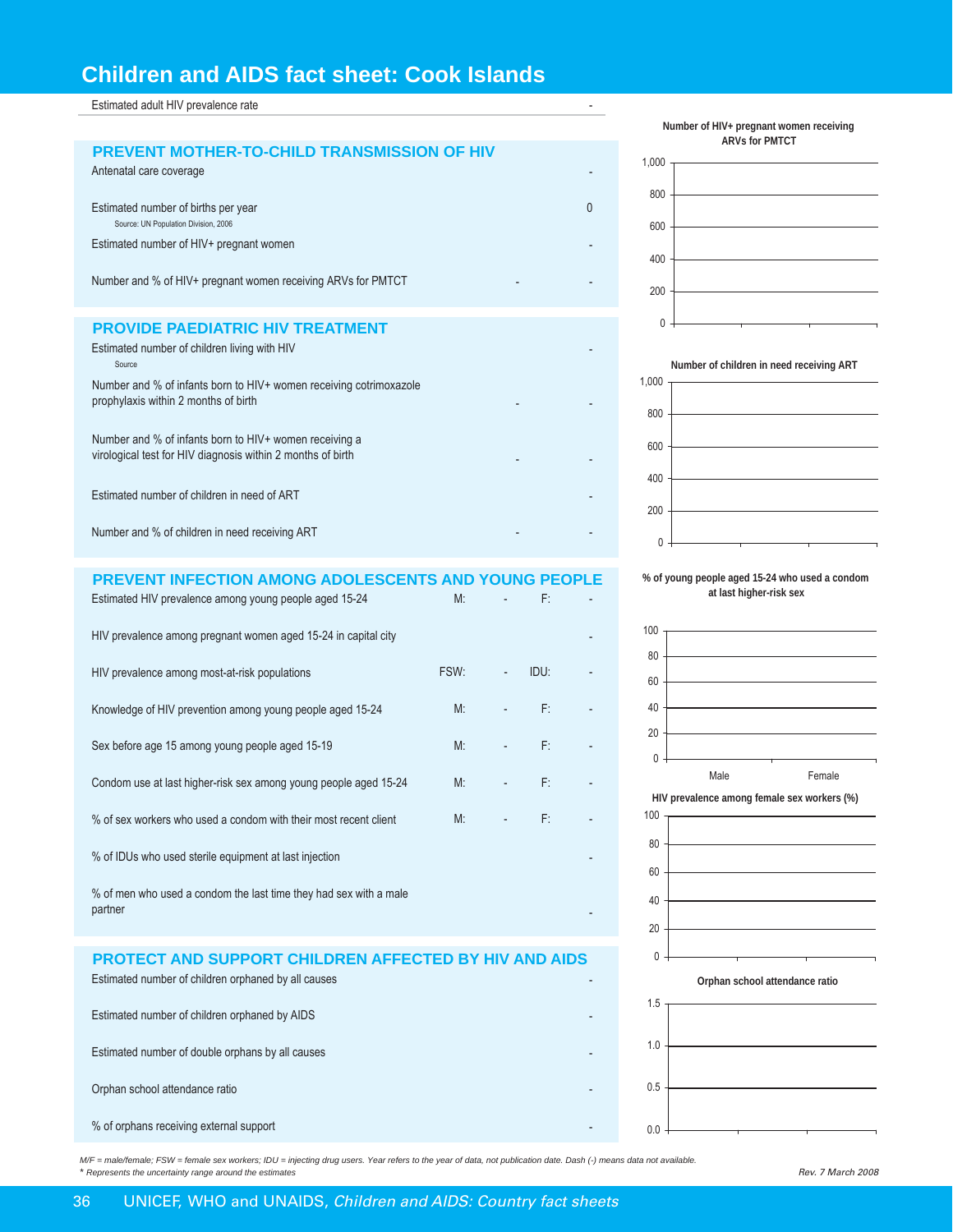# Children and AIDS fact sheet: Cook Islands

| Estimated adult HIV prevalence rate | | | | | - |
|---|---|---|---|---|---|

## PREVENT MOTHER-TO-CHILD TRANSMISSION OF HIV

| Indicator | | | | | |
|---|---|---|---|---|---|
| Antenatal care coverage | | | | | - |
| Estimated number of births per year<br>Source: UN Population Division, 2006 | | | | | 0 |
| Estimated number of HIV+ pregnant women | | | | | - |
| Number and % of HIV+ pregnant women receiving ARVs for PMTCT | | | | - | - |

## PROVIDE PAEDIATRIC HIV TREATMENT

| Indicator | | | | | |
|---|---|---|---|---|---|
| Estimated number of children living with HIV<br>Source | | | | | - |
| Number and % of infants born to HIV+ women receiving cotrimoxazole prophylaxis within 2 months of birth | | | | - | - |
| Number and % of infants born to HIV+ women receiving a virological test for HIV diagnosis within 2 months of birth | | | | - | - |
| Estimated number of children in need of ART | | | | | - |
| Number and % of children in need receiving ART | | | | - | - |

## PREVENT INFECTION AMONG ADOLESCENTS AND YOUNG PEOPLE

| Indicator | | | | | |
|---|---|---|---|---|---|
| Estimated HIV prevalence among young people aged 15-24 | M: | - | F: | | - |
| HIV prevalence among pregnant women aged 15-24 in capital city | | | | | - |
| HIV prevalence among most-at-risk populations | FSW: | - | IDU: | | - |
| Knowledge of HIV prevention among young people aged 15-24 | M: | - | F: | | - |
| Sex before age 15 among young people aged 15-19 | M: | - | F: | | - |
| Condom use at last higher-risk sex among young people aged 15-24 | M: | - | F: | | - |
| % of sex workers who used a condom with their most recent client | M: | - | F: | | - |
| % of IDUs who used sterile equipment at last injection | | | | | - |
| % of men who used a condom the last time they had sex with a male partner | | | | | - |

## PROTECT AND SUPPORT CHILDREN AFFECTED BY HIV AND AIDS

| Indicator | |
|---|---|
| Estimated number of children orphaned by all causes | - |
| Estimated number of children orphaned by AIDS | - |
| Estimated number of double orphans by all causes | - |
| Orphan school attendance ratio | - |
| % of orphans receiving external support | - |

**Number of HIV+ pregnant women receiving ARVs for PMTCT**

**Number of children in need receiving ART**

**% of young people aged 15-24 who used a condom at last higher-risk sex**

Male | Female

**HIV prevalence among female sex workers (%)**

**Orphan school attendance ratio**

*M/F = male/female; FSW = female sex workers; IDU = injecting drug users. Year refers to the year of data, not publication date. Dash (-) means data not available.*
*\* Represents the uncertainty range around the estimates*

*Rev. 7 March 2008*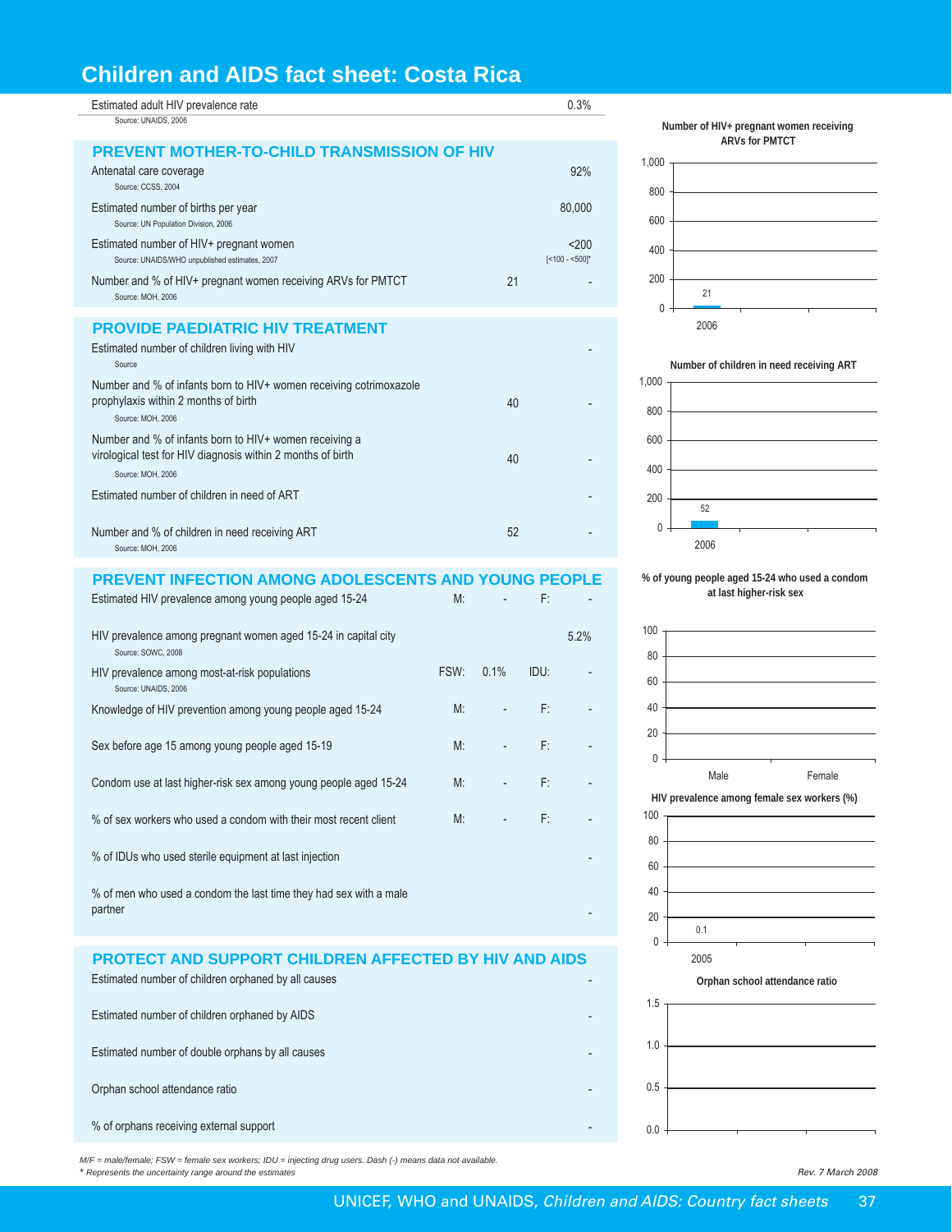# Children and AIDS fact sheet: Costa Rica

| Indicator | | | | Value |
|---|---|---|---|---|
| Estimated adult HIV prevalence rate<br>Source: UNAIDS, 2006 | | | | 0.3% |

## PREVENT MOTHER-TO-CHILD TRANSMISSION OF HIV

| Indicator | Number | % |
|---|---|---|
| Antenatal care coverage<br>Source: CCSS, 2004 | | 92% |
| Estimated number of births per year<br>Source: UN Population Division, 2006 | | 80,000 |
| Estimated number of HIV+ pregnant women<br>Source: UNAIDS/WHO unpublished estimates, 2007 | | <200<br>[<100 - <500]* |
| Number and % of HIV+ pregnant women receiving ARVs for PMTCT<br>Source: MOH, 2006 | 21 | - |

## PROVIDE PAEDIATRIC HIV TREATMENT

| Indicator | Number | % |
|---|---|---|
| Estimated number of children living with HIV<br>Source | | - |
| Number and % of infants born to HIV+ women receiving cotrimoxazole prophylaxis within 2 months of birth<br>Source: MOH, 2006 | 40 | - |
| Number and % of infants born to HIV+ women receiving a virological test for HIV diagnosis within 2 months of birth<br>Source: MOH, 2006 | 40 | - |
| Estimated number of children in need of ART | | - |
| Number and % of children in need receiving ART<br>Source: MOH, 2006 | 52 | - |

## PREVENT INFECTION AMONG ADOLESCENTS AND YOUNG PEOPLE

| Indicator | | | | |
|---|---|---|---|---|
| Estimated HIV prevalence among young people aged 15-24 | M: | - | F: | - |
| HIV prevalence among pregnant women aged 15-24 in capital city<br>Source: SOWC, 2008 | | | | 5.2% |
| HIV prevalence among most-at-risk populations<br>Source: UNAIDS, 2006 | FSW: | 0.1% | IDU: | - |
| Knowledge of HIV prevention among young people aged 15-24 | M: | - | F: | - |
| Sex before age 15 among young people aged 15-19 | M: | - | F: | - |
| Condom use at last higher-risk sex among young people aged 15-24 | M: | - | F: | - |
| % of sex workers who used a condom with their most recent client | M: | - | F: | - |
| % of IDUs who used sterile equipment at last injection | | | | - |
| % of men who used a condom the last time they had sex with a male partner | | | | - |

## PROTECT AND SUPPORT CHILDREN AFFECTED BY HIV AND AIDS

| Indicator | Value |
|---|---|
| Estimated number of children orphaned by all causes | - |
| Estimated number of children orphaned by AIDS | - |
| Estimated number of double orphans by all causes | - |
| Orphan school attendance ratio | - |
| % of orphans receiving external support | - |

**Number of HIV+ pregnant women receiving ARVs for PMTCT**

| Year | Number |
|---|---|
| 2006 | 21 |

**Number of children in need receiving ART**

| Year | Number |
|---|---|
| 2006 | 52 |

**% of young people aged 15-24 who used a condom at last higher-risk sex**

| Male | Female |
|---|---|
| | |

**HIV prevalence among female sex workers (%)**

| Year | % |
|---|---|
| 2005 | 0.1 |

**Orphan school attendance ratio**

*M/F = male/female; FSW = female sex workers; IDU = injecting drug users. Dash (-) means data not available.*
*\* Represents the uncertainty range around the estimates*

*Rev. 7 March 2008*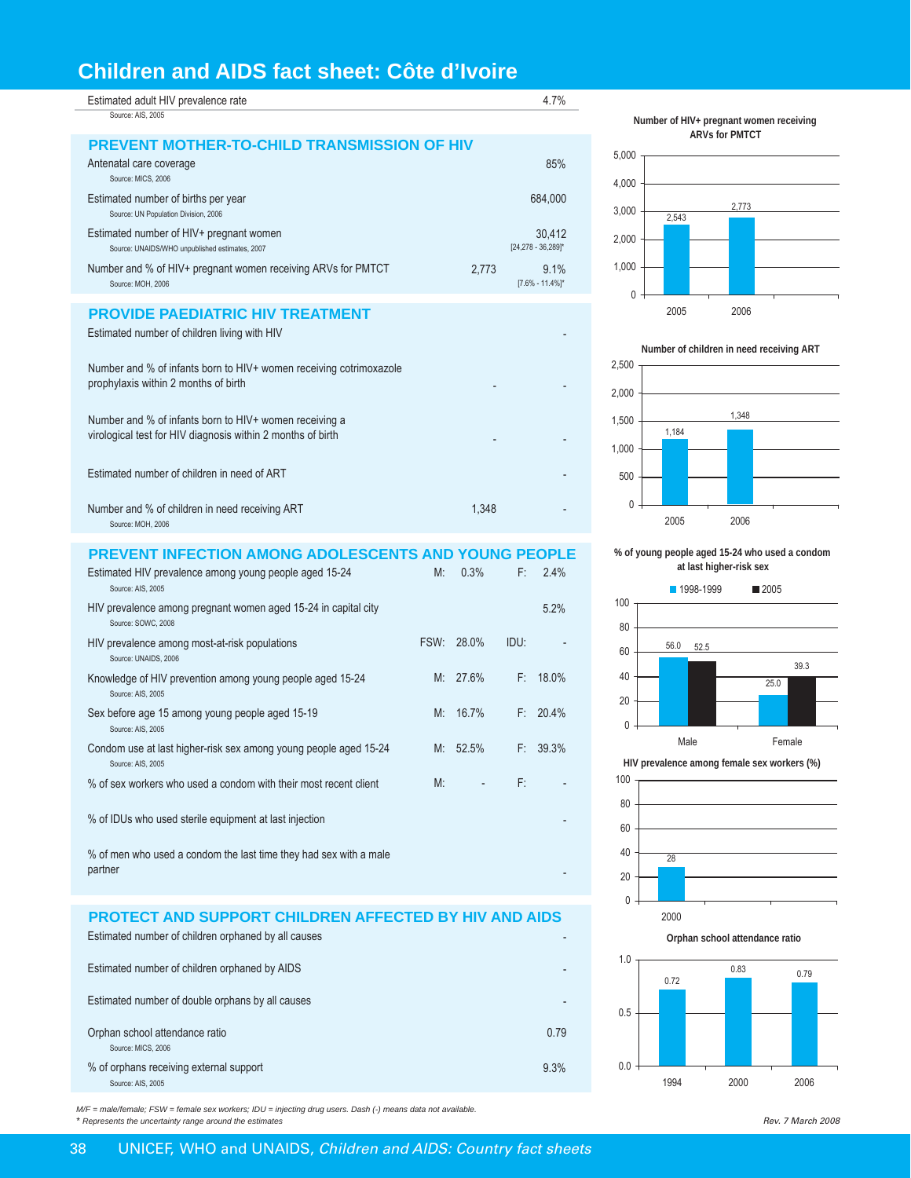# Children and AIDS fact sheet: Côte d'Ivoire

| Indicator | | Value |
|---|---|---|
| Estimated adult HIV prevalence rate<br>Source: AIS, 2005 | | 4.7% |

## PREVENT MOTHER-TO-CHILD TRANSMISSION OF HIV

| Indicator | Number | Value |
|---|---|---|
| Antenatal care coverage<br>Source: MICS, 2006 | | 85% |
| Estimated number of births per year<br>Source: UN Population Division, 2006 | | 684,000 |
| Estimated number of HIV+ pregnant women<br>Source: UNAIDS/WHO unpublished estimates, 2007 | | 30,412<br>[24,278 - 36,289]* |
| Number and % of HIV+ pregnant women receiving ARVs for PMTCT<br>Source: MOH, 2006 | 2,773 | 9.1%<br>[7.6% - 11.4%]* |

## PROVIDE PAEDIATRIC HIV TREATMENT

| Indicator | Number | % |
|---|---|---|
| Estimated number of children living with HIV | | - |
| Number and % of infants born to HIV+ women receiving cotrimoxazole prophylaxis within 2 months of birth | - | - |
| Number and % of infants born to HIV+ women receiving a virological test for HIV diagnosis within 2 months of birth | - | - |
| Estimated number of children in need of ART | | - |
| Number and % of children in need receiving ART<br>Source: MOH, 2006 | 1,348 | - |

## PREVENT INFECTION AMONG ADOLESCENTS AND YOUNG PEOPLE

| Indicator | | | | |
|---|---|---|---|---|
| Estimated HIV prevalence among young people aged 15-24<br>Source: AIS, 2005 | M: | 0.3% | F: | 2.4% |
| HIV prevalence among pregnant women aged 15-24 in capital city<br>Source: SOWC, 2008 | | | | 5.2% |
| HIV prevalence among most-at-risk populations<br>Source: UNAIDS, 2006 | FSW: | 28.0% | IDU: | - |
| Knowledge of HIV prevention among young people aged 15-24<br>Source: AIS, 2005 | M: | 27.6% | F: | 18.0% |
| Sex before age 15 among young people aged 15-19<br>Source: AIS, 2005 | M: | 16.7% | F: | 20.4% |
| Condom use at last higher-risk sex among young people aged 15-24<br>Source: AIS, 2005 | M: | 52.5% | F: | 39.3% |
| % of sex workers who used a condom with their most recent client | M: | - | F: | - |
| % of IDUs who used sterile equipment at last injection | | | | - |
| % of men who used a condom the last time they had sex with a male partner | | | | - |

## PROTECT AND SUPPORT CHILDREN AFFECTED BY HIV AND AIDS

| Indicator | Value |
|---|---|
| Estimated number of children orphaned by all causes | - |
| Estimated number of children orphaned by AIDS | - |
| Estimated number of double orphans by all causes | - |
| Orphan school attendance ratio<br>Source: MICS, 2006 | 0.79 |
| % of orphans receiving external support<br>Source: AIS, 2005 | 9.3% |

**Number of HIV+ pregnant women receiving ARVs for PMTCT**

| Year | Number |
|---|---|
| 2005 | 2,543 |
| 2006 | 2,773 |

**Number of children in need receiving ART**

| Year | Number |
|---|---|
| 2005 | 1,184 |
| 2006 | 1,348 |

**% of young people aged 15-24 who used a condom at last higher-risk sex**

| | 1998-1999 | 2005 |
|---|---|---|
| Male | 56.0 | 52.5 |
| Female | 25.0 | 39.3 |

**HIV prevalence among female sex workers (%)**

| Year | % |
|---|---|
| 2000 | 28 |

**Orphan school attendance ratio**

| Year | Ratio |
|---|---|
| 1994 | 0.72 |
| 2000 | 0.83 |
| 2006 | 0.79 |

*M/F = male/female; FSW = female sex workers; IDU = injecting drug users. Dash (-) means data not available.*
*\* Represents the uncertainty range around the estimates*

*Rev. 7 March 2008*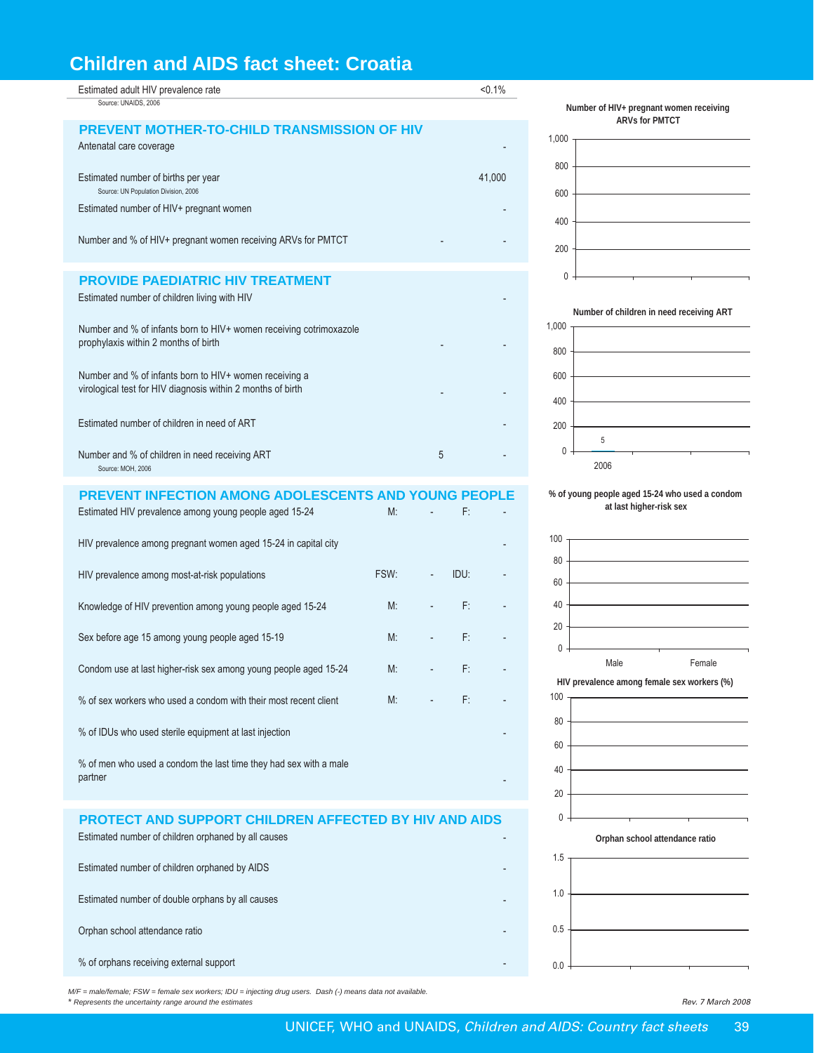# Children and AIDS fact sheet: Croatia

| | |
|---|---|
| Estimated adult HIV prevalence rate | <0.1% |

Source: UNAIDS, 2006

## PREVENT MOTHER-TO-CHILD TRANSMISSION OF HIV

| | | |
|---|---|---|
| Antenatal care coverage | | - |
| Estimated number of births per year (Source: UN Population Division, 2006) | | 41,000 |
| Estimated number of HIV+ pregnant women | | - |
| Number and % of HIV+ pregnant women receiving ARVs for PMTCT | - | - |

## PROVIDE PAEDIATRIC HIV TREATMENT

| | | |
|---|---|---|
| Estimated number of children living with HIV | | - |
| Number and % of infants born to HIV+ women receiving cotrimoxazole prophylaxis within 2 months of birth | - | - |
| Number and % of infants born to HIV+ women receiving a virological test for HIV diagnosis within 2 months of birth | - | - |
| Estimated number of children in need of ART | | - |
| Number and % of children in need receiving ART (Source: MOH, 2006) | 5 | - |

## PREVENT INFECTION AMONG ADOLESCENTS AND YOUNG PEOPLE

| | | | | |
|---|---|---|---|---|
| Estimated HIV prevalence among young people aged 15-24 | M: | - | F: | - |
| HIV prevalence among pregnant women aged 15-24 in capital city | | | | - |
| HIV prevalence among most-at-risk populations | FSW: | - | IDU: | - |
| Knowledge of HIV prevention among young people aged 15-24 | M: | - | F: | - |
| Sex before age 15 among young people aged 15-19 | M: | - | F: | - |
| Condom use at last higher-risk sex among young people aged 15-24 | M: | - | F: | - |
| % of sex workers who used a condom with their most recent client | M: | - | F: | - |
| % of IDUs who used sterile equipment at last injection | | | | - |
| % of men who used a condom the last time they had sex with a male partner | | | | - |

## PROTECT AND SUPPORT CHILDREN AFFECTED BY HIV AND AIDS

| | |
|---|---|
| Estimated number of children orphaned by all causes | - |
| Estimated number of children orphaned by AIDS | - |
| Estimated number of double orphans by all causes | - |
| Orphan school attendance ratio | - |
| % of orphans receiving external support | - |

**Number of HIV+ pregnant women receiving ARVs for PMTCT**

**Number of children in need receiving ART**

| Year | Number |
|---|---|
| 2006 | 5 |

**% of young people aged 15-24 who used a condom at last higher-risk sex**

| Male | Female |
|---|---|
| | |

**HIV prevalence among female sex workers (%)**

**Orphan school attendance ratio**

*M/F = male/female; FSW = female sex workers; IDU = injecting drug users. Dash (-) means data not available.*
*\* Represents the uncertainty range around the estimates*

*Rev. 7 March 2008*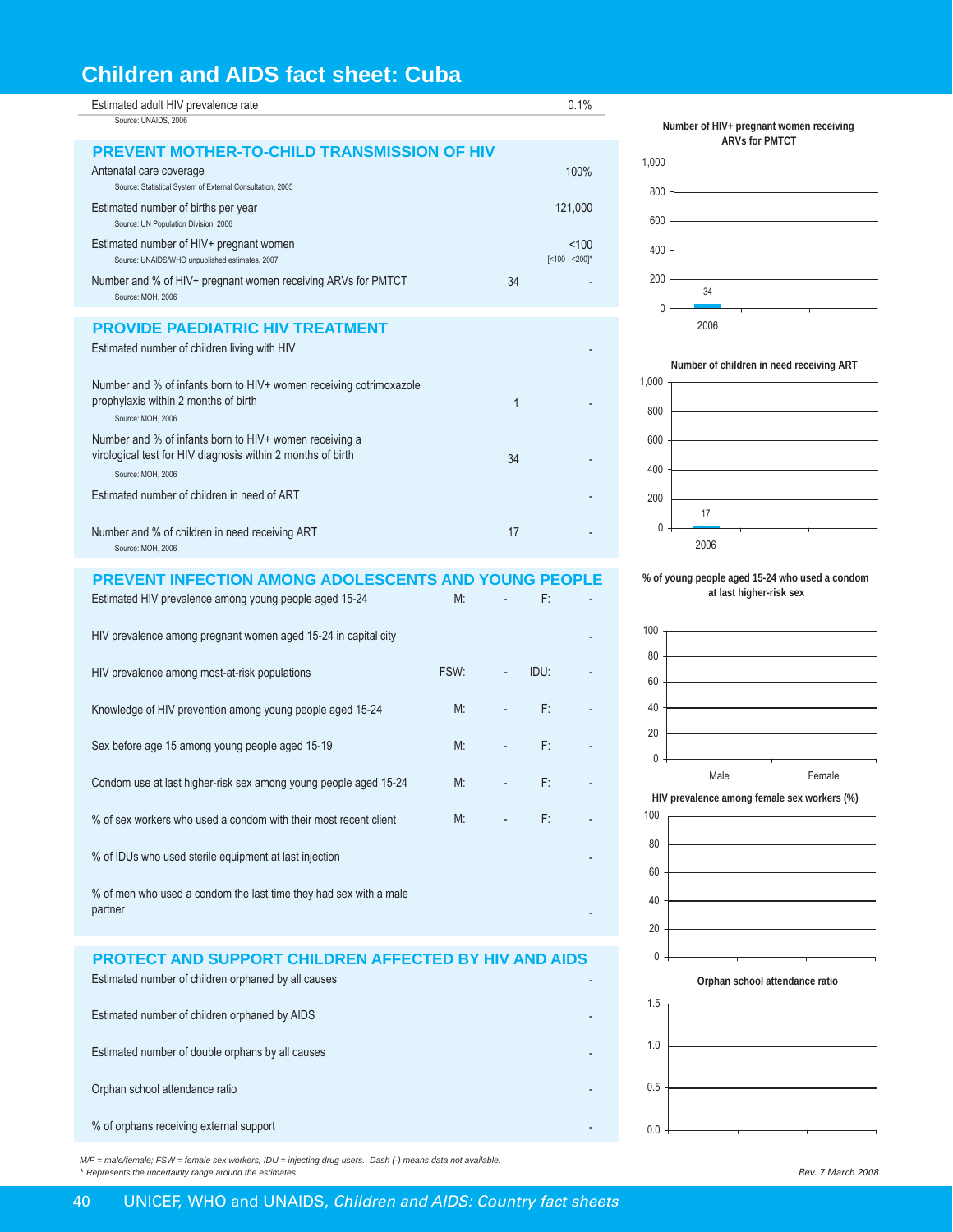# Children and AIDS fact sheet: Cuba

| Estimated adult HIV prevalence rate | 0.1% |
|---|---|

Source: UNAIDS, 2006

## PREVENT MOTHER-TO-CHILD TRANSMISSION OF HIV

| Indicator | Number | % |
|---|---|---|
| Antenatal care coverage<br>Source: Statistical System of External Consultation, 2005 | | 100% |
| Estimated number of births per year<br>Source: UN Population Division, 2006 | | 121,000 |
| Estimated number of HIV+ pregnant women<br>Source: UNAIDS/WHO unpublished estimates, 2007 | | <100<br>[<100 - <200]* |
| Number and % of HIV+ pregnant women receiving ARVs for PMTCT<br>Source: MOH, 2006 | 34 | - |

**Number of HIV+ pregnant women receiving ARVs for PMTCT**

| Year | Number |
|---|---|
| 2006 | 34 |

## PROVIDE PAEDIATRIC HIV TREATMENT

| Indicator | Number | % |
|---|---|---|
| Estimated number of children living with HIV | | - |
| Number and % of infants born to HIV+ women receiving cotrimoxazole prophylaxis within 2 months of birth<br>Source: MOH, 2006 | 1 | - |
| Number and % of infants born to HIV+ women receiving a virological test for HIV diagnosis within 2 months of birth<br>Source: MOH, 2006 | 34 | - |
| Estimated number of children in need of ART | | - |
| Number and % of children in need receiving ART<br>Source: MOH, 2006 | 17 | - |

**Number of children in need receiving ART**

| Year | Number |
|---|---|
| 2006 | 17 |

## PREVENT INFECTION AMONG ADOLESCENTS AND YOUNG PEOPLE

| Indicator | | | | |
|---|---|---|---|---|
| Estimated HIV prevalence among young people aged 15-24 | M: | - | F: | - |
| HIV prevalence among pregnant women aged 15-24 in capital city | | | | - |
| HIV prevalence among most-at-risk populations | FSW: | - | IDU: | - |
| Knowledge of HIV prevention among young people aged 15-24 | M: | - | F: | - |
| Sex before age 15 among young people aged 15-19 | M: | - | F: | - |
| Condom use at last higher-risk sex among young people aged 15-24 | M: | - | F: | - |
| % of sex workers who used a condom with their most recent client | M: | - | F: | - |
| % of IDUs who used sterile equipment at last injection | | | | - |
| % of men who used a condom the last time they had sex with a male partner | | | | - |

**% of young people aged 15-24 who used a condom at last higher-risk sex**

**HIV prevalence among female sex workers (%)**

## PROTECT AND SUPPORT CHILDREN AFFECTED BY HIV AND AIDS

| Indicator | |
|---|---|
| Estimated number of children orphaned by all causes | - |
| Estimated number of children orphaned by AIDS | - |
| Estimated number of double orphans by all causes | - |
| Orphan school attendance ratio | - |
| % of orphans receiving external support | - |

**Orphan school attendance ratio**

*M/F = male/female; FSW = female sex workers; IDU = injecting drug users. Dash (-) means data not available.*
*\* Represents the uncertainty range around the estimates*

*Rev. 7 March 2008*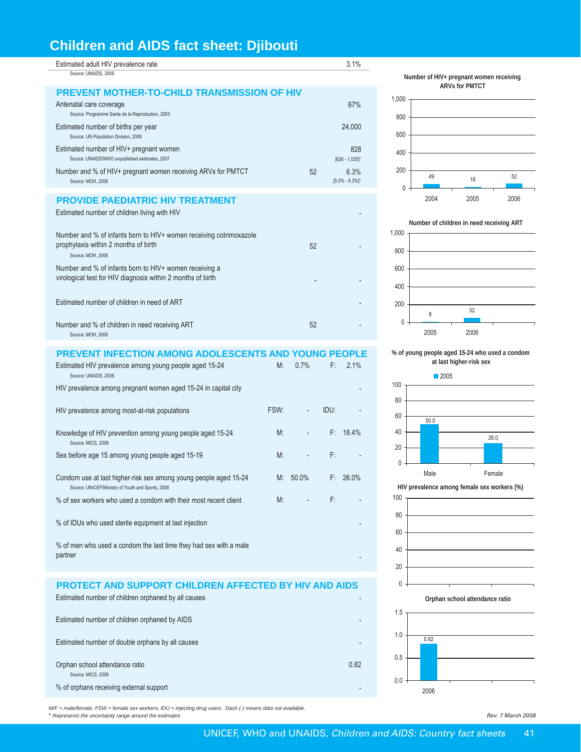// Djibouti page: fact-sheet text plus chart titles/labels — no images were detected, so charts are rendered as text. Footer line is dropped as a running footer.
# Children and AIDS fact sheet: Djibouti

| Indicator | | Value |
|---|---|---|
| Estimated adult HIV prevalence rate<br>Source: UNAIDS, 2006 | | 3.1% |

## PREVENT MOTHER-TO-CHILD TRANSMISSION OF HIV

| Indicator | Number | Value |
|---|---|---|
| Antenatal care coverage<br>Source: Programme Sante de la Reproduction, 2003 | | 67% |
| Estimated number of births per year<br>Source: UN Population Division, 2006 | | 24,000 |
| Estimated number of HIV+ pregnant women<br>Source: UNAIDS/WHO unpublished estimates, 2007 | | 828<br>[626 - 1,035]* |
| Number and % of HIV+ pregnant women receiving ARVs for PMTCT<br>Source: MOH, 2006 | 52 | 6.3%<br>[5.0% - 8.3%]* |

## PROVIDE PAEDIATRIC HIV TREATMENT

| Indicator | Number | % |
|---|---|---|
| Estimated number of children living with HIV | | - |
| Number and % of infants born to HIV+ women receiving cotrimoxazole prophylaxis within 2 months of birth<br>Source: MOH, 2006 | 52 | - |
| Number and % of infants born to HIV+ women receiving a virological test for HIV diagnosis within 2 months of birth | - | - |
| Estimated number of children in need of ART | | - |
| Number and % of children in need receiving ART<br>Source: MOH, 2006 | 52 | - |

## PREVENT INFECTION AMONG ADOLESCENTS AND YOUNG PEOPLE

| Indicator | | | | |
|---|---|---|---|---|
| Estimated HIV prevalence among young people aged 15-24<br>Source: UNAIDS, 2006 | M: | 0.7% | F: | 2.1% |
| HIV prevalence among pregnant women aged 15-24 in capital city | | | | - |
| HIV prevalence among most-at-risk populations | FSW: | - | IDU: | - |
| Knowledge of HIV prevention among young people aged 15-24<br>Source: MICS, 2006 | M: | - | F: | 18.4% |
| Sex before age 15 among young people aged 15-19 | M: | - | F: | - |
| Condom use at last higher-risk sex among young people aged 15-24<br>Source: UNICEF/Ministry of Youth and Sports, 2006 | M: | 50.0% | F: | 26.0% |
| % of sex workers who used a condom with their most recent client | M: | - | F: | - |
| % of IDUs who used sterile equipment at last injection | | | | - |
| % of men who used a condom the last time they had sex with a male partner | | | | - |

## PROTECT AND SUPPORT CHILDREN AFFECTED BY HIV AND AIDS

| Indicator | Value |
|---|---|
| Estimated number of children orphaned by all causes | - |
| Estimated number of children orphaned by AIDS | - |
| Estimated number of double orphans by all causes | - |
| Orphan school attendance ratio<br>Source: MICS, 2006 | 0.82 |
| % of orphans receiving external support | - |

**Number of HIV+ pregnant women receiving ARVs for PMTCT**

| 2004 | 2005 | 2006 |
|---|---|---|
| 49 | 16 | 52 |

**Number of children in need receiving ART**

| 2005 | 2006 |
|---|---|
| 8 | 52 |

**% of young people aged 15-24 who used a condom at last higher-risk sex**

| | 2005 |
|---|---|
| Male | 50.0 |
| Female | 26.0 |

**HIV prevalence among female sex workers (%)**

**Orphan school attendance ratio**

| 2006 |
|---|
| 0.82 |

*M/F = male/female; FSW = female sex workers; IDU = injecting drug users. Dash (-) means data not available.*
** Represents the uncertainty range around the estimates*

*Rev. 7 March 2008*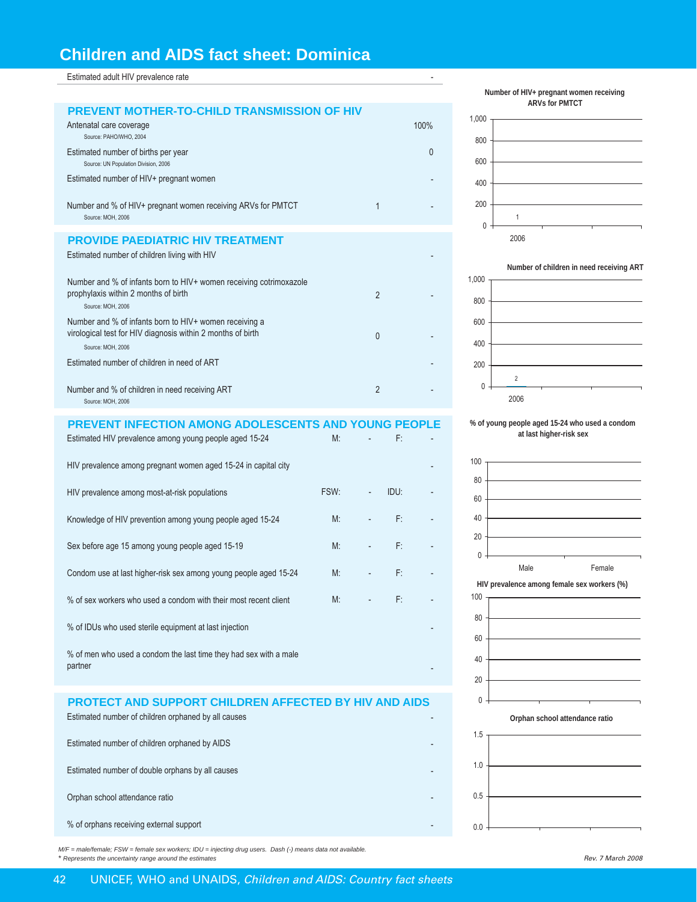# Children and AIDS fact sheet: Dominica

| Estimated adult HIV prevalence rate | | - |
|---|---|---|

## PREVENT MOTHER-TO-CHILD TRANSMISSION OF HIV

| Indicator | Number | % |
|---|---|---|
| Antenatal care coverage (Source: PAHO/WHO, 2004) | | 100% |
| Estimated number of births per year (Source: UN Population Division, 2006) | | 0 |
| Estimated number of HIV+ pregnant women | | - |
| Number and % of HIV+ pregnant women receiving ARVs for PMTCT (Source: MOH, 2006) | 1 | - |

## PROVIDE PAEDIATRIC HIV TREATMENT

| Indicator | Number | % |
|---|---|---|
| Estimated number of children living with HIV | | - |
| Number and % of infants born to HIV+ women receiving cotrimoxazole prophylaxis within 2 months of birth (Source: MOH, 2006) | 2 | - |
| Number and % of infants born to HIV+ women receiving a virological test for HIV diagnosis within 2 months of birth (Source: MOH, 2006) | 0 | - |
| Estimated number of children in need of ART | | - |
| Number and % of children in need receiving ART (Source: MOH, 2006) | 2 | - |

## PREVENT INFECTION AMONG ADOLESCENTS AND YOUNG PEOPLE

| Indicator | | | | |
|---|---|---|---|---|
| Estimated HIV prevalence among young people aged 15-24 | M: | - | F: | - |
| HIV prevalence among pregnant women aged 15-24 in capital city | | | | - |
| HIV prevalence among most-at-risk populations | FSW: | - | IDU: | - |
| Knowledge of HIV prevention among young people aged 15-24 | M: | - | F: | - |
| Sex before age 15 among young people aged 15-19 | M: | - | F: | - |
| Condom use at last higher-risk sex among young people aged 15-24 | M: | - | F: | - |
| % of sex workers who used a condom with their most recent client | M: | - | F: | - |
| % of IDUs who used sterile equipment at last injection | | | | - |
| % of men who used a condom the last time they had sex with a male partner | | | | - |

## PROTECT AND SUPPORT CHILDREN AFFECTED BY HIV AND AIDS

| Indicator | |
|---|---|
| Estimated number of children orphaned by all causes | - |
| Estimated number of children orphaned by AIDS | - |
| Estimated number of double orphans by all causes | - |
| Orphan school attendance ratio | - |
| % of orphans receiving external support | - |

**Number of HIV+ pregnant women receiving ARVs for PMTCT**

| Year | Number |
|---|---|
| 2006 | 1 |

**Number of children in need receiving ART**

| Year | Number |
|---|---|
| 2006 | 2 |

**% of young people aged 15-24 who used a condom at last higher-risk sex**

| Male | Female |
|---|---|
| | |

**HIV prevalence among female sex workers (%)**

**Orphan school attendance ratio**

*M/F = male/female; FSW = female sex workers; IDU = injecting drug users. Dash (-) means data not available.*
*\* Represents the uncertainty range around the estimates*

*Rev. 7 March 2008*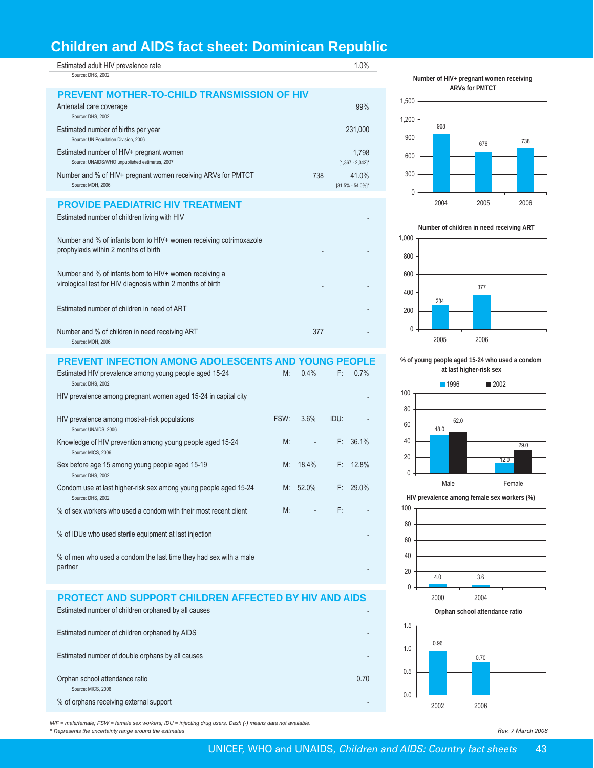# Children and AIDS fact sheet: Dominican Republic

| Indicator | | | | |
|---|---|---|---|---|
| Estimated adult HIV prevalence rate (Source: DHS, 2002) | | | | 1.0% |

## PREVENT MOTHER-TO-CHILD TRANSMISSION OF HIV

| Indicator | | |
|---|---|---|
| Antenatal care coverage (Source: DHS, 2002) | | 99% |
| Estimated number of births per year (Source: UN Population Division, 2006) | | 231,000 |
| Estimated number of HIV+ pregnant women (Source: UNAIDS/WHO unpublished estimates, 2007) | | 1,798 [1,367 - 2,342]* |
| Number and % of HIV+ pregnant women receiving ARVs for PMTCT (Source: MOH, 2006) | 738 | 41.0% [31.5% - 54.0%]* |

## PROVIDE PAEDIATRIC HIV TREATMENT

| Indicator | | |
|---|---|---|
| Estimated number of children living with HIV | | - |
| Number and % of infants born to HIV+ women receiving cotrimoxazole prophylaxis within 2 months of birth | - | - |
| Number and % of infants born to HIV+ women receiving a virological test for HIV diagnosis within 2 months of birth | - | - |
| Estimated number of children in need of ART | | - |
| Number and % of children in need receiving ART (Source: MOH, 2006) | 377 | - |

## PREVENT INFECTION AMONG ADOLESCENTS AND YOUNG PEOPLE

| Indicator | | | | |
|---|---|---|---|---|
| Estimated HIV prevalence among young people aged 15-24 (Source: DHS, 2002) | M: | 0.4% | F: | 0.7% |
| HIV prevalence among pregnant women aged 15-24 in capital city | | | | - |
| HIV prevalence among most-at-risk populations (Source: UNAIDS, 2006) | FSW: | 3.6% | IDU: | - |
| Knowledge of HIV prevention among young people aged 15-24 (Source: MICS, 2006) | M: | - | F: | 36.1% |
| Sex before age 15 among young people aged 15-19 (Source: DHS, 2002) | M: | 18.4% | F: | 12.8% |
| Condom use at last higher-risk sex among young people aged 15-24 (Source: DHS, 2002) | M: | 52.0% | F: | 29.0% |
| % of sex workers who used a condom with their most recent client | M: | - | F: | - |
| % of IDUs who used sterile equipment at last injection | | | | - |
| % of men who used a condom the last time they had sex with a male partner | | | | - |

## PROTECT AND SUPPORT CHILDREN AFFECTED BY HIV AND AIDS

| Indicator | |
|---|---|
| Estimated number of children orphaned by all causes | - |
| Estimated number of children orphaned by AIDS | - |
| Estimated number of double orphans by all causes | - |
| Orphan school attendance ratio (Source: MICS, 2006) | 0.70 |
| % of orphans receiving external support | - |

**Number of HIV+ pregnant women receiving ARVs for PMTCT**

| Year | Number |
|---|---|
| 2004 | 968 |
| 2005 | 676 |
| 2006 | 738 |

**Number of children in need receiving ART**

| Year | Number |
|---|---|
| 2005 | 234 |
| 2006 | 377 |

**% of young people aged 15-24 who used a condom at last higher-risk sex**

| | 1996 | 2002 |
|---|---|---|
| Male | 48.0 | 52.0 |
| Female | 12.0 | 29.0 |

**HIV prevalence among female sex workers (%)**

| Year | % |
|---|---|
| 2000 | 4.0 |
| 2004 | 3.6 |

**Orphan school attendance ratio**

| Year | Ratio |
|---|---|
| 2002 | 0.96 |
| 2006 | 0.70 |

*M/F = male/female; FSW = female sex workers; IDU = injecting drug users. Dash (-) means data not available.*
*\* Represents the uncertainty range around the estimates*

*Rev. 7 March 2008*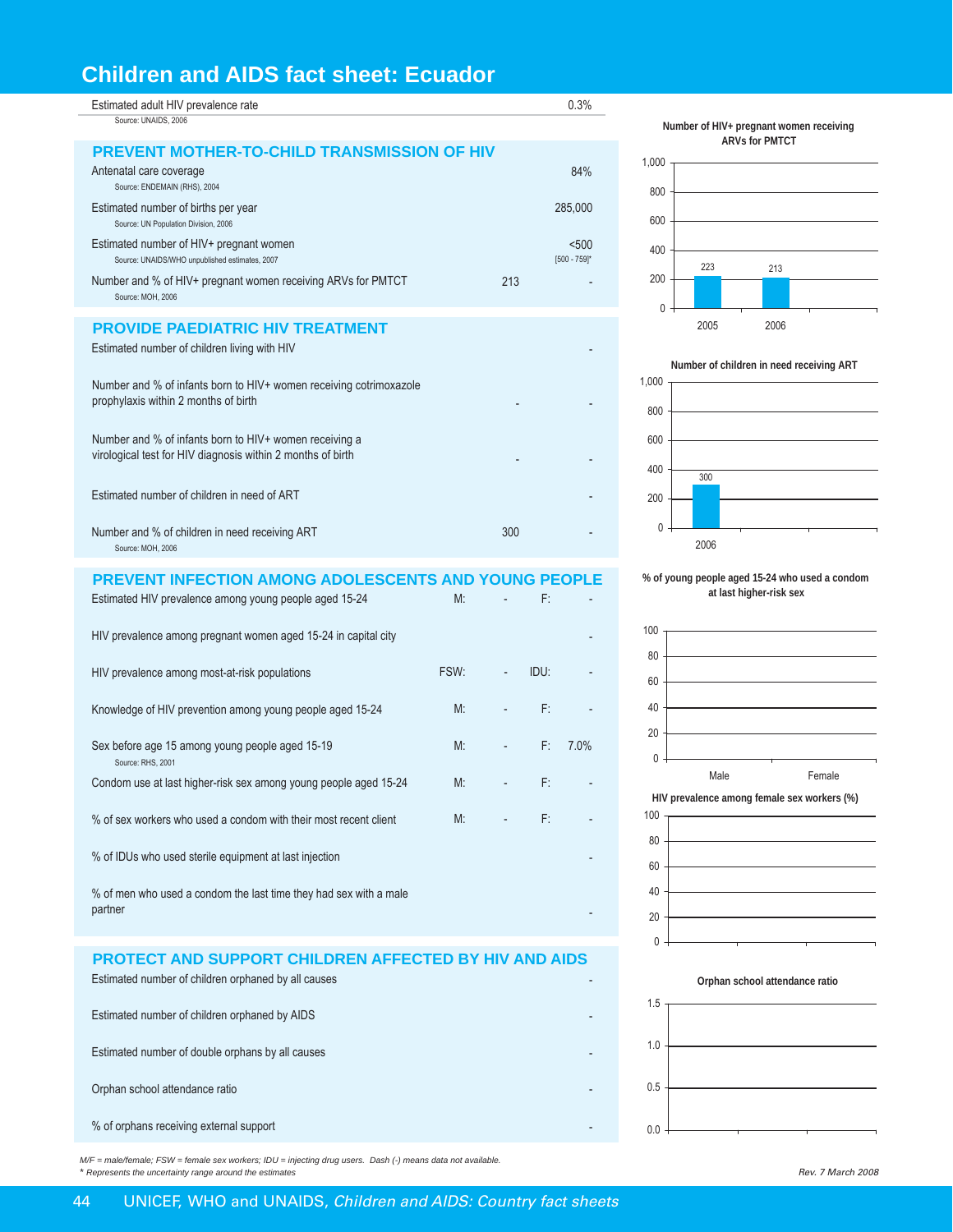# Children and AIDS fact sheet: Ecuador

| | | |
|---|---|---|
| Estimated adult HIV prevalence rate<br>Source: UNAIDS, 2006 | | 0.3% |

## PREVENT MOTHER-TO-CHILD TRANSMISSION OF HIV

| | | |
|---|---|---|
| Antenatal care coverage<br>Source: ENDEMAIN (RHS), 2004 | | 84% |
| Estimated number of births per year<br>Source: UN Population Division, 2006 | | 285,000 |
| Estimated number of HIV+ pregnant women<br>Source: UNAIDS/WHO unpublished estimates, 2007 | | <500<br>[500 - 759]* |
| Number and % of HIV+ pregnant women receiving ARVs for PMTCT<br>Source: MOH, 2006 | 213 | - |

## PROVIDE PAEDIATRIC HIV TREATMENT

| | | |
|---|---|---|
| Estimated number of children living with HIV | | - |
| Number and % of infants born to HIV+ women receiving cotrimoxazole prophylaxis within 2 months of birth | - | - |
| Number and % of infants born to HIV+ women receiving a virological test for HIV diagnosis within 2 months of birth | - | - |
| Estimated number of children in need of ART | | - |
| Number and % of children in need receiving ART<br>Source: MOH, 2006 | 300 | - |

## PREVENT INFECTION AMONG ADOLESCENTS AND YOUNG PEOPLE

| | | | | |
|---|---|---|---|---|
| Estimated HIV prevalence among young people aged 15-24 | M: | - | F: | - |
| HIV prevalence among pregnant women aged 15-24 in capital city | | | | - |
| HIV prevalence among most-at-risk populations | FSW: | - | IDU: | - |
| Knowledge of HIV prevention among young people aged 15-24 | M: | - | F: | - |
| Sex before age 15 among young people aged 15-19<br>Source: RHS, 2001 | M: | - | F: | 7.0% |
| Condom use at last higher-risk sex among young people aged 15-24 | M: | - | F: | - |
| % of sex workers who used a condom with their most recent client | M: | - | F: | - |
| % of IDUs who used sterile equipment at last injection | | | | - |
| % of men who used a condom the last time they had sex with a male partner | | | | - |

## PROTECT AND SUPPORT CHILDREN AFFECTED BY HIV AND AIDS

| | |
|---|---|
| Estimated number of children orphaned by all causes | - |
| Estimated number of children orphaned by AIDS | - |
| Estimated number of double orphans by all causes | - |
| Orphan school attendance ratio | - |
| % of orphans receiving external support | - |

**Number of HIV+ pregnant women receiving ARVs for PMTCT**

| Year | Number |
|---|---|
| 2005 | 223 |
| 2006 | 213 |

**Number of children in need receiving ART**

| Year | Number |
|---|---|
| 2006 | 300 |

**% of young people aged 15-24 who used a condom at last higher-risk sex**

| Male | Female |
|---|---|
| | |

**HIV prevalence among female sex workers (%)**

**Orphan school attendance ratio**

*M/F = male/female; FSW = female sex workers; IDU = injecting drug users. Dash (-) means data not available.*
*\* Represents the uncertainty range around the estimates*

*Rev. 7 March 2008*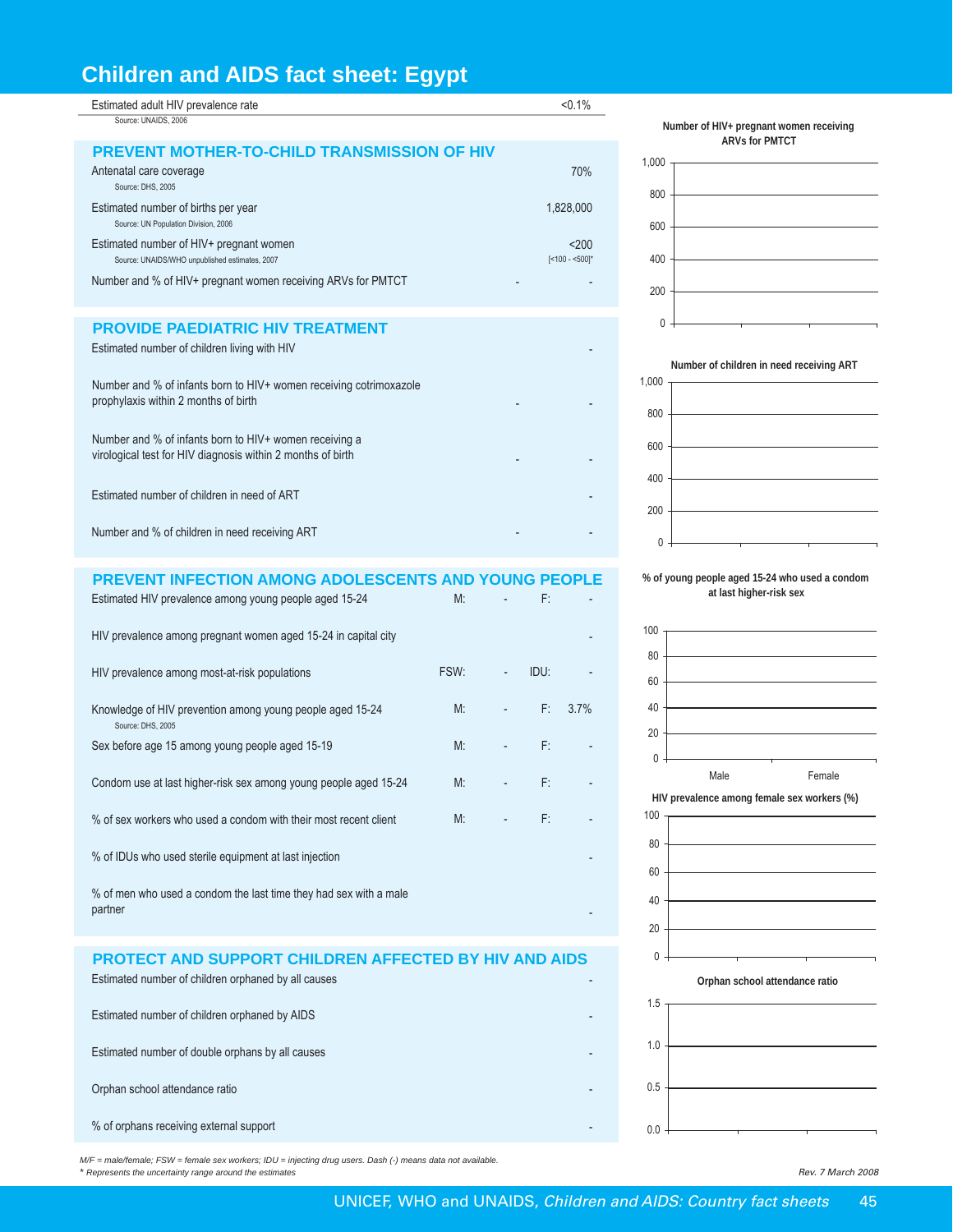# Children and AIDS fact sheet: Egypt

| Estimated adult HIV prevalence rate | <0.1% |
|---|---|

Source: UNAIDS, 2006

## PREVENT MOTHER-TO-CHILD TRANSMISSION OF HIV

| Indicator | Number | % |
|---|---|---|
| Antenatal care coverage (Source: DHS, 2005) | | 70% |
| Estimated number of births per year (Source: UN Population Division, 2006) | | 1,828,000 |
| Estimated number of HIV+ pregnant women (Source: UNAIDS/WHO unpublished estimates, 2007) | | <200 [<100 - <500]* |
| Number and % of HIV+ pregnant women receiving ARVs for PMTCT | - | - |

## PROVIDE PAEDIATRIC HIV TREATMENT

| Indicator | Number | % |
|---|---|---|
| Estimated number of children living with HIV | | - |
| Number and % of infants born to HIV+ women receiving cotrimoxazole prophylaxis within 2 months of birth | - | - |
| Number and % of infants born to HIV+ women receiving a virological test for HIV diagnosis within 2 months of birth | - | - |
| Estimated number of children in need of ART | | - |
| Number and % of children in need receiving ART | - | - |

## PREVENT INFECTION AMONG ADOLESCENTS AND YOUNG PEOPLE

| Indicator | | | | |
|---|---|---|---|---|
| Estimated HIV prevalence among young people aged 15-24 | M: | - | F: | - |
| HIV prevalence among pregnant women aged 15-24 in capital city | | | | - |
| HIV prevalence among most-at-risk populations | FSW: | - | IDU: | - |
| Knowledge of HIV prevention among young people aged 15-24 (Source: DHS, 2005) | M: | - | F: | 3.7% |
| Sex before age 15 among young people aged 15-19 | M: | - | F: | - |
| Condom use at last higher-risk sex among young people aged 15-24 | M: | - | F: | - |
| % of sex workers who used a condom with their most recent client | M: | - | F: | - |
| % of IDUs who used sterile equipment at last injection | | | | - |
| % of men who used a condom the last time they had sex with a male partner | | | | - |

## PROTECT AND SUPPORT CHILDREN AFFECTED BY HIV AND AIDS

| Indicator | |
|---|---|
| Estimated number of children orphaned by all causes | - |
| Estimated number of children orphaned by AIDS | - |
| Estimated number of double orphans by all causes | - |
| Orphan school attendance ratio | - |
| % of orphans receiving external support | - |

**Number of HIV+ pregnant women receiving ARVs for PMTCT**

**Number of children in need receiving ART**

**% of young people aged 15-24 who used a condom at last higher-risk sex** (Male, Female)

**HIV prevalence among female sex workers (%)**

**Orphan school attendance ratio**

*M/F = male/female; FSW = female sex workers; IDU = injecting drug users. Dash (-) means data not available.*
*\* Represents the uncertainty range around the estimates*

*Rev. 7 March 2008*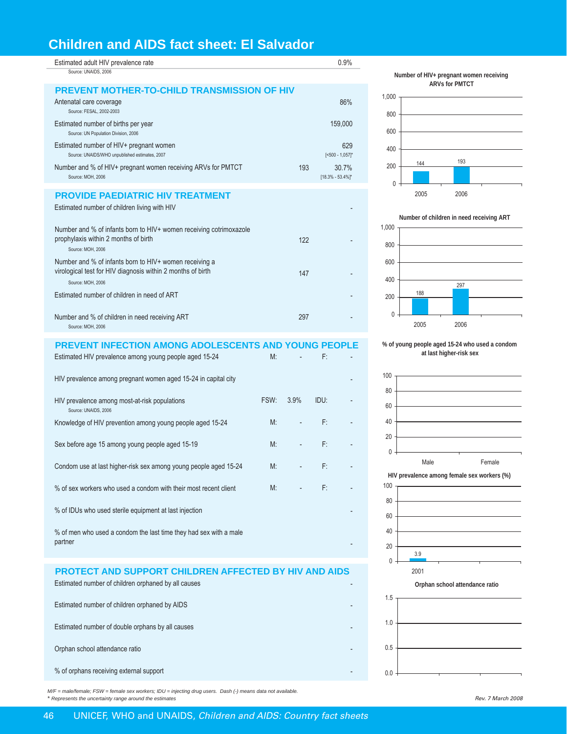# Children and AIDS fact sheet: El Salvador

| Indicator | | | | |
|---|---|---|---|---|
| Estimated adult HIV prevalence rate<br>Source: UNAIDS, 2006 | | | | 0.9% |

## PREVENT MOTHER-TO-CHILD TRANSMISSION OF HIV

| Indicator | Number | % |
|---|---|---|
| Antenatal care coverage<br>Source: FESAL, 2002-2003 | | 86% |
| Estimated number of births per year<br>Source: UN Population Division, 2006 | | 159,000 |
| Estimated number of HIV+ pregnant women<br>Source: UNAIDS/WHO unpublished estimates, 2007 | | 629<br>[<500 - 1,057]* |
| Number and % of HIV+ pregnant women receiving ARVs for PMTCT<br>Source: MOH, 2006 | 193 | 30.7%<br>[18.3% - 53.4%]* |

## PROVIDE PAEDIATRIC HIV TREATMENT

| Indicator | Number | % |
|---|---|---|
| Estimated number of children living with HIV | | - |
| Number and % of infants born to HIV+ women receiving cotrimoxazole prophylaxis within 2 months of birth<br>Source: MOH, 2006 | 122 | - |
| Number and % of infants born to HIV+ women receiving a virological test for HIV diagnosis within 2 months of birth<br>Source: MOH, 2006 | 147 | - |
| Estimated number of children in need of ART | | - |
| Number and % of children in need receiving ART<br>Source: MOH, 2006 | 297 | - |

## PREVENT INFECTION AMONG ADOLESCENTS AND YOUNG PEOPLE

| Indicator | | | | |
|---|---|---|---|---|
| Estimated HIV prevalence among young people aged 15-24 | M: | - | F: | - |
| HIV prevalence among pregnant women aged 15-24 in capital city | | | | - |
| HIV prevalence among most-at-risk populations<br>Source: UNAIDS, 2006 | FSW: | 3.9% | IDU: | - |
| Knowledge of HIV prevention among young people aged 15-24 | M: | - | F: | - |
| Sex before age 15 among young people aged 15-19 | M: | - | F: | - |
| Condom use at last higher-risk sex among young people aged 15-24 | M: | - | F: | - |
| % of sex workers who used a condom with their most recent client | M: | - | F: | - |
| % of IDUs who used sterile equipment at last injection | | | | - |
| % of men who used a condom the last time they had sex with a male partner | | | | - |

## PROTECT AND SUPPORT CHILDREN AFFECTED BY HIV AND AIDS

| Indicator | |
|---|---|
| Estimated number of children orphaned by all causes | - |
| Estimated number of children orphaned by AIDS | - |
| Estimated number of double orphans by all causes | - |
| Orphan school attendance ratio | - |
| % of orphans receiving external support | - |

**Number of HIV+ pregnant women receiving ARVs for PMTCT**

| Year | Number |
|---|---|
| 2005 | 144 |
| 2006 | 193 |

**Number of children in need receiving ART**

| Year | Number |
|---|---|
| 2005 | 188 |
| 2006 | 297 |

**% of young people aged 15-24 who used a condom at last higher-risk sex**

| Male | Female |
|---|---|
| | |

**HIV prevalence among female sex workers (%)**

| Year | % |
|---|---|
| 2001 | 3.9 |

**Orphan school attendance ratio**

*M/F = male/female; FSW = female sex workers; IDU = injecting drug users. Dash (-) means data not available.*
*\* Represents the uncertainty range around the estimates*

*Rev. 7 March 2008*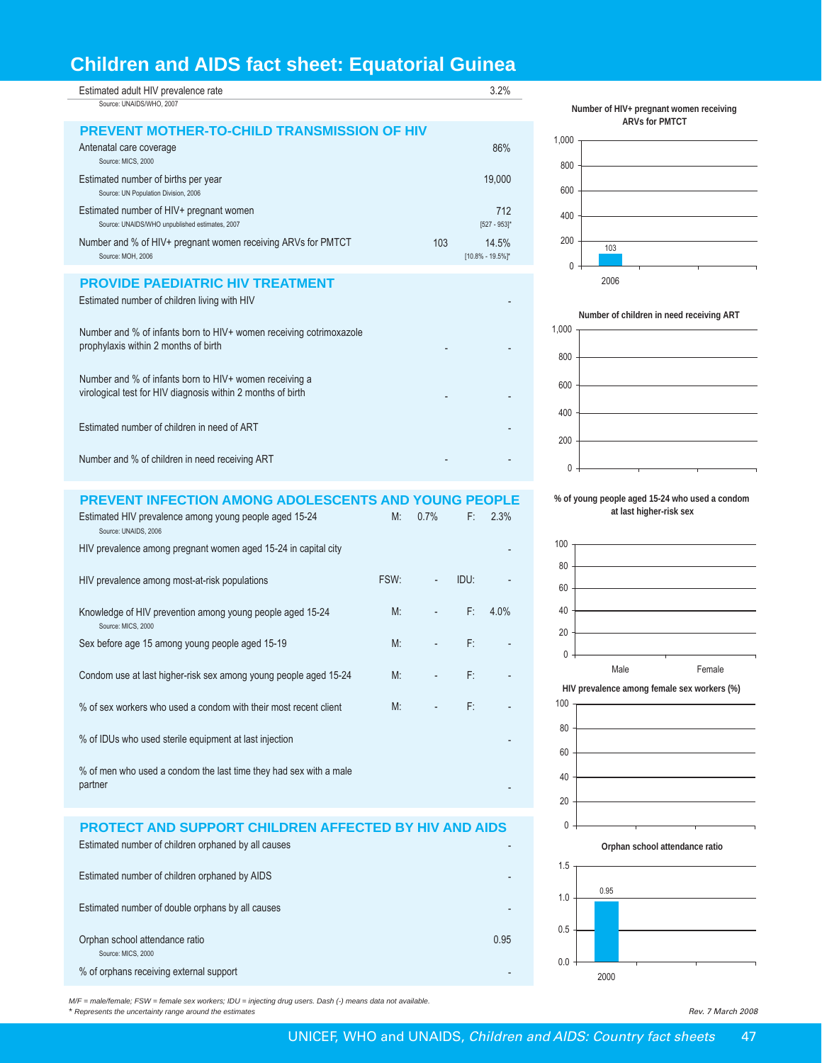# Children and AIDS fact sheet: Equatorial Guinea

| Estimated adult HIV prevalence rate | | 3.2% |
|---|---|---|
| Source: UNAIDS/WHO, 2007 | | |

## PREVENT MOTHER-TO-CHILD TRANSMISSION OF HIV

| Indicator | Number | Value |
|---|---|---|
| Antenatal care coverage<br>Source: MICS, 2000 | | 86% |
| Estimated number of births per year<br>Source: UN Population Division, 2006 | | 19,000 |
| Estimated number of HIV+ pregnant women<br>Source: UNAIDS/WHO unpublished estimates, 2007 | | 712<br>[527 - 953]* |
| Number and % of HIV+ pregnant women receiving ARVs for PMTCT<br>Source: MOH, 2006 | 103 | 14.5%<br>[10.8% - 19.5%]* |

**Number of HIV+ pregnant women receiving ARVs for PMTCT**

| Year | Number |
|---|---|
| 2006 | 103 |

## PROVIDE PAEDIATRIC HIV TREATMENT

| Indicator | Number | % |
|---|---|---|
| Estimated number of children living with HIV | | - |
| Number and % of infants born to HIV+ women receiving cotrimoxazole prophylaxis within 2 months of birth | - | - |
| Number and % of infants born to HIV+ women receiving a virological test for HIV diagnosis within 2 months of birth | - | - |
| Estimated number of children in need of ART | | - |
| Number and % of children in need receiving ART | - | - |

**Number of children in need receiving ART**

## PREVENT INFECTION AMONG ADOLESCENTS AND YOUNG PEOPLE

| Indicator | | | | |
|---|---|---|---|---|
| Estimated HIV prevalence among young people aged 15-24<br>Source: UNAIDS, 2006 | M: | 0.7% | F: | 2.3% |
| HIV prevalence among pregnant women aged 15-24 in capital city | | | | - |
| HIV prevalence among most-at-risk populations | FSW: | - | IDU: | - |
| Knowledge of HIV prevention among young people aged 15-24<br>Source: MICS, 2000 | M: | - | F: | 4.0% |
| Sex before age 15 among young people aged 15-19 | M: | - | F: | - |
| Condom use at last higher-risk sex among young people aged 15-24 | M: | - | F: | - |
| % of sex workers who used a condom with their most recent client | M: | - | F: | - |
| % of IDUs who used sterile equipment at last injection | | | | - |
| % of men who used a condom the last time they had sex with a male partner | | | | - |

**% of young people aged 15-24 who used a condom at last higher-risk sex**

**HIV prevalence among female sex workers (%)**

## PROTECT AND SUPPORT CHILDREN AFFECTED BY HIV AND AIDS

| Indicator | Value |
|---|---|
| Estimated number of children orphaned by all causes | - |
| Estimated number of children orphaned by AIDS | - |
| Estimated number of double orphans by all causes | - |
| Orphan school attendance ratio<br>Source: MICS, 2000 | 0.95 |
| % of orphans receiving external support | - |

**Orphan school attendance ratio**

| Year | Ratio |
|---|---|
| 2000 | 0.95 |

*M/F = male/female; FSW = female sex workers; IDU = injecting drug users. Dash (-) means data not available.*
*\* Represents the uncertainty range around the estimates*

*Rev. 7 March 2008*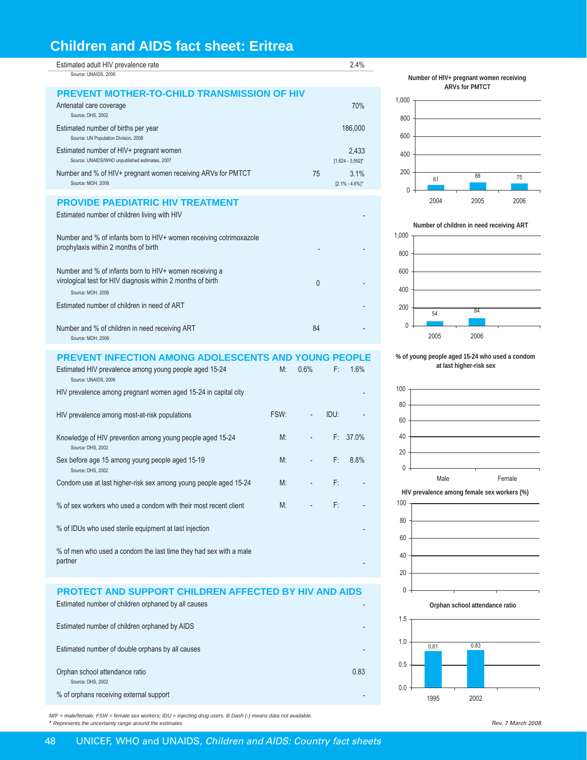# Children and AIDS fact sheet: Eritrea

| Indicator | | | | Value |
|---|---|---|---|---|
| Estimated adult HIV prevalence rate<br>Source: UNAIDS, 2006 | | | | 2.4% |

## PREVENT MOTHER-TO-CHILD TRANSMISSION OF HIV

| Indicator | Number | Value |
|---|---|---|
| Antenatal care coverage<br>Source: DHS, 2002 | | 70% |
| Estimated number of births per year<br>Source: UN Population Division, 2006 | | 186,000 |
| Estimated number of HIV+ pregnant women<br>Source: UNAIDS/WHO unpublished estimates, 2007 | | 2,433<br>[1,624 - 3,592]* |
| Number and % of HIV+ pregnant women receiving ARVs for PMTCT<br>Source: MOH, 2006 | 75 | 3.1%<br>[2.1% - 4.6%]* |

## PROVIDE PAEDIATRIC HIV TREATMENT

| Indicator | Number | Value |
|---|---|---|
| Estimated number of children living with HIV | | - |
| Number and % of infants born to HIV+ women receiving cotrimoxazole prophylaxis within 2 months of birth | - | - |
| Number and % of infants born to HIV+ women receiving a virological test for HIV diagnosis within 2 months of birth<br>Source: MOH, 2006 | 0 | - |
| Estimated number of children in need of ART | | - |
| Number and % of children in need receiving ART<br>Source: MOH, 2006 | 84 | - |

## PREVENT INFECTION AMONG ADOLESCENTS AND YOUNG PEOPLE

| Indicator | | | | |
|---|---|---|---|---|
| Estimated HIV prevalence among young people aged 15-24<br>Source: UNAIDS, 2006 | M: | 0.6% | F: | 1.6% |
| HIV prevalence among pregnant women aged 15-24 in capital city | | | | - |
| HIV prevalence among most-at-risk populations | FSW: | - | IDU: | - |
| Knowledge of HIV prevention among young people aged 15-24<br>Source: DHS, 2002 | M: | - | F: | 37.0% |
| Sex before age 15 among young people aged 15-19<br>Source: DHS, 2002 | M: | - | F: | 8.8% |
| Condom use at last higher-risk sex among young people aged 15-24 | M: | - | F: | - |
| % of sex workers who used a condom with their most recent client | M: | - | F: | - |
| % of IDUs who used sterile equipment at last injection | | | | - |
| % of men who used a condom the last time they had sex with a male partner | | | | - |

## PROTECT AND SUPPORT CHILDREN AFFECTED BY HIV AND AIDS

| Indicator | Value |
|---|---|
| Estimated number of children orphaned by all causes | - |
| Estimated number of children orphaned by AIDS | - |
| Estimated number of double orphans by all causes | - |
| Orphan school attendance ratio<br>Source: DHS, 2002 | 0.83 |
| % of orphans receiving external support | - |

**Number of HIV+ pregnant women receiving ARVs for PMTCT**

| Year | 2004 | 2005 | 2006 |
|---|---|---|---|
| Number | 61 | 88 | 75 |

**Number of children in need receiving ART**

| Year | 2005 | 2006 |
|---|---|---|
| Number | 54 | 84 |

**% of young people aged 15-24 who used a condom at last higher-risk sex**

| Male | Female |
|---|---|
| | |

**HIV prevalence among female sex workers (%)**

**Orphan school attendance ratio**

| Year | 1995 | 2002 |
|---|---|---|
| Ratio | 0.81 | 0.83 |

*M/F = male/female; FSW = female sex workers; IDU = injecting drug users. B Dash (-) means data not available.*
\* *Represents the uncertainty range around the estimates*

*Rev. 7 March 2008*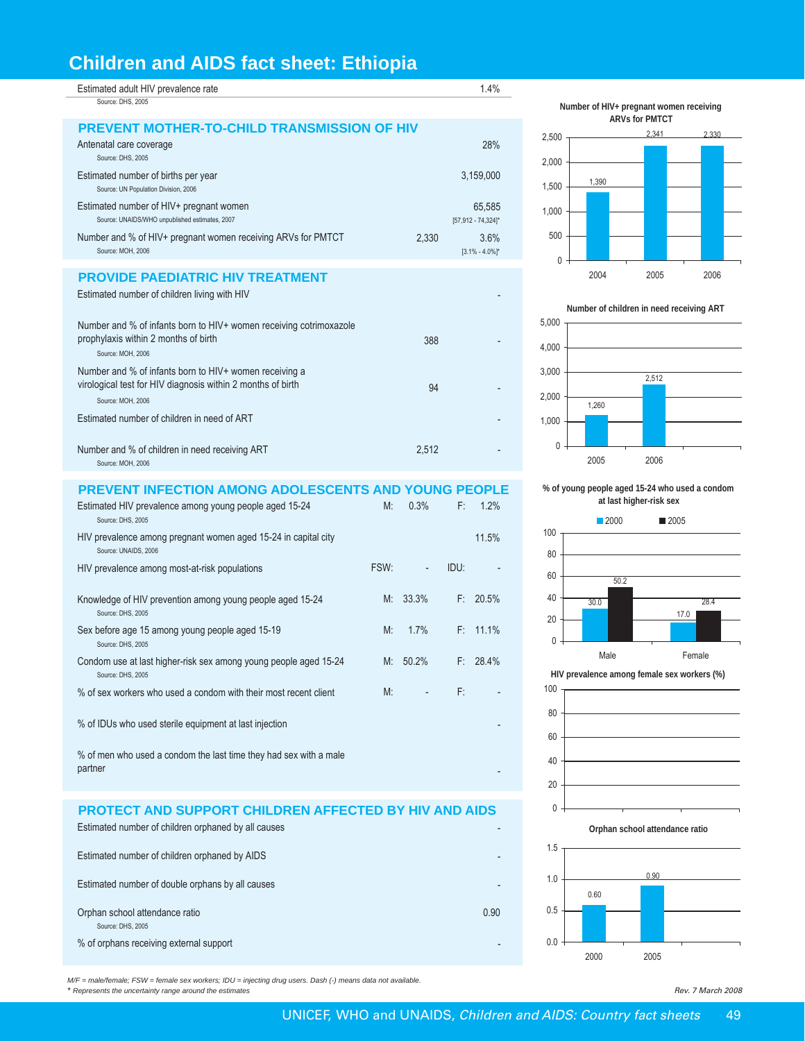# Children and AIDS fact sheet: Ethiopia

| | | |
|---|---|---|
| Estimated adult HIV prevalence rate<br>Source: DHS, 2005 | | 1.4% |

## PREVENT MOTHER-TO-CHILD TRANSMISSION OF HIV

| | | |
|---|---|---|
| Antenatal care coverage<br>Source: DHS, 2005 | | 28% |
| Estimated number of births per year<br>Source: UN Population Division, 2006 | | 3,159,000 |
| Estimated number of HIV+ pregnant women<br>Source: UNAIDS/WHO unpublished estimates, 2007 | | 65,585<br>[57,912 - 74,324]* |
| Number and % of HIV+ pregnant women receiving ARVs for PMTCT<br>Source: MOH, 2006 | 2,330 | 3.6%<br>[3.1% - 4.0%]* |

## PROVIDE PAEDIATRIC HIV TREATMENT

| | | |
|---|---|---|
| Estimated number of children living with HIV | | - |
| Number and % of infants born to HIV+ women receiving cotrimoxazole prophylaxis within 2 months of birth<br>Source: MOH, 2006 | 388 | - |
| Number and % of infants born to HIV+ women receiving a virological test for HIV diagnosis within 2 months of birth<br>Source: MOH, 2006 | 94 | - |
| Estimated number of children in need of ART | | - |
| Number and % of children in need receiving ART<br>Source: MOH, 2006 | 2,512 | - |

## PREVENT INFECTION AMONG ADOLESCENTS AND YOUNG PEOPLE

| | | | | |
|---|---|---|---|---|
| Estimated HIV prevalence among young people aged 15-24<br>Source: DHS, 2005 | M: | 0.3% | F: | 1.2% |
| HIV prevalence among pregnant women aged 15-24 in capital city<br>Source: UNAIDS, 2006 | | | | 11.5% |
| HIV prevalence among most-at-risk populations | FSW: | - | IDU: | - |
| Knowledge of HIV prevention among young people aged 15-24<br>Source: DHS, 2005 | M: | 33.3% | F: | 20.5% |
| Sex before age 15 among young people aged 15-19<br>Source: DHS, 2005 | M: | 1.7% | F: | 11.1% |
| Condom use at last higher-risk sex among young people aged 15-24<br>Source: DHS, 2005 | M: | 50.2% | F: | 28.4% |
| % of sex workers who used a condom with their most recent client | M: | - | F: | - |
| % of IDUs who used sterile equipment at last injection | | | | - |
| % of men who used a condom the last time they had sex with a male partner | | | | - |

## PROTECT AND SUPPORT CHILDREN AFFECTED BY HIV AND AIDS

| | |
|---|---|
| Estimated number of children orphaned by all causes | - |
| Estimated number of children orphaned by AIDS | - |
| Estimated number of double orphans by all causes | - |
| Orphan school attendance ratio<br>Source: DHS, 2005 | 0.90 |
| % of orphans receiving external support | - |

**Number of HIV+ pregnant women receiving ARVs for PMTCT**

| Year | Number |
|---|---|
| 2004 | 1,390 |
| 2005 | 2,341 |
| 2006 | 2,330 |

**Number of children in need receiving ART**

| Year | Number |
|---|---|
| 2005 | 1,260 |
| 2006 | 2,512 |

**% of young people aged 15-24 who used a condom at last higher-risk sex**

| | 2000 | 2005 |
|---|---|---|
| Male | 30.0 | 50.2 |
| Female | 17.0 | 28.4 |

**HIV prevalence among female sex workers (%)**

**Orphan school attendance ratio**

| Year | Ratio |
|---|---|
| 2000 | 0.60 |
| 2005 | 0.90 |

*M/F = male/female; FSW = female sex workers; IDU = injecting drug users. Dash (-) means data not available.*
*\* Represents the uncertainty range around the estimates*

*Rev. 7 March 2008*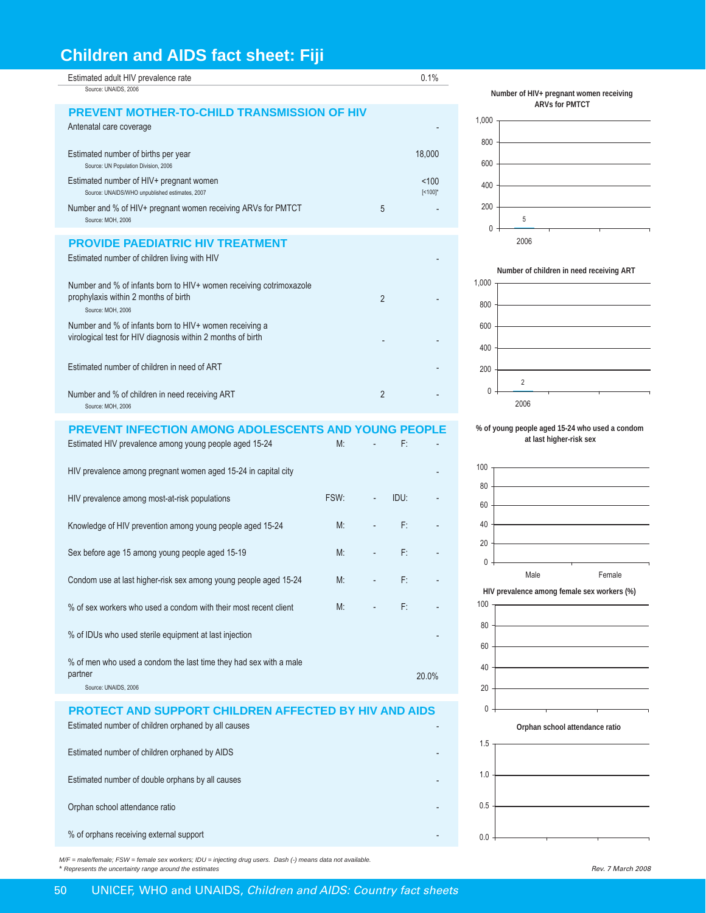# Children and AIDS fact sheet: Fiji

| Indicator | | |
|---|---|---|
| Estimated adult HIV prevalence rate<br>Source: UNAIDS, 2006 | | 0.1% |

## PREVENT MOTHER-TO-CHILD TRANSMISSION OF HIV

| Indicator | Number | % / Value |
|---|---|---|
| Antenatal care coverage | | - |
| Estimated number of births per year<br>Source: UN Population Division, 2006 | | 18,000 |
| Estimated number of HIV+ pregnant women<br>Source: UNAIDS/WHO unpublished estimates, 2007 | | <100<br>[<100]* |
| Number and % of HIV+ pregnant women receiving ARVs for PMTCT<br>Source: MOH, 2006 | 5 | - |

## PROVIDE PAEDIATRIC HIV TREATMENT

| Indicator | Number | % / Value |
|---|---|---|
| Estimated number of children living with HIV | | - |
| Number and % of infants born to HIV+ women receiving cotrimoxazole prophylaxis within 2 months of birth<br>Source: MOH, 2006 | 2 | - |
| Number and % of infants born to HIV+ women receiving a virological test for HIV diagnosis within 2 months of birth | - | - |
| Estimated number of children in need of ART | | - |
| Number and % of children in need receiving ART<br>Source: MOH, 2006 | 2 | - |

## PREVENT INFECTION AMONG ADOLESCENTS AND YOUNG PEOPLE

| Indicator | | | | |
|---|---|---|---|---|
| Estimated HIV prevalence among young people aged 15-24 | M: | - | F: | - |
| HIV prevalence among pregnant women aged 15-24 in capital city | | | | - |
| HIV prevalence among most-at-risk populations | FSW: | - | IDU: | - |
| Knowledge of HIV prevention among young people aged 15-24 | M: | - | F: | - |
| Sex before age 15 among young people aged 15-19 | M: | - | F: | - |
| Condom use at last higher-risk sex among young people aged 15-24 | M: | - | F: | - |
| % of sex workers who used a condom with their most recent client | M: | - | F: | - |
| % of IDUs who used sterile equipment at last injection | | | | - |
| % of men who used a condom the last time they had sex with a male partner<br>Source: UNAIDS, 2006 | | | | 20.0% |

## PROTECT AND SUPPORT CHILDREN AFFECTED BY HIV AND AIDS

| Indicator | Value |
|---|---|
| Estimated number of children orphaned by all causes | - |
| Estimated number of children orphaned by AIDS | - |
| Estimated number of double orphans by all causes | - |
| Orphan school attendance ratio | - |
| % of orphans receiving external support | - |

**Number of HIV+ pregnant women receiving ARVs for PMTCT**

| Year | Value |
|---|---|
| 2006 | 5 |

**Number of children in need receiving ART**

| Year | Value |
|---|---|
| 2006 | 2 |

**% of young people aged 15-24 who used a condom at last higher-risk sex**

| Male | Female |
|---|---|
| | |

**HIV prevalence among female sex workers (%)**

**Orphan school attendance ratio**

*M/F = male/female; FSW = female sex workers; IDU = injecting drug users. Dash (-) means data not available.*
*\* Represents the uncertainty range around the estimates*

*Rev. 7 March 2008*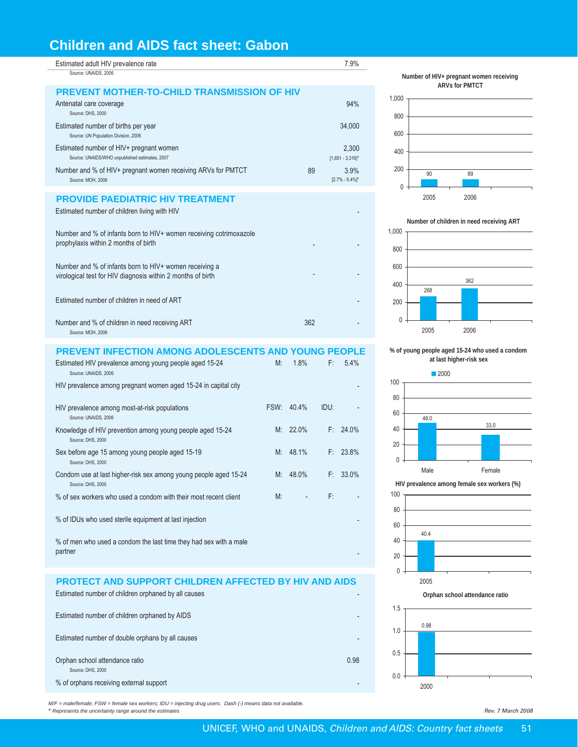# Children and AIDS fact sheet: Gabon

| Indicator | | |
|---|---|---|
| Estimated adult HIV prevalence rate<br>Source: UNAIDS, 2006 | | 7.9% |

## PREVENT MOTHER-TO-CHILD TRANSMISSION OF HIV

| Indicator | Number | % |
|---|---|---|
| Antenatal care coverage<br>Source: DHS, 2000 | | 94% |
| Estimated number of births per year<br>Source: UN Population Division, 2006 | | 34,000 |
| Estimated number of HIV+ pregnant women<br>Source: UNAIDS/WHO unpublished estimates, 2007 | | 2,300<br>[1,651 - 3,316]* |
| Number and % of HIV+ pregnant women receiving ARVs for PMTCT<br>Source: MOH, 2006 | 89 | 3.9%<br>[2.7% - 5.4%]* |

**Number of HIV+ pregnant women receiving ARVs for PMTCT**

| Year | Number |
|---|---|
| 2005 | 90 |
| 2006 | 89 |

## PROVIDE PAEDIATRIC HIV TREATMENT

| Indicator | Number | % |
|---|---|---|
| Estimated number of children living with HIV | | - |
| Number and % of infants born to HIV+ women receiving cotrimoxazole prophylaxis within 2 months of birth | - | - |
| Number and % of infants born to HIV+ women receiving a virological test for HIV diagnosis within 2 months of birth | - | - |
| Estimated number of children in need of ART | | - |
| Number and % of children in need receiving ART<br>Source: MOH, 2006 | 362 | - |

**Number of children in need receiving ART**

| Year | Number |
|---|---|
| 2005 | 268 |
| 2006 | 362 |

## PREVENT INFECTION AMONG ADOLESCENTS AND YOUNG PEOPLE

| Indicator | | | | |
|---|---|---|---|---|
| Estimated HIV prevalence among young people aged 15-24<br>Source: UNAIDS, 2006 | M: | 1.8% | F: | 5.4% |
| HIV prevalence among pregnant women aged 15-24 in capital city | | | | - |
| HIV prevalence among most-at-risk populations<br>Source: UNAIDS, 2006 | FSW: | 40.4% | IDU: | - |
| Knowledge of HIV prevention among young people aged 15-24<br>Source: DHS, 2000 | M: | 22.0% | F: | 24.0% |
| Sex before age 15 among young people aged 15-19<br>Source: DHS, 2000 | M: | 48.1% | F: | 23.8% |
| Condom use at last higher-risk sex among young people aged 15-24<br>Source: DHS, 2000 | M: | 48.0% | F: | 33.0% |
| % of sex workers who used a condom with their most recent client | M: | - | F: | - |
| % of IDUs who used sterile equipment at last injection | | | | - |
| % of men who used a condom the last time they had sex with a male partner | | | | - |

**% of young people aged 15-24 who used a condom at last higher-risk sex**

| | 2000 |
|---|---|
| Male | 48.0 |
| Female | 33.0 |

**HIV prevalence among female sex workers (%)**

| Year | % |
|---|---|
| 2005 | 40.4 |

## PROTECT AND SUPPORT CHILDREN AFFECTED BY HIV AND AIDS

| Indicator | |
|---|---|
| Estimated number of children orphaned by all causes | - |
| Estimated number of children orphaned by AIDS | - |
| Estimated number of double orphans by all causes | - |
| Orphan school attendance ratio<br>Source: DHS, 2000 | 0.98 |
| % of orphans receiving external support | - |

**Orphan school attendance ratio**

| Year | Ratio |
|---|---|
| 2000 | 0.98 |

*M/F = male/female; FSW = female sex workers; IDU = injecting drug users. Dash (-) means data not available.*
*\* Represents the uncertainty range around the estimates*

*Rev. 7 March 2008*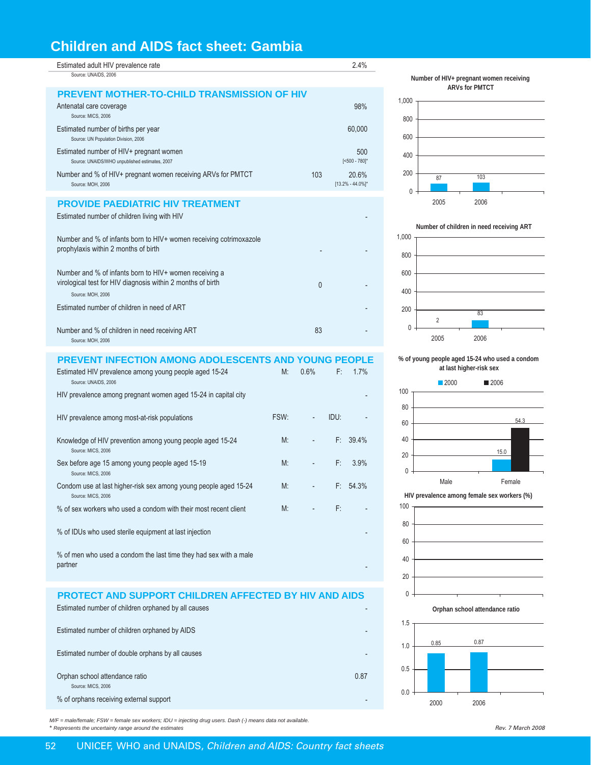# Children and AIDS fact sheet: Gambia

| Estimated adult HIV prevalence rate | | 2.4% |
|---|---|---|
| Source: UNAIDS, 2006 | | |

## PREVENT MOTHER-TO-CHILD TRANSMISSION OF HIV

| Indicator | Number | % |
|---|---|---|
| Antenatal care coverage (Source: MICS, 2006) | | 98% |
| Estimated number of births per year (Source: UN Population Division, 2006) | | 60,000 |
| Estimated number of HIV+ pregnant women (Source: UNAIDS/WHO unpublished estimates, 2007) | | 500 [<500 - 780]* |
| Number and % of HIV+ pregnant women receiving ARVs for PMTCT (Source: MOH, 2006) | 103 | 20.6% [13.2% - 44.0%]* |

## PROVIDE PAEDIATRIC HIV TREATMENT

| Indicator | Number | % |
|---|---|---|
| Estimated number of children living with HIV | | - |
| Number and % of infants born to HIV+ women receiving cotrimoxazole prophylaxis within 2 months of birth | - | - |
| Number and % of infants born to HIV+ women receiving a virological test for HIV diagnosis within 2 months of birth (Source: MOH, 2006) | 0 | - |
| Estimated number of children in need of ART | | - |
| Number and % of children in need receiving ART (Source: MOH, 2006) | 83 | - |

## PREVENT INFECTION AMONG ADOLESCENTS AND YOUNG PEOPLE

| Indicator | | | | |
|---|---|---|---|---|
| Estimated HIV prevalence among young people aged 15-24 (Source: UNAIDS, 2006) | M: | 0.6% | F: | 1.7% |
| HIV prevalence among pregnant women aged 15-24 in capital city | | | | - |
| HIV prevalence among most-at-risk populations | FSW: | - | IDU: | - |
| Knowledge of HIV prevention among young people aged 15-24 (Source: MICS, 2006) | M: | - | F: | 39.4% |
| Sex before age 15 among young people aged 15-19 (Source: MICS, 2006) | M: | - | F: | 3.9% |
| Condom use at last higher-risk sex among young people aged 15-24 (Source: MICS, 2006) | M: | - | F: | 54.3% |
| % of sex workers who used a condom with their most recent client | M: | - | F: | - |
| % of IDUs who used sterile equipment at last injection | | | | - |
| % of men who used a condom the last time they had sex with a male partner | | | | - |

## PROTECT AND SUPPORT CHILDREN AFFECTED BY HIV AND AIDS

| Indicator | |
|---|---|
| Estimated number of children orphaned by all causes | - |
| Estimated number of children orphaned by AIDS | - |
| Estimated number of double orphans by all causes | - |
| Orphan school attendance ratio (Source: MICS, 2006) | 0.87 |
| % of orphans receiving external support | - |

**Number of HIV+ pregnant women receiving ARVs for PMTCT**

| Year | Number |
|---|---|
| 2005 | 87 |
| 2006 | 103 |

**Number of children in need receiving ART**

| Year | Number |
|---|---|
| 2005 | 2 |
| 2006 | 83 |

**% of young people aged 15-24 who used a condom at last higher-risk sex**

| | 2000 | 2006 |
|---|---|---|
| Male | | |
| Female | 15.0 | 54.3 |

**HIV prevalence among female sex workers (%)**

**Orphan school attendance ratio**

| Year | Ratio |
|---|---|
| 2000 | 0.85 |
| 2006 | 0.87 |

*M/F = male/female; FSW = female sex workers; IDU = injecting drug users. Dash (-) means data not available.*

*\* Represents the uncertainty range around the estimates*

*Rev. 7 March 2008*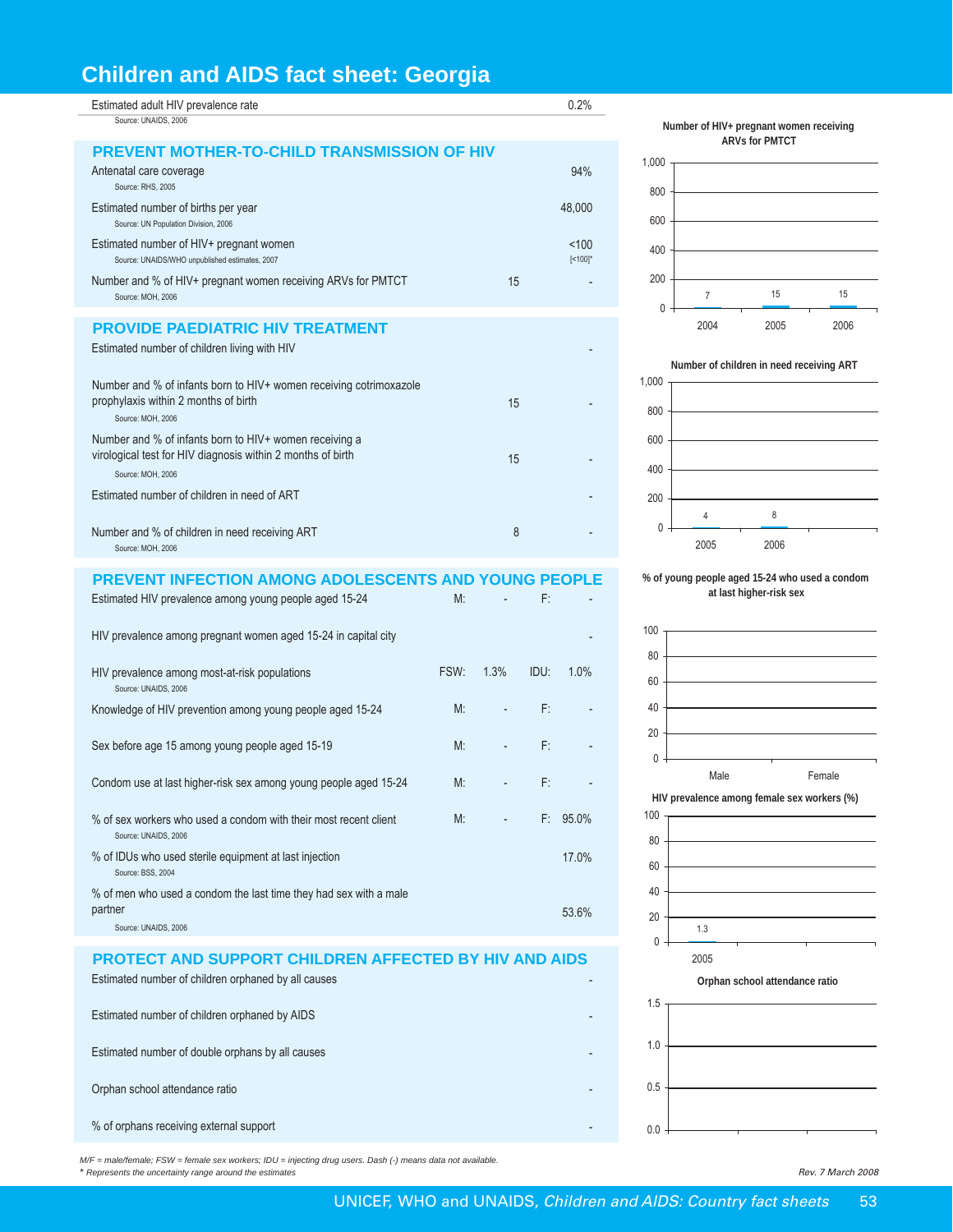# Children and AIDS fact sheet: Georgia

| | | |
|---|---|---|
| Estimated adult HIV prevalence rate<br>Source: UNAIDS, 2006 | | 0.2% |

## PREVENT MOTHER-TO-CHILD TRANSMISSION OF HIV

| | | |
|---|---|---|
| Antenatal care coverage<br>Source: RHS, 2005 | | 94% |
| Estimated number of births per year<br>Source: UN Population Division, 2006 | | 48,000 |
| Estimated number of HIV+ pregnant women<br>Source: UNAIDS/WHO unpublished estimates, 2007 | | <100<br>[<100]* |
| Number and % of HIV+ pregnant women receiving ARVs for PMTCT<br>Source: MOH, 2006 | 15 | - |

## PROVIDE PAEDIATRIC HIV TREATMENT

| | | |
|---|---|---|
| Estimated number of children living with HIV | | - |
| Number and % of infants born to HIV+ women receiving cotrimoxazole prophylaxis within 2 months of birth<br>Source: MOH, 2006 | 15 | - |
| Number and % of infants born to HIV+ women receiving a virological test for HIV diagnosis within 2 months of birth<br>Source: MOH, 2006 | 15 | - |
| Estimated number of children in need of ART | | - |
| Number and % of children in need receiving ART<br>Source: MOH, 2006 | 8 | - |

## PREVENT INFECTION AMONG ADOLESCENTS AND YOUNG PEOPLE

| | | | | |
|---|---|---|---|---|
| Estimated HIV prevalence among young people aged 15-24 | M: | - | F: | - |
| HIV prevalence among pregnant women aged 15-24 in capital city | | | | - |
| HIV prevalence among most-at-risk populations<br>Source: UNAIDS, 2006 | FSW: | 1.3% | IDU: | 1.0% |
| Knowledge of HIV prevention among young people aged 15-24 | M: | - | F: | - |
| Sex before age 15 among young people aged 15-19 | M: | - | F: | - |
| Condom use at last higher-risk sex among young people aged 15-24 | M: | - | F: | - |
| % of sex workers who used a condom with their most recent client<br>Source: UNAIDS, 2006 | M: | - | F: | 95.0% |
| % of IDUs who used sterile equipment at last injection<br>Source: BSS, 2004 | | | | 17.0% |
| % of men who used a condom the last time they had sex with a male partner<br>Source: UNAIDS, 2006 | | | | 53.6% |

## PROTECT AND SUPPORT CHILDREN AFFECTED BY HIV AND AIDS

| | |
|---|---|
| Estimated number of children orphaned by all causes | - |
| Estimated number of children orphaned by AIDS | - |
| Estimated number of double orphans by all causes | - |
| Orphan school attendance ratio | - |
| % of orphans receiving external support | - |

**Number of HIV+ pregnant women receiving ARVs for PMTCT**

| 2004 | 2005 | 2006 |
|---|---|---|
| 7 | 15 | 15 |

**Number of children in need receiving ART**

| 2005 | 2006 |
|---|---|
| 4 | 8 |

**% of young people aged 15-24 who used a condom at last higher-risk sex**

| Male | Female |
|---|---|
| | |

**HIV prevalence among female sex workers (%)**

| 2005 |
|---|
| 1.3 |

**Orphan school attendance ratio**

*M/F = male/female; FSW = female sex workers; IDU = injecting drug users. Dash (-) means data not available.*
* *Represents the uncertainty range around the estimates*

*Rev. 7 March 2008*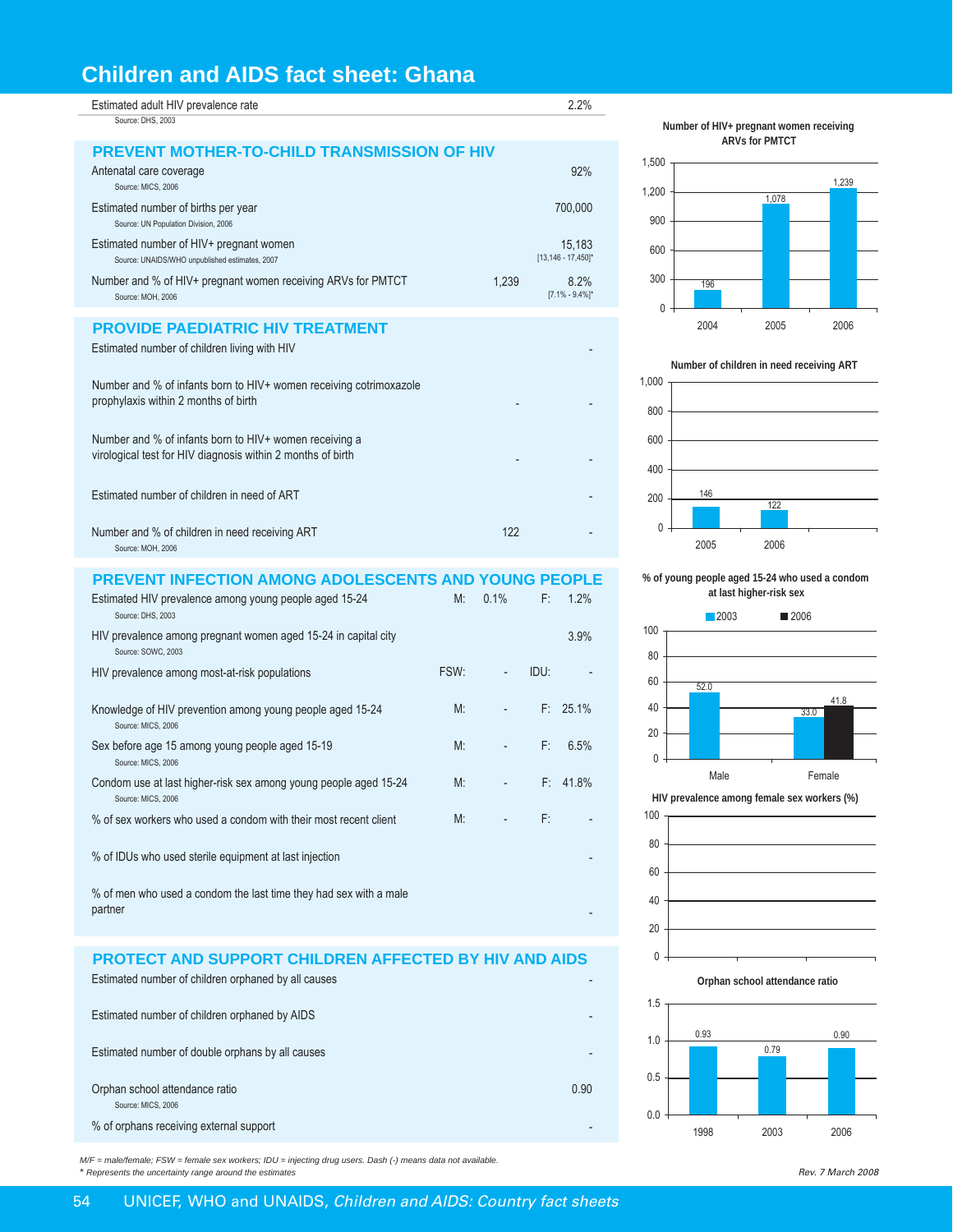# Children and AIDS fact sheet: Ghana

| Indicator | | Value |
|---|---|---|
| Estimated adult HIV prevalence rate<br>Source: DHS, 2003 | | 2.2% |

## PREVENT MOTHER-TO-CHILD TRANSMISSION OF HIV

| Indicator | Number | Value |
|---|---|---|
| Antenatal care coverage<br>Source: MICS, 2006 | | 92% |
| Estimated number of births per year<br>Source: UN Population Division, 2006 | | 700,000 |
| Estimated number of HIV+ pregnant women<br>Source: UNAIDS/WHO unpublished estimates, 2007 | | 15,183<br>[13,146 - 17,450]* |
| Number and % of HIV+ pregnant women receiving ARVs for PMTCT<br>Source: MOH, 2006 | 1,239 | 8.2%<br>[7.1% - 9.4%]* |

## PROVIDE PAEDIATRIC HIV TREATMENT

| Indicator | Number | % |
|---|---|---|
| Estimated number of children living with HIV | | - |
| Number and % of infants born to HIV+ women receiving cotrimoxazole prophylaxis within 2 months of birth | - | - |
| Number and % of infants born to HIV+ women receiving a virological test for HIV diagnosis within 2 months of birth | - | - |
| Estimated number of children in need of ART | | - |
| Number and % of children in need receiving ART<br>Source: MOH, 2006 | 122 | - |

## PREVENT INFECTION AMONG ADOLESCENTS AND YOUNG PEOPLE

| Indicator | | | | |
|---|---|---|---|---|
| Estimated HIV prevalence among young people aged 15-24<br>Source: DHS, 2003 | M: | 0.1% | F: | 1.2% |
| HIV prevalence among pregnant women aged 15-24 in capital city<br>Source: SOWC, 2003 | | | | 3.9% |
| HIV prevalence among most-at-risk populations | FSW: | - | IDU: | - |
| Knowledge of HIV prevention among young people aged 15-24<br>Source: MICS, 2006 | M: | - | F: | 25.1% |
| Sex before age 15 among young people aged 15-19<br>Source: MICS, 2006 | M: | - | F: | 6.5% |
| Condom use at last higher-risk sex among young people aged 15-24<br>Source: MICS, 2006 | M: | - | F: | 41.8% |
| % of sex workers who used a condom with their most recent client | M: | - | F: | - |
| % of IDUs who used sterile equipment at last injection | | | | - |
| % of men who used a condom the last time they had sex with a male partner | | | | - |

## PROTECT AND SUPPORT CHILDREN AFFECTED BY HIV AND AIDS

| Indicator | Value |
|---|---|
| Estimated number of children orphaned by all causes | - |
| Estimated number of children orphaned by AIDS | - |
| Estimated number of double orphans by all causes | - |
| Orphan school attendance ratio<br>Source: MICS, 2006 | 0.90 |
| % of orphans receiving external support | - |

**Number of HIV+ pregnant women receiving ARVs for PMTCT**

| Year | Number |
|---|---|
| 2004 | 196 |
| 2005 | 1,078 |
| 2006 | 1,239 |

**Number of children in need receiving ART**

| Year | Number |
|---|---|
| 2005 | 146 |
| 2006 | 122 |

**% of young people aged 15-24 who used a condom at last higher-risk sex**

| | 2003 | 2006 |
|---|---|---|
| Male | 52.0 | |
| Female | 33.0 | 41.8 |

**HIV prevalence among female sex workers (%)**

**Orphan school attendance ratio**

| Year | Ratio |
|---|---|
| 1998 | 0.93 |
| 2003 | 0.79 |
| 2006 | 0.90 |

*M/F = male/female; FSW = female sex workers; IDU = injecting drug users. Dash (-) means data not available.*
*\* Represents the uncertainty range around the estimates*

*Rev. 7 March 2008*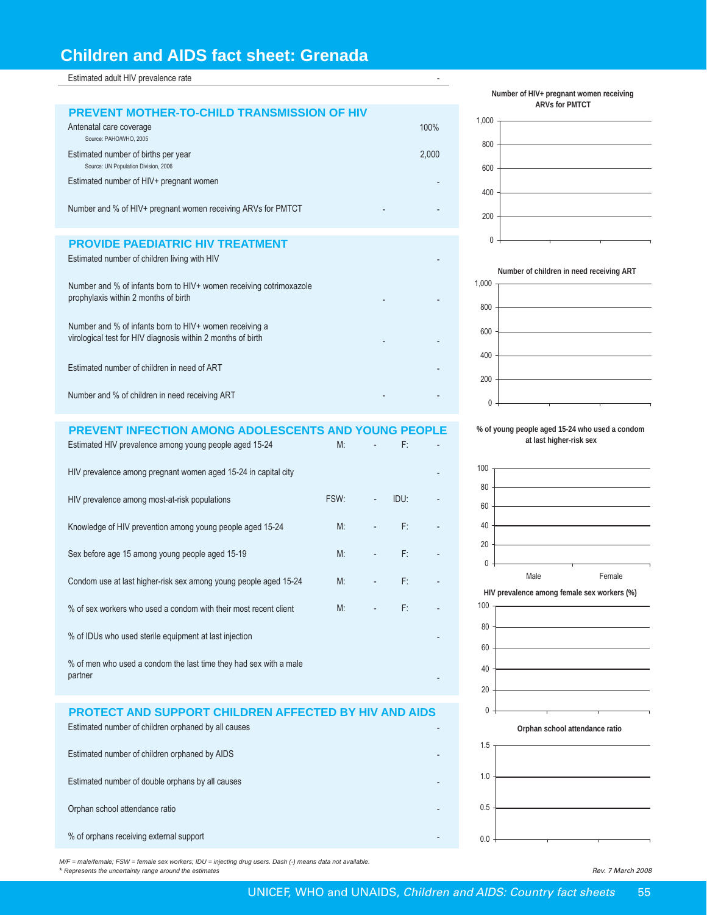# Children and AIDS fact sheet: Grenada

| Estimated adult HIV prevalence rate | | - |
|---|---|---|

## PREVENT MOTHER-TO-CHILD TRANSMISSION OF HIV

| Indicator | | Value |
|---|---|---|
| Antenatal care coverage<br>Source: PAHO/WHO, 2005 | | 100% |
| Estimated number of births per year<br>Source: UN Population Division, 2006 | | 2,000 |
| Estimated number of HIV+ pregnant women | | - |
| Number and % of HIV+ pregnant women receiving ARVs for PMTCT | - | - |

## PROVIDE PAEDIATRIC HIV TREATMENT

| Indicator | | Value |
|---|---|---|
| Estimated number of children living with HIV | | - |
| Number and % of infants born to HIV+ women receiving cotrimoxazole prophylaxis within 2 months of birth | - | - |
| Number and % of infants born to HIV+ women receiving a virological test for HIV diagnosis within 2 months of birth | - | - |
| Estimated number of children in need of ART | | - |
| Number and % of children in need receiving ART | - | - |

## PREVENT INFECTION AMONG ADOLESCENTS AND YOUNG PEOPLE

| Indicator | | | | |
|---|---|---|---|---|
| Estimated HIV prevalence among young people aged 15-24 | M: | - | F: | - |
| HIV prevalence among pregnant women aged 15-24 in capital city | | | | - |
| HIV prevalence among most-at-risk populations | FSW: | - | IDU: | - |
| Knowledge of HIV prevention among young people aged 15-24 | M: | - | F: | - |
| Sex before age 15 among young people aged 15-19 | M: | - | F: | - |
| Condom use at last higher-risk sex among young people aged 15-24 | M: | - | F: | - |
| % of sex workers who used a condom with their most recent client | M: | - | F: | - |
| % of IDUs who used sterile equipment at last injection | | | | - |
| % of men who used a condom the last time they had sex with a male partner | | | | - |

## PROTECT AND SUPPORT CHILDREN AFFECTED BY HIV AND AIDS

| Indicator | Value |
|---|---|
| Estimated number of children orphaned by all causes | - |
| Estimated number of children orphaned by AIDS | - |
| Estimated number of double orphans by all causes | - |
| Orphan school attendance ratio | - |
| % of orphans receiving external support | - |

**Number of HIV+ pregnant women receiving ARVs for PMTCT**

**Number of children in need receiving ART**

**% of young people aged 15-24 who used a condom at last higher-risk sex**

Male Female

**HIV prevalence among female sex workers (%)**

**Orphan school attendance ratio**

*M/F = male/female; FSW = female sex workers; IDU = injecting drug users. Dash (-) means data not available.*
*\* Represents the uncertainty range around the estimates*

*Rev. 7 March 2008*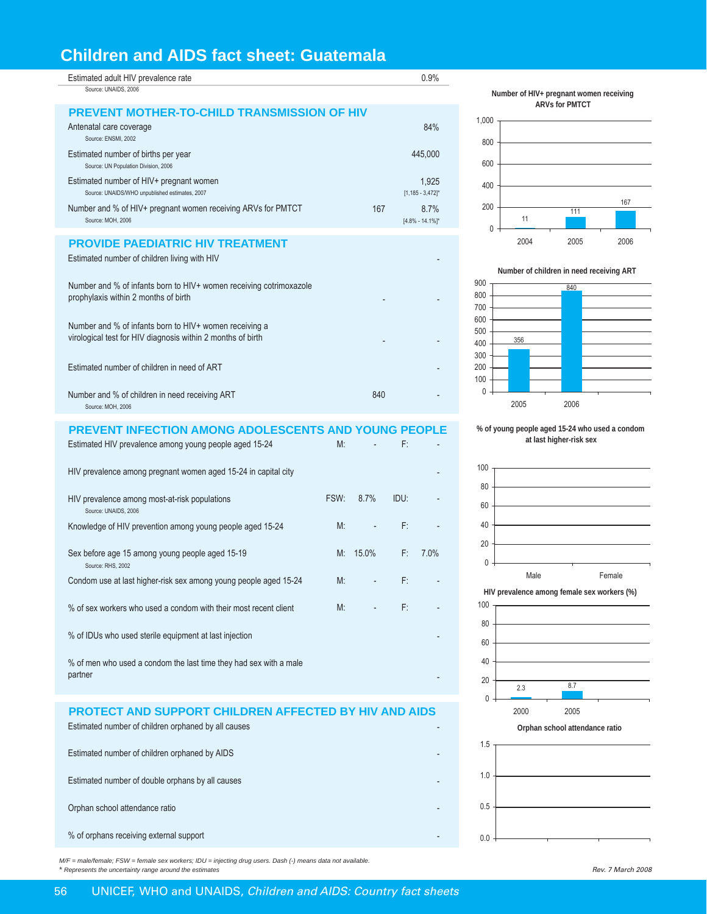# Children and AIDS fact sheet: Guatemala

| Indicator | | Value |
|---|---|---|
| Estimated adult HIV prevalence rate<br>Source: UNAIDS, 2006 | | 0.9% |

## PREVENT MOTHER-TO-CHILD TRANSMISSION OF HIV

| Indicator | Number | Value |
|---|---|---|
| Antenatal care coverage<br>Source: ENSMI, 2002 | | 84% |
| Estimated number of births per year<br>Source: UN Population Division, 2006 | | 445,000 |
| Estimated number of HIV+ pregnant women<br>Source: UNAIDS/WHO unpublished estimates, 2007 | | 1,925<br>[1,185 - 3,472]* |
| Number and % of HIV+ pregnant women receiving ARVs for PMTCT<br>Source: MOH, 2006 | 167 | 8.7%<br>[4.8% - 14.1%]* |

## PROVIDE PAEDIATRIC HIV TREATMENT

| Indicator | Number | % |
|---|---|---|
| Estimated number of children living with HIV | | - |
| Number and % of infants born to HIV+ women receiving cotrimoxazole prophylaxis within 2 months of birth | - | - |
| Number and % of infants born to HIV+ women receiving a virological test for HIV diagnosis within 2 months of birth | - | - |
| Estimated number of children in need of ART | | - |
| Number and % of children in need receiving ART<br>Source: MOH, 2006 | 840 | - |

## PREVENT INFECTION AMONG ADOLESCENTS AND YOUNG PEOPLE

| Indicator | | | | |
|---|---|---|---|---|
| Estimated HIV prevalence among young people aged 15-24 | M: | - | F: | - |
| HIV prevalence among pregnant women aged 15-24 in capital city | | | | - |
| HIV prevalence among most-at-risk populations<br>Source: UNAIDS, 2006 | FSW: | 8.7% | IDU: | - |
| Knowledge of HIV prevention among young people aged 15-24 | M: | - | F: | - |
| Sex before age 15 among young people aged 15-19<br>Source: RHS, 2002 | M: | 15.0% | F: | 7.0% |
| Condom use at last higher-risk sex among young people aged 15-24 | M: | - | F: | - |
| % of sex workers who used a condom with their most recent client | M: | - | F: | - |
| % of IDUs who used sterile equipment at last injection | | | | - |
| % of men who used a condom the last time they had sex with a male partner | | | | - |

## PROTECT AND SUPPORT CHILDREN AFFECTED BY HIV AND AIDS

| Indicator | Value |
|---|---|
| Estimated number of children orphaned by all causes | - |
| Estimated number of children orphaned by AIDS | - |
| Estimated number of double orphans by all causes | - |
| Orphan school attendance ratio | - |
| % of orphans receiving external support | - |

**Number of HIV+ pregnant women receiving ARVs for PMTCT**

| Year | 2004 | 2005 | 2006 |
|---|---|---|---|
| Number | 11 | 111 | 167 |

**Number of children in need receiving ART**

| Year | 2005 | 2006 |
|---|---|---|
| Number | 356 | 840 |

**% of young people aged 15-24 who used a condom at last higher-risk sex**

| Male | Female |
|---|---|
| | |

**HIV prevalence among female sex workers (%)**

| Year | 2000 | 2005 |
|---|---|---|
| % | 2.3 | 8.7 |

**Orphan school attendance ratio**

*M/F = male/female; FSW = female sex workers; IDU = injecting drug users. Dash (-) means data not available.*
*\* Represents the uncertainty range around the estimates*

*Rev. 7 March 2008*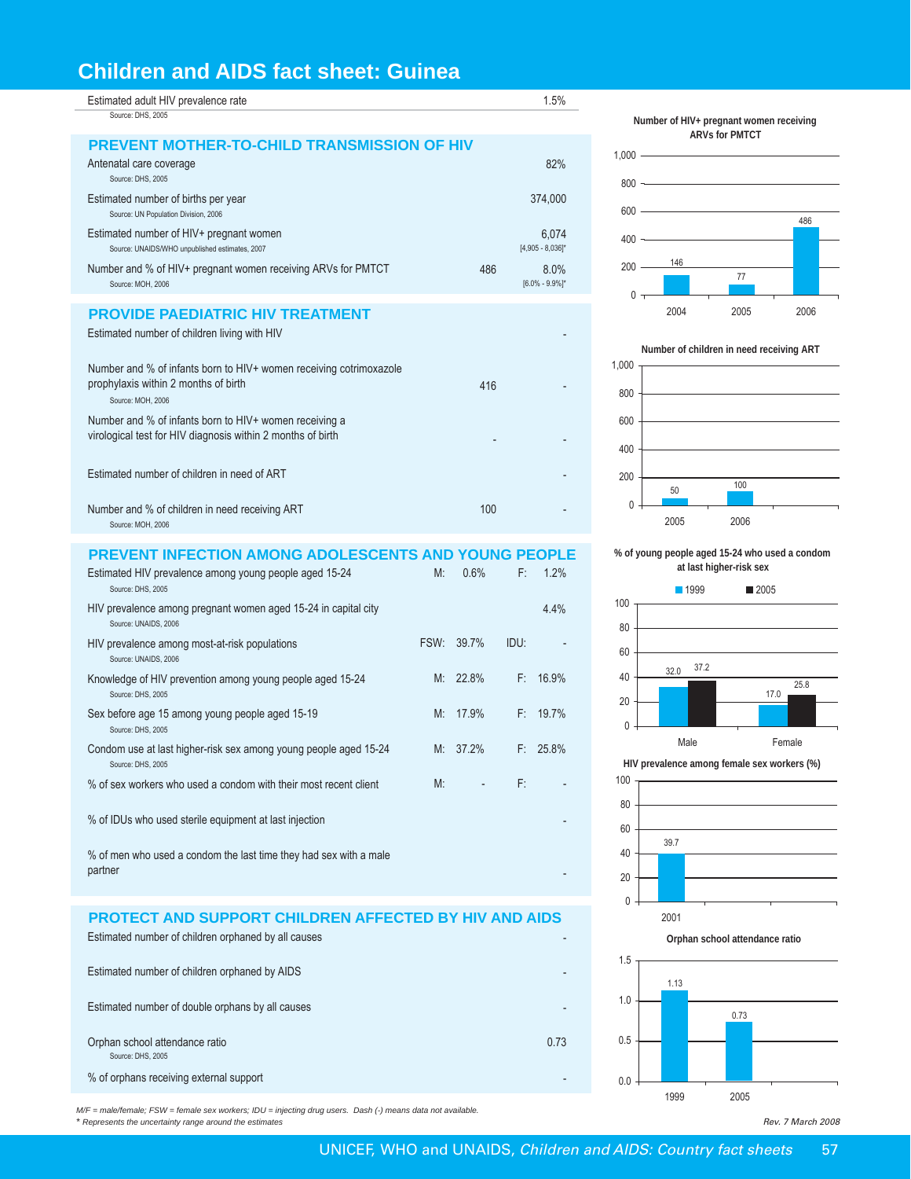# Children and AIDS fact sheet: Guinea

| | | |
|---|---|---|
| Estimated adult HIV prevalence rate<br>Source: DHS, 2005 | | 1.5% |

## PREVENT MOTHER-TO-CHILD TRANSMISSION OF HIV

| | | |
|---|---|---|
| Antenatal care coverage<br>Source: DHS, 2005 | | 82% |
| Estimated number of births per year<br>Source: UN Population Division, 2006 | | 374,000 |
| Estimated number of HIV+ pregnant women<br>Source: UNAIDS/WHO unpublished estimates, 2007 | | 6,074<br>[4,905 - 8,036]* |
| Number and % of HIV+ pregnant women receiving ARVs for PMTCT<br>Source: MOH, 2006 | 486 | 8.0%<br>[6.0% - 9.9%]* |

## PROVIDE PAEDIATRIC HIV TREATMENT

| | | |
|---|---|---|
| Estimated number of children living with HIV | | - |
| Number and % of infants born to HIV+ women receiving cotrimoxazole prophylaxis within 2 months of birth<br>Source: MOH, 2006 | 416 | - |
| Number and % of infants born to HIV+ women receiving a virological test for HIV diagnosis within 2 months of birth | - | - |
| Estimated number of children in need of ART | | - |
| Number and % of children in need receiving ART<br>Source: MOH, 2006 | 100 | - |

## PREVENT INFECTION AMONG ADOLESCENTS AND YOUNG PEOPLE

| | | | | |
|---|---|---|---|---|
| Estimated HIV prevalence among young people aged 15-24<br>Source: DHS, 2005 | M: | 0.6% | F: | 1.2% |
| HIV prevalence among pregnant women aged 15-24 in capital city<br>Source: UNAIDS, 2006 | | | | 4.4% |
| HIV prevalence among most-at-risk populations<br>Source: UNAIDS, 2006 | FSW: | 39.7% | IDU: | - |
| Knowledge of HIV prevention among young people aged 15-24<br>Source: DHS, 2005 | M: | 22.8% | F: | 16.9% |
| Sex before age 15 among young people aged 15-19<br>Source: DHS, 2005 | M: | 17.9% | F: | 19.7% |
| Condom use at last higher-risk sex among young people aged 15-24<br>Source: DHS, 2005 | M: | 37.2% | F: | 25.8% |
| % of sex workers who used a condom with their most recent client | M: | - | F: | - |
| % of IDUs who used sterile equipment at last injection | | | | - |
| % of men who used a condom the last time they had sex with a male partner | | | | - |

## PROTECT AND SUPPORT CHILDREN AFFECTED BY HIV AND AIDS

| | |
|---|---|
| Estimated number of children orphaned by all causes | - |
| Estimated number of children orphaned by AIDS | - |
| Estimated number of double orphans by all causes | - |
| Orphan school attendance ratio<br>Source: DHS, 2005 | 0.73 |
| % of orphans receiving external support | - |

**Number of HIV+ pregnant women receiving ARVs for PMTCT**

| Year | Number |
|---|---|
| 2004 | 146 |
| 2005 | 77 |
| 2006 | 486 |

**Number of children in need receiving ART**

| Year | Number |
|---|---|
| 2005 | 50 |
| 2006 | 100 |

**% of young people aged 15-24 who used a condom at last higher-risk sex**

| | 1999 | 2005 |
|---|---|---|
| Male | 32.0 | 37.2 |
| Female | 17.0 | 25.8 |

**HIV prevalence among female sex workers (%)**

| Year | % |
|---|---|
| 2001 | 39.7 |

**Orphan school attendance ratio**

| Year | Ratio |
|---|---|
| 1999 | 1.13 |
| 2005 | 0.73 |

*M/F = male/female; FSW = female sex workers; IDU = injecting drug users. Dash (-) means data not available.*
*\* Represents the uncertainty range around the estimates*

*Rev. 7 March 2008*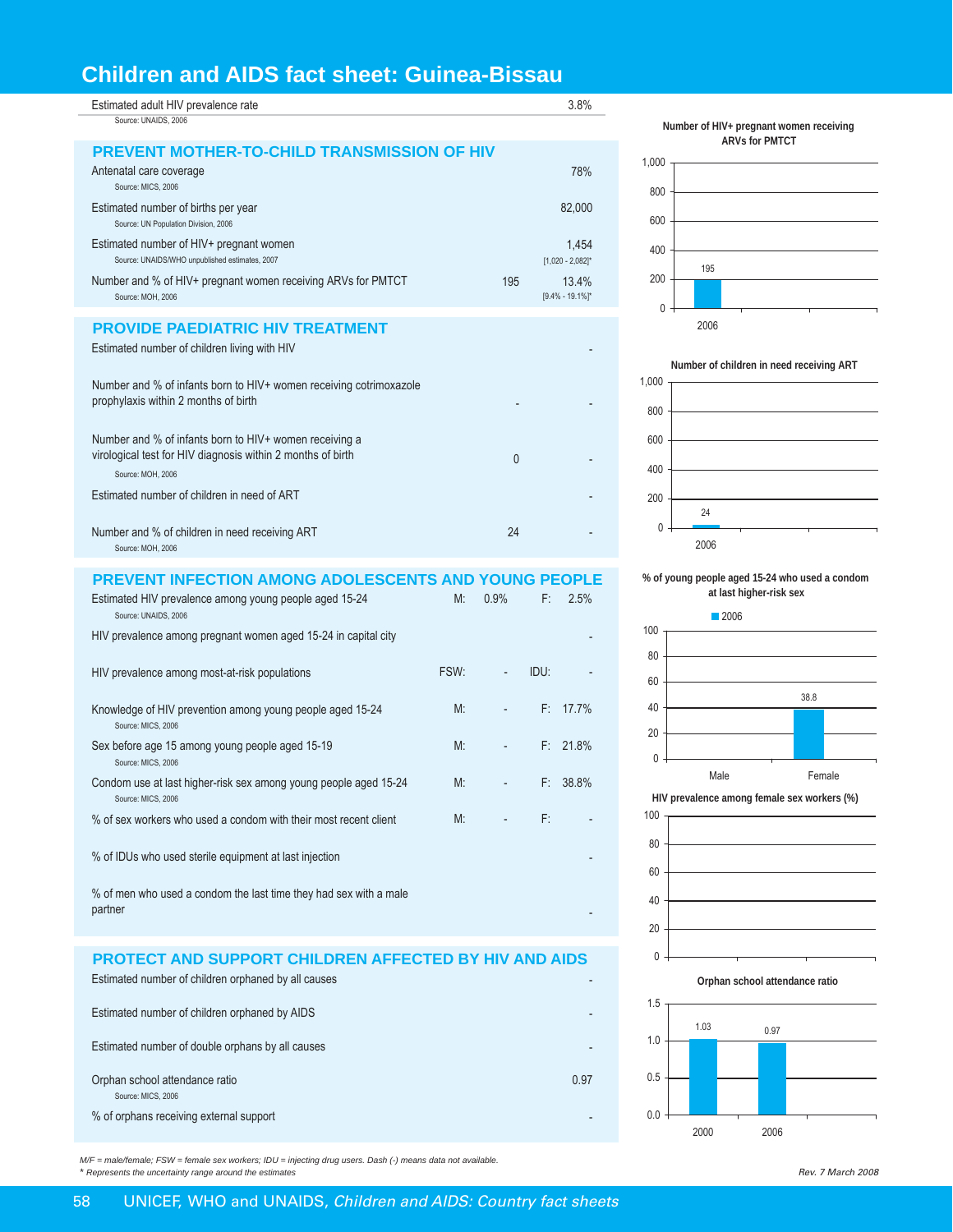# Children and AIDS fact sheet: Guinea-Bissau

| | | |
|---|---|---|
| Estimated adult HIV prevalence rate<br>Source: UNAIDS, 2006 | | 3.8% |

## PREVENT MOTHER-TO-CHILD TRANSMISSION OF HIV

| | | |
|---|---|---|
| Antenatal care coverage<br>Source: MICS, 2006 | | 78% |
| Estimated number of births per year<br>Source: UN Population Division, 2006 | | 82,000 |
| Estimated number of HIV+ pregnant women<br>Source: UNAIDS/WHO unpublished estimates, 2007 | | 1,454<br>[1,020 - 2,082]* |
| Number and % of HIV+ pregnant women receiving ARVs for PMTCT<br>Source: MOH, 2006 | 195 | 13.4%<br>[9.4% - 19.1%]* |

## PROVIDE PAEDIATRIC HIV TREATMENT

| | | |
|---|---|---|
| Estimated number of children living with HIV | | - |
| Number and % of infants born to HIV+ women receiving cotrimoxazole prophylaxis within 2 months of birth | - | - |
| Number and % of infants born to HIV+ women receiving a virological test for HIV diagnosis within 2 months of birth<br>Source: MOH, 2006 | 0 | - |
| Estimated number of children in need of ART | | - |
| Number and % of children in need receiving ART<br>Source: MOH, 2006 | 24 | - |

## PREVENT INFECTION AMONG ADOLESCENTS AND YOUNG PEOPLE

| | | | | |
|---|---|---|---|---|
| Estimated HIV prevalence among young people aged 15-24<br>Source: UNAIDS, 2006 | M: | 0.9% | F: | 2.5% |
| HIV prevalence among pregnant women aged 15-24 in capital city | | | | - |
| HIV prevalence among most-at-risk populations | FSW: | - | IDU: | - |
| Knowledge of HIV prevention among young people aged 15-24<br>Source: MICS, 2006 | M: | - | F: | 17.7% |
| Sex before age 15 among young people aged 15-19<br>Source: MICS, 2006 | M: | - | F: | 21.8% |
| Condom use at last higher-risk sex among young people aged 15-24<br>Source: MICS, 2006 | M: | - | F: | 38.8% |
| % of sex workers who used a condom with their most recent client | M: | - | F: | - |
| % of IDUs who used sterile equipment at last injection | | | | - |
| % of men who used a condom the last time they had sex with a male partner | | | | - |

## PROTECT AND SUPPORT CHILDREN AFFECTED BY HIV AND AIDS

| | |
|---|---|
| Estimated number of children orphaned by all causes | - |
| Estimated number of children orphaned by AIDS | - |
| Estimated number of double orphans by all causes | - |
| Orphan school attendance ratio<br>Source: MICS, 2006 | 0.97 |
| % of orphans receiving external support | - |

**Number of HIV+ pregnant women receiving ARVs for PMTCT**

| Year | Number |
|---|---|
| 2006 | 195 |

**Number of children in need receiving ART**

| Year | Number |
|---|---|
| 2006 | 24 |

**% of young people aged 15-24 who used a condom at last higher-risk sex**

| | 2006 |
|---|---|
| Male | - |
| Female | 38.8 |

**HIV prevalence among female sex workers (%)**

**Orphan school attendance ratio**

| Year | Ratio |
|---|---|
| 2000 | 1.03 |
| 2006 | 0.97 |

*M/F = male/female; FSW = female sex workers; IDU = injecting drug users. Dash (-) means data not available.*
*\* Represents the uncertainty range around the estimates*

*Rev. 7 March 2008*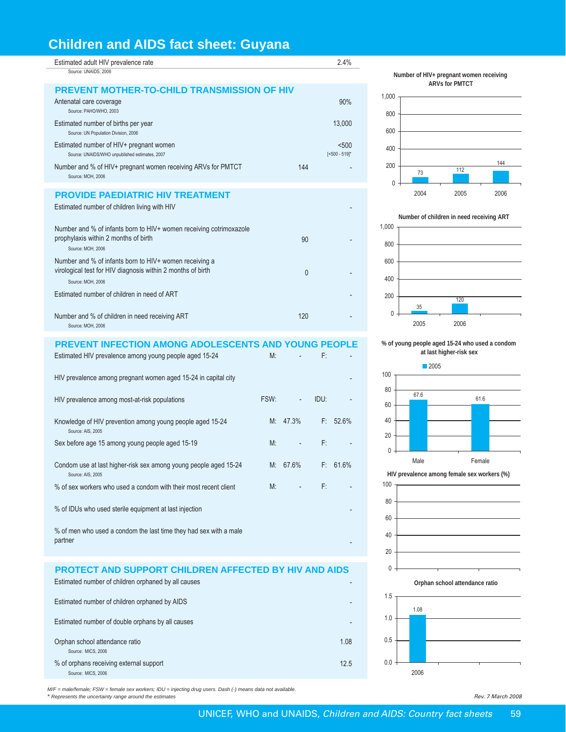# Children and AIDS fact sheet: Guyana

| Indicator | | Value |
|---|---|---|
| Estimated adult HIV prevalence rate<br>Source: UNAIDS, 2006 | | 2.4% |

## PREVENT MOTHER-TO-CHILD TRANSMISSION OF HIV

| Indicator | Number | % |
|---|---|---|
| Antenatal care coverage<br>Source: PAHO/WHO, 2003 | | 90% |
| Estimated number of births per year<br>Source: UN Population Division, 2006 | | 13,000 |
| Estimated number of HIV+ pregnant women<br>Source: UNAIDS/WHO unpublished estimates, 2007 | | <500<br>[<500 - 519]* |
| Number and % of HIV+ pregnant women receiving ARVs for PMTCT<br>Source: MOH, 2006 | 144 | - |

## PROVIDE PAEDIATRIC HIV TREATMENT

| Indicator | Number | % |
|---|---|---|
| Estimated number of children living with HIV | | - |
| Number and % of infants born to HIV+ women receiving cotrimoxazole prophylaxis within 2 months of birth<br>Source: MOH, 2006 | 90 | - |
| Number and % of infants born to HIV+ women receiving a virological test for HIV diagnosis within 2 months of birth<br>Source: MOH, 2006 | 0 | - |
| Estimated number of children in need of ART | | - |
| Number and % of children in need receiving ART<br>Source: MOH, 2006 | 120 | - |

## PREVENT INFECTION AMONG ADOLESCENTS AND YOUNG PEOPLE

| Indicator | | | | |
|---|---|---|---|---|
| Estimated HIV prevalence among young people aged 15-24 | M: | - | F: | - |
| HIV prevalence among pregnant women aged 15-24 in capital city | | | | - |
| HIV prevalence among most-at-risk populations | FSW: | - | IDU: | - |
| Knowledge of HIV prevention among young people aged 15-24<br>Source: AIS, 2005 | M: | 47.3% | F: | 52.6% |
| Sex before age 15 among young people aged 15-19 | M: | - | F: | - |
| Condom use at last higher-risk sex among young people aged 15-24<br>Source: AIS, 2005 | M: | 67.6% | F: | 61.6% |
| % of sex workers who used a condom with their most recent client | M: | - | F: | - |
| % of IDUs who used sterile equipment at last injection | | | | - |
| % of men who used a condom the last time they had sex with a male partner | | | | - |

## PROTECT AND SUPPORT CHILDREN AFFECTED BY HIV AND AIDS

| Indicator | Value |
|---|---|
| Estimated number of children orphaned by all causes | - |
| Estimated number of children orphaned by AIDS | - |
| Estimated number of double orphans by all causes | - |
| Orphan school attendance ratio<br>Source: MICS, 2006 | 1.08 |
| % of orphans receiving external support<br>Source: MICS, 2006 | 12.5 |

**Number of HIV+ pregnant women receiving ARVs for PMTCT**

| 2004 | 2005 | 2006 |
|---|---|---|
| 73 | 112 | 144 |

**Number of children in need receiving ART**

| 2005 | 2006 |
|---|---|
| 35 | 120 |

**% of young people aged 15-24 who used a condom at last higher-risk sex**

| 2005 | Male | Female |
|---|---|---|
| % | 67.6 | 61.6 |

**HIV prevalence among female sex workers (%)**

**Orphan school attendance ratio**

| 2006 |
|---|
| 1.08 |

*M/F = male/female; FSW = female sex workers; IDU = injecting drug users. Dash (-) means data not available.*
*\* Represents the uncertainty range around the estimates*

*Rev. 7 March 2008*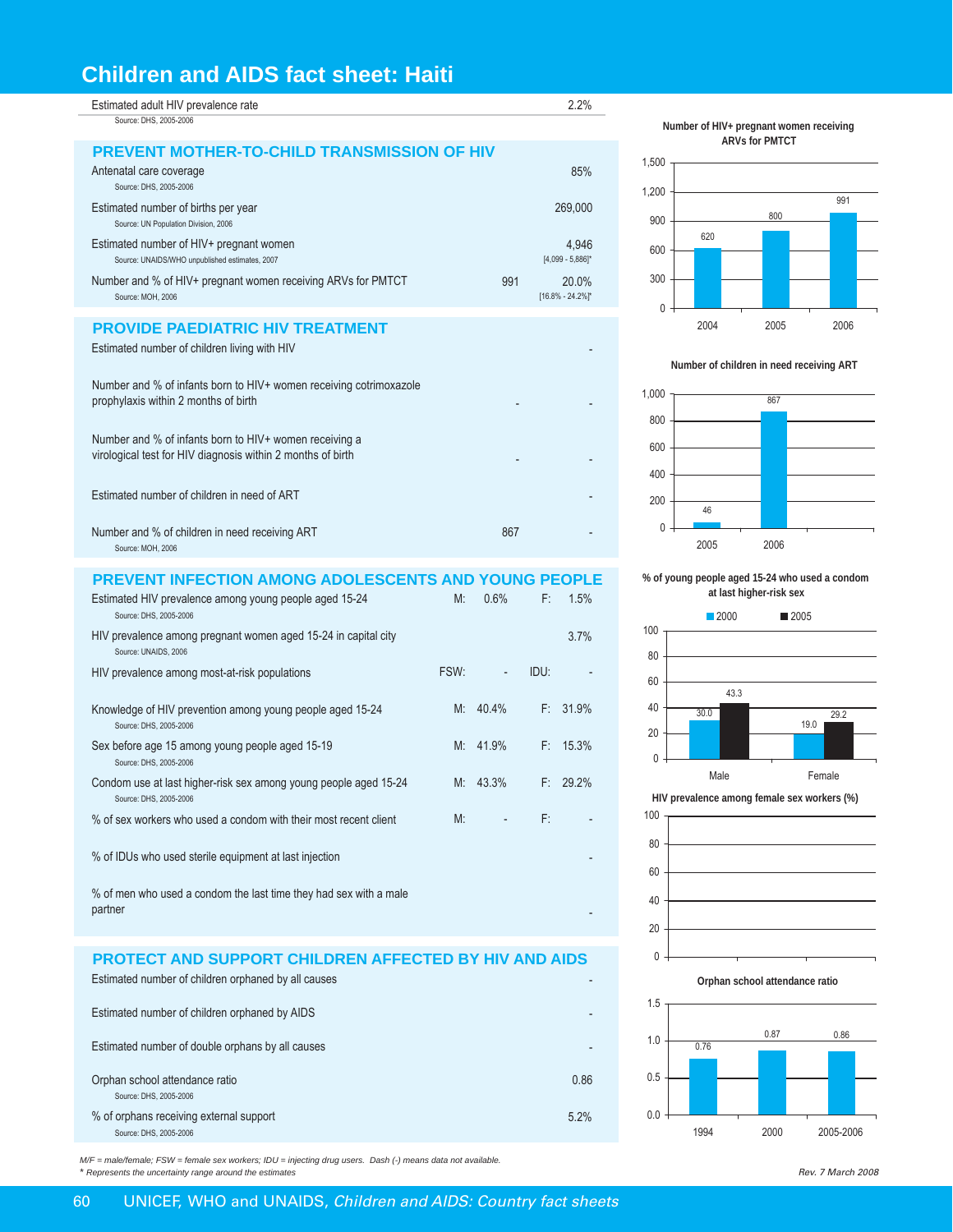# Children and AIDS fact sheet: Haiti

| Indicator | | Value |
|---|---|---|
| Estimated adult HIV prevalence rate<br>Source: DHS, 2005-2006 | | 2.2% |

## PREVENT MOTHER-TO-CHILD TRANSMISSION OF HIV

| Indicator | Number | Value |
|---|---|---|
| Antenatal care coverage<br>Source: DHS, 2005-2006 | | 85% |
| Estimated number of births per year<br>Source: UN Population Division, 2006 | | 269,000 |
| Estimated number of HIV+ pregnant women<br>Source: UNAIDS/WHO unpublished estimates, 2007 | | 4,946<br>[4,099 - 5,886]* |
| Number and % of HIV+ pregnant women receiving ARVs for PMTCT<br>Source: MOH, 2006 | 991 | 20.0%<br>[16.8% - 24.2%]* |

## PROVIDE PAEDIATRIC HIV TREATMENT

| Indicator | Number | Value |
|---|---|---|
| Estimated number of children living with HIV | | - |
| Number and % of infants born to HIV+ women receiving cotrimoxazole prophylaxis within 2 months of birth | - | - |
| Number and % of infants born to HIV+ women receiving a virological test for HIV diagnosis within 2 months of birth | - | - |
| Estimated number of children in need of ART | | - |
| Number and % of children in need receiving ART<br>Source: MOH, 2006 | 867 | - |

## PREVENT INFECTION AMONG ADOLESCENTS AND YOUNG PEOPLE

| Indicator | | | | |
|---|---|---|---|---|
| Estimated HIV prevalence among young people aged 15-24<br>Source: DHS, 2005-2006 | M: | 0.6% | F: | 1.5% |
| HIV prevalence among pregnant women aged 15-24 in capital city<br>Source: UNAIDS, 2006 | | | | 3.7% |
| HIV prevalence among most-at-risk populations | FSW: | - | IDU: | - |
| Knowledge of HIV prevention among young people aged 15-24<br>Source: DHS, 2005-2006 | M: | 40.4% | F: | 31.9% |
| Sex before age 15 among young people aged 15-19<br>Source: DHS, 2005-2006 | M: | 41.9% | F: | 15.3% |
| Condom use at last higher-risk sex among young people aged 15-24<br>Source: DHS, 2005-2006 | M: | 43.3% | F: | 29.2% |
| % of sex workers who used a condom with their most recent client | M: | - | F: | - |
| % of IDUs who used sterile equipment at last injection | | | | - |
| % of men who used a condom the last time they had sex with a male partner | | | | - |

## PROTECT AND SUPPORT CHILDREN AFFECTED BY HIV AND AIDS

| Indicator | Value |
|---|---|
| Estimated number of children orphaned by all causes | - |
| Estimated number of children orphaned by AIDS | - |
| Estimated number of double orphans by all causes | - |
| Orphan school attendance ratio<br>Source: DHS, 2005-2006 | 0.86 |
| % of orphans receiving external support<br>Source: DHS, 2005-2006 | 5.2% |

**Number of HIV+ pregnant women receiving ARVs for PMTCT**

| Year | Number |
|---|---|
| 2004 | 620 |
| 2005 | 800 |
| 2006 | 991 |

**Number of children in need receiving ART**

| Year | Number |
|---|---|
| 2005 | 46 |
| 2006 | 867 |

**% of young people aged 15-24 who used a condom at last higher-risk sex**

| | 2000 | 2005 |
|---|---|---|
| Male | 30.0 | 43.3 |
| Female | 19.0 | 29.2 |

**HIV prevalence among female sex workers (%)**

**Orphan school attendance ratio**

| Year | Ratio |
|---|---|
| 1994 | 0.76 |
| 2000 | 0.87 |
| 2005-2006 | 0.86 |

*M/F = male/female; FSW = female sex workers; IDU = injecting drug users. Dash (-) means data not available.*
*\* Represents the uncertainty range around the estimates*

*Rev. 7 March 2008*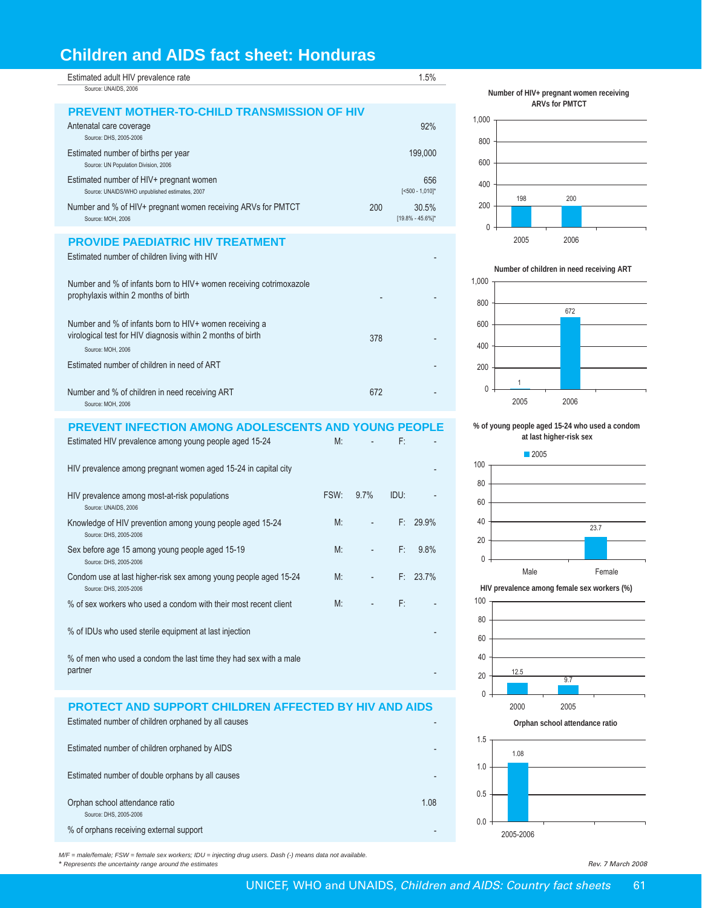# Children and AIDS fact sheet: Honduras

| Indicator | | Value |
|---|---|---|
| Estimated adult HIV prevalence rate<br>Source: UNAIDS, 2006 | | 1.5% |

## PREVENT MOTHER-TO-CHILD TRANSMISSION OF HIV

| Indicator | Number | % |
|---|---|---|
| Antenatal care coverage<br>Source: DHS, 2005-2006 | | 92% |
| Estimated number of births per year<br>Source: UN Population Division, 2006 | | 199,000 |
| Estimated number of HIV+ pregnant women<br>Source: UNAIDS/WHO unpublished estimates, 2007 | | 656<br>[<500 - 1,010]* |
| Number and % of HIV+ pregnant women receiving ARVs for PMTCT<br>Source: MOH, 2006 | 200 | 30.5%<br>[19.8% - 45.6%]* |

**Number of HIV+ pregnant women receiving ARVs for PMTCT**

| Year | Number |
|---|---|
| 2005 | 198 |
| 2006 | 200 |

## PROVIDE PAEDIATRIC HIV TREATMENT

| Indicator | Number | % |
|---|---|---|
| Estimated number of children living with HIV | | - |
| Number and % of infants born to HIV+ women receiving cotrimoxazole prophylaxis within 2 months of birth | - | - |
| Number and % of infants born to HIV+ women receiving a virological test for HIV diagnosis within 2 months of birth<br>Source: MOH, 2006 | 378 | - |
| Estimated number of children in need of ART | | - |
| Number and % of children in need receiving ART<br>Source: MOH, 2006 | 672 | - |

**Number of children in need receiving ART**

| Year | Number |
|---|---|
| 2005 | 1 |
| 2006 | 672 |

## PREVENT INFECTION AMONG ADOLESCENTS AND YOUNG PEOPLE

| Indicator | | | | |
|---|---|---|---|---|
| Estimated HIV prevalence among young people aged 15-24 | M: | - | F: | - |
| HIV prevalence among pregnant women aged 15-24 in capital city | | | | - |
| HIV prevalence among most-at-risk populations<br>Source: UNAIDS, 2006 | FSW: | 9.7% | IDU: | - |
| Knowledge of HIV prevention among young people aged 15-24<br>Source: DHS, 2005-2006 | M: | - | F: | 29.9% |
| Sex before age 15 among young people aged 15-19<br>Source: DHS, 2005-2006 | M: | - | F: | 9.8% |
| Condom use at last higher-risk sex among young people aged 15-24<br>Source: DHS, 2005-2006 | M: | - | F: | 23.7% |
| % of sex workers who used a condom with their most recent client | M: | - | F: | - |
| % of IDUs who used sterile equipment at last injection | | | | - |
| % of men who used a condom the last time they had sex with a male partner | | | | - |

**% of young people aged 15-24 who used a condom at last higher-risk sex**

| | 2005 |
|---|---|
| Male | |
| Female | 23.7 |

**HIV prevalence among female sex workers (%)**

| Year | % |
|---|---|
| 2000 | 12.5 |
| 2005 | 9.7 |

## PROTECT AND SUPPORT CHILDREN AFFECTED BY HIV AND AIDS

| Indicator | Value |
|---|---|
| Estimated number of children orphaned by all causes | - |
| Estimated number of children orphaned by AIDS | - |
| Estimated number of double orphans by all causes | - |
| Orphan school attendance ratio<br>Source: DHS, 2005-2006 | 1.08 |
| % of orphans receiving external support | - |

**Orphan school attendance ratio**

| Year | Ratio |
|---|---|
| 2005-2006 | 1.08 |

*M/F = male/female; FSW = female sex workers; IDU = injecting drug users. Dash (-) means data not available.*
*\* Represents the uncertainty range around the estimates*

*Rev. 7 March 2008*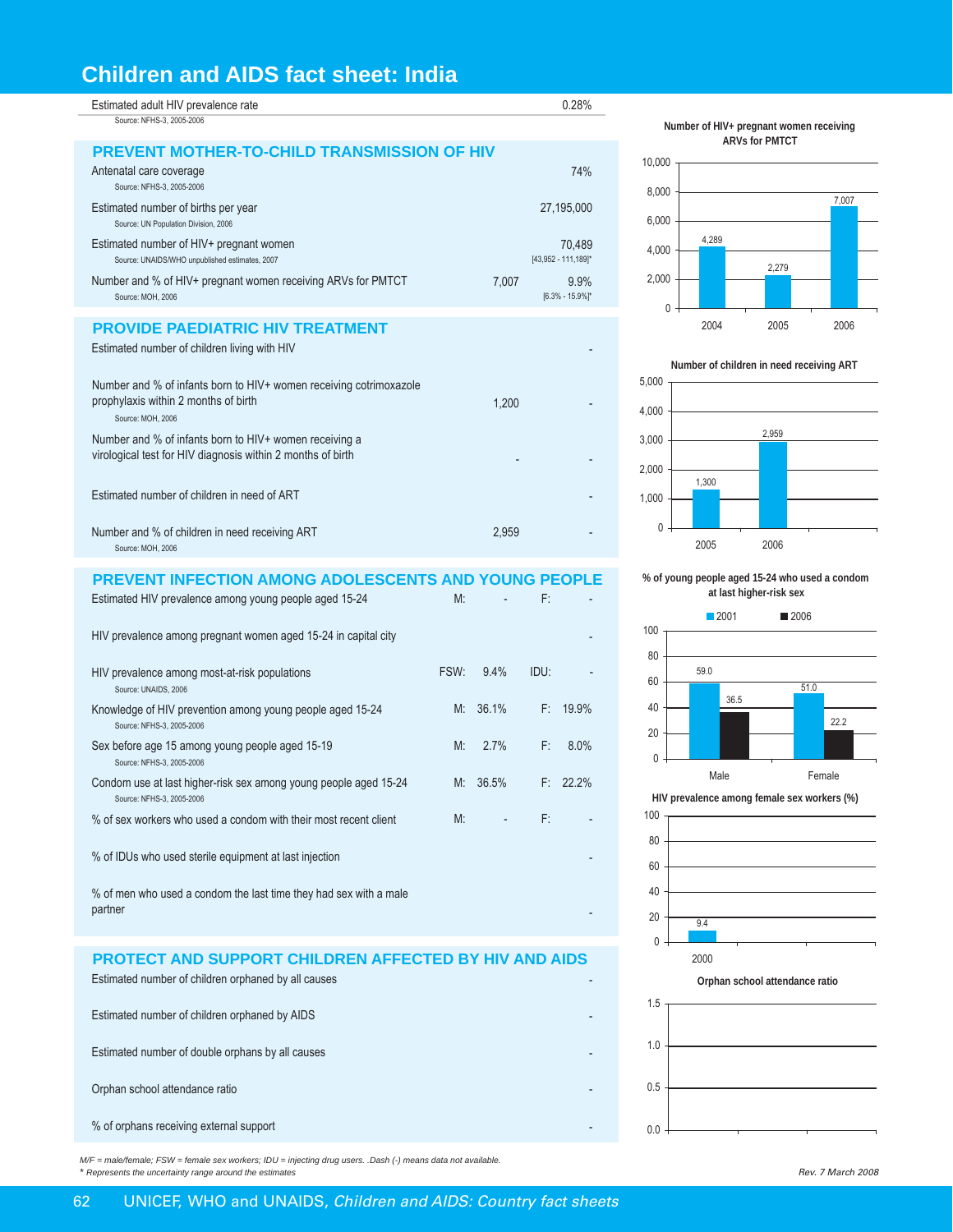# Children and AIDS fact sheet: India

| | | |
|---|---|---|
| Estimated adult HIV prevalence rate<br>Source: NFHS-3, 2005-2006 | | 0.28% |

## PREVENT MOTHER-TO-CHILD TRANSMISSION OF HIV

| | | |
|---|---|---|
| Antenatal care coverage<br>Source: NFHS-3, 2005-2006 | | 74% |
| Estimated number of births per year<br>Source: UN Population Division, 2006 | | 27,195,000 |
| Estimated number of HIV+ pregnant women<br>Source: UNAIDS/WHO unpublished estimates, 2007 | | 70,489<br>[43,952 - 111,189]* |
| Number and % of HIV+ pregnant women receiving ARVs for PMTCT<br>Source: MOH, 2006 | 7,007 | 9.9%<br>[6.3% - 15.9%]* |

## PROVIDE PAEDIATRIC HIV TREATMENT

| | | |
|---|---|---|
| Estimated number of children living with HIV | | - |
| Number and % of infants born to HIV+ women receiving cotrimoxazole prophylaxis within 2 months of birth<br>Source: MOH, 2006 | 1,200 | - |
| Number and % of infants born to HIV+ women receiving a virological test for HIV diagnosis within 2 months of birth | - | - |
| Estimated number of children in need of ART | | - |
| Number and % of children in need receiving ART<br>Source: MOH, 2006 | 2,959 | - |

## PREVENT INFECTION AMONG ADOLESCENTS AND YOUNG PEOPLE

| | | | | |
|---|---|---|---|---|
| Estimated HIV prevalence among young people aged 15-24 | M: | - | F: | - |
| HIV prevalence among pregnant women aged 15-24 in capital city | | | | - |
| HIV prevalence among most-at-risk populations<br>Source: UNAIDS, 2006 | FSW: | 9.4% | IDU: | - |
| Knowledge of HIV prevention among young people aged 15-24<br>Source: NFHS-3, 2005-2006 | M: | 36.1% | F: | 19.9% |
| Sex before age 15 among young people aged 15-19<br>Source: NFHS-3, 2005-2006 | M: | 2.7% | F: | 8.0% |
| Condom use at last higher-risk sex among young people aged 15-24<br>Source: NFHS-3, 2005-2006 | M: | 36.5% | F: | 22.2% |
| % of sex workers who used a condom with their most recent client | M: | - | F: | - |
| % of IDUs who used sterile equipment at last injection | | | | - |
| % of men who used a condom the last time they had sex with a male partner | | | | - |

## PROTECT AND SUPPORT CHILDREN AFFECTED BY HIV AND AIDS

| | |
|---|---|
| Estimated number of children orphaned by all causes | - |
| Estimated number of children orphaned by AIDS | - |
| Estimated number of double orphans by all causes | - |
| Orphan school attendance ratio | - |
| % of orphans receiving external support | - |

**Number of HIV+ pregnant women receiving ARVs for PMTCT**

| Year | Number |
|---|---|
| 2004 | 4,289 |
| 2005 | 2,279 |
| 2006 | 7,007 |

**Number of children in need receiving ART**

| Year | Number |
|---|---|
| 2005 | 1,300 |
| 2006 | 2,959 |

**% of young people aged 15-24 who used a condom at last higher-risk sex**

| | 2001 | 2006 |
|---|---|---|
| Male | 59.0 | 36.5 |
| Female | 51.0 | 22.2 |

**HIV prevalence among female sex workers (%)**

| Year | % |
|---|---|
| 2000 | 9.4 |

**Orphan school attendance ratio**

*M/F = male/female; FSW = female sex workers; IDU = injecting drug users. .Dash (-) means data not available.*
*\* Represents the uncertainty range around the estimates*

*Rev. 7 March 2008*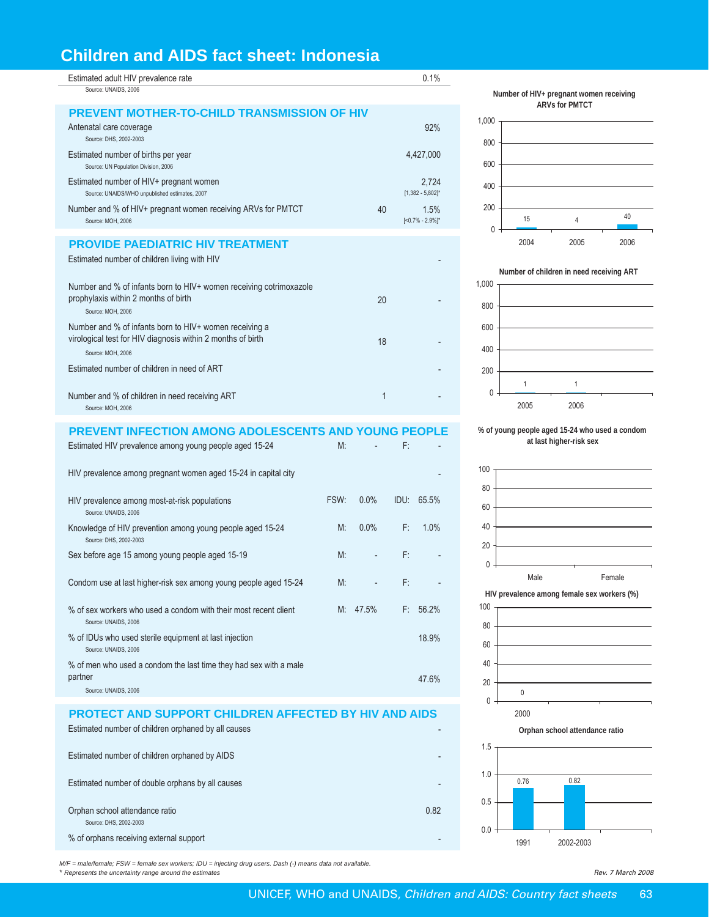# Children and AIDS fact sheet: Indonesia

| Indicator | | Value |
|---|---|---|
| Estimated adult HIV prevalence rate (Source: UNAIDS, 2006) | | 0.1% |

## PREVENT MOTHER-TO-CHILD TRANSMISSION OF HIV

| Indicator | Number | Value |
|---|---|---|
| Antenatal care coverage (Source: DHS, 2002-2003) | | 92% |
| Estimated number of births per year (Source: UN Population Division, 2006) | | 4,427,000 |
| Estimated number of HIV+ pregnant women (Source: UNAIDS/WHO unpublished estimates, 2007) | | 2,724 [1,382 - 5,802]* |
| Number and % of HIV+ pregnant women receiving ARVs for PMTCT (Source: MOH, 2006) | 40 | 1.5% [<0.7% - 2.9%]* |

## PROVIDE PAEDIATRIC HIV TREATMENT

| Indicator | Number | % |
|---|---|---|
| Estimated number of children living with HIV | | - |
| Number and % of infants born to HIV+ women receiving cotrimoxazole prophylaxis within 2 months of birth (Source: MOH, 2006) | 20 | - |
| Number and % of infants born to HIV+ women receiving a virological test for HIV diagnosis within 2 months of birth (Source: MOH, 2006) | 18 | - |
| Estimated number of children in need of ART | | - |
| Number and % of children in need receiving ART (Source: MOH, 2006) | 1 | - |

## PREVENT INFECTION AMONG ADOLESCENTS AND YOUNG PEOPLE

| Indicator | | | | |
|---|---|---|---|---|
| Estimated HIV prevalence among young people aged 15-24 | M: | - | F: | - |
| HIV prevalence among pregnant women aged 15-24 in capital city | | | | - |
| HIV prevalence among most-at-risk populations (Source: UNAIDS, 2006) | FSW: | 0.0% | IDU: | 65.5% |
| Knowledge of HIV prevention among young people aged 15-24 (Source: DHS, 2002-2003) | M: | 0.0% | F: | 1.0% |
| Sex before age 15 among young people aged 15-19 | M: | - | F: | - |
| Condom use at last higher-risk sex among young people aged 15-24 | M: | - | F: | - |
| % of sex workers who used a condom with their most recent client (Source: UNAIDS, 2006) | M: | 47.5% | F: | 56.2% |
| % of IDUs who used sterile equipment at last injection (Source: UNAIDS, 2006) | | | | 18.9% |
| % of men who used a condom the last time they had sex with a male partner (Source: UNAIDS, 2006) | | | | 47.6% |

## PROTECT AND SUPPORT CHILDREN AFFECTED BY HIV AND AIDS

| Indicator | Value |
|---|---|
| Estimated number of children orphaned by all causes | - |
| Estimated number of children orphaned by AIDS | - |
| Estimated number of double orphans by all causes | - |
| Orphan school attendance ratio (Source: DHS, 2002-2003) | 0.82 |
| % of orphans receiving external support | - |

**Number of HIV+ pregnant women receiving ARVs for PMTCT**

| 2004 | 2005 | 2006 |
|---|---|---|
| 15 | 4 | 40 |

**Number of children in need receiving ART**

| 2005 | 2006 |
|---|---|
| 1 | 1 |

**% of young people aged 15-24 who used a condom at last higher-risk sex**

| Male | Female |
|---|---|
| | |

**HIV prevalence among female sex workers (%)**

| 2000 |
|---|
| 0 |

**Orphan school attendance ratio**

| 1991 | 2002-2003 |
|---|---|
| 0.76 | 0.82 |

*M/F = male/female; FSW = female sex workers; IDU = injecting drug users. Dash (-) means data not available.*

* *Represents the uncertainty range around the estimates*

*Rev. 7 March 2008*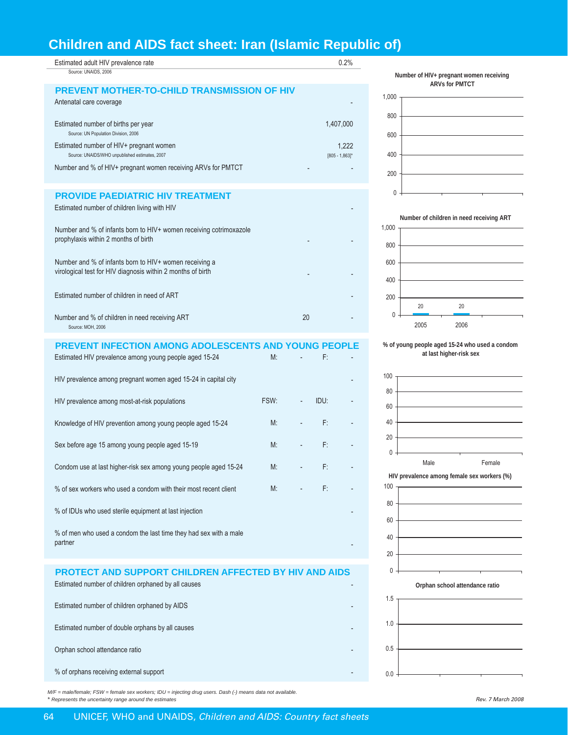# Children and AIDS fact sheet: Iran (Islamic Republic of)

| | | |
|---|---|---|
| Estimated adult HIV prevalence rate | | 0.2% |

Source: UNAIDS, 2006

## PREVENT MOTHER-TO-CHILD TRANSMISSION OF HIV

| | | |
|---|---|---|
| Antenatal care coverage | | - |
| Estimated number of births per year<br>Source: UN Population Division, 2006 | | 1,407,000 |
| Estimated number of HIV+ pregnant women<br>Source: UNAIDS/WHO unpublished estimates, 2007 | | 1,222<br>[805 - 1,863]* |
| Number and % of HIV+ pregnant women receiving ARVs for PMTCT | - | - |

## PROVIDE PAEDIATRIC HIV TREATMENT

| | | |
|---|---|---|
| Estimated number of children living with HIV | | - |
| Number and % of infants born to HIV+ women receiving cotrimoxazole prophylaxis within 2 months of birth | - | - |
| Number and % of infants born to HIV+ women receiving a virological test for HIV diagnosis within 2 months of birth | - | - |
| Estimated number of children in need of ART | | - |
| Number and % of children in need receiving ART<br>Source: MOH, 2006 | 20 | - |

## PREVENT INFECTION AMONG ADOLESCENTS AND YOUNG PEOPLE

| | | | | |
|---|---|---|---|---|
| Estimated HIV prevalence among young people aged 15-24 | M: | - | F: | - |
| HIV prevalence among pregnant women aged 15-24 in capital city | | | | - |
| HIV prevalence among most-at-risk populations | FSW: | - | IDU: | - |
| Knowledge of HIV prevention among young people aged 15-24 | M: | - | F: | - |
| Sex before age 15 among young people aged 15-19 | M: | - | F: | - |
| Condom use at last higher-risk sex among young people aged 15-24 | M: | - | F: | - |
| % of sex workers who used a condom with their most recent client | M: | - | F: | - |
| % of IDUs who used sterile equipment at last injection | | | | - |
| % of men who used a condom the last time they had sex with a male partner | | | | - |

## PROTECT AND SUPPORT CHILDREN AFFECTED BY HIV AND AIDS

| | |
|---|---|
| Estimated number of children orphaned by all causes | - |
| Estimated number of children orphaned by AIDS | - |
| Estimated number of double orphans by all causes | - |
| Orphan school attendance ratio | - |
| % of orphans receiving external support | - |

**Number of HIV+ pregnant women receiving ARVs for PMTCT**

(No data)

**Number of children in need receiving ART**

| Year | Number |
|---|---|
| 2005 | 20 |
| 2006 | 20 |

**% of young people aged 15-24 who used a condom at last higher-risk sex**

Male, Female (No data)

**HIV prevalence among female sex workers (%)**

(No data)

**Orphan school attendance ratio**

(No data)

*M/F = male/female; FSW = female sex workers; IDU = injecting drug users. Dash (-) means data not available.*
*\* Represents the uncertainty range around the estimates*

*Rev. 7 March 2008*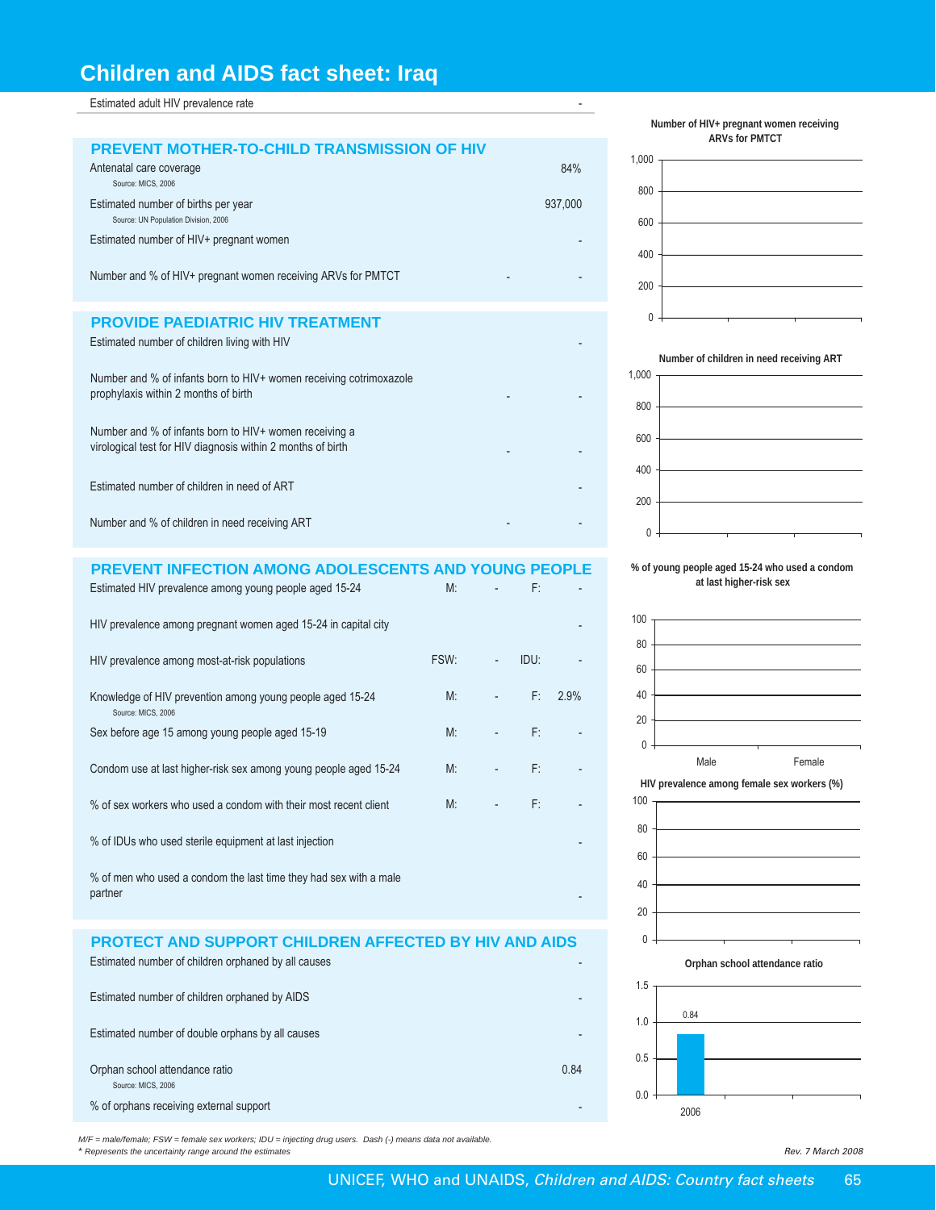# Children and AIDS fact sheet: Iraq

| | | | | |
|---|---|---|---|---|
| Estimated adult HIV prevalence rate | | | | - |

## PREVENT MOTHER-TO-CHILD TRANSMISSION OF HIV

| | | |
|---|---|---|
| Antenatal care coverage<br>Source: MICS, 2006 | | 84% |
| Estimated number of births per year<br>Source: UN Population Division, 2006 | | 937,000 |
| Estimated number of HIV+ pregnant women | | - |
| Number and % of HIV+ pregnant women receiving ARVs for PMTCT | - | - |

## PROVIDE PAEDIATRIC HIV TREATMENT

| | | |
|---|---|---|
| Estimated number of children living with HIV | | - |
| Number and % of infants born to HIV+ women receiving cotrimoxazole prophylaxis within 2 months of birth | - | - |
| Number and % of infants born to HIV+ women receiving a virological test for HIV diagnosis within 2 months of birth | - | - |
| Estimated number of children in need of ART | | - |
| Number and % of children in need receiving ART | - | - |

## PREVENT INFECTION AMONG ADOLESCENTS AND YOUNG PEOPLE

| | | | | |
|---|---|---|---|---|
| Estimated HIV prevalence among young people aged 15-24 | M: | - | F: | - |
| HIV prevalence among pregnant women aged 15-24 in capital city | | | | - |
| HIV prevalence among most-at-risk populations | FSW: | - | IDU: | - |
| Knowledge of HIV prevention among young people aged 15-24<br>Source: MICS, 2006 | M: | - | F: | 2.9% |
| Sex before age 15 among young people aged 15-19 | M: | - | F: | - |
| Condom use at last higher-risk sex among young people aged 15-24 | M: | - | F: | - |
| % of sex workers who used a condom with their most recent client | M: | - | F: | - |
| % of IDUs who used sterile equipment at last injection | | | | - |
| % of men who used a condom the last time they had sex with a male partner | | | | - |

## PROTECT AND SUPPORT CHILDREN AFFECTED BY HIV AND AIDS

| | |
|---|---|
| Estimated number of children orphaned by all causes | - |
| Estimated number of children orphaned by AIDS | - |
| Estimated number of double orphans by all causes | - |
| Orphan school attendance ratio<br>Source: MICS, 2006 | 0.84 |
| % of orphans receiving external support | - |

**Number of HIV+ pregnant women receiving ARVs for PMTCT**

**Number of children in need receiving ART**

**% of young people aged 15-24 who used a condom at last higher-risk sex**

**HIV prevalence among female sex workers (%)**

**Orphan school attendance ratio**

| Year | Ratio |
|---|---|
| 2006 | 0.84 |

*M/F = male/female; FSW = female sex workers; IDU = injecting drug users. Dash (-) means data not available.*
*\* Represents the uncertainty range around the estimates*

*Rev. 7 March 2008*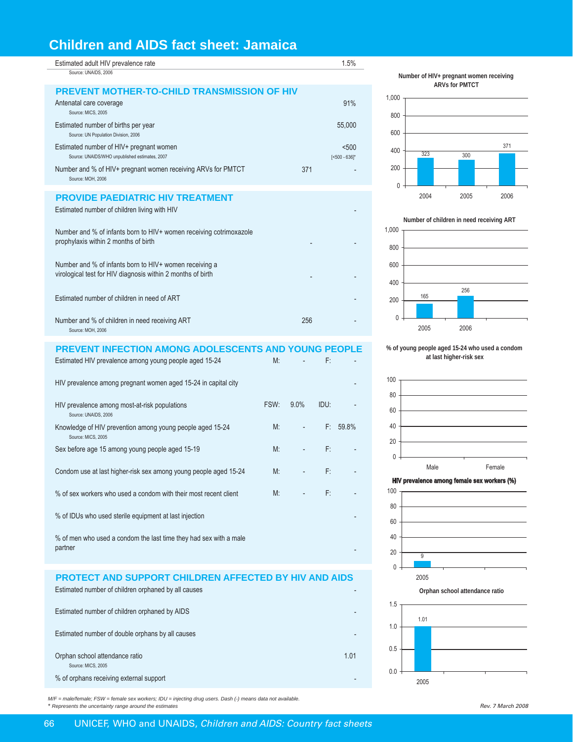# Children and AIDS fact sheet: Jamaica

| Indicator | | | | Value |
|---|---|---|---|---|
| Estimated adult HIV prevalence rate<br>Source: UNAIDS, 2006 | | | | 1.5% |

## PREVENT MOTHER-TO-CHILD TRANSMISSION OF HIV

| Indicator | Number | % |
|---|---|---|
| Antenatal care coverage<br>Source: MICS, 2005 | | 91% |
| Estimated number of births per year<br>Source: UN Population Division, 2006 | | 55,000 |
| Estimated number of HIV+ pregnant women<br>Source: UNAIDS/WHO unpublished estimates, 2007 | | <500<br>[<500 - 636]* |
| Number and % of HIV+ pregnant women receiving ARVs for PMTCT<br>Source: MOH, 2006 | 371 | - |

## PROVIDE PAEDIATRIC HIV TREATMENT

| Indicator | Number | % |
|---|---|---|
| Estimated number of children living with HIV | | - |
| Number and % of infants born to HIV+ women receiving cotrimoxazole prophylaxis within 2 months of birth | - | - |
| Number and % of infants born to HIV+ women receiving a virological test for HIV diagnosis within 2 months of birth | - | - |
| Estimated number of children in need of ART | | - |
| Number and % of children in need receiving ART<br>Source: MOH, 2006 | 256 | - |

## PREVENT INFECTION AMONG ADOLESCENTS AND YOUNG PEOPLE

| Indicator | | | | |
|---|---|---|---|---|
| Estimated HIV prevalence among young people aged 15-24 | M: | - | F: | - |
| HIV prevalence among pregnant women aged 15-24 in capital city | | | | - |
| HIV prevalence among most-at-risk populations<br>Source: UNAIDS, 2006 | FSW: | 9.0% | IDU: | - |
| Knowledge of HIV prevention among young people aged 15-24<br>Source: MICS, 2005 | M: | - | F: | 59.8% |
| Sex before age 15 among young people aged 15-19 | M: | - | F: | - |
| Condom use at last higher-risk sex among young people aged 15-24 | M: | - | F: | - |
| % of sex workers who used a condom with their most recent client | M: | - | F: | - |
| % of IDUs who used sterile equipment at last injection | | | | - |
| % of men who used a condom the last time they had sex with a male partner | | | | - |

## PROTECT AND SUPPORT CHILDREN AFFECTED BY HIV AND AIDS

| Indicator | Value |
|---|---|
| Estimated number of children orphaned by all causes | - |
| Estimated number of children orphaned by AIDS | - |
| Estimated number of double orphans by all causes | - |
| Orphan school attendance ratio<br>Source: MICS, 2005 | 1.01 |
| % of orphans receiving external support | - |

**Number of HIV+ pregnant women receiving ARVs for PMTCT**

| Year | 2004 | 2005 | 2006 |
|---|---|---|---|
| Number | 323 | 300 | 371 |

**Number of children in need receiving ART**

| Year | 2005 | 2006 |
|---|---|---|
| Number | 165 | 256 |

**% of young people aged 15-24 who used a condom at last higher-risk sex**

| Male | Female |
|---|---|
| - | - |

**HIV prevalence among female sex workers (%)**

| Year | 2005 |
|---|---|
| % | 9 |

**Orphan school attendance ratio**

| Year | 2005 |
|---|---|
| Ratio | 1.01 |

*M/F = male/female; FSW = female sex workers; IDU = injecting drug users. Dash (-) means data not available.*
** Represents the uncertainty range around the estimates*

*Rev. 7 March 2008*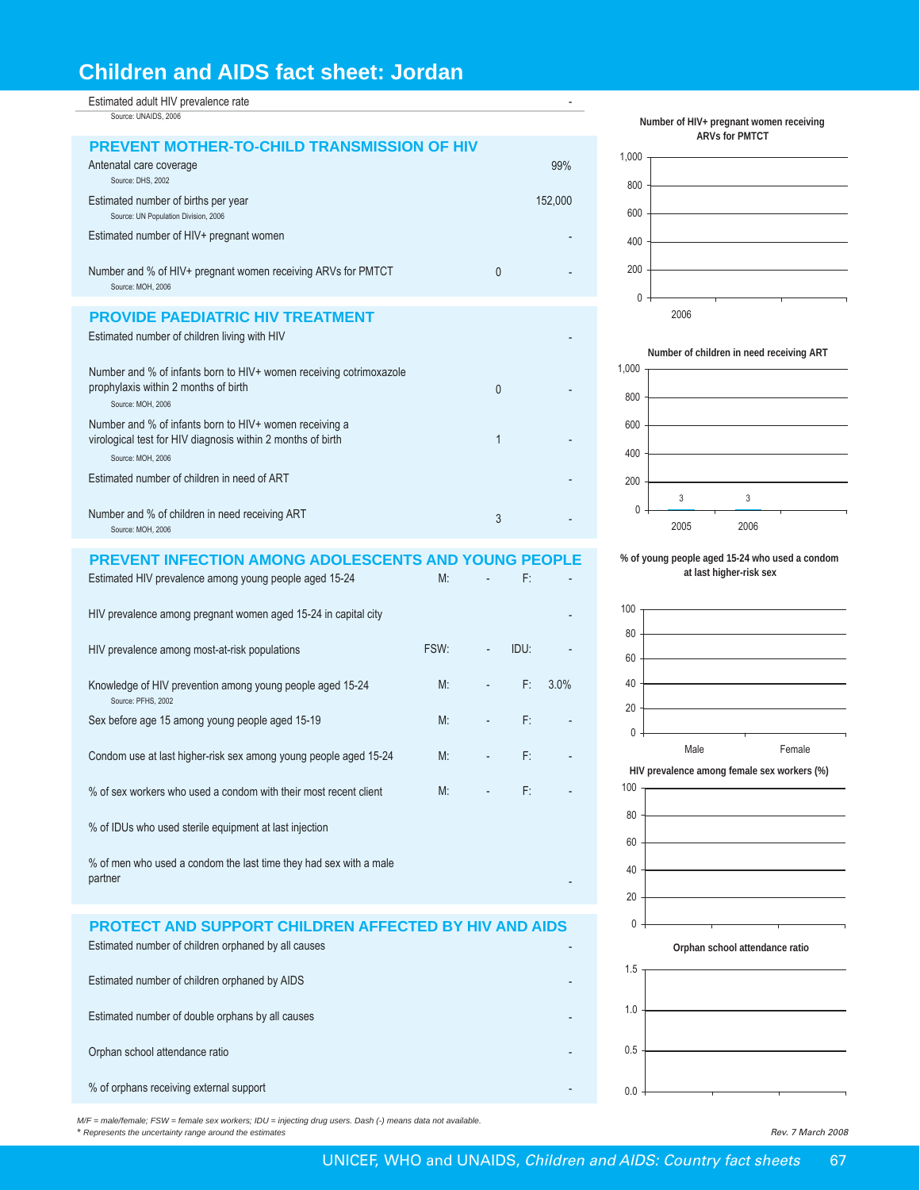# Children and AIDS fact sheet: Jordan

| | | |
|---|---|---|
| Estimated adult HIV prevalence rate<br>Source: UNAIDS, 2006 | | - |

## PREVENT MOTHER-TO-CHILD TRANSMISSION OF HIV

| | | |
|---|---|---|
| Antenatal care coverage<br>Source: DHS, 2002 | | 99% |
| Estimated number of births per year<br>Source: UN Population Division, 2006 | | 152,000 |
| Estimated number of HIV+ pregnant women | | - |
| Number and % of HIV+ pregnant women receiving ARVs for PMTCT<br>Source: MOH, 2006 | 0 | - |

## PROVIDE PAEDIATRIC HIV TREATMENT

| | | |
|---|---|---|
| Estimated number of children living with HIV | | - |
| Number and % of infants born to HIV+ women receiving cotrimoxazole prophylaxis within 2 months of birth<br>Source: MOH, 2006 | 0 | - |
| Number and % of infants born to HIV+ women receiving a virological test for HIV diagnosis within 2 months of birth<br>Source: MOH, 2006 | 1 | - |
| Estimated number of children in need of ART | | - |
| Number and % of children in need receiving ART<br>Source: MOH, 2006 | 3 | - |

## PREVENT INFECTION AMONG ADOLESCENTS AND YOUNG PEOPLE

| | | | | |
|---|---|---|---|---|
| Estimated HIV prevalence among young people aged 15-24 | M: | - | F: | - |
| HIV prevalence among pregnant women aged 15-24 in capital city | | | | - |
| HIV prevalence among most-at-risk populations | FSW: | - | IDU: | - |
| Knowledge of HIV prevention among young people aged 15-24<br>Source: PFHS, 2002 | M: | - | F: | 3.0% |
| Sex before age 15 among young people aged 15-19 | M: | - | F: | - |
| Condom use at last higher-risk sex among young people aged 15-24 | M: | - | F: | - |
| % of sex workers who used a condom with their most recent client | M: | - | F: | - |
| % of IDUs who used sterile equipment at last injection | | | | |
| % of men who used a condom the last time they had sex with a male partner | | | | - |

## PROTECT AND SUPPORT CHILDREN AFFECTED BY HIV AND AIDS

| | |
|---|---|
| Estimated number of children orphaned by all causes | - |
| Estimated number of children orphaned by AIDS | - |
| Estimated number of double orphans by all causes | - |
| Orphan school attendance ratio | - |
| % of orphans receiving external support | - |

**Number of HIV+ pregnant women receiving ARVs for PMTCT**

| Year | Value |
|---|---|
| 2006 | |

**Number of children in need receiving ART**

| Year | Value |
|---|---|
| 2005 | 3 |
| 2006 | 3 |

**% of young people aged 15-24 who used a condom at last higher-risk sex**

| Male | Female |
|---|---|
| | |

**HIV prevalence among female sex workers (%)**

**Orphan school attendance ratio**

*M/F = male/female; FSW = female sex workers; IDU = injecting drug users. Dash (-) means data not available.*
*\* Represents the uncertainty range around the estimates*

*Rev. 7 March 2008*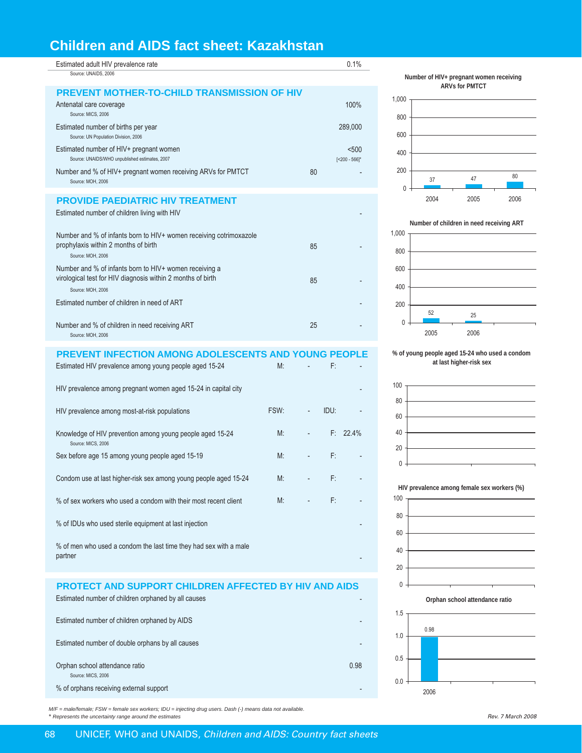# Children and AIDS fact sheet: Kazakhstan

| | |
|---|---|
| Estimated adult HIV prevalence rate<br>Source: UNAIDS, 2006 | 0.1% |

## PREVENT MOTHER-TO-CHILD TRANSMISSION OF HIV

| | | |
|---|---|---|
| Antenatal care coverage<br>Source: MICS, 2006 | | 100% |
| Estimated number of births per year<br>Source: UN Population Division, 2006 | | 289,000 |
| Estimated number of HIV+ pregnant women<br>Source: UNAIDS/WHO unpublished estimates, 2007 | | <500<br>[<200 - 566]* |
| Number and % of HIV+ pregnant women receiving ARVs for PMTCT<br>Source: MOH, 2006 | 80 | - |

## PROVIDE PAEDIATRIC HIV TREATMENT

| | | |
|---|---|---|
| Estimated number of children living with HIV | | - |
| Number and % of infants born to HIV+ women receiving cotrimoxazole prophylaxis within 2 months of birth<br>Source: MOH, 2006 | 85 | - |
| Number and % of infants born to HIV+ women receiving a virological test for HIV diagnosis within 2 months of birth<br>Source: MOH, 2006 | 85 | - |
| Estimated number of children in need of ART | | - |
| Number and % of children in need receiving ART<br>Source: MOH, 2006 | 25 | - |

## PREVENT INFECTION AMONG ADOLESCENTS AND YOUNG PEOPLE

| | | | | |
|---|---|---|---|---|
| Estimated HIV prevalence among young people aged 15-24 | M: | - | F: | - |
| HIV prevalence among pregnant women aged 15-24 in capital city | | | | - |
| HIV prevalence among most-at-risk populations | FSW: | - | IDU: | - |
| Knowledge of HIV prevention among young people aged 15-24<br>Source: MICS, 2006 | M: | - | F: | 22.4% |
| Sex before age 15 among young people aged 15-19 | M: | - | F: | - |
| Condom use at last higher-risk sex among young people aged 15-24 | M: | - | F: | - |
| % of sex workers who used a condom with their most recent client | M: | - | F: | - |
| % of IDUs who used sterile equipment at last injection | | | | - |
| % of men who used a condom the last time they had sex with a male partner | | | | - |

## PROTECT AND SUPPORT CHILDREN AFFECTED BY HIV AND AIDS

| | |
|---|---|
| Estimated number of children orphaned by all causes | - |
| Estimated number of children orphaned by AIDS | - |
| Estimated number of double orphans by all causes | - |
| Orphan school attendance ratio<br>Source: MICS, 2006 | 0.98 |
| % of orphans receiving external support | - |

**Number of HIV+ pregnant women receiving ARVs for PMTCT**

| 2004 | 2005 | 2006 |
|---|---|---|
| 37 | 47 | 80 |

**Number of children in need receiving ART**

| 2005 | 2006 |
|---|---|
| 52 | 25 |

**% of young people aged 15-24 who used a condom at last higher-risk sex**

**HIV prevalence among female sex workers (%)**

**Orphan school attendance ratio**

| 2006 |
|---|
| 0.98 |

*M/F = male/female; FSW = female sex workers; IDU = injecting drug users. Dash (-) means data not available.*
** Represents the uncertainty range around the estimates*

*Rev. 7 March 2008*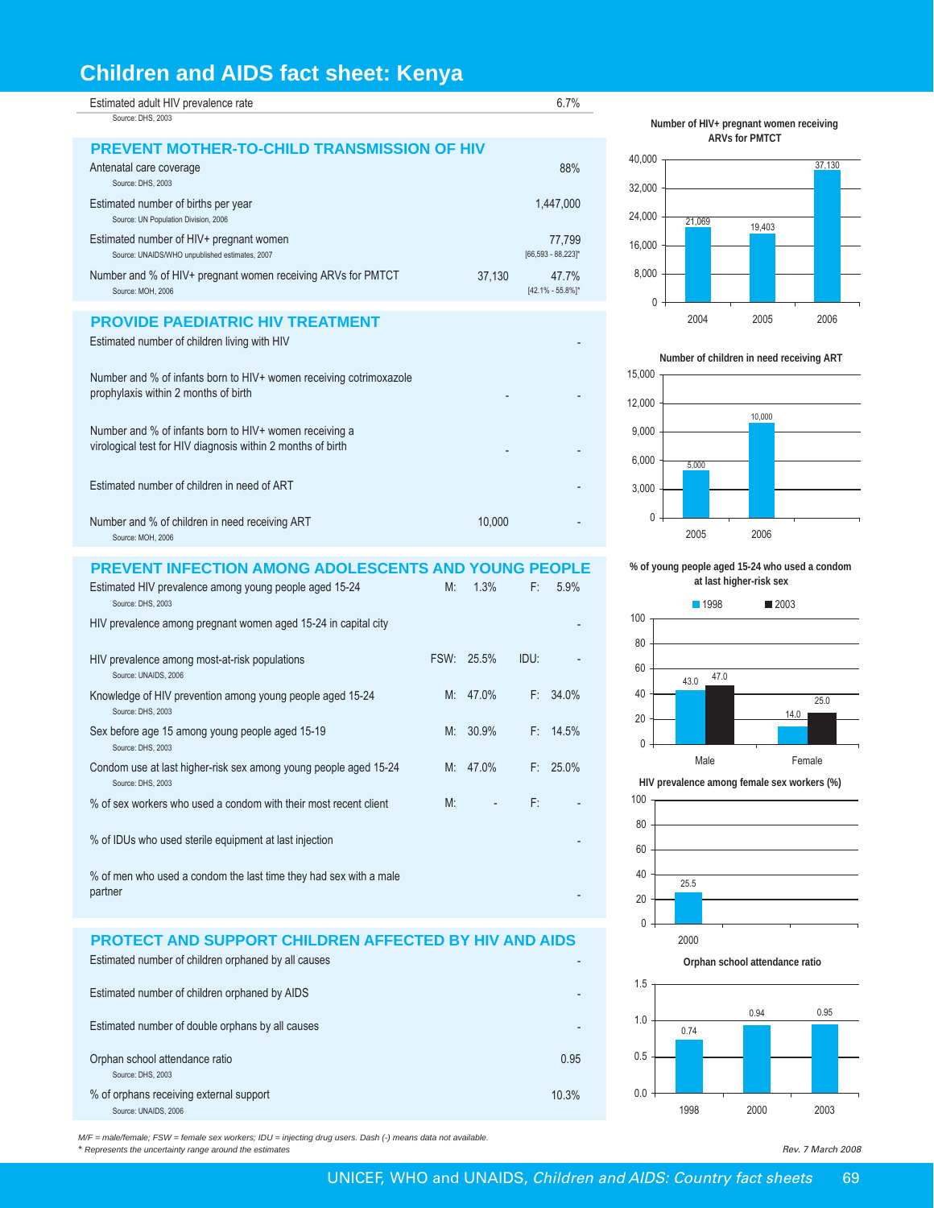# Children and AIDS fact sheet: Kenya

| | | |
|---|---|---|
| Estimated adult HIV prevalence rate<br>Source: DHS, 2003 | | 6.7% |

## PREVENT MOTHER-TO-CHILD TRANSMISSION OF HIV

| | | |
|---|---|---|
| Antenatal care coverage<br>Source: DHS, 2003 | | 88% |
| Estimated number of births per year<br>Source: UN Population Division, 2006 | | 1,447,000 |
| Estimated number of HIV+ pregnant women<br>Source: UNAIDS/WHO unpublished estimates, 2007 | | 77,799<br>[66,593 - 88,223]* |
| Number and % of HIV+ pregnant women receiving ARVs for PMTCT<br>Source: MOH, 2006 | 37,130 | 47.7%<br>[42.1% - 55.8%]* |

## PROVIDE PAEDIATRIC HIV TREATMENT

| | | |
|---|---|---|
| Estimated number of children living with HIV | | - |
| Number and % of infants born to HIV+ women receiving cotrimoxazole prophylaxis within 2 months of birth | - | - |
| Number and % of infants born to HIV+ women receiving a virological test for HIV diagnosis within 2 months of birth | - | - |
| Estimated number of children in need of ART | | - |
| Number and % of children in need receiving ART<br>Source: MOH, 2006 | 10,000 | - |

## PREVENT INFECTION AMONG ADOLESCENTS AND YOUNG PEOPLE

| | | | | |
|---|---|---|---|---|
| Estimated HIV prevalence among young people aged 15-24<br>Source: DHS, 2003 | M: | 1.3% | F: | 5.9% |
| HIV prevalence among pregnant women aged 15-24 in capital city | | | | - |
| HIV prevalence among most-at-risk populations<br>Source: UNAIDS, 2006 | FSW: | 25.5% | IDU: | - |
| Knowledge of HIV prevention among young people aged 15-24<br>Source: DHS, 2003 | M: | 47.0% | F: | 34.0% |
| Sex before age 15 among young people aged 15-19<br>Source: DHS, 2003 | M: | 30.9% | F: | 14.5% |
| Condom use at last higher-risk sex among young people aged 15-24<br>Source: DHS, 2003 | M: | 47.0% | F: | 25.0% |
| % of sex workers who used a condom with their most recent client | M: | - | F: | - |
| % of IDUs who used sterile equipment at last injection | | | | - |
| % of men who used a condom the last time they had sex with a male partner | | | | - |

## PROTECT AND SUPPORT CHILDREN AFFECTED BY HIV AND AIDS

| | |
|---|---|
| Estimated number of children orphaned by all causes | - |
| Estimated number of children orphaned by AIDS | - |
| Estimated number of double orphans by all causes | - |
| Orphan school attendance ratio<br>Source: DHS, 2003 | 0.95 |
| % of orphans receiving external support<br>Source: UNAIDS, 2006 | 10.3% |

**Number of HIV+ pregnant women receiving ARVs for PMTCT**

| Year | Number |
|---|---|
| 2004 | 21,069 |
| 2005 | 19,403 |
| 2006 | 37,130 |

**Number of children in need receiving ART**

| Year | Number |
|---|---|
| 2005 | 5,000 |
| 2006 | 10,000 |

**% of young people aged 15-24 who used a condom at last higher-risk sex**

| | 1998 | 2003 |
|---|---|---|
| Male | 43.0 | 47.0 |
| Female | 14.0 | 25.0 |

**HIV prevalence among female sex workers (%)**

| Year | % |
|---|---|
| 2000 | 25.5 |

**Orphan school attendance ratio**

| Year | Ratio |
|---|---|
| 1998 | 0.74 |
| 2000 | 0.94 |
| 2003 | 0.95 |

*M/F = male/female; FSW = female sex workers; IDU = injecting drug users. Dash (-) means data not available.*
*\* Represents the uncertainty range around the estimates*

*Rev. 7 March 2008*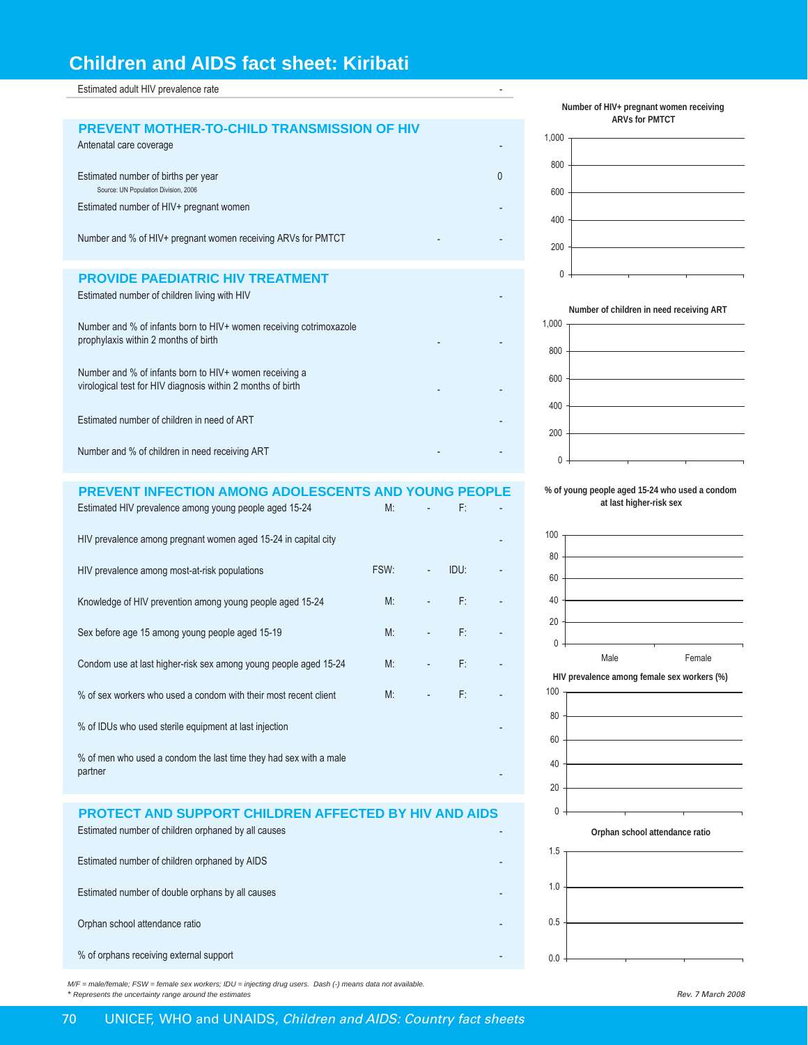# Children and AIDS fact sheet: Kiribati

| Estimated adult HIV prevalence rate | | - |
|---|---|---|

## PREVENT MOTHER-TO-CHILD TRANSMISSION OF HIV

| Indicator | | |
|---|---|---|
| Antenatal care coverage | | - |
| Estimated number of births per year (Source: UN Population Division, 2006) | | 0 |
| Estimated number of HIV+ pregnant women | | - |
| Number and % of HIV+ pregnant women receiving ARVs for PMTCT | - | - |

## PROVIDE PAEDIATRIC HIV TREATMENT

| Indicator | | |
|---|---|---|
| Estimated number of children living with HIV | | - |
| Number and % of infants born to HIV+ women receiving cotrimoxazole prophylaxis within 2 months of birth | - | - |
| Number and % of infants born to HIV+ women receiving a virological test for HIV diagnosis within 2 months of birth | - | - |
| Estimated number of children in need of ART | | - |
| Number and % of children in need receiving ART | - | - |

## PREVENT INFECTION AMONG ADOLESCENTS AND YOUNG PEOPLE

| Indicator | | | | |
|---|---|---|---|---|
| Estimated HIV prevalence among young people aged 15-24 | M: | - | F: | - |
| HIV prevalence among pregnant women aged 15-24 in capital city | | | | - |
| HIV prevalence among most-at-risk populations | FSW: | - | IDU: | - |
| Knowledge of HIV prevention among young people aged 15-24 | M: | - | F: | - |
| Sex before age 15 among young people aged 15-19 | M: | - | F: | - |
| Condom use at last higher-risk sex among young people aged 15-24 | M: | - | F: | - |
| % of sex workers who used a condom with their most recent client | M: | - | F: | - |
| % of IDUs who used sterile equipment at last injection | | | | - |
| % of men who used a condom the last time they had sex with a male partner | | | | - |

## PROTECT AND SUPPORT CHILDREN AFFECTED BY HIV AND AIDS

| Indicator | |
|---|---|
| Estimated number of children orphaned by all causes | - |
| Estimated number of children orphaned by AIDS | - |
| Estimated number of double orphans by all causes | - |
| Orphan school attendance ratio | - |
| % of orphans receiving external support | - |

**Number of HIV+ pregnant women receiving ARVs for PMTCT**

**Number of children in need receiving ART**

**% of young people aged 15-24 who used a condom at last higher-risk sex**

Male Female

**HIV prevalence among female sex workers (%)**

**Orphan school attendance ratio**

*M/F = male/female; FSW = female sex workers; IDU = injecting drug users. Dash (-) means data not available.*
*\* Represents the uncertainty range around the estimates*

*Rev. 7 March 2008*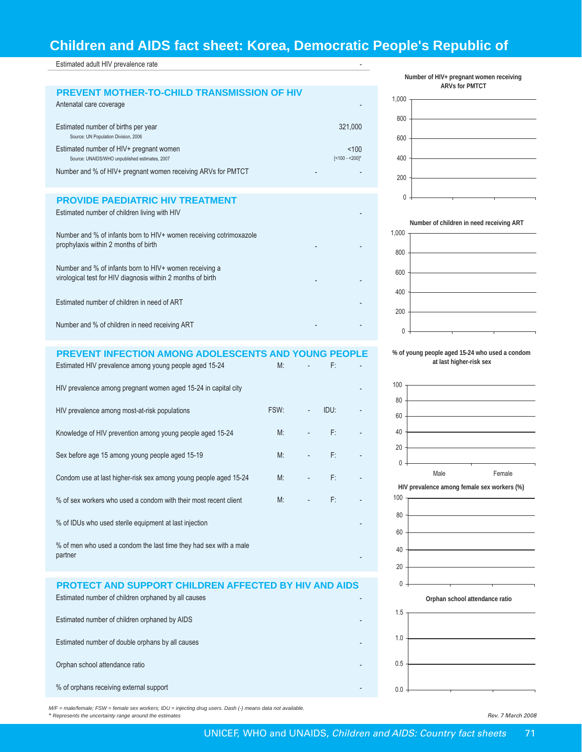# Children and AIDS fact sheet: Korea, Democratic People's Republic of

Estimated adult HIV prevalence rate -

## PREVENT MOTHER-TO-CHILD TRANSMISSION OF HIV

| Indicator | | Value |
|---|---|---|
| Antenatal care coverage | | - |
| Estimated number of births per year<br>Source: UN Population Division, 2006 | | 321,000 |
| Estimated number of HIV+ pregnant women<br>Source: UNAIDS/WHO unpublished estimates, 2007 | | <100<br>[<100 - <200]* |
| Number and % of HIV+ pregnant women receiving ARVs for PMTCT | - | - |

## PROVIDE PAEDIATRIC HIV TREATMENT

| Indicator | | Value |
|---|---|---|
| Estimated number of children living with HIV | | - |
| Number and % of infants born to HIV+ women receiving cotrimoxazole prophylaxis within 2 months of birth | - | - |
| Number and % of infants born to HIV+ women receiving a virological test for HIV diagnosis within 2 months of birth | - | - |
| Estimated number of children in need of ART | | - |
| Number and % of children in need receiving ART | - | - |

## PREVENT INFECTION AMONG ADOLESCENTS AND YOUNG PEOPLE

| Indicator | | | | |
|---|---|---|---|---|
| Estimated HIV prevalence among young people aged 15-24 | M: | - | F: | - |
| HIV prevalence among pregnant women aged 15-24 in capital city | | | | - |
| HIV prevalence among most-at-risk populations | FSW: | - | IDU: | - |
| Knowledge of HIV prevention among young people aged 15-24 | M: | - | F: | - |
| Sex before age 15 among young people aged 15-19 | M: | - | F: | - |
| Condom use at last higher-risk sex among young people aged 15-24 | M: | - | F: | - |
| % of sex workers who used a condom with their most recent client | M: | - | F: | - |
| % of IDUs who used sterile equipment at last injection | | | | - |
| % of men who used a condom the last time they had sex with a male partner | | | | - |

## PROTECT AND SUPPORT CHILDREN AFFECTED BY HIV AND AIDS

| Indicator | Value |
|---|---|
| Estimated number of children orphaned by all causes | - |
| Estimated number of children orphaned by AIDS | - |
| Estimated number of double orphans by all causes | - |
| Orphan school attendance ratio | - |
| % of orphans receiving external support | - |

**Number of HIV+ pregnant women receiving ARVs for PMTCT**

**Number of children in need receiving ART**

**% of young people aged 15-24 who used a condom at last higher-risk sex** (Male, Female)

**HIV prevalence among female sex workers (%)**

**Orphan school attendance ratio**

*M/F = male/female; FSW = female sex workers; IDU = injecting drug users. Dash (-) means data not available.*
*\* Represents the uncertainty range around the estimates*

*Rev. 7 March 2008*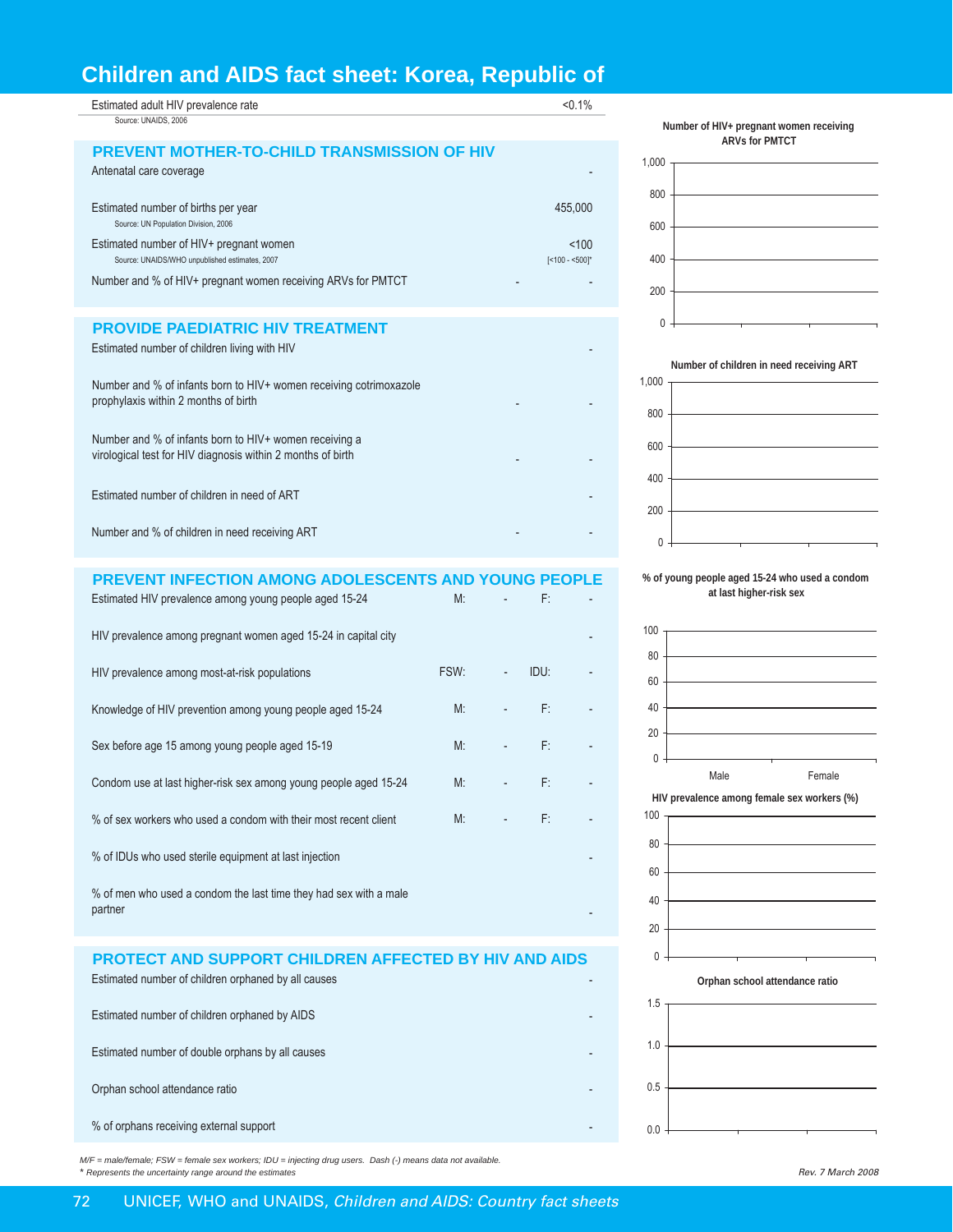# Children and AIDS fact sheet: Korea, Republic of

| | | |
|---|---|---|
| Estimated adult HIV prevalence rate<br>Source: UNAIDS, 2006 | | <0.1% |

## PREVENT MOTHER-TO-CHILD TRANSMISSION OF HIV

| | | |
|---|---|---|
| Antenatal care coverage | | - |
| Estimated number of births per year<br>Source: UN Population Division, 2006 | | 455,000 |
| Estimated number of HIV+ pregnant women<br>Source: UNAIDS/WHO unpublished estimates, 2007 | | <100<br>[<100 - <500]* |
| Number and % of HIV+ pregnant women receiving ARVs for PMTCT | - | - |

## PROVIDE PAEDIATRIC HIV TREATMENT

| | | |
|---|---|---|
| Estimated number of children living with HIV | | - |
| Number and % of infants born to HIV+ women receiving cotrimoxazole prophylaxis within 2 months of birth | - | - |
| Number and % of infants born to HIV+ women receiving a virological test for HIV diagnosis within 2 months of birth | - | - |
| Estimated number of children in need of ART | | - |
| Number and % of children in need receiving ART | - | - |

## PREVENT INFECTION AMONG ADOLESCENTS AND YOUNG PEOPLE

| | | | | |
|---|---|---|---|---|
| Estimated HIV prevalence among young people aged 15-24 | M: | - | F: | - |
| HIV prevalence among pregnant women aged 15-24 in capital city | | | | - |
| HIV prevalence among most-at-risk populations | FSW: | - | IDU: | - |
| Knowledge of HIV prevention among young people aged 15-24 | M: | - | F: | - |
| Sex before age 15 among young people aged 15-19 | M: | - | F: | - |
| Condom use at last higher-risk sex among young people aged 15-24 | M: | - | F: | - |
| % of sex workers who used a condom with their most recent client | M: | - | F: | - |
| % of IDUs who used sterile equipment at last injection | | | | - |
| % of men who used a condom the last time they had sex with a male partner | | | | - |

## PROTECT AND SUPPORT CHILDREN AFFECTED BY HIV AND AIDS

| | |
|---|---|
| Estimated number of children orphaned by all causes | - |
| Estimated number of children orphaned by AIDS | - |
| Estimated number of double orphans by all causes | - |
| Orphan school attendance ratio | - |
| % of orphans receiving external support | - |

Number of HIV+ pregnant women receiving ARVs for PMTCT

Number of children in need receiving ART

% of young people aged 15-24 who used a condom at last higher-risk sex

HIV prevalence among female sex workers (%)

Orphan school attendance ratio

*M/F = male/female; FSW = female sex workers; IDU = injecting drug users. Dash (-) means data not available.*
*\* Represents the uncertainty range around the estimates*

*Rev. 7 March 2008*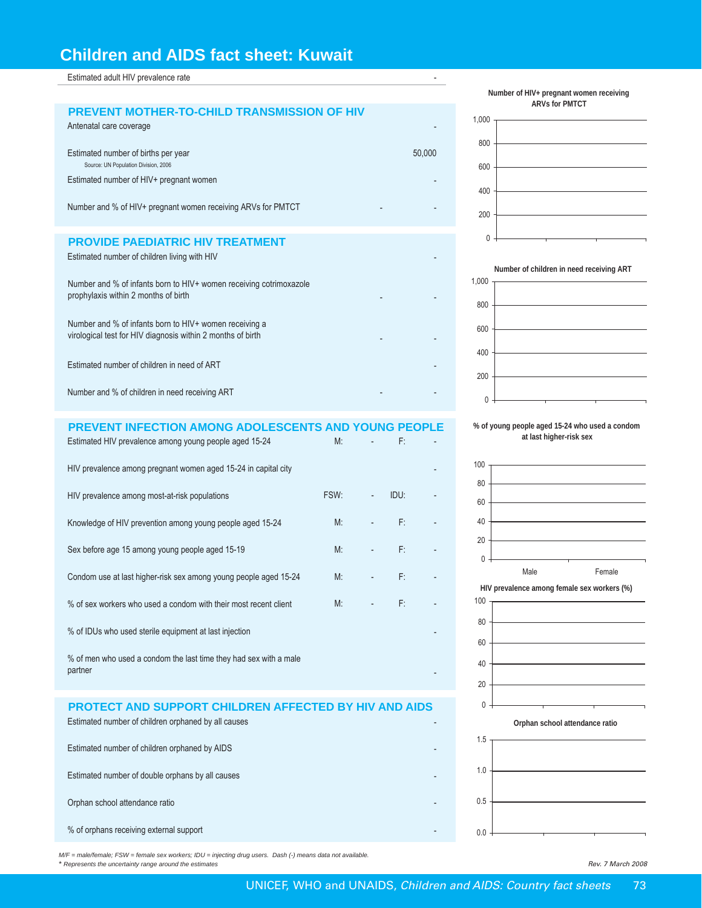# Children and AIDS fact sheet: Kuwait

| | |
|---|---|
| Estimated adult HIV prevalence rate | - |

## PREVENT MOTHER-TO-CHILD TRANSMISSION OF HIV

| | | |
|---|---|---|
| Antenatal care coverage | | - |
| Estimated number of births per year<br>Source: UN Population Division, 2006 | | 50,000 |
| Estimated number of HIV+ pregnant women | | - |
| Number and % of HIV+ pregnant women receiving ARVs for PMTCT | - | - |

## PROVIDE PAEDIATRIC HIV TREATMENT

| | | |
|---|---|---|
| Estimated number of children living with HIV | | - |
| Number and % of infants born to HIV+ women receiving cotrimoxazole prophylaxis within 2 months of birth | - | - |
| Number and % of infants born to HIV+ women receiving a virological test for HIV diagnosis within 2 months of birth | - | - |
| Estimated number of children in need of ART | | - |
| Number and % of children in need receiving ART | - | - |

## PREVENT INFECTION AMONG ADOLESCENTS AND YOUNG PEOPLE

| | | | | |
|---|---|---|---|---|
| Estimated HIV prevalence among young people aged 15-24 | M: | - | F: | - |
| HIV prevalence among pregnant women aged 15-24 in capital city | | | | - |
| HIV prevalence among most-at-risk populations | FSW: | - | IDU: | - |
| Knowledge of HIV prevention among young people aged 15-24 | M: | - | F: | - |
| Sex before age 15 among young people aged 15-19 | M: | - | F: | - |
| Condom use at last higher-risk sex among young people aged 15-24 | M: | - | F: | - |
| % of sex workers who used a condom with their most recent client | M: | - | F: | - |
| % of IDUs who used sterile equipment at last injection | | | | - |
| % of men who used a condom the last time they had sex with a male partner | | | | - |

## PROTECT AND SUPPORT CHILDREN AFFECTED BY HIV AND AIDS

| | |
|---|---|
| Estimated number of children orphaned by all causes | - |
| Estimated number of children orphaned by AIDS | - |
| Estimated number of double orphans by all causes | - |
| Orphan school attendance ratio | - |
| % of orphans receiving external support | - |

Number of HIV+ pregnant women receiving ARVs for PMTCT

Number of children in need receiving ART

% of young people aged 15-24 who used a condom at last higher-risk sex (Male, Female)

HIV prevalence among female sex workers (%)

Orphan school attendance ratio

*M/F = male/female; FSW = female sex workers; IDU = injecting drug users. Dash (-) means data not available.*
*\* Represents the uncertainty range around the estimates*

*Rev. 7 March 2008*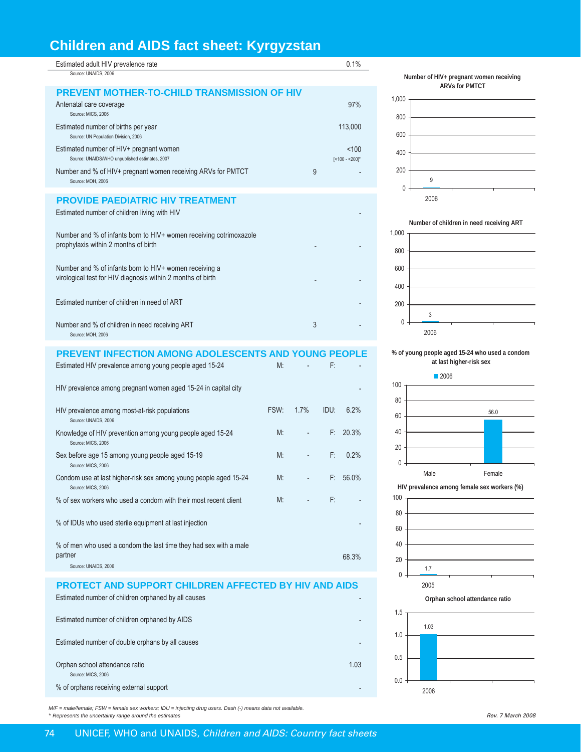# Children and AIDS fact sheet: Kyrgyzstan

| Indicator | | |
|---|---|---|
| Estimated adult HIV prevalence rate<br>Source: UNAIDS, 2006 | | 0.1% |

## PREVENT MOTHER-TO-CHILD TRANSMISSION OF HIV

| Indicator | Number | % / Value |
|---|---|---|
| Antenatal care coverage<br>Source: MICS, 2006 | | 97% |
| Estimated number of births per year<br>Source: UN Population Division, 2006 | | 113,000 |
| Estimated number of HIV+ pregnant women<br>Source: UNAIDS/WHO unpublished estimates, 2007 | | <100<br>[<100 - <200]* |
| Number and % of HIV+ pregnant women receiving ARVs for PMTCT<br>Source: MOH, 2006 | 9 | - |

## PROVIDE PAEDIATRIC HIV TREATMENT

| Indicator | Number | % / Value |
|---|---|---|
| Estimated number of children living with HIV | | - |
| Number and % of infants born to HIV+ women receiving cotrimoxazole prophylaxis within 2 months of birth | - | - |
| Number and % of infants born to HIV+ women receiving a virological test for HIV diagnosis within 2 months of birth | - | - |
| Estimated number of children in need of ART | | - |
| Number and % of children in need receiving ART<br>Source: MOH, 2006 | 3 | - |

## PREVENT INFECTION AMONG ADOLESCENTS AND YOUNG PEOPLE

| Indicator | | | | |
|---|---|---|---|---|
| Estimated HIV prevalence among young people aged 15-24 | M: | - | F: | - |
| HIV prevalence among pregnant women aged 15-24 in capital city | | | | - |
| HIV prevalence among most-at-risk populations<br>Source: UNAIDS, 2006 | FSW: | 1.7% | IDU: | 6.2% |
| Knowledge of HIV prevention among young people aged 15-24<br>Source: MICS, 2006 | M: | - | F: | 20.3% |
| Sex before age 15 among young people aged 15-19<br>Source: MICS, 2006 | M: | - | F: | 0.2% |
| Condom use at last higher-risk sex among young people aged 15-24<br>Source: MICS, 2006 | M: | - | F: | 56.0% |
| % of sex workers who used a condom with their most recent client | M: | - | F: | - |
| % of IDUs who used sterile equipment at last injection | | | | - |
| % of men who used a condom the last time they had sex with a male partner<br>Source: UNAIDS, 2006 | | | | 68.3% |

## PROTECT AND SUPPORT CHILDREN AFFECTED BY HIV AND AIDS

| Indicator | Value |
|---|---|
| Estimated number of children orphaned by all causes | - |
| Estimated number of children orphaned by AIDS | - |
| Estimated number of double orphans by all causes | - |
| Orphan school attendance ratio<br>Source: MICS, 2006 | 1.03 |
| % of orphans receiving external support | - |

**Number of HIV+ pregnant women receiving ARVs for PMTCT**

| Year | Number |
|---|---|
| 2006 | 9 |

**Number of children in need receiving ART**

| Year | Number |
|---|---|
| 2006 | 3 |

**% of young people aged 15-24 who used a condom at last higher-risk sex**

| | 2006 |
|---|---|
| Male | |
| Female | 56.0 |

**HIV prevalence among female sex workers (%)**

| Year | % |
|---|---|
| 2005 | 1.7 |

**Orphan school attendance ratio**

| Year | Ratio |
|---|---|
| 2006 | 1.03 |

*M/F = male/female; FSW = female sex workers; IDU = injecting drug users. Dash (-) means data not available.*
*\* Represents the uncertainty range around the estimates*

*Rev. 7 March 2008*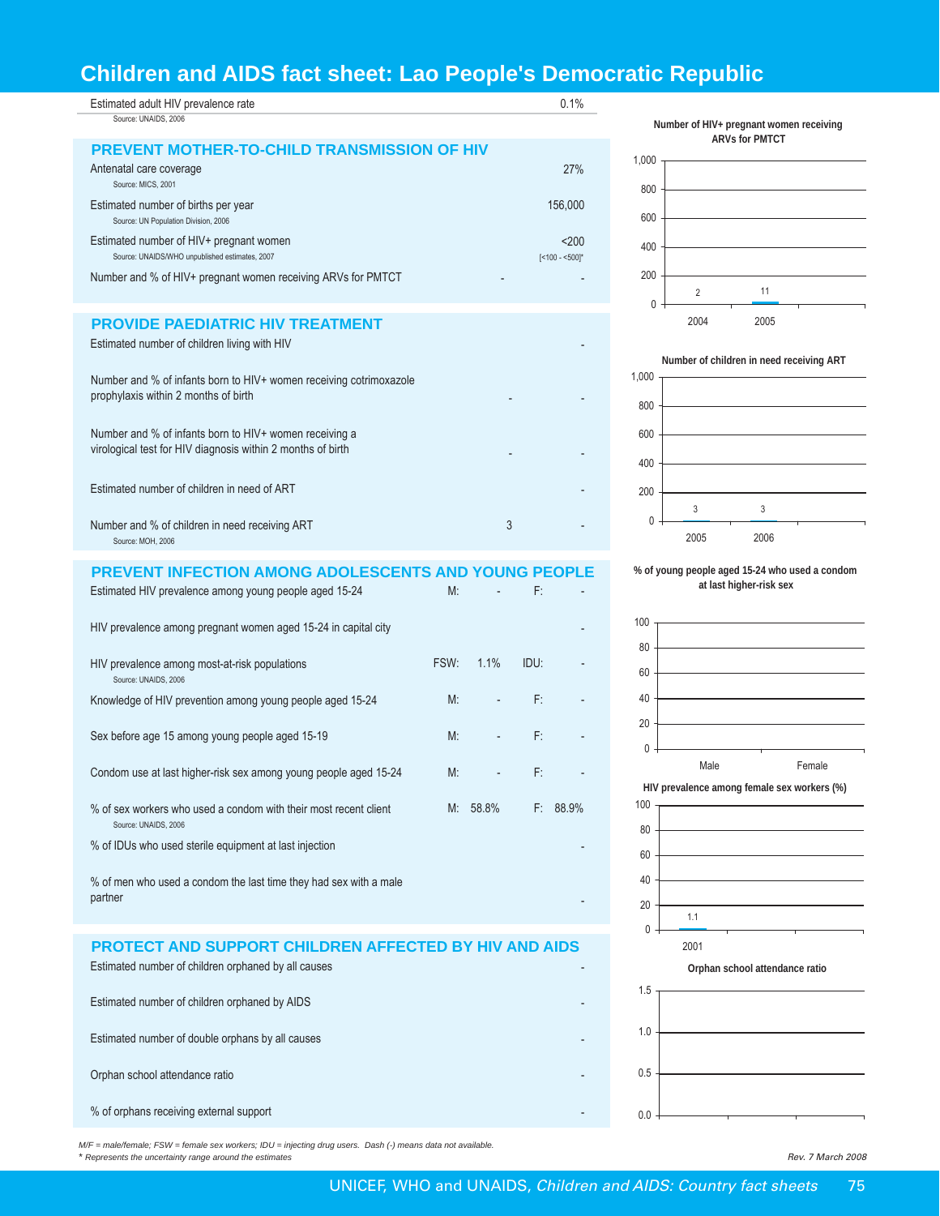# Children and AIDS fact sheet: Lao People's Democratic Republic

| Estimated adult HIV prevalence rate | 0.1% |
|---|---|

Source: UNAIDS, 2006

## PREVENT MOTHER-TO-CHILD TRANSMISSION OF HIV

| Indicator | | Value |
|---|---|---|
| Antenatal care coverage (Source: MICS, 2001) | | 27% |
| Estimated number of births per year (Source: UN Population Division, 2006) | | 156,000 |
| Estimated number of HIV+ pregnant women (Source: UNAIDS/WHO unpublished estimates, 2007) | | <200 [<100 - <500]* |
| Number and % of HIV+ pregnant women receiving ARVs for PMTCT | - | - |

## PROVIDE PAEDIATRIC HIV TREATMENT

| Indicator | Number | % |
|---|---|---|
| Estimated number of children living with HIV | | - |
| Number and % of infants born to HIV+ women receiving cotrimoxazole prophylaxis within 2 months of birth | - | - |
| Number and % of infants born to HIV+ women receiving a virological test for HIV diagnosis within 2 months of birth | - | - |
| Estimated number of children in need of ART | | - |
| Number and % of children in need receiving ART (Source: MOH, 2006) | 3 | - |

## PREVENT INFECTION AMONG ADOLESCENTS AND YOUNG PEOPLE

| Indicator | | | | |
|---|---|---|---|---|
| Estimated HIV prevalence among young people aged 15-24 | M: | - | F: | - |
| HIV prevalence among pregnant women aged 15-24 in capital city | | | | - |
| HIV prevalence among most-at-risk populations (Source: UNAIDS, 2006) | FSW: | 1.1% | IDU: | - |
| Knowledge of HIV prevention among young people aged 15-24 | M: | - | F: | - |
| Sex before age 15 among young people aged 15-19 | M: | - | F: | - |
| Condom use at last higher-risk sex among young people aged 15-24 | M: | - | F: | - |
| % of sex workers who used a condom with their most recent client (Source: UNAIDS, 2006) | M: | 58.8% | F: | 88.9% |
| % of IDUs who used sterile equipment at last injection | | | | - |
| % of men who used a condom the last time they had sex with a male partner | | | | - |

## PROTECT AND SUPPORT CHILDREN AFFECTED BY HIV AND AIDS

| Indicator | Value |
|---|---|
| Estimated number of children orphaned by all causes | - |
| Estimated number of children orphaned by AIDS | - |
| Estimated number of double orphans by all causes | - |
| Orphan school attendance ratio | - |
| % of orphans receiving external support | - |

**Number of HIV+ pregnant women receiving ARVs for PMTCT**

| Year | Number |
|---|---|
| 2004 | 2 |
| 2005 | 11 |

**Number of children in need receiving ART**

| Year | Number |
|---|---|
| 2005 | 3 |
| 2006 | 3 |

**% of young people aged 15-24 who used a condom at last higher-risk sex**

| Male | Female |
|---|---|
| | |

**HIV prevalence among female sex workers (%)**

| Year | % |
|---|---|
| 2001 | 1.1 |

**Orphan school attendance ratio**

*M/F = male/female; FSW = female sex workers; IDU = injecting drug users. Dash (-) means data not available.*
*\* Represents the uncertainty range around the estimates*

*Rev. 7 March 2008*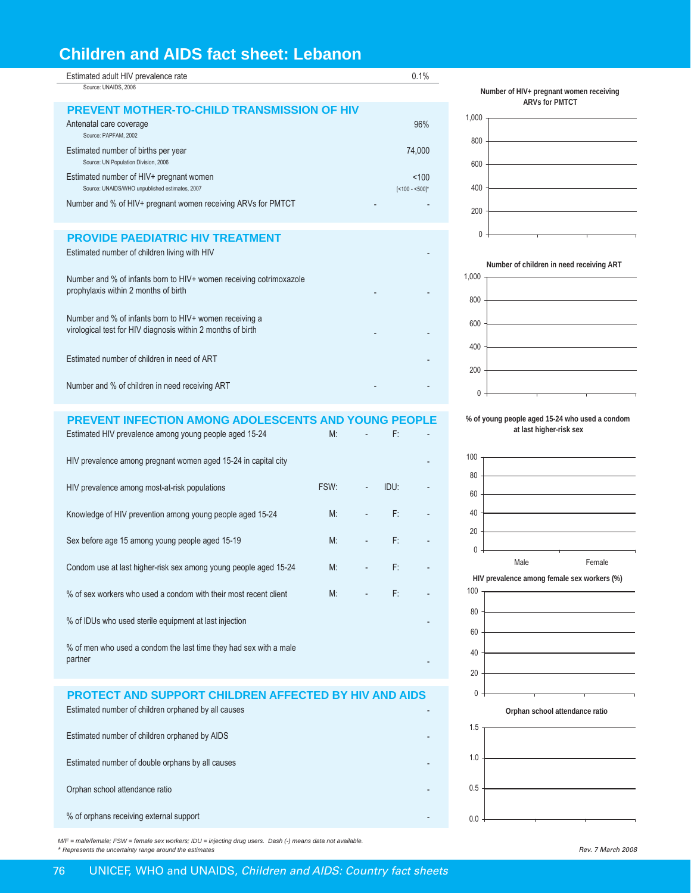# Children and AIDS fact sheet: Lebanon

| Estimated adult HIV prevalence rate | 0.1% |
|---|---|
| Source: UNAIDS, 2006 | |

## PREVENT MOTHER-TO-CHILD TRANSMISSION OF HIV

| Indicator | | Value |
|---|---|---|
| Antenatal care coverage<br>Source: PAPFAM, 2002 | | 96% |
| Estimated number of births per year<br>Source: UN Population Division, 2006 | | 74,000 |
| Estimated number of HIV+ pregnant women<br>Source: UNAIDS/WHO unpublished estimates, 2007 | | <100<br>[<100 - <500]* |
| Number and % of HIV+ pregnant women receiving ARVs for PMTCT | - | - |

## PROVIDE PAEDIATRIC HIV TREATMENT

| Indicator | | Value |
|---|---|---|
| Estimated number of children living with HIV | | - |
| Number and % of infants born to HIV+ women receiving cotrimoxazole prophylaxis within 2 months of birth | - | - |
| Number and % of infants born to HIV+ women receiving a virological test for HIV diagnosis within 2 months of birth | - | - |
| Estimated number of children in need of ART | | - |
| Number and % of children in need receiving ART | - | - |

## PREVENT INFECTION AMONG ADOLESCENTS AND YOUNG PEOPLE

| Indicator | | | | Value |
|---|---|---|---|---|
| Estimated HIV prevalence among young people aged 15-24 | M: | - | F: | - |
| HIV prevalence among pregnant women aged 15-24 in capital city | | | | - |
| HIV prevalence among most-at-risk populations | FSW: | - | IDU: | - |
| Knowledge of HIV prevention among young people aged 15-24 | M: | - | F: | - |
| Sex before age 15 among young people aged 15-19 | M: | - | F: | - |
| Condom use at last higher-risk sex among young people aged 15-24 | M: | - | F: | - |
| % of sex workers who used a condom with their most recent client | M: | - | F: | - |
| % of IDUs who used sterile equipment at last injection | | | | - |
| % of men who used a condom the last time they had sex with a male partner | | | | - |

## PROTECT AND SUPPORT CHILDREN AFFECTED BY HIV AND AIDS

| Indicator | Value |
|---|---|
| Estimated number of children orphaned by all causes | - |
| Estimated number of children orphaned by AIDS | - |
| Estimated number of double orphans by all causes | - |
| Orphan school attendance ratio | - |
| % of orphans receiving external support | - |

Number of HIV+ pregnant women receiving ARVs for PMTCT

Number of children in need receiving ART

% of young people aged 15-24 who used a condom at last higher-risk sex

HIV prevalence among female sex workers (%)

Orphan school attendance ratio

*M/F = male/female; FSW = female sex workers; IDU = injecting drug users. Dash (-) means data not available.*
*\* Represents the uncertainty range around the estimates*

*Rev. 7 March 2008*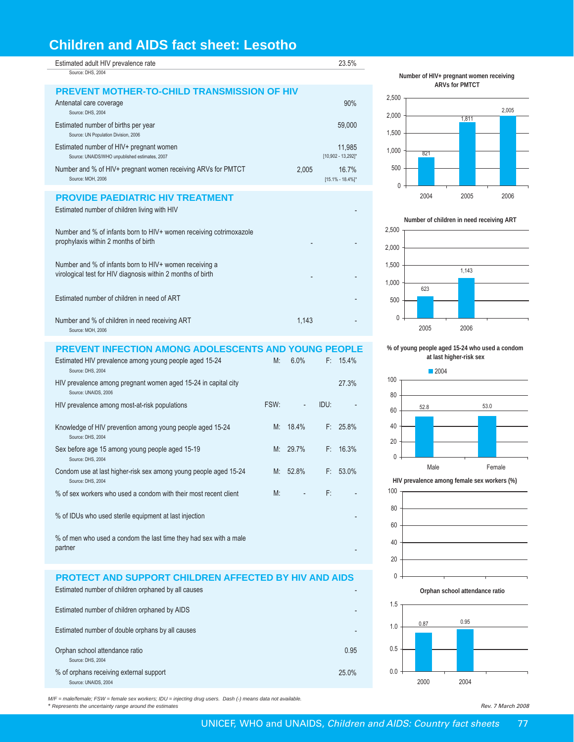# Children and AIDS fact sheet: Lesotho

| Indicator | | Value |
|---|---|---|
| Estimated adult HIV prevalence rate<br>Source: DHS, 2004 | | 23.5% |

## PREVENT MOTHER-TO-CHILD TRANSMISSION OF HIV

| Indicator | Number | % |
|---|---|---|
| Antenatal care coverage<br>Source: DHS, 2004 | | 90% |
| Estimated number of births per year<br>Source: UN Population Division, 2006 | | 59,000 |
| Estimated number of HIV+ pregnant women<br>Source: UNAIDS/WHO unpublished estimates, 2007 | | 11,985<br>[10,902 - 13,292]* |
| Number and % of HIV+ pregnant women receiving ARVs for PMTCT<br>Source: MOH, 2006 | 2,005 | 16.7%<br>[15.1% - 18.4%]* |

## PROVIDE PAEDIATRIC HIV TREATMENT

| Indicator | Number | % |
|---|---|---|
| Estimated number of children living with HIV | | - |
| Number and % of infants born to HIV+ women receiving cotrimoxazole prophylaxis within 2 months of birth | - | - |
| Number and % of infants born to HIV+ women receiving a virological test for HIV diagnosis within 2 months of birth | - | - |
| Estimated number of children in need of ART | | - |
| Number and % of children in need receiving ART<br>Source: MOH, 2006 | 1,143 | - |

## PREVENT INFECTION AMONG ADOLESCENTS AND YOUNG PEOPLE

| Indicator | | | | |
|---|---|---|---|---|
| Estimated HIV prevalence among young people aged 15-24<br>Source: DHS, 2004 | M: | 6.0% | F: | 15.4% |
| HIV prevalence among pregnant women aged 15-24 in capital city<br>Source: UNAIDS, 2006 | | | | 27.3% |
| HIV prevalence among most-at-risk populations | FSW: | - | IDU: | - |
| Knowledge of HIV prevention among young people aged 15-24<br>Source: DHS, 2004 | M: | 18.4% | F: | 25.8% |
| Sex before age 15 among young people aged 15-19<br>Source: DHS, 2004 | M: | 29.7% | F: | 16.3% |
| Condom use at last higher-risk sex among young people aged 15-24<br>Source: DHS, 2004 | M: | 52.8% | F: | 53.0% |
| % of sex workers who used a condom with their most recent client | M: | - | F: | - |
| % of IDUs who used sterile equipment at last injection | | | | - |
| % of men who used a condom the last time they had sex with a male partner | | | | - |

## PROTECT AND SUPPORT CHILDREN AFFECTED BY HIV AND AIDS

| Indicator | Value |
|---|---|
| Estimated number of children orphaned by all causes | - |
| Estimated number of children orphaned by AIDS | - |
| Estimated number of double orphans by all causes | - |
| Orphan school attendance ratio<br>Source: DHS, 2004 | 0.95 |
| % of orphans receiving external support<br>Source: UNAIDS, 2004 | 25.0% |

**Number of HIV+ pregnant women receiving ARVs for PMTCT**

| Year | 2004 | 2005 | 2006 |
|---|---|---|---|
| Number | 821 | 1,811 | 2,005 |

**Number of children in need receiving ART**

| Year | 2005 | 2006 |
|---|---|---|
| Number | 623 | 1,143 |

**% of young people aged 15-24 who used a condom at last higher-risk sex**

| 2004 | Male | Female |
|---|---|---|
| % | 52.8 | 53.0 |

**HIV prevalence among female sex workers (%)**

**Orphan school attendance ratio**

| Year | 2000 | 2004 |
|---|---|---|
| Ratio | 0.87 | 0.95 |

*M/F = male/female; FSW = female sex workers; IDU = injecting drug users. Dash (-) means data not available.*
*\* Represents the uncertainty range around the estimates*

*Rev. 7 March 2008*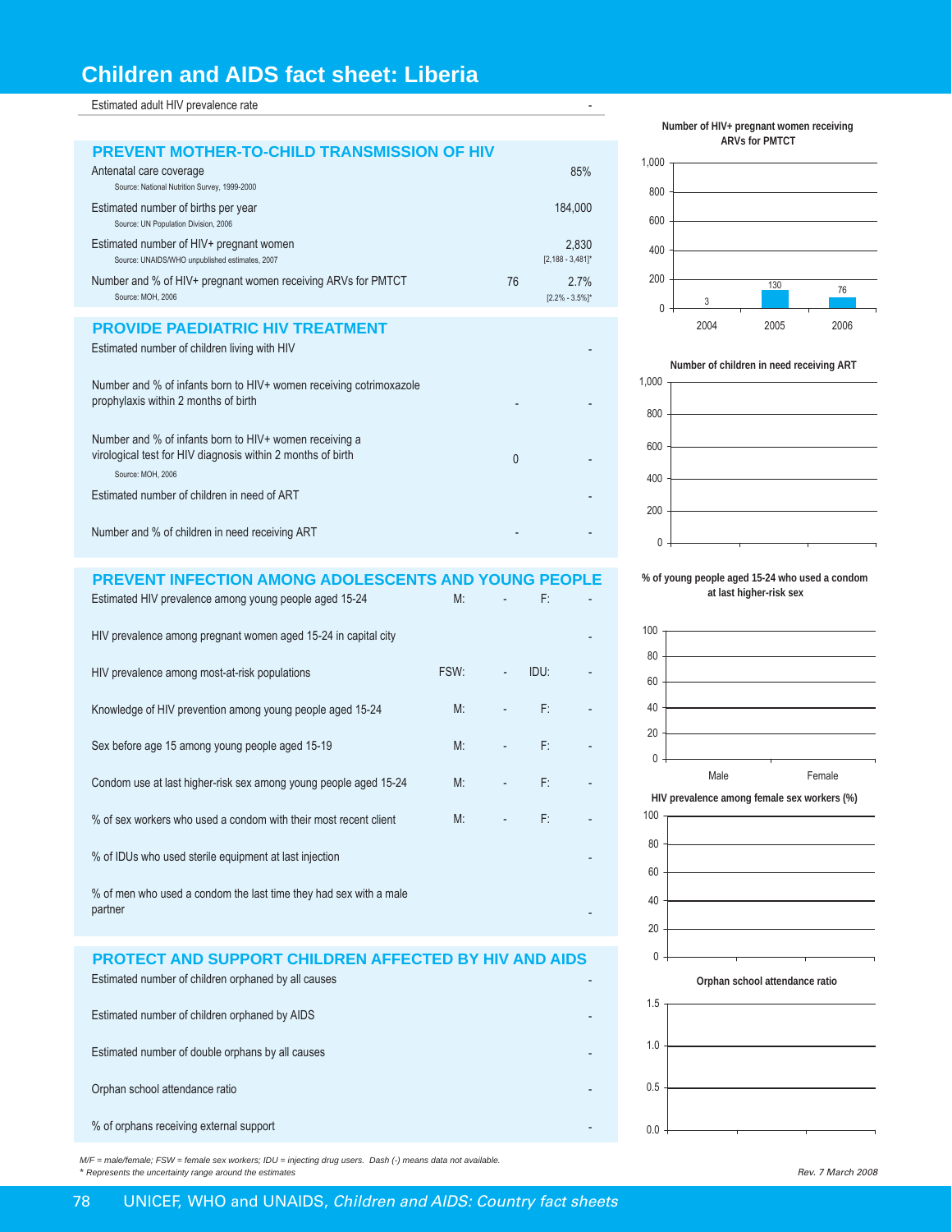# Children and AIDS fact sheet: Liberia

| Estimated adult HIV prevalence rate | | - |
|---|---|---|

## PREVENT MOTHER-TO-CHILD TRANSMISSION OF HIV

| Indicator | Number | Value |
|---|---|---|
| Antenatal care coverage<br>Source: National Nutrition Survey, 1999-2000 | | 85% |
| Estimated number of births per year<br>Source: UN Population Division, 2006 | | 184,000 |
| Estimated number of HIV+ pregnant women<br>Source: UNAIDS/WHO unpublished estimates, 2007 | | 2,830<br>[2,188 - 3,481]* |
| Number and % of HIV+ pregnant women receiving ARVs for PMTCT<br>Source: MOH, 2006 | 76 | 2.7%<br>[2.2% - 3.5%]* |

**Number of HIV+ pregnant women receiving ARVs for PMTCT**

| Year | Number |
|---|---|
| 2004 | 3 |
| 2005 | 130 |
| 2006 | 76 |

## PROVIDE PAEDIATRIC HIV TREATMENT

| Indicator | Number | % |
|---|---|---|
| Estimated number of children living with HIV | | - |
| Number and % of infants born to HIV+ women receiving cotrimoxazole prophylaxis within 2 months of birth | - | - |
| Number and % of infants born to HIV+ women receiving a virological test for HIV diagnosis within 2 months of birth<br>Source: MOH, 2006 | 0 | - |
| Estimated number of children in need of ART | | - |
| Number and % of children in need receiving ART | - | - |

**Number of children in need receiving ART**

## PREVENT INFECTION AMONG ADOLESCENTS AND YOUNG PEOPLE

| Indicator | | | | |
|---|---|---|---|---|
| Estimated HIV prevalence among young people aged 15-24 | M: | - | F: | - |
| HIV prevalence among pregnant women aged 15-24 in capital city | | | | - |
| HIV prevalence among most-at-risk populations | FSW: | - | IDU: | - |
| Knowledge of HIV prevention among young people aged 15-24 | M: | - | F: | - |
| Sex before age 15 among young people aged 15-19 | M: | - | F: | - |
| Condom use at last higher-risk sex among young people aged 15-24 | M: | - | F: | - |
| % of sex workers who used a condom with their most recent client | M: | - | F: | - |
| % of IDUs who used sterile equipment at last injection | | | | - |
| % of men who used a condom the last time they had sex with a male partner | | | | - |

**% of young people aged 15-24 who used a condom at last higher-risk sex**

**HIV prevalence among female sex workers (%)**

## PROTECT AND SUPPORT CHILDREN AFFECTED BY HIV AND AIDS

| Indicator | Value |
|---|---|
| Estimated number of children orphaned by all causes | - |
| Estimated number of children orphaned by AIDS | - |
| Estimated number of double orphans by all causes | - |
| Orphan school attendance ratio | - |
| % of orphans receiving external support | - |

**Orphan school attendance ratio**

*M/F = male/female; FSW = female sex workers; IDU = injecting drug users. Dash (-) means data not available.*
*\* Represents the uncertainty range around the estimates*

*Rev. 7 March 2008*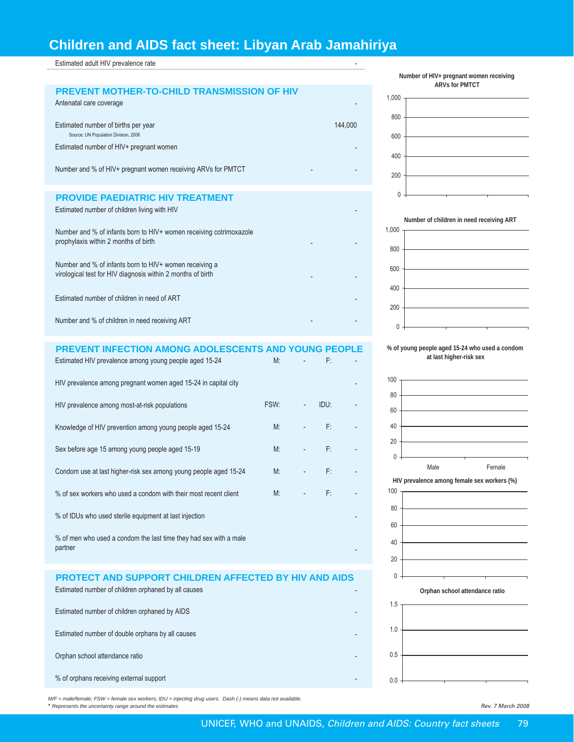# Children and AIDS fact sheet: Libyan Arab Jamahiriya

| Estimated adult HIV prevalence rate | - |
|---|---|

## PREVENT MOTHER-TO-CHILD TRANSMISSION OF HIV

| | | |
|---|---|---|
| Antenatal care coverage | | - |
| Estimated number of births per year<br>Source: UN Population Division, 2006 | | 144,000 |
| Estimated number of HIV+ pregnant women | | - |
| Number and % of HIV+ pregnant women receiving ARVs for PMTCT | - | - |

## PROVIDE PAEDIATRIC HIV TREATMENT

| | | |
|---|---|---|
| Estimated number of children living with HIV | | - |
| Number and % of infants born to HIV+ women receiving cotrimoxazole prophylaxis within 2 months of birth | - | - |
| Number and % of infants born to HIV+ women receiving a virological test for HIV diagnosis within 2 months of birth | - | - |
| Estimated number of children in need of ART | | - |
| Number and % of children in need receiving ART | - | - |

## PREVENT INFECTION AMONG ADOLESCENTS AND YOUNG PEOPLE

| | | | | |
|---|---|---|---|---|
| Estimated HIV prevalence among young people aged 15-24 | M: | - | F: | - |
| HIV prevalence among pregnant women aged 15-24 in capital city | | | | - |
| HIV prevalence among most-at-risk populations | FSW: | - | IDU: | - |
| Knowledge of HIV prevention among young people aged 15-24 | M: | - | F: | - |
| Sex before age 15 among young people aged 15-19 | M: | - | F: | - |
| Condom use at last higher-risk sex among young people aged 15-24 | M: | - | F: | - |
| % of sex workers who used a condom with their most recent client | M: | - | F: | - |
| % of IDUs who used sterile equipment at last injection | | | | - |
| % of men who used a condom the last time they had sex with a male partner | | | | - |

## PROTECT AND SUPPORT CHILDREN AFFECTED BY HIV AND AIDS

| | |
|---|---|
| Estimated number of children orphaned by all causes | - |
| Estimated number of children orphaned by AIDS | - |
| Estimated number of double orphans by all causes | - |
| Orphan school attendance ratio | - |
| % of orphans receiving external support | - |

Number of HIV+ pregnant women receiving ARVs for PMTCT

Number of children in need receiving ART

% of young people aged 15-24 who used a condom at last higher-risk sex

HIV prevalence among female sex workers (%)

Orphan school attendance ratio

*M/F = male/female; FSW = female sex workers; IDU = injecting drug users. Dash (-) means data not available.*
*\* Represents the uncertainty range around the estimates*

*Rev. 7 March 2008*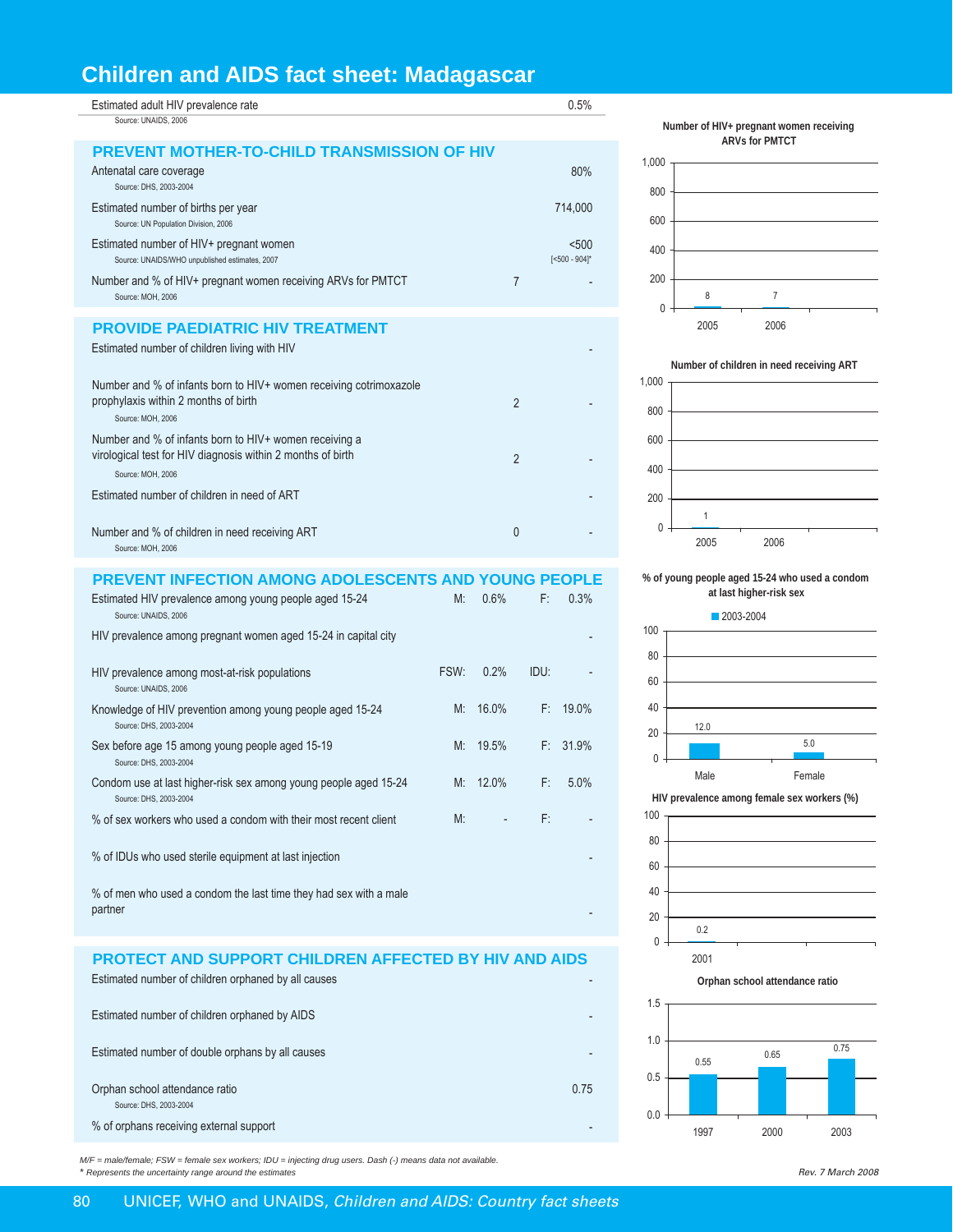# Children and AIDS fact sheet: Madagascar

| | | |
|---|---|---|
| Estimated adult HIV prevalence rate<br>Source: UNAIDS, 2006 | | 0.5% |

## PREVENT MOTHER-TO-CHILD TRANSMISSION OF HIV

| | | |
|---|---|---|
| Antenatal care coverage<br>Source: DHS, 2003-2004 | | 80% |
| Estimated number of births per year<br>Source: UN Population Division, 2006 | | 714,000 |
| Estimated number of HIV+ pregnant women<br>Source: UNAIDS/WHO unpublished estimates, 2007 | | <500<br>[<500 - 904]* |
| Number and % of HIV+ pregnant women receiving ARVs for PMTCT<br>Source: MOH, 2006 | 7 | - |

## PROVIDE PAEDIATRIC HIV TREATMENT

| | | |
|---|---|---|
| Estimated number of children living with HIV | | - |
| Number and % of infants born to HIV+ women receiving cotrimoxazole prophylaxis within 2 months of birth<br>Source: MOH, 2006 | 2 | - |
| Number and % of infants born to HIV+ women receiving a virological test for HIV diagnosis within 2 months of birth<br>Source: MOH, 2006 | 2 | - |
| Estimated number of children in need of ART | | - |
| Number and % of children in need receiving ART<br>Source: MOH, 2006 | 0 | - |

## PREVENT INFECTION AMONG ADOLESCENTS AND YOUNG PEOPLE

| | | | | |
|---|---|---|---|---|
| Estimated HIV prevalence among young people aged 15-24<br>Source: UNAIDS, 2006 | M: | 0.6% | F: | 0.3% |
| HIV prevalence among pregnant women aged 15-24 in capital city | | | | - |
| HIV prevalence among most-at-risk populations<br>Source: UNAIDS, 2006 | FSW: | 0.2% | IDU: | - |
| Knowledge of HIV prevention among young people aged 15-24<br>Source: DHS, 2003-2004 | M: | 16.0% | F: | 19.0% |
| Sex before age 15 among young people aged 15-19<br>Source: DHS, 2003-2004 | M: | 19.5% | F: | 31.9% |
| Condom use at last higher-risk sex among young people aged 15-24<br>Source: DHS, 2003-2004 | M: | 12.0% | F: | 5.0% |
| % of sex workers who used a condom with their most recent client | M: | - | F: | - |
| % of IDUs who used sterile equipment at last injection | | | | - |
| % of men who used a condom the last time they had sex with a male partner | | | | - |

## PROTECT AND SUPPORT CHILDREN AFFECTED BY HIV AND AIDS

| | |
|---|---|
| Estimated number of children orphaned by all causes | - |
| Estimated number of children orphaned by AIDS | - |
| Estimated number of double orphans by all causes | - |
| Orphan school attendance ratio<br>Source: DHS, 2003-2004 | 0.75 |
| % of orphans receiving external support | - |

**Number of HIV+ pregnant women receiving ARVs for PMTCT**

| 2005 | 2006 |
|---|---|
| 8 | 7 |

**Number of children in need receiving ART**

| 2005 | 2006 |
|---|---|
| 1 | |

**% of young people aged 15-24 who used a condom at last higher-risk sex** (2003-2004)

| Male | Female |
|---|---|
| 12.0 | 5.0 |

**HIV prevalence among female sex workers (%)**

| 2001 |
|---|
| 0.2 |

**Orphan school attendance ratio**

| 1997 | 2000 | 2003 |
|---|---|---|
| 0.55 | 0.65 | 0.75 |

*M/F = male/female; FSW = female sex workers; IDU = injecting drug users. Dash (-) means data not available.*
*\* Represents the uncertainty range around the estimates*

*Rev. 7 March 2008*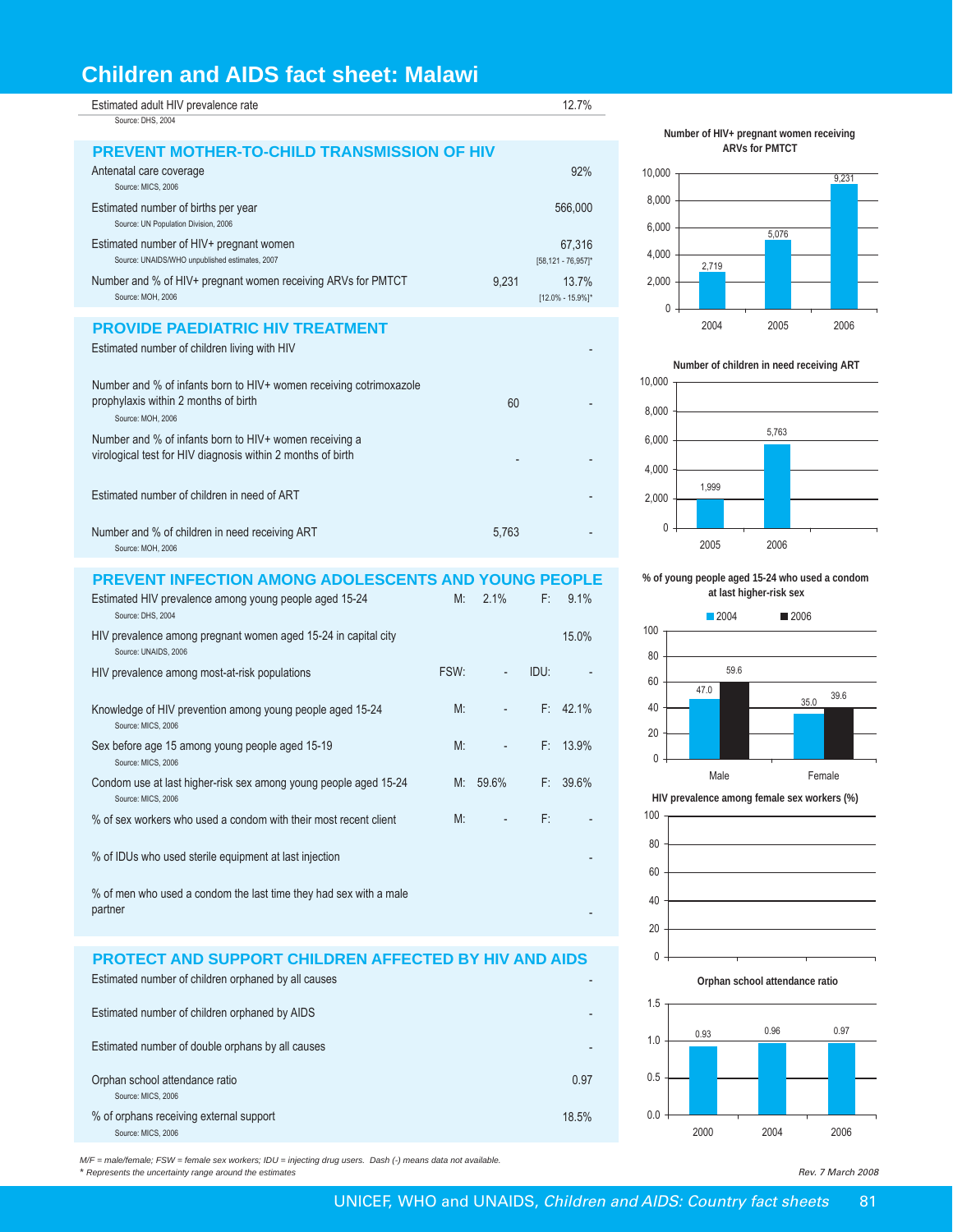# Children and AIDS fact sheet: Malawi

| | | |
|---|---|---|
| Estimated adult HIV prevalence rate<br>Source: DHS, 2004 | | 12.7% |

## PREVENT MOTHER-TO-CHILD TRANSMISSION OF HIV

| | | |
|---|---|---|
| Antenatal care coverage<br>Source: MICS, 2006 | | 92% |
| Estimated number of births per year<br>Source: UN Population Division, 2006 | | 566,000 |
| Estimated number of HIV+ pregnant women<br>Source: UNAIDS/WHO unpublished estimates, 2007 | | 67,316<br>[58,121 - 76,957]* |
| Number and % of HIV+ pregnant women receiving ARVs for PMTCT<br>Source: MOH, 2006 | 9,231 | 13.7%<br>[12.0% - 15.9%]* |

## PROVIDE PAEDIATRIC HIV TREATMENT

| | | |
|---|---|---|
| Estimated number of children living with HIV | | - |
| Number and % of infants born to HIV+ women receiving cotrimoxazole prophylaxis within 2 months of birth<br>Source: MOH, 2006 | 60 | - |
| Number and % of infants born to HIV+ women receiving a virological test for HIV diagnosis within 2 months of birth | - | - |
| Estimated number of children in need of ART | | - |
| Number and % of children in need receiving ART<br>Source: MOH, 2006 | 5,763 | - |

## PREVENT INFECTION AMONG ADOLESCENTS AND YOUNG PEOPLE

| | | | | |
|---|---|---|---|---|
| Estimated HIV prevalence among young people aged 15-24<br>Source: DHS, 2004 | M: | 2.1% | F: | 9.1% |
| HIV prevalence among pregnant women aged 15-24 in capital city<br>Source: UNAIDS, 2006 | | | | 15.0% |
| HIV prevalence among most-at-risk populations | FSW: | - | IDU: | - |
| Knowledge of HIV prevention among young people aged 15-24<br>Source: MICS, 2006 | M: | - | F: | 42.1% |
| Sex before age 15 among young people aged 15-19<br>Source: MICS, 2006 | M: | - | F: | 13.9% |
| Condom use at last higher-risk sex among young people aged 15-24<br>Source: MICS, 2006 | M: | 59.6% | F: | 39.6% |
| % of sex workers who used a condom with their most recent client | M: | - | F: | - |
| % of IDUs who used sterile equipment at last injection | | | | - |
| % of men who used a condom the last time they had sex with a male partner | | | | - |

## PROTECT AND SUPPORT CHILDREN AFFECTED BY HIV AND AIDS

| | |
|---|---|
| Estimated number of children orphaned by all causes | - |
| Estimated number of children orphaned by AIDS | - |
| Estimated number of double orphans by all causes | - |
| Orphan school attendance ratio<br>Source: MICS, 2006 | 0.97 |
| % of orphans receiving external support<br>Source: MICS, 2006 | 18.5% |

**Number of HIV+ pregnant women receiving ARVs for PMTCT**

| 2004 | 2005 | 2006 |
|---|---|---|
| 2,719 | 5,076 | 9,231 |

**Number of children in need receiving ART**

| 2005 | 2006 |
|---|---|
| 1,999 | 5,763 |

**% of young people aged 15-24 who used a condom at last higher-risk sex**

| | 2004 | 2006 |
|---|---|---|
| Male | 47.0 | 59.6 |
| Female | 35.0 | 39.6 |

**HIV prevalence among female sex workers (%)**

**Orphan school attendance ratio**

| 2000 | 2004 | 2006 |
|---|---|---|
| 0.93 | 0.96 | 0.97 |

*M/F = male/female; FSW = female sex workers; IDU = injecting drug users. Dash (-) means data not available.*
*\* Represents the uncertainty range around the estimates*

*Rev. 7 March 2008*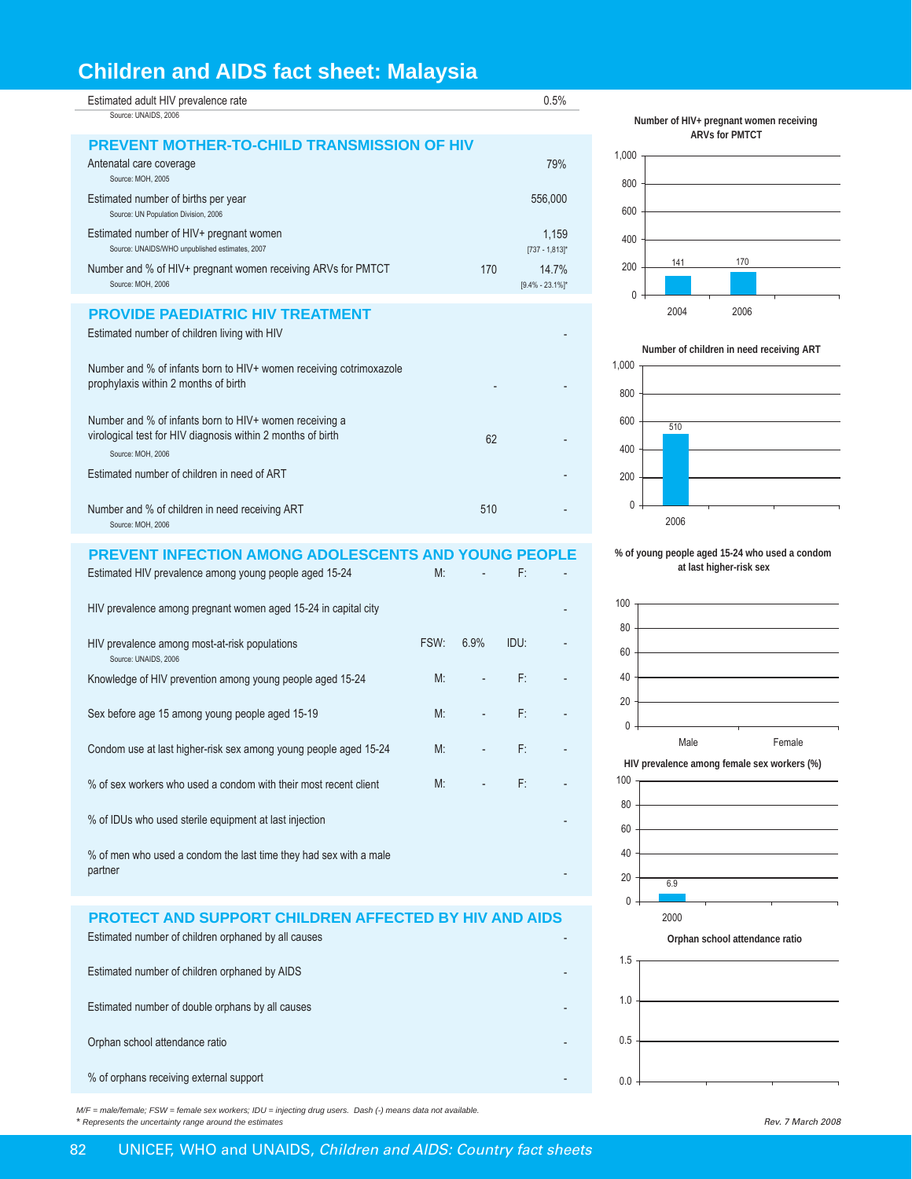# Children and AIDS fact sheet: Malaysia

| | | |
|---|---|---|
| Estimated adult HIV prevalence rate<br>Source: UNAIDS, 2006 | | 0.5% |

## PREVENT MOTHER-TO-CHILD TRANSMISSION OF HIV

| | | |
|---|---|---|
| Antenatal care coverage<br>Source: MOH, 2005 | | 79% |
| Estimated number of births per year<br>Source: UN Population Division, 2006 | | 556,000 |
| Estimated number of HIV+ pregnant women<br>Source: UNAIDS/WHO unpublished estimates, 2007 | | 1,159<br>[737 - 1,813]* |
| Number and % of HIV+ pregnant women receiving ARVs for PMTCT<br>Source: MOH, 2006 | 170 | 14.7%<br>[9.4% - 23.1%]* |

## PROVIDE PAEDIATRIC HIV TREATMENT

| | | |
|---|---|---|
| Estimated number of children living with HIV | | - |
| Number and % of infants born to HIV+ women receiving cotrimoxazole prophylaxis within 2 months of birth | - | - |
| Number and % of infants born to HIV+ women receiving a virological test for HIV diagnosis within 2 months of birth<br>Source: MOH, 2006 | 62 | - |
| Estimated number of children in need of ART | | - |
| Number and % of children in need receiving ART<br>Source: MOH, 2006 | 510 | - |

## PREVENT INFECTION AMONG ADOLESCENTS AND YOUNG PEOPLE

| | | | | |
|---|---|---|---|---|
| Estimated HIV prevalence among young people aged 15-24 | M: | - | F: | - |
| HIV prevalence among pregnant women aged 15-24 in capital city | | | | - |
| HIV prevalence among most-at-risk populations<br>Source: UNAIDS, 2006 | FSW: | 6.9% | IDU: | - |
| Knowledge of HIV prevention among young people aged 15-24 | M: | - | F: | - |
| Sex before age 15 among young people aged 15-19 | M: | - | F: | - |
| Condom use at last higher-risk sex among young people aged 15-24 | M: | - | F: | - |
| % of sex workers who used a condom with their most recent client | M: | - | F: | - |
| % of IDUs who used sterile equipment at last injection | | | | - |
| % of men who used a condom the last time they had sex with a male partner | | | | - |

## PROTECT AND SUPPORT CHILDREN AFFECTED BY HIV AND AIDS

| | |
|---|---|
| Estimated number of children orphaned by all causes | - |
| Estimated number of children orphaned by AIDS | - |
| Estimated number of double orphans by all causes | - |
| Orphan school attendance ratio | - |
| % of orphans receiving external support | - |

**Number of HIV+ pregnant women receiving ARVs for PMTCT**

| Year | Number |
|---|---|
| 2004 | 141 |
| 2006 | 170 |

**Number of children in need receiving ART**

| Year | Number |
|---|---|
| 2006 | 510 |

**% of young people aged 15-24 who used a condom at last higher-risk sex**

| Male | Female |
|---|---|
| - | - |

**HIV prevalence among female sex workers (%)**

| Year | % |
|---|---|
| 2000 | 6.9 |

**Orphan school attendance ratio**

(no data)

*M/F = male/female; FSW = female sex workers; IDU = injecting drug users. Dash (-) means data not available.*
*\* Represents the uncertainty range around the estimates*

*Rev. 7 March 2008*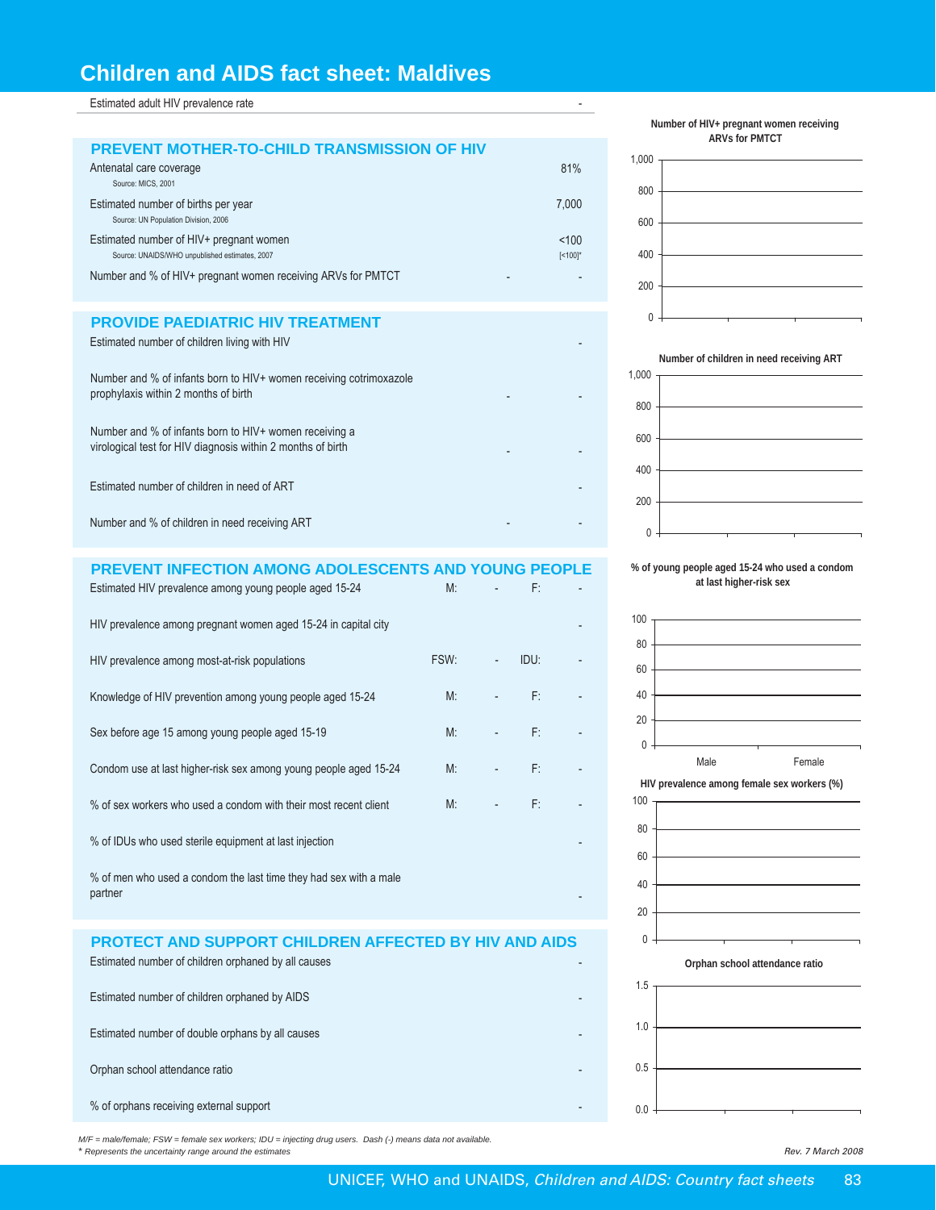# Children and AIDS fact sheet: Maldives

| | |
|---|---|
| Estimated adult HIV prevalence rate | - |

## PREVENT MOTHER-TO-CHILD TRANSMISSION OF HIV

| | | |
|---|---|---|
| Antenatal care coverage (Source: MICS, 2001) | | 81% |
| Estimated number of births per year (Source: UN Population Division, 2006) | | 7,000 |
| Estimated number of HIV+ pregnant women (Source: UNAIDS/WHO unpublished estimates, 2007) | | <100 [<100]* |
| Number and % of HIV+ pregnant women receiving ARVs for PMTCT | - | - |

## PROVIDE PAEDIATRIC HIV TREATMENT

| | | |
|---|---|---|
| Estimated number of children living with HIV | | - |
| Number and % of infants born to HIV+ women receiving cotrimoxazole prophylaxis within 2 months of birth | - | - |
| Number and % of infants born to HIV+ women receiving a virological test for HIV diagnosis within 2 months of birth | - | - |
| Estimated number of children in need of ART | | - |
| Number and % of children in need receiving ART | - | - |

## PREVENT INFECTION AMONG ADOLESCENTS AND YOUNG PEOPLE

| | | | | |
|---|---|---|---|---|
| Estimated HIV prevalence among young people aged 15-24 | M: | - | F: | - |
| HIV prevalence among pregnant women aged 15-24 in capital city | | | | - |
| HIV prevalence among most-at-risk populations | FSW: | - | IDU: | - |
| Knowledge of HIV prevention among young people aged 15-24 | M: | - | F: | - |
| Sex before age 15 among young people aged 15-19 | M: | - | F: | - |
| Condom use at last higher-risk sex among young people aged 15-24 | M: | - | F: | - |
| % of sex workers who used a condom with their most recent client | M: | - | F: | - |
| % of IDUs who used sterile equipment at last injection | | | | - |
| % of men who used a condom the last time they had sex with a male partner | | | | - |

## PROTECT AND SUPPORT CHILDREN AFFECTED BY HIV AND AIDS

| | |
|---|---|
| Estimated number of children orphaned by all causes | - |
| Estimated number of children orphaned by AIDS | - |
| Estimated number of double orphans by all causes | - |
| Orphan school attendance ratio | - |
| % of orphans receiving external support | - |

**Number of HIV+ pregnant women receiving ARVs for PMTCT**

**Number of children in need receiving ART**

**% of young people aged 15-24 who used a condom at last higher-risk sex**

Male | Female

**HIV prevalence among female sex workers (%)**

**Orphan school attendance ratio**

*M/F = male/female; FSW = female sex workers; IDU = injecting drug users. Dash (-) means data not available.*
*\* Represents the uncertainty range around the estimates*

*Rev. 7 March 2008*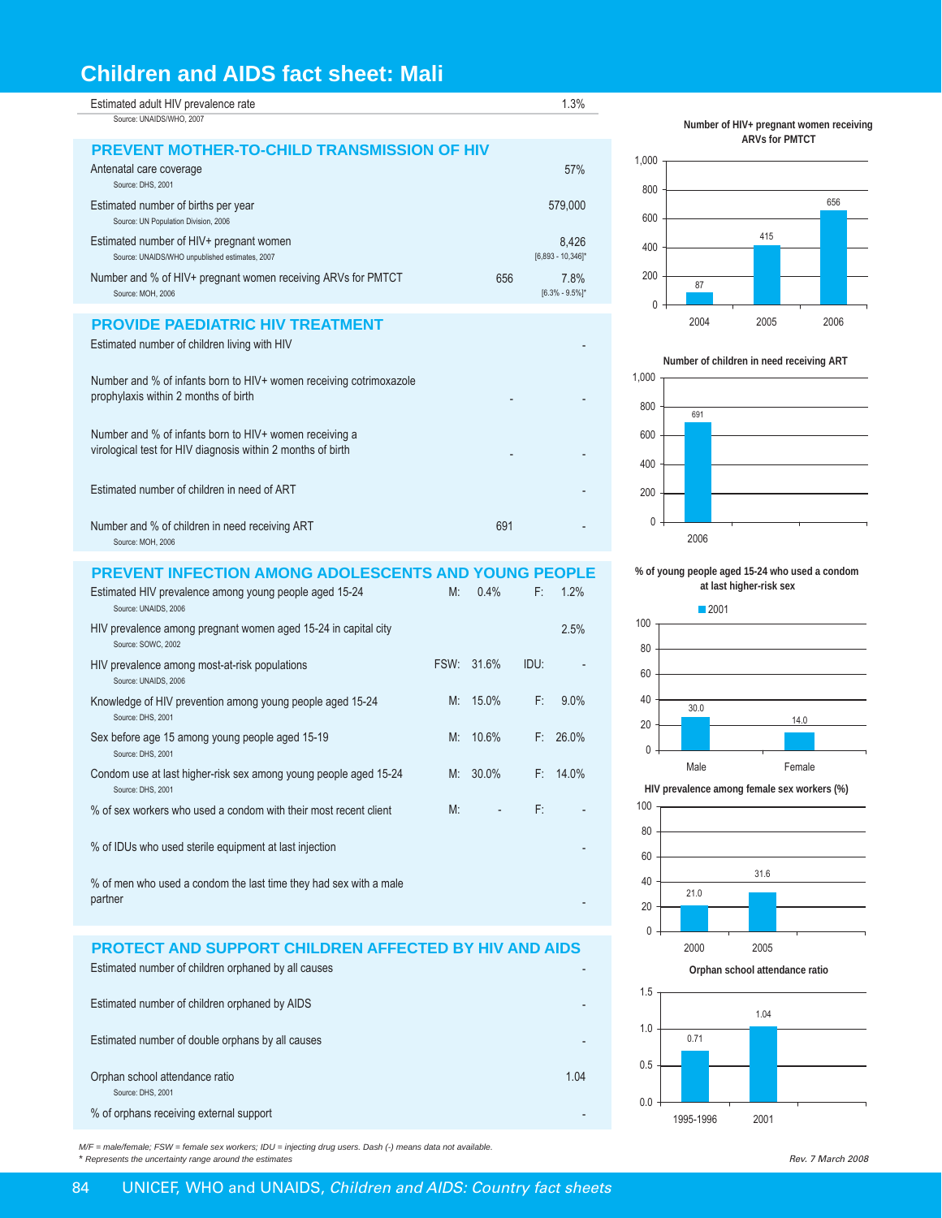# Children and AIDS fact sheet: Mali

| | | |
|---|---|---|
| Estimated adult HIV prevalence rate<br>Source: UNAIDS/WHO, 2007 | | 1.3% |

## PREVENT MOTHER-TO-CHILD TRANSMISSION OF HIV

| | | |
|---|---|---|
| Antenatal care coverage<br>Source: DHS, 2001 | | 57% |
| Estimated number of births per year<br>Source: UN Population Division, 2006 | | 579,000 |
| Estimated number of HIV+ pregnant women<br>Source: UNAIDS/WHO unpublished estimates, 2007 | | 8,426<br>[6,893 - 10,346]* |
| Number and % of HIV+ pregnant women receiving ARVs for PMTCT<br>Source: MOH, 2006 | 656 | 7.8%<br>[6.3% - 9.5%]* |

## PROVIDE PAEDIATRIC HIV TREATMENT

| | | |
|---|---|---|
| Estimated number of children living with HIV | | - |
| Number and % of infants born to HIV+ women receiving cotrimoxazole prophylaxis within 2 months of birth | - | - |
| Number and % of infants born to HIV+ women receiving a virological test for HIV diagnosis within 2 months of birth | - | - |
| Estimated number of children in need of ART | | - |
| Number and % of children in need receiving ART<br>Source: MOH, 2006 | 691 | - |

## PREVENT INFECTION AMONG ADOLESCENTS AND YOUNG PEOPLE

| | | | | |
|---|---|---|---|---|
| Estimated HIV prevalence among young people aged 15-24<br>Source: UNAIDS, 2006 | M: | 0.4% | F: | 1.2% |
| HIV prevalence among pregnant women aged 15-24 in capital city<br>Source: SOWC, 2002 | | | | 2.5% |
| HIV prevalence among most-at-risk populations<br>Source: UNAIDS, 2006 | FSW: | 31.6% | IDU: | - |
| Knowledge of HIV prevention among young people aged 15-24<br>Source: DHS, 2001 | M: | 15.0% | F: | 9.0% |
| Sex before age 15 among young people aged 15-19<br>Source: DHS, 2001 | M: | 10.6% | F: | 26.0% |
| Condom use at last higher-risk sex among young people aged 15-24<br>Source: DHS, 2001 | M: | 30.0% | F: | 14.0% |
| % of sex workers who used a condom with their most recent client | M: | - | F: | - |
| % of IDUs who used sterile equipment at last injection | | | | - |
| % of men who used a condom the last time they had sex with a male partner | | | | - |

## PROTECT AND SUPPORT CHILDREN AFFECTED BY HIV AND AIDS

| | |
|---|---|
| Estimated number of children orphaned by all causes | - |
| Estimated number of children orphaned by AIDS | - |
| Estimated number of double orphans by all causes | - |
| Orphan school attendance ratio<br>Source: DHS, 2001 | 1.04 |
| % of orphans receiving external support | - |

**Number of HIV+ pregnant women receiving ARVs for PMTCT**

| Year | Number |
|---|---|
| 2004 | 87 |
| 2005 | 415 |
| 2006 | 656 |

**Number of children in need receiving ART**

| Year | Number |
|---|---|
| 2006 | 691 |

**% of young people aged 15-24 who used a condom at last higher-risk sex**

| | 2001 |
|---|---|
| Male | 30.0 |
| Female | 14.0 |

**HIV prevalence among female sex workers (%)**

| Year | % |
|---|---|
| 2000 | 21.0 |
| 2005 | 31.6 |

**Orphan school attendance ratio**

| Year | Ratio |
|---|---|
| 1995-1996 | 0.71 |
| 2001 | 1.04 |

*M/F = male/female; FSW = female sex workers; IDU = injecting drug users. Dash (-) means data not available.*
*\* Represents the uncertainty range around the estimates*

*Rev. 7 March 2008*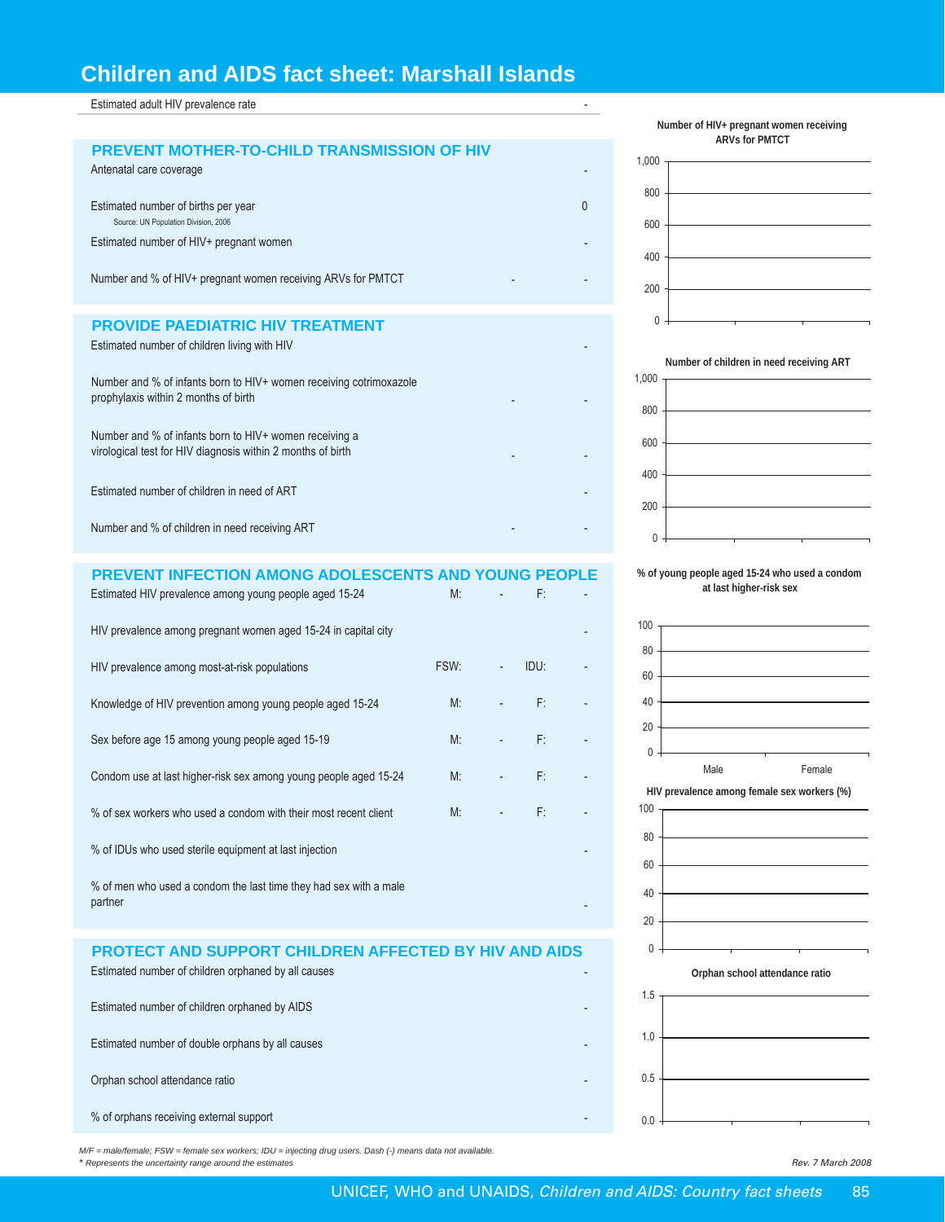# Children and AIDS fact sheet: Marshall Islands

| Estimated adult HIV prevalence rate | | -|
|---|---|---|

## PREVENT MOTHER-TO-CHILD TRANSMISSION OF HIV

| Indicator | | |
|---|---|---|
| Antenatal care coverage | | - |
| Estimated number of births per year<br>Source: UN Population Division, 2006 | | 0 |
| Estimated number of HIV+ pregnant women | | - |
| Number and % of HIV+ pregnant women receiving ARVs for PMTCT | - | - |

## PROVIDE PAEDIATRIC HIV TREATMENT

| Indicator | | |
|---|---|---|
| Estimated number of children living with HIV | | - |
| Number and % of infants born to HIV+ women receiving cotrimoxazole prophylaxis within 2 months of birth | - | - |
| Number and % of infants born to HIV+ women receiving a virological test for HIV diagnosis within 2 months of birth | - | - |
| Estimated number of children in need of ART | | - |
| Number and % of children in need receiving ART | - | - |

## PREVENT INFECTION AMONG ADOLESCENTS AND YOUNG PEOPLE

| Indicator | | | | |
|---|---|---|---|---|
| Estimated HIV prevalence among young people aged 15-24 | M: | - | F: | - |
| HIV prevalence among pregnant women aged 15-24 in capital city | | | | - |
| HIV prevalence among most-at-risk populations | FSW: | - | IDU: | - |
| Knowledge of HIV prevention among young people aged 15-24 | M: | - | F: | - |
| Sex before age 15 among young people aged 15-19 | M: | - | F: | - |
| Condom use at last higher-risk sex among young people aged 15-24 | M: | - | F: | - |
| % of sex workers who used a condom with their most recent client | M: | - | F: | - |
| % of IDUs who used sterile equipment at last injection | | | | - |
| % of men who used a condom the last time they had sex with a male partner | | | | - |

## PROTECT AND SUPPORT CHILDREN AFFECTED BY HIV AND AIDS

| Indicator | |
|---|---|
| Estimated number of children orphaned by all causes | - |
| Estimated number of children orphaned by AIDS | - |
| Estimated number of double orphans by all causes | - |
| Orphan school attendance ratio | - |
| % of orphans receiving external support | - |

**Number of HIV+ pregnant women receiving ARVs for PMTCT**

**Number of children in need receiving ART**

**% of young people aged 15-24 who used a condom at last higher-risk sex**

Male Female

**HIV prevalence among female sex workers (%)**

**Orphan school attendance ratio**

*M/F = male/female; FSW = female sex workers; IDU = injecting drug users. Dash (-) means data not available.*
*\* Represents the uncertainty range around the estimates*

*Rev. 7 March 2008*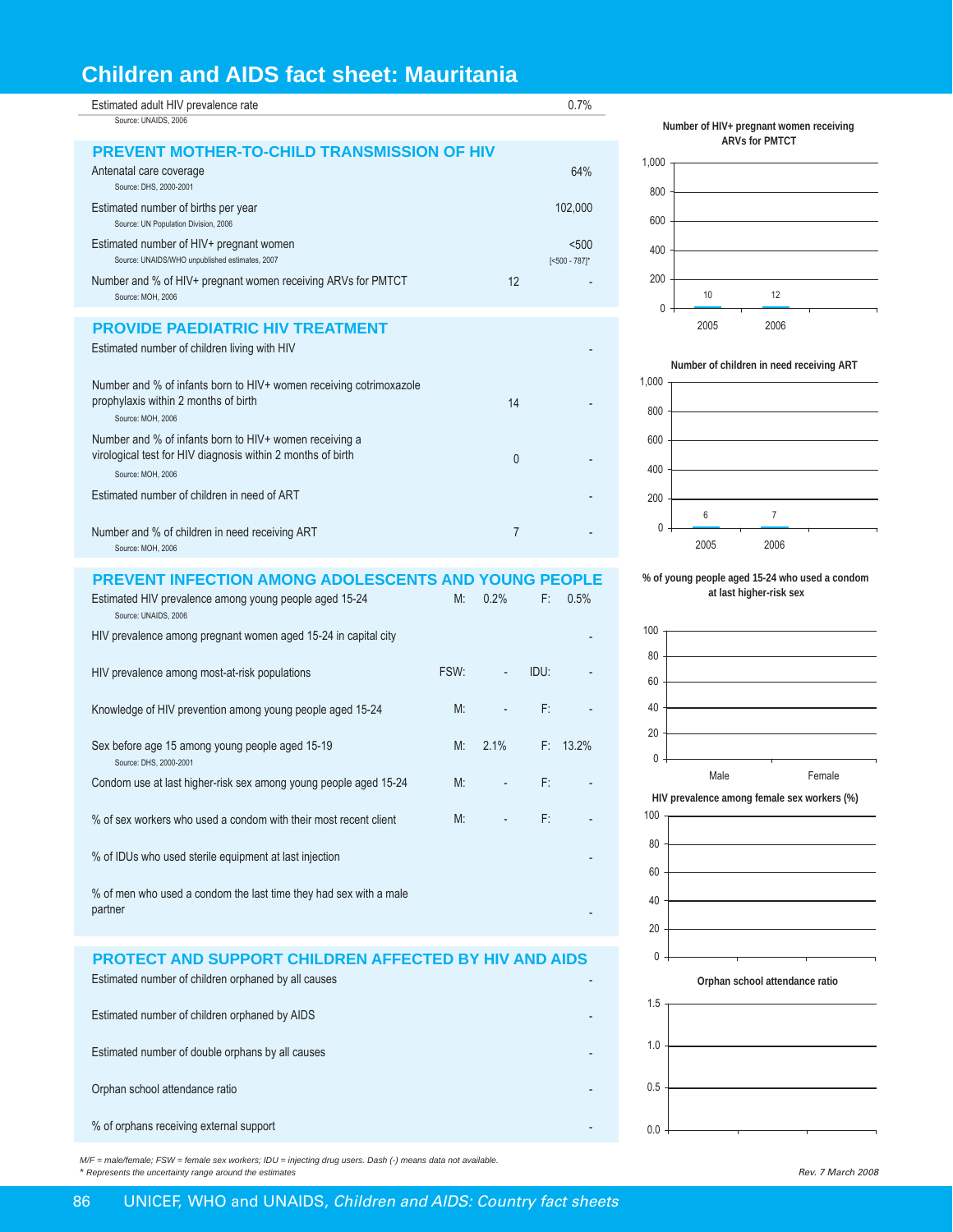# Children and AIDS fact sheet: Mauritania

| | | |
|---|---|---|
| Estimated adult HIV prevalence rate<br>Source: UNAIDS, 2006 | | 0.7% |

## PREVENT MOTHER-TO-CHILD TRANSMISSION OF HIV

| | | |
|---|---|---|
| Antenatal care coverage<br>Source: DHS, 2000-2001 | | 64% |
| Estimated number of births per year<br>Source: UN Population Division, 2006 | | 102,000 |
| Estimated number of HIV+ pregnant women<br>Source: UNAIDS/WHO unpublished estimates, 2007 | | <500<br>[<500 - 787]* |
| Number and % of HIV+ pregnant women receiving ARVs for PMTCT<br>Source: MOH, 2006 | 12 | - |

## PROVIDE PAEDIATRIC HIV TREATMENT

| | | |
|---|---|---|
| Estimated number of children living with HIV | | - |
| Number and % of infants born to HIV+ women receiving cotrimoxazole prophylaxis within 2 months of birth<br>Source: MOH, 2006 | 14 | - |
| Number and % of infants born to HIV+ women receiving a virological test for HIV diagnosis within 2 months of birth<br>Source: MOH, 2006 | 0 | - |
| Estimated number of children in need of ART | | - |
| Number and % of children in need receiving ART<br>Source: MOH, 2006 | 7 | - |

## PREVENT INFECTION AMONG ADOLESCENTS AND YOUNG PEOPLE

| | | | | |
|---|---|---|---|---|
| Estimated HIV prevalence among young people aged 15-24<br>Source: UNAIDS, 2006 | M: | 0.2% | F: | 0.5% |
| HIV prevalence among pregnant women aged 15-24 in capital city | | | | - |
| HIV prevalence among most-at-risk populations | FSW: | - | IDU: | - |
| Knowledge of HIV prevention among young people aged 15-24 | M: | - | F: | - |
| Sex before age 15 among young people aged 15-19<br>Source: DHS, 2000-2001 | M: | 2.1% | F: | 13.2% |
| Condom use at last higher-risk sex among young people aged 15-24 | M: | - | F: | - |
| % of sex workers who used a condom with their most recent client | M: | - | F: | - |
| % of IDUs who used sterile equipment at last injection | | | | - |
| % of men who used a condom the last time they had sex with a male partner | | | | - |

## PROTECT AND SUPPORT CHILDREN AFFECTED BY HIV AND AIDS

| | |
|---|---|
| Estimated number of children orphaned by all causes | - |
| Estimated number of children orphaned by AIDS | - |
| Estimated number of double orphans by all causes | - |
| Orphan school attendance ratio | - |
| % of orphans receiving external support | - |

**Number of HIV+ pregnant women receiving ARVs for PMTCT**

| Year | Number |
|---|---|
| 2005 | 10 |
| 2006 | 12 |

**Number of children in need receiving ART**

| Year | Number |
|---|---|
| 2005 | 6 |
| 2006 | 7 |

**% of young people aged 15-24 who used a condom at last higher-risk sex**

Male, Female

**HIV prevalence among female sex workers (%)**

**Orphan school attendance ratio**

*M/F = male/female; FSW = female sex workers; IDU = injecting drug users. Dash (-) means data not available.*
** Represents the uncertainty range around the estimates*

*Rev. 7 March 2008*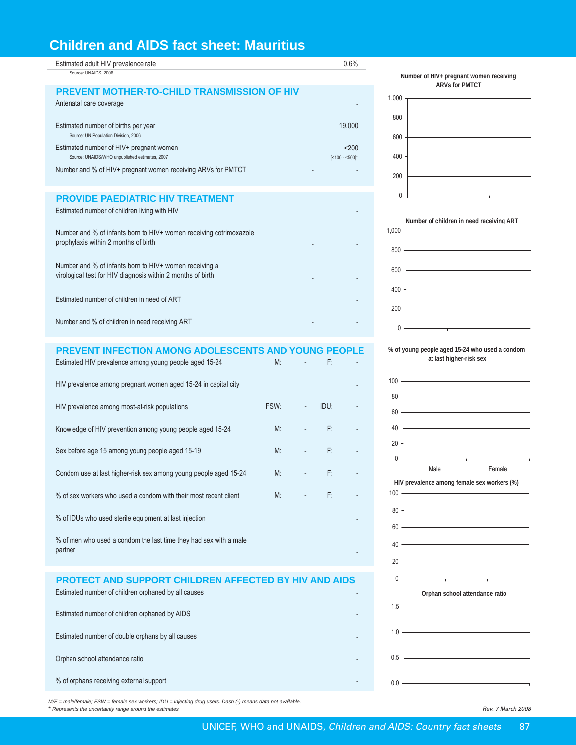# Children and AIDS fact sheet: Mauritius

| Estimated adult HIV prevalence rate | 0.6% |
|---|---|

Source: UNAIDS, 2006

## PREVENT MOTHER-TO-CHILD TRANSMISSION OF HIV

| Indicator | | |
|---|---|---|
| Antenatal care coverage | | - |
| Estimated number of births per year (Source: UN Population Division, 2006) | | 19,000 |
| Estimated number of HIV+ pregnant women (Source: UNAIDS/WHO unpublished estimates, 2007) | | <200 [<100 - <500]* |
| Number and % of HIV+ pregnant women receiving ARVs for PMTCT | - | - |

## PROVIDE PAEDIATRIC HIV TREATMENT

| Indicator | | |
|---|---|---|
| Estimated number of children living with HIV | | - |
| Number and % of infants born to HIV+ women receiving cotrimoxazole prophylaxis within 2 months of birth | - | - |
| Number and % of infants born to HIV+ women receiving a virological test for HIV diagnosis within 2 months of birth | - | - |
| Estimated number of children in need of ART | | - |
| Number and % of children in need receiving ART | - | - |

## PREVENT INFECTION AMONG ADOLESCENTS AND YOUNG PEOPLE

| Indicator | | | | |
|---|---|---|---|---|
| Estimated HIV prevalence among young people aged 15-24 | M: | - | F: | - |
| HIV prevalence among pregnant women aged 15-24 in capital city | | | | - |
| HIV prevalence among most-at-risk populations | FSW: | - | IDU: | - |
| Knowledge of HIV prevention among young people aged 15-24 | M: | - | F: | - |
| Sex before age 15 among young people aged 15-19 | M: | - | F: | - |
| Condom use at last higher-risk sex among young people aged 15-24 | M: | - | F: | - |
| % of sex workers who used a condom with their most recent client | M: | - | F: | - |
| % of IDUs who used sterile equipment at last injection | | | | - |
| % of men who used a condom the last time they had sex with a male partner | | | | - |

## PROTECT AND SUPPORT CHILDREN AFFECTED BY HIV AND AIDS

| Indicator | |
|---|---|
| Estimated number of children orphaned by all causes | - |
| Estimated number of children orphaned by AIDS | - |
| Estimated number of double orphans by all causes | - |
| Orphan school attendance ratio | - |
| % of orphans receiving external support | - |

Number of HIV+ pregnant women receiving ARVs for PMTCT

Number of children in need receiving ART

% of young people aged 15-24 who used a condom at last higher-risk sex (Male, Female)

HIV prevalence among female sex workers (%)

Orphan school attendance ratio

*M/F = male/female; FSW = female sex workers; IDU = injecting drug users. Dash (-) means data not available.*
*\* Represents the uncertainty range around the estimates*

*Rev. 7 March 2008*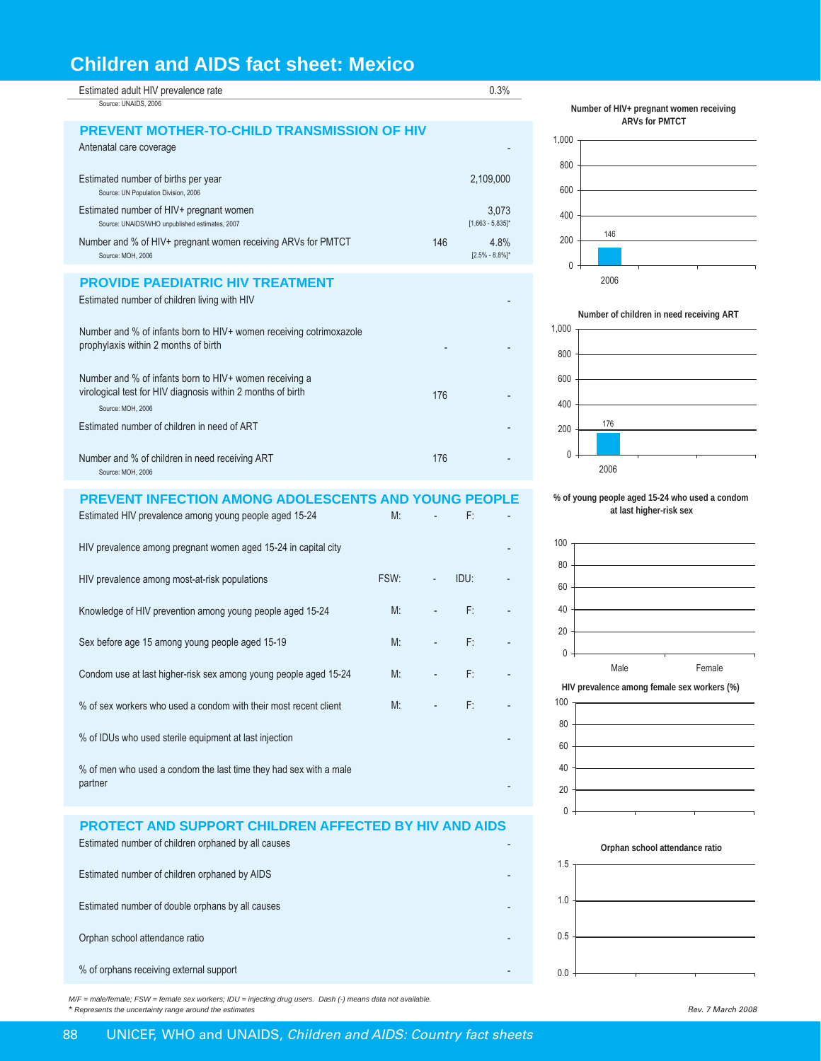# Children and AIDS fact sheet: Mexico

| Estimated adult HIV prevalence rate | | 0.3% |
|---|---|---|

Source: UNAIDS, 2006

## PREVENT MOTHER-TO-CHILD TRANSMISSION OF HIV

| Indicator | Number | % |
|---|---|---|
| Antenatal care coverage | | - |
| Estimated number of births per year (Source: UN Population Division, 2006) | | 2,109,000 |
| Estimated number of HIV+ pregnant women (Source: UNAIDS/WHO unpublished estimates, 2007) | | 3,073 [1,663 - 5,835]* |
| Number and % of HIV+ pregnant women receiving ARVs for PMTCT (Source: MOH, 2006) | 146 | 4.8% [2.5% - 8.8%]* |

## PROVIDE PAEDIATRIC HIV TREATMENT

| Indicator | Number | % |
|---|---|---|
| Estimated number of children living with HIV | | - |
| Number and % of infants born to HIV+ women receiving cotrimoxazole prophylaxis within 2 months of birth | - | - |
| Number and % of infants born to HIV+ women receiving a virological test for HIV diagnosis within 2 months of birth (Source: MOH, 2006) | 176 | - |
| Estimated number of children in need of ART | | - |
| Number and % of children in need receiving ART (Source: MOH, 2006) | 176 | - |

## PREVENT INFECTION AMONG ADOLESCENTS AND YOUNG PEOPLE

| Indicator | | | | |
|---|---|---|---|---|
| Estimated HIV prevalence among young people aged 15-24 | M: | - | F: | - |
| HIV prevalence among pregnant women aged 15-24 in capital city | | | | - |
| HIV prevalence among most-at-risk populations | FSW: | - | IDU: | - |
| Knowledge of HIV prevention among young people aged 15-24 | M: | - | F: | - |
| Sex before age 15 among young people aged 15-19 | M: | - | F: | - |
| Condom use at last higher-risk sex among young people aged 15-24 | M: | - | F: | - |
| % of sex workers who used a condom with their most recent client | M: | - | F: | - |
| % of IDUs who used sterile equipment at last injection | | | | - |
| % of men who used a condom the last time they had sex with a male partner | | | | - |

## PROTECT AND SUPPORT CHILDREN AFFECTED BY HIV AND AIDS

| Indicator | |
|---|---|
| Estimated number of children orphaned by all causes | - |
| Estimated number of children orphaned by AIDS | - |
| Estimated number of double orphans by all causes | - |
| Orphan school attendance ratio | - |
| % of orphans receiving external support | - |

**Number of HIV+ pregnant women receiving ARVs for PMTCT**

| Year | Number |
|---|---|
| 2006 | 146 |

**Number of children in need receiving ART**

| Year | Number |
|---|---|
| 2006 | 176 |

**% of young people aged 15-24 who used a condom at last higher-risk sex**

Male, Female

**HIV prevalence among female sex workers (%)**

**Orphan school attendance ratio**

*M/F = male/female; FSW = female sex workers; IDU = injecting drug users. Dash (-) means data not available.*
*\* Represents the uncertainty range around the estimates*

*Rev. 7 March 2008*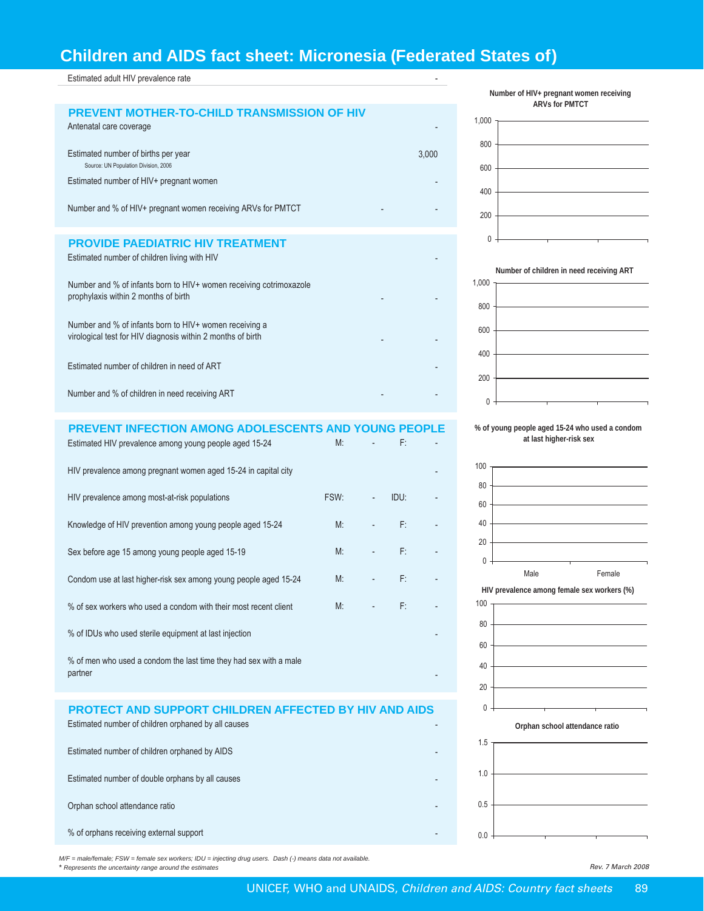# Children and AIDS fact sheet: Micronesia (Federated States of)

| | | | | |
|---|---|---|---|---|
| Estimated adult HIV prevalence rate | | | | - |

## PREVENT MOTHER-TO-CHILD TRANSMISSION OF HIV

| | | |
|---|---|---|
| Antenatal care coverage | | - |
| Estimated number of births per year (Source: UN Population Division, 2006) | | 3,000 |
| Estimated number of HIV+ pregnant women | | - |
| Number and % of HIV+ pregnant women receiving ARVs for PMTCT | - | - |

## PROVIDE PAEDIATRIC HIV TREATMENT

| | | |
|---|---|---|
| Estimated number of children living with HIV | | - |
| Number and % of infants born to HIV+ women receiving cotrimoxazole prophylaxis within 2 months of birth | - | - |
| Number and % of infants born to HIV+ women receiving a virological test for HIV diagnosis within 2 months of birth | - | - |
| Estimated number of children in need of ART | | - |
| Number and % of children in need receiving ART | - | - |

## PREVENT INFECTION AMONG ADOLESCENTS AND YOUNG PEOPLE

| | | | | |
|---|---|---|---|---|
| Estimated HIV prevalence among young people aged 15-24 | M: | - | F: | - |
| HIV prevalence among pregnant women aged 15-24 in capital city | | | | - |
| HIV prevalence among most-at-risk populations | FSW: | - | IDU: | - |
| Knowledge of HIV prevention among young people aged 15-24 | M: | - | F: | - |
| Sex before age 15 among young people aged 15-19 | M: | - | F: | - |
| Condom use at last higher-risk sex among young people aged 15-24 | M: | - | F: | - |
| % of sex workers who used a condom with their most recent client | M: | - | F: | - |
| % of IDUs who used sterile equipment at last injection | | | | - |
| % of men who used a condom the last time they had sex with a male partner | | | | - |

## PROTECT AND SUPPORT CHILDREN AFFECTED BY HIV AND AIDS

| | |
|---|---|
| Estimated number of children orphaned by all causes | - |
| Estimated number of children orphaned by AIDS | - |
| Estimated number of double orphans by all causes | - |
| Orphan school attendance ratio | - |
| % of orphans receiving external support | - |

Number of HIV+ pregnant women receiving ARVs for PMTCT

Number of children in need receiving ART

% of young people aged 15-24 who used a condom at last higher-risk sex

HIV prevalence among female sex workers (%)

Orphan school attendance ratio

*M/F = male/female; FSW = female sex workers; IDU = injecting drug users. Dash (-) means data not available.*
*\* Represents the uncertainty range around the estimates*

*Rev. 7 March 2008*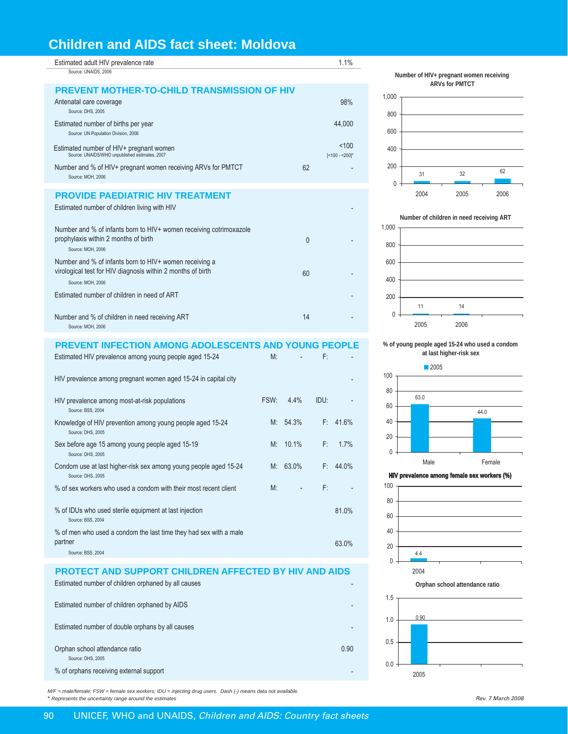# Children and AIDS fact sheet: Moldova

| Estimated adult HIV prevalence rate | 1.1% |
|---|---|

Source: UNAIDS, 2006

## PREVENT MOTHER-TO-CHILD TRANSMISSION OF HIV

| Indicator | Number | % |
|---|---|---|
| Antenatal care coverage (Source: DHS, 2005) | | 98% |
| Estimated number of births per year (Source: UN Population Division, 2006) | | 44,000 |
| Estimated number of HIV+ pregnant women (Source: UNAIDS/WHO unpublished estimates, 2007) | | <100 [<100 - <200]* |
| Number and % of HIV+ pregnant women receiving ARVs for PMTCT (Source: MOH, 2006) | 62 | - |

## PROVIDE PAEDIATRIC HIV TREATMENT

| Indicator | Number | % |
|---|---|---|
| Estimated number of children living with HIV | | - |
| Number and % of infants born to HIV+ women receiving cotrimoxazole prophylaxis within 2 months of birth (Source: MOH, 2006) | 0 | - |
| Number and % of infants born to HIV+ women receiving a virological test for HIV diagnosis within 2 months of birth (Source: MOH, 2006) | 60 | - |
| Estimated number of children in need of ART | | - |
| Number and % of children in need receiving ART (Source: MOH, 2006) | 14 | - |

## PREVENT INFECTION AMONG ADOLESCENTS AND YOUNG PEOPLE

| Indicator | | | | |
|---|---|---|---|---|
| Estimated HIV prevalence among young people aged 15-24 | M: | - | F: | - |
| HIV prevalence among pregnant women aged 15-24 in capital city | | | | - |
| HIV prevalence among most-at-risk populations (Source: BSS, 2004) | FSW: | 4.4% | IDU: | - |
| Knowledge of HIV prevention among young people aged 15-24 (Source: DHS, 2005) | M: | 54.3% | F: | 41.6% |
| Sex before age 15 among young people aged 15-19 (Source: DHS, 2005) | M: | 10.1% | F: | 1.7% |
| Condom use at last higher-risk sex among young people aged 15-24 (Source: DHS, 2005) | M: | 63.0% | F: | 44.0% |
| % of sex workers who used a condom with their most recent client | M: | - | F: | - |
| % of IDUs who used sterile equipment at last injection (Source: BSS, 2004) | | | | 81.0% |
| % of men who used a condom the last time they had sex with a male partner (Source: BSS, 2004) | | | | 63.0% |

## PROTECT AND SUPPORT CHILDREN AFFECTED BY HIV AND AIDS

| Indicator | |
|---|---|
| Estimated number of children orphaned by all causes | - |
| Estimated number of children orphaned by AIDS | - |
| Estimated number of double orphans by all causes | - |
| Orphan school attendance ratio (Source: DHS, 2005) | 0.90 |
| % of orphans receiving external support | - |

**Number of HIV+ pregnant women receiving ARVs for PMTCT**

| Year | 2004 | 2005 | 2006 |
|---|---|---|---|
| Number | 31 | 32 | 62 |

**Number of children in need receiving ART**

| Year | 2005 | 2006 |
|---|---|---|
| Number | 11 | 14 |

**% of young people aged 15-24 who used a condom at last higher-risk sex**

| 2005 | Male | Female |
|---|---|---|
| % | 63.0 | 44.0 |

**HIV prevalence among female sex workers (%)**

| Year | 2004 |
|---|---|
| % | 4.4 |

**Orphan school attendance ratio**

| Year | 2005 |
|---|---|
| Ratio | 0.90 |

*M/F = male/female; FSW = female sex workers; IDU = injecting drug users. Dash (-) means data not available.*
** Represents the uncertainty range around the estimates*

*Rev. 7 March 2008*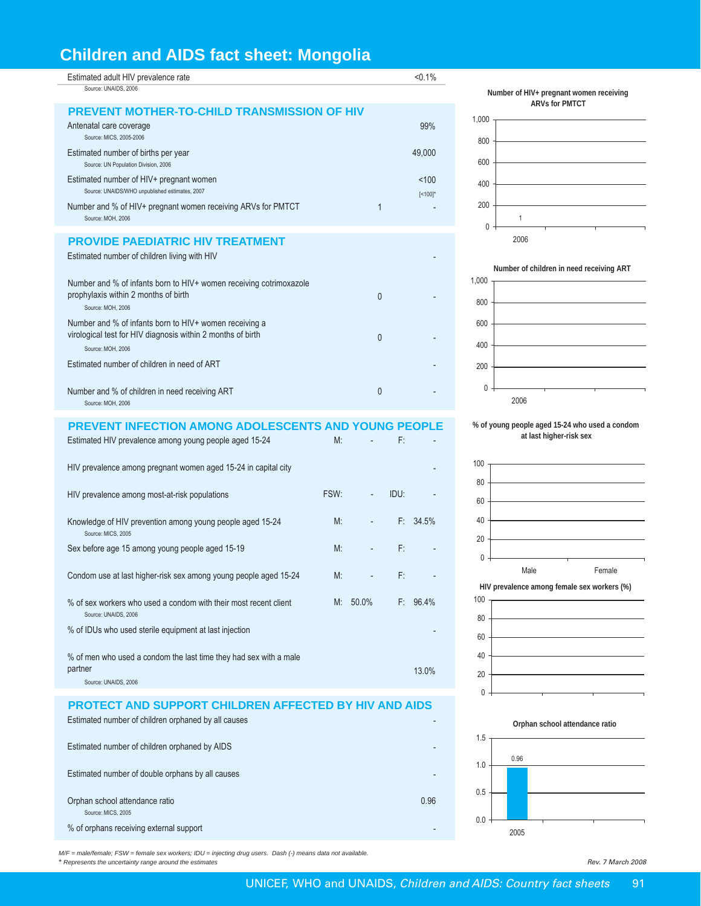# Children and AIDS fact sheet: Mongolia

| Indicator | | | Value |
|---|---|---|---|
| Estimated adult HIV prevalence rate<br>Source: UNAIDS, 2006 | | | <0.1% |

## PREVENT MOTHER-TO-CHILD TRANSMISSION OF HIV

| Indicator | Number | % |
|---|---|---|
| Antenatal care coverage<br>Source: MICS, 2005-2006 | | 99% |
| Estimated number of births per year<br>Source: UN Population Division, 2006 | | 49,000 |
| Estimated number of HIV+ pregnant women<br>Source: UNAIDS/WHO unpublished estimates, 2007 | | <100<br>[<100]* |
| Number and % of HIV+ pregnant women receiving ARVs for PMTCT<br>Source: MOH, 2006 | 1 | - |

## PROVIDE PAEDIATRIC HIV TREATMENT

| Indicator | Number | % |
|---|---|---|
| Estimated number of children living with HIV | | - |
| Number and % of infants born to HIV+ women receiving cotrimoxazole prophylaxis within 2 months of birth<br>Source: MOH, 2006 | 0 | - |
| Number and % of infants born to HIV+ women receiving a virological test for HIV diagnosis within 2 months of birth<br>Source: MOH, 2006 | 0 | - |
| Estimated number of children in need of ART | | - |
| Number and % of children in need receiving ART<br>Source: MOH, 2006 | 0 | - |

## PREVENT INFECTION AMONG ADOLESCENTS AND YOUNG PEOPLE

| Indicator | | | | |
|---|---|---|---|---|
| Estimated HIV prevalence among young people aged 15-24 | M: | - | F: | - |
| HIV prevalence among pregnant women aged 15-24 in capital city | | | | - |
| HIV prevalence among most-at-risk populations | FSW: | - | IDU: | - |
| Knowledge of HIV prevention among young people aged 15-24<br>Source: MICS, 2005 | M: | - | F: | 34.5% |
| Sex before age 15 among young people aged 15-19 | M: | - | F: | - |
| Condom use at last higher-risk sex among young people aged 15-24 | M: | - | F: | - |
| % of sex workers who used a condom with their most recent client<br>Source: UNAIDS, 2006 | M: | 50.0% | F: | 96.4% |
| % of IDUs who used sterile equipment at last injection | | | | - |
| % of men who used a condom the last time they had sex with a male partner<br>Source: UNAIDS, 2006 | | | | 13.0% |

## PROTECT AND SUPPORT CHILDREN AFFECTED BY HIV AND AIDS

| Indicator | Value |
|---|---|
| Estimated number of children orphaned by all causes | - |
| Estimated number of children orphaned by AIDS | - |
| Estimated number of double orphans by all causes | - |
| Orphan school attendance ratio<br>Source: MICS, 2005 | 0.96 |
| % of orphans receiving external support | - |

**Number of HIV+ pregnant women receiving ARVs for PMTCT**

| Year | Number |
|---|---|
| 2006 | 1 |

**Number of children in need receiving ART**

| Year | Number |
|---|---|
| 2006 | |

**% of young people aged 15-24 who used a condom at last higher-risk sex**

| Male | Female |
|---|---|
| | |

**HIV prevalence among female sex workers (%)**

**Orphan school attendance ratio**

| Year | Ratio |
|---|---|
| 2005 | 0.96 |

*M/F = male/female; FSW = female sex workers; IDU = injecting drug users. Dash (-) means data not available.*
*\* Represents the uncertainty range around the estimates*

*Rev. 7 March 2008*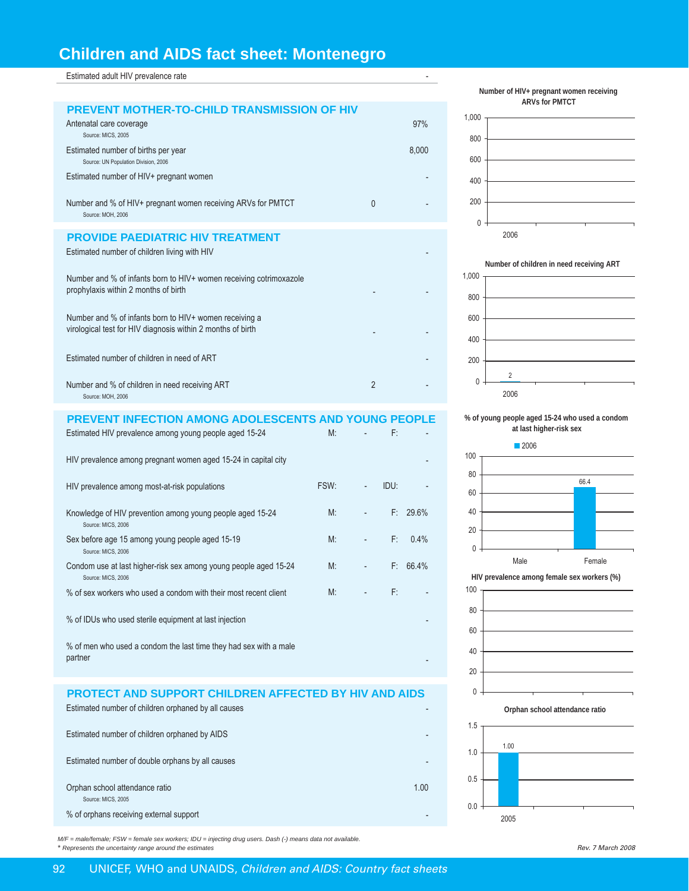# Children and AIDS fact sheet: Montenegro

| | | |
|---|---|---|
| Estimated adult HIV prevalence rate | | - |

## PREVENT MOTHER-TO-CHILD TRANSMISSION OF HIV

| | | |
|---|---|---|
| Antenatal care coverage (Source: MICS, 2005) | | 97% |
| Estimated number of births per year (Source: UN Population Division, 2006) | | 8,000 |
| Estimated number of HIV+ pregnant women | | - |
| Number and % of HIV+ pregnant women receiving ARVs for PMTCT (Source: MOH, 2006) | 0 | - |

## PROVIDE PAEDIATRIC HIV TREATMENT

| | | |
|---|---|---|
| Estimated number of children living with HIV | | - |
| Number and % of infants born to HIV+ women receiving cotrimoxazole prophylaxis within 2 months of birth | - | - |
| Number and % of infants born to HIV+ women receiving a virological test for HIV diagnosis within 2 months of birth | - | - |
| Estimated number of children in need of ART | | - |
| Number and % of children in need receiving ART (Source: MOH, 2006) | 2 | - |

## PREVENT INFECTION AMONG ADOLESCENTS AND YOUNG PEOPLE

| | | | | |
|---|---|---|---|---|
| Estimated HIV prevalence among young people aged 15-24 | M: | - | F: | - |
| HIV prevalence among pregnant women aged 15-24 in capital city | | | | - |
| HIV prevalence among most-at-risk populations | FSW: | - | IDU: | - |
| Knowledge of HIV prevention among young people aged 15-24 (Source: MICS, 2006) | M: | - | F: | 29.6% |
| Sex before age 15 among young people aged 15-19 (Source: MICS, 2006) | M: | - | F: | 0.4% |
| Condom use at last higher-risk sex among young people aged 15-24 (Source: MICS, 2006) | M: | - | F: | 66.4% |
| % of sex workers who used a condom with their most recent client | M: | - | F: | - |
| % of IDUs who used sterile equipment at last injection | | | | - |
| % of men who used a condom the last time they had sex with a male partner | | | | - |

## PROTECT AND SUPPORT CHILDREN AFFECTED BY HIV AND AIDS

| | |
|---|---|
| Estimated number of children orphaned by all causes | - |
| Estimated number of children orphaned by AIDS | - |
| Estimated number of double orphans by all causes | - |
| Orphan school attendance ratio (Source: MICS, 2005) | 1.00 |
| % of orphans receiving external support | - |

**Number of HIV+ pregnant women receiving ARVs for PMTCT**

| Year | Value |
|---|---|
| 2006 | - |

**Number of children in need receiving ART**

| Year | Value |
|---|---|
| 2006 | 2 |

**% of young people aged 15-24 who used a condom at last higher-risk sex**

| | Male | Female |
|---|---|---|
| 2006 | - | 66.4 |

**HIV prevalence among female sex workers (%)**

(no data)

**Orphan school attendance ratio**

| Year | Value |
|---|---|
| 2005 | 1.00 |

*M/F = male/female; FSW = female sex workers; IDU = injecting drug users. Dash (-) means data not available.*
*\* Represents the uncertainty range around the estimates*

*Rev. 7 March 2008*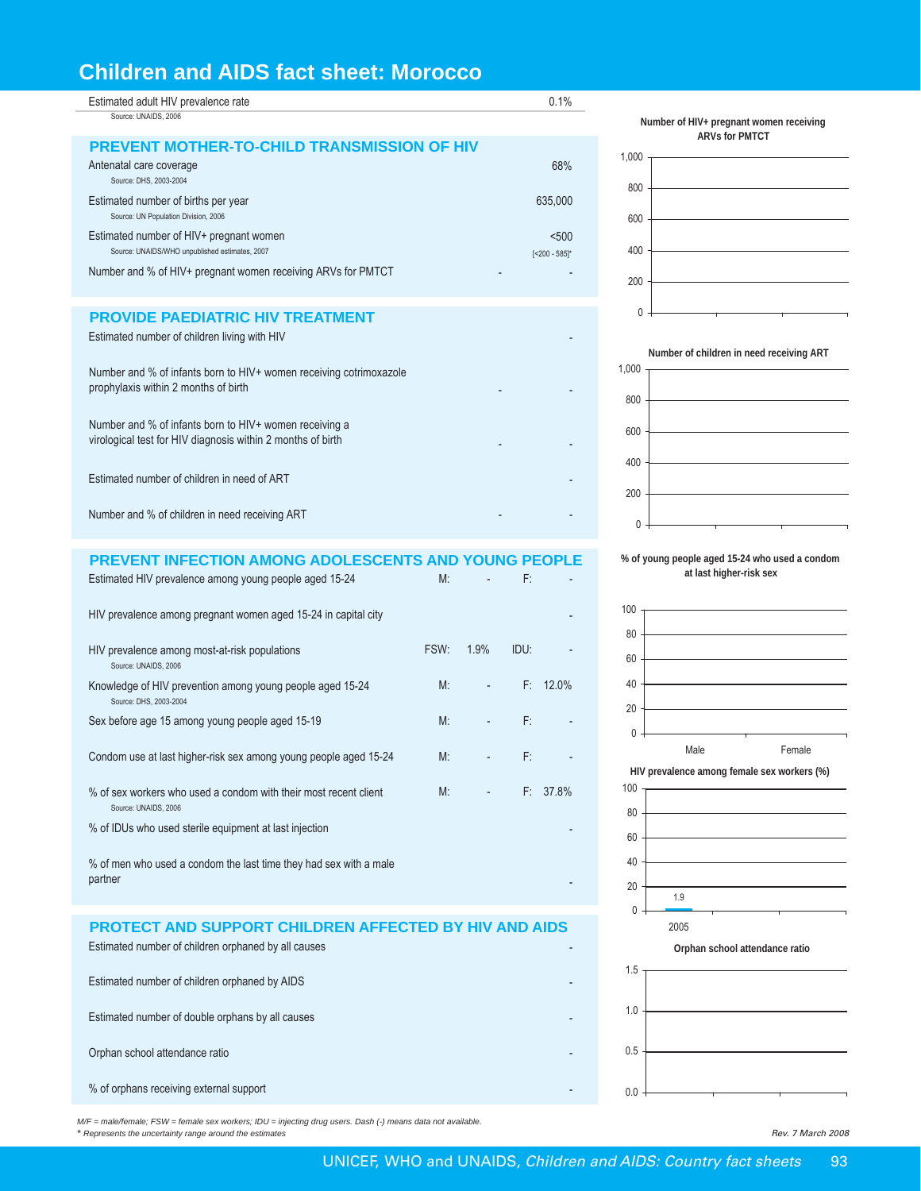# Children and AIDS fact sheet: Morocco

| | | | | |
|---|---|---|---|---|
| Estimated adult HIV prevalence rate<br>Source: UNAIDS, 2006 | | | | 0.1% |

## PREVENT MOTHER-TO-CHILD TRANSMISSION OF HIV

| | | |
|---|---|---|
| Antenatal care coverage<br>Source: DHS, 2003-2004 | | 68% |
| Estimated number of births per year<br>Source: UN Population Division, 2006 | | 635,000 |
| Estimated number of HIV+ pregnant women<br>Source: UNAIDS/WHO unpublished estimates, 2007 | | <500<br>[<200 - 585]* |
| Number and % of HIV+ pregnant women receiving ARVs for PMTCT | - | - |

## PROVIDE PAEDIATRIC HIV TREATMENT

| | | |
|---|---|---|
| Estimated number of children living with HIV | | - |
| Number and % of infants born to HIV+ women receiving cotrimoxazole prophylaxis within 2 months of birth | - | - |
| Number and % of infants born to HIV+ women receiving a virological test for HIV diagnosis within 2 months of birth | - | - |
| Estimated number of children in need of ART | | - |
| Number and % of children in need receiving ART | - | - |

## PREVENT INFECTION AMONG ADOLESCENTS AND YOUNG PEOPLE

| | | | | |
|---|---|---|---|---|
| Estimated HIV prevalence among young people aged 15-24 | M: | - | F: | - |
| HIV prevalence among pregnant women aged 15-24 in capital city | | | | - |
| HIV prevalence among most-at-risk populations<br>Source: UNAIDS, 2006 | FSW: | 1.9% | IDU: | - |
| Knowledge of HIV prevention among young people aged 15-24<br>Source: DHS, 2003-2004 | M: | - | F: | 12.0% |
| Sex before age 15 among young people aged 15-19 | M: | - | F: | - |
| Condom use at last higher-risk sex among young people aged 15-24 | M: | - | F: | - |
| % of sex workers who used a condom with their most recent client<br>Source: UNAIDS, 2006 | M: | - | F: | 37.8% |
| % of IDUs who used sterile equipment at last injection | | | | - |
| % of men who used a condom the last time they had sex with a male partner | | | | - |

## PROTECT AND SUPPORT CHILDREN AFFECTED BY HIV AND AIDS

| | |
|---|---|
| Estimated number of children orphaned by all causes | - |
| Estimated number of children orphaned by AIDS | - |
| Estimated number of double orphans by all causes | - |
| Orphan school attendance ratio | - |
| % of orphans receiving external support | - |

**Number of HIV+ pregnant women receiving ARVs for PMTCT**

**Number of children in need receiving ART**

**% of young people aged 15-24 who used a condom at last higher-risk sex**

Male, Female

**HIV prevalence among female sex workers (%)**

2005: 1.9

**Orphan school attendance ratio**

*M/F = male/female; FSW = female sex workers; IDU = injecting drug users. Dash (-) means data not available.*
*\* Represents the uncertainty range around the estimates*

*Rev. 7 March 2008*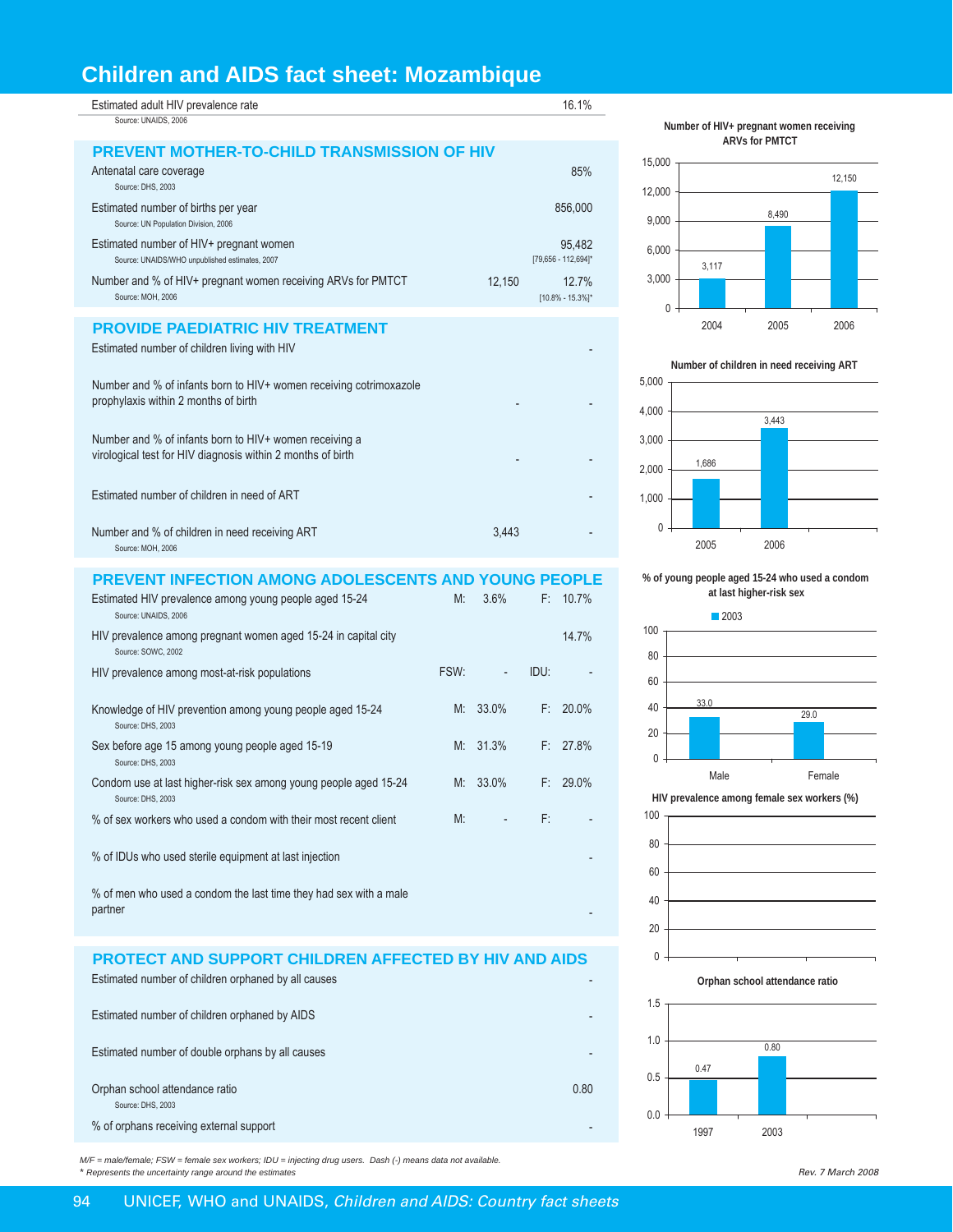# Children and AIDS fact sheet: Mozambique

| | | |
|---|---|---|
| Estimated adult HIV prevalence rate<br>Source: UNAIDS, 2006 | | 16.1% |

## PREVENT MOTHER-TO-CHILD TRANSMISSION OF HIV

| | | |
|---|---|---|
| Antenatal care coverage<br>Source: DHS, 2003 | | 85% |
| Estimated number of births per year<br>Source: UN Population Division, 2006 | | 856,000 |
| Estimated number of HIV+ pregnant women<br>Source: UNAIDS/WHO unpublished estimates, 2007 | | 95,482<br>[79,656 - 112,694]* |
| Number and % of HIV+ pregnant women receiving ARVs for PMTCT<br>Source: MOH, 2006 | 12,150 | 12.7%<br>[10.8% - 15.3%]* |

## PROVIDE PAEDIATRIC HIV TREATMENT

| | | |
|---|---|---|
| Estimated number of children living with HIV | | - |
| Number and % of infants born to HIV+ women receiving cotrimoxazole prophylaxis within 2 months of birth | - | - |
| Number and % of infants born to HIV+ women receiving a virological test for HIV diagnosis within 2 months of birth | - | - |
| Estimated number of children in need of ART | | - |
| Number and % of children in need receiving ART<br>Source: MOH, 2006 | 3,443 | - |

## PREVENT INFECTION AMONG ADOLESCENTS AND YOUNG PEOPLE

| | | | | |
|---|---|---|---|---|
| Estimated HIV prevalence among young people aged 15-24<br>Source: UNAIDS, 2006 | M: | 3.6% | F: | 10.7% |
| HIV prevalence among pregnant women aged 15-24 in capital city<br>Source: SOWC, 2002 | | | | 14.7% |
| HIV prevalence among most-at-risk populations | FSW: | - | IDU: | - |
| Knowledge of HIV prevention among young people aged 15-24<br>Source: DHS, 2003 | M: | 33.0% | F: | 20.0% |
| Sex before age 15 among young people aged 15-19<br>Source: DHS, 2003 | M: | 31.3% | F: | 27.8% |
| Condom use at last higher-risk sex among young people aged 15-24<br>Source: DHS, 2003 | M: | 33.0% | F: | 29.0% |
| % of sex workers who used a condom with their most recent client | M: | - | F: | - |
| % of IDUs who used sterile equipment at last injection | | | | - |
| % of men who used a condom the last time they had sex with a male partner | | | | - |

## PROTECT AND SUPPORT CHILDREN AFFECTED BY HIV AND AIDS

| | |
|---|---|
| Estimated number of children orphaned by all causes | - |
| Estimated number of children orphaned by AIDS | - |
| Estimated number of double orphans by all causes | - |
| Orphan school attendance ratio<br>Source: DHS, 2003 | 0.80 |
| % of orphans receiving external support | - |

**Number of HIV+ pregnant women receiving ARVs for PMTCT**

| Year | Number |
|---|---|
| 2004 | 3,117 |
| 2005 | 8,490 |
| 2006 | 12,150 |

**Number of children in need receiving ART**

| Year | Number |
|---|---|
| 2005 | 1,686 |
| 2006 | 3,443 |

**% of young people aged 15-24 who used a condom at last higher-risk sex**

| | 2003 |
|---|---|
| Male | 33.0 |
| Female | 29.0 |

**HIV prevalence among female sex workers (%)**

**Orphan school attendance ratio**

| Year | Ratio |
|---|---|
| 1997 | 0.47 |
| 2003 | 0.80 |

*M/F = male/female; FSW = female sex workers; IDU = injecting drug users. Dash (-) means data not available.*
*\* Represents the uncertainty range around the estimates*

*Rev. 7 March 2008*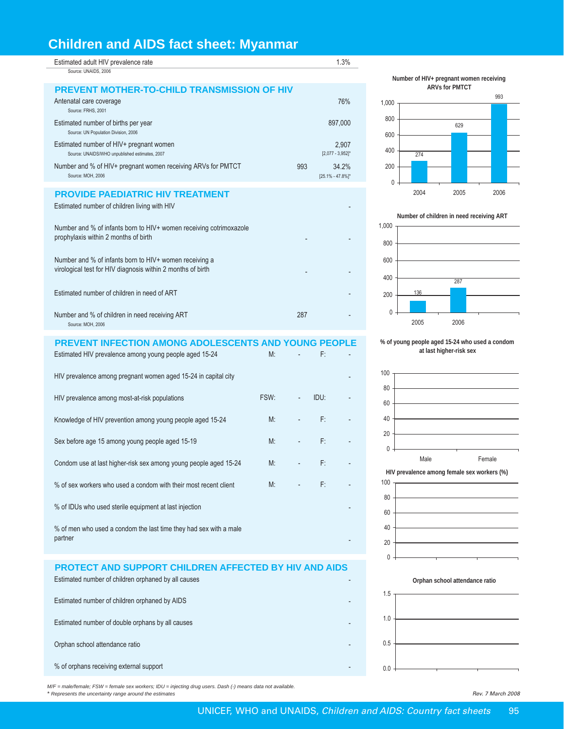# Children and AIDS fact sheet: Myanmar

| | | |
|---|---|---|
| Estimated adult HIV prevalence rate<br>Source: UNAIDS, 2006 | | 1.3% |

## PREVENT MOTHER-TO-CHILD TRANSMISSION OF HIV

| | | |
|---|---|---|
| Antenatal care coverage<br>Source: FRHS, 2001 | | 76% |
| Estimated number of births per year<br>Source: UN Population Division, 2006 | | 897,000 |
| Estimated number of HIV+ pregnant women<br>Source: UNAIDS/WHO unpublished estimates, 2007 | | 2,907<br>[2,077 - 3,952]* |
| Number and % of HIV+ pregnant women receiving ARVs for PMTCT<br>Source: MOH, 2006 | 993 | 34.2%<br>[25.1% - 47.8%]* |

**Number of HIV+ pregnant women receiving ARVs for PMTCT**

| Year | Number |
|---|---|
| 2004 | 274 |
| 2005 | 629 |
| 2006 | 993 |

## PROVIDE PAEDIATRIC HIV TREATMENT

| | | |
|---|---|---|
| Estimated number of children living with HIV | | - |
| Number and % of infants born to HIV+ women receiving cotrimoxazole prophylaxis within 2 months of birth | - | - |
| Number and % of infants born to HIV+ women receiving a virological test for HIV diagnosis within 2 months of birth | - | - |
| Estimated number of children in need of ART | | - |
| Number and % of children in need receiving ART<br>Source: MOH, 2006 | 287 | - |

**Number of children in need receiving ART**

| Year | Number |
|---|---|
| 2005 | 136 |
| 2006 | 287 |

## PREVENT INFECTION AMONG ADOLESCENTS AND YOUNG PEOPLE

| | | | | |
|---|---|---|---|---|
| Estimated HIV prevalence among young people aged 15-24 | M: | - | F: | - |
| HIV prevalence among pregnant women aged 15-24 in capital city | | | | - |
| HIV prevalence among most-at-risk populations | FSW: | - | IDU: | - |
| Knowledge of HIV prevention among young people aged 15-24 | M: | - | F: | - |
| Sex before age 15 among young people aged 15-19 | M: | - | F: | - |
| Condom use at last higher-risk sex among young people aged 15-24 | M: | - | F: | - |
| % of sex workers who used a condom with their most recent client | M: | - | F: | - |
| % of IDUs who used sterile equipment at last injection | | | | - |
| % of men who used a condom the last time they had sex with a male partner | | | | - |

**% of young people aged 15-24 who used a condom at last higher-risk sex**

**HIV prevalence among female sex workers (%)**

## PROTECT AND SUPPORT CHILDREN AFFECTED BY HIV AND AIDS

| | |
|---|---|
| Estimated number of children orphaned by all causes | - |
| Estimated number of children orphaned by AIDS | - |
| Estimated number of double orphans by all causes | - |
| Orphan school attendance ratio | - |
| % of orphans receiving external support | - |

**Orphan school attendance ratio**

*M/F = male/female; FSW = female sex workers; IDU = injecting drug users. Dash (-) means data not available.*
*\* Represents the uncertainty range around the estimates*

*Rev. 7 March 2008*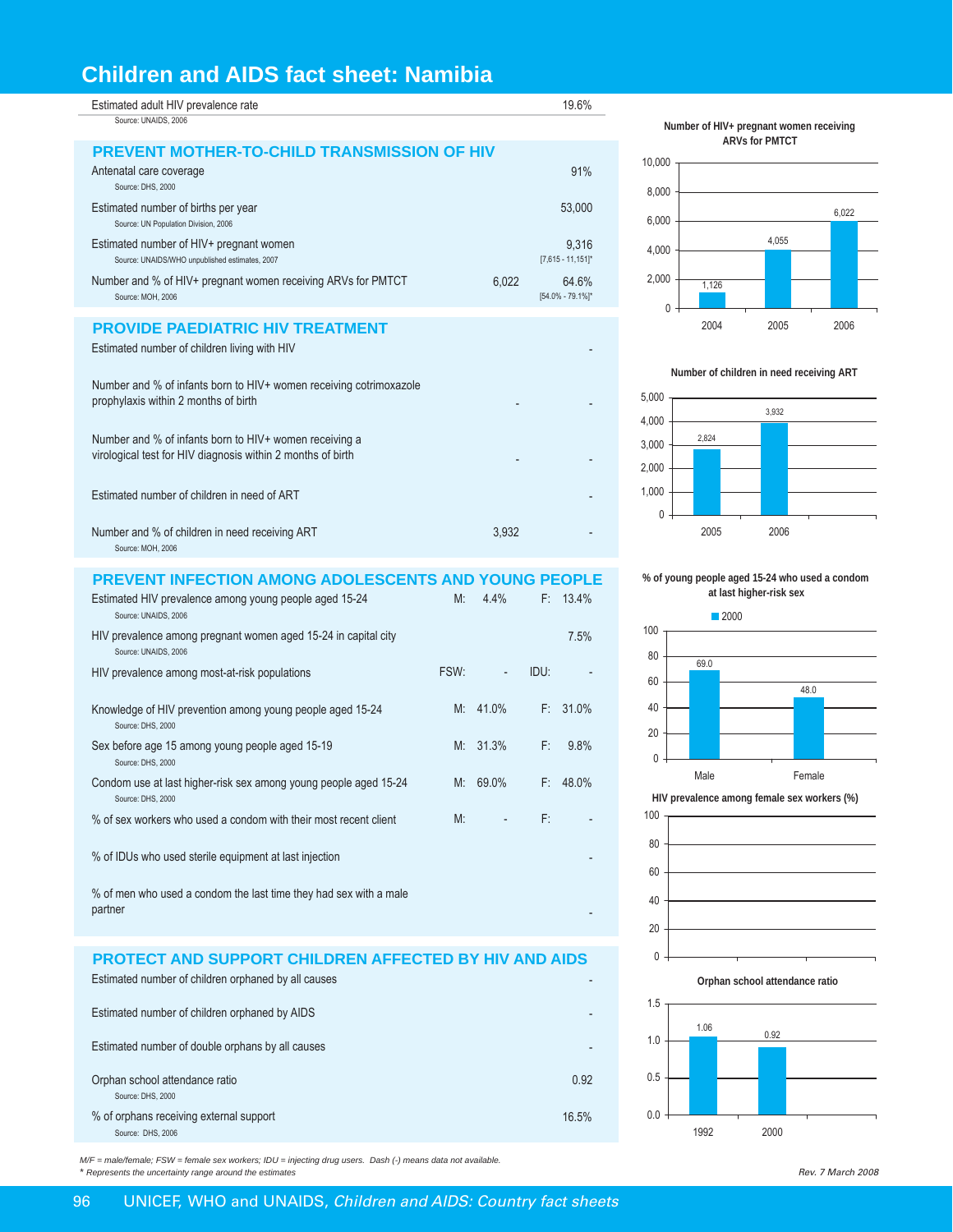# Children and AIDS fact sheet: Namibia

| | | |
|---|---|---|
| Estimated adult HIV prevalence rate<br>Source: UNAIDS, 2006 | | 19.6% |

## PREVENT MOTHER-TO-CHILD TRANSMISSION OF HIV

| | | |
|---|---|---|
| Antenatal care coverage<br>Source: DHS, 2000 | | 91% |
| Estimated number of births per year<br>Source: UN Population Division, 2006 | | 53,000 |
| Estimated number of HIV+ pregnant women<br>Source: UNAIDS/WHO unpublished estimates, 2007 | | 9,316<br>[7,615 - 11,151]* |
| Number and % of HIV+ pregnant women receiving ARVs for PMTCT<br>Source: MOH, 2006 | 6,022 | 64.6%<br>[54.0% - 79.1%]* |

## PROVIDE PAEDIATRIC HIV TREATMENT

| | | |
|---|---|---|
| Estimated number of children living with HIV | | - |
| Number and % of infants born to HIV+ women receiving cotrimoxazole prophylaxis within 2 months of birth | - | - |
| Number and % of infants born to HIV+ women receiving a virological test for HIV diagnosis within 2 months of birth | - | - |
| Estimated number of children in need of ART | | - |
| Number and % of children in need receiving ART<br>Source: MOH, 2006 | 3,932 | - |

## PREVENT INFECTION AMONG ADOLESCENTS AND YOUNG PEOPLE

| | | | | |
|---|---|---|---|---|
| Estimated HIV prevalence among young people aged 15-24<br>Source: UNAIDS, 2006 | M: | 4.4% | F: | 13.4% |
| HIV prevalence among pregnant women aged 15-24 in capital city<br>Source: UNAIDS, 2006 | | | | 7.5% |
| HIV prevalence among most-at-risk populations | FSW: | - | IDU: | - |
| Knowledge of HIV prevention among young people aged 15-24<br>Source: DHS, 2000 | M: | 41.0% | F: | 31.0% |
| Sex before age 15 among young people aged 15-19<br>Source: DHS, 2000 | M: | 31.3% | F: | 9.8% |
| Condom use at last higher-risk sex among young people aged 15-24<br>Source: DHS, 2000 | M: | 69.0% | F: | 48.0% |
| % of sex workers who used a condom with their most recent client | M: | - | F: | - |
| % of IDUs who used sterile equipment at last injection | | | | - |
| % of men who used a condom the last time they had sex with a male partner | | | | - |

## PROTECT AND SUPPORT CHILDREN AFFECTED BY HIV AND AIDS

| | |
|---|---|
| Estimated number of children orphaned by all causes | - |
| Estimated number of children orphaned by AIDS | - |
| Estimated number of double orphans by all causes | - |
| Orphan school attendance ratio<br>Source: DHS, 2000 | 0.92 |
| % of orphans receiving external support<br>Source: DHS, 2006 | 16.5% |

**Number of HIV+ pregnant women receiving ARVs for PMTCT**

| Year | Number |
|---|---|
| 2004 | 1,126 |
| 2005 | 4,055 |
| 2006 | 6,022 |

**Number of children in need receiving ART**

| Year | Number |
|---|---|
| 2005 | 2,824 |
| 2006 | 3,932 |

**% of young people aged 15-24 who used a condom at last higher-risk sex**

| | 2000 |
|---|---|
| Male | 69.0 |
| Female | 48.0 |

**HIV prevalence among female sex workers (%)**

**Orphan school attendance ratio**

| Year | Ratio |
|---|---|
| 1992 | 1.06 |
| 2000 | 0.92 |

*M/F = male/female; FSW = female sex workers; IDU = injecting drug users. Dash (-) means data not available.*
*\* Represents the uncertainty range around the estimates*

*Rev. 7 March 2008*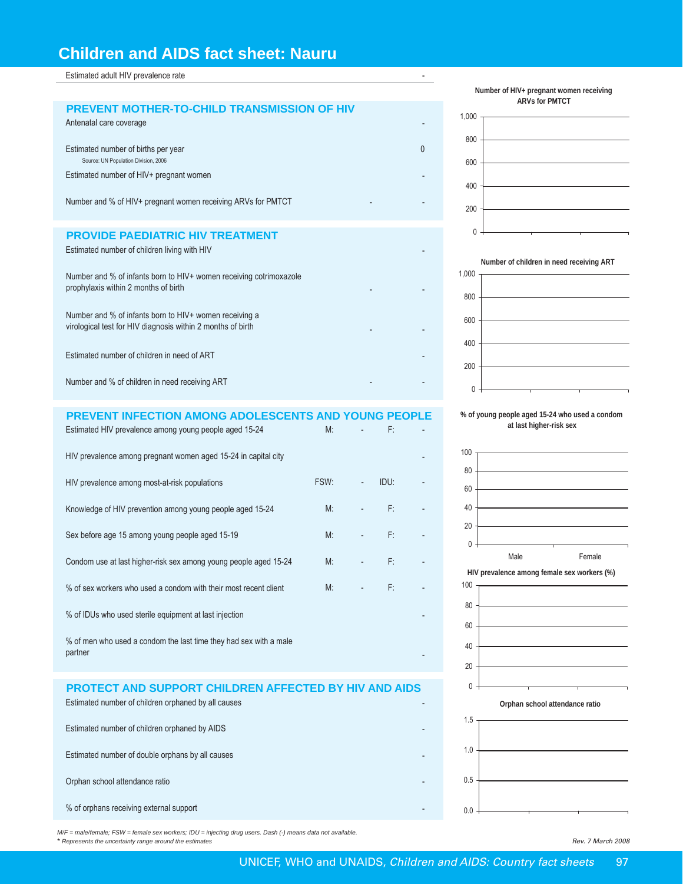# Children and AIDS fact sheet: Nauru

| Estimated adult HIV prevalence rate | | - |
|---|---|---|

## PREVENT MOTHER-TO-CHILD TRANSMISSION OF HIV

| Indicator | | |
|---|---|---|
| Antenatal care coverage | | - |
| Estimated number of births per year (Source: UN Population Division, 2006) | | 0 |
| Estimated number of HIV+ pregnant women | | - |
| Number and % of HIV+ pregnant women receiving ARVs for PMTCT | - | - |

## PROVIDE PAEDIATRIC HIV TREATMENT

| Indicator | | |
|---|---|---|
| Estimated number of children living with HIV | | - |
| Number and % of infants born to HIV+ women receiving cotrimoxazole prophylaxis within 2 months of birth | - | - |
| Number and % of infants born to HIV+ women receiving a virological test for HIV diagnosis within 2 months of birth | - | - |
| Estimated number of children in need of ART | | - |
| Number and % of children in need receiving ART | - | - |

## PREVENT INFECTION AMONG ADOLESCENTS AND YOUNG PEOPLE

| Indicator | | | | | |
|---|---|---|---|---|---|
| Estimated HIV prevalence among young people aged 15-24 | M: | - | F: | - |
| HIV prevalence among pregnant women aged 15-24 in capital city | | | | - |
| HIV prevalence among most-at-risk populations | FSW: | - | IDU: | - |
| Knowledge of HIV prevention among young people aged 15-24 | M: | - | F: | - |
| Sex before age 15 among young people aged 15-19 | M: | - | F: | - |
| Condom use at last higher-risk sex among young people aged 15-24 | M: | - | F: | - |
| % of sex workers who used a condom with their most recent client | M: | - | F: | - |
| % of IDUs who used sterile equipment at last injection | | | | - |
| % of men who used a condom the last time they had sex with a male partner | | | | - |

## PROTECT AND SUPPORT CHILDREN AFFECTED BY HIV AND AIDS

| Indicator | |
|---|---|
| Estimated number of children orphaned by all causes | - |
| Estimated number of children orphaned by AIDS | - |
| Estimated number of double orphans by all causes | - |
| Orphan school attendance ratio | - |
| % of orphans receiving external support | - |

**Number of HIV+ pregnant women receiving ARVs for PMTCT**

**Number of children in need receiving ART**

**% of young people aged 15-24 who used a condom at last higher-risk sex**

**HIV prevalence among female sex workers (%)**

**Orphan school attendance ratio**

*M/F = male/female; FSW = female sex workers; IDU = injecting drug users. Dash (-) means data not available.*
*\* Represents the uncertainty range around the estimates*

*Rev. 7 March 2008*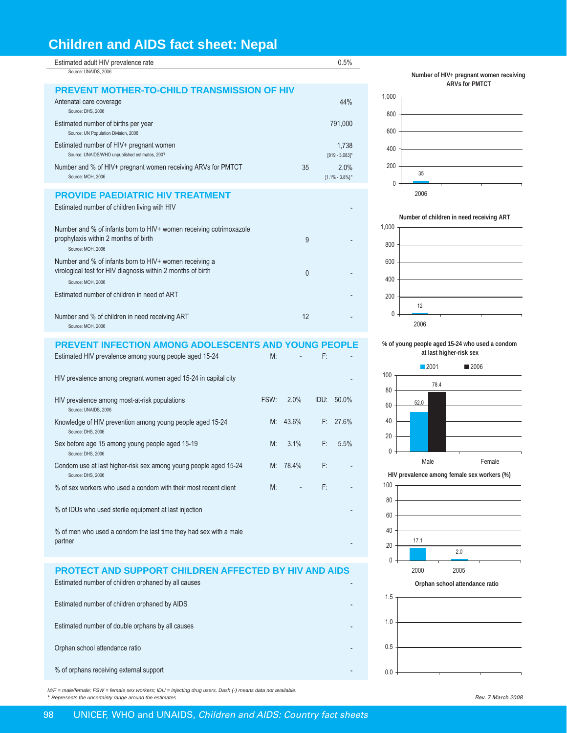# Children and AIDS fact sheet: Nepal

| | | |
|---|---|---|
| Estimated adult HIV prevalence rate<br>Source: UNAIDS, 2006 | | 0.5% |

## PREVENT MOTHER-TO-CHILD TRANSMISSION OF HIV

| | | |
|---|---|---|
| Antenatal care coverage<br>Source: DHS, 2006 | | 44% |
| Estimated number of births per year<br>Source: UN Population Division, 2006 | | 791,000 |
| Estimated number of HIV+ pregnant women<br>Source: UNAIDS/WHO unpublished estimates, 2007 | | 1,738<br>[919 - 3,083]* |
| Number and % of HIV+ pregnant women receiving ARVs for PMTCT<br>Source: MOH, 2006 | 35 | 2.0%<br>[1.1% - 3.8%]* |

## PROVIDE PAEDIATRIC HIV TREATMENT

| | | |
|---|---|---|
| Estimated number of children living with HIV | | - |
| Number and % of infants born to HIV+ women receiving cotrimoxazole prophylaxis within 2 months of birth<br>Source: MOH, 2006 | 9 | - |
| Number and % of infants born to HIV+ women receiving a virological test for HIV diagnosis within 2 months of birth<br>Source: MOH, 2006 | 0 | - |
| Estimated number of children in need of ART | | - |
| Number and % of children in need receiving ART<br>Source: MOH, 2006 | 12 | - |

## PREVENT INFECTION AMONG ADOLESCENTS AND YOUNG PEOPLE

| | | | | |
|---|---|---|---|---|
| Estimated HIV prevalence among young people aged 15-24 | M: | - | F: | - |
| HIV prevalence among pregnant women aged 15-24 in capital city | | | | - |
| HIV prevalence among most-at-risk populations<br>Source: UNAIDS, 2006 | FSW: | 2.0% | IDU: | 50.0% |
| Knowledge of HIV prevention among young people aged 15-24<br>Source: DHS, 2006 | M: | 43.6% | F: | 27.6% |
| Sex before age 15 among young people aged 15-19<br>Source: DHS, 2006 | M: | 3.1% | F: | 5.5% |
| Condom use at last higher-risk sex among young people aged 15-24<br>Source: DHS, 2006 | M: | 78.4% | F: | - |
| % of sex workers who used a condom with their most recent client | M: | - | F: | - |
| % of IDUs who used sterile equipment at last injection | | | | - |
| % of men who used a condom the last time they had sex with a male partner | | | | - |

## PROTECT AND SUPPORT CHILDREN AFFECTED BY HIV AND AIDS

| | |
|---|---|
| Estimated number of children orphaned by all causes | - |
| Estimated number of children orphaned by AIDS | - |
| Estimated number of double orphans by all causes | - |
| Orphan school attendance ratio | - |
| % of orphans receiving external support | - |

**Number of HIV+ pregnant women receiving ARVs for PMTCT**

| Year | Number |
|---|---|
| 2006 | 35 |

**Number of children in need receiving ART**

| Year | Number |
|---|---|
| 2006 | 12 |

**% of young people aged 15-24 who used a condom at last higher-risk sex**

| | 2001 | 2006 |
|---|---|---|
| Male | 52.0 | 78.4 |
| Female | | |

**HIV prevalence among female sex workers (%)**

| Year | % |
|---|---|
| 2000 | 17.1 |
| 2005 | 2.0 |

**Orphan school attendance ratio**

*M/F = male/female; FSW = female sex workers; IDU = injecting drug users. Dash (-) means data not available.*
** Represents the uncertainty range around the estimates*

Rev. 7 March 2008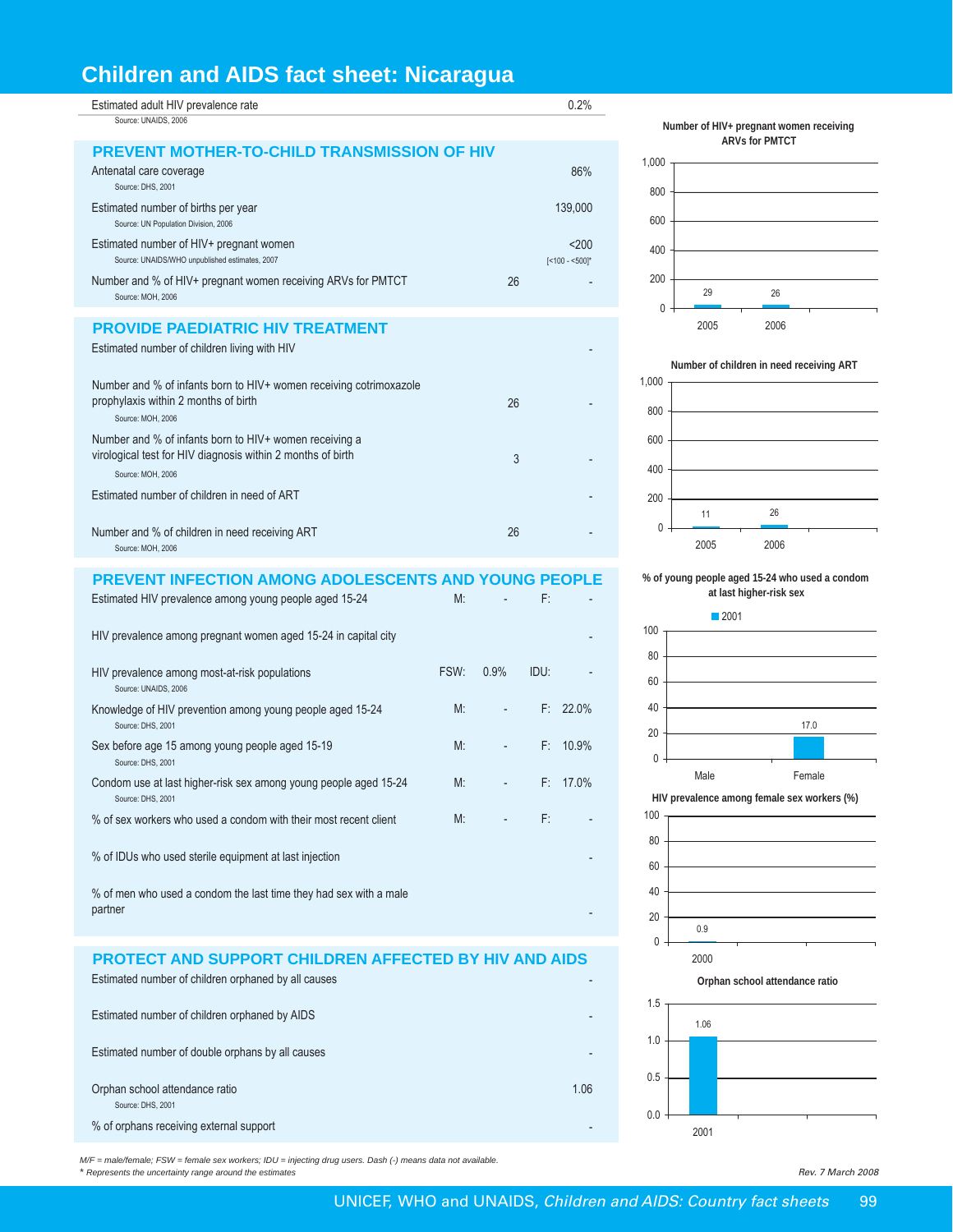# Children and AIDS fact sheet: Nicaragua

| | | | | |
|---|---|---|---|---|
| Estimated adult HIV prevalence rate<br>Source: UNAIDS, 2006 | | | | 0.2% |

## PREVENT MOTHER-TO-CHILD TRANSMISSION OF HIV

| | | |
|---|---|---|
| Antenatal care coverage<br>Source: DHS, 2001 | | 86% |
| Estimated number of births per year<br>Source: UN Population Division, 2006 | | 139,000 |
| Estimated number of HIV+ pregnant women<br>Source: UNAIDS/WHO unpublished estimates, 2007 | | <200<br>[<100 - <500]* |
| Number and % of HIV+ pregnant women receiving ARVs for PMTCT<br>Source: MOH, 2006 | 26 | - |

## PROVIDE PAEDIATRIC HIV TREATMENT

| | | |
|---|---|---|
| Estimated number of children living with HIV | | - |
| Number and % of infants born to HIV+ women receiving cotrimoxazole prophylaxis within 2 months of birth<br>Source: MOH, 2006 | 26 | - |
| Number and % of infants born to HIV+ women receiving a virological test for HIV diagnosis within 2 months of birth<br>Source: MOH, 2006 | 3 | - |
| Estimated number of children in need of ART | | - |
| Number and % of children in need receiving ART<br>Source: MOH, 2006 | 26 | - |

## PREVENT INFECTION AMONG ADOLESCENTS AND YOUNG PEOPLE

| | | | | |
|---|---|---|---|---|
| Estimated HIV prevalence among young people aged 15-24 | M: | - | F: | - |
| HIV prevalence among pregnant women aged 15-24 in capital city | | | | - |
| HIV prevalence among most-at-risk populations<br>Source: UNAIDS, 2006 | FSW: | 0.9% | IDU: | - |
| Knowledge of HIV prevention among young people aged 15-24<br>Source: DHS, 2001 | M: | - | F: | 22.0% |
| Sex before age 15 among young people aged 15-19<br>Source: DHS, 2001 | M: | - | F: | 10.9% |
| Condom use at last higher-risk sex among young people aged 15-24<br>Source: DHS, 2001 | M: | - | F: | 17.0% |
| % of sex workers who used a condom with their most recent client | M: | - | F: | - |
| % of IDUs who used sterile equipment at last injection | | | | - |
| % of men who used a condom the last time they had sex with a male partner | | | | - |

## PROTECT AND SUPPORT CHILDREN AFFECTED BY HIV AND AIDS

| | |
|---|---|
| Estimated number of children orphaned by all causes | - |
| Estimated number of children orphaned by AIDS | - |
| Estimated number of double orphans by all causes | - |
| Orphan school attendance ratio<br>Source: DHS, 2001 | 1.06 |
| % of orphans receiving external support | - |

**Number of HIV+ pregnant women receiving ARVs for PMTCT**

| 2005 | 2006 |
|---|---|
| 29 | 26 |

**Number of children in need receiving ART**

| 2005 | 2006 |
|---|---|
| 11 | 26 |

**% of young people aged 15-24 who used a condom at last higher-risk sex** (2001)

| Male | Female |
|---|---|
| - | 17.0 |

**HIV prevalence among female sex workers (%)**

| 2000 |
|---|
| 0.9 |

**Orphan school attendance ratio**

| 2001 |
|---|
| 1.06 |

*M/F = male/female; FSW = female sex workers; IDU = injecting drug users. Dash (-) means data not available.*
*\* Represents the uncertainty range around the estimates*

*Rev. 7 March 2008*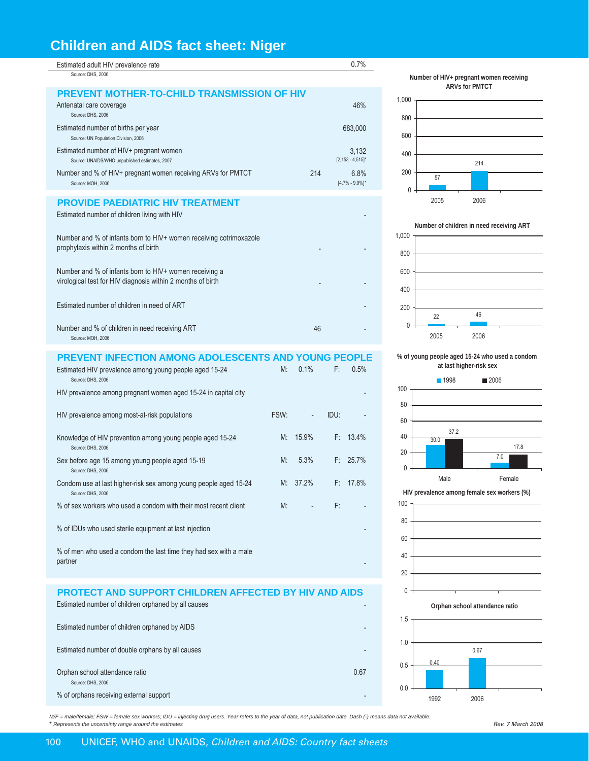# Children and AIDS fact sheet: Niger

| Indicator | | Value |
|---|---|---|
| Estimated adult HIV prevalence rate<br>Source: DHS, 2006 | | 0.7% |

## PREVENT MOTHER-TO-CHILD TRANSMISSION OF HIV

| Indicator | Number | Value |
|---|---|---|
| Antenatal care coverage<br>Source: DHS, 2006 | | 46% |
| Estimated number of births per year<br>Source: UN Population Division, 2006 | | 683,000 |
| Estimated number of HIV+ pregnant women<br>Source: UNAIDS/WHO unpublished estimates, 2007 | | 3,132<br>[2,153 - 4,515]* |
| Number and % of HIV+ pregnant women receiving ARVs for PMTCT<br>Source: MOH, 2006 | 214 | 6.8%<br>[4.7% - 9.9%]* |

## PROVIDE PAEDIATRIC HIV TREATMENT

| Indicator | Number | % |
|---|---|---|
| Estimated number of children living with HIV | | - |
| Number and % of infants born to HIV+ women receiving cotrimoxazole prophylaxis within 2 months of birth | - | - |
| Number and % of infants born to HIV+ women receiving a virological test for HIV diagnosis within 2 months of birth | - | - |
| Estimated number of children in need of ART | | - |
| Number and % of children in need receiving ART<br>Source: MOH, 2006 | 46 | - |

## PREVENT INFECTION AMONG ADOLESCENTS AND YOUNG PEOPLE

| Indicator | | | | |
|---|---|---|---|---|
| Estimated HIV prevalence among young people aged 15-24<br>Source: DHS, 2006 | M: | 0.1% | F: | 0.5% |
| HIV prevalence among pregnant women aged 15-24 in capital city | | | | - |
| HIV prevalence among most-at-risk populations | FSW: | - | IDU: | - |
| Knowledge of HIV prevention among young people aged 15-24<br>Source: DHS, 2006 | M: | 15.9% | F: | 13.4% |
| Sex before age 15 among young people aged 15-19<br>Source: DHS, 2006 | M: | 5.3% | F: | 25.7% |
| Condom use at last higher-risk sex among young people aged 15-24<br>Source: DHS, 2006 | M: | 37.2% | F: | 17.8% |
| % of sex workers who used a condom with their most recent client | M: | - | F: | - |
| % of IDUs who used sterile equipment at last injection | | | | - |
| % of men who used a condom the last time they had sex with a male partner | | | | - |

## PROTECT AND SUPPORT CHILDREN AFFECTED BY HIV AND AIDS

| Indicator | Value |
|---|---|
| Estimated number of children orphaned by all causes | - |
| Estimated number of children orphaned by AIDS | - |
| Estimated number of double orphans by all causes | - |
| Orphan school attendance ratio<br>Source: DHS, 2006 | 0.67 |
| % of orphans receiving external support | - |

**Number of HIV+ pregnant women receiving ARVs for PMTCT**

| Year | Number |
|---|---|
| 2005 | 57 |
| 2006 | 214 |

**Number of children in need receiving ART**

| Year | Number |
|---|---|
| 2005 | 22 |
| 2006 | 46 |

**% of young people aged 15-24 who used a condom at last higher-risk sex**

| | 1998 | 2006 |
|---|---|---|
| Male | 30.0 | 37.2 |
| Female | 7.0 | 17.8 |

**HIV prevalence among female sex workers (%)**

**Orphan school attendance ratio**

| Year | Ratio |
|---|---|
| 1992 | 0.40 |
| 2006 | 0.67 |

*M/F = male/female; FSW = female sex workers; IDU = injecting drug users. Year refers to the year of data, not publication date. Dash (-) means data not available.*
* *Represents the uncertainty range around the estimates*

*Rev. 7 March 2008*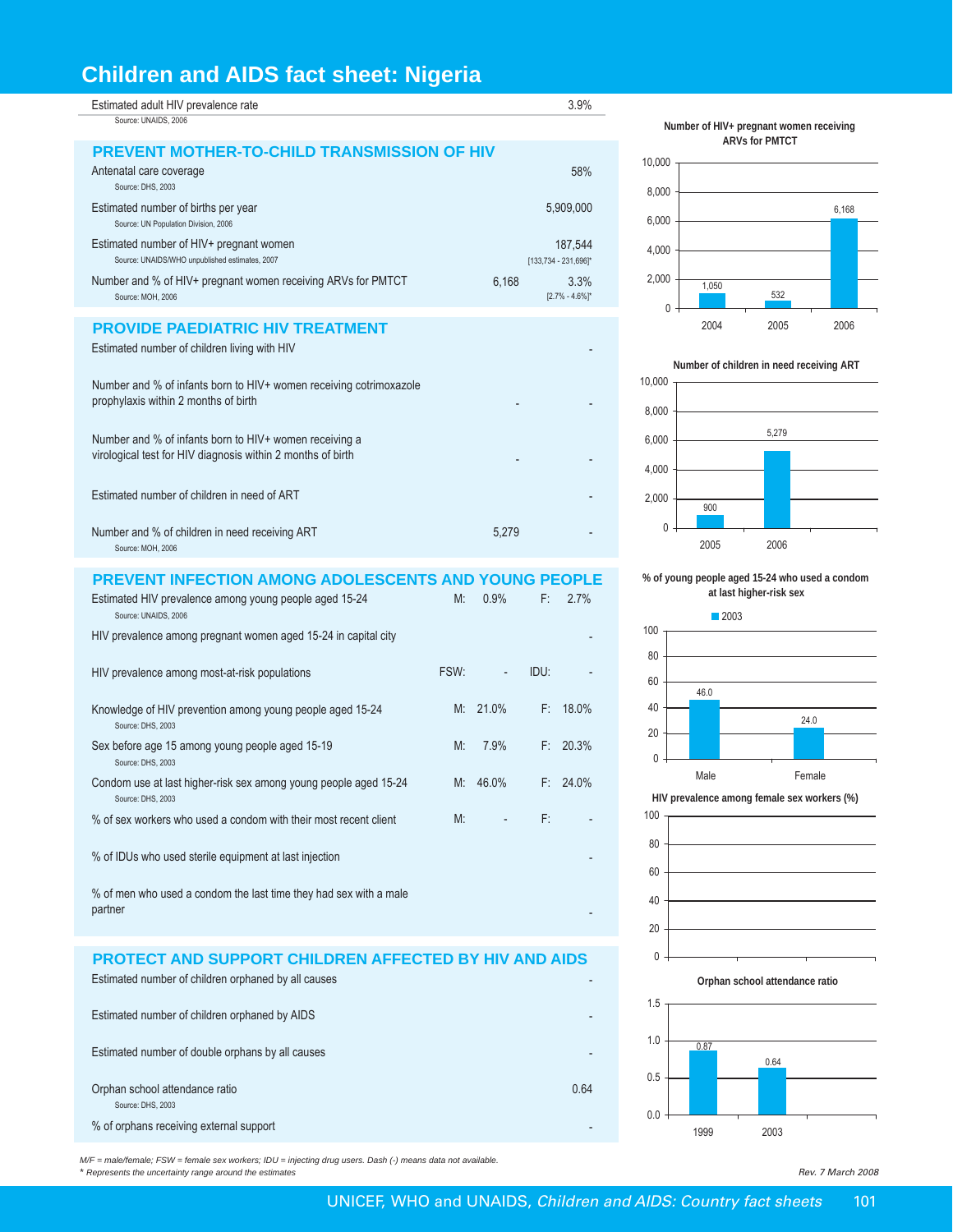# Children and AIDS fact sheet: Nigeria

| | | |
|---|---|---|
| Estimated adult HIV prevalence rate<br>Source: UNAIDS, 2006 | | 3.9% |

## PREVENT MOTHER-TO-CHILD TRANSMISSION OF HIV

| | | |
|---|---|---|
| Antenatal care coverage<br>Source: DHS, 2003 | | 58% |
| Estimated number of births per year<br>Source: UN Population Division, 2006 | | 5,909,000 |
| Estimated number of HIV+ pregnant women<br>Source: UNAIDS/WHO unpublished estimates, 2007 | | 187,544<br>[133,734 - 231,696]* |
| Number and % of HIV+ pregnant women receiving ARVs for PMTCT<br>Source: MOH, 2006 | 6,168 | 3.3%<br>[2.7% - 4.6%]* |

## PROVIDE PAEDIATRIC HIV TREATMENT

| | | |
|---|---|---|
| Estimated number of children living with HIV | | - |
| Number and % of infants born to HIV+ women receiving cotrimoxazole prophylaxis within 2 months of birth | - | - |
| Number and % of infants born to HIV+ women receiving a virological test for HIV diagnosis within 2 months of birth | - | - |
| Estimated number of children in need of ART | | - |
| Number and % of children in need receiving ART<br>Source: MOH, 2006 | 5,279 | - |

## PREVENT INFECTION AMONG ADOLESCENTS AND YOUNG PEOPLE

| | | | | |
|---|---|---|---|---|
| Estimated HIV prevalence among young people aged 15-24<br>Source: UNAIDS, 2006 | M: | 0.9% | F: | 2.7% |
| HIV prevalence among pregnant women aged 15-24 in capital city | | | | - |
| HIV prevalence among most-at-risk populations | FSW: | - | IDU: | - |
| Knowledge of HIV prevention among young people aged 15-24<br>Source: DHS, 2003 | M: | 21.0% | F: | 18.0% |
| Sex before age 15 among young people aged 15-19<br>Source: DHS, 2003 | M: | 7.9% | F: | 20.3% |
| Condom use at last higher-risk sex among young people aged 15-24<br>Source: DHS, 2003 | M: | 46.0% | F: | 24.0% |
| % of sex workers who used a condom with their most recent client | M: | - | F: | - |
| % of IDUs who used sterile equipment at last injection | | | | - |
| % of men who used a condom the last time they had sex with a male partner | | | | - |

## PROTECT AND SUPPORT CHILDREN AFFECTED BY HIV AND AIDS

| | |
|---|---|
| Estimated number of children orphaned by all causes | - |
| Estimated number of children orphaned by AIDS | - |
| Estimated number of double orphans by all causes | - |
| Orphan school attendance ratio<br>Source: DHS, 2003 | 0.64 |
| % of orphans receiving external support | - |

**Number of HIV+ pregnant women receiving ARVs for PMTCT**

| Year | 2004 | 2005 | 2006 |
|---|---|---|---|
| Number | 1,050 | 532 | 6,168 |

**Number of children in need receiving ART**

| Year | 2005 | 2006 |
|---|---|---|
| Number | 900 | 5,279 |

**% of young people aged 15-24 who used a condom at last higher-risk sex**

| | Male | Female |
|---|---|---|
| 2003 | 46.0 | 24.0 |

**HIV prevalence among female sex workers (%)**

**Orphan school attendance ratio**

| Year | 1999 | 2003 |
|---|---|---|
| Ratio | 0.87 | 0.64 |

*M/F = male/female; FSW = female sex workers; IDU = injecting drug users. Dash (-) means data not available.*
*\* Represents the uncertainty range around the estimates*

*Rev. 7 March 2008*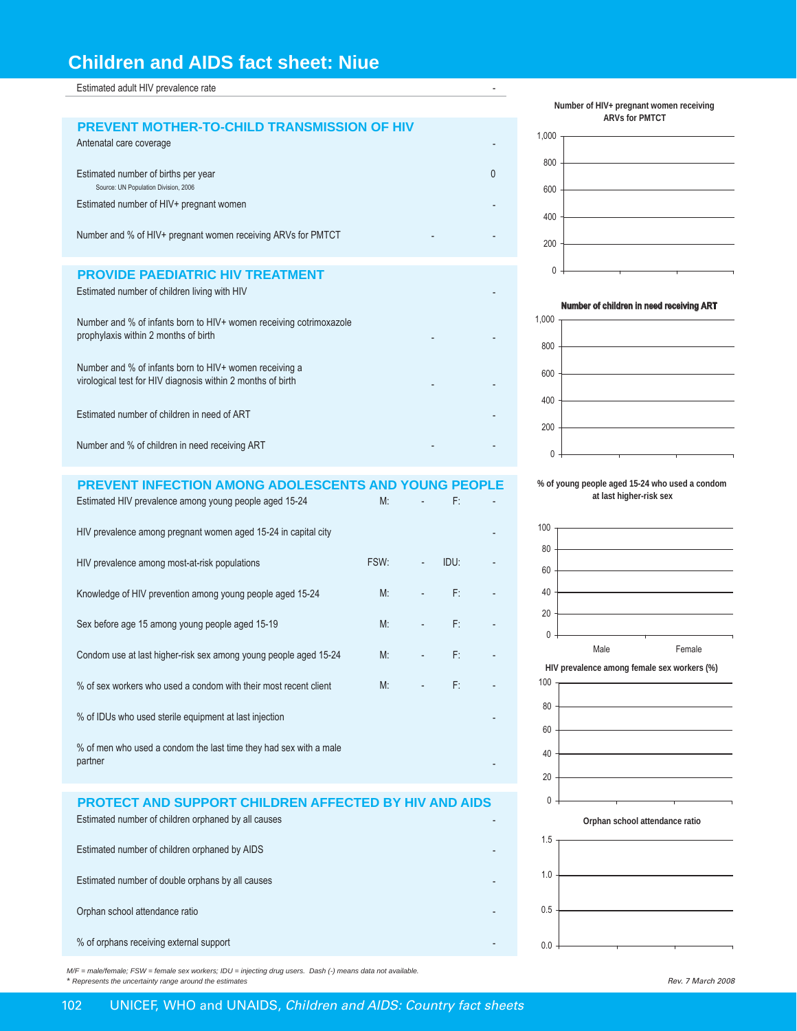# Children and AIDS fact sheet: Niue

| | |
|---|---|
| Estimated adult HIV prevalence rate | - |

## PREVENT MOTHER-TO-CHILD TRANSMISSION OF HIV

| | | |
|---|---|---|
| Antenatal care coverage | | - |
| Estimated number of births per year<br>Source: UN Population Division, 2006 | | 0 |
| Estimated number of HIV+ pregnant women | | - |
| Number and % of HIV+ pregnant women receiving ARVs for PMTCT | - | - |

## PROVIDE PAEDIATRIC HIV TREATMENT

| | | |
|---|---|---|
| Estimated number of children living with HIV | | - |
| Number and % of infants born to HIV+ women receiving cotrimoxazole prophylaxis within 2 months of birth | - | - |
| Number and % of infants born to HIV+ women receiving a virological test for HIV diagnosis within 2 months of birth | - | - |
| Estimated number of children in need of ART | | - |
| Number and % of children in need receiving ART | - | - |

## PREVENT INFECTION AMONG ADOLESCENTS AND YOUNG PEOPLE

| | | | | |
|---|---|---|---|---|
| Estimated HIV prevalence among young people aged 15-24 | M: | - | F: | - |
| HIV prevalence among pregnant women aged 15-24 in capital city | | | | - |
| HIV prevalence among most-at-risk populations | FSW: | - | IDU: | - |
| Knowledge of HIV prevention among young people aged 15-24 | M: | - | F: | - |
| Sex before age 15 among young people aged 15-19 | M: | - | F: | - |
| Condom use at last higher-risk sex among young people aged 15-24 | M: | - | F: | - |
| % of sex workers who used a condom with their most recent client | M: | - | F: | - |
| % of IDUs who used sterile equipment at last injection | | | | - |
| % of men who used a condom the last time they had sex with a male partner | | | | - |

## PROTECT AND SUPPORT CHILDREN AFFECTED BY HIV AND AIDS

| | |
|---|---|
| Estimated number of children orphaned by all causes | - |
| Estimated number of children orphaned by AIDS | - |
| Estimated number of double orphans by all causes | - |
| Orphan school attendance ratio | - |
| % of orphans receiving external support | - |

Number of HIV+ pregnant women receiving ARVs for PMTCT

Number of children in need receiving ART

% of young people aged 15-24 who used a condom at last higher-risk sex

HIV prevalence among female sex workers (%)

Orphan school attendance ratio

*M/F = male/female; FSW = female sex workers; IDU = injecting drug users. Dash (-) means data not available.*
*\* Represents the uncertainty range around the estimates*

*Rev. 7 March 2008*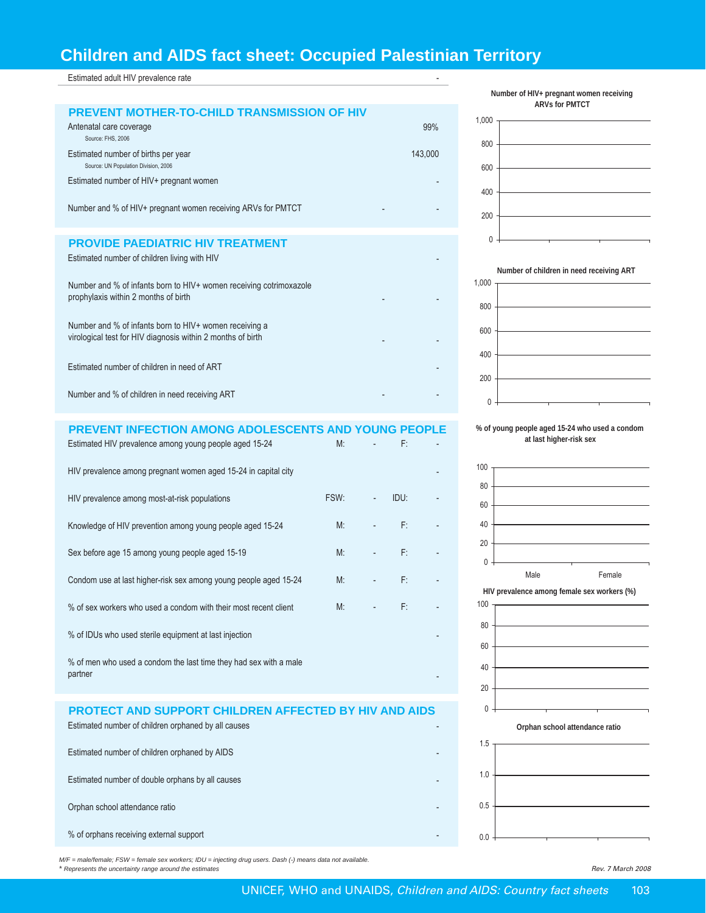# Children and AIDS fact sheet: Occupied Palestinian Territory

| Estimated adult HIV prevalence rate | | | | - |
|---|---|---|---|---|

## PREVENT MOTHER-TO-CHILD TRANSMISSION OF HIV

| Indicator | | | | Value |
|---|---|---|---|---|
| Antenatal care coverage (Source: FHS, 2006) | | | | 99% |
| Estimated number of births per year (Source: UN Population Division, 2006) | | | | 143,000 |
| Estimated number of HIV+ pregnant women | | | | - |
| Number and % of HIV+ pregnant women receiving ARVs for PMTCT | | | - | - |

## PROVIDE PAEDIATRIC HIV TREATMENT

| Indicator | | | | Value |
|---|---|---|---|---|
| Estimated number of children living with HIV | | | | - |
| Number and % of infants born to HIV+ women receiving cotrimoxazole prophylaxis within 2 months of birth | | | - | - |
| Number and % of infants born to HIV+ women receiving a virological test for HIV diagnosis within 2 months of birth | | | - | - |
| Estimated number of children in need of ART | | | | - |
| Number and % of children in need receiving ART | | | - | - |

## PREVENT INFECTION AMONG ADOLESCENTS AND YOUNG PEOPLE

| Indicator | | | | |
|---|---|---|---|---|
| Estimated HIV prevalence among young people aged 15-24 | M: | - | F: | - |
| HIV prevalence among pregnant women aged 15-24 in capital city | | | | - |
| HIV prevalence among most-at-risk populations | FSW: | - | IDU: | - |
| Knowledge of HIV prevention among young people aged 15-24 | M: | - | F: | - |
| Sex before age 15 among young people aged 15-19 | M: | - | F: | - |
| Condom use at last higher-risk sex among young people aged 15-24 | M: | - | F: | - |
| % of sex workers who used a condom with their most recent client | M: | - | F: | - |
| % of IDUs who used sterile equipment at last injection | | | | - |
| % of men who used a condom the last time they had sex with a male partner | | | | - |

## PROTECT AND SUPPORT CHILDREN AFFECTED BY HIV AND AIDS

| Indicator | Value |
|---|---|
| Estimated number of children orphaned by all causes | - |
| Estimated number of children orphaned by AIDS | - |
| Estimated number of double orphans by all causes | - |
| Orphan school attendance ratio | - |
| % of orphans receiving external support | - |

Number of HIV+ pregnant women receiving ARVs for PMTCT

Number of children in need receiving ART

% of young people aged 15-24 who used a condom at last higher-risk sex

HIV prevalence among female sex workers (%)

Orphan school attendance ratio

*M/F = male/female; FSW = female sex workers; IDU = injecting drug users. Dash (-) means data not available.*
*\* Represents the uncertainty range around the estimates*

*Rev. 7 March 2008*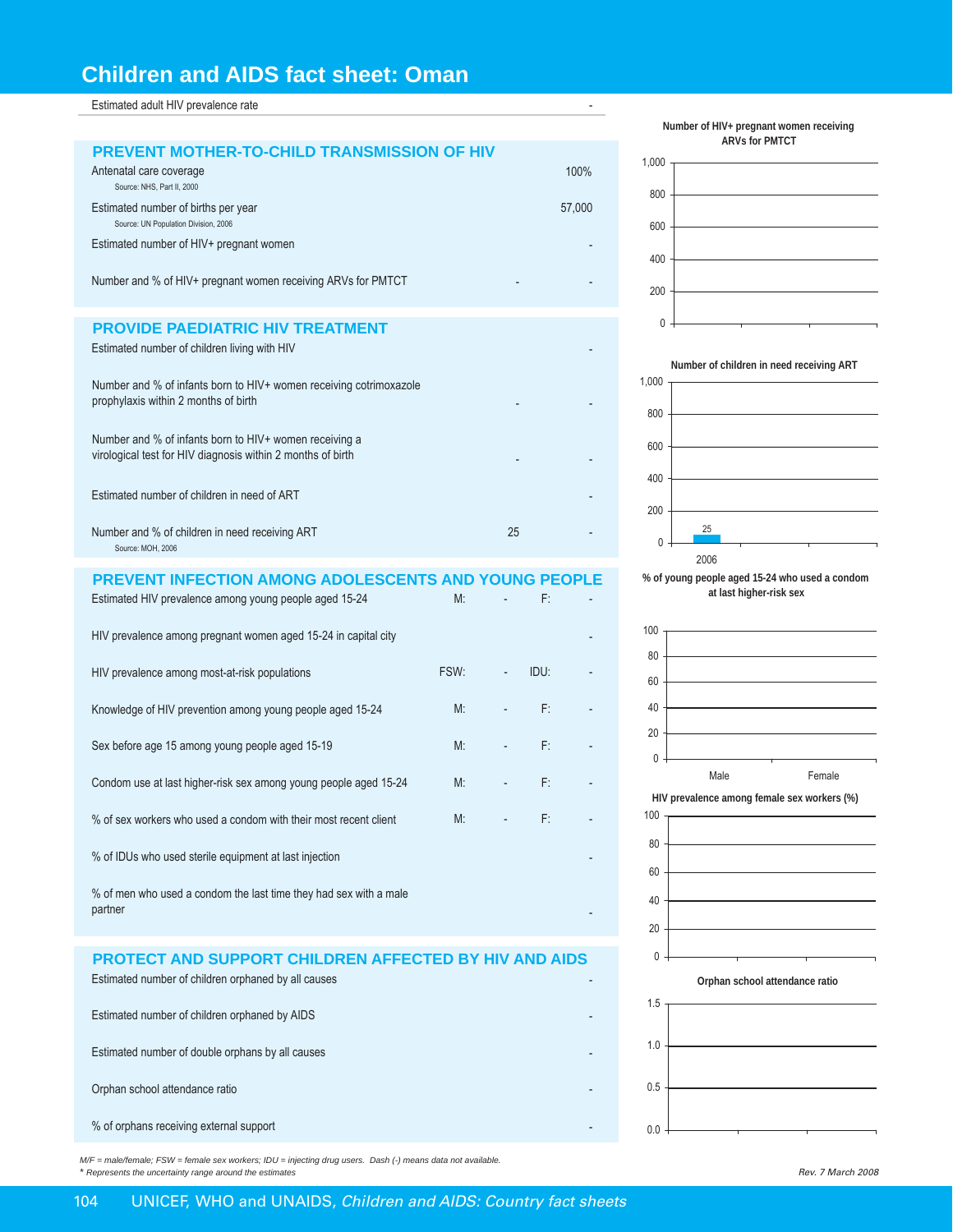# Children and AIDS fact sheet: Oman

| Estimated adult HIV prevalence rate | - |
|---|---|

## PREVENT MOTHER-TO-CHILD TRANSMISSION OF HIV

| Indicator | | Value |
|---|---|---|
| Antenatal care coverage (Source: NHS, Part II, 2000) | | 100% |
| Estimated number of births per year (Source: UN Population Division, 2006) | | 57,000 |
| Estimated number of HIV+ pregnant women | | - |
| Number and % of HIV+ pregnant women receiving ARVs for PMTCT | - | - |

## PROVIDE PAEDIATRIC HIV TREATMENT

| Indicator | | Value |
|---|---|---|
| Estimated number of children living with HIV | | - |
| Number and % of infants born to HIV+ women receiving cotrimoxazole prophylaxis within 2 months of birth | - | - |
| Number and % of infants born to HIV+ women receiving a virological test for HIV diagnosis within 2 months of birth | - | - |
| Estimated number of children in need of ART | | - |
| Number and % of children in need receiving ART (Source: MOH, 2006) | 25 | - |

## PREVENT INFECTION AMONG ADOLESCENTS AND YOUNG PEOPLE

| Indicator | | | | |
|---|---|---|---|---|
| Estimated HIV prevalence among young people aged 15-24 | M: | - | F: | - |
| HIV prevalence among pregnant women aged 15-24 in capital city | | | | - |
| HIV prevalence among most-at-risk populations | FSW: | - | IDU: | - |
| Knowledge of HIV prevention among young people aged 15-24 | M: | - | F: | - |
| Sex before age 15 among young people aged 15-19 | M: | - | F: | - |
| Condom use at last higher-risk sex among young people aged 15-24 | M: | - | F: | - |
| % of sex workers who used a condom with their most recent client | M: | - | F: | - |
| % of IDUs who used sterile equipment at last injection | | | | - |
| % of men who used a condom the last time they had sex with a male partner | | | | - |

## PROTECT AND SUPPORT CHILDREN AFFECTED BY HIV AND AIDS

| Indicator | Value |
|---|---|
| Estimated number of children orphaned by all causes | - |
| Estimated number of children orphaned by AIDS | - |
| Estimated number of double orphans by all causes | - |
| Orphan school attendance ratio | - |
| % of orphans receiving external support | - |

**Number of HIV+ pregnant women receiving ARVs for PMTCT**

**Number of children in need receiving ART**

| Year | Number |
|---|---|
| 2006 | 25 |

**% of young people aged 15-24 who used a condom at last higher-risk sex**

**HIV prevalence among female sex workers (%)**

**Orphan school attendance ratio**

*M/F = male/female; FSW = female sex workers; IDU = injecting drug users. Dash (-) means data not available.*
*\* Represents the uncertainty range around the estimates*

*Rev. 7 March 2008*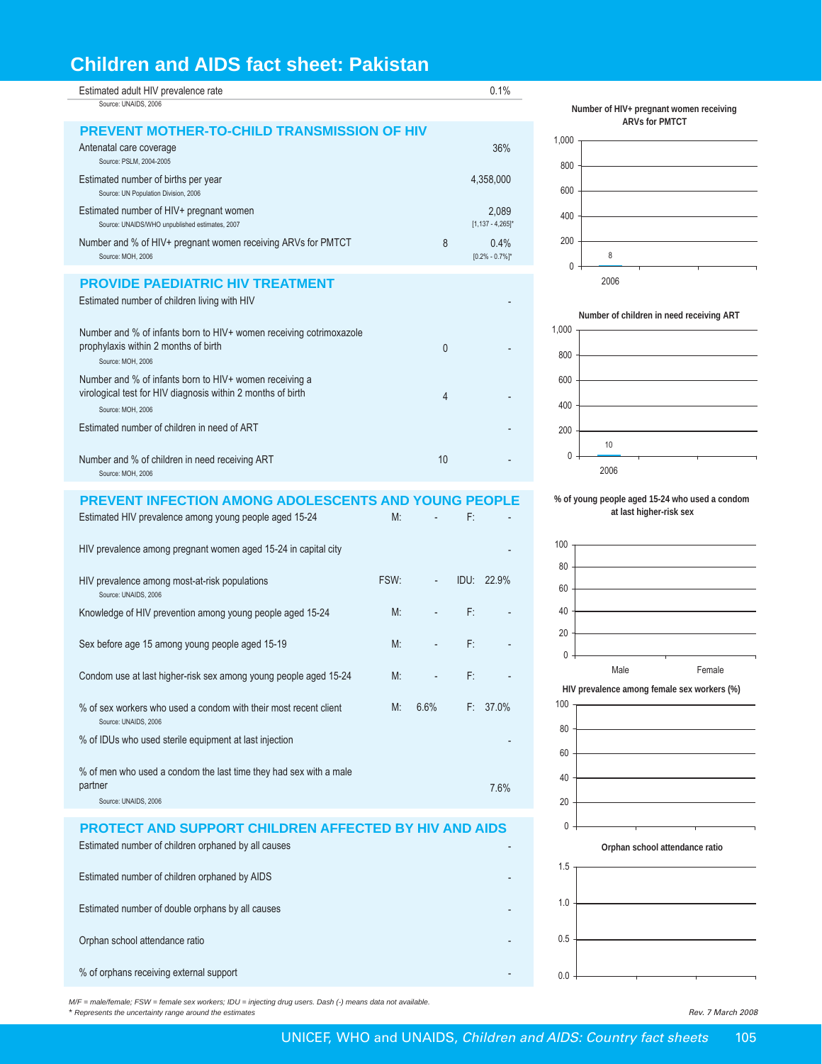# Children and AIDS fact sheet: Pakistan

| Indicator | | Value |
|---|---|---|
| Estimated adult HIV prevalence rate (Source: UNAIDS, 2006) | | 0.1% |

## PREVENT MOTHER-TO-CHILD TRANSMISSION OF HIV

| Indicator | Number | % |
|---|---|---|
| Antenatal care coverage (Source: PSLM, 2004-2005) | | 36% |
| Estimated number of births per year (Source: UN Population Division, 2006) | | 4,358,000 |
| Estimated number of HIV+ pregnant women (Source: UNAIDS/WHO unpublished estimates, 2007) | | 2,089 [1,137 - 4,265]* |
| Number and % of HIV+ pregnant women receiving ARVs for PMTCT (Source: MOH, 2006) | 8 | 0.4% [0.2% - 0.7%]* |

## PROVIDE PAEDIATRIC HIV TREATMENT

| Indicator | Number | % |
|---|---|---|
| Estimated number of children living with HIV | | - |
| Number and % of infants born to HIV+ women receiving cotrimoxazole prophylaxis within 2 months of birth (Source: MOH, 2006) | 0 | - |
| Number and % of infants born to HIV+ women receiving a virological test for HIV diagnosis within 2 months of birth (Source: MOH, 2006) | 4 | - |
| Estimated number of children in need of ART | | - |
| Number and % of children in need receiving ART (Source: MOH, 2006) | 10 | - |

## PREVENT INFECTION AMONG ADOLESCENTS AND YOUNG PEOPLE

| Indicator | | | | |
|---|---|---|---|---|
| Estimated HIV prevalence among young people aged 15-24 | M: | - | F: | - |
| HIV prevalence among pregnant women aged 15-24 in capital city | | | | - |
| HIV prevalence among most-at-risk populations (Source: UNAIDS, 2006) | FSW: | - | IDU: | 22.9% |
| Knowledge of HIV prevention among young people aged 15-24 | M: | - | F: | - |
| Sex before age 15 among young people aged 15-19 | M: | - | F: | - |
| Condom use at last higher-risk sex among young people aged 15-24 | M: | - | F: | - |
| % of sex workers who used a condom with their most recent client (Source: UNAIDS, 2006) | M: | 6.6% | F: | 37.0% |
| % of IDUs who used sterile equipment at last injection | | | | - |
| % of men who used a condom the last time they had sex with a male partner (Source: UNAIDS, 2006) | | | | 7.6% |

## PROTECT AND SUPPORT CHILDREN AFFECTED BY HIV AND AIDS

| Indicator | Value |
|---|---|
| Estimated number of children orphaned by all causes | - |
| Estimated number of children orphaned by AIDS | - |
| Estimated number of double orphans by all causes | - |
| Orphan school attendance ratio | - |
| % of orphans receiving external support | - |

**Number of HIV+ pregnant women receiving ARVs for PMTCT**

| Year | Number |
|---|---|
| 2006 | 8 |

**Number of children in need receiving ART**

| Year | Number |
|---|---|
| 2006 | 10 |

**% of young people aged 15-24 who used a condom at last higher-risk sex**

| Male | Female |
|---|---|
| - | - |

**HIV prevalence among female sex workers (%)**

**Orphan school attendance ratio**

*M/F = male/female; FSW = female sex workers; IDU = injecting drug users. Dash (-) means data not available.*
* *Represents the uncertainty range around the estimates*

*Rev. 7 March 2008*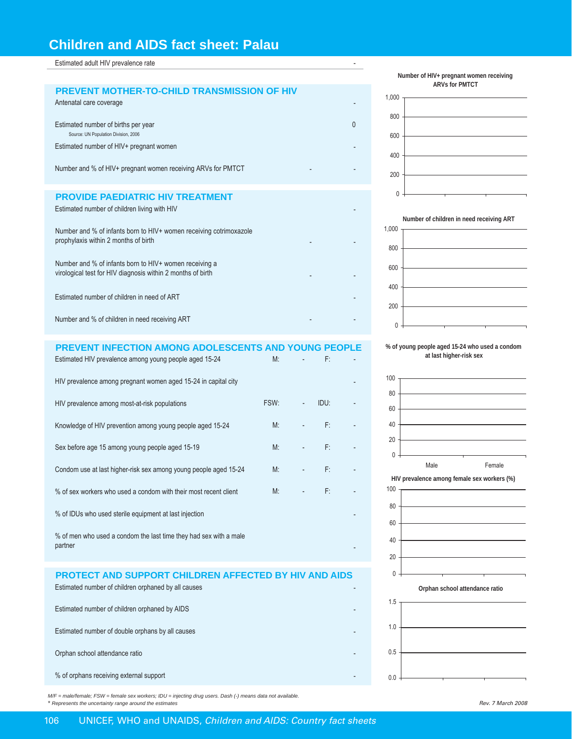# Children and AIDS fact sheet: Palau

| Estimated adult HIV prevalence rate | - |
|---|---|

## PREVENT MOTHER-TO-CHILD TRANSMISSION OF HIV

| Indicator | | |
|---|---|---|
| Antenatal care coverage | | - |
| Estimated number of births per year (Source: UN Population Division, 2006) | | 0 |
| Estimated number of HIV+ pregnant women | | - |
| Number and % of HIV+ pregnant women receiving ARVs for PMTCT | - | - |

## PROVIDE PAEDIATRIC HIV TREATMENT

| Indicator | | |
|---|---|---|
| Estimated number of children living with HIV | | - |
| Number and % of infants born to HIV+ women receiving cotrimoxazole prophylaxis within 2 months of birth | - | - |
| Number and % of infants born to HIV+ women receiving a virological test for HIV diagnosis within 2 months of birth | - | - |
| Estimated number of children in need of ART | | - |
| Number and % of children in need receiving ART | - | - |

## PREVENT INFECTION AMONG ADOLESCENTS AND YOUNG PEOPLE

| Indicator | | | | |
|---|---|---|---|---|
| Estimated HIV prevalence among young people aged 15-24 | M: | - | F: | - |
| HIV prevalence among pregnant women aged 15-24 in capital city | | | | - |
| HIV prevalence among most-at-risk populations | FSW: | - | IDU: | - |
| Knowledge of HIV prevention among young people aged 15-24 | M: | - | F: | - |
| Sex before age 15 among young people aged 15-19 | M: | - | F: | - |
| Condom use at last higher-risk sex among young people aged 15-24 | M: | - | F: | - |
| % of sex workers who used a condom with their most recent client | M: | - | F: | - |
| % of IDUs who used sterile equipment at last injection | | | | - |
| % of men who used a condom the last time they had sex with a male partner | | | | - |

## PROTECT AND SUPPORT CHILDREN AFFECTED BY HIV AND AIDS

| Indicator | |
|---|---|
| Estimated number of children orphaned by all causes | - |
| Estimated number of children orphaned by AIDS | - |
| Estimated number of double orphans by all causes | - |
| Orphan school attendance ratio | - |
| % of orphans receiving external support | - |

Number of HIV+ pregnant women receiving ARVs for PMTCT

Number of children in need receiving ART

% of young people aged 15-24 who used a condom at last higher-risk sex

HIV prevalence among female sex workers (%)

Orphan school attendance ratio

*M/F = male/female; FSW = female sex workers; IDU = injecting drug users. Dash (-) means data not available.*
** Represents the uncertainty range around the estimates*

*Rev. 7 March 2008*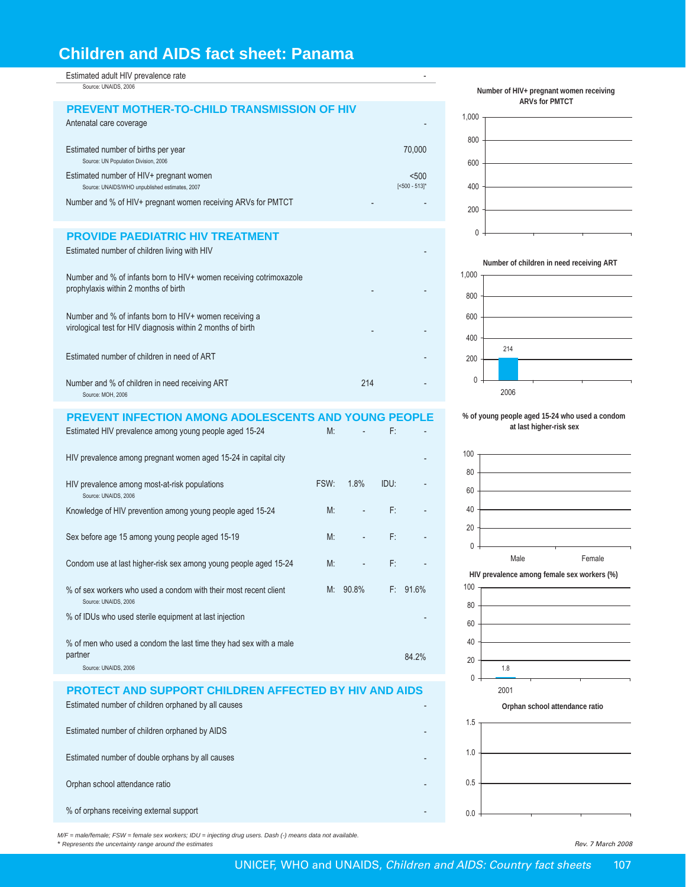# Children and AIDS fact sheet: Panama

| | | |
|---|---|---|
| Estimated adult HIV prevalence rate<br>Source: UNAIDS, 2006 | | - |

## PREVENT MOTHER-TO-CHILD TRANSMISSION OF HIV

| | | |
|---|---|---|
| Antenatal care coverage | | - |
| Estimated number of births per year<br>Source: UN Population Division, 2006 | | 70,000 |
| Estimated number of HIV+ pregnant women<br>Source: UNAIDS/WHO unpublished estimates, 2007 | | <500<br>[<500 - 513]* |
| Number and % of HIV+ pregnant women receiving ARVs for PMTCT | - | - |

## PROVIDE PAEDIATRIC HIV TREATMENT

| | | |
|---|---|---|
| Estimated number of children living with HIV | | - |
| Number and % of infants born to HIV+ women receiving cotrimoxazole prophylaxis within 2 months of birth | - | - |
| Number and % of infants born to HIV+ women receiving a virological test for HIV diagnosis within 2 months of birth | - | - |
| Estimated number of children in need of ART | | - |
| Number and % of children in need receiving ART<br>Source: MOH, 2006 | 214 | - |

## PREVENT INFECTION AMONG ADOLESCENTS AND YOUNG PEOPLE

| | | | | |
|---|---|---|---|---|
| Estimated HIV prevalence among young people aged 15-24 | M: | - | F: | - |
| HIV prevalence among pregnant women aged 15-24 in capital city | | | | - |
| HIV prevalence among most-at-risk populations<br>Source: UNAIDS, 2006 | FSW: | 1.8% | IDU: | - |
| Knowledge of HIV prevention among young people aged 15-24 | M: | - | F: | - |
| Sex before age 15 among young people aged 15-19 | M: | - | F: | - |
| Condom use at last higher-risk sex among young people aged 15-24 | M: | - | F: | - |
| % of sex workers who used a condom with their most recent client<br>Source: UNAIDS, 2006 | M: | 90.8% | F: | 91.6% |
| % of IDUs who used sterile equipment at last injection | | | | - |
| % of men who used a condom the last time they had sex with a male partner<br>Source: UNAIDS, 2006 | | | | 84.2% |

## PROTECT AND SUPPORT CHILDREN AFFECTED BY HIV AND AIDS

| | |
|---|---|
| Estimated number of children orphaned by all causes | - |
| Estimated number of children orphaned by AIDS | - |
| Estimated number of double orphans by all causes | - |
| Orphan school attendance ratio | - |
| % of orphans receiving external support | - |

**Number of HIV+ pregnant women receiving ARVs for PMTCT**

(No data)

**Number of children in need receiving ART**

| Year | Value |
|---|---|
| 2006 | 214 |

**% of young people aged 15-24 who used a condom at last higher-risk sex**

| Male | Female |
|---|---|
| - | - |

**HIV prevalence among female sex workers (%)**

| Year | Value |
|---|---|
| 2001 | 1.8 |

**Orphan school attendance ratio**

(No data)

*M/F = male/female; FSW = female sex workers; IDU = injecting drug users. Dash (-) means data not available.*
*\* Represents the uncertainty range around the estimates*

*Rev. 7 March 2008*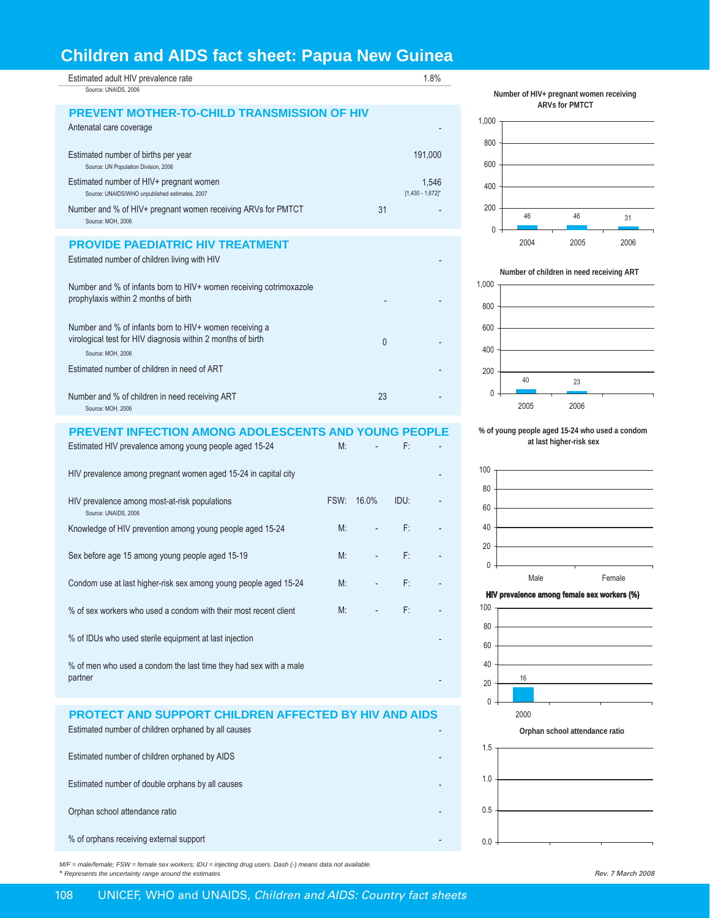# Children and AIDS fact sheet: Papua New Guinea

| | | |
|---|---|---|
| Estimated adult HIV prevalence rate<br>Source: UNAIDS, 2006 | | 1.8% |

## PREVENT MOTHER-TO-CHILD TRANSMISSION OF HIV

| | | |
|---|---|---|
| Antenatal care coverage | | - |
| Estimated number of births per year<br>Source: UN Population Division, 2006 | | 191,000 |
| Estimated number of HIV+ pregnant women<br>Source: UNAIDS/WHO unpublished estimates, 2007 | | 1,546<br>[1,430 - 1,672]* |
| Number and % of HIV+ pregnant women receiving ARVs for PMTCT<br>Source: MOH, 2006 | 31 | - |

## PROVIDE PAEDIATRIC HIV TREATMENT

| | | |
|---|---|---|
| Estimated number of children living with HIV | | - |
| Number and % of infants born to HIV+ women receiving cotrimoxazole prophylaxis within 2 months of birth | - | - |
| Number and % of infants born to HIV+ women receiving a virological test for HIV diagnosis within 2 months of birth<br>Source: MOH, 2006 | 0 | - |
| Estimated number of children in need of ART | | - |
| Number and % of children in need receiving ART<br>Source: MOH, 2006 | 23 | - |

## PREVENT INFECTION AMONG ADOLESCENTS AND YOUNG PEOPLE

| | | | | |
|---|---|---|---|---|
| Estimated HIV prevalence among young people aged 15-24 | M: | - | F: | - |
| HIV prevalence among pregnant women aged 15-24 in capital city | | | | - |
| HIV prevalence among most-at-risk populations<br>Source: UNAIDS, 2006 | FSW: | 16.0% | IDU: | - |
| Knowledge of HIV prevention among young people aged 15-24 | M: | - | F: | - |
| Sex before age 15 among young people aged 15-19 | M: | - | F: | - |
| Condom use at last higher-risk sex among young people aged 15-24 | M: | - | F: | - |
| % of sex workers who used a condom with their most recent client | M: | - | F: | - |
| % of IDUs who used sterile equipment at last injection | | | | - |
| % of men who used a condom the last time they had sex with a male partner | | | | - |

## PROTECT AND SUPPORT CHILDREN AFFECTED BY HIV AND AIDS

| | |
|---|---|
| Estimated number of children orphaned by all causes | - |
| Estimated number of children orphaned by AIDS | - |
| Estimated number of double orphans by all causes | - |
| Orphan school attendance ratio | - |
| % of orphans receiving external support | - |

**Number of HIV+ pregnant women receiving ARVs for PMTCT**

| 2004 | 2005 | 2006 |
|---|---|---|
| 46 | 46 | 31 |

**Number of children in need receiving ART**

| 2005 | 2006 |
|---|---|
| 40 | 23 |

**% of young people aged 15-24 who used a condom at last higher-risk sex**

| Male | Female |
|---|---|
| | |

**HIV prevalence among female sex workers (%)**

| 2000 |
|---|
| 16 |

**Orphan school attendance ratio**

*M/F = male/female; FSW = female sex workers; IDU = injecting drug users. Dash (-) means data not available.*
*\* Represents the uncertainty range around the estimates*

*Rev. 7 March 2008*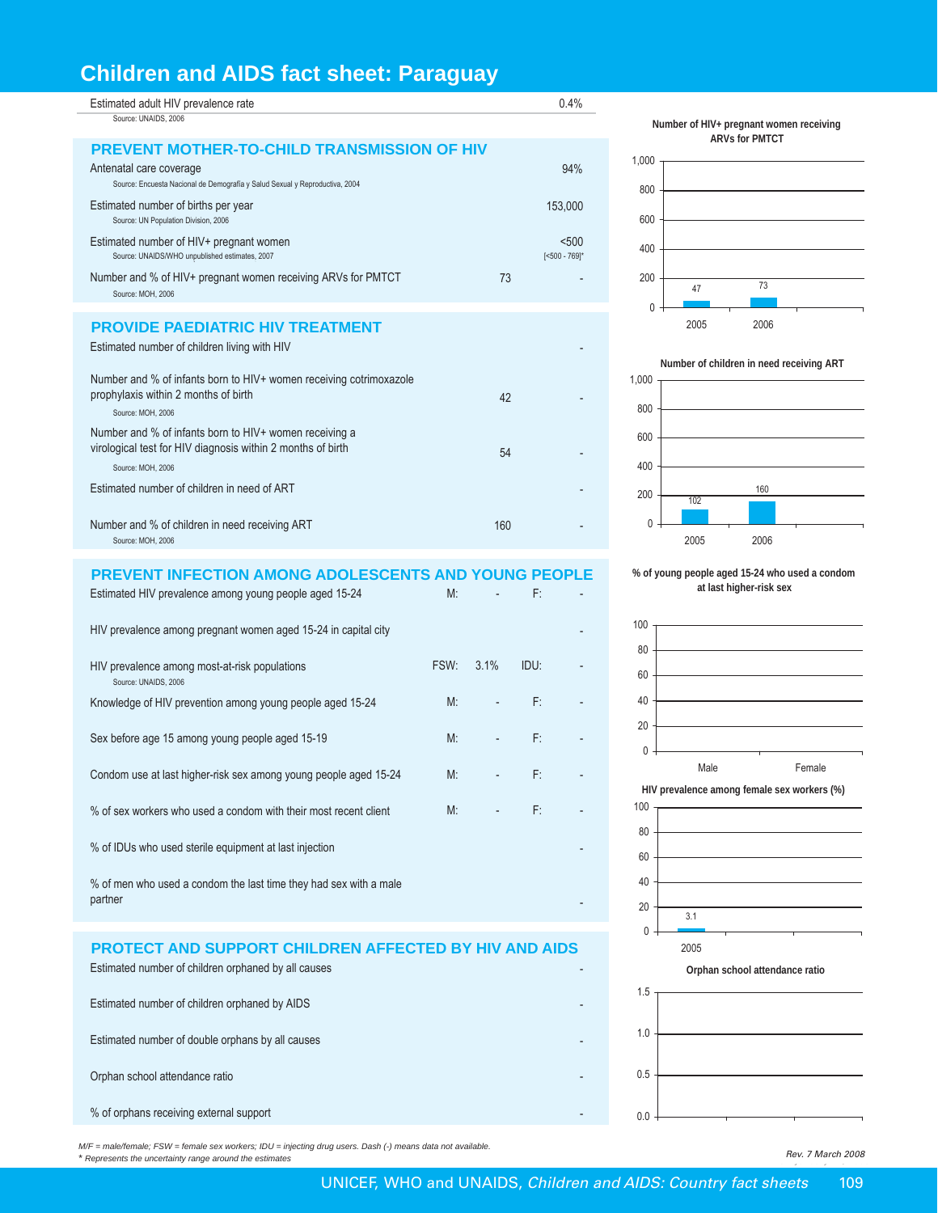# Children and AIDS fact sheet: Paraguay

| | |
|---|---|
| Estimated adult HIV prevalence rate<br>Source: UNAIDS, 2006 | 0.4% |

## PREVENT MOTHER-TO-CHILD TRANSMISSION OF HIV

| | | |
|---|---|---|
| Antenatal care coverage<br>Source: Encuesta Nacional de Demografía y Salud Sexual y Reproductiva, 2004 | | 94% |
| Estimated number of births per year<br>Source: UN Population Division, 2006 | | 153,000 |
| Estimated number of HIV+ pregnant women<br>Source: UNAIDS/WHO unpublished estimates, 2007 | | <500<br>[<500 - 769]* |
| Number and % of HIV+ pregnant women receiving ARVs for PMTCT<br>Source: MOH, 2006 | 73 | - |

## PROVIDE PAEDIATRIC HIV TREATMENT

| | | |
|---|---|---|
| Estimated number of children living with HIV | | - |
| Number and % of infants born to HIV+ women receiving cotrimoxazole prophylaxis within 2 months of birth<br>Source: MOH, 2006 | 42 | - |
| Number and % of infants born to HIV+ women receiving a virological test for HIV diagnosis within 2 months of birth<br>Source: MOH, 2006 | 54 | - |
| Estimated number of children in need of ART | | - |
| Number and % of children in need receiving ART<br>Source: MOH, 2006 | 160 | - |

## PREVENT INFECTION AMONG ADOLESCENTS AND YOUNG PEOPLE

| | | | | |
|---|---|---|---|---|
| Estimated HIV prevalence among young people aged 15-24 | M: | - | F: | - |
| HIV prevalence among pregnant women aged 15-24 in capital city | | | | - |
| HIV prevalence among most-at-risk populations<br>Source: UNAIDS, 2006 | FSW: | 3.1% | IDU: | - |
| Knowledge of HIV prevention among young people aged 15-24 | M: | - | F: | - |
| Sex before age 15 among young people aged 15-19 | M: | - | F: | - |
| Condom use at last higher-risk sex among young people aged 15-24 | M: | - | F: | - |
| % of sex workers who used a condom with their most recent client | M: | - | F: | - |
| % of IDUs who used sterile equipment at last injection | | | | - |
| % of men who used a condom the last time they had sex with a male partner | | | | - |

## PROTECT AND SUPPORT CHILDREN AFFECTED BY HIV AND AIDS

| | |
|---|---|
| Estimated number of children orphaned by all causes | - |
| Estimated number of children orphaned by AIDS | - |
| Estimated number of double orphans by all causes | - |
| Orphan school attendance ratio | - |
| % of orphans receiving external support | - |

**Number of HIV+ pregnant women receiving ARVs for PMTCT**

| Year | Number |
|---|---|
| 2005 | 47 |
| 2006 | 73 |

**Number of children in need receiving ART**

| Year | Number |
|---|---|
| 2005 | 102 |
| 2006 | 160 |

**% of young people aged 15-24 who used a condom at last higher-risk sex**

| Male | Female |
|---|---|
| | |

**HIV prevalence among female sex workers (%)**

| Year | % |
|---|---|
| 2005 | 3.1 |

**Orphan school attendance ratio**

*M/F = male/female; FSW = female sex workers; IDU = injecting drug users. Dash (-) means data not available.*
* *Represents the uncertainty range around the estimates*

*Rev. 7 March 2008*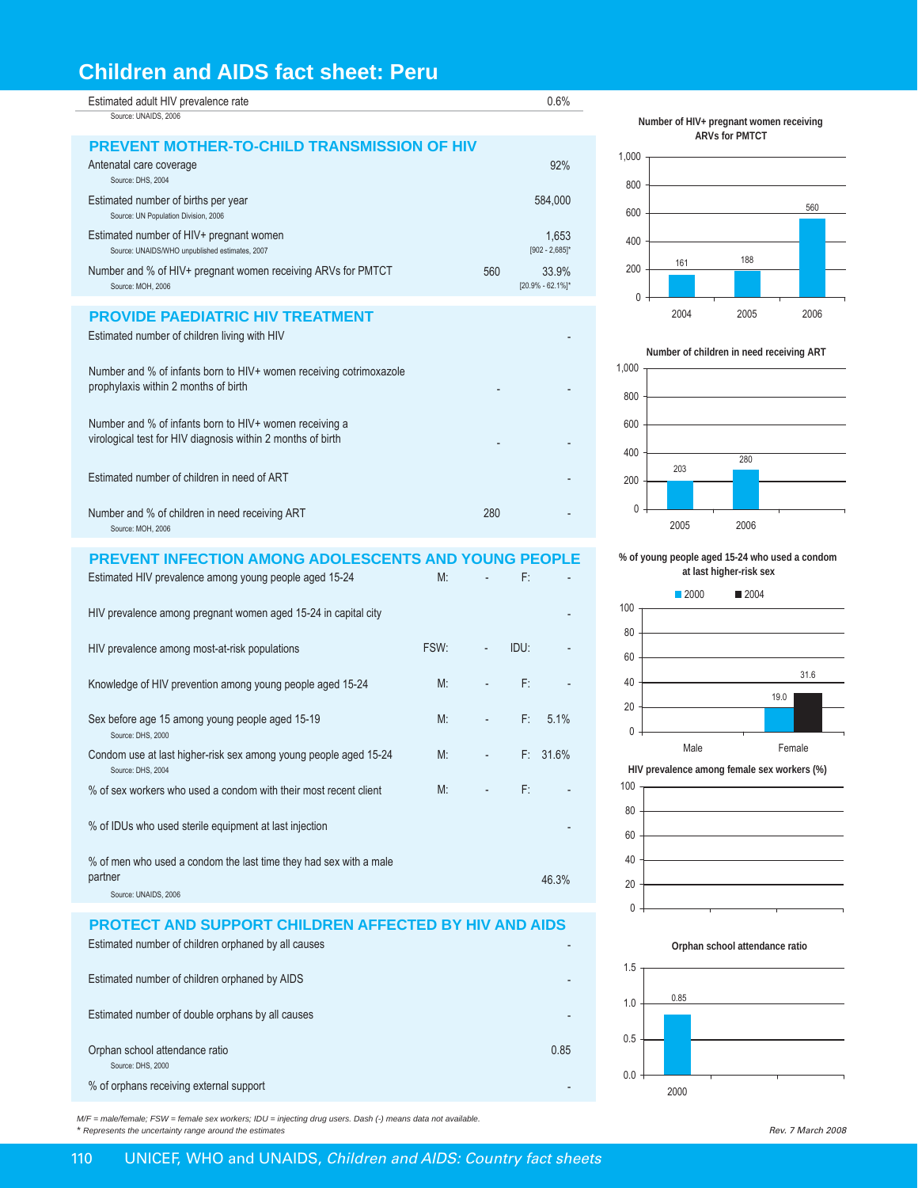# Children and AIDS fact sheet: Peru

| | | |
|---|---|---|
| Estimated adult HIV prevalence rate<br>Source: UNAIDS, 2006 | | 0.6% |

## PREVENT MOTHER-TO-CHILD TRANSMISSION OF HIV

| | | |
|---|---|---|
| Antenatal care coverage<br>Source: DHS, 2004 | | 92% |
| Estimated number of births per year<br>Source: UN Population Division, 2006 | | 584,000 |
| Estimated number of HIV+ pregnant women<br>Source: UNAIDS/WHO unpublished estimates, 2007 | | 1,653<br>[902 - 2,685]* |
| Number and % of HIV+ pregnant women receiving ARVs for PMTCT<br>Source: MOH, 2006 | 560 | 33.9%<br>[20.9% - 62.1%]* |

**Number of HIV+ pregnant women receiving ARVs for PMTCT**

| Year | Number |
|---|---|
| 2004 | 161 |
| 2005 | 188 |
| 2006 | 560 |

## PROVIDE PAEDIATRIC HIV TREATMENT

| | | |
|---|---|---|
| Estimated number of children living with HIV | | - |
| Number and % of infants born to HIV+ women receiving cotrimoxazole prophylaxis within 2 months of birth | - | - |
| Number and % of infants born to HIV+ women receiving a virological test for HIV diagnosis within 2 months of birth | - | - |
| Estimated number of children in need of ART | | - |
| Number and % of children in need receiving ART<br>Source: MOH, 2006 | 280 | - |

**Number of children in need receiving ART**

| Year | Number |
|---|---|
| 2005 | 203 |
| 2006 | 280 |

## PREVENT INFECTION AMONG ADOLESCENTS AND YOUNG PEOPLE

| | | | | |
|---|---|---|---|---|
| Estimated HIV prevalence among young people aged 15-24 | M: | - | F: | - |
| HIV prevalence among pregnant women aged 15-24 in capital city | | | | - |
| HIV prevalence among most-at-risk populations | FSW: | - | IDU: | - |
| Knowledge of HIV prevention among young people aged 15-24 | M: | - | F: | - |
| Sex before age 15 among young people aged 15-19<br>Source: DHS, 2000 | M: | - | F: | 5.1% |
| Condom use at last higher-risk sex among young people aged 15-24<br>Source: DHS, 2004 | M: | - | F: | 31.6% |
| % of sex workers who used a condom with their most recent client | M: | - | F: | - |
| % of IDUs who used sterile equipment at last injection | | | | - |
| % of men who used a condom the last time they had sex with a male partner<br>Source: UNAIDS, 2006 | | | | 46.3% |

**% of young people aged 15-24 who used a condom at last higher-risk sex**

| | 2000 | 2004 |
|---|---|---|
| Male | - | - |
| Female | 19.0 | 31.6 |

**HIV prevalence among female sex workers (%)**

## PROTECT AND SUPPORT CHILDREN AFFECTED BY HIV AND AIDS

| | |
|---|---|
| Estimated number of children orphaned by all causes | - |
| Estimated number of children orphaned by AIDS | - |
| Estimated number of double orphans by all causes | - |
| Orphan school attendance ratio<br>Source: DHS, 2000 | 0.85 |
| % of orphans receiving external support | - |

**Orphan school attendance ratio**

| Year | Ratio |
|---|---|
| 2000 | 0.85 |

*M/F = male/female; FSW = female sex workers; IDU = injecting drug users. Dash (-) means data not available.*
*\* Represents the uncertainty range around the estimates*

*Rev. 7 March 2008*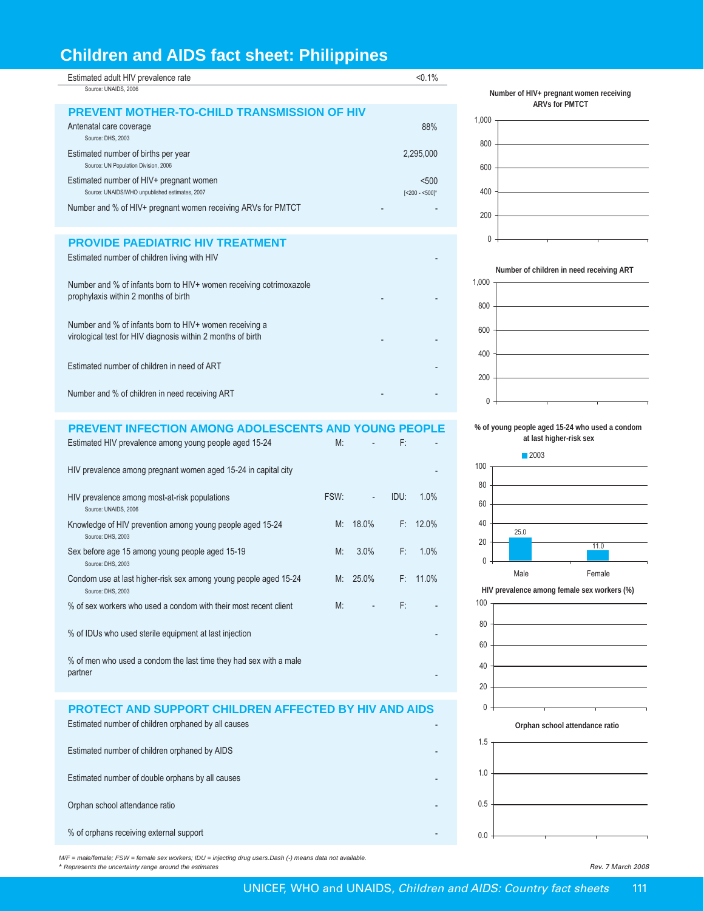# Children and AIDS fact sheet: Philippines

| | |
|---|---|
| Estimated adult HIV prevalence rate<br>Source: UNAIDS, 2006 | <0.1% |

## PREVENT MOTHER-TO-CHILD TRANSMISSION OF HIV

| | | |
|---|---|---|
| Antenatal care coverage<br>Source: DHS, 2003 | | 88% |
| Estimated number of births per year<br>Source: UN Population Division, 2006 | | 2,295,000 |
| Estimated number of HIV+ pregnant women<br>Source: UNAIDS/WHO unpublished estimates, 2007 | | <500<br>[<200 - <500]* |
| Number and % of HIV+ pregnant women receiving ARVs for PMTCT | - | - |

## PROVIDE PAEDIATRIC HIV TREATMENT

| | | |
|---|---|---|
| Estimated number of children living with HIV | | - |
| Number and % of infants born to HIV+ women receiving cotrimoxazole prophylaxis within 2 months of birth | - | - |
| Number and % of infants born to HIV+ women receiving a virological test for HIV diagnosis within 2 months of birth | - | - |
| Estimated number of children in need of ART | | - |
| Number and % of children in need receiving ART | - | - |

## PREVENT INFECTION AMONG ADOLESCENTS AND YOUNG PEOPLE

| | | | | |
|---|---|---|---|---|
| Estimated HIV prevalence among young people aged 15-24 | M: | - | F: | - |
| HIV prevalence among pregnant women aged 15-24 in capital city | | | | - |
| HIV prevalence among most-at-risk populations<br>Source: UNAIDS, 2006 | FSW: | - | IDU: | 1.0% |
| Knowledge of HIV prevention among young people aged 15-24<br>Source: DHS, 2003 | M: | 18.0% | F: | 12.0% |
| Sex before age 15 among young people aged 15-19<br>Source: DHS, 2003 | M: | 3.0% | F: | 1.0% |
| Condom use at last higher-risk sex among young people aged 15-24<br>Source: DHS, 2003 | M: | 25.0% | F: | 11.0% |
| % of sex workers who used a condom with their most recent client | M: | - | F: | - |
| % of IDUs who used sterile equipment at last injection | | | | - |
| % of men who used a condom the last time they had sex with a male partner | | | | - |

## PROTECT AND SUPPORT CHILDREN AFFECTED BY HIV AND AIDS

| | |
|---|---|
| Estimated number of children orphaned by all causes | - |
| Estimated number of children orphaned by AIDS | - |
| Estimated number of double orphans by all causes | - |
| Orphan school attendance ratio | - |
| % of orphans receiving external support | - |

**Number of HIV+ pregnant women receiving ARVs for PMTCT**

**Number of children in need receiving ART**

**% of young people aged 15-24 who used a condom at last higher-risk sex**

| | 2003 |
|---|---|
| Male | 25.0 |
| Female | 11.0 |

**HIV prevalence among female sex workers (%)**

**Orphan school attendance ratio**

*M/F = male/female; FSW = female sex workers; IDU = injecting drug users.Dash (-) means data not available.*
*\* Represents the uncertainty range around the estimates*

*Rev. 7 March 2008*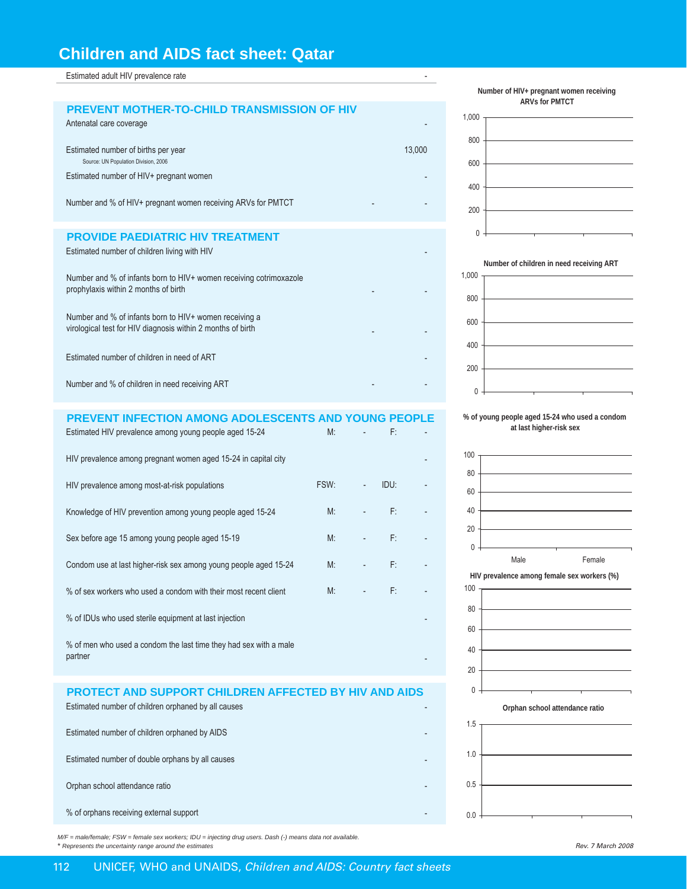# Children and AIDS fact sheet: Qatar

| | | |
|---|---|---|
| Estimated adult HIV prevalence rate | | - |

## PREVENT MOTHER-TO-CHILD TRANSMISSION OF HIV

| | | |
|---|---|---|
| Antenatal care coverage | | - |
| Estimated number of births per year<br>Source: UN Population Division, 2006 | | 13,000 |
| Estimated number of HIV+ pregnant women | | - |
| Number and % of HIV+ pregnant women receiving ARVs for PMTCT | - | - |

## PROVIDE PAEDIATRIC HIV TREATMENT

| | | |
|---|---|---|
| Estimated number of children living with HIV | | - |
| Number and % of infants born to HIV+ women receiving cotrimoxazole prophylaxis within 2 months of birth | - | - |
| Number and % of infants born to HIV+ women receiving a virological test for HIV diagnosis within 2 months of birth | - | - |
| Estimated number of children in need of ART | | - |
| Number and % of children in need receiving ART | - | - |

## PREVENT INFECTION AMONG ADOLESCENTS AND YOUNG PEOPLE

| | | | | |
|---|---|---|---|---|
| Estimated HIV prevalence among young people aged 15-24 | M: | - | F: | - |
| HIV prevalence among pregnant women aged 15-24 in capital city | | | | - |
| HIV prevalence among most-at-risk populations | FSW: | - | IDU: | - |
| Knowledge of HIV prevention among young people aged 15-24 | M: | - | F: | - |
| Sex before age 15 among young people aged 15-19 | M: | - | F: | - |
| Condom use at last higher-risk sex among young people aged 15-24 | M: | - | F: | - |
| % of sex workers who used a condom with their most recent client | M: | - | F: | - |
| % of IDUs who used sterile equipment at last injection | | | | - |
| % of men who used a condom the last time they had sex with a male partner | | | | - |

## PROTECT AND SUPPORT CHILDREN AFFECTED BY HIV AND AIDS

| | |
|---|---|
| Estimated number of children orphaned by all causes | - |
| Estimated number of children orphaned by AIDS | - |
| Estimated number of double orphans by all causes | - |
| Orphan school attendance ratio | - |
| % of orphans receiving external support | - |

Number of HIV+ pregnant women receiving ARVs for PMTCT

Number of children in need receiving ART

% of young people aged 15-24 who used a condom at last higher-risk sex

HIV prevalence among female sex workers (%)

Orphan school attendance ratio

*M/F = male/female; FSW = female sex workers; IDU = injecting drug users. Dash (-) means data not available.*
*\* Represents the uncertainty range around the estimates*

*Rev. 7 March 2008*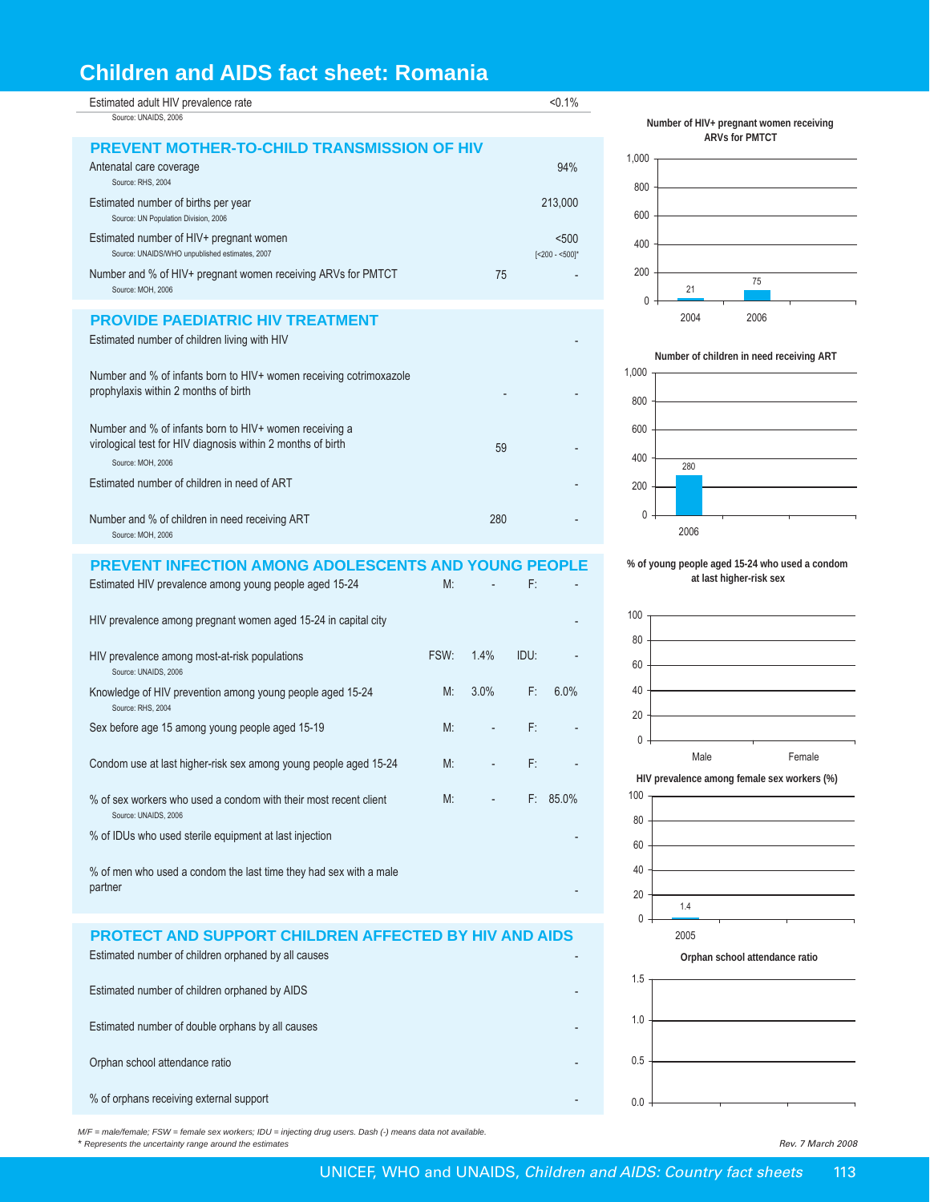# Children and AIDS fact sheet: Romania

| Indicator | | Value |
|---|---|---|
| Estimated adult HIV prevalence rate<br>Source: UNAIDS, 2006 | | <0.1% |

## PREVENT MOTHER-TO-CHILD TRANSMISSION OF HIV

| Indicator | Number | % / Value |
|---|---|---|
| Antenatal care coverage<br>Source: RHS, 2004 | | 94% |
| Estimated number of births per year<br>Source: UN Population Division, 2006 | | 213,000 |
| Estimated number of HIV+ pregnant women<br>Source: UNAIDS/WHO unpublished estimates, 2007 | | <500<br>[<200 - <500]* |
| Number and % of HIV+ pregnant women receiving ARVs for PMTCT<br>Source: MOH, 2006 | 75 | - |

## PROVIDE PAEDIATRIC HIV TREATMENT

| Indicator | Number | % / Value |
|---|---|---|
| Estimated number of children living with HIV | | - |
| Number and % of infants born to HIV+ women receiving cotrimoxazole prophylaxis within 2 months of birth | - | - |
| Number and % of infants born to HIV+ women receiving a virological test for HIV diagnosis within 2 months of birth<br>Source: MOH, 2006 | 59 | - |
| Estimated number of children in need of ART | | - |
| Number and % of children in need receiving ART<br>Source: MOH, 2006 | 280 | - |

## PREVENT INFECTION AMONG ADOLESCENTS AND YOUNG PEOPLE

| Indicator | | | | |
|---|---|---|---|---|
| Estimated HIV prevalence among young people aged 15-24 | M: | - | F: | - |
| HIV prevalence among pregnant women aged 15-24 in capital city | | | | - |
| HIV prevalence among most-at-risk populations<br>Source: UNAIDS, 2006 | FSW: | 1.4% | IDU: | - |
| Knowledge of HIV prevention among young people aged 15-24<br>Source: RHS, 2004 | M: | 3.0% | F: | 6.0% |
| Sex before age 15 among young people aged 15-19 | M: | - | F: | - |
| Condom use at last higher-risk sex among young people aged 15-24 | M: | - | F: | - |
| % of sex workers who used a condom with their most recent client<br>Source: UNAIDS, 2006 | M: | - | F: | 85.0% |
| % of IDUs who used sterile equipment at last injection | | | | - |
| % of men who used a condom the last time they had sex with a male partner | | | | - |

## PROTECT AND SUPPORT CHILDREN AFFECTED BY HIV AND AIDS

| Indicator | Value |
|---|---|
| Estimated number of children orphaned by all causes | - |
| Estimated number of children orphaned by AIDS | - |
| Estimated number of double orphans by all causes | - |
| Orphan school attendance ratio | - |
| % of orphans receiving external support | - |

**Number of HIV+ pregnant women receiving ARVs for PMTCT**

| Year | Number |
|---|---|
| 2004 | 21 |
| 2006 | 75 |

**Number of children in need receiving ART**

| Year | Number |
|---|---|
| 2006 | 280 |

**% of young people aged 15-24 who used a condom at last higher-risk sex**

| Male | Female |
|---|---|
| - | - |

**HIV prevalence among female sex workers (%)**

| Year | % |
|---|---|
| 2005 | 1.4 |

**Orphan school attendance ratio**

(no data)

*M/F = male/female; FSW = female sex workers; IDU = injecting drug users. Dash (-) means data not available.*
*\* Represents the uncertainty range around the estimates*

*Rev. 7 March 2008*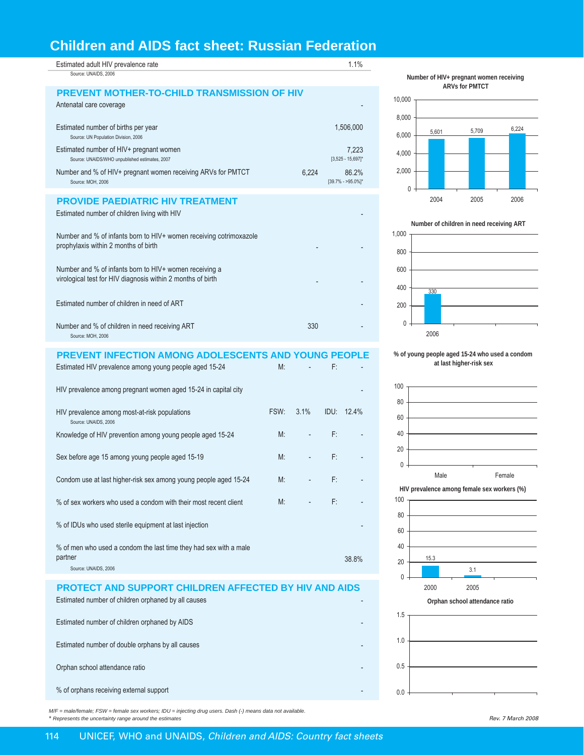# Children and AIDS fact sheet: Russian Federation

| | | |
|---|---|---|
| Estimated adult HIV prevalence rate<br>Source: UNAIDS, 2006 | | 1.1% |

## PREVENT MOTHER-TO-CHILD TRANSMISSION OF HIV

| Indicator | Number | % |
|---|---|---|
| Antenatal care coverage | | - |
| Estimated number of births per year<br>Source: UN Population Division, 2006 | | 1,506,000 |
| Estimated number of HIV+ pregnant women<br>Source: UNAIDS/WHO unpublished estimates, 2007 | | 7,223<br>[3,525 - 15,697]* |
| Number and % of HIV+ pregnant women receiving ARVs for PMTCT<br>Source: MOH, 2006 | 6,224 | 86.2%<br>[39.7% - >95.0%]* |

## PROVIDE PAEDIATRIC HIV TREATMENT

| Indicator | Number | % |
|---|---|---|
| Estimated number of children living with HIV | | - |
| Number and % of infants born to HIV+ women receiving cotrimoxazole prophylaxis within 2 months of birth | - | - |
| Number and % of infants born to HIV+ women receiving a virological test for HIV diagnosis within 2 months of birth | - | - |
| Estimated number of children in need of ART | | - |
| Number and % of children in need receiving ART<br>Source: MOH, 2006 | 330 | - |

## PREVENT INFECTION AMONG ADOLESCENTS AND YOUNG PEOPLE

| Indicator | | | | |
|---|---|---|---|---|
| Estimated HIV prevalence among young people aged 15-24 | M: | - | F: | - |
| HIV prevalence among pregnant women aged 15-24 in capital city | | | | - |
| HIV prevalence among most-at-risk populations<br>Source: UNAIDS, 2006 | FSW: | 3.1% | IDU: | 12.4% |
| Knowledge of HIV prevention among young people aged 15-24 | M: | - | F: | - |
| Sex before age 15 among young people aged 15-19 | M: | - | F: | - |
| Condom use at last higher-risk sex among young people aged 15-24 | M: | - | F: | - |
| % of sex workers who used a condom with their most recent client | M: | - | F: | - |
| % of IDUs who used sterile equipment at last injection | | | | - |
| % of men who used a condom the last time they had sex with a male partner<br>Source: UNAIDS, 2006 | | | | 38.8% |

## PROTECT AND SUPPORT CHILDREN AFFECTED BY HIV AND AIDS

| Indicator | Value |
|---|---|
| Estimated number of children orphaned by all causes | - |
| Estimated number of children orphaned by AIDS | - |
| Estimated number of double orphans by all causes | - |
| Orphan school attendance ratio | - |
| % of orphans receiving external support | - |

**Number of HIV+ pregnant women receiving ARVs for PMTCT**

| 2004 | 2005 | 2006 |
|---|---|---|
| 5,601 | 5,709 | 6,224 |

**Number of children in need receiving ART**

| 2006 |
|---|
| 330 |

**% of young people aged 15-24 who used a condom at last higher-risk sex**

| Male | Female |
|---|---|
| | |

**HIV prevalence among female sex workers (%)**

| 2000 | 2005 |
|---|---|
| 15.3 | 3.1 |

**Orphan school attendance ratio**

*M/F = male/female; FSW = female sex workers; IDU = injecting drug users. Dash (-) means data not available.*
*\* Represents the uncertainty range around the estimates*

Rev. 7 March 2008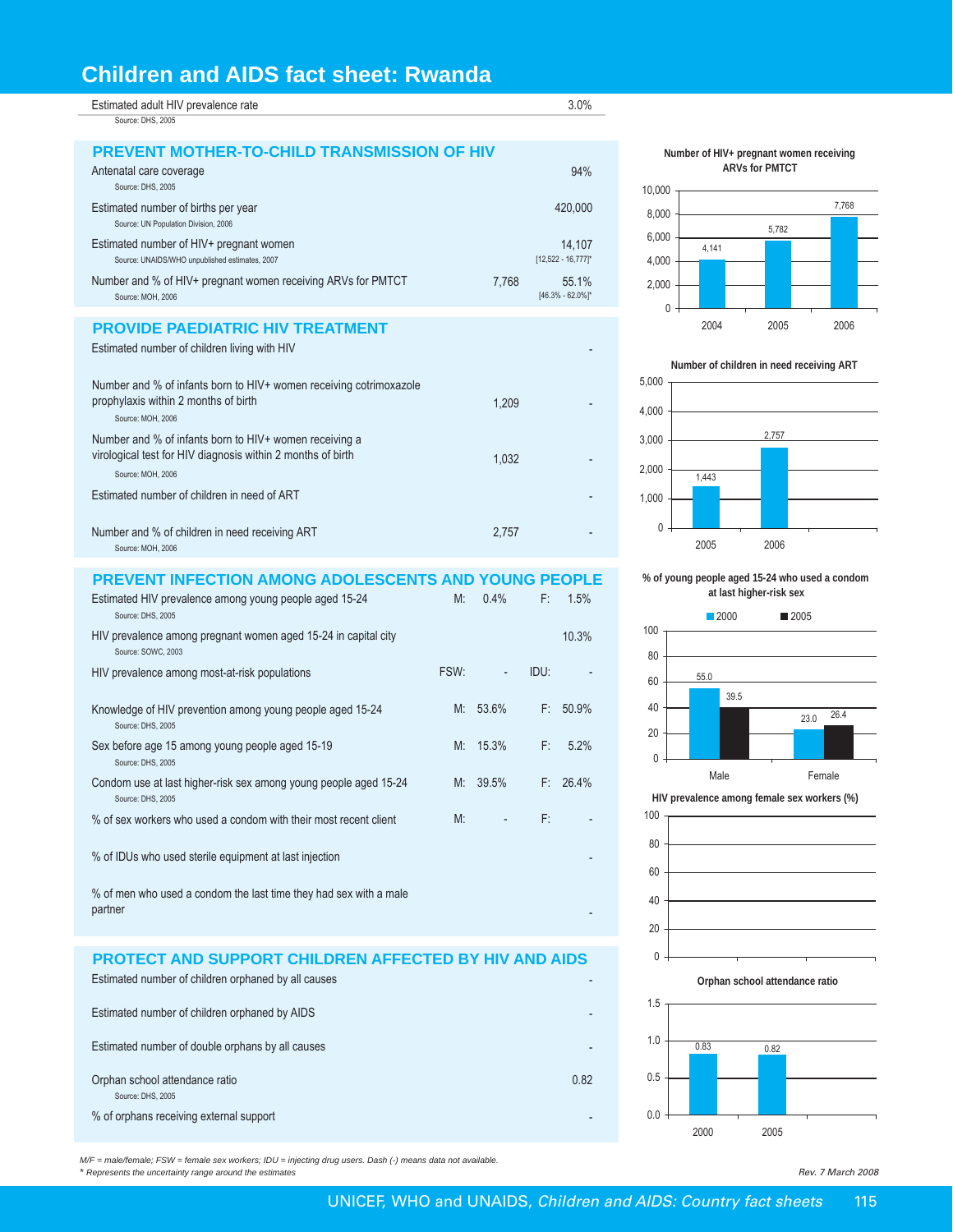# Children and AIDS fact sheet: Rwanda

| | |
|---|---|
| Estimated adult HIV prevalence rate<br>Source: DHS, 2005 | 3.0% |

## PREVENT MOTHER-TO-CHILD TRANSMISSION OF HIV

| | | |
|---|---|---|
| Antenatal care coverage<br>Source: DHS, 2005 | | 94% |
| Estimated number of births per year<br>Source: UN Population Division, 2006 | | 420,000 |
| Estimated number of HIV+ pregnant women<br>Source: UNAIDS/WHO unpublished estimates, 2007 | | 14,107<br>[12,522 - 16,777]* |
| Number and % of HIV+ pregnant women receiving ARVs for PMTCT<br>Source: MOH, 2006 | 7,768 | 55.1%<br>[46.3% - 62.0%]* |

## PROVIDE PAEDIATRIC HIV TREATMENT

| | | |
|---|---|---|
| Estimated number of children living with HIV | | - |
| Number and % of infants born to HIV+ women receiving cotrimoxazole prophylaxis within 2 months of birth<br>Source: MOH, 2006 | 1,209 | - |
| Number and % of infants born to HIV+ women receiving a virological test for HIV diagnosis within 2 months of birth<br>Source: MOH, 2006 | 1,032 | - |
| Estimated number of children in need of ART | | - |
| Number and % of children in need receiving ART<br>Source: MOH, 2006 | 2,757 | - |

## PREVENT INFECTION AMONG ADOLESCENTS AND YOUNG PEOPLE

| | | | | |
|---|---|---|---|---|
| Estimated HIV prevalence among young people aged 15-24<br>Source: DHS, 2005 | M: | 0.4% | F: | 1.5% |
| HIV prevalence among pregnant women aged 15-24 in capital city<br>Source: SOWC, 2003 | | | | 10.3% |
| HIV prevalence among most-at-risk populations | FSW: | - | IDU: | - |
| Knowledge of HIV prevention among young people aged 15-24<br>Source: DHS, 2005 | M: | 53.6% | F: | 50.9% |
| Sex before age 15 among young people aged 15-19<br>Source: DHS, 2005 | M: | 15.3% | F: | 5.2% |
| Condom use at last higher-risk sex among young people aged 15-24<br>Source: DHS, 2005 | M: | 39.5% | F: | 26.4% |
| % of sex workers who used a condom with their most recent client | M: | - | F: | - |
| % of IDUs who used sterile equipment at last injection | | | | - |
| % of men who used a condom the last time they had sex with a male partner | | | | - |

## PROTECT AND SUPPORT CHILDREN AFFECTED BY HIV AND AIDS

| | |
|---|---|
| Estimated number of children orphaned by all causes | - |
| Estimated number of children orphaned by AIDS | - |
| Estimated number of double orphans by all causes | - |
| Orphan school attendance ratio<br>Source: DHS, 2005 | 0.82 |
| % of orphans receiving external support | - |

**Number of HIV+ pregnant women receiving ARVs for PMTCT**

| Year | Number |
|---|---|
| 2004 | 4,141 |
| 2005 | 5,782 |
| 2006 | 7,768 |

**Number of children in need receiving ART**

| Year | Number |
|---|---|
| 2005 | 1,443 |
| 2006 | 2,757 |

**% of young people aged 15-24 who used a condom at last higher-risk sex**

| | 2000 | 2005 |
|---|---|---|
| Male | 55.0 | 39.5 |
| Female | 23.0 | 26.4 |

**HIV prevalence among female sex workers (%)**

**Orphan school attendance ratio**

| Year | Ratio |
|---|---|
| 2000 | 0.83 |
| 2005 | 0.82 |

*M/F = male/female; FSW = female sex workers; IDU = injecting drug users. Dash (-) means data not available.*
*\* Represents the uncertainty range around the estimates*

*Rev. 7 March 2008*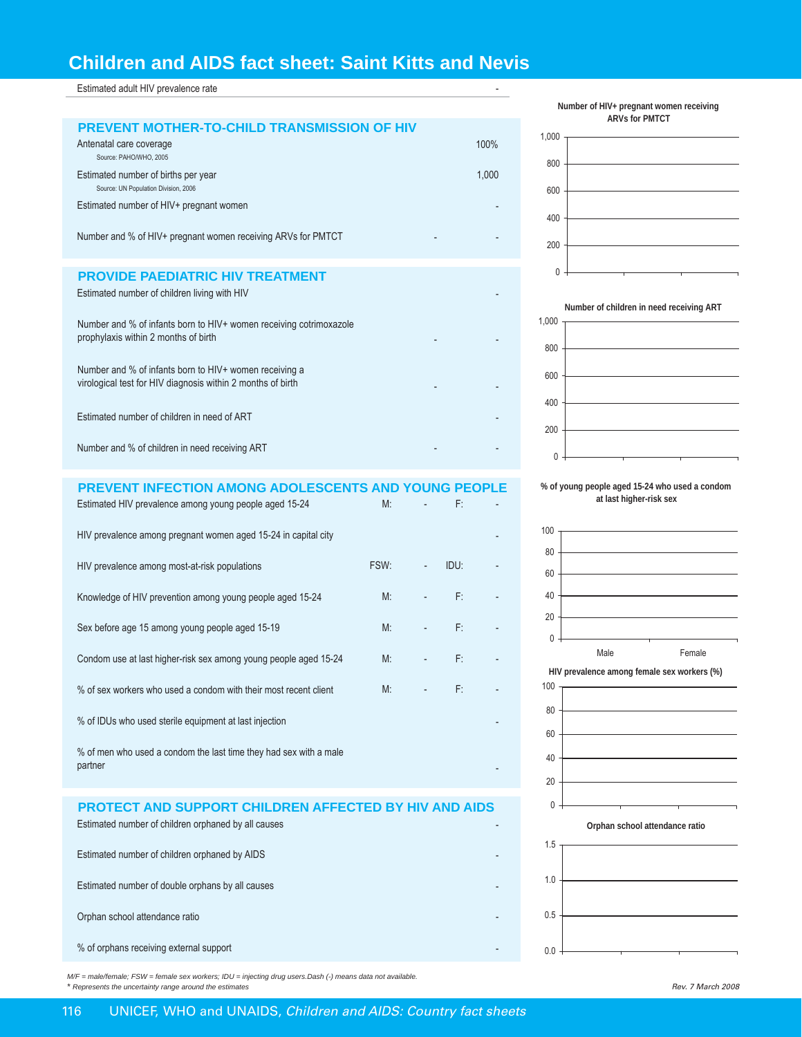# Children and AIDS fact sheet: Saint Kitts and Nevis

| Estimated adult HIV prevalence rate | | | | -|
|---|---|---|---|---|

## PREVENT MOTHER-TO-CHILD TRANSMISSION OF HIV

| Indicator | | |
|---|---|---|
| Antenatal care coverage<br>Source: PAHO/WHO, 2005 | | 100% |
| Estimated number of births per year<br>Source: UN Population Division, 2006 | | 1,000 |
| Estimated number of HIV+ pregnant women | | - |
| Number and % of HIV+ pregnant women receiving ARVs for PMTCT | - | - |

## PROVIDE PAEDIATRIC HIV TREATMENT

| Indicator | | |
|---|---|---|
| Estimated number of children living with HIV | | - |
| Number and % of infants born to HIV+ women receiving cotrimoxazole prophylaxis within 2 months of birth | - | - |
| Number and % of infants born to HIV+ women receiving a virological test for HIV diagnosis within 2 months of birth | - | - |
| Estimated number of children in need of ART | | - |
| Number and % of children in need receiving ART | - | - |

## PREVENT INFECTION AMONG ADOLESCENTS AND YOUNG PEOPLE

| Indicator | | | | |
|---|---|---|---|---|
| Estimated HIV prevalence among young people aged 15-24 | M: | - | F: | - |
| HIV prevalence among pregnant women aged 15-24 in capital city | | | | - |
| HIV prevalence among most-at-risk populations | FSW: | - | IDU: | - |
| Knowledge of HIV prevention among young people aged 15-24 | M: | - | F: | - |
| Sex before age 15 among young people aged 15-19 | M: | - | F: | - |
| Condom use at last higher-risk sex among young people aged 15-24 | M: | - | F: | - |
| % of sex workers who used a condom with their most recent client | M: | - | F: | - |
| % of IDUs who used sterile equipment at last injection | | | | - |
| % of men who used a condom the last time they had sex with a male partner | | | | - |

## PROTECT AND SUPPORT CHILDREN AFFECTED BY HIV AND AIDS

| Indicator | |
|---|---|
| Estimated number of children orphaned by all causes | - |
| Estimated number of children orphaned by AIDS | - |
| Estimated number of double orphans by all causes | - |
| Orphan school attendance ratio | - |
| % of orphans receiving external support | - |

Number of HIV+ pregnant women receiving ARVs for PMTCT

Number of children in need receiving ART

% of young people aged 15-24 who used a condom at last higher-risk sex

HIV prevalence among female sex workers (%)

Orphan school attendance ratio

*M/F = male/female; FSW = female sex workers; IDU = injecting drug users.Dash (-) means data not available.*
*\* Represents the uncertainty range around the estimates*

*Rev. 7 March 2008*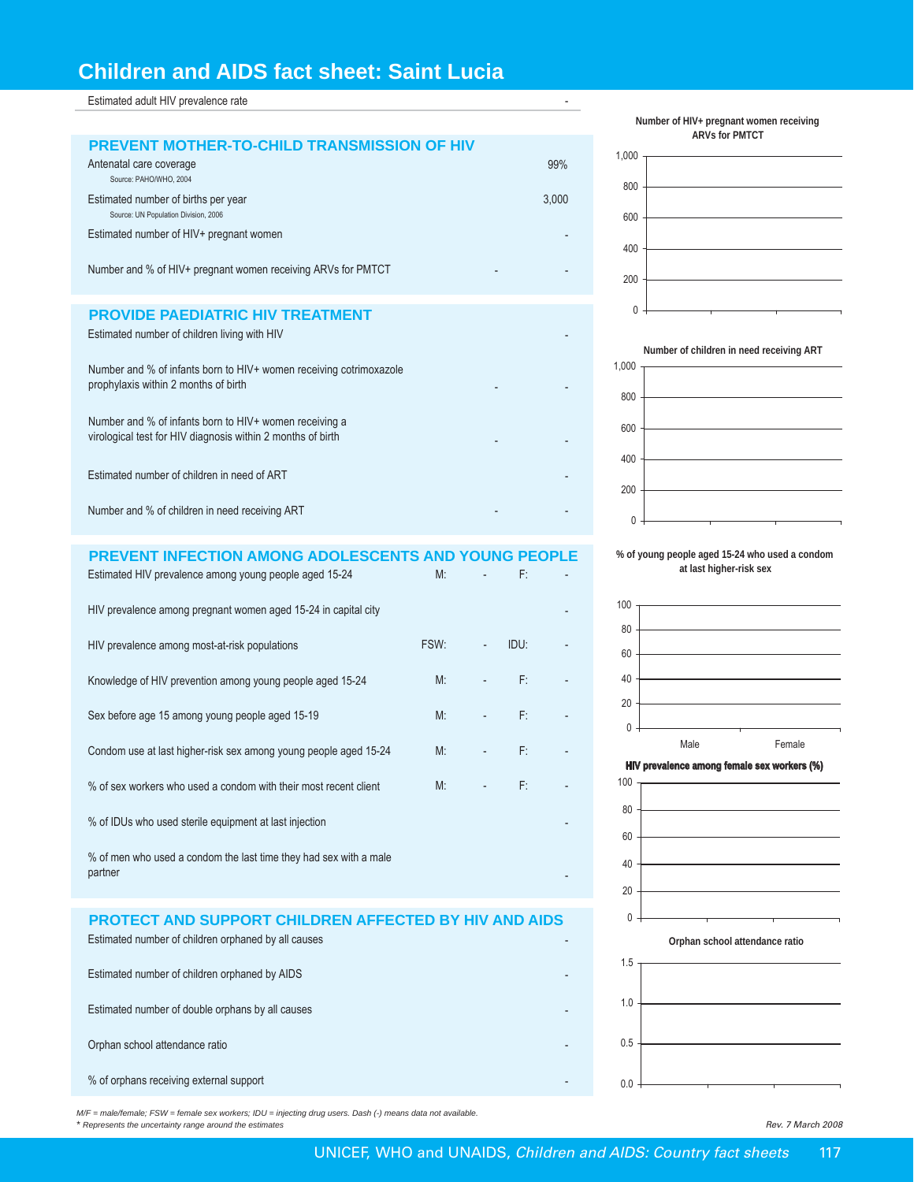# Children and AIDS fact sheet: Saint Lucia

| | | |
|---|---|---|
| Estimated adult HIV prevalence rate | | - |

## PREVENT MOTHER-TO-CHILD TRANSMISSION OF HIV

| | | |
|---|---|---|
| Antenatal care coverage<br>Source: PAHO/WHO, 2004 | | 99% |
| Estimated number of births per year<br>Source: UN Population Division, 2006 | | 3,000 |
| Estimated number of HIV+ pregnant women | | - |
| Number and % of HIV+ pregnant women receiving ARVs for PMTCT | - | - |

## PROVIDE PAEDIATRIC HIV TREATMENT

| | | |
|---|---|---|
| Estimated number of children living with HIV | | - |
| Number and % of infants born to HIV+ women receiving cotrimoxazole prophylaxis within 2 months of birth | - | - |
| Number and % of infants born to HIV+ women receiving a virological test for HIV diagnosis within 2 months of birth | - | - |
| Estimated number of children in need of ART | | - |
| Number and % of children in need receiving ART | - | - |

## PREVENT INFECTION AMONG ADOLESCENTS AND YOUNG PEOPLE

| | | | | |
|---|---|---|---|---|
| Estimated HIV prevalence among young people aged 15-24 | M: | - | F: | - |
| HIV prevalence among pregnant women aged 15-24 in capital city | | | | - |
| HIV prevalence among most-at-risk populations | FSW: | - | IDU: | - |
| Knowledge of HIV prevention among young people aged 15-24 | M: | - | F: | - |
| Sex before age 15 among young people aged 15-19 | M: | - | F: | - |
| Condom use at last higher-risk sex among young people aged 15-24 | M: | - | F: | - |
| % of sex workers who used a condom with their most recent client | M: | - | F: | - |
| % of IDUs who used sterile equipment at last injection | | | | - |
| % of men who used a condom the last time they had sex with a male partner | | | | - |

## PROTECT AND SUPPORT CHILDREN AFFECTED BY HIV AND AIDS

| | |
|---|---|
| Estimated number of children orphaned by all causes | - |
| Estimated number of children orphaned by AIDS | - |
| Estimated number of double orphans by all causes | - |
| Orphan school attendance ratio | - |
| % of orphans receiving external support | - |

**Number of HIV+ pregnant women receiving ARVs for PMTCT**

**Number of children in need receiving ART**

**% of young people aged 15-24 who used a condom at last higher-risk sex**

Male Female

**HIV prevalence among female sex workers (%)**

**Orphan school attendance ratio**

*M/F = male/female; FSW = female sex workers; IDU = injecting drug users. Dash (-) means data not available.*
*\* Represents the uncertainty range around the estimates*

*Rev. 7 March 2008*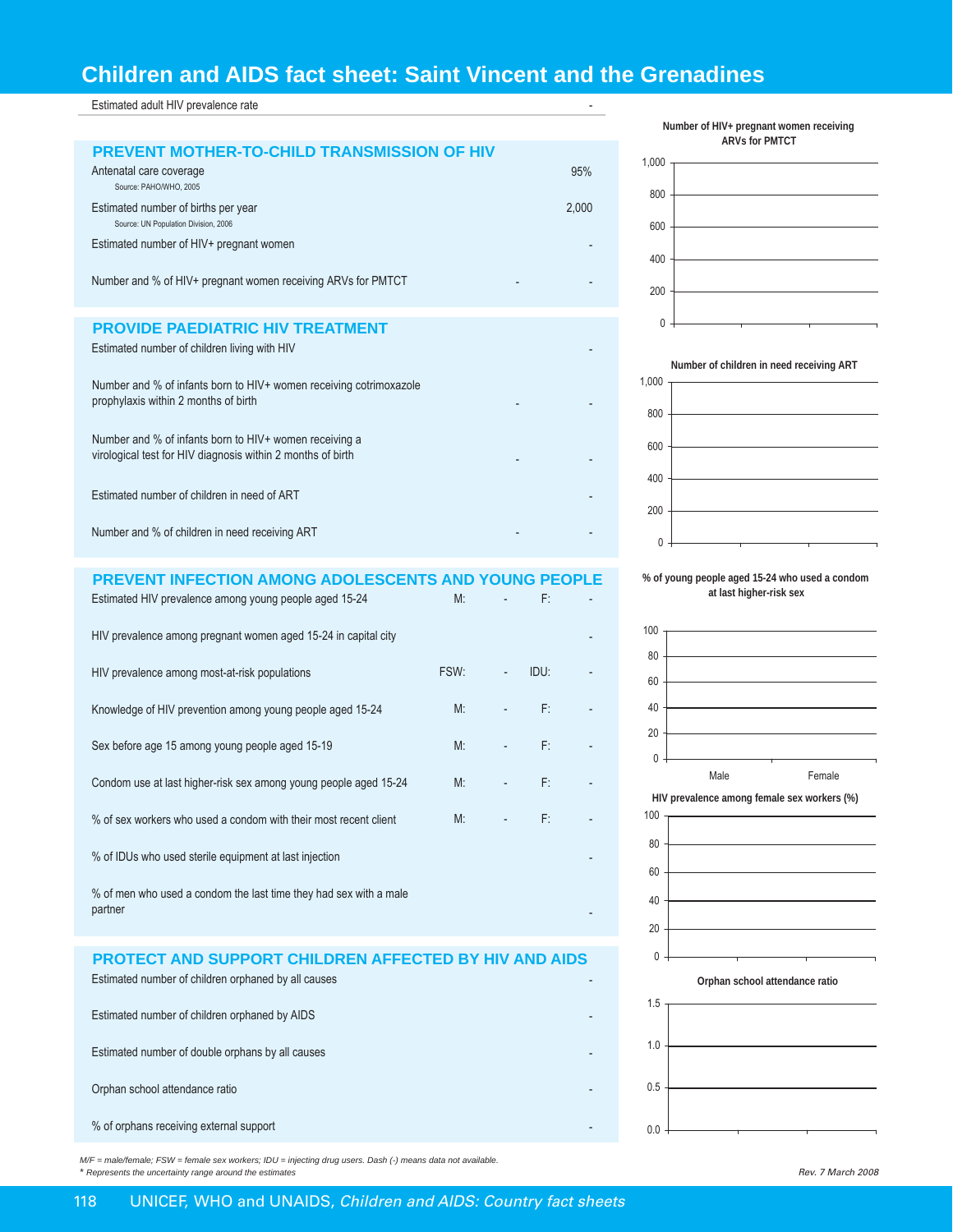# Children and AIDS fact sheet: Saint Vincent and the Grenadines

Estimated adult HIV prevalence rate -

## PREVENT MOTHER-TO-CHILD TRANSMISSION OF HIV

| Indicator | | Value |
|---|---|---|
| Antenatal care coverage (Source: PAHO/WHO, 2005) | | 95% |
| Estimated number of births per year (Source: UN Population Division, 2006) | | 2,000 |
| Estimated number of HIV+ pregnant women | | - |
| Number and % of HIV+ pregnant women receiving ARVs for PMTCT | - | - |

## PROVIDE PAEDIATRIC HIV TREATMENT

| Indicator | | Value |
|---|---|---|
| Estimated number of children living with HIV | | - |
| Number and % of infants born to HIV+ women receiving cotrimoxazole prophylaxis within 2 months of birth | - | - |
| Number and % of infants born to HIV+ women receiving a virological test for HIV diagnosis within 2 months of birth | - | - |
| Estimated number of children in need of ART | | - |
| Number and % of children in need receiving ART | - | - |

## PREVENT INFECTION AMONG ADOLESCENTS AND YOUNG PEOPLE

| Indicator | | | | |
|---|---|---|---|---|
| Estimated HIV prevalence among young people aged 15-24 | M: | - | F: | - |
| HIV prevalence among pregnant women aged 15-24 in capital city | | | | - |
| HIV prevalence among most-at-risk populations | FSW: | - | IDU: | - |
| Knowledge of HIV prevention among young people aged 15-24 | M: | - | F: | - |
| Sex before age 15 among young people aged 15-19 | M: | - | F: | - |
| Condom use at last higher-risk sex among young people aged 15-24 | M: | - | F: | - |
| % of sex workers who used a condom with their most recent client | M: | - | F: | - |
| % of IDUs who used sterile equipment at last injection | | | | - |
| % of men who used a condom the last time they had sex with a male partner | | | | - |

## PROTECT AND SUPPORT CHILDREN AFFECTED BY HIV AND AIDS

| Indicator | Value |
|---|---|
| Estimated number of children orphaned by all causes | - |
| Estimated number of children orphaned by AIDS | - |
| Estimated number of double orphans by all causes | - |
| Orphan school attendance ratio | - |
| % of orphans receiving external support | - |

Number of HIV+ pregnant women receiving ARVs for PMTCT

Number of children in need receiving ART

% of young people aged 15-24 who used a condom at last higher-risk sex

HIV prevalence among female sex workers (%)

Orphan school attendance ratio

*M/F = male/female; FSW = female sex workers; IDU = injecting drug users. Dash (-) means data not available.*
*\* Represents the uncertainty range around the estimates*

Rev. 7 March 2008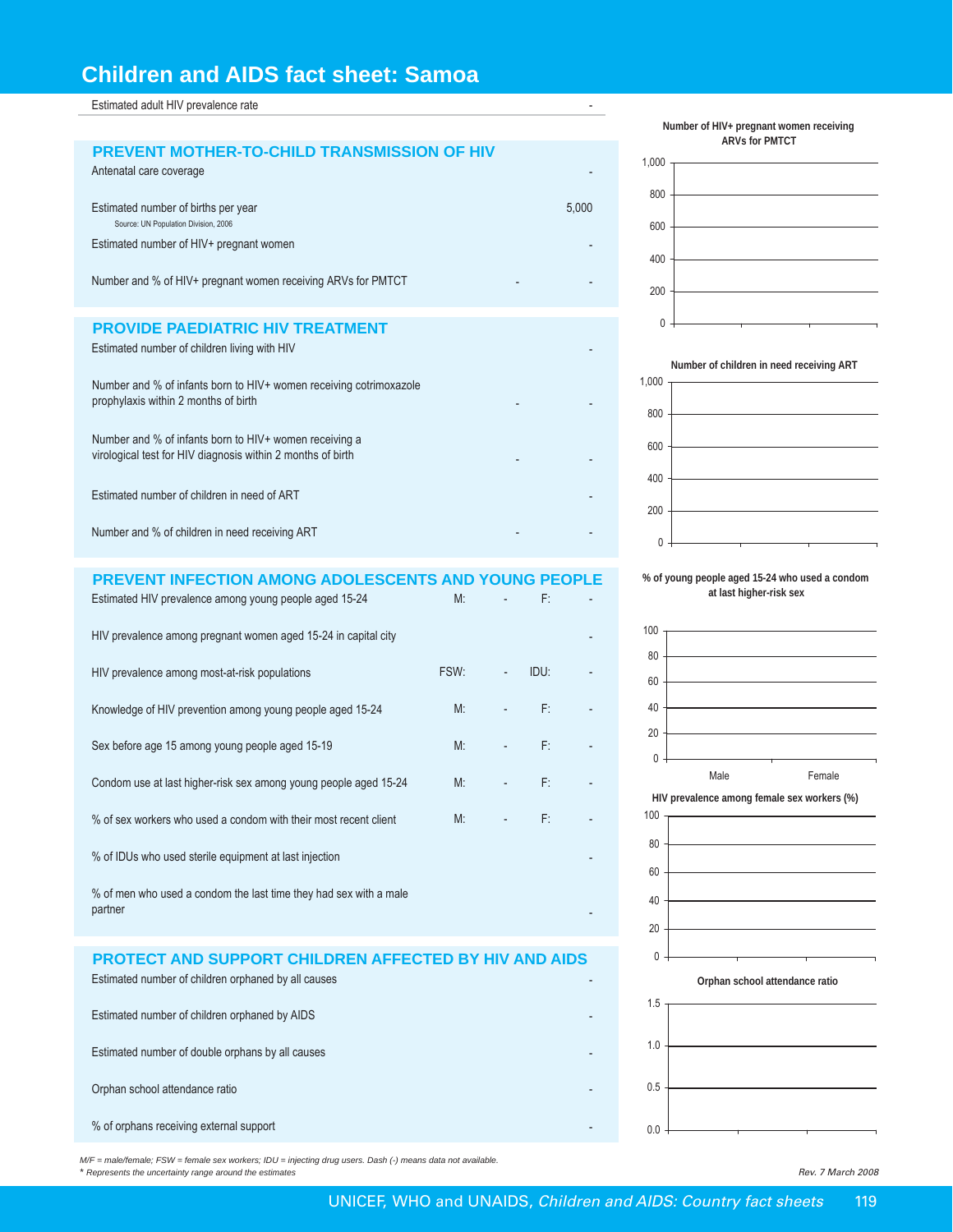# Children and AIDS fact sheet: Samoa

| Estimated adult HIV prevalence rate | | - |
|---|---|---|

## PREVENT MOTHER-TO-CHILD TRANSMISSION OF HIV

| Indicator | | |
|---|---|---|
| Antenatal care coverage | | - |
| Estimated number of births per year (Source: UN Population Division, 2006) | | 5,000 |
| Estimated number of HIV+ pregnant women | | - |
| Number and % of HIV+ pregnant women receiving ARVs for PMTCT | - | - |

## PROVIDE PAEDIATRIC HIV TREATMENT

| Indicator | | |
|---|---|---|
| Estimated number of children living with HIV | | - |
| Number and % of infants born to HIV+ women receiving cotrimoxazole prophylaxis within 2 months of birth | - | - |
| Number and % of infants born to HIV+ women receiving a virological test for HIV diagnosis within 2 months of birth | - | - |
| Estimated number of children in need of ART | | - |
| Number and % of children in need receiving ART | - | - |

## PREVENT INFECTION AMONG ADOLESCENTS AND YOUNG PEOPLE

| Indicator | | | | |
|---|---|---|---|---|
| Estimated HIV prevalence among young people aged 15-24 | M: | - | F: | - |
| HIV prevalence among pregnant women aged 15-24 in capital city | | | | - |
| HIV prevalence among most-at-risk populations | FSW: | - | IDU: | - |
| Knowledge of HIV prevention among young people aged 15-24 | M: | - | F: | - |
| Sex before age 15 among young people aged 15-19 | M: | - | F: | - |
| Condom use at last higher-risk sex among young people aged 15-24 | M: | - | F: | - |
| % of sex workers who used a condom with their most recent client | M: | - | F: | - |
| % of IDUs who used sterile equipment at last injection | | | | - |
| % of men who used a condom the last time they had sex with a male partner | | | | - |

## PROTECT AND SUPPORT CHILDREN AFFECTED BY HIV AND AIDS

| Indicator | |
|---|---|
| Estimated number of children orphaned by all causes | - |
| Estimated number of children orphaned by AIDS | - |
| Estimated number of double orphans by all causes | - |
| Orphan school attendance ratio | - |
| % of orphans receiving external support | - |

Number of HIV+ pregnant women receiving ARVs for PMTCT

Number of children in need receiving ART

% of young people aged 15-24 who used a condom at last higher-risk sex

HIV prevalence among female sex workers (%)

Orphan school attendance ratio

*M/F = male/female; FSW = female sex workers; IDU = injecting drug users. Dash (-) means data not available.*

*\* Represents the uncertainty range around the estimates*

*Rev. 7 March 2008*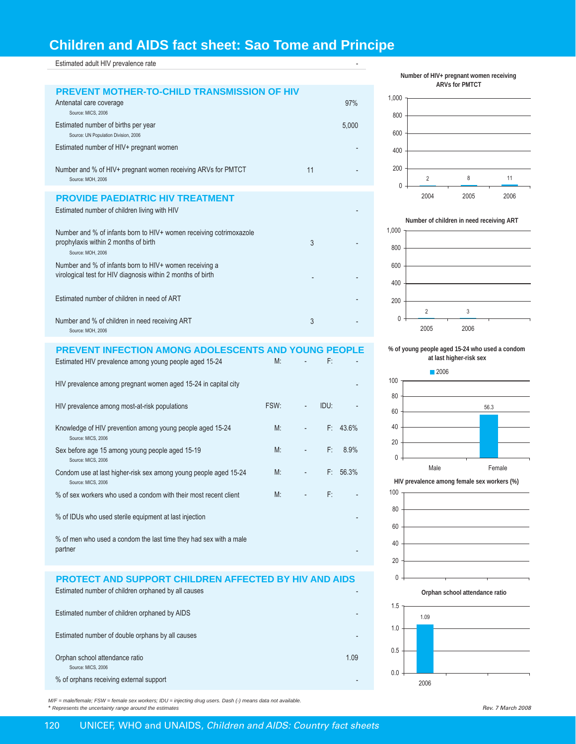# Children and AIDS fact sheet: Sao Tome and Principe

| Estimated adult HIV prevalence rate | | - |
|---|---|---|

## PREVENT MOTHER-TO-CHILD TRANSMISSION OF HIV

| Indicator | | |
|---|---|---|
| Antenatal care coverage<br>Source: MICS, 2006 | | 97% |
| Estimated number of births per year<br>Source: UN Population Division, 2006 | | 5,000 |
| Estimated number of HIV+ pregnant women | | - |
| Number and % of HIV+ pregnant women receiving ARVs for PMTCT<br>Source: MOH, 2006 | 11 | - |

## PROVIDE PAEDIATRIC HIV TREATMENT

| Indicator | | |
|---|---|---|
| Estimated number of children living with HIV | | - |
| Number and % of infants born to HIV+ women receiving cotrimoxazole prophylaxis within 2 months of birth<br>Source: MOH, 2006 | 3 | - |
| Number and % of infants born to HIV+ women receiving a virological test for HIV diagnosis within 2 months of birth | - | - |
| Estimated number of children in need of ART | | - |
| Number and % of children in need receiving ART<br>Source: MOH, 2006 | 3 | - |

## PREVENT INFECTION AMONG ADOLESCENTS AND YOUNG PEOPLE

| Indicator | | | | |
|---|---|---|---|---|
| Estimated HIV prevalence among young people aged 15-24 | M: | - | F: | - |
| HIV prevalence among pregnant women aged 15-24 in capital city | | | | - |
| HIV prevalence among most-at-risk populations | FSW: | - | IDU: | - |
| Knowledge of HIV prevention among young people aged 15-24<br>Source: MICS, 2006 | M: | - | F: | 43.6% |
| Sex before age 15 among young people aged 15-19<br>Source: MICS, 2006 | M: | - | F: | 8.9% |
| Condom use at last higher-risk sex among young people aged 15-24<br>Source: MICS, 2006 | M: | - | F: | 56.3% |
| % of sex workers who used a condom with their most recent client | M: | - | F: | - |
| % of IDUs who used sterile equipment at last injection | | | | - |
| % of men who used a condom the last time they had sex with a male partner | | | | - |

## PROTECT AND SUPPORT CHILDREN AFFECTED BY HIV AND AIDS

| Indicator | |
|---|---|
| Estimated number of children orphaned by all causes | - |
| Estimated number of children orphaned by AIDS | - |
| Estimated number of double orphans by all causes | - |
| Orphan school attendance ratio<br>Source: MICS, 2006 | 1.09 |
| % of orphans receiving external support | - |

**Number of HIV+ pregnant women receiving ARVs for PMTCT**

| Year | 2004 | 2005 | 2006 |
|---|---|---|---|
| Number | 2 | 8 | 11 |

**Number of children in need receiving ART**

| Year | 2005 | 2006 |
|---|---|---|
| Number | 2 | 3 |

**% of young people aged 15-24 who used a condom at last higher-risk sex**

| 2006 | Male | Female |
|---|---|---|
| % | | 56.3 |

**HIV prevalence among female sex workers (%)**

**Orphan school attendance ratio**

| Year | 2006 |
|---|---|
| Ratio | 1.09 |

*M/F = male/female; FSW = female sex workers; IDU = injecting drug users. Dash (-) means data not available.*
** Represents the uncertainty range around the estimates*

*Rev. 7 March 2008*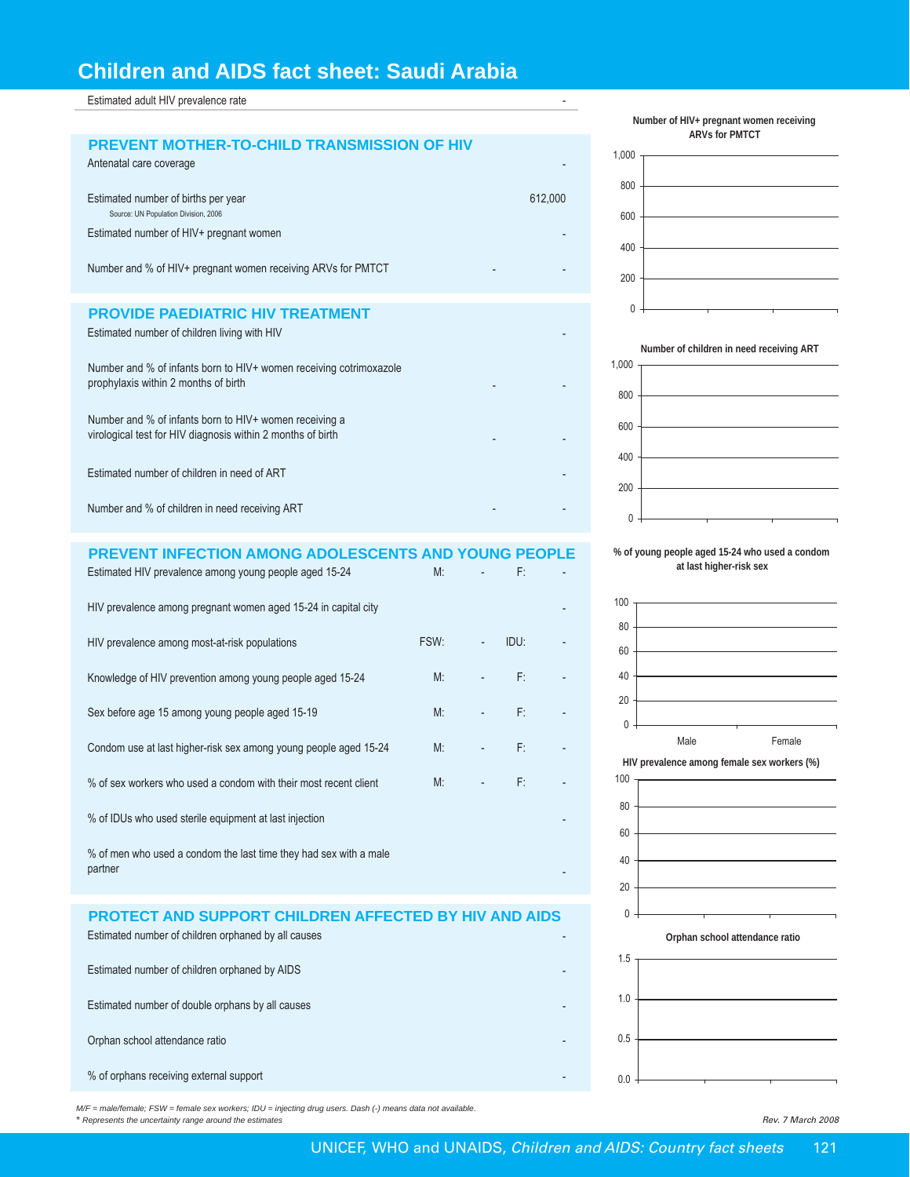# Children and AIDS fact sheet: Saudi Arabia

| | | |
|---|---|---|
| Estimated adult HIV prevalence rate | | - |

## PREVENT MOTHER-TO-CHILD TRANSMISSION OF HIV

| | | |
|---|---|---|
| Antenatal care coverage | | - |
| Estimated number of births per year<br>Source: UN Population Division, 2006 | | 612,000 |
| Estimated number of HIV+ pregnant women | | - |
| Number and % of HIV+ pregnant women receiving ARVs for PMTCT | - | - |

## PROVIDE PAEDIATRIC HIV TREATMENT

| | | |
|---|---|---|
| Estimated number of children living with HIV | | - |
| Number and % of infants born to HIV+ women receiving cotrimoxazole prophylaxis within 2 months of birth | - | - |
| Number and % of infants born to HIV+ women receiving a virological test for HIV diagnosis within 2 months of birth | - | - |
| Estimated number of children in need of ART | | - |
| Number and % of children in need receiving ART | - | - |

## PREVENT INFECTION AMONG ADOLESCENTS AND YOUNG PEOPLE

| | | | | |
|---|---|---|---|---|
| Estimated HIV prevalence among young people aged 15-24 | M: | - | F: | - |
| HIV prevalence among pregnant women aged 15-24 in capital city | | | | - |
| HIV prevalence among most-at-risk populations | FSW: | - | IDU: | - |
| Knowledge of HIV prevention among young people aged 15-24 | M: | - | F: | - |
| Sex before age 15 among young people aged 15-19 | M: | - | F: | - |
| Condom use at last higher-risk sex among young people aged 15-24 | M: | - | F: | - |
| % of sex workers who used a condom with their most recent client | M: | - | F: | - |
| % of IDUs who used sterile equipment at last injection | | | | - |
| % of men who used a condom the last time they had sex with a male partner | | | | - |

## PROTECT AND SUPPORT CHILDREN AFFECTED BY HIV AND AIDS

| | |
|---|---|
| Estimated number of children orphaned by all causes | - |
| Estimated number of children orphaned by AIDS | - |
| Estimated number of double orphans by all causes | - |
| Orphan school attendance ratio | - |
| % of orphans receiving external support | - |

Number of HIV+ pregnant women receiving ARVs for PMTCT

Number of children in need receiving ART

% of young people aged 15-24 who used a condom at last higher-risk sex

HIV prevalence among female sex workers (%)

Orphan school attendance ratio

*M/F = male/female; FSW = female sex workers; IDU = injecting drug users. Dash (-) means data not available.*
*\* Represents the uncertainty range around the estimates*

*Rev. 7 March 2008*

UNICEF, WHO and UNAIDS, *Children and AIDS: Country fact sheets*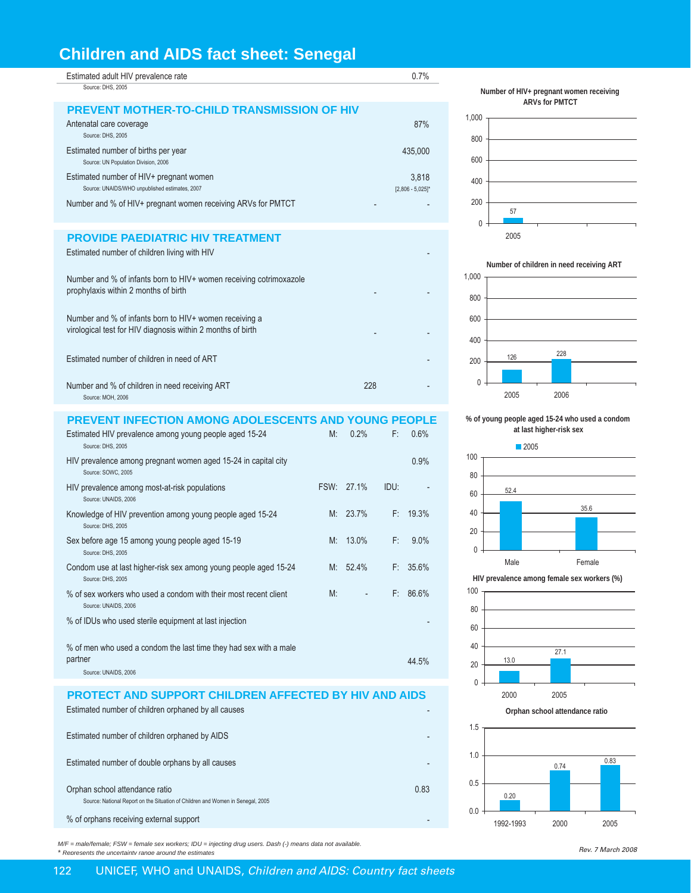# Children and AIDS fact sheet: Senegal

| Estimated adult HIV prevalence rate | 0.7% |
|---|---|
| Source: DHS, 2005 | |

## PREVENT MOTHER-TO-CHILD TRANSMISSION OF HIV

| Indicator | | |
|---|---|---|
| Antenatal care coverage<br>Source: DHS, 2005 | | 87% |
| Estimated number of births per year<br>Source: UN Population Division, 2006 | | 435,000 |
| Estimated number of HIV+ pregnant women<br>Source: UNAIDS/WHO unpublished estimates, 2007 | | 3,818<br>[2,806 - 5,025]* |
| Number and % of HIV+ pregnant women receiving ARVs for PMTCT | - | - |

## PROVIDE PAEDIATRIC HIV TREATMENT

| Indicator | | |
|---|---|---|
| Estimated number of children living with HIV | | - |
| Number and % of infants born to HIV+ women receiving cotrimoxazole prophylaxis within 2 months of birth | - | - |
| Number and % of infants born to HIV+ women receiving a virological test for HIV diagnosis within 2 months of birth | - | - |
| Estimated number of children in need of ART | | - |
| Number and % of children in need receiving ART<br>Source: MOH, 2006 | 228 | - |

## PREVENT INFECTION AMONG ADOLESCENTS AND YOUNG PEOPLE

| Indicator | | | | |
|---|---|---|---|---|
| Estimated HIV prevalence among young people aged 15-24<br>Source: DHS, 2005 | M: | 0.2% | F: | 0.6% |
| HIV prevalence among pregnant women aged 15-24 in capital city<br>Source: SOWC, 2005 | | | | 0.9% |
| HIV prevalence among most-at-risk populations<br>Source: UNAIDS, 2006 | FSW: | 27.1% | IDU: | - |
| Knowledge of HIV prevention among young people aged 15-24<br>Source: DHS, 2005 | M: | 23.7% | F: | 19.3% |
| Sex before age 15 among young people aged 15-19<br>Source: DHS, 2005 | M: | 13.0% | F: | 9.0% |
| Condom use at last higher-risk sex among young people aged 15-24<br>Source: DHS, 2005 | M: | 52.4% | F: | 35.6% |
| % of sex workers who used a condom with their most recent client<br>Source: UNAIDS, 2006 | M: | - | F: | 86.6% |
| % of IDUs who used sterile equipment at last injection | | | | - |
| % of men who used a condom the last time they had sex with a male partner<br>Source: UNAIDS, 2006 | | | | 44.5% |

## PROTECT AND SUPPORT CHILDREN AFFECTED BY HIV AND AIDS

| Indicator | |
|---|---|
| Estimated number of children orphaned by all causes | - |
| Estimated number of children orphaned by AIDS | - |
| Estimated number of double orphans by all causes | - |
| Orphan school attendance ratio<br>Source: National Report on the Situation of Children and Women in Senegal, 2005 | 0.83 |
| % of orphans receiving external support | - |

**Number of HIV+ pregnant women receiving ARVs for PMTCT**

| Year | Value |
|---|---|
| 2005 | 57 |

**Number of children in need receiving ART**

| Year | Value |
|---|---|
| 2005 | 126 |
| 2006 | 228 |

**% of young people aged 15-24 who used a condom at last higher-risk sex**

| | 2005 |
|---|---|
| Male | 52.4 |
| Female | 35.6 |

**HIV prevalence among female sex workers (%)**

| Year | Value |
|---|---|
| 2000 | 13.0 |
| 2005 | 27.1 |

**Orphan school attendance ratio**

| Year | Value |
|---|---|
| 1992-1993 | 0.20 |
| 2000 | 0.74 |
| 2005 | 0.83 |

*M/F = male/female; FSW = female sex workers; IDU = injecting drug users. Dash (-) means data not available.*
*\* Represents the uncertainty range around the estimates*

*Rev. 7 March 2008*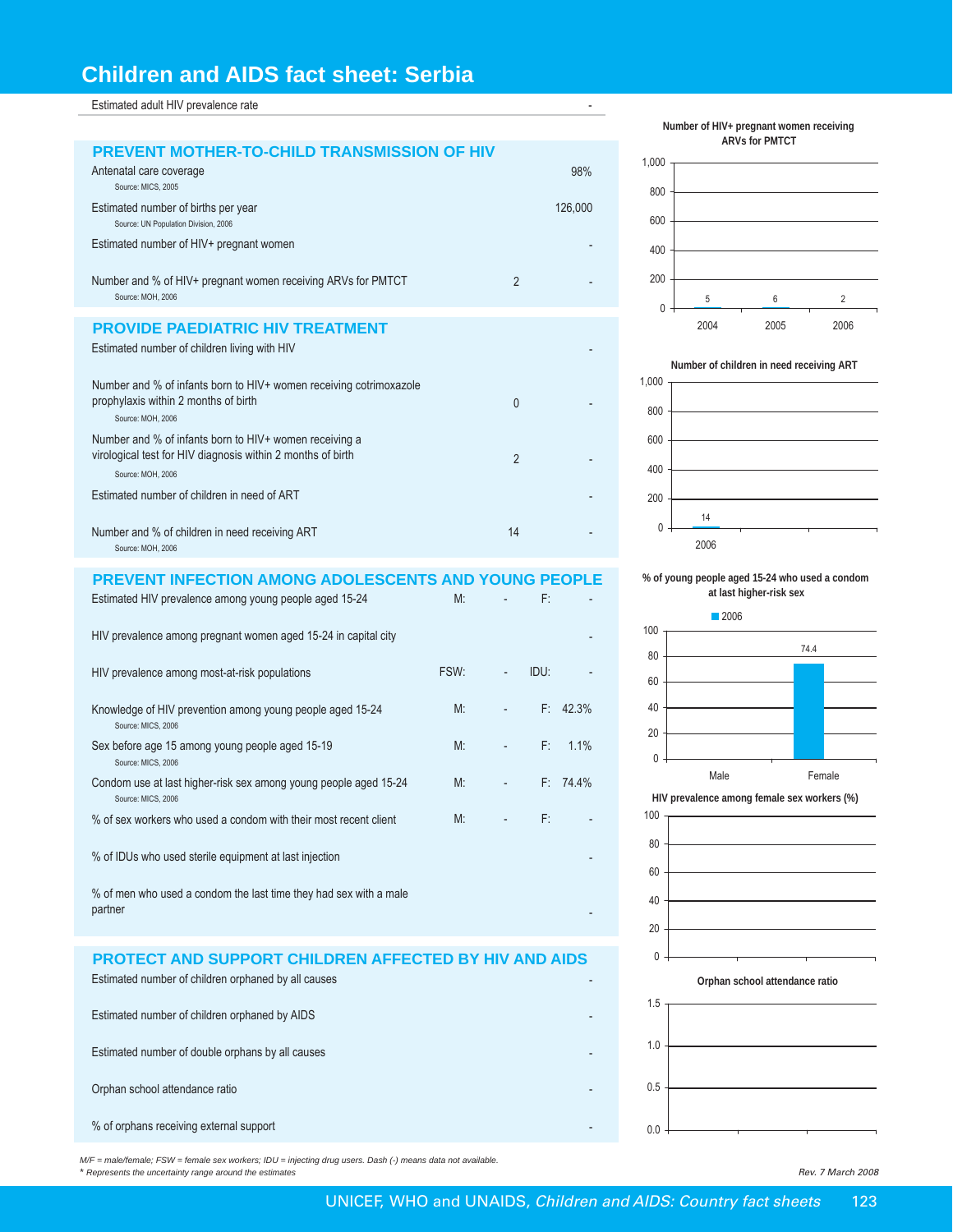# Children and AIDS fact sheet: Serbia

| Estimated adult HIV prevalence rate | - |
|---|---|

## PREVENT MOTHER-TO-CHILD TRANSMISSION OF HIV

| Indicator | Number | % |
|---|---|---|
| Antenatal care coverage (Source: MICS, 2005) | | 98% |
| Estimated number of births per year (Source: UN Population Division, 2006) | | 126,000 |
| Estimated number of HIV+ pregnant women | | - |
| Number and % of HIV+ pregnant women receiving ARVs for PMTCT (Source: MOH, 2006) | 2 | - |

## PROVIDE PAEDIATRIC HIV TREATMENT

| Indicator | Number | % |
|---|---|---|
| Estimated number of children living with HIV | | - |
| Number and % of infants born to HIV+ women receiving cotrimoxazole prophylaxis within 2 months of birth (Source: MOH, 2006) | 0 | - |
| Number and % of infants born to HIV+ women receiving a virological test for HIV diagnosis within 2 months of birth (Source: MOH, 2006) | 2 | - |
| Estimated number of children in need of ART | | - |
| Number and % of children in need receiving ART (Source: MOH, 2006) | 14 | - |

## PREVENT INFECTION AMONG ADOLESCENTS AND YOUNG PEOPLE

| Indicator | | | | |
|---|---|---|---|---|
| Estimated HIV prevalence among young people aged 15-24 | M: | - | F: | - |
| HIV prevalence among pregnant women aged 15-24 in capital city | | | | - |
| HIV prevalence among most-at-risk populations | FSW: | - | IDU: | - |
| Knowledge of HIV prevention among young people aged 15-24 (Source: MICS, 2006) | M: | - | F: | 42.3% |
| Sex before age 15 among young people aged 15-19 (Source: MICS, 2006) | M: | - | F: | 1.1% |
| Condom use at last higher-risk sex among young people aged 15-24 (Source: MICS, 2006) | M: | - | F: | 74.4% |
| % of sex workers who used a condom with their most recent client | M: | - | F: | - |
| % of IDUs who used sterile equipment at last injection | | | | - |
| % of men who used a condom the last time they had sex with a male partner | | | | - |

## PROTECT AND SUPPORT CHILDREN AFFECTED BY HIV AND AIDS

| Indicator | |
|---|---|
| Estimated number of children orphaned by all causes | - |
| Estimated number of children orphaned by AIDS | - |
| Estimated number of double orphans by all causes | - |
| Orphan school attendance ratio | - |
| % of orphans receiving external support | - |

**Number of HIV+ pregnant women receiving ARVs for PMTCT**

| 2004 | 2005 | 2006 |
|---|---|---|
| 5 | 6 | 2 |

**Number of children in need receiving ART**

| 2006 |
|---|
| 14 |

**% of young people aged 15-24 who used a condom at last higher-risk sex**

| 2006 | Male | Female |
|---|---|---|
| | - | 74.4 |

**HIV prevalence among female sex workers (%)**

**Orphan school attendance ratio**

*M/F = male/female; FSW = female sex workers; IDU = injecting drug users. Dash (-) means data not available.*
*\* Represents the uncertainty range around the estimates*

*Rev. 7 March 2008*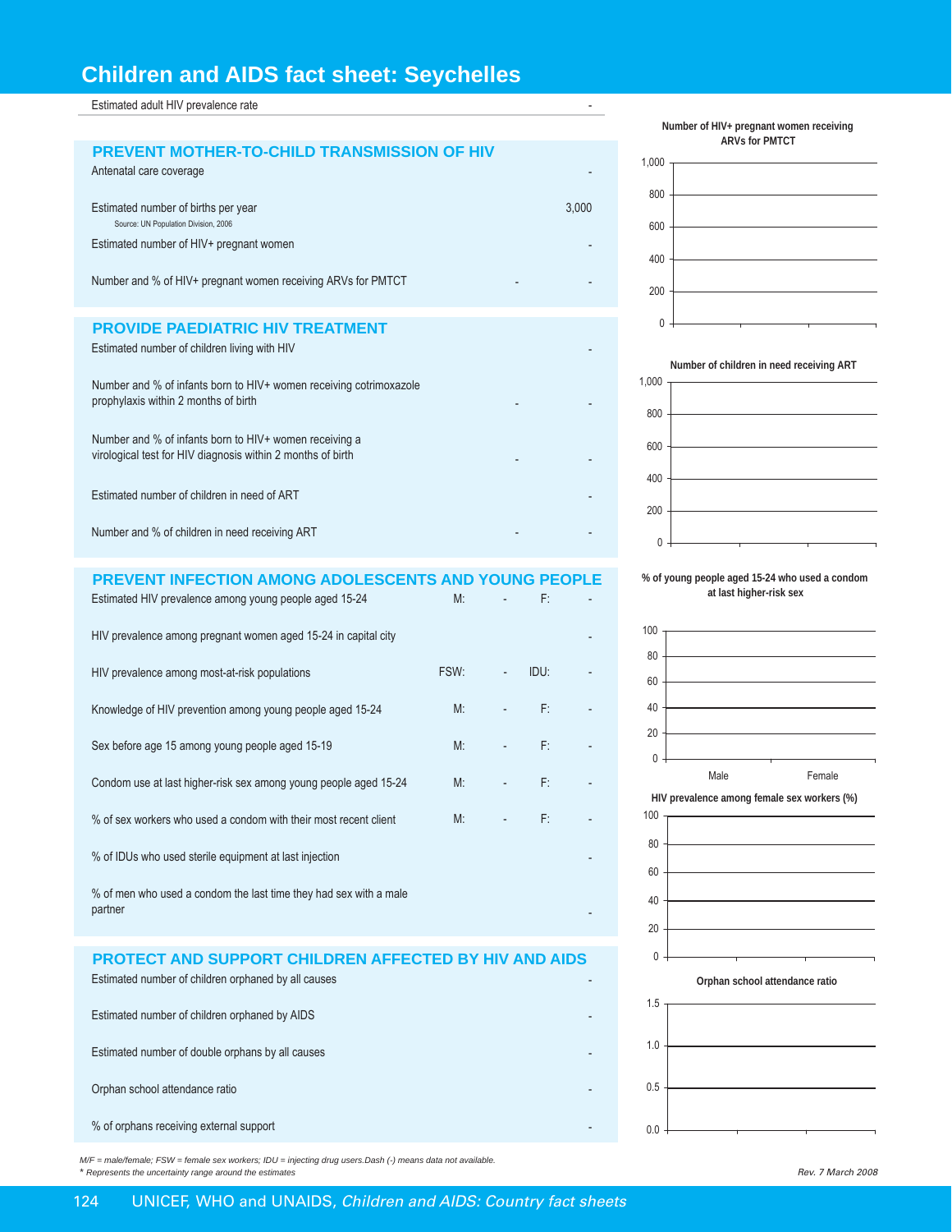# Children and AIDS fact sheet: Seychelles

| Estimated adult HIV prevalence rate | | | | -- |
|---|---|---|---|---|

## PREVENT MOTHER-TO-CHILD TRANSMISSION OF HIV

| | | |
|---|---|---|
| Antenatal care coverage | | - |
| Estimated number of births per year<br>Source: UN Population Division, 2006 | | 3,000 |
| Estimated number of HIV+ pregnant women | | - |
| Number and % of HIV+ pregnant women receiving ARVs for PMTCT | - | - |

## PROVIDE PAEDIATRIC HIV TREATMENT

| | | |
|---|---|---|
| Estimated number of children living with HIV | | - |
| Number and % of infants born to HIV+ women receiving cotrimoxazole prophylaxis within 2 months of birth | - | - |
| Number and % of infants born to HIV+ women receiving a virological test for HIV diagnosis within 2 months of birth | - | - |
| Estimated number of children in need of ART | | - |
| Number and % of children in need receiving ART | - | - |

## PREVENT INFECTION AMONG ADOLESCENTS AND YOUNG PEOPLE

| | | | | |
|---|---|---|---|---|
| Estimated HIV prevalence among young people aged 15-24 | M: | - | F: | - |
| HIV prevalence among pregnant women aged 15-24 in capital city | | | | - |
| HIV prevalence among most-at-risk populations | FSW: | - | IDU: | - |
| Knowledge of HIV prevention among young people aged 15-24 | M: | - | F: | - |
| Sex before age 15 among young people aged 15-19 | M: | - | F: | - |
| Condom use at last higher-risk sex among young people aged 15-24 | M: | - | F: | - |
| % of sex workers who used a condom with their most recent client | M: | - | F: | - |
| % of IDUs who used sterile equipment at last injection | | | | - |
| % of men who used a condom the last time they had sex with a male partner | | | | - |

## PROTECT AND SUPPORT CHILDREN AFFECTED BY HIV AND AIDS

| | |
|---|---|
| Estimated number of children orphaned by all causes | - |
| Estimated number of children orphaned by AIDS | - |
| Estimated number of double orphans by all causes | - |
| Orphan school attendance ratio | - |
| % of orphans receiving external support | - |

Number of HIV+ pregnant women receiving ARVs for PMTCT

Number of children in need receiving ART

% of young people aged 15-24 who used a condom at last higher-risk sex

HIV prevalence among female sex workers (%)

Orphan school attendance ratio

*M/F = male/female; FSW = female sex workers; IDU = injecting drug users.Dash (-) means data not available.*
*\* Represents the uncertainty range around the estimates*

*Rev. 7 March 2008*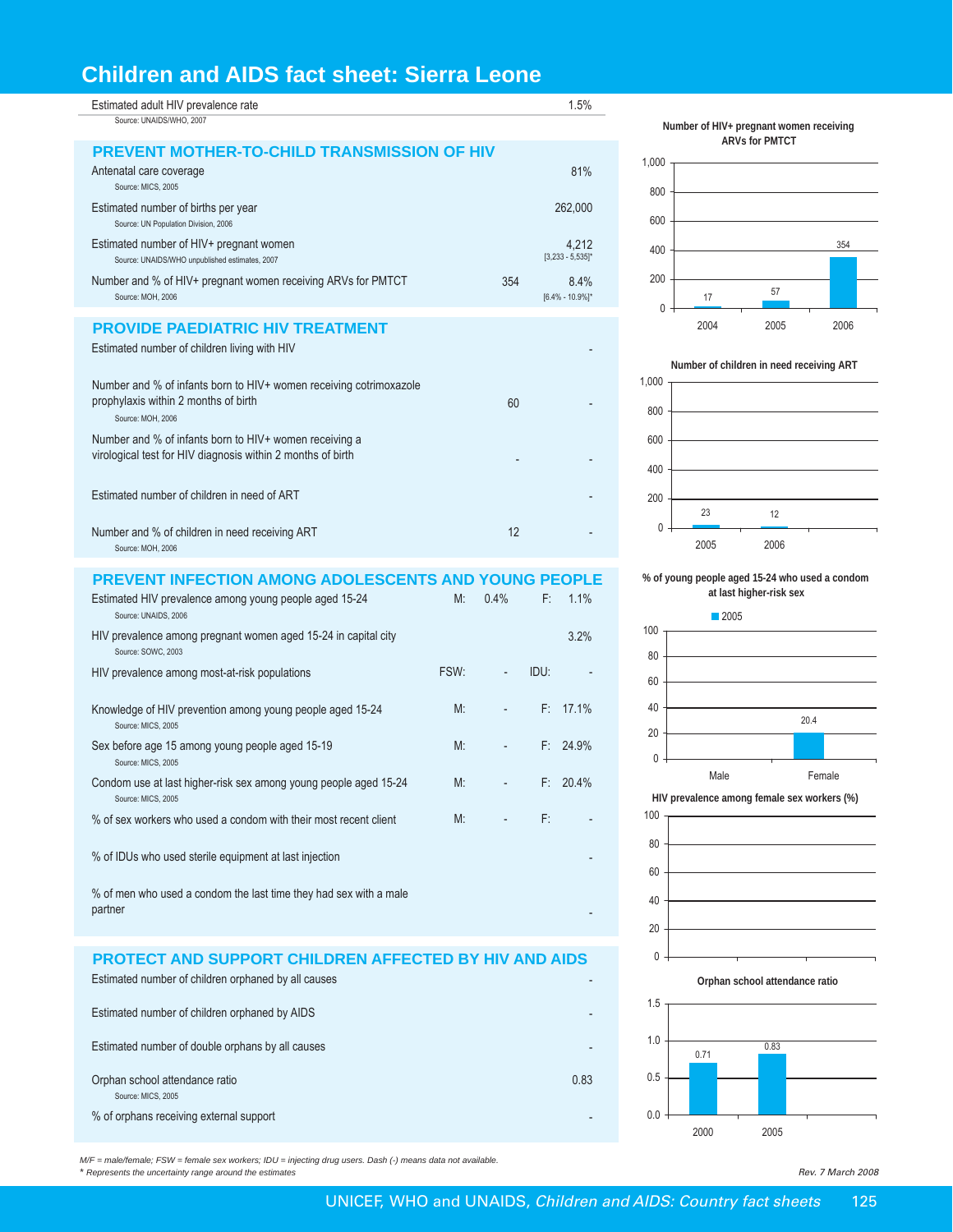# Children and AIDS fact sheet: Sierra Leone

| Estimated adult HIV prevalence rate | | 1.5% |
|---|---|---|
| Source: UNAIDS/WHO, 2007 | | |

## PREVENT MOTHER-TO-CHILD TRANSMISSION OF HIV

| Indicator | Number | % |
|---|---|---|
| Antenatal care coverage<br>Source: MICS, 2005 | | 81% |
| Estimated number of births per year<br>Source: UN Population Division, 2006 | | 262,000 |
| Estimated number of HIV+ pregnant women<br>Source: UNAIDS/WHO unpublished estimates, 2007 | | 4,212<br>[3,233 - 5,535]* |
| Number and % of HIV+ pregnant women receiving ARVs for PMTCT<br>Source: MOH, 2006 | 354 | 8.4%<br>[6.4% - 10.9%]* |

**Number of HIV+ pregnant women receiving ARVs for PMTCT**

| Year | Number |
|---|---|
| 2004 | 17 |
| 2005 | 57 |
| 2006 | 354 |

## PROVIDE PAEDIATRIC HIV TREATMENT

| Indicator | Number | % |
|---|---|---|
| Estimated number of children living with HIV | | - |
| Number and % of infants born to HIV+ women receiving cotrimoxazole prophylaxis within 2 months of birth<br>Source: MOH, 2006 | 60 | - |
| Number and % of infants born to HIV+ women receiving a virological test for HIV diagnosis within 2 months of birth | - | - |
| Estimated number of children in need of ART | | - |
| Number and % of children in need receiving ART<br>Source: MOH, 2006 | 12 | - |

**Number of children in need receiving ART**

| Year | Number |
|---|---|
| 2005 | 23 |
| 2006 | 12 |

## PREVENT INFECTION AMONG ADOLESCENTS AND YOUNG PEOPLE

| Indicator | | | | |
|---|---|---|---|---|
| Estimated HIV prevalence among young people aged 15-24<br>Source: UNAIDS, 2006 | M: | 0.4% | F: | 1.1% |
| HIV prevalence among pregnant women aged 15-24 in capital city<br>Source: SOWC, 2003 | | | | 3.2% |
| HIV prevalence among most-at-risk populations | FSW: | - | IDU: | - |
| Knowledge of HIV prevention among young people aged 15-24<br>Source: MICS, 2005 | M: | - | F: | 17.1% |
| Sex before age 15 among young people aged 15-19<br>Source: MICS, 2005 | M: | - | F: | 24.9% |
| Condom use at last higher-risk sex among young people aged 15-24<br>Source: MICS, 2005 | M: | - | F: | 20.4% |
| % of sex workers who used a condom with their most recent client | M: | - | F: | - |
| % of IDUs who used sterile equipment at last injection | | | | - |
| % of men who used a condom the last time they had sex with a male partner | | | | - |

**% of young people aged 15-24 who used a condom at last higher-risk sex**

| | 2005 |
|---|---|
| Male | |
| Female | 20.4 |

**HIV prevalence among female sex workers (%)**

## PROTECT AND SUPPORT CHILDREN AFFECTED BY HIV AND AIDS

| Indicator | |
|---|---|
| Estimated number of children orphaned by all causes | - |
| Estimated number of children orphaned by AIDS | - |
| Estimated number of double orphans by all causes | - |
| Orphan school attendance ratio<br>Source: MICS, 2005 | 0.83 |
| % of orphans receiving external support | - |

**Orphan school attendance ratio**

| Year | Ratio |
|---|---|
| 2000 | 0.71 |
| 2005 | 0.83 |

*M/F = male/female; FSW = female sex workers; IDU = injecting drug users. Dash (-) means data not available.*
*\* Represents the uncertainty range around the estimates*

*Rev. 7 March 2008*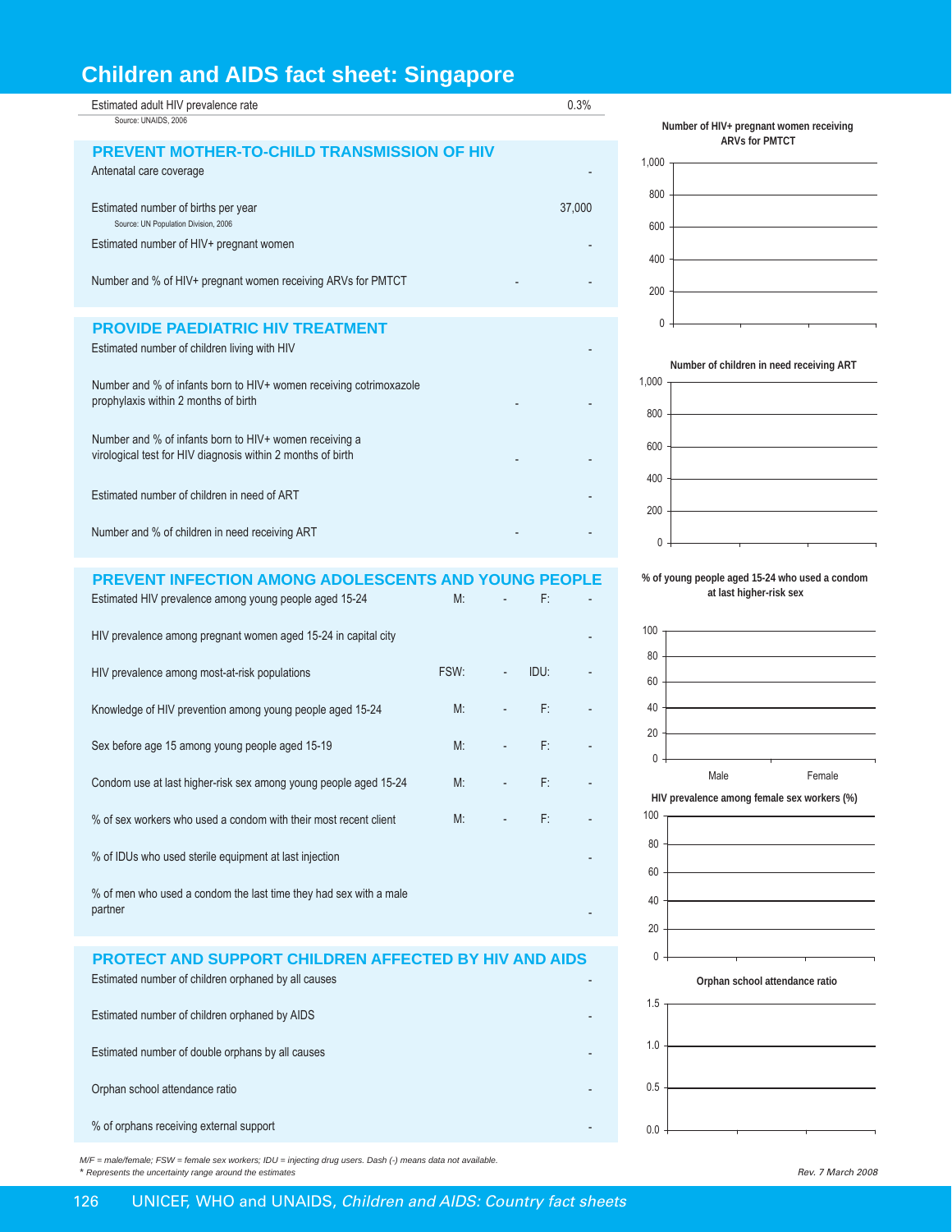# Children and AIDS fact sheet: Singapore

| | |
|---|---|
| Estimated adult HIV prevalence rate | 0.3% |

Source: UNAIDS, 2006

## PREVENT MOTHER-TO-CHILD TRANSMISSION OF HIV

| | | |
|---|---|---|
| Antenatal care coverage | | - |
| Estimated number of births per year (Source: UN Population Division, 2006) | | 37,000 |
| Estimated number of HIV+ pregnant women | | - |
| Number and % of HIV+ pregnant women receiving ARVs for PMTCT | - | - |

## PROVIDE PAEDIATRIC HIV TREATMENT

| | | |
|---|---|---|
| Estimated number of children living with HIV | | - |
| Number and % of infants born to HIV+ women receiving cotrimoxazole prophylaxis within 2 months of birth | - | - |
| Number and % of infants born to HIV+ women receiving a virological test for HIV diagnosis within 2 months of birth | - | - |
| Estimated number of children in need of ART | | - |
| Number and % of children in need receiving ART | - | - |

## PREVENT INFECTION AMONG ADOLESCENTS AND YOUNG PEOPLE

| | | | | |
|---|---|---|---|---|
| Estimated HIV prevalence among young people aged 15-24 | M: | - | F: | - |
| HIV prevalence among pregnant women aged 15-24 in capital city | | | | - |
| HIV prevalence among most-at-risk populations | FSW: | - | IDU: | - |
| Knowledge of HIV prevention among young people aged 15-24 | M: | - | F: | - |
| Sex before age 15 among young people aged 15-19 | M: | - | F: | - |
| Condom use at last higher-risk sex among young people aged 15-24 | M: | - | F: | - |
| % of sex workers who used a condom with their most recent client | M: | - | F: | - |
| % of IDUs who used sterile equipment at last injection | | | | - |
| % of men who used a condom the last time they had sex with a male partner | | | | - |

## PROTECT AND SUPPORT CHILDREN AFFECTED BY HIV AND AIDS

| | |
|---|---|
| Estimated number of children orphaned by all causes | - |
| Estimated number of children orphaned by AIDS | - |
| Estimated number of double orphans by all causes | - |
| Orphan school attendance ratio | - |
| % of orphans receiving external support | - |

Number of HIV+ pregnant women receiving ARVs for PMTCT

Number of children in need receiving ART

% of young people aged 15-24 who used a condom at last higher-risk sex

HIV prevalence among female sex workers (%)

Orphan school attendance ratio

*M/F = male/female; FSW = female sex workers; IDU = injecting drug users. Dash (-) means data not available.*
*\* Represents the uncertainty range around the estimates*

*Rev. 7 March 2008*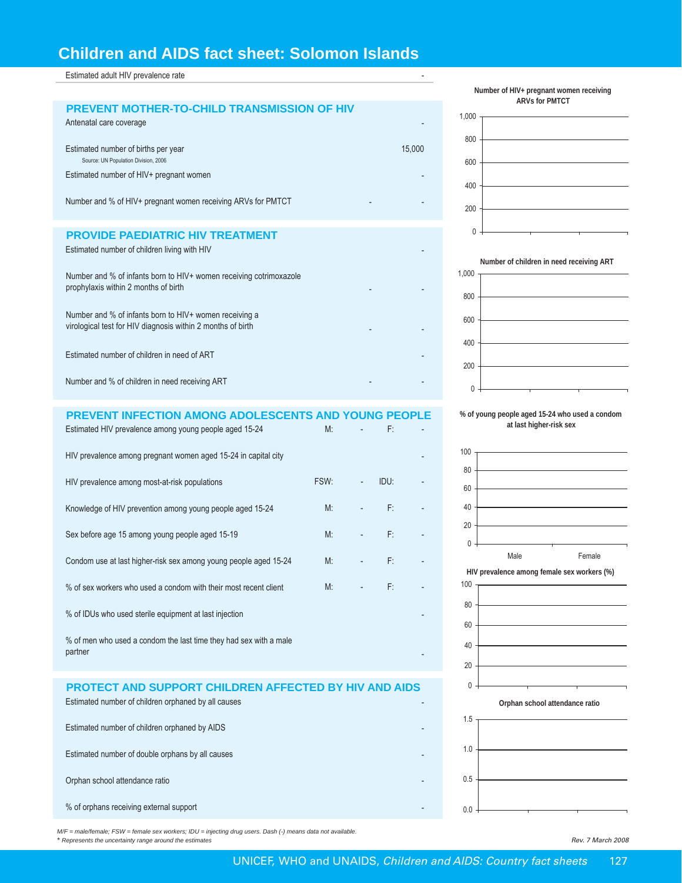# Children and AIDS fact sheet: Solomon Islands

| Estimated adult HIV prevalence rate | | | | - |
|---|---|---|---|---|

## PREVENT MOTHER-TO-CHILD TRANSMISSION OF HIV

| Indicator | | | | |
|---|---|---|---|---|
| Antenatal care coverage | | | | - |
| Estimated number of births per year (Source: UN Population Division, 2006) | | | | 15,000 |
| Estimated number of HIV+ pregnant women | | | | - |
| Number and % of HIV+ pregnant women receiving ARVs for PMTCT | | | - | - |

## PROVIDE PAEDIATRIC HIV TREATMENT

| Indicator | | | | |
|---|---|---|---|---|
| Estimated number of children living with HIV | | | | - |
| Number and % of infants born to HIV+ women receiving cotrimoxazole prophylaxis within 2 months of birth | | | - | - |
| Number and % of infants born to HIV+ women receiving a virological test for HIV diagnosis within 2 months of birth | | | - | - |
| Estimated number of children in need of ART | | | | - |
| Number and % of children in need receiving ART | | | - | - |

## PREVENT INFECTION AMONG ADOLESCENTS AND YOUNG PEOPLE

| Indicator | | | | |
|---|---|---|---|---|
| Estimated HIV prevalence among young people aged 15-24 | M: | - | F: | - |
| HIV prevalence among pregnant women aged 15-24 in capital city | | | | - |
| HIV prevalence among most-at-risk populations | FSW: | - | IDU: | - |
| Knowledge of HIV prevention among young people aged 15-24 | M: | - | F: | - |
| Sex before age 15 among young people aged 15-19 | M: | - | F: | - |
| Condom use at last higher-risk sex among young people aged 15-24 | M: | - | F: | - |
| % of sex workers who used a condom with their most recent client | M: | - | F: | - |
| % of IDUs who used sterile equipment at last injection | | | | - |
| % of men who used a condom the last time they had sex with a male partner | | | | - |

## PROTECT AND SUPPORT CHILDREN AFFECTED BY HIV AND AIDS

| Indicator | |
|---|---|
| Estimated number of children orphaned by all causes | - |
| Estimated number of children orphaned by AIDS | - |
| Estimated number of double orphans by all causes | - |
| Orphan school attendance ratio | - |
| % of orphans receiving external support | - |

Number of HIV+ pregnant women receiving ARVs for PMTCT

Number of children in need receiving ART

% of young people aged 15-24 who used a condom at last higher-risk sex

HIV prevalence among female sex workers (%)

Orphan school attendance ratio

*M/F = male/female; FSW = female sex workers; IDU = injecting drug users. Dash (-) means data not available.*
*\* Represents the uncertainty range around the estimates*

*Rev. 7 March 2008*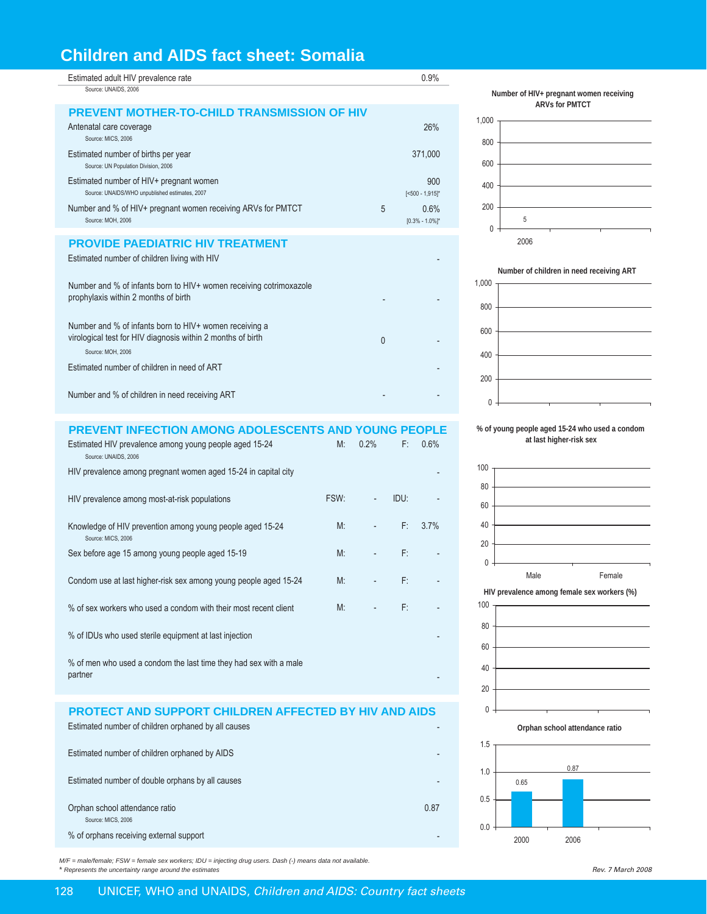# Children and AIDS fact sheet: Somalia

| | | |
|---|---|---|
| Estimated adult HIV prevalence rate<br>Source: UNAIDS, 2006 | | 0.9% |

## PREVENT MOTHER-TO-CHILD TRANSMISSION OF HIV

| | | |
|---|---|---|
| Antenatal care coverage<br>Source: MICS, 2006 | | 26% |
| Estimated number of births per year<br>Source: UN Population Division, 2006 | | 371,000 |
| Estimated number of HIV+ pregnant women<br>Source: UNAIDS/WHO unpublished estimates, 2007 | | 900<br>[<500 - 1,915]* |
| Number and % of HIV+ pregnant women receiving ARVs for PMTCT<br>Source: MOH, 2006 | 5 | 0.6%<br>[0.3% - 1.0%]* |

## PROVIDE PAEDIATRIC HIV TREATMENT

| | | |
|---|---|---|
| Estimated number of children living with HIV | | - |
| Number and % of infants born to HIV+ women receiving cotrimoxazole prophylaxis within 2 months of birth | - | - |
| Number and % of infants born to HIV+ women receiving a virological test for HIV diagnosis within 2 months of birth<br>Source: MOH, 2006 | 0 | - |
| Estimated number of children in need of ART | | - |
| Number and % of children in need receiving ART | - | - |

## PREVENT INFECTION AMONG ADOLESCENTS AND YOUNG PEOPLE

| | | | | |
|---|---|---|---|---|
| Estimated HIV prevalence among young people aged 15-24<br>Source: UNAIDS, 2006 | M: | 0.2% | F: | 0.6% |
| HIV prevalence among pregnant women aged 15-24 in capital city | | | | - |
| HIV prevalence among most-at-risk populations | FSW: | - | IDU: | - |
| Knowledge of HIV prevention among young people aged 15-24<br>Source: MICS, 2006 | M: | - | F: | 3.7% |
| Sex before age 15 among young people aged 15-19 | M: | - | F: | - |
| Condom use at last higher-risk sex among young people aged 15-24 | M: | - | F: | - |
| % of sex workers who used a condom with their most recent client | M: | - | F: | - |
| % of IDUs who used sterile equipment at last injection | | | | - |
| % of men who used a condom the last time they had sex with a male partner | | | | - |

## PROTECT AND SUPPORT CHILDREN AFFECTED BY HIV AND AIDS

| | |
|---|---|
| Estimated number of children orphaned by all causes | - |
| Estimated number of children orphaned by AIDS | - |
| Estimated number of double orphans by all causes | - |
| Orphan school attendance ratio<br>Source: MICS, 2006 | 0.87 |
| % of orphans receiving external support | - |

**Number of HIV+ pregnant women receiving ARVs for PMTCT**

| Year | Number |
|---|---|
| 2006 | 5 |

**Number of children in need receiving ART**

**% of young people aged 15-24 who used a condom at last higher-risk sex**

**HIV prevalence among female sex workers (%)**

**Orphan school attendance ratio**

| Year | Ratio |
|---|---|
| 2000 | 0.65 |
| 2006 | 0.87 |

*M/F = male/female; FSW = female sex workers; IDU = injecting drug users. Dash (-) means data not available.*
*\* Represents the uncertainty range around the estimates*

*Rev. 7 March 2008*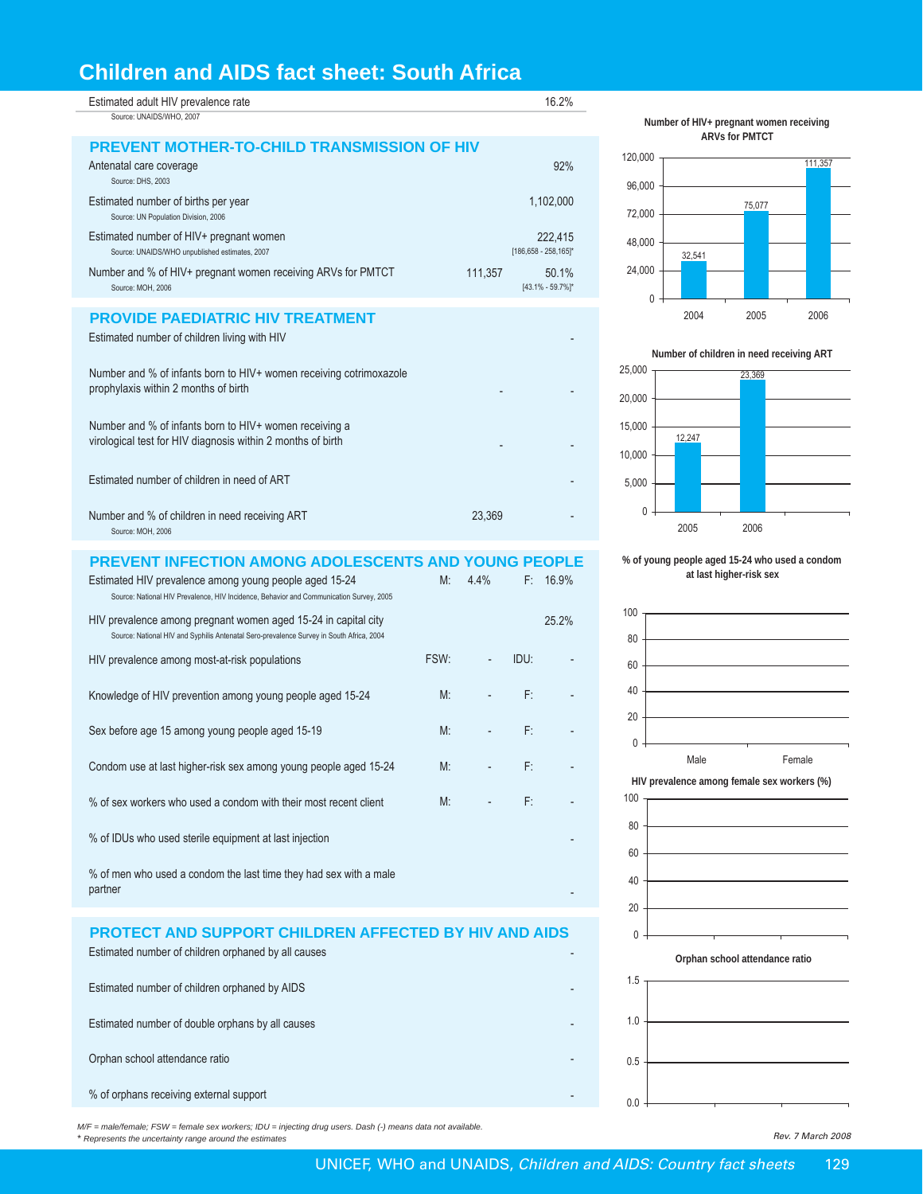# Children and AIDS fact sheet: South Africa

| Estimated adult HIV prevalence rate | 16.2% |
|---|---|
| Source: UNAIDS/WHO, 2007 | |

## PREVENT MOTHER-TO-CHILD TRANSMISSION OF HIV

| Indicator | Number | % |
|---|---|---|
| Antenatal care coverage<br>Source: DHS, 2003 | | 92% |
| Estimated number of births per year<br>Source: UN Population Division, 2006 | | 1,102,000 |
| Estimated number of HIV+ pregnant women<br>Source: UNAIDS/WHO unpublished estimates, 2007 | | 222,415<br>[186,658 - 258,165]* |
| Number and % of HIV+ pregnant women receiving ARVs for PMTCT<br>Source: MOH, 2006 | 111,357 | 50.1%<br>[43.1% - 59.7%]* |

**Number of HIV+ pregnant women receiving ARVs for PMTCT**

| Year | Number |
|---|---|
| 2004 | 32,541 |
| 2005 | 75,077 |
| 2006 | 111,357 |

## PROVIDE PAEDIATRIC HIV TREATMENT

| Indicator | Number | % |
|---|---|---|
| Estimated number of children living with HIV | | - |
| Number and % of infants born to HIV+ women receiving cotrimoxazole prophylaxis within 2 months of birth | - | - |
| Number and % of infants born to HIV+ women receiving a virological test for HIV diagnosis within 2 months of birth | - | - |
| Estimated number of children in need of ART | | - |
| Number and % of children in need receiving ART<br>Source: MOH, 2006 | 23,369 | - |

**Number of children in need receiving ART**

| Year | Number |
|---|---|
| 2005 | 12,247 |
| 2006 | 23,369 |

## PREVENT INFECTION AMONG ADOLESCENTS AND YOUNG PEOPLE

| Indicator | | | | |
|---|---|---|---|---|
| Estimated HIV prevalence among young people aged 15-24<br>Source: National HIV Prevalence, HIV Incidence, Behavior and Communication Survey, 2005 | M: | 4.4% | F: | 16.9% |
| HIV prevalence among pregnant women aged 15-24 in capital city<br>Source: National HIV and Syphilis Antenatal Sero-prevalence Survey in South Africa, 2004 | | | | 25.2% |
| HIV prevalence among most-at-risk populations | FSW: | - | IDU: | - |
| Knowledge of HIV prevention among young people aged 15-24 | M: | - | F: | - |
| Sex before age 15 among young people aged 15-19 | M: | - | F: | - |
| Condom use at last higher-risk sex among young people aged 15-24 | M: | - | F: | - |
| % of sex workers who used a condom with their most recent client | M: | - | F: | - |
| % of IDUs who used sterile equipment at last injection | | | | - |
| % of men who used a condom the last time they had sex with a male partner | | | | - |

**% of young people aged 15-24 who used a condom at last higher-risk sex**

**HIV prevalence among female sex workers (%)**

## PROTECT AND SUPPORT CHILDREN AFFECTED BY HIV AND AIDS

| Indicator | |
|---|---|
| Estimated number of children orphaned by all causes | - |
| Estimated number of children orphaned by AIDS | - |
| Estimated number of double orphans by all causes | - |
| Orphan school attendance ratio | - |
| % of orphans receiving external support | - |

**Orphan school attendance ratio**

*M/F = male/female; FSW = female sex workers; IDU = injecting drug users. Dash (-) means data not available.*
*\* Represents the uncertainty range around the estimates*

*Rev. 7 March 2008*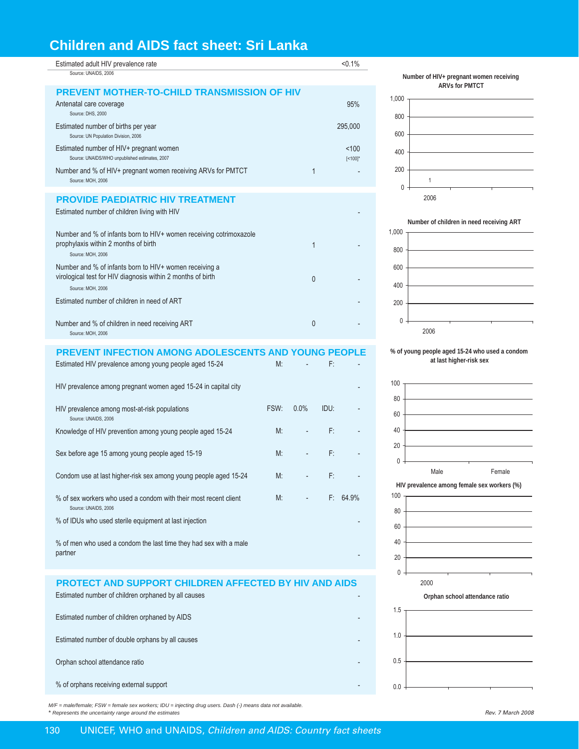# Children and AIDS fact sheet: Sri Lanka

| Indicator | | |
|---|---|---|
| Estimated adult HIV prevalence rate<br>Source: UNAIDS, 2006 | | <0.1% |

## PREVENT MOTHER-TO-CHILD TRANSMISSION OF HIV

| Indicator | Number | % |
|---|---|---|
| Antenatal care coverage<br>Source: DHS, 2000 | | 95% |
| Estimated number of births per year<br>Source: UN Population Division, 2006 | | 295,000 |
| Estimated number of HIV+ pregnant women<br>Source: UNAIDS/WHO unpublished estimates, 2007 | | <100<br>[<100]* |
| Number and % of HIV+ pregnant women receiving ARVs for PMTCT<br>Source: MOH, 2006 | 1 | - |

## PROVIDE PAEDIATRIC HIV TREATMENT

| Indicator | Number | % |
|---|---|---|
| Estimated number of children living with HIV | | - |
| Number and % of infants born to HIV+ women receiving cotrimoxazole prophylaxis within 2 months of birth<br>Source: MOH, 2006 | 1 | - |
| Number and % of infants born to HIV+ women receiving a virological test for HIV diagnosis within 2 months of birth<br>Source: MOH, 2006 | 0 | - |
| Estimated number of children in need of ART | | - |
| Number and % of children in need receiving ART<br>Source: MOH, 2006 | 0 | - |

## PREVENT INFECTION AMONG ADOLESCENTS AND YOUNG PEOPLE

| Indicator | | | | |
|---|---|---|---|---|
| Estimated HIV prevalence among young people aged 15-24 | M: | - | F: | - |
| HIV prevalence among pregnant women aged 15-24 in capital city | | | | - |
| HIV prevalence among most-at-risk populations<br>Source: UNAIDS, 2006 | FSW: | 0.0% | IDU: | - |
| Knowledge of HIV prevention among young people aged 15-24 | M: | - | F: | - |
| Sex before age 15 among young people aged 15-19 | M: | - | F: | - |
| Condom use at last higher-risk sex among young people aged 15-24 | M: | - | F: | - |
| % of sex workers who used a condom with their most recent client<br>Source: UNAIDS, 2006 | M: | - | F: | 64.9% |
| % of IDUs who used sterile equipment at last injection | | | | - |
| % of men who used a condom the last time they had sex with a male partner | | | | - |

## PROTECT AND SUPPORT CHILDREN AFFECTED BY HIV AND AIDS

| Indicator | |
|---|---|
| Estimated number of children orphaned by all causes | - |
| Estimated number of children orphaned by AIDS | - |
| Estimated number of double orphans by all causes | - |
| Orphan school attendance ratio | - |
| % of orphans receiving external support | - |

**Number of HIV+ pregnant women receiving ARVs for PMTCT**

| Year | Value |
|---|---|
| 2006 | 1 |

**Number of children in need receiving ART**

| Year | Value |
|---|---|
| 2006 | |

**% of young people aged 15-24 who used a condom at last higher-risk sex**

| Male | Female |
|---|---|
| | |

**HIV prevalence among female sex workers (%)**

| Year | Value |
|---|---|
| 2000 | |

**Orphan school attendance ratio**

*M/F = male/female; FSW = female sex workers; IDU = injecting drug users. Dash (-) means data not available.*
*\* Represents the uncertainty range around the estimates*

*Rev. 7 March 2008*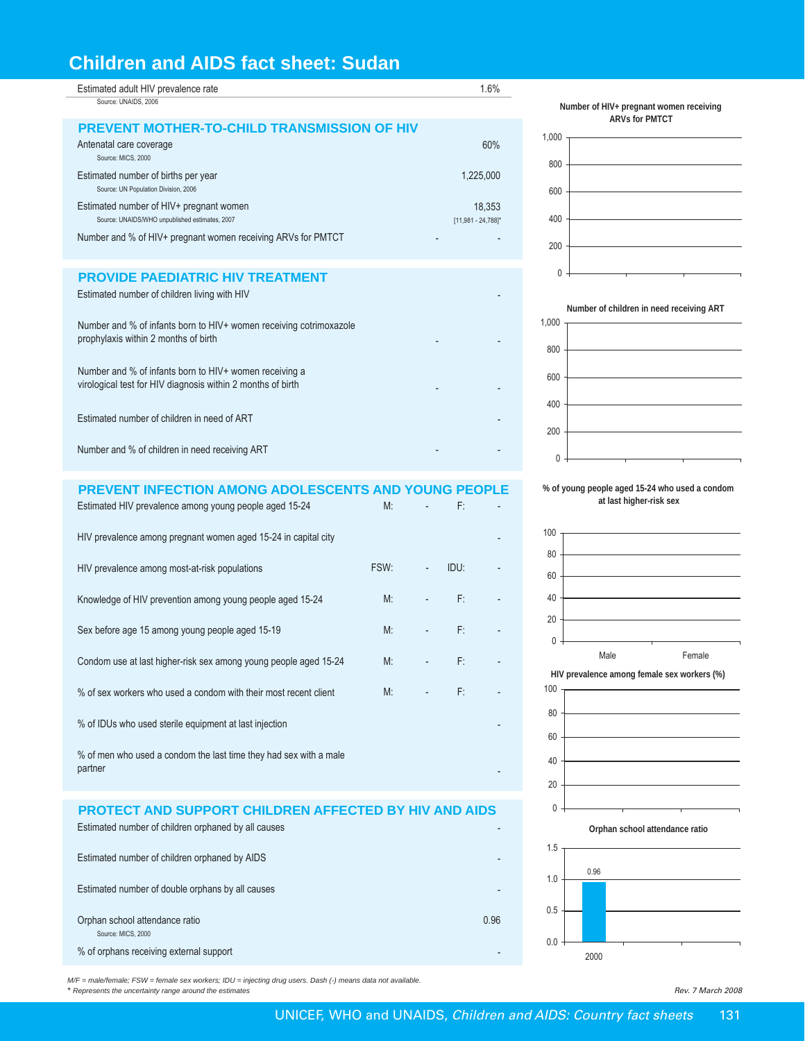# Children and AIDS fact sheet: Sudan

| | | |
|---|---|---|
| Estimated adult HIV prevalence rate<br>Source: UNAIDS, 2006 | | 1.6% |

## PREVENT MOTHER-TO-CHILD TRANSMISSION OF HIV

| | | |
|---|---|---|
| Antenatal care coverage<br>Source: MICS, 2000 | | 60% |
| Estimated number of births per year<br>Source: UN Population Division, 2006 | | 1,225,000 |
| Estimated number of HIV+ pregnant women<br>Source: UNAIDS/WHO unpublished estimates, 2007 | | 18,353<br>[11,981 - 24,788]* |
| Number and % of HIV+ pregnant women receiving ARVs for PMTCT | - | - |

## PROVIDE PAEDIATRIC HIV TREATMENT

| | | |
|---|---|---|
| Estimated number of children living with HIV | | - |
| Number and % of infants born to HIV+ women receiving cotrimoxazole prophylaxis within 2 months of birth | - | - |
| Number and % of infants born to HIV+ women receiving a virological test for HIV diagnosis within 2 months of birth | - | - |
| Estimated number of children in need of ART | | - |
| Number and % of children in need receiving ART | - | - |

## PREVENT INFECTION AMONG ADOLESCENTS AND YOUNG PEOPLE

| | | | | |
|---|---|---|---|---|
| Estimated HIV prevalence among young people aged 15-24 | M: | - | F: | - |
| HIV prevalence among pregnant women aged 15-24 in capital city | | | | - |
| HIV prevalence among most-at-risk populations | FSW: | - | IDU: | - |
| Knowledge of HIV prevention among young people aged 15-24 | M: | - | F: | - |
| Sex before age 15 among young people aged 15-19 | M: | - | F: | - |
| Condom use at last higher-risk sex among young people aged 15-24 | M: | - | F: | - |
| % of sex workers who used a condom with their most recent client | M: | - | F: | - |
| % of IDUs who used sterile equipment at last injection | | | | - |
| % of men who used a condom the last time they had sex with a male partner | | | | - |

## PROTECT AND SUPPORT CHILDREN AFFECTED BY HIV AND AIDS

| | |
|---|---|
| Estimated number of children orphaned by all causes | - |
| Estimated number of children orphaned by AIDS | - |
| Estimated number of double orphans by all causes | - |
| Orphan school attendance ratio<br>Source: MICS, 2000 | 0.96 |
| % of orphans receiving external support | - |

**Number of HIV+ pregnant women receiving ARVs for PMTCT**

(No data)

**Number of children in need receiving ART**

(No data)

**% of young people aged 15-24 who used a condom at last higher-risk sex**

| Male | Female |
|---|---|
| - | - |

**HIV prevalence among female sex workers (%)**

(No data)

**Orphan school attendance ratio**

| Year | Ratio |
|---|---|
| 2000 | 0.96 |

*M/F = male/female; FSW = female sex workers; IDU = injecting drug users. Dash (-) means data not available.*
*\* Represents the uncertainty range around the estimates*

*Rev. 7 March 2008*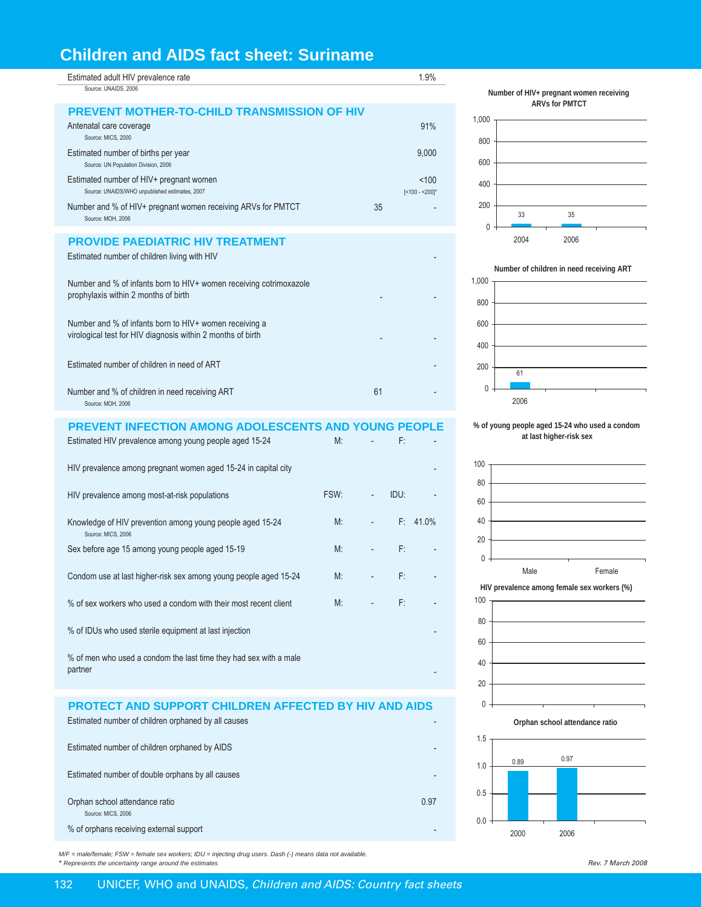# Children and AIDS fact sheet: Suriname

| | | |
|---|---|---|
| Estimated adult HIV prevalence rate<br>Source: UNAIDS, 2006 | | 1.9% |

## PREVENT MOTHER-TO-CHILD TRANSMISSION OF HIV

| | | |
|---|---|---|
| Antenatal care coverage<br>Source: MICS, 2000 | | 91% |
| Estimated number of births per year<br>Source: UN Population Division, 2006 | | 9,000 |
| Estimated number of HIV+ pregnant women<br>Source: UNAIDS/WHO unpublished estimates, 2007 | | <100<br>[<100 - <200]* |
| Number and % of HIV+ pregnant women receiving ARVs for PMTCT<br>Source: MOH, 2006 | 35 | - |

**Number of HIV+ pregnant women receiving ARVs for PMTCT**

| 2004 | 2006 |
|---|---|
| 33 | 35 |

## PROVIDE PAEDIATRIC HIV TREATMENT

| | | |
|---|---|---|
| Estimated number of children living with HIV | | - |
| Number and % of infants born to HIV+ women receiving cotrimoxazole prophylaxis within 2 months of birth | - | - |
| Number and % of infants born to HIV+ women receiving a virological test for HIV diagnosis within 2 months of birth | - | - |
| Estimated number of children in need of ART | | - |
| Number and % of children in need receiving ART<br>Source: MOH, 2006 | 61 | - |

**Number of children in need receiving ART**

| 2006 |
|---|
| 61 |

## PREVENT INFECTION AMONG ADOLESCENTS AND YOUNG PEOPLE

| | | | | |
|---|---|---|---|---|
| Estimated HIV prevalence among young people aged 15-24 | M: | - | F: | - |
| HIV prevalence among pregnant women aged 15-24 in capital city | | | | - |
| HIV prevalence among most-at-risk populations | FSW: | - | IDU: | - |
| Knowledge of HIV prevention among young people aged 15-24<br>Source: MICS, 2006 | M: | - | F: | 41.0% |
| Sex before age 15 among young people aged 15-19 | M: | - | F: | - |
| Condom use at last higher-risk sex among young people aged 15-24 | M: | - | F: | - |
| % of sex workers who used a condom with their most recent client | M: | - | F: | - |
| % of IDUs who used sterile equipment at last injection | | | | - |
| % of men who used a condom the last time they had sex with a male partner | | | | - |

**% of young people aged 15-24 who used a condom at last higher-risk sex**

(Male, Female: no data)

**HIV prevalence among female sex workers (%)**

(no data)

## PROTECT AND SUPPORT CHILDREN AFFECTED BY HIV AND AIDS

| | |
|---|---|
| Estimated number of children orphaned by all causes | - |
| Estimated number of children orphaned by AIDS | - |
| Estimated number of double orphans by all causes | - |
| Orphan school attendance ratio<br>Source: MICS, 2006 | 0.97 |
| % of orphans receiving external support | - |

**Orphan school attendance ratio**

| 2000 | 2006 |
|---|---|
| 0.89 | 0.97 |

*M/F = male/female; FSW = female sex workers; IDU = injecting drug users. Dash (-) means data not available.*
* *Represents the uncertainty range around the estimates*

*Rev. 7 March 2008*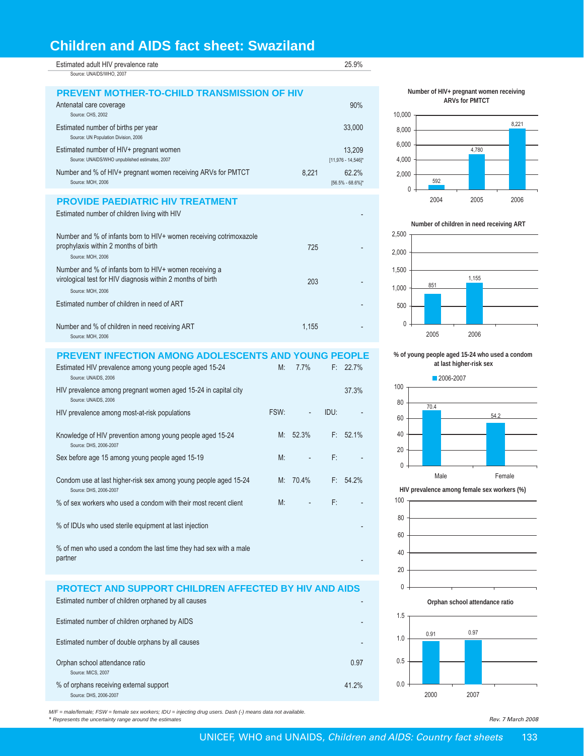# Children and AIDS fact sheet: Swaziland

| | |
|---|---|
| Estimated adult HIV prevalence rate<br>Source: UNAIDS/WHO, 2007 | 25.9% |

## PREVENT MOTHER-TO-CHILD TRANSMISSION OF HIV

| | | |
|---|---|---|
| Antenatal care coverage<br>Source: CHS, 2002 | | 90% |
| Estimated number of births per year<br>Source: UN Population Division, 2006 | | 33,000 |
| Estimated number of HIV+ pregnant women<br>Source: UNAIDS/WHO unpublished estimates, 2007 | | 13,209<br>[11,976 - 14,546]* |
| Number and % of HIV+ pregnant women receiving ARVs for PMTCT<br>Source: MOH, 2006 | 8,221 | 62.2%<br>[56.5% - 68.6%]* |

## PROVIDE PAEDIATRIC HIV TREATMENT

| | | |
|---|---|---|
| Estimated number of children living with HIV | | - |
| Number and % of infants born to HIV+ women receiving cotrimoxazole prophylaxis within 2 months of birth<br>Source: MOH, 2006 | 725 | - |
| Number and % of infants born to HIV+ women receiving a virological test for HIV diagnosis within 2 months of birth<br>Source: MOH, 2006 | 203 | - |
| Estimated number of children in need of ART | | - |
| Number and % of children in need receiving ART<br>Source: MOH, 2006 | 1,155 | - |

## PREVENT INFECTION AMONG ADOLESCENTS AND YOUNG PEOPLE

| | | | | |
|---|---|---|---|---|
| Estimated HIV prevalence among young people aged 15-24<br>Source: UNAIDS, 2006 | M: | 7.7% | F: | 22.7% |
| HIV prevalence among pregnant women aged 15-24 in capital city<br>Source: UNAIDS, 2006 | | | | 37.3% |
| HIV prevalence among most-at-risk populations | FSW: | - | IDU: | - |
| Knowledge of HIV prevention among young people aged 15-24<br>Source: DHS, 2006-2007 | M: | 52.3% | F: | 52.1% |
| Sex before age 15 among young people aged 15-19 | M: | - | F: | - |
| Condom use at last higher-risk sex among young people aged 15-24<br>Source: DHS, 2006-2007 | M: | 70.4% | F: | 54.2% |
| % of sex workers who used a condom with their most recent client | M: | - | F: | - |
| % of IDUs who used sterile equipment at last injection | | | | - |
| % of men who used a condom the last time they had sex with a male partner | | | | - |

## PROTECT AND SUPPORT CHILDREN AFFECTED BY HIV AND AIDS

| | |
|---|---|
| Estimated number of children orphaned by all causes | - |
| Estimated number of children orphaned by AIDS | - |
| Estimated number of double orphans by all causes | - |
| Orphan school attendance ratio<br>Source: MICS, 2007 | 0.97 |
| % of orphans receiving external support<br>Source: DHS, 2006-2007 | 41.2% |

**Number of HIV+ pregnant women receiving ARVs for PMTCT**

| Year | Number |
|---|---|
| 2004 | 592 |
| 2005 | 4,780 |
| 2006 | 8,221 |

**Number of children in need receiving ART**

| Year | Number |
|---|---|
| 2005 | 851 |
| 2006 | 1,155 |

**% of young people aged 15-24 who used a condom at last higher-risk sex**

| | 2006-2007 |
|---|---|
| Male | 70.4 |
| Female | 54.2 |

**HIV prevalence among female sex workers (%)**

**Orphan school attendance ratio**

| Year | Ratio |
|---|---|
| 2000 | 0.91 |
| 2007 | 0.97 |

*M/F = male/female; FSW = female sex workers; IDU = injecting drug users. Dash (-) means data not available.*
*\* Represents the uncertainty range around the estimates*

*Rev. 7 March 2008*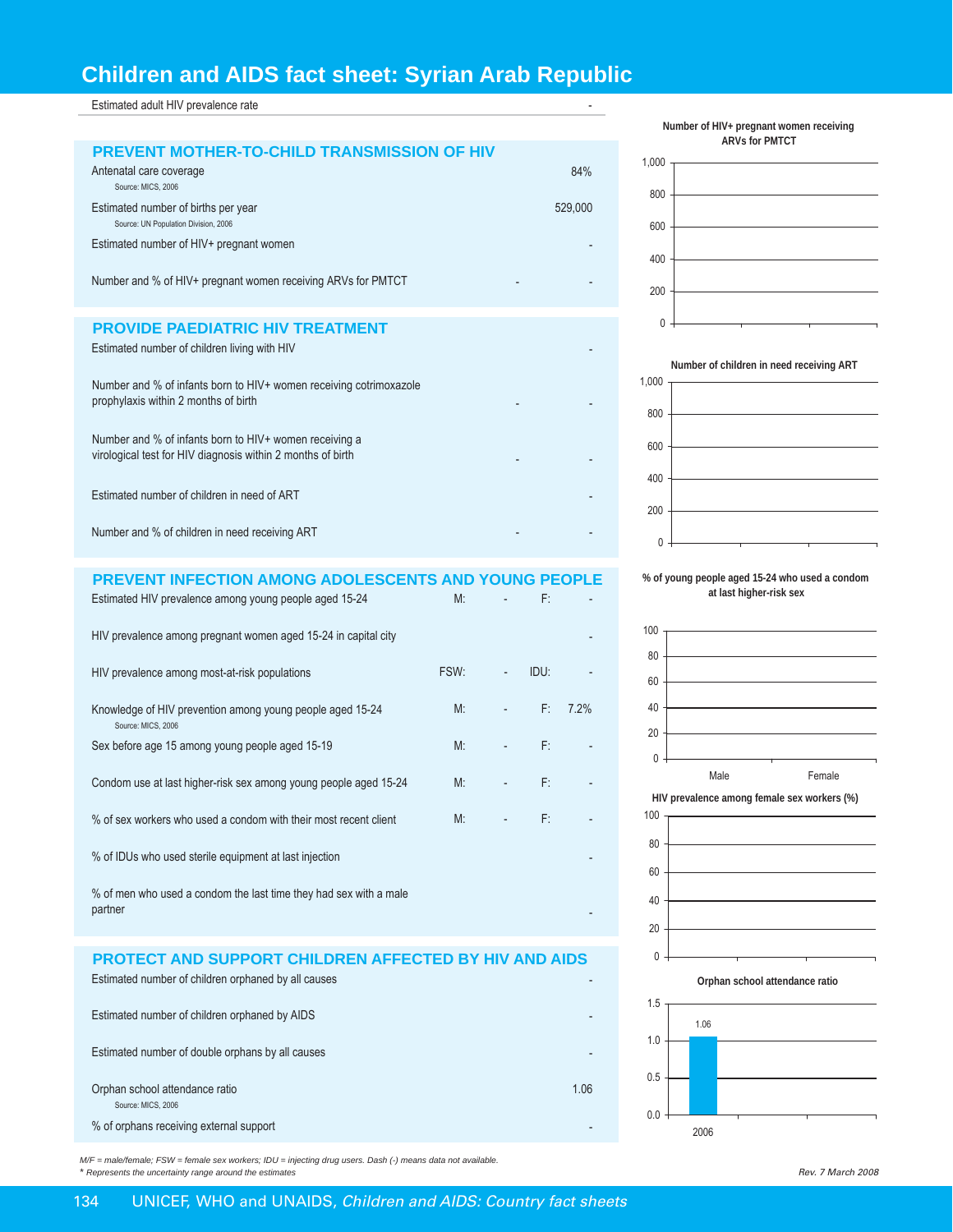# Children and AIDS fact sheet: Syrian Arab Republic

| | |
|---|---|
| Estimated adult HIV prevalence rate | - |

## PREVENT MOTHER-TO-CHILD TRANSMISSION OF HIV

| | | |
|---|---|---|
| Antenatal care coverage<br>Source: MICS, 2006 | | 84% |
| Estimated number of births per year<br>Source: UN Population Division, 2006 | | 529,000 |
| Estimated number of HIV+ pregnant women | | - |
| Number and % of HIV+ pregnant women receiving ARVs for PMTCT | - | - |

## PROVIDE PAEDIATRIC HIV TREATMENT

| | | |
|---|---|---|
| Estimated number of children living with HIV | | - |
| Number and % of infants born to HIV+ women receiving cotrimoxazole prophylaxis within 2 months of birth | - | - |
| Number and % of infants born to HIV+ women receiving a virological test for HIV diagnosis within 2 months of birth | - | - |
| Estimated number of children in need of ART | | - |
| Number and % of children in need receiving ART | - | - |

## PREVENT INFECTION AMONG ADOLESCENTS AND YOUNG PEOPLE

| | | | | |
|---|---|---|---|---|
| Estimated HIV prevalence among young people aged 15-24 | M: | - | F: | - |
| HIV prevalence among pregnant women aged 15-24 in capital city | | | | - |
| HIV prevalence among most-at-risk populations | FSW: | - | IDU: | - |
| Knowledge of HIV prevention among young people aged 15-24<br>Source: MICS, 2006 | M: | - | F: | 7.2% |
| Sex before age 15 among young people aged 15-19 | M: | - | F: | - |
| Condom use at last higher-risk sex among young people aged 15-24 | M: | - | F: | - |
| % of sex workers who used a condom with their most recent client | M: | - | F: | - |
| % of IDUs who used sterile equipment at last injection | | | | - |
| % of men who used a condom the last time they had sex with a male partner | | | | - |

## PROTECT AND SUPPORT CHILDREN AFFECTED BY HIV AND AIDS

| | |
|---|---|
| Estimated number of children orphaned by all causes | - |
| Estimated number of children orphaned by AIDS | - |
| Estimated number of double orphans by all causes | - |
| Orphan school attendance ratio<br>Source: MICS, 2006 | 1.06 |
| % of orphans receiving external support | - |

**Number of HIV+ pregnant women receiving ARVs for PMTCT**

**Number of children in need receiving ART**

**% of young people aged 15-24 who used a condom at last higher-risk sex**

**HIV prevalence among female sex workers (%)**

**Orphan school attendance ratio**

| Year | Ratio |
|---|---|
| 2006 | 1.06 |

*M/F = male/female; FSW = female sex workers; IDU = injecting drug users. Dash (-) means data not available.*
*\* Represents the uncertainty range around the estimates*

*Rev. 7 March 2008*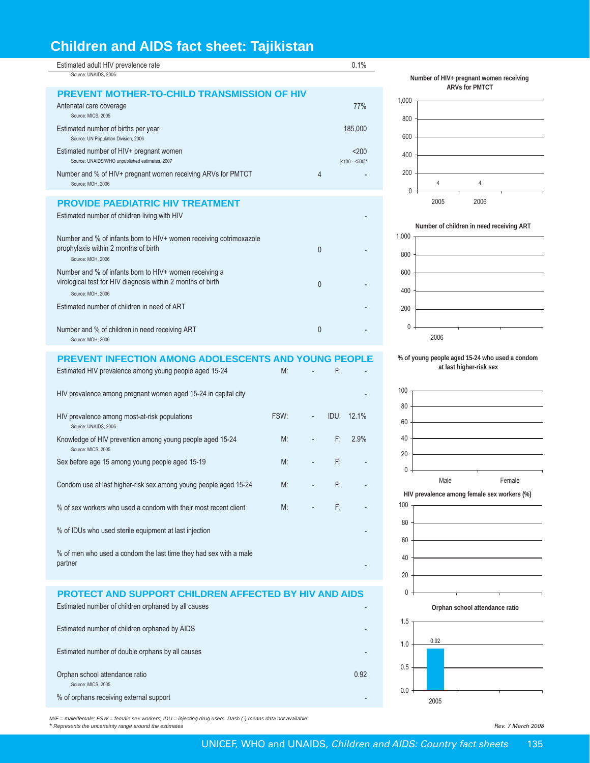# Children and AIDS fact sheet: Tajikistan

| Estimated adult HIV prevalence rate | | 0.1% |
|---|---|---|
| Source: UNAIDS, 2006 | | |

## PREVENT MOTHER-TO-CHILD TRANSMISSION OF HIV

| Indicator | Number | % |
|---|---|---|
| Antenatal care coverage<br>Source: MICS, 2005 | | 77% |
| Estimated number of births per year<br>Source: UN Population Division, 2006 | | 185,000 |
| Estimated number of HIV+ pregnant women<br>Source: UNAIDS/WHO unpublished estimates, 2007 | | <200<br>[<100 - <500]* |
| Number and % of HIV+ pregnant women receiving ARVs for PMTCT<br>Source: MOH, 2006 | 4 | - |

**Number of HIV+ pregnant women receiving ARVs for PMTCT**

| Year | Number |
|---|---|
| 2005 | 4 |
| 2006 | 4 |

## PROVIDE PAEDIATRIC HIV TREATMENT

| Indicator | Number | % |
|---|---|---|
| Estimated number of children living with HIV | | - |
| Number and % of infants born to HIV+ women receiving cotrimoxazole prophylaxis within 2 months of birth<br>Source: MOH, 2006 | 0 | - |
| Number and % of infants born to HIV+ women receiving a virological test for HIV diagnosis within 2 months of birth<br>Source: MOH, 2006 | 0 | - |
| Estimated number of children in need of ART | | - |
| Number and % of children in need receiving ART<br>Source: MOH, 2006 | 0 | - |

**Number of children in need receiving ART**

| Year | Number |
|---|---|
| 2006 | |

## PREVENT INFECTION AMONG ADOLESCENTS AND YOUNG PEOPLE

| Indicator | | | | |
|---|---|---|---|---|
| Estimated HIV prevalence among young people aged 15-24 | M: | - | F: | - |
| HIV prevalence among pregnant women aged 15-24 in capital city | | | | - |
| HIV prevalence among most-at-risk populations<br>Source: UNAIDS, 2006 | FSW: | - | IDU: | 12.1% |
| Knowledge of HIV prevention among young people aged 15-24<br>Source: MICS, 2005 | M: | - | F: | 2.9% |
| Sex before age 15 among young people aged 15-19 | M: | - | F: | - |
| Condom use at last higher-risk sex among young people aged 15-24 | M: | - | F: | - |
| % of sex workers who used a condom with their most recent client | M: | - | F: | - |
| % of IDUs who used sterile equipment at last injection | | | | - |
| % of men who used a condom the last time they had sex with a male partner | | | | - |

**% of young people aged 15-24 who used a condom at last higher-risk sex**

| Male | Female |
|---|---|
| | |

**HIV prevalence among female sex workers (%)**

## PROTECT AND SUPPORT CHILDREN AFFECTED BY HIV AND AIDS

| Indicator | |
|---|---|
| Estimated number of children orphaned by all causes | - |
| Estimated number of children orphaned by AIDS | - |
| Estimated number of double orphans by all causes | - |
| Orphan school attendance ratio<br>Source: MICS, 2005 | 0.92 |
| % of orphans receiving external support | - |

**Orphan school attendance ratio**

| Year | Ratio |
|---|---|
| 2005 | 0.92 |

*M/F = male/female; FSW = female sex workers; IDU = injecting drug users. Dash (-) means data not available.*
*\* Represents the uncertainty range around the estimates*

*Rev. 7 March 2008*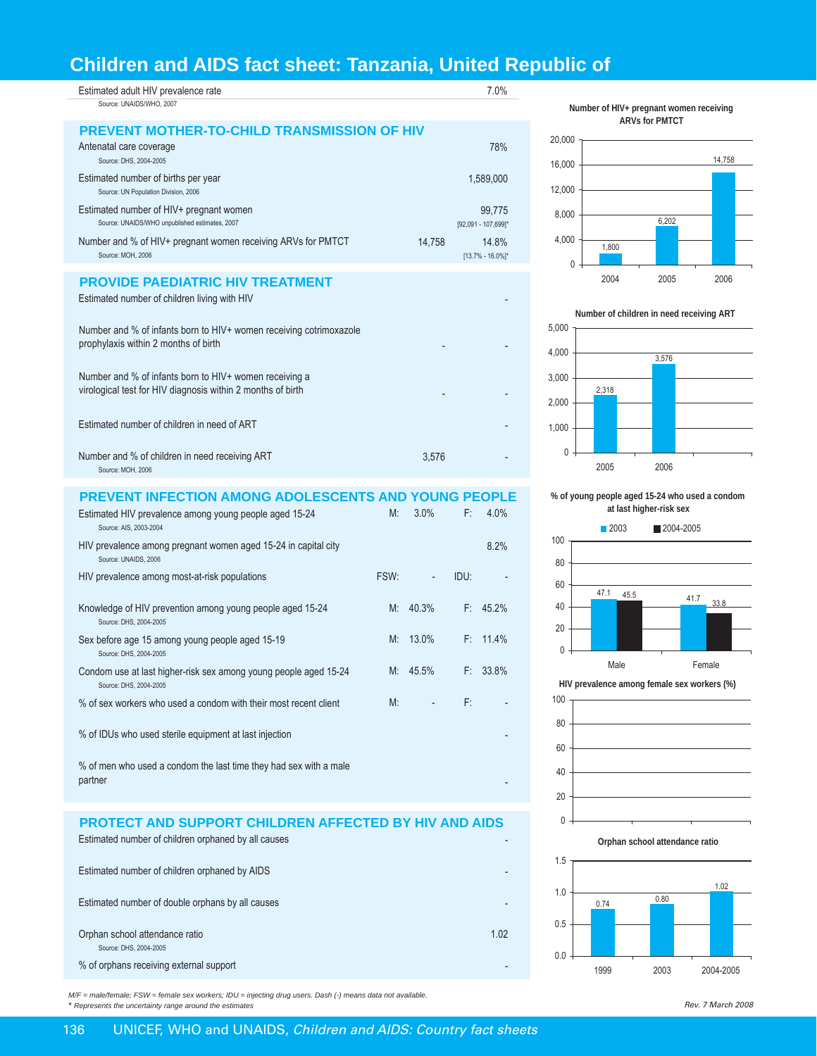# Children and AIDS fact sheet: Tanzania, United Republic of

Estimated adult HIV prevalence rate — 7.0%
Source: UNAIDS/WHO, 2007

## PREVENT MOTHER-TO-CHILD TRANSMISSION OF HIV

| Indicator | Number | % |
|---|---|---|
| Antenatal care coverage (Source: DHS, 2004-2005) | | 78% |
| Estimated number of births per year (Source: UN Population Division, 2006) | | 1,589,000 |
| Estimated number of HIV+ pregnant women (Source: UNAIDS/WHO unpublished estimates, 2007) | | 99,775 [92,091 - 107,699]* |
| Number and % of HIV+ pregnant women receiving ARVs for PMTCT (Source: MOH, 2006) | 14,758 | 14.8% [13.7% - 16.0%]* |

## PROVIDE PAEDIATRIC HIV TREATMENT

| Indicator | Number | % |
|---|---|---|
| Estimated number of children living with HIV | | - |
| Number and % of infants born to HIV+ women receiving cotrimoxazole prophylaxis within 2 months of birth | - | - |
| Number and % of infants born to HIV+ women receiving a virological test for HIV diagnosis within 2 months of birth | - | - |
| Estimated number of children in need of ART | | - |
| Number and % of children in need receiving ART (Source: MOH, 2006) | 3,576 | - |

## PREVENT INFECTION AMONG ADOLESCENTS AND YOUNG PEOPLE

| Indicator | | | | |
|---|---|---|---|---|
| Estimated HIV prevalence among young people aged 15-24 (Source: AIS, 2003-2004) | M: | 3.0% | F: | 4.0% |
| HIV prevalence among pregnant women aged 15-24 in capital city (Source: UNAIDS, 2006) | | | | 8.2% |
| HIV prevalence among most-at-risk populations | FSW: | - | IDU: | - |
| Knowledge of HIV prevention among young people aged 15-24 (Source: DHS, 2004-2005) | M: | 40.3% | F: | 45.2% |
| Sex before age 15 among young people aged 15-19 (Source: DHS, 2004-2005) | M: | 13.0% | F: | 11.4% |
| Condom use at last higher-risk sex among young people aged 15-24 (Source: DHS, 2004-2005) | M: | 45.5% | F: | 33.8% |
| % of sex workers who used a condom with their most recent client | M: | - | F: | - |
| % of IDUs who used sterile equipment at last injection | | | | - |
| % of men who used a condom the last time they had sex with a male partner | | | | - |

## PROTECT AND SUPPORT CHILDREN AFFECTED BY HIV AND AIDS

| Indicator | |
|---|---|
| Estimated number of children orphaned by all causes | - |
| Estimated number of children orphaned by AIDS | - |
| Estimated number of double orphans by all causes | - |
| Orphan school attendance ratio (Source: DHS, 2004-2005) | 1.02 |
| % of orphans receiving external support | - |

**Number of HIV+ pregnant women receiving ARVs for PMTCT**

| Year | 2004 | 2005 | 2006 |
|---|---|---|---|
| Number | 1,800 | 6,202 | 14,758 |

**Number of children in need receiving ART**

| Year | 2005 | 2006 |
|---|---|---|
| Number | 2,318 | 3,576 |

**% of young people aged 15-24 who used a condom at last higher-risk sex**

| | 2003 | 2004-2005 |
|---|---|---|
| Male | 47.1 | 45.5 |
| Female | 41.7 | 33.8 |

**HIV prevalence among female sex workers (%)**

**Orphan school attendance ratio**

| Year | 1999 | 2003 | 2004-2005 |
|---|---|---|---|
| Ratio | 0.74 | 0.80 | 1.02 |

*M/F = male/female; FSW = female sex workers; IDU = injecting drug users. Dash (-) means data not available.*
*\* Represents the uncertainty range around the estimates*

Rev. 7 March 2008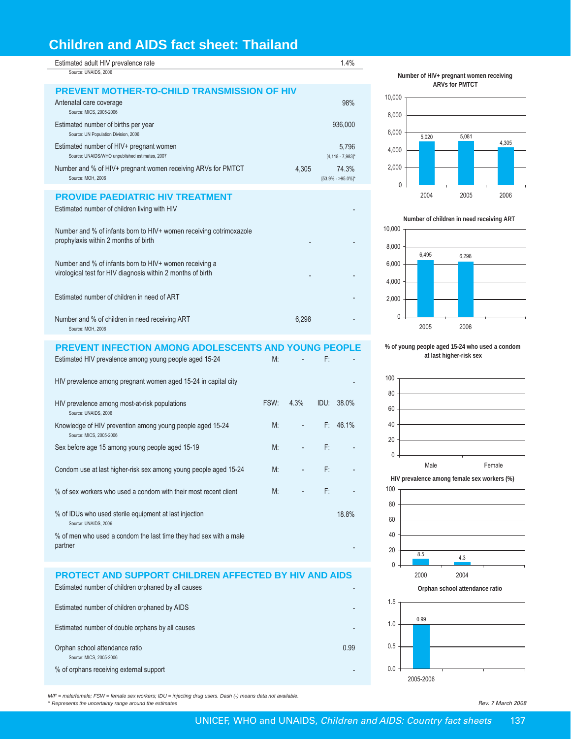# Children and AIDS fact sheet: Thailand

| Indicator | | Value |
|---|---|---|
| Estimated adult HIV prevalence rate<br>Source: UNAIDS, 2006 | | 1.4% |

## PREVENT MOTHER-TO-CHILD TRANSMISSION OF HIV

| Indicator | Number | % |
|---|---|---|
| Antenatal care coverage<br>Source: MICS, 2005-2006 | | 98% |
| Estimated number of births per year<br>Source: UN Population Division, 2006 | | 936,000 |
| Estimated number of HIV+ pregnant women<br>Source: UNAIDS/WHO unpublished estimates, 2007 | | 5,796<br>[4,118 - 7,983]* |
| Number and % of HIV+ pregnant women receiving ARVs for PMTCT<br>Source: MOH, 2006 | 4,305 | 74.3%<br>[53.9% - >95.0%]* |

## PROVIDE PAEDIATRIC HIV TREATMENT

| Indicator | Number | % |
|---|---|---|
| Estimated number of children living with HIV | | - |
| Number and % of infants born to HIV+ women receiving cotrimoxazole prophylaxis within 2 months of birth | - | - |
| Number and % of infants born to HIV+ women receiving a virological test for HIV diagnosis within 2 months of birth | - | - |
| Estimated number of children in need of ART | | - |
| Number and % of children in need receiving ART<br>Source: MOH, 2006 | 6,298 | - |

## PREVENT INFECTION AMONG ADOLESCENTS AND YOUNG PEOPLE

| Indicator | | | | |
|---|---|---|---|---|
| Estimated HIV prevalence among young people aged 15-24 | M: | - | F: | - |
| HIV prevalence among pregnant women aged 15-24 in capital city | | | | - |
| HIV prevalence among most-at-risk populations<br>Source: UNAIDS, 2006 | FSW: | 4.3% | IDU: | 38.0% |
| Knowledge of HIV prevention among young people aged 15-24<br>Source: MICS, 2005-2006 | M: | - | F: | 46.1% |
| Sex before age 15 among young people aged 15-19 | M: | - | F: | - |
| Condom use at last higher-risk sex among young people aged 15-24 | M: | - | F: | - |
| % of sex workers who used a condom with their most recent client | M: | - | F: | - |
| % of IDUs who used sterile equipment at last injection<br>Source: UNAIDS, 2006 | | | | 18.8% |
| % of men who used a condom the last time they had sex with a male partner | | | | - |

## PROTECT AND SUPPORT CHILDREN AFFECTED BY HIV AND AIDS

| Indicator | Value |
|---|---|
| Estimated number of children orphaned by all causes | - |
| Estimated number of children orphaned by AIDS | - |
| Estimated number of double orphans by all causes | - |
| Orphan school attendance ratio<br>Source: MICS, 2005-2006 | 0.99 |
| % of orphans receiving external support | - |

**Number of HIV+ pregnant women receiving ARVs for PMTCT**

| Year | Number |
|---|---|
| 2004 | 5,020 |
| 2005 | 5,081 |
| 2006 | 4,305 |

**Number of children in need receiving ART**

| Year | Number |
|---|---|
| 2005 | 6,495 |
| 2006 | 6,298 |

**% of young people aged 15-24 who used a condom at last higher-risk sex**

| Male | Female |
|---|---|
| - | - |

**HIV prevalence among female sex workers (%)**

| Year | % |
|---|---|
| 2000 | 8.5 |
| 2004 | 4.3 |

**Orphan school attendance ratio**

| Year | Ratio |
|---|---|
| 2005-2006 | 0.99 |

*M/F = male/female; FSW = female sex workers; IDU = injecting drug users. Dash (-) means data not available.*
*\* Represents the uncertainty range around the estimates*

*Rev. 7 March 2008*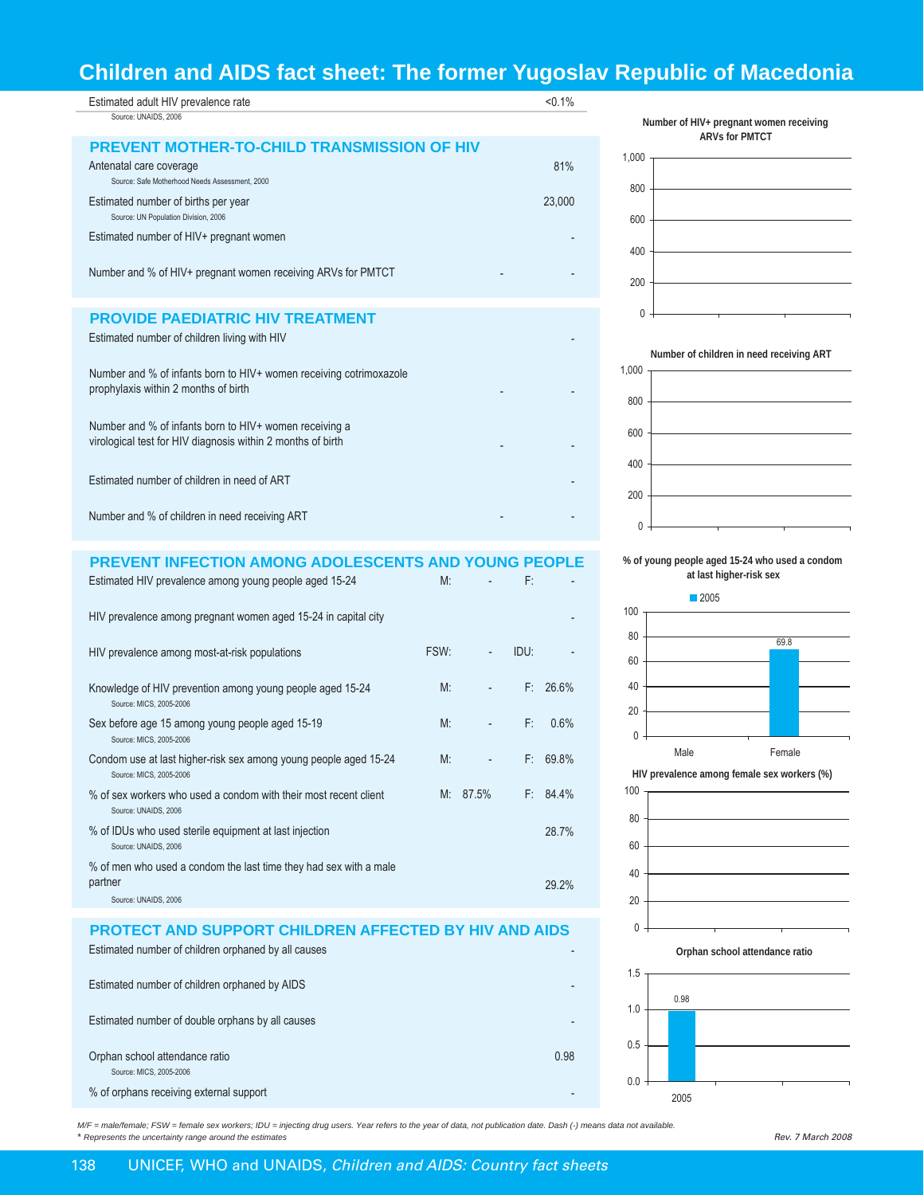# Children and AIDS fact sheet: The former Yugoslav Republic of Macedonia

| Indicator | | Value |
|---|---|---|
| Estimated adult HIV prevalence rate<br>Source: UNAIDS, 2006 | | <0.1% |

## PREVENT MOTHER-TO-CHILD TRANSMISSION OF HIV

| Indicator | | Value |
|---|---|---|
| Antenatal care coverage<br>Source: Safe Motherhood Needs Assessment, 2000 | | 81% |
| Estimated number of births per year<br>Source: UN Population Division, 2006 | | 23,000 |
| Estimated number of HIV+ pregnant women | | - |
| Number and % of HIV+ pregnant women receiving ARVs for PMTCT | - | - |

**Number of HIV+ pregnant women receiving ARVs for PMTCT**

## PROVIDE PAEDIATRIC HIV TREATMENT

| Indicator | | Value |
|---|---|---|
| Estimated number of children living with HIV | | - |
| Number and % of infants born to HIV+ women receiving cotrimoxazole prophylaxis within 2 months of birth | - | - |
| Number and % of infants born to HIV+ women receiving a virological test for HIV diagnosis within 2 months of birth | - | - |
| Estimated number of children in need of ART | | - |
| Number and % of children in need receiving ART | - | - |

**Number of children in need receiving ART**

## PREVENT INFECTION AMONG ADOLESCENTS AND YOUNG PEOPLE

| Indicator | | | | |
|---|---|---|---|---|
| Estimated HIV prevalence among young people aged 15-24 | M: | - | F: | - |
| HIV prevalence among pregnant women aged 15-24 in capital city | | | | - |
| HIV prevalence among most-at-risk populations | FSW: | - | IDU: | - |
| Knowledge of HIV prevention among young people aged 15-24<br>Source: MICS, 2005-2006 | M: | - | F: | 26.6% |
| Sex before age 15 among young people aged 15-19<br>Source: MICS, 2005-2006 | M: | - | F: | 0.6% |
| Condom use at last higher-risk sex among young people aged 15-24<br>Source: MICS, 2005-2006 | M: | - | F: | 69.8% |
| % of sex workers who used a condom with their most recent client<br>Source: UNAIDS, 2006 | M: | 87.5% | F: | 84.4% |
| % of IDUs who used sterile equipment at last injection<br>Source: UNAIDS, 2006 | | | | 28.7% |
| % of men who used a condom the last time they had sex with a male partner<br>Source: UNAIDS, 2006 | | | | 29.2% |

**% of young people aged 15-24 who used a condom at last higher-risk sex**

| | 2005 |
|---|---|
| Male | - |
| Female | 69.8 |

**HIV prevalence among female sex workers (%)**

## PROTECT AND SUPPORT CHILDREN AFFECTED BY HIV AND AIDS

| Indicator | Value |
|---|---|
| Estimated number of children orphaned by all causes | - |
| Estimated number of children orphaned by AIDS | - |
| Estimated number of double orphans by all causes | - |
| Orphan school attendance ratio<br>Source: MICS, 2005-2006 | 0.98 |
| % of orphans receiving external support | - |

**Orphan school attendance ratio**

| Year | Ratio |
|---|---|
| 2005 | 0.98 |

*M/F = male/female; FSW = female sex workers; IDU = injecting drug users. Year refers to the year of data, not publication date. Dash (-) means data not available.*
*\* Represents the uncertainty range around the estimates*

*Rev. 7 March 2008*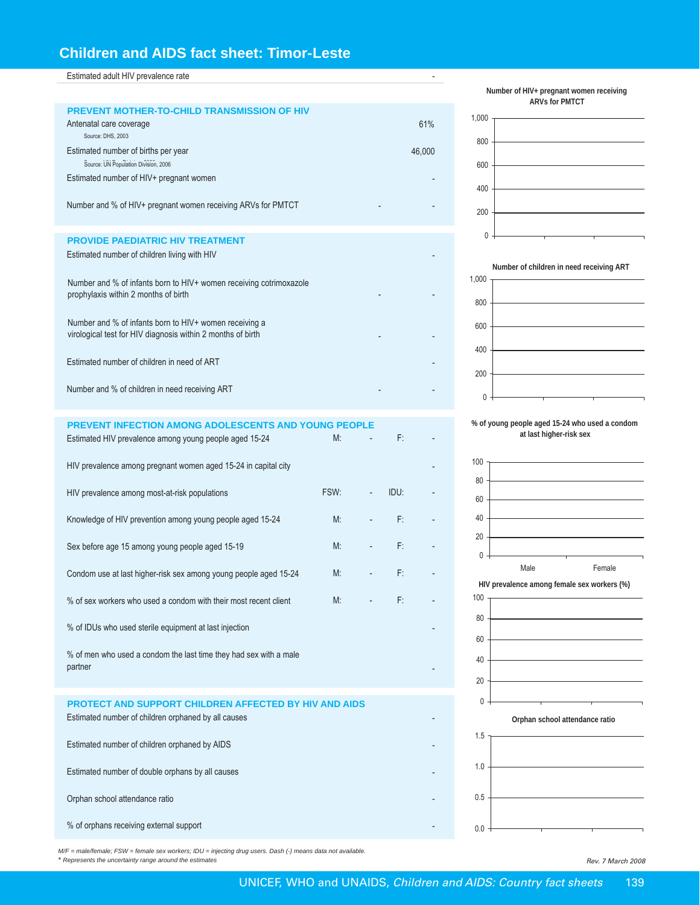## Children and AIDS fact sheet: Timor-Leste

| Estimated adult HIV prevalence rate | - |
|---|---|

### PREVENT MOTHER-TO-CHILD TRANSMISSION OF HIV

| Indicator | | Value |
|---|---|---|
| Antenatal care coverage<br>Source: DHS, 2003 | | 61% |
| Estimated number of births per year<br>Source: UN Population Division, 2006 | | 46,000 |
| Estimated number of HIV+ pregnant women | | - |
| Number and % of HIV+ pregnant women receiving ARVs for PMTCT | - | - |

### PROVIDE PAEDIATRIC HIV TREATMENT

| Indicator | | Value |
|---|---|---|
| Estimated number of children living with HIV | | - |
| Number and % of infants born to HIV+ women receiving cotrimoxazole prophylaxis within 2 months of birth | - | - |
| Number and % of infants born to HIV+ women receiving a virological test for HIV diagnosis within 2 months of birth | - | - |
| Estimated number of children in need of ART | | - |
| Number and % of children in need receiving ART | - | - |

### PREVENT INFECTION AMONG ADOLESCENTS AND YOUNG PEOPLE

| Indicator | | | | |
|---|---|---|---|---|
| Estimated HIV prevalence among young people aged 15-24 | M: | - | F: | - |
| HIV prevalence among pregnant women aged 15-24 in capital city | | | | - |
| HIV prevalence among most-at-risk populations | FSW: | - | IDU: | - |
| Knowledge of HIV prevention among young people aged 15-24 | M: | - | F: | - |
| Sex before age 15 among young people aged 15-19 | M: | - | F: | - |
| Condom use at last higher-risk sex among young people aged 15-24 | M: | - | F: | - |
| % of sex workers who used a condom with their most recent client | M: | - | F: | - |
| % of IDUs who used sterile equipment at last injection | | | | - |
| % of men who used a condom the last time they had sex with a male partner | | | | - |

### PROTECT AND SUPPORT CHILDREN AFFECTED BY HIV AND AIDS

| Indicator | Value |
|---|---|
| Estimated number of children orphaned by all causes | - |
| Estimated number of children orphaned by AIDS | - |
| Estimated number of double orphans by all causes | - |
| Orphan school attendance ratio | - |
| % of orphans receiving external support | - |

Number of HIV+ pregnant women receiving ARVs for PMTCT

Number of children in need receiving ART

% of young people aged 15-24 who used a condom at last higher-risk sex

HIV prevalence among female sex workers (%)

Orphan school attendance ratio

*M/F = male/female; FSW = female sex workers; IDU = injecting drug users. Dash (-) means data not available.*
*\* Represents the uncertainty range around the estimates*

*Rev. 7 March 2008*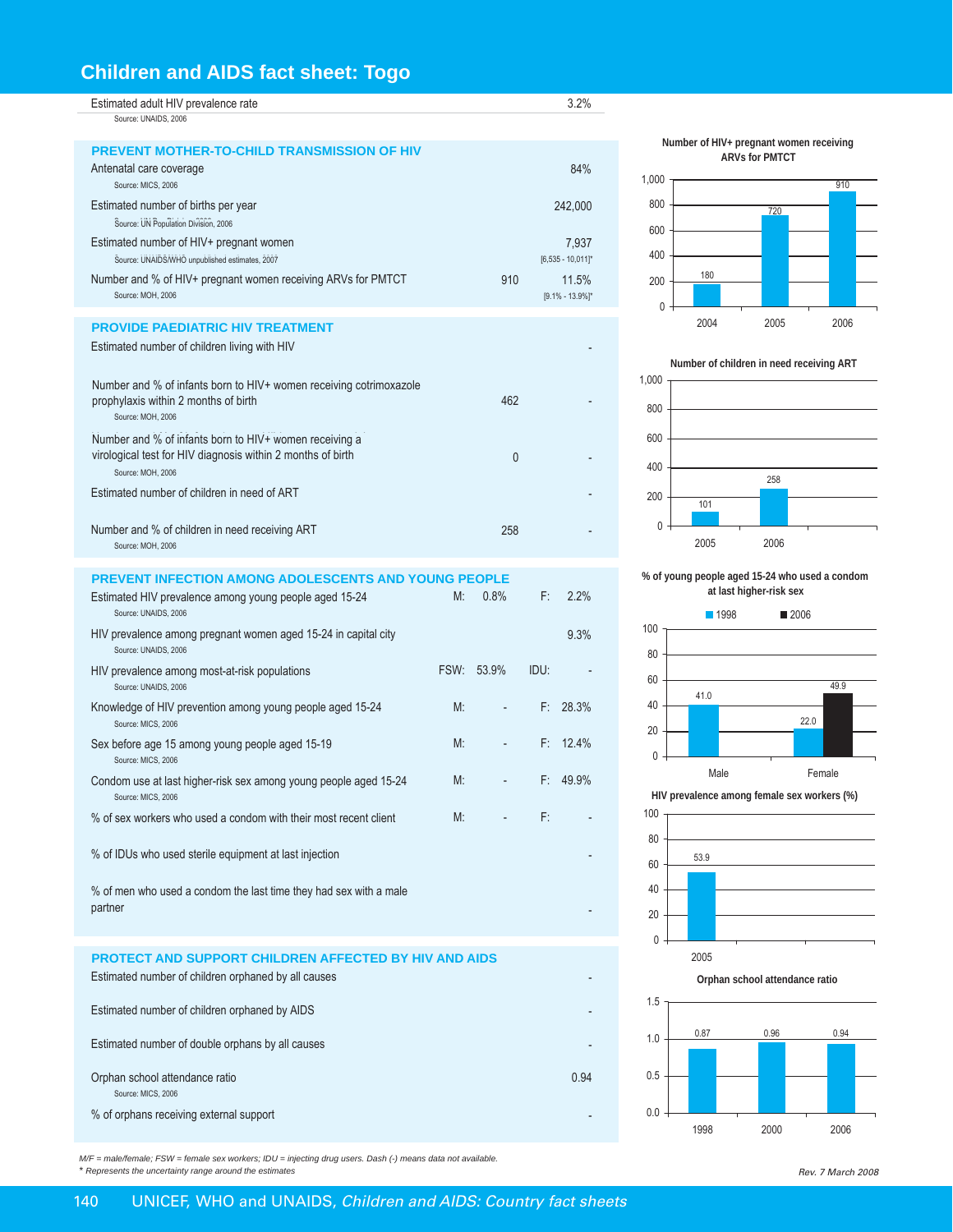# Children and AIDS fact sheet: Togo

| | | |
|---|---|---|
| Estimated adult HIV prevalence rate<br>Source: UNAIDS, 2006 | | 3.2% |

## PREVENT MOTHER-TO-CHILD TRANSMISSION OF HIV

| | | |
|---|---|---|
| Antenatal care coverage<br>Source: MICS, 2006 | | 84% |
| Estimated number of births per year<br>Source: UN Population Division, 2006 | | 242,000 |
| Estimated number of HIV+ pregnant women<br>Source: UNAIDS/WHO unpublished estimates, 2007 | | 7,937<br>[6,535 - 10,011]* |
| Number and % of HIV+ pregnant women receiving ARVs for PMTCT<br>Source: MOH, 2006 | 910 | 11.5%<br>[9.1% - 13.9%]* |

## PROVIDE PAEDIATRIC HIV TREATMENT

| | | |
|---|---|---|
| Estimated number of children living with HIV | | - |
| Number and % of infants born to HIV+ women receiving cotrimoxazole prophylaxis within 2 months of birth<br>Source: MOH, 2006 | 462 | - |
| Number and % of infants born to HIV+ women receiving a virological test for HIV diagnosis within 2 months of birth<br>Source: MOH, 2006 | 0 | - |
| Estimated number of children in need of ART | | - |
| Number and % of children in need receiving ART<br>Source: MOH, 2006 | 258 | - |

## PREVENT INFECTION AMONG ADOLESCENTS AND YOUNG PEOPLE

| | | | | |
|---|---|---|---|---|
| Estimated HIV prevalence among young people aged 15-24<br>Source: UNAIDS, 2006 | M: | 0.8% | F: | 2.2% |
| HIV prevalence among pregnant women aged 15-24 in capital city<br>Source: UNAIDS, 2006 | | | | 9.3% |
| HIV prevalence among most-at-risk populations<br>Source: UNAIDS, 2006 | FSW: | 53.9% | IDU: | - |
| Knowledge of HIV prevention among young people aged 15-24<br>Source: MICS, 2006 | M: | - | F: | 28.3% |
| Sex before age 15 among young people aged 15-19<br>Source: MICS, 2006 | M: | - | F: | 12.4% |
| Condom use at last higher-risk sex among young people aged 15-24<br>Source: MICS, 2006 | M: | - | F: | 49.9% |
| % of sex workers who used a condom with their most recent client | M: | - | F: | - |
| % of IDUs who used sterile equipment at last injection | | | | - |
| % of men who used a condom the last time they had sex with a male partner | | | | - |

## PROTECT AND SUPPORT CHILDREN AFFECTED BY HIV AND AIDS

| | |
|---|---|
| Estimated number of children orphaned by all causes | - |
| Estimated number of children orphaned by AIDS | - |
| Estimated number of double orphans by all causes | - |
| Orphan school attendance ratio<br>Source: MICS, 2006 | 0.94 |
| % of orphans receiving external support | - |

**Number of HIV+ pregnant women receiving ARVs for PMTCT**

| 2004 | 2005 | 2006 |
|---|---|---|
| 180 | 720 | 910 |

**Number of children in need receiving ART**

| 2005 | 2006 |
|---|---|
| 101 | 258 |

**% of young people aged 15-24 who used a condom at last higher-risk sex**

| | 1998 | 2006 |
|---|---|---|
| Male | 41.0 | |
| Female | 22.0 | 49.9 |

**HIV prevalence among female sex workers (%)**

| 2005 |
|---|
| 53.9 |

**Orphan school attendance ratio**

| 1998 | 2000 | 2006 |
|---|---|---|
| 0.87 | 0.96 | 0.94 |

*M/F = male/female; FSW = female sex workers; IDU = injecting drug users. Dash (-) means data not available.*
*\* Represents the uncertainty range around the estimates*

*Rev. 7 March 2008*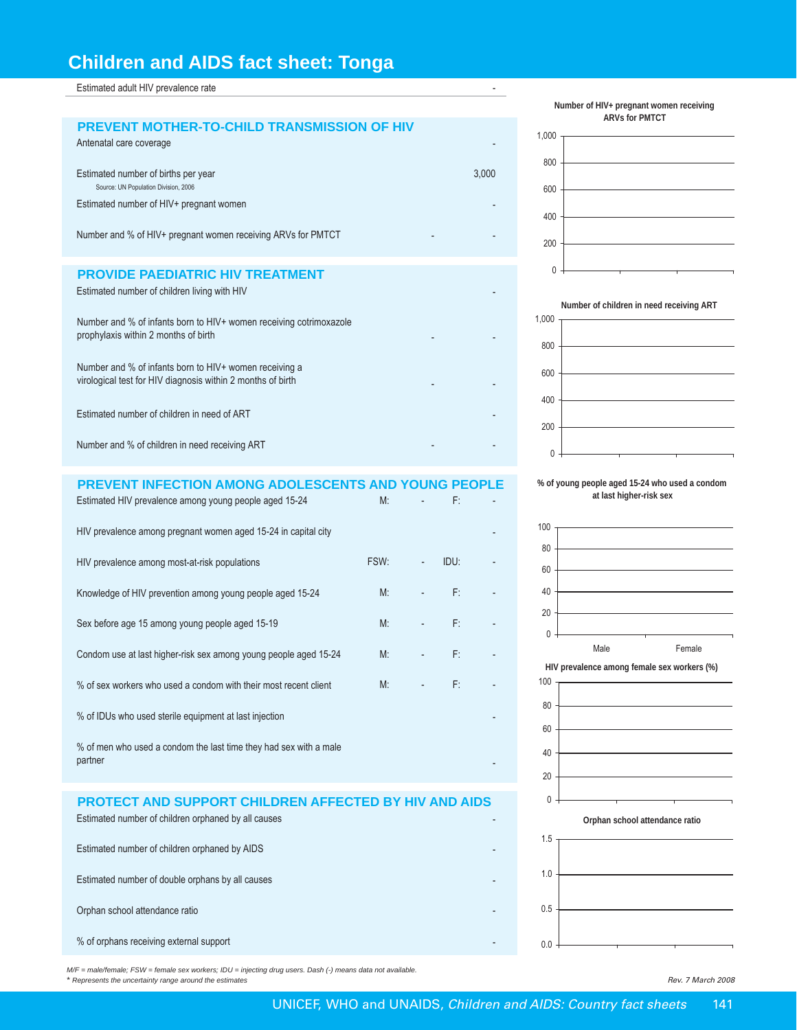# Children and AIDS fact sheet: Tonga

| Estimated adult HIV prevalence rate | - |
|---|---|

## PREVENT MOTHER-TO-CHILD TRANSMISSION OF HIV

| Indicator | | Value |
|---|---|---|
| Antenatal care coverage | | - |
| Estimated number of births per year (Source: UN Population Division, 2006) | | 3,000 |
| Estimated number of HIV+ pregnant women | | - |
| Number and % of HIV+ pregnant women receiving ARVs for PMTCT | - | - |

## PROVIDE PAEDIATRIC HIV TREATMENT

| Indicator | | Value |
|---|---|---|
| Estimated number of children living with HIV | | - |
| Number and % of infants born to HIV+ women receiving cotrimoxazole prophylaxis within 2 months of birth | - | - |
| Number and % of infants born to HIV+ women receiving a virological test for HIV diagnosis within 2 months of birth | - | - |
| Estimated number of children in need of ART | | - |
| Number and % of children in need receiving ART | - | - |

## PREVENT INFECTION AMONG ADOLESCENTS AND YOUNG PEOPLE

| Indicator | | | | |
|---|---|---|---|---|
| Estimated HIV prevalence among young people aged 15-24 | M: | - | F: | - |
| HIV prevalence among pregnant women aged 15-24 in capital city | | | | - |
| HIV prevalence among most-at-risk populations | FSW: | - | IDU: | - |
| Knowledge of HIV prevention among young people aged 15-24 | M: | - | F: | - |
| Sex before age 15 among young people aged 15-19 | M: | - | F: | - |
| Condom use at last higher-risk sex among young people aged 15-24 | M: | - | F: | - |
| % of sex workers who used a condom with their most recent client | M: | - | F: | - |
| % of IDUs who used sterile equipment at last injection | | | | - |
| % of men who used a condom the last time they had sex with a male partner | | | | - |

## PROTECT AND SUPPORT CHILDREN AFFECTED BY HIV AND AIDS

| Indicator | Value |
|---|---|
| Estimated number of children orphaned by all causes | - |
| Estimated number of children orphaned by AIDS | - |
| Estimated number of double orphans by all causes | - |
| Orphan school attendance ratio | - |
| % of orphans receiving external support | - |

**Number of HIV+ pregnant women receiving ARVs for PMTCT**

**Number of children in need receiving ART**

**% of young people aged 15-24 who used a condom at last higher-risk sex** (Male, Female)

**HIV prevalence among female sex workers (%)**

**Orphan school attendance ratio**

*M/F = male/female; FSW = female sex workers; IDU = injecting drug users. Dash (-) means data not available.*
*\* Represents the uncertainty range around the estimates*

*Rev. 7 March 2008*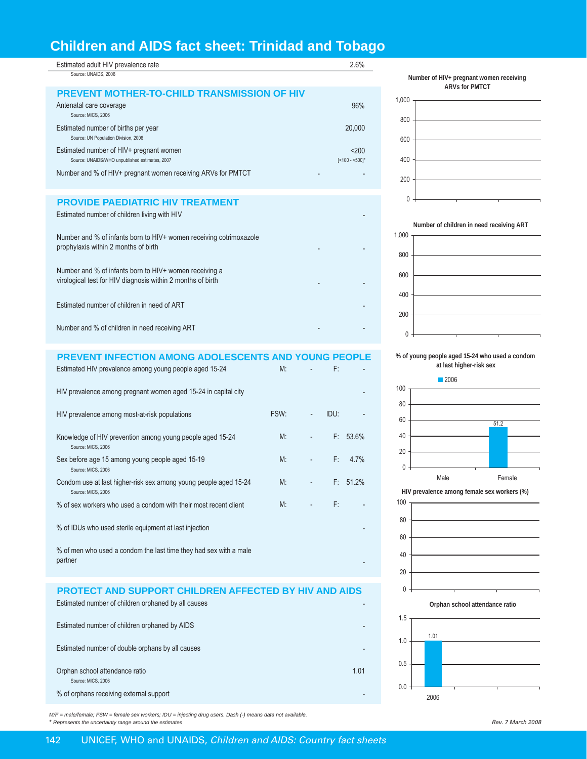# Children and AIDS fact sheet: Trinidad and Tobago

| | |
|---|---|
| Estimated adult HIV prevalence rate<br>Source: UNAIDS, 2006 | 2.6% |

## PREVENT MOTHER-TO-CHILD TRANSMISSION OF HIV

| | | |
|---|---|---|
| Antenatal care coverage<br>Source: MICS, 2006 | | 96% |
| Estimated number of births per year<br>Source: UN Population Division, 2006 | | 20,000 |
| Estimated number of HIV+ pregnant women<br>Source: UNAIDS/WHO unpublished estimates, 2007 | | <200<br>[<100 - <500]* |
| Number and % of HIV+ pregnant women receiving ARVs for PMTCT | - | - |

## PROVIDE PAEDIATRIC HIV TREATMENT

| | | |
|---|---|---|
| Estimated number of children living with HIV | | - |
| Number and % of infants born to HIV+ women receiving cotrimoxazole prophylaxis within 2 months of birth | - | - |
| Number and % of infants born to HIV+ women receiving a virological test for HIV diagnosis within 2 months of birth | - | - |
| Estimated number of children in need of ART | | - |
| Number and % of children in need receiving ART | - | - |

## PREVENT INFECTION AMONG ADOLESCENTS AND YOUNG PEOPLE

| | | | | |
|---|---|---|---|---|
| Estimated HIV prevalence among young people aged 15-24 | M: | - | F: | - |
| HIV prevalence among pregnant women aged 15-24 in capital city | | | | - |
| HIV prevalence among most-at-risk populations | FSW: | - | IDU: | - |
| Knowledge of HIV prevention among young people aged 15-24<br>Source: MICS, 2006 | M: | - | F: | 53.6% |
| Sex before age 15 among young people aged 15-19<br>Source: MICS, 2006 | M: | - | F: | 4.7% |
| Condom use at last higher-risk sex among young people aged 15-24<br>Source: MICS, 2006 | M: | - | F: | 51.2% |
| % of sex workers who used a condom with their most recent client | M: | - | F: | - |
| % of IDUs who used sterile equipment at last injection | | | | - |
| % of men who used a condom the last time they had sex with a male partner | | | | - |

## PROTECT AND SUPPORT CHILDREN AFFECTED BY HIV AND AIDS

| | |
|---|---|
| Estimated number of children orphaned by all causes | - |
| Estimated number of children orphaned by AIDS | - |
| Estimated number of double orphans by all causes | - |
| Orphan school attendance ratio<br>Source: MICS, 2006 | 1.01 |
| % of orphans receiving external support | - |

**Number of HIV+ pregnant women receiving ARVs for PMTCT**

**Number of children in need receiving ART**

**% of young people aged 15-24 who used a condom at last higher-risk sex**

| | 2006 |
|---|---|
| Male | - |
| Female | 51.2 |

**HIV prevalence among female sex workers (%)**

**Orphan school attendance ratio**

| | |
|---|---|
| 2006 | 1.01 |

*M/F = male/female; FSW = female sex workers; IDU = injecting drug users. Dash (-) means data not available.*
*\* Represents the uncertainty range around the estimates*

*Rev. 7 March 2008*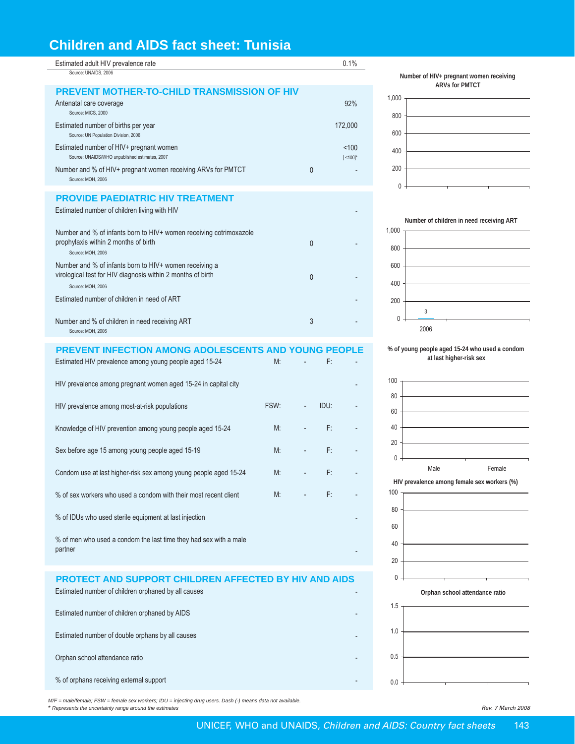# Children and AIDS fact sheet: Tunisia

| | | |
|---|---|---|
| Estimated adult HIV prevalence rate<br>Source: UNAIDS, 2006 | | 0.1% |

## PREVENT MOTHER-TO-CHILD TRANSMISSION OF HIV

| | | |
|---|---|---|
| Antenatal care coverage<br>Source: MICS, 2000 | | 92% |
| Estimated number of births per year<br>Source: UN Population Division, 2006 | | 172,000 |
| Estimated number of HIV+ pregnant women<br>Source: UNAIDS/WHO unpublished estimates, 2007 | | <100<br>[ <100]* |
| Number and % of HIV+ pregnant women receiving ARVs for PMTCT<br>Source: MOH, 2006 | 0 | - |

## PROVIDE PAEDIATRIC HIV TREATMENT

| | | |
|---|---|---|
| Estimated number of children living with HIV | | - |
| Number and % of infants born to HIV+ women receiving cotrimoxazole prophylaxis within 2 months of birth<br>Source: MOH, 2006 | 0 | - |
| Number and % of infants born to HIV+ women receiving a virological test for HIV diagnosis within 2 months of birth<br>Source: MOH, 2006 | 0 | - |
| Estimated number of children in need of ART | | - |
| Number and % of children in need receiving ART<br>Source: MOH, 2006 | 3 | - |

## PREVENT INFECTION AMONG ADOLESCENTS AND YOUNG PEOPLE

| | | | | |
|---|---|---|---|---|
| Estimated HIV prevalence among young people aged 15-24 | M: | - | F: | - |
| HIV prevalence among pregnant women aged 15-24 in capital city | | | | - |
| HIV prevalence among most-at-risk populations | FSW: | - | IDU: | - |
| Knowledge of HIV prevention among young people aged 15-24 | M: | - | F: | - |
| Sex before age 15 among young people aged 15-19 | M: | - | F: | - |
| Condom use at last higher-risk sex among young people aged 15-24 | M: | - | F: | - |
| % of sex workers who used a condom with their most recent client | M: | - | F: | - |
| % of IDUs who used sterile equipment at last injection | | | | - |
| % of men who used a condom the last time they had sex with a male partner | | | | - |

## PROTECT AND SUPPORT CHILDREN AFFECTED BY HIV AND AIDS

| | |
|---|---|
| Estimated number of children orphaned by all causes | - |
| Estimated number of children orphaned by AIDS | - |
| Estimated number of double orphans by all causes | - |
| Orphan school attendance ratio | - |
| % of orphans receiving external support | - |

**Number of HIV+ pregnant women receiving ARVs for PMTCT**

**Number of children in need receiving ART**

| Year | Number |
|---|---|
| 2006 | 3 |

**% of young people aged 15-24 who used a condom at last higher-risk sex** (Male, Female)

**HIV prevalence among female sex workers (%)**

**Orphan school attendance ratio**

*M/F = male/female; FSW = female sex workers; IDU = injecting drug users. Dash (-) means data not available.*
*\* Represents the uncertainty range around the estimates*

*Rev. 7 March 2008*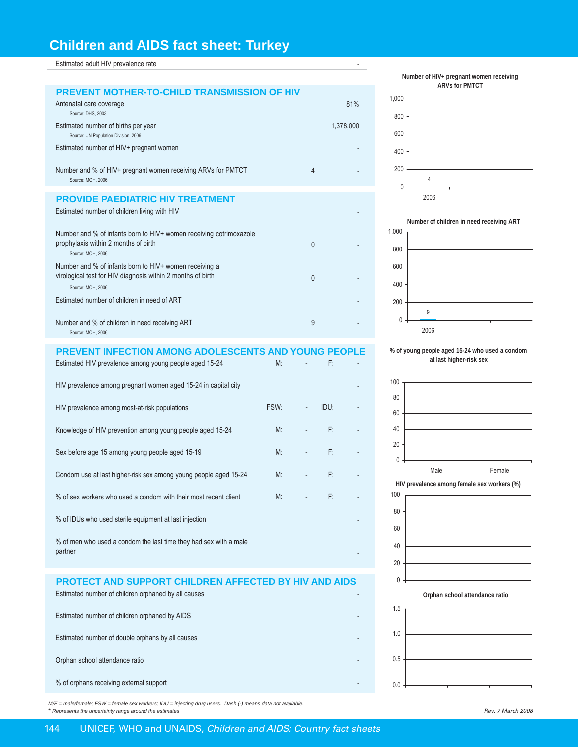# Children and AIDS fact sheet: Turkey

Estimated adult HIV prevalence rate -

## PREVENT MOTHER-TO-CHILD TRANSMISSION OF HIV

| Indicator | Number | % |
|---|---|---|
| Antenatal care coverage (Source: DHS, 2003) | | 81% |
| Estimated number of births per year (Source: UN Population Division, 2006) | | 1,378,000 |
| Estimated number of HIV+ pregnant women | | - |
| Number and % of HIV+ pregnant women receiving ARVs for PMTCT (Source: MOH, 2006) | 4 | - |

## PROVIDE PAEDIATRIC HIV TREATMENT

| Indicator | Number | % |
|---|---|---|
| Estimated number of children living with HIV | | - |
| Number and % of infants born to HIV+ women receiving cotrimoxazole prophylaxis within 2 months of birth (Source: MOH, 2006) | 0 | - |
| Number and % of infants born to HIV+ women receiving a virological test for HIV diagnosis within 2 months of birth (Source: MOH, 2006) | 0 | - |
| Estimated number of children in need of ART | | - |
| Number and % of children in need receiving ART (Source: MOH, 2006) | 9 | - |

## PREVENT INFECTION AMONG ADOLESCENTS AND YOUNG PEOPLE

| Indicator | | | | |
|---|---|---|---|---|
| Estimated HIV prevalence among young people aged 15-24 | M: | - | F: | - |
| HIV prevalence among pregnant women aged 15-24 in capital city | | | | - |
| HIV prevalence among most-at-risk populations | FSW: | - | IDU: | - |
| Knowledge of HIV prevention among young people aged 15-24 | M: | - | F: | - |
| Sex before age 15 among young people aged 15-19 | M: | - | F: | - |
| Condom use at last higher-risk sex among young people aged 15-24 | M: | - | F: | - |
| % of sex workers who used a condom with their most recent client | M: | - | F: | - |
| % of IDUs who used sterile equipment at last injection | | | | - |
| % of men who used a condom the last time they had sex with a male partner | | | | - |

## PROTECT AND SUPPORT CHILDREN AFFECTED BY HIV AND AIDS

| Indicator | |
|---|---|
| Estimated number of children orphaned by all causes | - |
| Estimated number of children orphaned by AIDS | - |
| Estimated number of double orphans by all causes | - |
| Orphan school attendance ratio | - |
| % of orphans receiving external support | - |

**Number of HIV+ pregnant women receiving ARVs for PMTCT**

| Year | Number |
|---|---|
| 2006 | 4 |

**Number of children in need receiving ART**

| Year | Number |
|---|---|
| 2006 | 9 |

**% of young people aged 15-24 who used a condom at last higher-risk sex**

Male, Female

**HIV prevalence among female sex workers (%)**

**Orphan school attendance ratio**

*M/F = male/female; FSW = female sex workers; IDU = injecting drug users. Dash (-) means data not available.*
*\* Represents the uncertainty range around the estimates*

*Rev. 7 March 2008*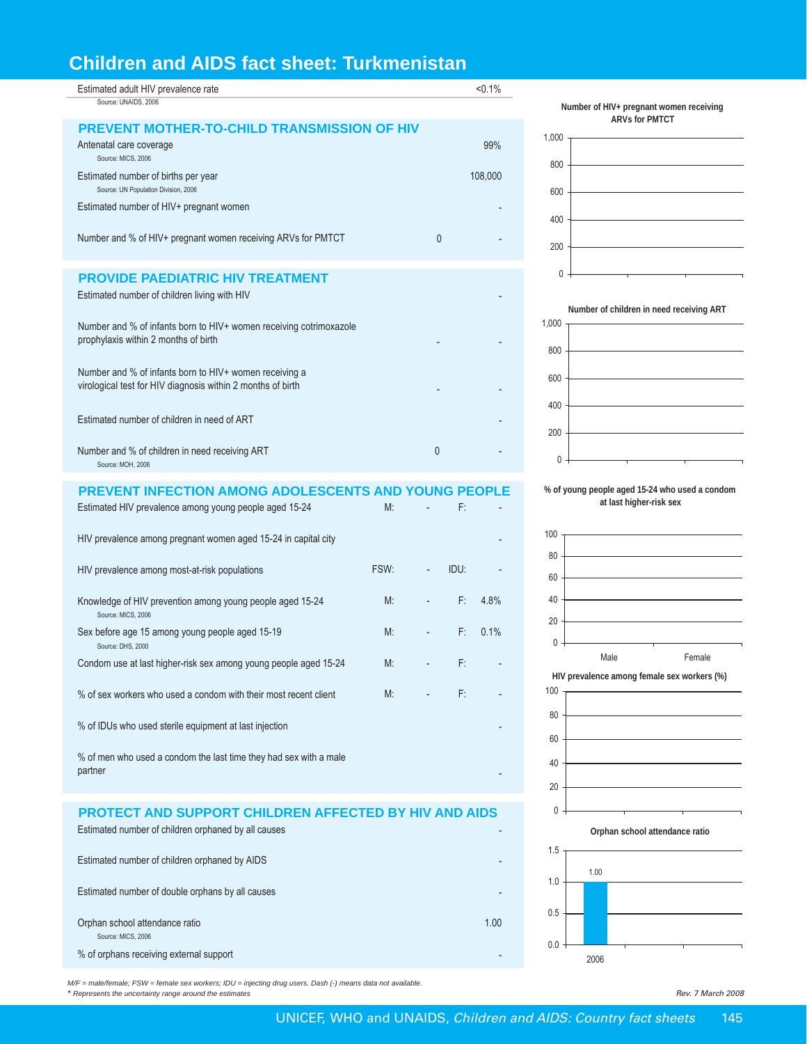# Children and AIDS fact sheet: Turkmenistan

| | | |
|---|---|---|
| Estimated adult HIV prevalence rate<br>Source: UNAIDS, 2006 | | <0.1% |

## PREVENT MOTHER-TO-CHILD TRANSMISSION OF HIV

| | | |
|---|---|---|
| Antenatal care coverage<br>Source: MICS, 2006 | | 99% |
| Estimated number of births per year<br>Source: UN Population Division, 2006 | | 108,000 |
| Estimated number of HIV+ pregnant women | | - |
| Number and % of HIV+ pregnant women receiving ARVs for PMTCT | 0 | - |

## PROVIDE PAEDIATRIC HIV TREATMENT

| | | |
|---|---|---|
| Estimated number of children living with HIV | | - |
| Number and % of infants born to HIV+ women receiving cotrimoxazole prophylaxis within 2 months of birth | - | - |
| Number and % of infants born to HIV+ women receiving a virological test for HIV diagnosis within 2 months of birth | - | - |
| Estimated number of children in need of ART | | - |
| Number and % of children in need receiving ART<br>Source: MOH, 2006 | 0 | - |

## PREVENT INFECTION AMONG ADOLESCENTS AND YOUNG PEOPLE

| | | | | |
|---|---|---|---|---|
| Estimated HIV prevalence among young people aged 15-24 | M: | - | F: | - |
| HIV prevalence among pregnant women aged 15-24 in capital city | | | | - |
| HIV prevalence among most-at-risk populations | FSW: | - | IDU: | - |
| Knowledge of HIV prevention among young people aged 15-24<br>Source: MICS, 2006 | M: | - | F: | 4.8% |
| Sex before age 15 among young people aged 15-19<br>Source: DHS, 2000 | M: | - | F: | 0.1% |
| Condom use at last higher-risk sex among young people aged 15-24 | M: | - | F: | - |
| % of sex workers who used a condom with their most recent client | M: | - | F: | - |
| % of IDUs who used sterile equipment at last injection | | | | - |
| % of men who used a condom the last time they had sex with a male partner | | | | - |

## PROTECT AND SUPPORT CHILDREN AFFECTED BY HIV AND AIDS

| | |
|---|---|
| Estimated number of children orphaned by all causes | - |
| Estimated number of children orphaned by AIDS | - |
| Estimated number of double orphans by all causes | - |
| Orphan school attendance ratio<br>Source: MICS, 2006 | 1.00 |
| % of orphans receiving external support | - |

**Number of HIV+ pregnant women receiving ARVs for PMTCT**

**Number of children in need receiving ART**

**% of young people aged 15-24 who used a condom at last higher-risk sex** (Male, Female)

**HIV prevalence among female sex workers (%)**

**Orphan school attendance ratio**

| Year | Ratio |
|---|---|
| 2006 | 1.00 |

*M/F = male/female; FSW = female sex workers; IDU = injecting drug users. Dash (-) means data not available.*
*\* Represents the uncertainty range around the estimates*

*Rev. 7 March 2008*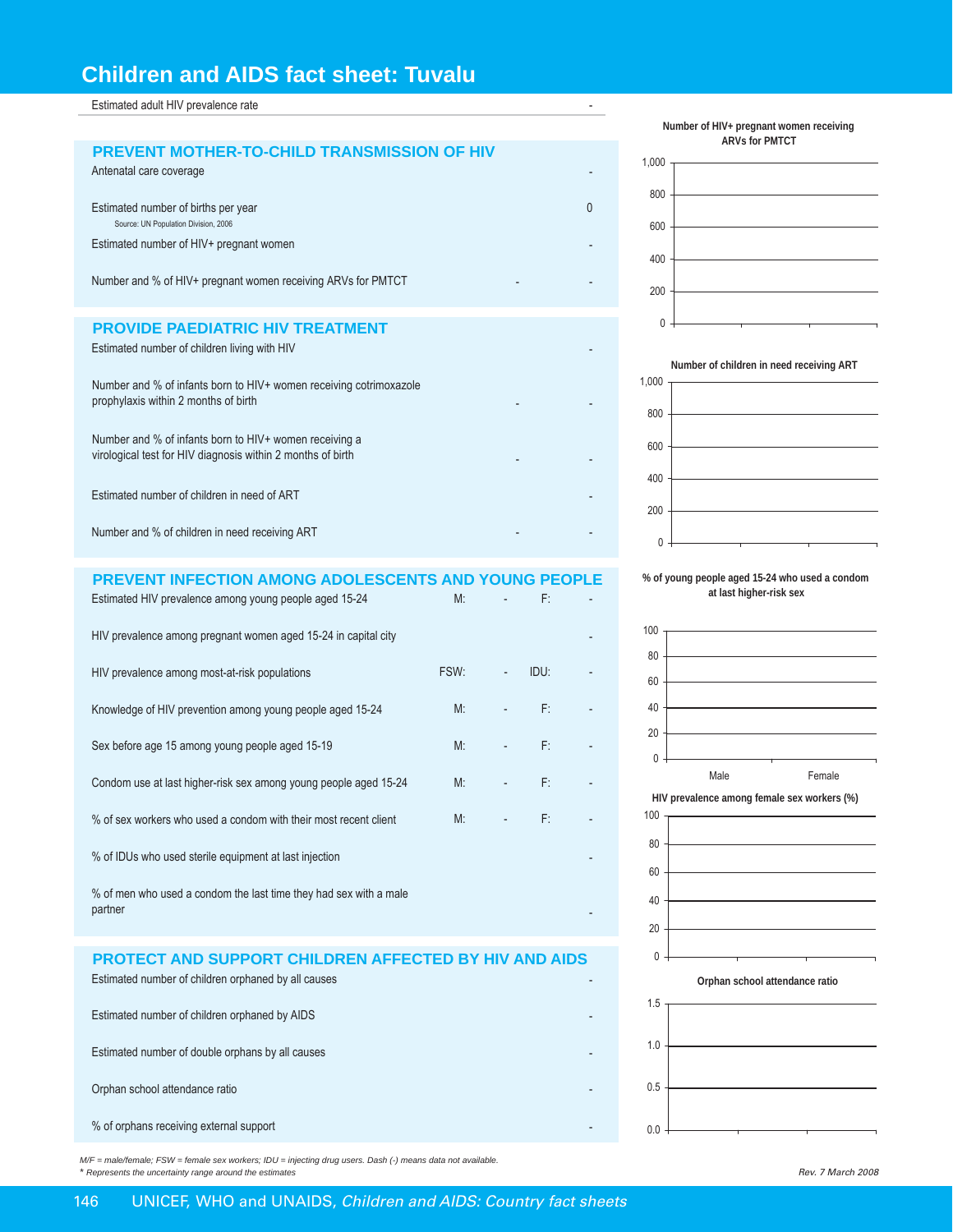# Children and AIDS fact sheet: Tuvalu

| Estimated adult HIV prevalence rate | - |
|---|---|

## PREVENT MOTHER-TO-CHILD TRANSMISSION OF HIV

| Indicator | | |
|---|---|---|
| Antenatal care coverage | | - |
| Estimated number of births per year<br>Source: UN Population Division, 2006 | | 0 |
| Estimated number of HIV+ pregnant women | | - |
| Number and % of HIV+ pregnant women receiving ARVs for PMTCT | - | - |

## PROVIDE PAEDIATRIC HIV TREATMENT

| Indicator | | |
|---|---|---|
| Estimated number of children living with HIV | | - |
| Number and % of infants born to HIV+ women receiving cotrimoxazole prophylaxis within 2 months of birth | - | - |
| Number and % of infants born to HIV+ women receiving a virological test for HIV diagnosis within 2 months of birth | - | - |
| Estimated number of children in need of ART | | - |
| Number and % of children in need receiving ART | - | - |

## PREVENT INFECTION AMONG ADOLESCENTS AND YOUNG PEOPLE

| Indicator | | | | |
|---|---|---|---|---|
| Estimated HIV prevalence among young people aged 15-24 | M: | - | F: | - |
| HIV prevalence among pregnant women aged 15-24 in capital city | | | | - |
| HIV prevalence among most-at-risk populations | FSW: | - | IDU: | - |
| Knowledge of HIV prevention among young people aged 15-24 | M: | - | F: | - |
| Sex before age 15 among young people aged 15-19 | M: | - | F: | - |
| Condom use at last higher-risk sex among young people aged 15-24 | M: | - | F: | - |
| % of sex workers who used a condom with their most recent client | M: | - | F: | - |
| % of IDUs who used sterile equipment at last injection | | | | - |
| % of men who used a condom the last time they had sex with a male partner | | | | - |

## PROTECT AND SUPPORT CHILDREN AFFECTED BY HIV AND AIDS

| Indicator | |
|---|---|
| Estimated number of children orphaned by all causes | - |
| Estimated number of children orphaned by AIDS | - |
| Estimated number of double orphans by all causes | - |
| Orphan school attendance ratio | - |
| % of orphans receiving external support | - |

Number of HIV+ pregnant women receiving ARVs for PMTCT

Number of children in need receiving ART

% of young people aged 15-24 who used a condom at last higher-risk sex

HIV prevalence among female sex workers (%)

Orphan school attendance ratio

*M/F = male/female; FSW = female sex workers; IDU = injecting drug users. Dash (-) means data not available.*
*\* Represents the uncertainty range around the estimates*

*Rev. 7 March 2008*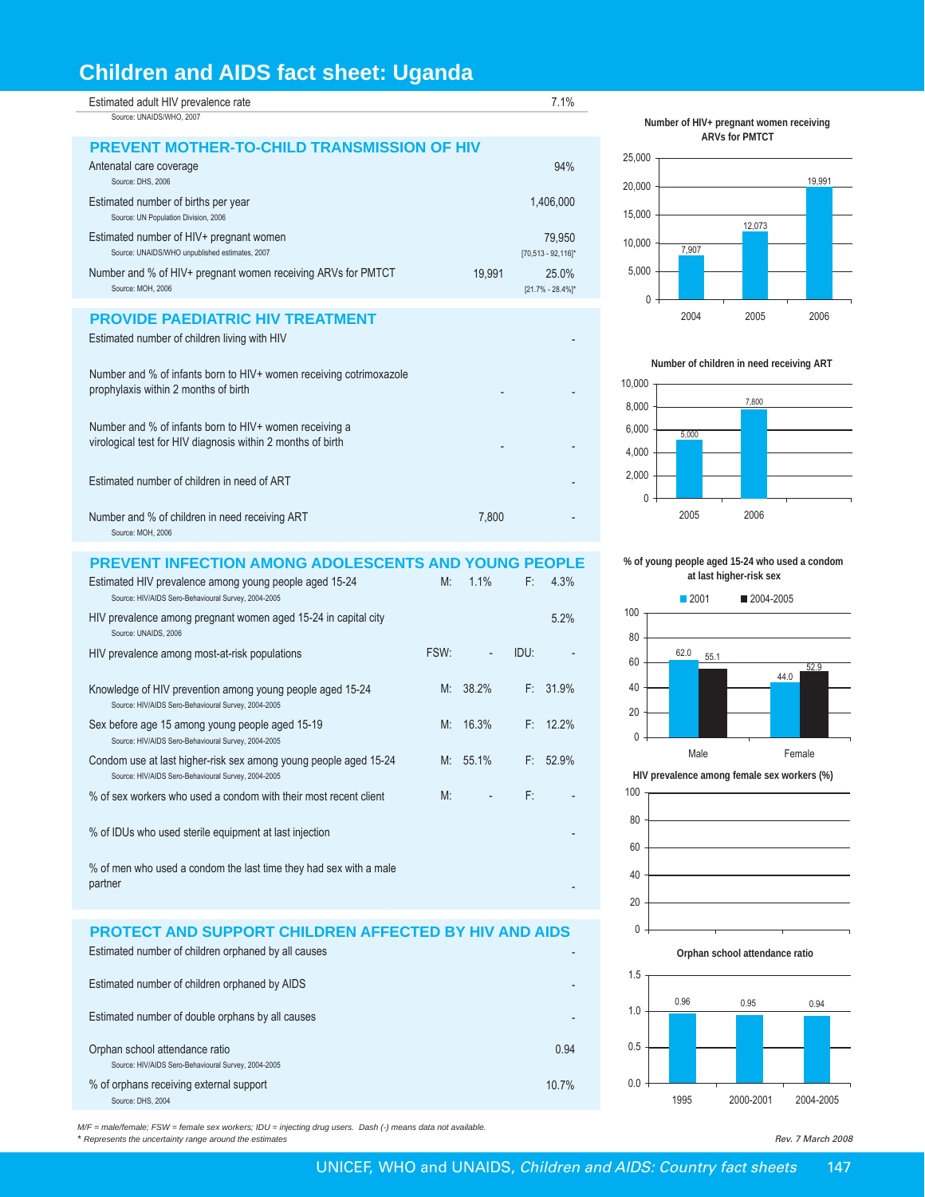# Children and AIDS fact sheet: Uganda

| | | |
|---|---|---|
| Estimated adult HIV prevalence rate<br>Source: UNAIDS/WHO, 2007 | | 7.1% |

## PREVENT MOTHER-TO-CHILD TRANSMISSION OF HIV

| | | |
|---|---|---|
| Antenatal care coverage<br>Source: DHS, 2006 | | 94% |
| Estimated number of births per year<br>Source: UN Population Division, 2006 | | 1,406,000 |
| Estimated number of HIV+ pregnant women<br>Source: UNAIDS/WHO unpublished estimates, 2007 | | 79,950<br>[70,513 - 92,116]* |
| Number and % of HIV+ pregnant women receiving ARVs for PMTCT<br>Source: MOH, 2006 | 19,991 | 25.0%<br>[21.7% - 28.4%]* |

## PROVIDE PAEDIATRIC HIV TREATMENT

| | | |
|---|---|---|
| Estimated number of children living with HIV | | - |
| Number and % of infants born to HIV+ women receiving cotrimoxazole prophylaxis within 2 months of birth | - | - |
| Number and % of infants born to HIV+ women receiving a virological test for HIV diagnosis within 2 months of birth | - | - |
| Estimated number of children in need of ART | | - |
| Number and % of children in need receiving ART<br>Source: MOH, 2006 | 7,800 | - |

## PREVENT INFECTION AMONG ADOLESCENTS AND YOUNG PEOPLE

| | | | | |
|---|---|---|---|---|
| Estimated HIV prevalence among young people aged 15-24<br>Source: HIV/AIDS Sero-Behavioural Survey, 2004-2005 | M: | 1.1% | F: | 4.3% |
| HIV prevalence among pregnant women aged 15-24 in capital city<br>Source: UNAIDS, 2006 | | | | 5.2% |
| HIV prevalence among most-at-risk populations | FSW: | - | IDU: | - |
| Knowledge of HIV prevention among young people aged 15-24<br>Source: HIV/AIDS Sero-Behavioural Survey, 2004-2005 | M: | 38.2% | F: | 31.9% |
| Sex before age 15 among young people aged 15-19<br>Source: HIV/AIDS Sero-Behavioural Survey, 2004-2005 | M: | 16.3% | F: | 12.2% |
| Condom use at last higher-risk sex among young people aged 15-24<br>Source: HIV/AIDS Sero-Behavioural Survey, 2004-2005 | M: | 55.1% | F: | 52.9% |
| % of sex workers who used a condom with their most recent client | M: | - | F: | - |
| % of IDUs who used sterile equipment at last injection | | | | - |
| % of men who used a condom the last time they had sex with a male partner | | | | - |

## PROTECT AND SUPPORT CHILDREN AFFECTED BY HIV AND AIDS

| | |
|---|---|
| Estimated number of children orphaned by all causes | - |
| Estimated number of children orphaned by AIDS | - |
| Estimated number of double orphans by all causes | - |
| Orphan school attendance ratio<br>Source: HIV/AIDS Sero-Behavioural Survey, 2004-2005 | 0.94 |
| % of orphans receiving external support<br>Source: DHS, 2004 | 10.7% |

**Number of HIV+ pregnant women receiving ARVs for PMTCT**

| Year | Number |
|---|---|
| 2004 | 7,907 |
| 2005 | 12,073 |
| 2006 | 19,991 |

**Number of children in need receiving ART**

| Year | Number |
|---|---|
| 2005 | 5,000 |
| 2006 | 7,800 |

**% of young people aged 15-24 who used a condom at last higher-risk sex**

| | 2001 | 2004-2005 |
|---|---|---|
| Male | 62.0 | 55.1 |
| Female | 44.0 | 52.9 |

**HIV prevalence among female sex workers (%)**

**Orphan school attendance ratio**

| Year | Ratio |
|---|---|
| 1995 | 0.96 |
| 2000-2001 | 0.95 |
| 2004-2005 | 0.94 |

*M/F = male/female; FSW = female sex workers; IDU = injecting drug users. Dash (-) means data not available.*
*\* Represents the uncertainty range around the estimates*

*Rev. 7 March 2008*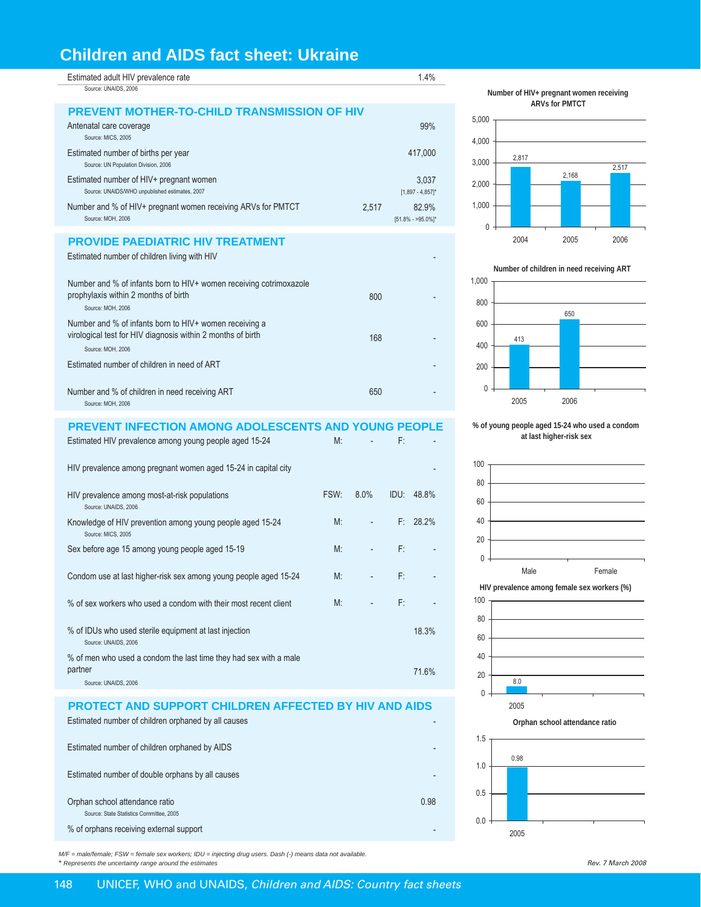# Children and AIDS fact sheet: Ukraine

| | | |
|---|---|---|
| Estimated adult HIV prevalence rate<br>Source: UNAIDS, 2006 | | 1.4% |

## PREVENT MOTHER-TO-CHILD TRANSMISSION OF HIV

| | | |
|---|---|---|
| Antenatal care coverage<br>Source: MICS, 2005 | | 99% |
| Estimated number of births per year<br>Source: UN Population Division, 2006 | | 417,000 |
| Estimated number of HIV+ pregnant women<br>Source: UNAIDS/WHO unpublished estimates, 2007 | | 3,037<br>[1,897 - 4,857]* |
| Number and % of HIV+ pregnant women receiving ARVs for PMTCT<br>Source: MOH, 2006 | 2,517 | 82.9%<br>[51.8% - >95.0%]* |

**Number of HIV+ pregnant women receiving ARVs for PMTCT**

| 2004 | 2005 | 2006 |
|---|---|---|
| 2,817 | 2,168 | 2,517 |

## PROVIDE PAEDIATRIC HIV TREATMENT

| | | |
|---|---|---|
| Estimated number of children living with HIV | | - |
| Number and % of infants born to HIV+ women receiving cotrimoxazole prophylaxis within 2 months of birth<br>Source: MOH, 2006 | 800 | - |
| Number and % of infants born to HIV+ women receiving a virological test for HIV diagnosis within 2 months of birth<br>Source: MOH, 2006 | 168 | - |
| Estimated number of children in need of ART | | - |
| Number and % of children in need receiving ART<br>Source: MOH, 2006 | 650 | - |

**Number of children in need receiving ART**

| 2005 | 2006 |
|---|---|
| 413 | 650 |

## PREVENT INFECTION AMONG ADOLESCENTS AND YOUNG PEOPLE

| | | | | |
|---|---|---|---|---|
| Estimated HIV prevalence among young people aged 15-24 | M: | - | F: | - |
| HIV prevalence among pregnant women aged 15-24 in capital city | | | | - |
| HIV prevalence among most-at-risk populations<br>Source: UNAIDS, 2006 | FSW: | 8.0% | IDU: | 48.8% |
| Knowledge of HIV prevention among young people aged 15-24<br>Source: MICS, 2005 | M: | - | F: | 28.2% |
| Sex before age 15 among young people aged 15-19 | M: | - | F: | - |
| Condom use at last higher-risk sex among young people aged 15-24 | M: | - | F: | - |
| % of sex workers who used a condom with their most recent client | M: | - | F: | - |
| % of IDUs who used sterile equipment at last injection<br>Source: UNAIDS, 2006 | | | | 18.3% |
| % of men who used a condom the last time they had sex with a male partner<br>Source: UNAIDS, 2006 | | | | 71.6% |

**% of young people aged 15-24 who used a condom at last higher-risk sex**

| Male | Female |
|---|---|
| | |

**HIV prevalence among female sex workers (%)**

| 2005 |
|---|
| 8.0 |

## PROTECT AND SUPPORT CHILDREN AFFECTED BY HIV AND AIDS

| | |
|---|---|
| Estimated number of children orphaned by all causes | - |
| Estimated number of children orphaned by AIDS | - |
| Estimated number of double orphans by all causes | - |
| Orphan school attendance ratio<br>Source: State Statistics Committee, 2005 | 0.98 |
| % of orphans receiving external support | - |

**Orphan school attendance ratio**

| 2005 |
|---|
| 0.98 |

*M/F = male/female; FSW = female sex workers; IDU = injecting drug users. Dash (-) means data not available.*
*\* Represents the uncertainty range around the estimates*

*Rev. 7 March 2008*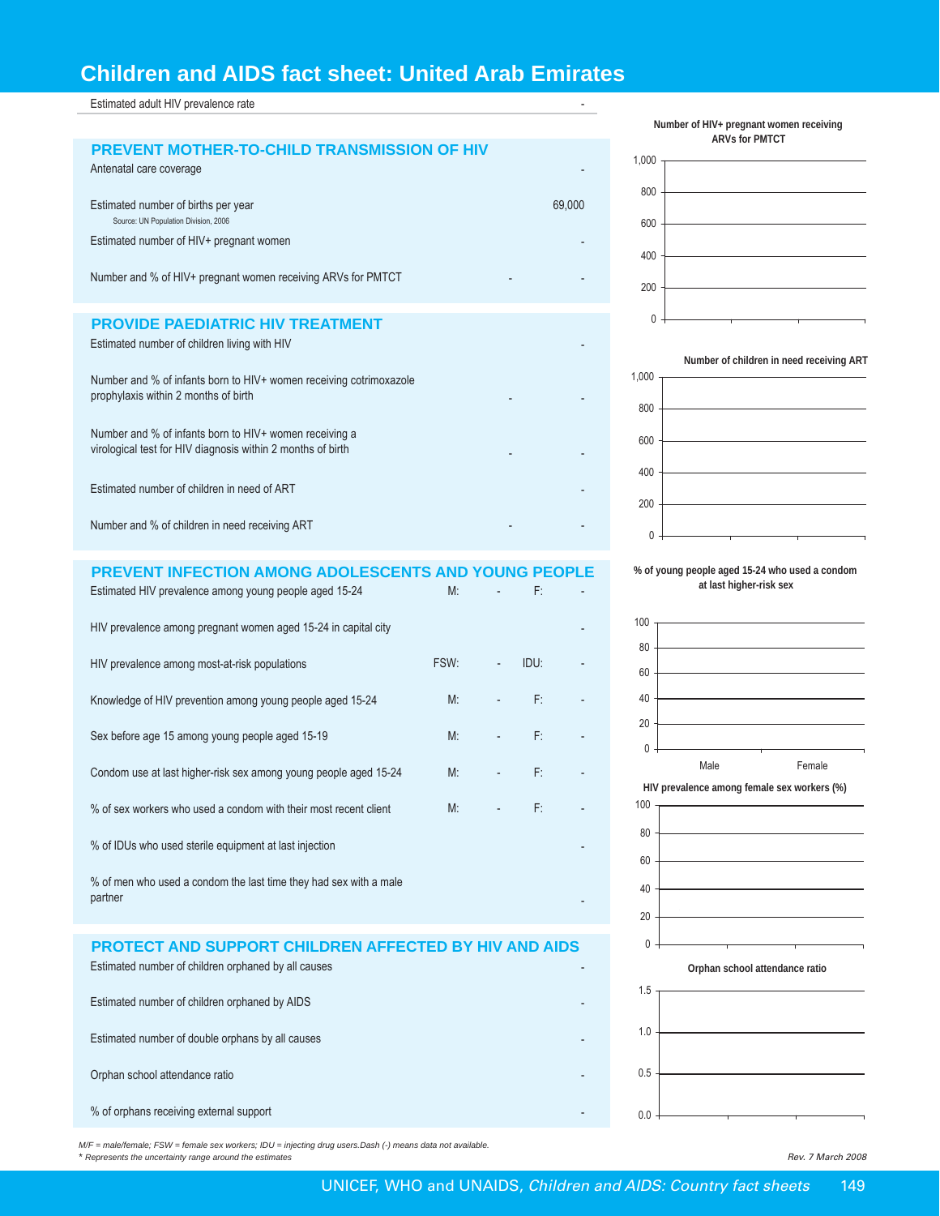# Children and AIDS fact sheet: United Arab Emirates

| | |
|---|---|
| Estimated adult HIV prevalence rate | - |

## PREVENT MOTHER-TO-CHILD TRANSMISSION OF HIV

| | | |
|---|---|---|
| Antenatal care coverage | | - |
| Estimated number of births per year<br>Source: UN Population Division, 2006 | | 69,000 |
| Estimated number of HIV+ pregnant women | | - |
| Number and % of HIV+ pregnant women receiving ARVs for PMTCT | - | - |

## PROVIDE PAEDIATRIC HIV TREATMENT

| | | |
|---|---|---|
| Estimated number of children living with HIV | | - |
| Number and % of infants born to HIV+ women receiving cotrimoxazole prophylaxis within 2 months of birth | - | - |
| Number and % of infants born to HIV+ women receiving a virological test for HIV diagnosis within 2 months of birth | - | - |
| Estimated number of children in need of ART | | - |
| Number and % of children in need receiving ART | - | - |

## PREVENT INFECTION AMONG ADOLESCENTS AND YOUNG PEOPLE

| | | | | |
|---|---|---|---|---|
| Estimated HIV prevalence among young people aged 15-24 | M: | - | F: | - |
| HIV prevalence among pregnant women aged 15-24 in capital city | | | | - |
| HIV prevalence among most-at-risk populations | FSW: | - | IDU: | - |
| Knowledge of HIV prevention among young people aged 15-24 | M: | - | F: | - |
| Sex before age 15 among young people aged 15-19 | M: | - | F: | - |
| Condom use at last higher-risk sex among young people aged 15-24 | M: | - | F: | - |
| % of sex workers who used a condom with their most recent client | M: | - | F: | - |
| % of IDUs who used sterile equipment at last injection | | | | - |
| % of men who used a condom the last time they had sex with a male partner | | | | - |

## PROTECT AND SUPPORT CHILDREN AFFECTED BY HIV AND AIDS

| | |
|---|---|
| Estimated number of children orphaned by all causes | - |
| Estimated number of children orphaned by AIDS | - |
| Estimated number of double orphans by all causes | - |
| Orphan school attendance ratio | - |
| % of orphans receiving external support | - |

**Number of HIV+ pregnant women receiving ARVs for PMTCT**

**Number of children in need receiving ART**

**% of young people aged 15-24 who used a condom at last higher-risk sex**

Male Female

**HIV prevalence among female sex workers (%)**

**Orphan school attendance ratio**

*M/F = male/female; FSW = female sex workers; IDU = injecting drug users.Dash (-) means data not available.*
*\* Represents the uncertainty range around the estimates*

*Rev. 7 March 2008*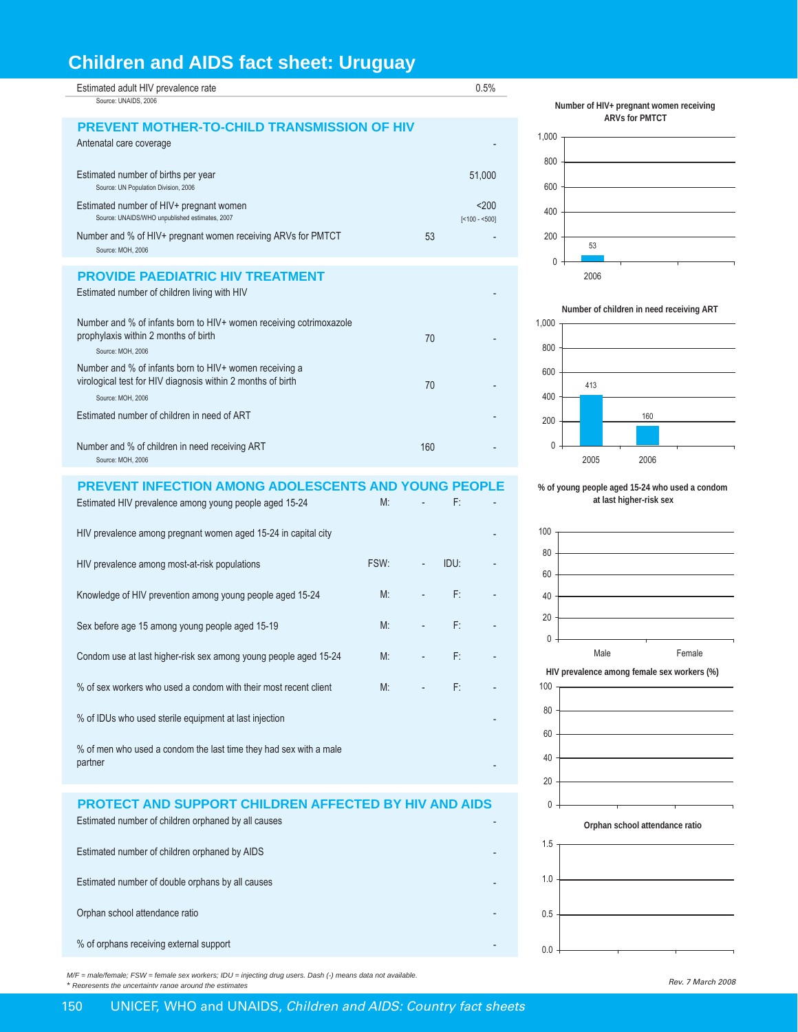# Children and AIDS fact sheet: Uruguay

| | | |
|---|---|---|
| Estimated adult HIV prevalence rate<br>Source: UNAIDS, 2006 | | 0.5% |

## PREVENT MOTHER-TO-CHILD TRANSMISSION OF HIV

| | | |
|---|---|---|
| Antenatal care coverage | | - |
| Estimated number of births per year<br>Source: UN Population Division, 2006 | | 51,000 |
| Estimated number of HIV+ pregnant women<br>Source: UNAIDS/WHO unpublished estimates, 2007 | | <200<br>[<100 - <500] |
| Number and % of HIV+ pregnant women receiving ARVs for PMTCT<br>Source: MOH, 2006 | 53 | - |

## PROVIDE PAEDIATRIC HIV TREATMENT

| | | |
|---|---|---|
| Estimated number of children living with HIV | | - |
| Number and % of infants born to HIV+ women receiving cotrimoxazole prophylaxis within 2 months of birth<br>Source: MOH, 2006 | 70 | - |
| Number and % of infants born to HIV+ women receiving a virological test for HIV diagnosis within 2 months of birth<br>Source: MOH, 2006 | 70 | - |
| Estimated number of children in need of ART | | - |
| Number and % of children in need receiving ART<br>Source: MOH, 2006 | 160 | - |

## PREVENT INFECTION AMONG ADOLESCENTS AND YOUNG PEOPLE

| | | | | |
|---|---|---|---|---|
| Estimated HIV prevalence among young people aged 15-24 | M: | - | F: | - |
| HIV prevalence among pregnant women aged 15-24 in capital city | | | | - |
| HIV prevalence among most-at-risk populations | FSW: | - | IDU: | - |
| Knowledge of HIV prevention among young people aged 15-24 | M: | - | F: | - |
| Sex before age 15 among young people aged 15-19 | M: | - | F: | - |
| Condom use at last higher-risk sex among young people aged 15-24 | M: | - | F: | - |
| % of sex workers who used a condom with their most recent client | M: | - | F: | - |
| % of IDUs who used sterile equipment at last injection | | | | - |
| % of men who used a condom the last time they had sex with a male partner | | | | - |

## PROTECT AND SUPPORT CHILDREN AFFECTED BY HIV AND AIDS

| | |
|---|---|
| Estimated number of children orphaned by all causes | - |
| Estimated number of children orphaned by AIDS | - |
| Estimated number of double orphans by all causes | - |
| Orphan school attendance ratio | - |
| % of orphans receiving external support | - |

**Number of HIV+ pregnant women receiving ARVs for PMTCT**

| Year | Number |
|---|---|
| 2006 | 53 |

**Number of children in need receiving ART**

| Year | Number |
|---|---|
| 2005 | 413 |
| 2006 | 160 |

**% of young people aged 15-24 who used a condom at last higher-risk sex**

Male, Female (no data)

**HIV prevalence among female sex workers (%)**

(no data)

**Orphan school attendance ratio**

(no data)

*M/F = male/female; FSW = female sex workers; IDU = injecting drug users. Dash (-) means data not available.*
* *Represents the uncertainty range around the estimates*

*Rev. 7 March 2008*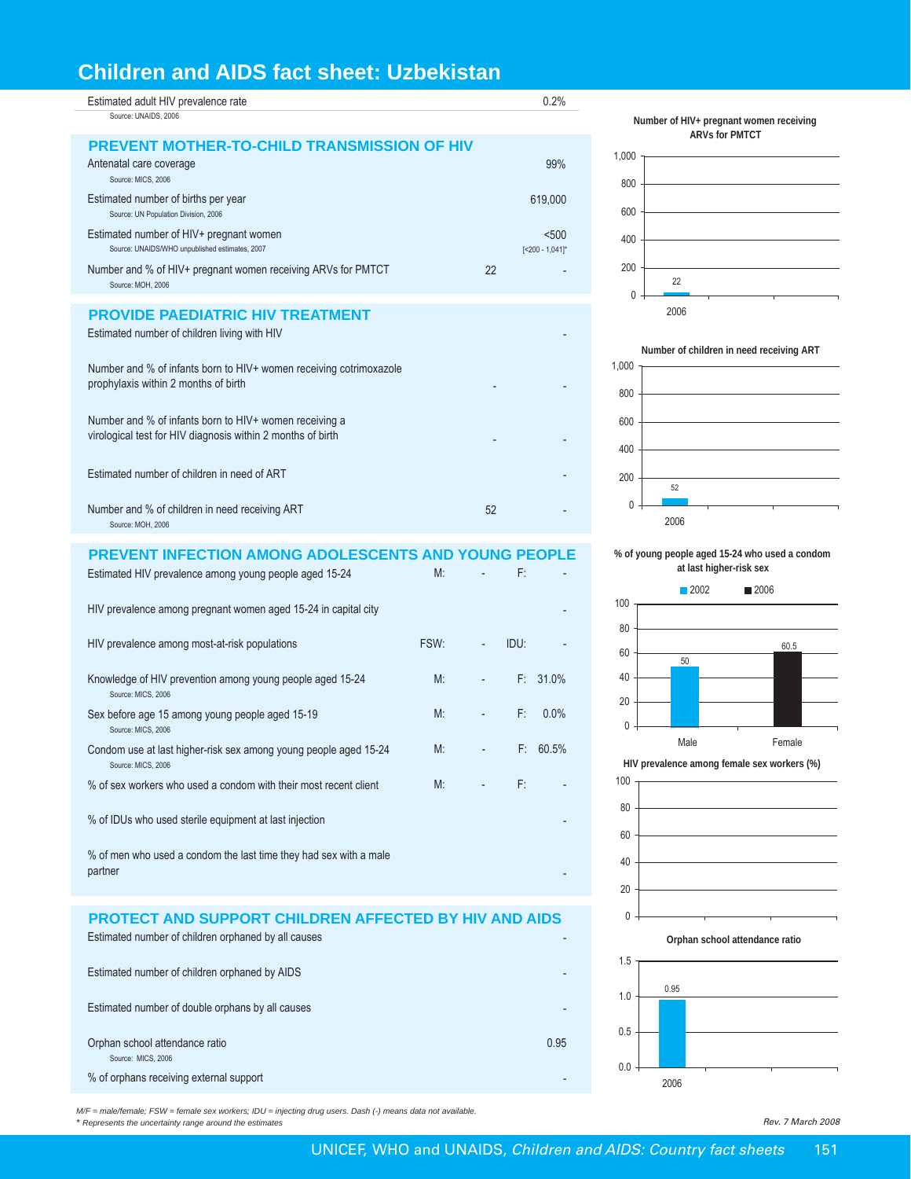# Children and AIDS fact sheet: Uzbekistan

| Indicator | | Value |
|---|---|---|
| Estimated adult HIV prevalence rate<br>Source: UNAIDS, 2006 | | 0.2% |

## PREVENT MOTHER-TO-CHILD TRANSMISSION OF HIV

| Indicator | Number | % / Value |
|---|---|---|
| Antenatal care coverage<br>Source: MICS, 2006 | | 99% |
| Estimated number of births per year<br>Source: UN Population Division, 2006 | | 619,000 |
| Estimated number of HIV+ pregnant women<br>Source: UNAIDS/WHO unpublished estimates, 2007 | | <500<br>[<200 - 1,041]* |
| Number and % of HIV+ pregnant women receiving ARVs for PMTCT<br>Source: MOH, 2006 | 22 | - |

## PROVIDE PAEDIATRIC HIV TREATMENT

| Indicator | Number | % / Value |
|---|---|---|
| Estimated number of children living with HIV | | - |
| Number and % of infants born to HIV+ women receiving cotrimoxazole prophylaxis within 2 months of birth | - | - |
| Number and % of infants born to HIV+ women receiving a virological test for HIV diagnosis within 2 months of birth | - | - |
| Estimated number of children in need of ART | | - |
| Number and % of children in need receiving ART<br>Source: MOH, 2006 | 52 | - |

## PREVENT INFECTION AMONG ADOLESCENTS AND YOUNG PEOPLE

| Indicator | | | | |
|---|---|---|---|---|
| Estimated HIV prevalence among young people aged 15-24 | M: | - | F: | - |
| HIV prevalence among pregnant women aged 15-24 in capital city | | | | - |
| HIV prevalence among most-at-risk populations | FSW: | - | IDU: | - |
| Knowledge of HIV prevention among young people aged 15-24<br>Source: MICS, 2006 | M: | - | F: | 31.0% |
| Sex before age 15 among young people aged 15-19<br>Source: MICS, 2006 | M: | - | F: | 0.0% |
| Condom use at last higher-risk sex among young people aged 15-24<br>Source: MICS, 2006 | M: | - | F: | 60.5% |
| % of sex workers who used a condom with their most recent client | M: | - | F: | - |
| % of IDUs who used sterile equipment at last injection | | | | - |
| % of men who used a condom the last time they had sex with a male partner | | | | - |

## PROTECT AND SUPPORT CHILDREN AFFECTED BY HIV AND AIDS

| Indicator | Value |
|---|---|
| Estimated number of children orphaned by all causes | - |
| Estimated number of children orphaned by AIDS | - |
| Estimated number of double orphans by all causes | - |
| Orphan school attendance ratio<br>Source: MICS, 2006 | 0.95 |
| % of orphans receiving external support | - |

**Number of HIV+ pregnant women receiving ARVs for PMTCT**

| Year | Number |
|---|---|
| 2006 | 22 |

**Number of children in need receiving ART**

| Year | Number |
|---|---|
| 2006 | 52 |

**% of young people aged 15-24 who used a condom at last higher-risk sex**

| | 2002 | 2006 |
|---|---|---|
| Male | 50 | |
| Female | | 60.5 |

**HIV prevalence among female sex workers (%)**

**Orphan school attendance ratio**

| Year | Ratio |
|---|---|
| 2006 | 0.95 |

*M/F = male/female; FSW = female sex workers; IDU = injecting drug users. Dash (-) means data not available.*
*\* Represents the uncertainty range around the estimates*

*Rev. 7 March 2008*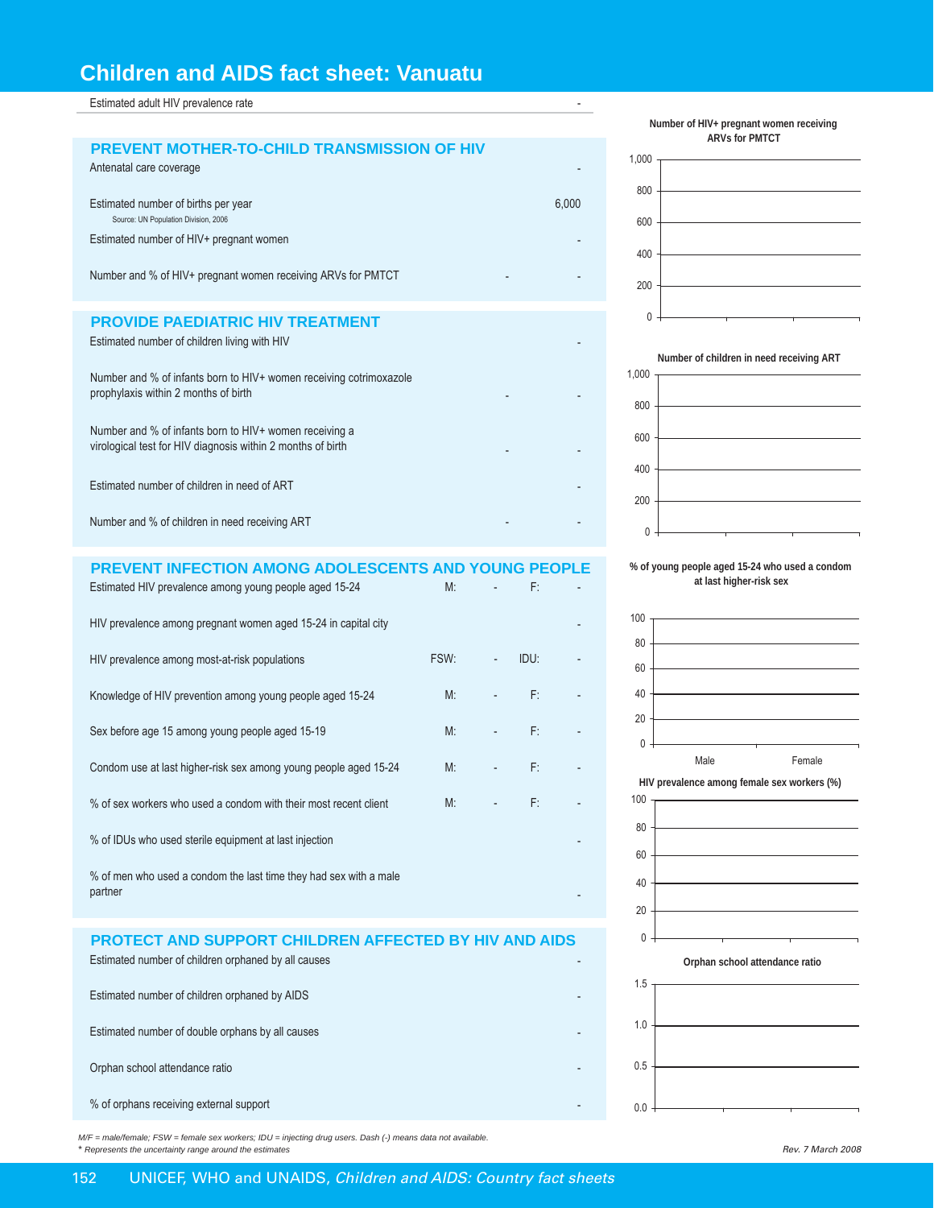# Children and AIDS fact sheet: Vanuatu

| | |
|---|---|
| Estimated adult HIV prevalence rate | - |

## PREVENT MOTHER-TO-CHILD TRANSMISSION OF HIV

| | | |
|---|---|---|
| Antenatal care coverage | | - |
| Estimated number of births per year<br>Source: UN Population Division, 2006 | | 6,000 |
| Estimated number of HIV+ pregnant women | | - |
| Number and % of HIV+ pregnant women receiving ARVs for PMTCT | - | - |

## PROVIDE PAEDIATRIC HIV TREATMENT

| | | |
|---|---|---|
| Estimated number of children living with HIV | | - |
| Number and % of infants born to HIV+ women receiving cotrimoxazole prophylaxis within 2 months of birth | - | - |
| Number and % of infants born to HIV+ women receiving a virological test for HIV diagnosis within 2 months of birth | - | - |
| Estimated number of children in need of ART | | - |
| Number and % of children in need receiving ART | - | - |

## PREVENT INFECTION AMONG ADOLESCENTS AND YOUNG PEOPLE

| | | | | |
|---|---|---|---|---|
| Estimated HIV prevalence among young people aged 15-24 | M: | - | F: | - |
| HIV prevalence among pregnant women aged 15-24 in capital city | | | | - |
| HIV prevalence among most-at-risk populations | FSW: | - | IDU: | - |
| Knowledge of HIV prevention among young people aged 15-24 | M: | - | F: | - |
| Sex before age 15 among young people aged 15-19 | M: | - | F: | - |
| Condom use at last higher-risk sex among young people aged 15-24 | M: | - | F: | - |
| % of sex workers who used a condom with their most recent client | M: | - | F: | - |
| % of IDUs who used sterile equipment at last injection | | | | - |
| % of men who used a condom the last time they had sex with a male partner | | | | - |

## PROTECT AND SUPPORT CHILDREN AFFECTED BY HIV AND AIDS

| | |
|---|---|
| Estimated number of children orphaned by all causes | - |
| Estimated number of children orphaned by AIDS | - |
| Estimated number of double orphans by all causes | - |
| Orphan school attendance ratio | - |
| % of orphans receiving external support | - |

Number of HIV+ pregnant women receiving ARVs for PMTCT

Number of children in need receiving ART

% of young people aged 15-24 who used a condom at last higher-risk sex

HIV prevalence among female sex workers (%)

Orphan school attendance ratio

*M/F = male/female; FSW = female sex workers; IDU = injecting drug users. Dash (-) means data not available.*
*\* Represents the uncertainty range around the estimates*

*Rev. 7 March 2008*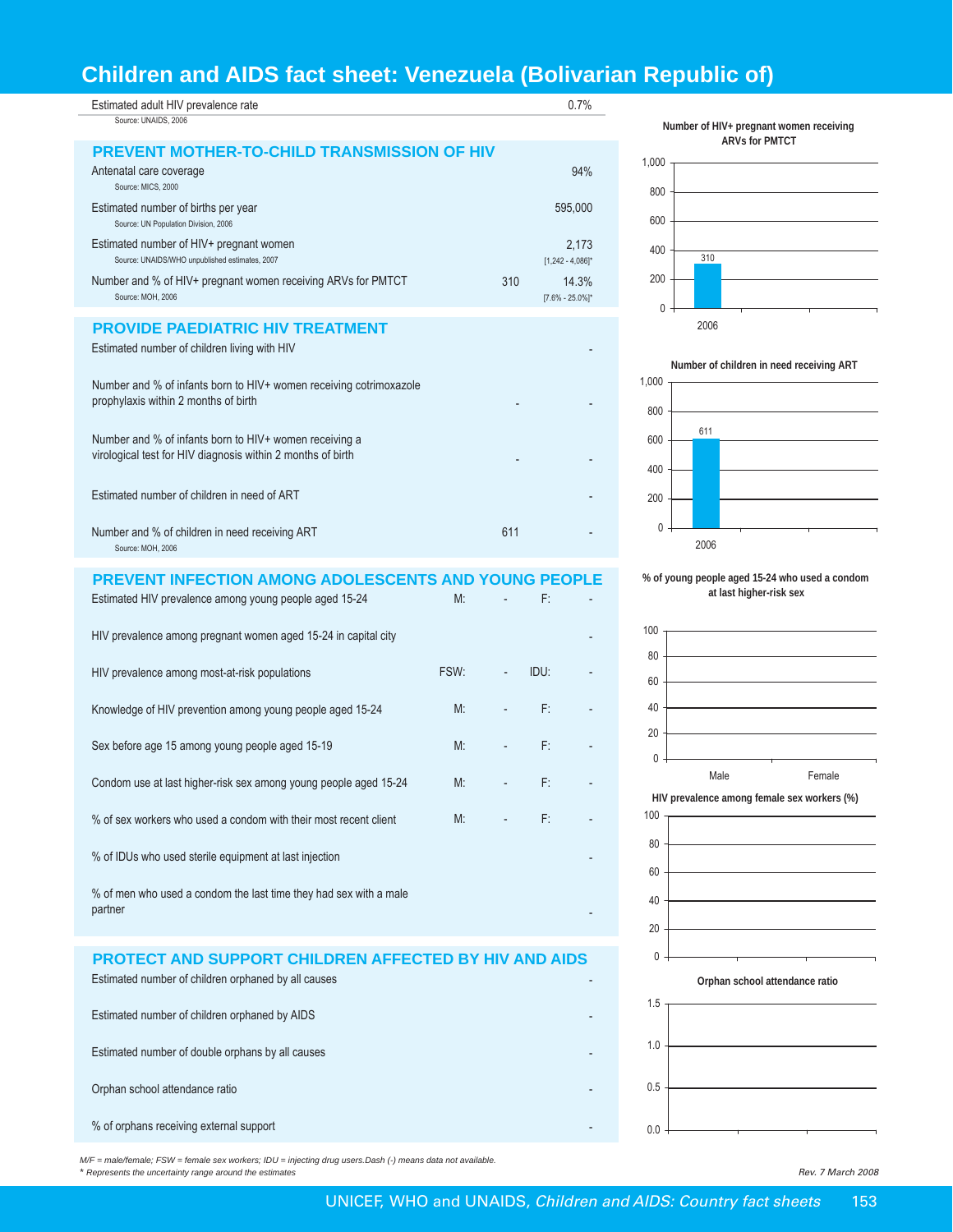# Children and AIDS fact sheet: Venezuela (Bolivarian Republic of)

| Estimated adult HIV prevalence rate | 0.7% |
|---|---|

Source: UNAIDS, 2006

## PREVENT MOTHER-TO-CHILD TRANSMISSION OF HIV

| Indicator | Number | Value |
|---|---|---|
| Antenatal care coverage (Source: MICS, 2000) | | 94% |
| Estimated number of births per year (Source: UN Population Division, 2006) | | 595,000 |
| Estimated number of HIV+ pregnant women (Source: UNAIDS/WHO unpublished estimates, 2007) | | 2,173 [1,242 - 4,086]* |
| Number and % of HIV+ pregnant women receiving ARVs for PMTCT (Source: MOH, 2006) | 310 | 14.3% [7.6% - 25.0%]* |

## PROVIDE PAEDIATRIC HIV TREATMENT

| Indicator | Number | Value |
|---|---|---|
| Estimated number of children living with HIV | | - |
| Number and % of infants born to HIV+ women receiving cotrimoxazole prophylaxis within 2 months of birth | - | - |
| Number and % of infants born to HIV+ women receiving a virological test for HIV diagnosis within 2 months of birth | - | - |
| Estimated number of children in need of ART | | - |
| Number and % of children in need receiving ART (Source: MOH, 2006) | 611 | - |

## PREVENT INFECTION AMONG ADOLESCENTS AND YOUNG PEOPLE

| Indicator | | | | |
|---|---|---|---|---|
| Estimated HIV prevalence among young people aged 15-24 | M: | - | F: | - |
| HIV prevalence among pregnant women aged 15-24 in capital city | | | | - |
| HIV prevalence among most-at-risk populations | FSW: | - | IDU: | - |
| Knowledge of HIV prevention among young people aged 15-24 | M: | - | F: | - |
| Sex before age 15 among young people aged 15-19 | M: | - | F: | - |
| Condom use at last higher-risk sex among young people aged 15-24 | M: | - | F: | - |
| % of sex workers who used a condom with their most recent client | M: | - | F: | - |
| % of IDUs who used sterile equipment at last injection | | | | - |
| % of men who used a condom the last time they had sex with a male partner | | | | - |

## PROTECT AND SUPPORT CHILDREN AFFECTED BY HIV AND AIDS

| Indicator | Value |
|---|---|
| Estimated number of children orphaned by all causes | - |
| Estimated number of children orphaned by AIDS | - |
| Estimated number of double orphans by all causes | - |
| Orphan school attendance ratio | - |
| % of orphans receiving external support | - |

**Number of HIV+ pregnant women receiving ARVs for PMTCT**

| Year | Value |
|---|---|
| 2006 | 310 |

**Number of children in need receiving ART**

| Year | Value |
|---|---|
| 2006 | 611 |

**% of young people aged 15-24 who used a condom at last higher-risk sex**

(Male, Female: no data)

**HIV prevalence among female sex workers (%)**

(no data)

**Orphan school attendance ratio**

(no data)

*M/F = male/female; FSW = female sex workers; IDU = injecting drug users. Dash (-) means data not available.*
*\* Represents the uncertainty range around the estimates*

*Rev. 7 March 2008*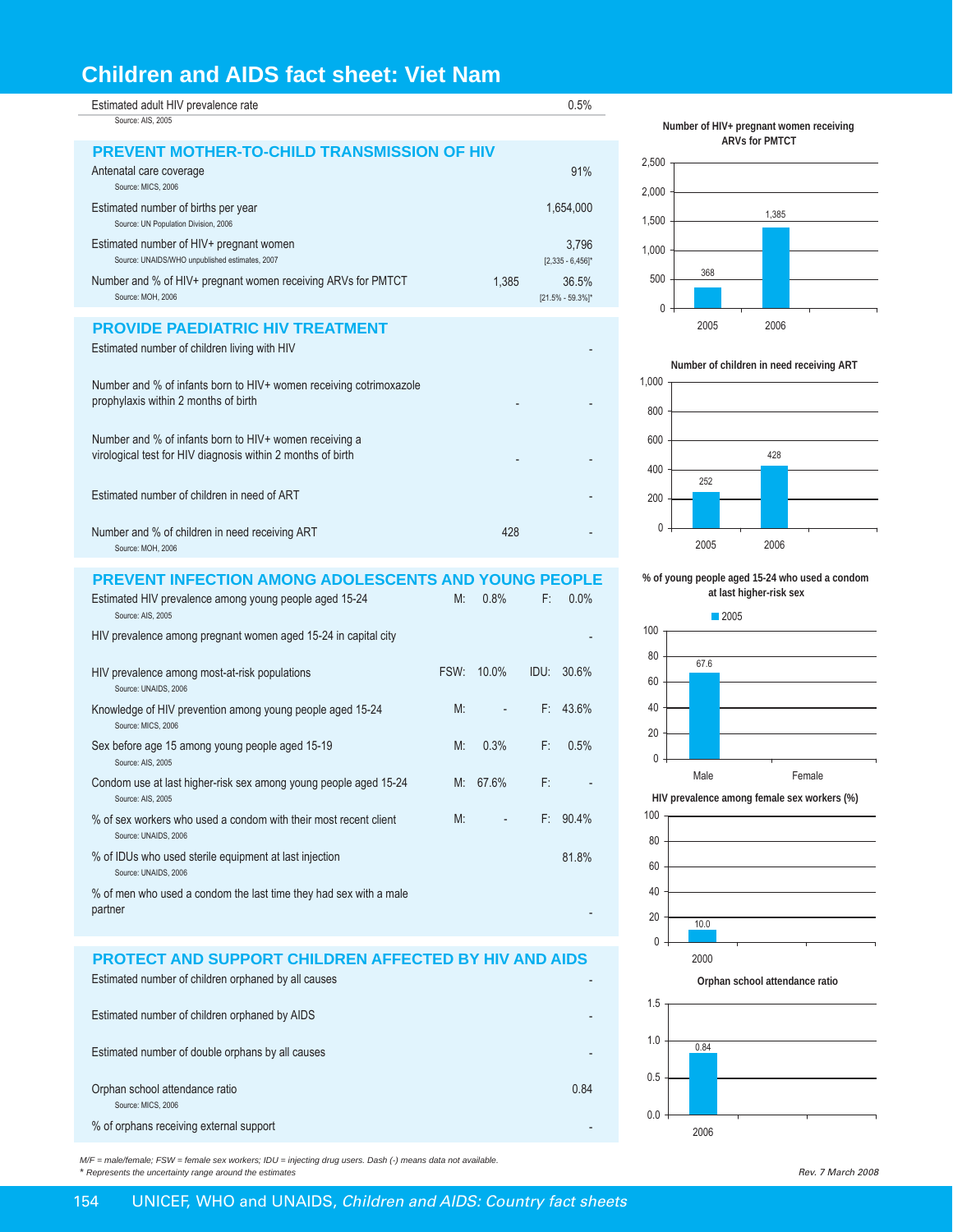# Children and AIDS fact sheet: Viet Nam

| | | |
|---|---|---|
| Estimated adult HIV prevalence rate<br>Source: AIS, 2005 | | 0.5% |

## PREVENT MOTHER-TO-CHILD TRANSMISSION OF HIV

| | | |
|---|---|---|
| Antenatal care coverage<br>Source: MICS, 2006 | | 91% |
| Estimated number of births per year<br>Source: UN Population Division, 2006 | | 1,654,000 |
| Estimated number of HIV+ pregnant women<br>Source: UNAIDS/WHO unpublished estimates, 2007 | | 3,796<br>[2,335 - 6,456]* |
| Number and % of HIV+ pregnant women receiving ARVs for PMTCT<br>Source: MOH, 2006 | 1,385 | 36.5%<br>[21.5% - 59.3%]* |

## PROVIDE PAEDIATRIC HIV TREATMENT

| | | |
|---|---|---|
| Estimated number of children living with HIV | | - |
| Number and % of infants born to HIV+ women receiving cotrimoxazole prophylaxis within 2 months of birth | - | - |
| Number and % of infants born to HIV+ women receiving a virological test for HIV diagnosis within 2 months of birth | - | - |
| Estimated number of children in need of ART | | - |
| Number and % of children in need receiving ART<br>Source: MOH, 2006 | 428 | - |

## PREVENT INFECTION AMONG ADOLESCENTS AND YOUNG PEOPLE

| | | | | |
|---|---|---|---|---|
| Estimated HIV prevalence among young people aged 15-24<br>Source: AIS, 2005 | M: | 0.8% | F: | 0.0% |
| HIV prevalence among pregnant women aged 15-24 in capital city | | | | - |
| HIV prevalence among most-at-risk populations<br>Source: UNAIDS, 2006 | FSW: | 10.0% | IDU: | 30.6% |
| Knowledge of HIV prevention among young people aged 15-24<br>Source: MICS, 2006 | M: | - | F: | 43.6% |
| Sex before age 15 among young people aged 15-19<br>Source: AIS, 2005 | M: | 0.3% | F: | 0.5% |
| Condom use at last higher-risk sex among young people aged 15-24<br>Source: AIS, 2005 | M: | 67.6% | F: | - |
| % of sex workers who used a condom with their most recent client<br>Source: UNAIDS, 2006 | M: | - | F: | 90.4% |
| % of IDUs who used sterile equipment at last injection<br>Source: UNAIDS, 2006 | | | | 81.8% |
| % of men who used a condom the last time they had sex with a male partner | | | | - |

## PROTECT AND SUPPORT CHILDREN AFFECTED BY HIV AND AIDS

| | |
|---|---|
| Estimated number of children orphaned by all causes | - |
| Estimated number of children orphaned by AIDS | - |
| Estimated number of double orphans by all causes | - |
| Orphan school attendance ratio<br>Source: MICS, 2006 | 0.84 |
| % of orphans receiving external support | - |

**Number of HIV+ pregnant women receiving ARVs for PMTCT**

| Year | Value |
|---|---|
| 2005 | 368 |
| 2006 | 1,385 |

**Number of children in need receiving ART**

| Year | Value |
|---|---|
| 2005 | 252 |
| 2006 | 428 |

**% of young people aged 15-24 who used a condom at last higher-risk sex**

| | 2005 |
|---|---|
| Male | 67.6 |
| Female | - |

**HIV prevalence among female sex workers (%)**

| Year | Value |
|---|---|
| 2000 | 10.0 |

**Orphan school attendance ratio**

| Year | Value |
|---|---|
| 2006 | 0.84 |

*M/F = male/female; FSW = female sex workers; IDU = injecting drug users. Dash (-) means data not available.*
* *Represents the uncertainty range around the estimates*

*Rev. 7 March 2008*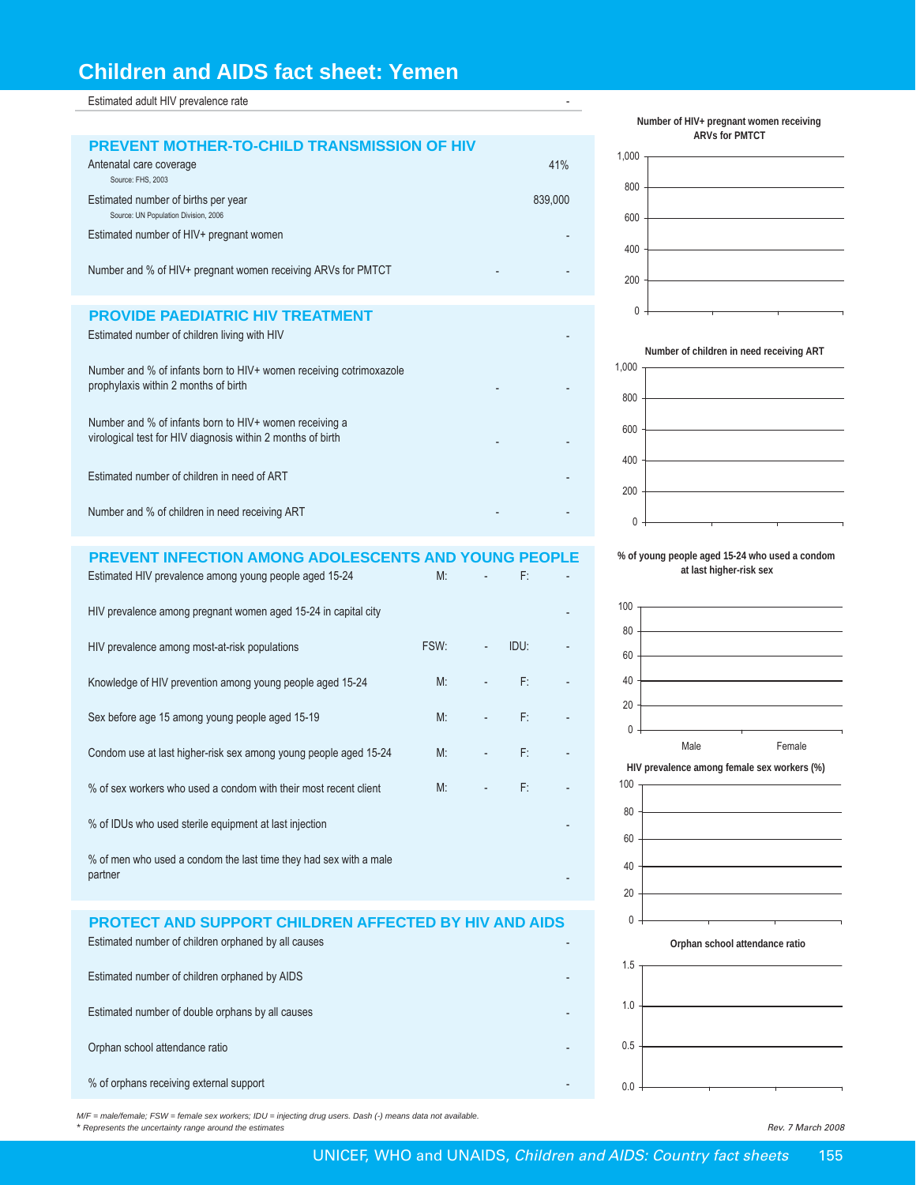# Children and AIDS fact sheet: Yemen

| | |
|---|---|
| Estimated adult HIV prevalence rate | - |

## PREVENT MOTHER-TO-CHILD TRANSMISSION OF HIV

| | | |
|---|---|---|
| Antenatal care coverage<br>Source: FHS, 2003 | | 41% |
| Estimated number of births per year<br>Source: UN Population Division, 2006 | | 839,000 |
| Estimated number of HIV+ pregnant women | | - |
| Number and % of HIV+ pregnant women receiving ARVs for PMTCT | - | - |

## PROVIDE PAEDIATRIC HIV TREATMENT

| | | |
|---|---|---|
| Estimated number of children living with HIV | | - |
| Number and % of infants born to HIV+ women receiving cotrimoxazole prophylaxis within 2 months of birth | - | - |
| Number and % of infants born to HIV+ women receiving a virological test for HIV diagnosis within 2 months of birth | - | - |
| Estimated number of children in need of ART | | - |
| Number and % of children in need receiving ART | - | - |

## PREVENT INFECTION AMONG ADOLESCENTS AND YOUNG PEOPLE

| | | | | |
|---|---|---|---|---|
| Estimated HIV prevalence among young people aged 15-24 | M: | - | F: | - |
| HIV prevalence among pregnant women aged 15-24 in capital city | | | | - |
| HIV prevalence among most-at-risk populations | FSW: | - | IDU: | - |
| Knowledge of HIV prevention among young people aged 15-24 | M: | - | F: | - |
| Sex before age 15 among young people aged 15-19 | M: | - | F: | - |
| Condom use at last higher-risk sex among young people aged 15-24 | M: | - | F: | - |
| % of sex workers who used a condom with their most recent client | M: | - | F: | - |
| % of IDUs who used sterile equipment at last injection | | | | - |
| % of men who used a condom the last time they had sex with a male partner | | | | - |

## PROTECT AND SUPPORT CHILDREN AFFECTED BY HIV AND AIDS

| | |
|---|---|
| Estimated number of children orphaned by all causes | - |
| Estimated number of children orphaned by AIDS | - |
| Estimated number of double orphans by all causes | - |
| Orphan school attendance ratio | - |
| % of orphans receiving external support | - |

**Number of HIV+ pregnant women receiving ARVs for PMTCT**

**Number of children in need receiving ART**

**% of young people aged 15-24 who used a condom at last higher-risk sex**

Male | Female

**HIV prevalence among female sex workers (%)**

**Orphan school attendance ratio**

*M/F = male/female; FSW = female sex workers; IDU = injecting drug users. Dash (-) means data not available.*
*\* Represents the uncertainty range around the estimates*

*Rev. 7 March 2008*

UNICEF, WHO and UNAIDS, *Children and AIDS: Country fact sheets*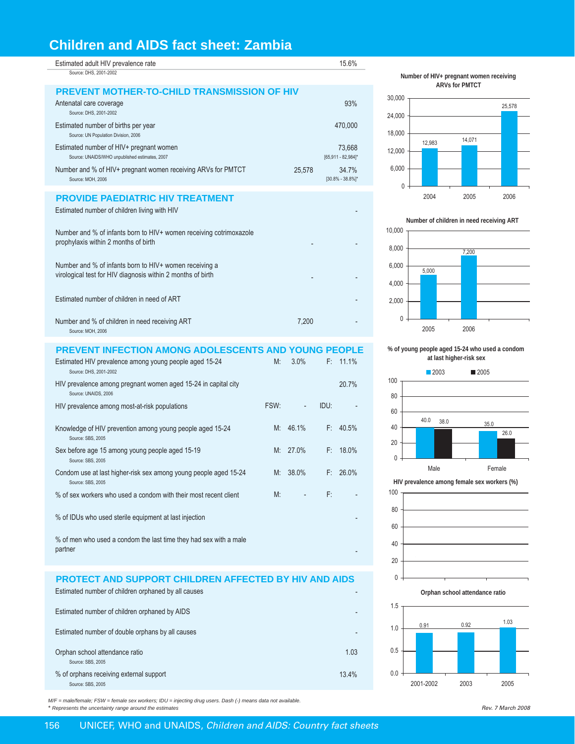# Children and AIDS fact sheet: Zambia

| Indicator | | Value |
|---|---|---|
| Estimated adult HIV prevalence rate<br>Source: DHS, 2001-2002 | | 15.6% |

## PREVENT MOTHER-TO-CHILD TRANSMISSION OF HIV

| Indicator | Number | Value |
|---|---|---|
| Antenatal care coverage<br>Source: DHS, 2001-2002 | | 93% |
| Estimated number of births per year<br>Source: UN Population Division, 2006 | | 470,000 |
| Estimated number of HIV+ pregnant women<br>Source: UNAIDS/WHO unpublished estimates, 2007 | | 73,668<br>[65,911 - 82,984]* |
| Number and % of HIV+ pregnant women receiving ARVs for PMTCT<br>Source: MOH, 2006 | 25,578 | 34.7%<br>[30.8% - 38.8%]* |

## PROVIDE PAEDIATRIC HIV TREATMENT

| Indicator | Number | % |
|---|---|---|
| Estimated number of children living with HIV | | - |
| Number and % of infants born to HIV+ women receiving cotrimoxazole prophylaxis within 2 months of birth | - | - |
| Number and % of infants born to HIV+ women receiving a virological test for HIV diagnosis within 2 months of birth | - | - |
| Estimated number of children in need of ART | | - |
| Number and % of children in need receiving ART<br>Source: MOH, 2006 | 7,200 | - |

## PREVENT INFECTION AMONG ADOLESCENTS AND YOUNG PEOPLE

| Indicator | | | | |
|---|---|---|---|---|
| Estimated HIV prevalence among young people aged 15-24<br>Source: DHS, 2001-2002 | M: | 3.0% | F: | 11.1% |
| HIV prevalence among pregnant women aged 15-24 in capital city<br>Source: UNAIDS, 2006 | | | | 20.7% |
| HIV prevalence among most-at-risk populations | FSW: | - | IDU: | - |
| Knowledge of HIV prevention among young people aged 15-24<br>Source: SBS, 2005 | M: | 46.1% | F: | 40.5% |
| Sex before age 15 among young people aged 15-19<br>Source: SBS, 2005 | M: | 27.0% | F: | 18.0% |
| Condom use at last higher-risk sex among young people aged 15-24<br>Source: SBS, 2005 | M: | 38.0% | F: | 26.0% |
| % of sex workers who used a condom with their most recent client | M: | - | F: | - |
| % of IDUs who used sterile equipment at last injection | | | | - |
| % of men who used a condom the last time they had sex with a male partner | | | | - |

## PROTECT AND SUPPORT CHILDREN AFFECTED BY HIV AND AIDS

| Indicator | Value |
|---|---|
| Estimated number of children orphaned by all causes | - |
| Estimated number of children orphaned by AIDS | - |
| Estimated number of double orphans by all causes | - |
| Orphan school attendance ratio<br>Source: SBS, 2005 | 1.03 |
| % of orphans receiving external support<br>Source: SBS, 2005 | 13.4% |

**Number of HIV+ pregnant women receiving ARVs for PMTCT**

| Year | Number |
|---|---|
| 2004 | 12,983 |
| 2005 | 14,071 |
| 2006 | 25,578 |

**Number of children in need receiving ART**

| Year | Number |
|---|---|
| 2005 | 5,000 |
| 2006 | 7,200 |

**% of young people aged 15-24 who used a condom at last higher-risk sex**

| | 2003 | 2005 |
|---|---|---|
| Male | 40.0 | 38.0 |
| Female | 35.0 | 26.0 |

**HIV prevalence among female sex workers (%)**

**Orphan school attendance ratio**

| Year | Ratio |
|---|---|
| 2001-2002 | 0.91 |
| 2003 | 0.92 |
| 2005 | 1.03 |

*M/F = male/female; FSW = female sex workers; IDU = injecting drug users. Dash (-) means data not available.*
*\* Represents the uncertainty range around the estimates*

*Rev. 7 March 2008*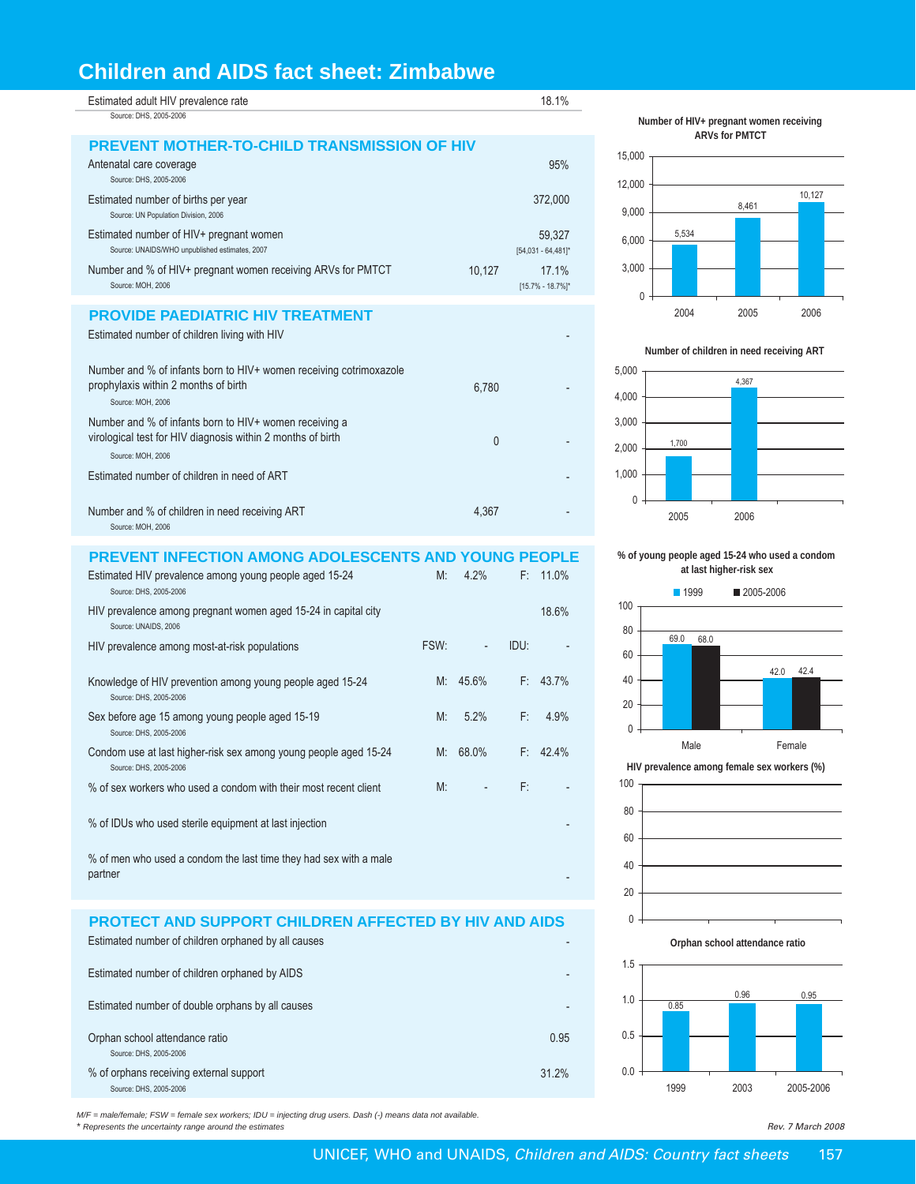# Children and AIDS fact sheet: Zimbabwe

| Indicator | | |
|---|---|---|
| Estimated adult HIV prevalence rate<br>Source: DHS, 2005-2006 | | 18.1% |

## PREVENT MOTHER-TO-CHILD TRANSMISSION OF HIV

| Indicator | Number | % |
|---|---|---|
| Antenatal care coverage<br>Source: DHS, 2005-2006 | | 95% |
| Estimated number of births per year<br>Source: UN Population Division, 2006 | | 372,000 |
| Estimated number of HIV+ pregnant women<br>Source: UNAIDS/WHO unpublished estimates, 2007 | | 59,327<br>[54,031 - 64,481]* |
| Number and % of HIV+ pregnant women receiving ARVs for PMTCT<br>Source: MOH, 2006 | 10,127 | 17.1%<br>[15.7% - 18.7%]* |

## PROVIDE PAEDIATRIC HIV TREATMENT

| Indicator | Number | % |
|---|---|---|
| Estimated number of children living with HIV | | - |
| Number and % of infants born to HIV+ women receiving cotrimoxazole prophylaxis within 2 months of birth<br>Source: MOH, 2006 | 6,780 | - |
| Number and % of infants born to HIV+ women receiving a virological test for HIV diagnosis within 2 months of birth<br>Source: MOH, 2006 | 0 | - |
| Estimated number of children in need of ART | | - |
| Number and % of children in need receiving ART<br>Source: MOH, 2006 | 4,367 | - |

## PREVENT INFECTION AMONG ADOLESCENTS AND YOUNG PEOPLE

| Indicator | | | | |
|---|---|---|---|---|
| Estimated HIV prevalence among young people aged 15-24<br>Source: DHS, 2005-2006 | M: | 4.2% | F: | 11.0% |
| HIV prevalence among pregnant women aged 15-24 in capital city<br>Source: UNAIDS, 2006 | | | | 18.6% |
| HIV prevalence among most-at-risk populations | FSW: | - | IDU: | - |
| Knowledge of HIV prevention among young people aged 15-24<br>Source: DHS, 2005-2006 | M: | 45.6% | F: | 43.7% |
| Sex before age 15 among young people aged 15-19<br>Source: DHS, 2005-2006 | M: | 5.2% | F: | 4.9% |
| Condom use at last higher-risk sex among young people aged 15-24<br>Source: DHS, 2005-2006 | M: | 68.0% | F: | 42.4% |
| % of sex workers who used a condom with their most recent client | M: | - | F: | - |
| % of IDUs who used sterile equipment at last injection | | | | - |
| % of men who used a condom the last time they had sex with a male partner | | | | - |

## PROTECT AND SUPPORT CHILDREN AFFECTED BY HIV AND AIDS

| Indicator | |
|---|---|
| Estimated number of children orphaned by all causes | - |
| Estimated number of children orphaned by AIDS | - |
| Estimated number of double orphans by all causes | - |
| Orphan school attendance ratio<br>Source: DHS, 2005-2006 | 0.95 |
| % of orphans receiving external support<br>Source: DHS, 2005-2006 | 31.2% |

**Number of HIV+ pregnant women receiving ARVs for PMTCT**

| Year | Number |
|---|---|
| 2004 | 5,534 |
| 2005 | 8,461 |
| 2006 | 10,127 |

**Number of children in need receiving ART**

| Year | Number |
|---|---|
| 2005 | 1,700 |
| 2006 | 4,367 |

**% of young people aged 15-24 who used a condom at last higher-risk sex**

| | 1999 | 2005-2006 |
|---|---|---|
| Male | 69.0 | 68.0 |
| Female | 42.0 | 42.4 |

**HIV prevalence among female sex workers (%)**

**Orphan school attendance ratio**

| Year | Ratio |
|---|---|
| 1999 | 0.85 |
| 2003 | 0.96 |
| 2005-2006 | 0.95 |

*M/F = male/female; FSW = female sex workers; IDU = injecting drug users. Dash (-) means data not available.*
*\* Represents the uncertainty range around the estimates*

*Rev. 7 March 2008*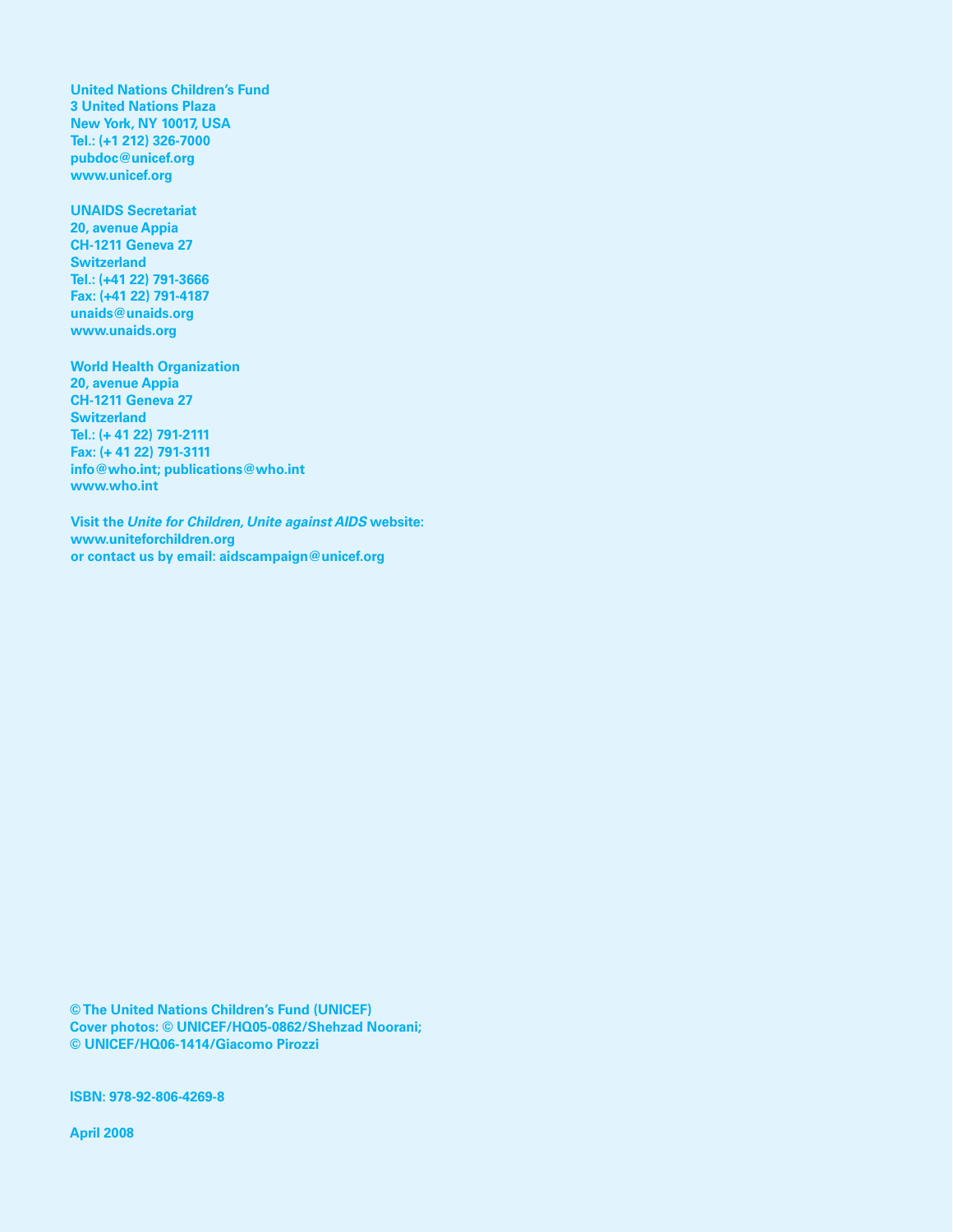**United Nations Children's Fund**
**3 United Nations Plaza**
**New York, NY 10017, USA**
**Tel.: (+1 212) 326-7000**
**pubdoc@unicef.org**
**www.unicef.org**

**UNAIDS Secretariat**
**20, avenue Appia**
**CH-1211 Geneva 27**
**Switzerland**
**Tel.: (+41 22) 791-3666**
**Fax: (+41 22) 791-4187**
**unaids@unaids.org**
**www.unaids.org**

**World Health Organization**
**20, avenue Appia**
**CH-1211 Geneva 27**
**Switzerland**
**Tel.: (+ 41 22) 791-2111**
**Fax: (+ 41 22) 791-3111**
**info@who.int; publications@who.int**
**www.who.int**

**Visit the *Unite for Children, Unite against AIDS* website:**
**www.uniteforchildren.org**
**or contact us by email: aidscampaign@unicef.org**

**© The United Nations Children's Fund (UNICEF)**
**Cover photos: © UNICEF/HQ05-0862/Shehzad Noorani;**
**© UNICEF/HQ06-1414/Giacomo Pirozzi**

**ISBN: 978-92-806-4269-8**

**April 2008**